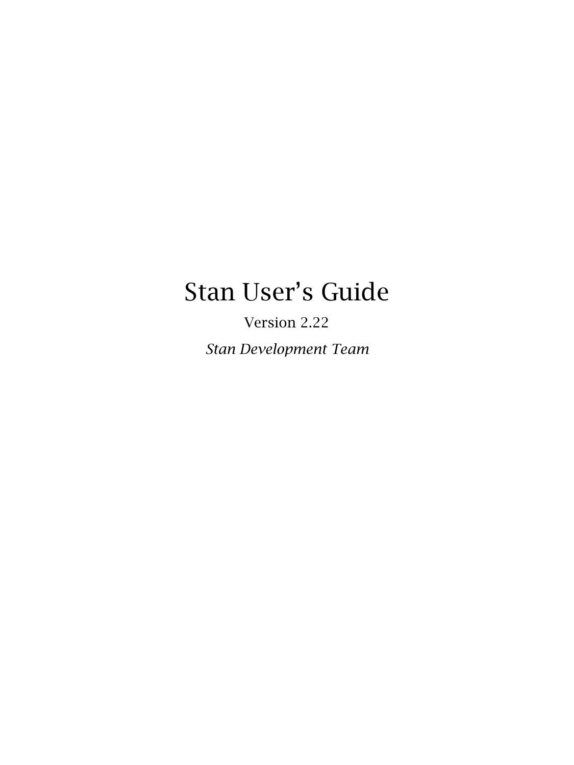# Stan User’s Guide

Version 2.22

*Stan Development Team*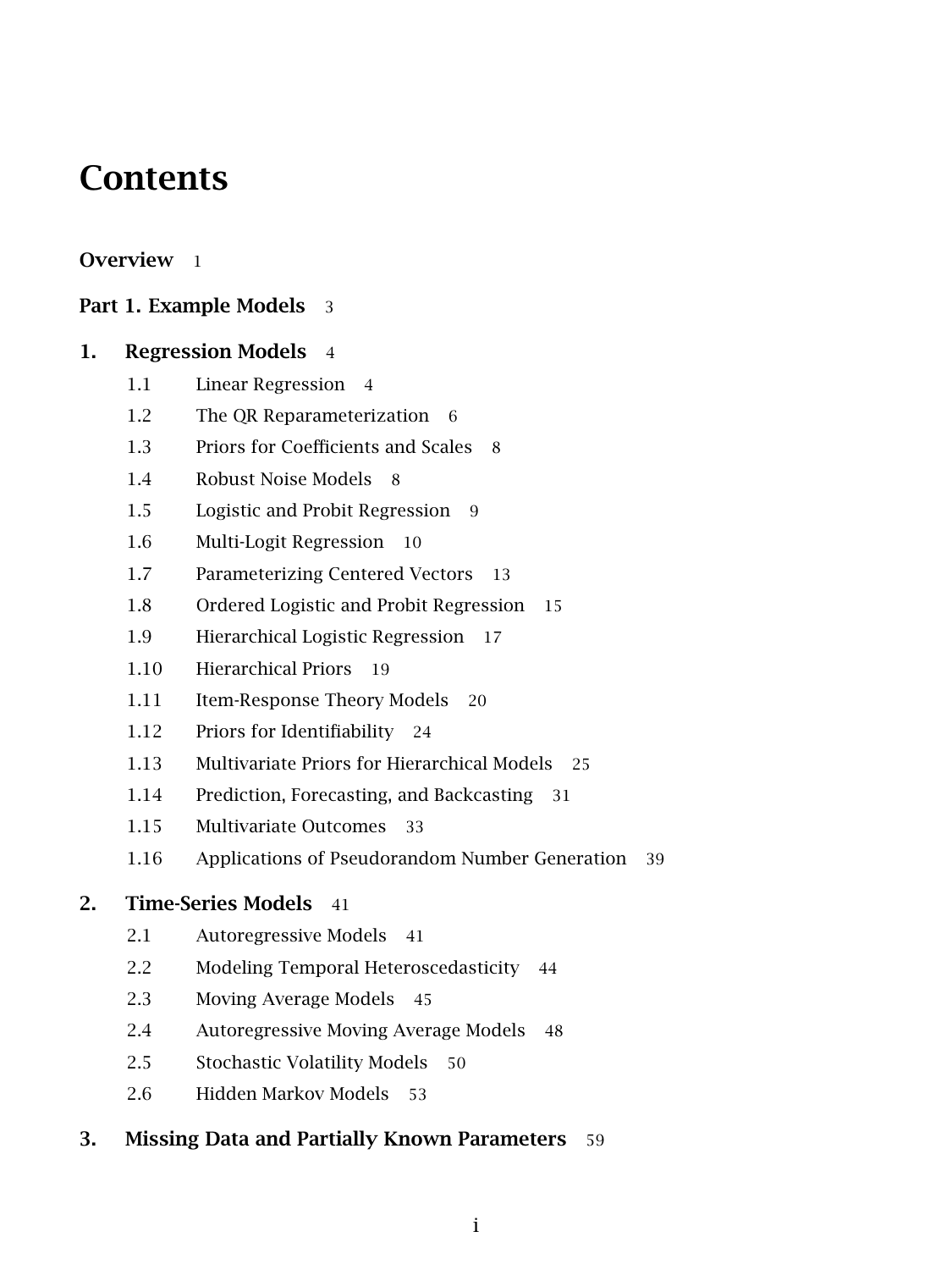# Contents

**Overview** 1

**Part 1. Example Models** 3

**1. Regression Models** 4

- 1.1 Linear Regression 4
- 1.2 The QR Reparameterization 6
- 1.3 Priors for Coefficients and Scales 8
- 1.4 Robust Noise Models 8
- 1.5 Logistic and Probit Regression 9
- 1.6 Multi-Logit Regression 10
- 1.7 Parameterizing Centered Vectors 13
- 1.8 Ordered Logistic and Probit Regression 15
- 1.9 Hierarchical Logistic Regression 17
- 1.10 Hierarchical Priors 19
- 1.11 Item-Response Theory Models 20
- 1.12 Priors for Identifiability 24
- 1.13 Multivariate Priors for Hierarchical Models 25
- 1.14 Prediction, Forecasting, and Backcasting 31
- 1.15 Multivariate Outcomes 33
- 1.16 Applications of Pseudorandom Number Generation 39

**2. Time-Series Models** 41

- 2.1 Autoregressive Models 41
- 2.2 Modeling Temporal Heteroscedasticity 44
- 2.3 Moving Average Models 45
- 2.4 Autoregressive Moving Average Models 48
- 2.5 Stochastic Volatility Models 50
- 2.6 Hidden Markov Models 53

**3. Missing Data and Partially Known Parameters** 59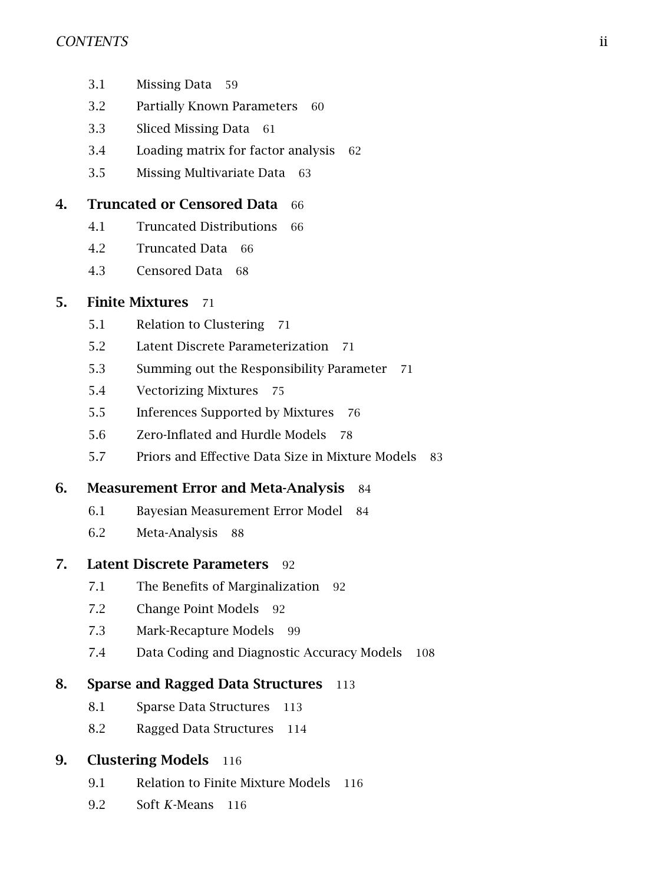3.1 Missing Data 59

3.2 Partially Known Parameters 60

3.3 Sliced Missing Data 61

3.4 Loading matrix for factor analysis 62

3.5 Missing Multivariate Data 63

**4. Truncated or Censored Data** 66

4.1 Truncated Distributions 66

4.2 Truncated Data 66

4.3 Censored Data 68

**5. Finite Mixtures** 71

5.1 Relation to Clustering 71

5.2 Latent Discrete Parameterization 71

5.3 Summing out the Responsibility Parameter 71

5.4 Vectorizing Mixtures 75

5.5 Inferences Supported by Mixtures 76

5.6 Zero-Inflated and Hurdle Models 78

5.7 Priors and Effective Data Size in Mixture Models 83

**6. Measurement Error and Meta-Analysis** 84

6.1 Bayesian Measurement Error Model 84

6.2 Meta-Analysis 88

**7. Latent Discrete Parameters** 92

7.1 The Benefits of Marginalization 92

7.2 Change Point Models 92

7.3 Mark-Recapture Models 99

7.4 Data Coding and Diagnostic Accuracy Models 108

**8. Sparse and Ragged Data Structures** 113

8.1 Sparse Data Structures 113

8.2 Ragged Data Structures 114

**9. Clustering Models** 116

9.1 Relation to Finite Mixture Models 116

9.2 Soft *K*-Means 116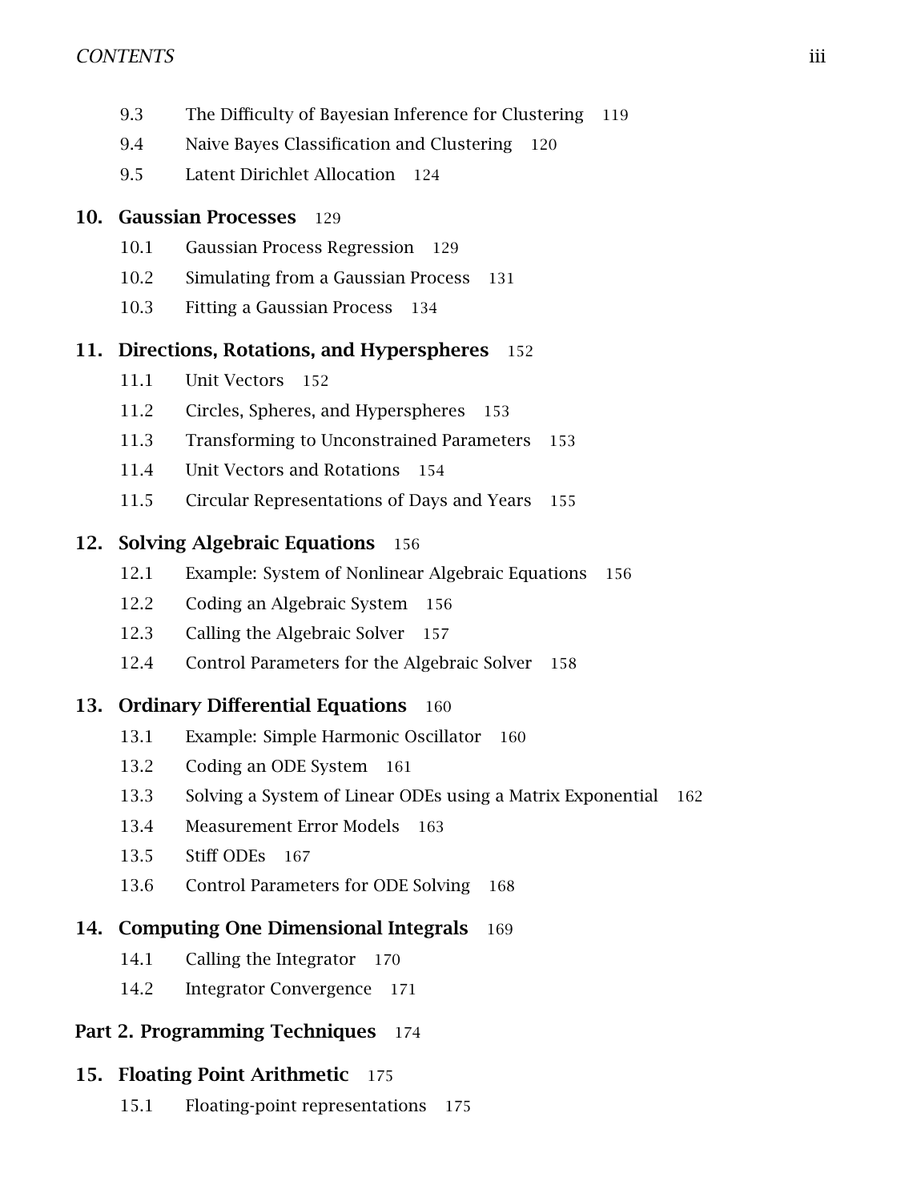9.3 The Difficulty of Bayesian Inference for Clustering 119
9.4 Naive Bayes Classification and Clustering 120
9.5 Latent Dirichlet Allocation 124

**10. Gaussian Processes** 129

10.1 Gaussian Process Regression 129
10.2 Simulating from a Gaussian Process 131
10.3 Fitting a Gaussian Process 134

**11. Directions, Rotations, and Hyperspheres** 152

11.1 Unit Vectors 152
11.2 Circles, Spheres, and Hyperspheres 153
11.3 Transforming to Unconstrained Parameters 153
11.4 Unit Vectors and Rotations 154
11.5 Circular Representations of Days and Years 155

**12. Solving Algebraic Equations** 156

12.1 Example: System of Nonlinear Algebraic Equations 156
12.2 Coding an Algebraic System 156
12.3 Calling the Algebraic Solver 157
12.4 Control Parameters for the Algebraic Solver 158

**13. Ordinary Differential Equations** 160

13.1 Example: Simple Harmonic Oscillator 160
13.2 Coding an ODE System 161
13.3 Solving a System of Linear ODEs using a Matrix Exponential 162
13.4 Measurement Error Models 163
13.5 Stiff ODEs 167
13.6 Control Parameters for ODE Solving 168

**14. Computing One Dimensional Integrals** 169

14.1 Calling the Integrator 170
14.2 Integrator Convergence 171

**Part 2. Programming Techniques** 174

**15. Floating Point Arithmetic** 175

15.1 Floating-point representations 175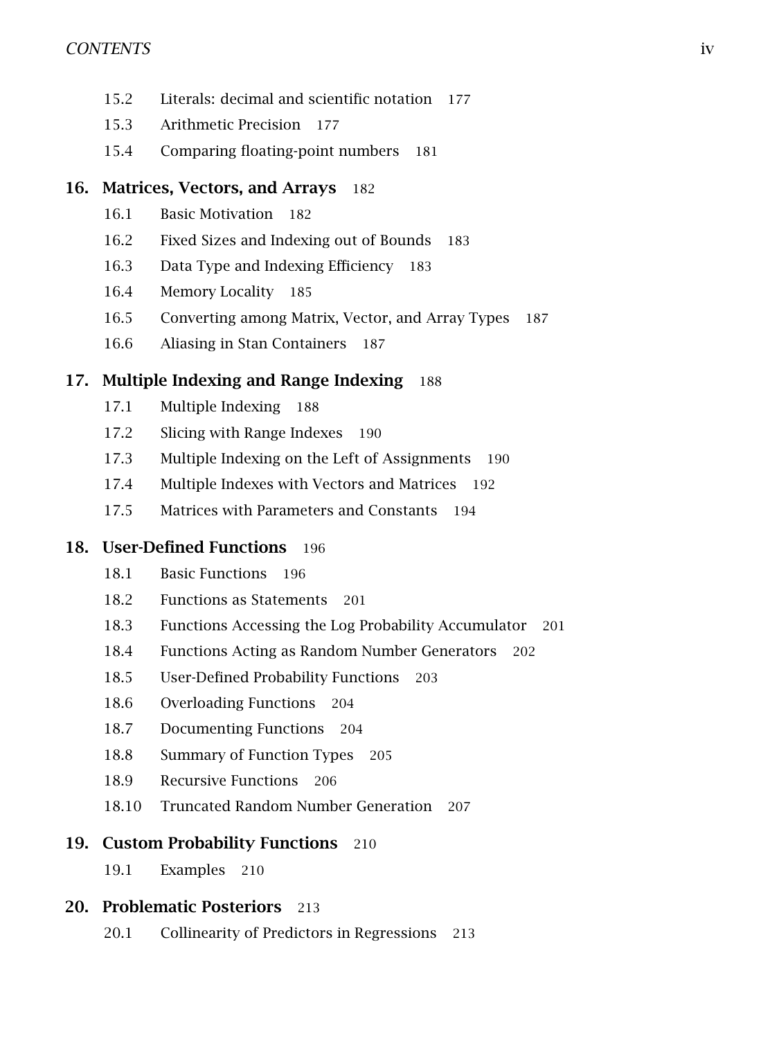15.2 Literals: decimal and scientific notation 177

15.3 Arithmetic Precision 177

15.4 Comparing floating-point numbers 181

**16. Matrices, Vectors, and Arrays** 182

16.1 Basic Motivation 182

16.2 Fixed Sizes and Indexing out of Bounds 183

16.3 Data Type and Indexing Efficiency 183

16.4 Memory Locality 185

16.5 Converting among Matrix, Vector, and Array Types 187

16.6 Aliasing in Stan Containers 187

**17. Multiple Indexing and Range Indexing** 188

17.1 Multiple Indexing 188

17.2 Slicing with Range Indexes 190

17.3 Multiple Indexing on the Left of Assignments 190

17.4 Multiple Indexes with Vectors and Matrices 192

17.5 Matrices with Parameters and Constants 194

**18. User-Defined Functions** 196

18.1 Basic Functions 196

18.2 Functions as Statements 201

18.3 Functions Accessing the Log Probability Accumulator 201

18.4 Functions Acting as Random Number Generators 202

18.5 User-Defined Probability Functions 203

18.6 Overloading Functions 204

18.7 Documenting Functions 204

18.8 Summary of Function Types 205

18.9 Recursive Functions 206

18.10 Truncated Random Number Generation 207

**19. Custom Probability Functions** 210

19.1 Examples 210

**20. Problematic Posteriors** 213

20.1 Collinearity of Predictors in Regressions 213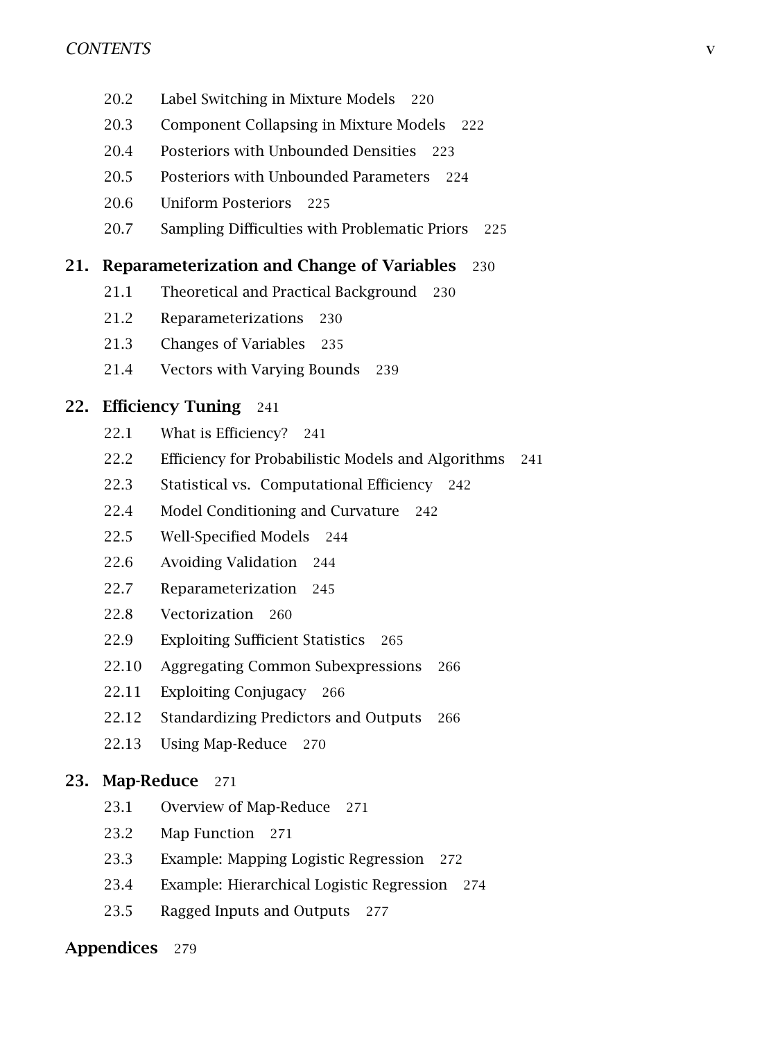20.2 Label Switching in Mixture Models 220
20.3 Component Collapsing in Mixture Models 222
20.4 Posteriors with Unbounded Densities 223
20.5 Posteriors with Unbounded Parameters 224
20.6 Uniform Posteriors 225
20.7 Sampling Difficulties with Problematic Priors 225

**21. Reparameterization and Change of Variables** 230

21.1 Theoretical and Practical Background 230
21.2 Reparameterizations 230
21.3 Changes of Variables 235
21.4 Vectors with Varying Bounds 239

**22. Efficiency Tuning** 241

22.1 What is Efficiency? 241
22.2 Efficiency for Probabilistic Models and Algorithms 241
22.3 Statistical vs. Computational Efficiency 242
22.4 Model Conditioning and Curvature 242
22.5 Well-Specified Models 244
22.6 Avoiding Validation 244
22.7 Reparameterization 245
22.8 Vectorization 260
22.9 Exploiting Sufficient Statistics 265
22.10 Aggregating Common Subexpressions 266
22.11 Exploiting Conjugacy 266
22.12 Standardizing Predictors and Outputs 266
22.13 Using Map-Reduce 270

**23. Map-Reduce** 271

23.1 Overview of Map-Reduce 271
23.2 Map Function 271
23.3 Example: Mapping Logistic Regression 272
23.4 Example: Hierarchical Logistic Regression 274
23.5 Ragged Inputs and Outputs 277

**Appendices** 279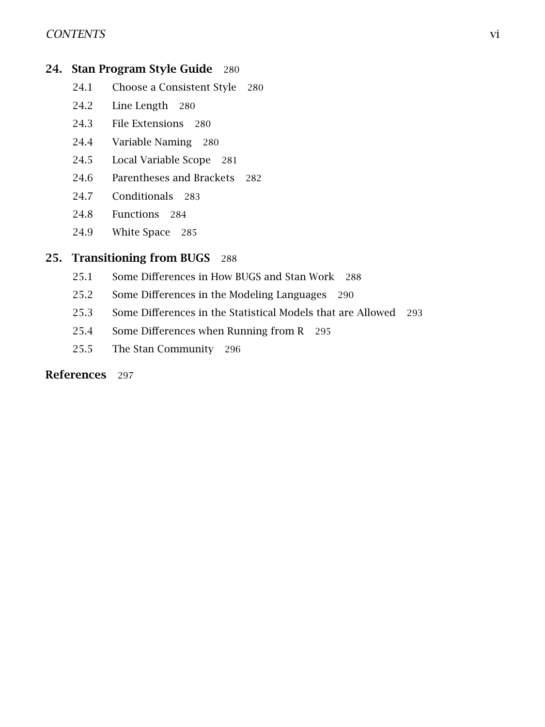**24. Stan Program Style Guide** 280

- 24.1 Choose a Consistent Style 280
- 24.2 Line Length 280
- 24.3 File Extensions 280
- 24.4 Variable Naming 280
- 24.5 Local Variable Scope 281
- 24.6 Parentheses and Brackets 282
- 24.7 Conditionals 283
- 24.8 Functions 284
- 24.9 White Space 285

**25. Transitioning from BUGS** 288

- 25.1 Some Differences in How BUGS and Stan Work 288
- 25.2 Some Differences in the Modeling Languages 290
- 25.3 Some Differences in the Statistical Models that are Allowed 293
- 25.4 Some Differences when Running from R 295
- 25.5 The Stan Community 296

**References** 297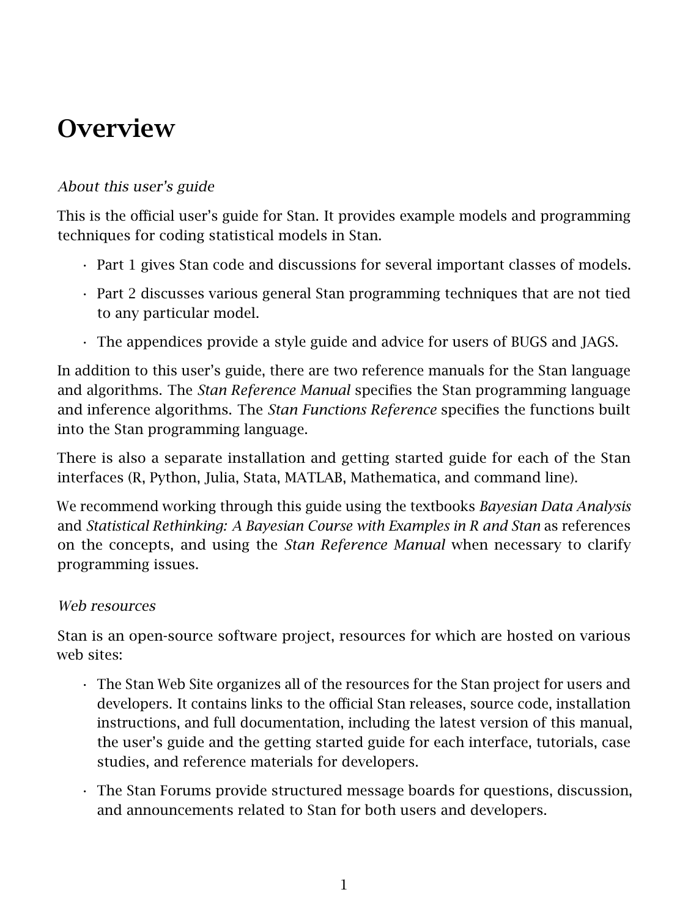# Overview

*About this user's guide*

This is the official user's guide for Stan. It provides example models and programming techniques for coding statistical models in Stan.

- Part 1 gives Stan code and discussions for several important classes of models.
- Part 2 discusses various general Stan programming techniques that are not tied to any particular model.
- The appendices provide a style guide and advice for users of BUGS and JAGS.

In addition to this user's guide, there are two reference manuals for the Stan language and algorithms. The *Stan Reference Manual* specifies the Stan programming language and inference algorithms. The *Stan Functions Reference* specifies the functions built into the Stan programming language.

There is also a separate installation and getting started guide for each of the Stan interfaces (R, Python, Julia, Stata, MATLAB, Mathematica, and command line).

We recommend working through this guide using the textbooks *Bayesian Data Analysis* and *Statistical Rethinking: A Bayesian Course with Examples in R and Stan* as references on the concepts, and using the *Stan Reference Manual* when necessary to clarify programming issues.

*Web resources*

Stan is an open-source software project, resources for which are hosted on various web sites:

- The Stan Web Site organizes all of the resources for the Stan project for users and developers. It contains links to the official Stan releases, source code, installation instructions, and full documentation, including the latest version of this manual, the user's guide and the getting started guide for each interface, tutorials, case studies, and reference materials for developers.
- The Stan Forums provide structured message boards for questions, discussion, and announcements related to Stan for both users and developers.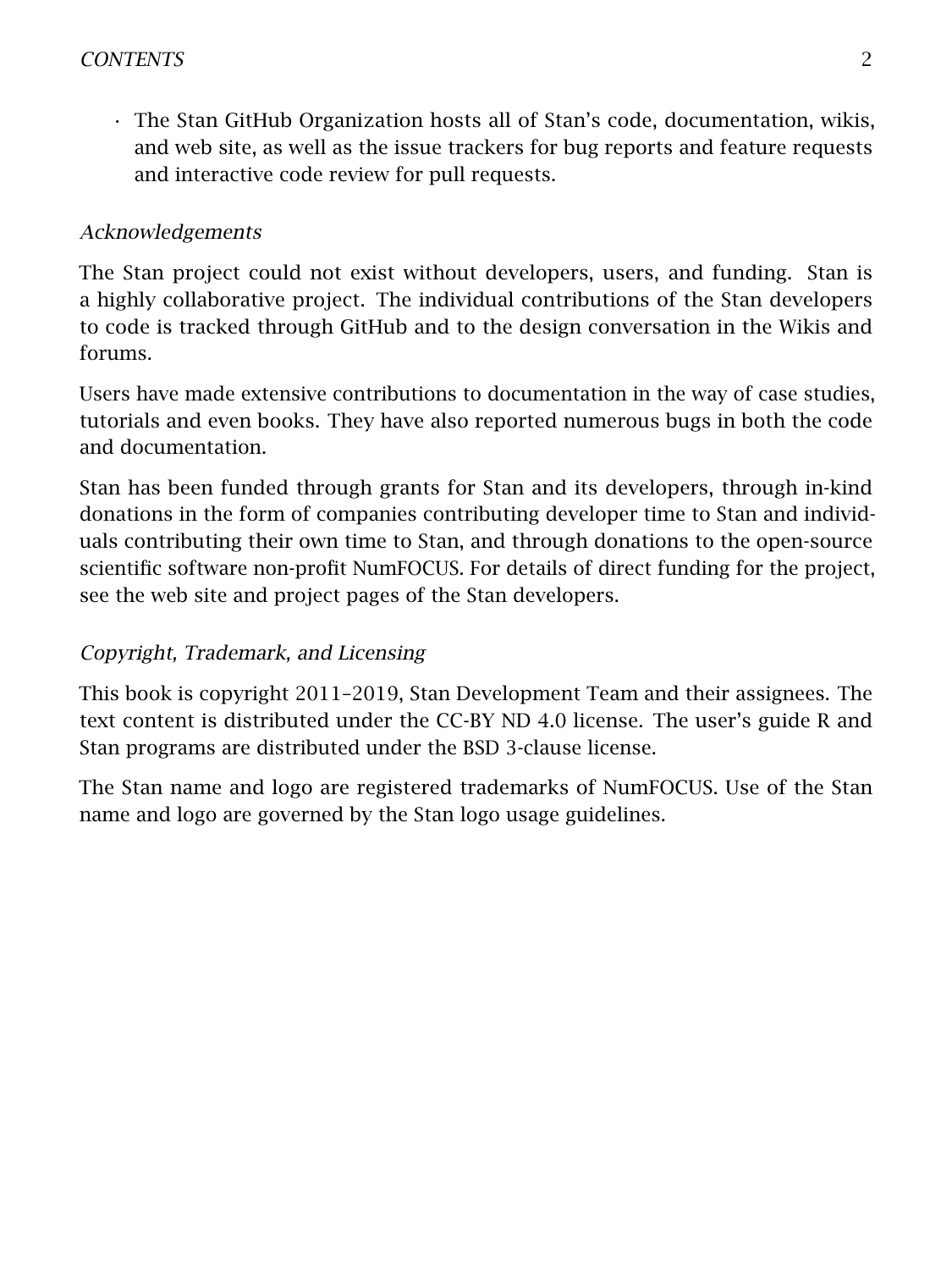- The Stan GitHub Organization hosts all of Stan's code, documentation, wikis, and web site, as well as the issue trackers for bug reports and feature requests and interactive code review for pull requests.

### *Acknowledgements*

The Stan project could not exist without developers, users, and funding. Stan is a highly collaborative project. The individual contributions of the Stan developers to code is tracked through GitHub and to the design conversation in the Wikis and forums.

Users have made extensive contributions to documentation in the way of case studies, tutorials and even books. They have also reported numerous bugs in both the code and documentation.

Stan has been funded through grants for Stan and its developers, through in-kind donations in the form of companies contributing developer time to Stan and individuals contributing their own time to Stan, and through donations to the open-source scientific software non-profit NumFOCUS. For details of direct funding for the project, see the web site and project pages of the Stan developers.

### *Copyright, Trademark, and Licensing*

This book is copyright 2011–2019, Stan Development Team and their assignees. The text content is distributed under the CC-BY ND 4.0 license. The user's guide R and Stan programs are distributed under the BSD 3-clause license.

The Stan name and logo are registered trademarks of NumFOCUS. Use of the Stan name and logo are governed by the Stan logo usage guidelines.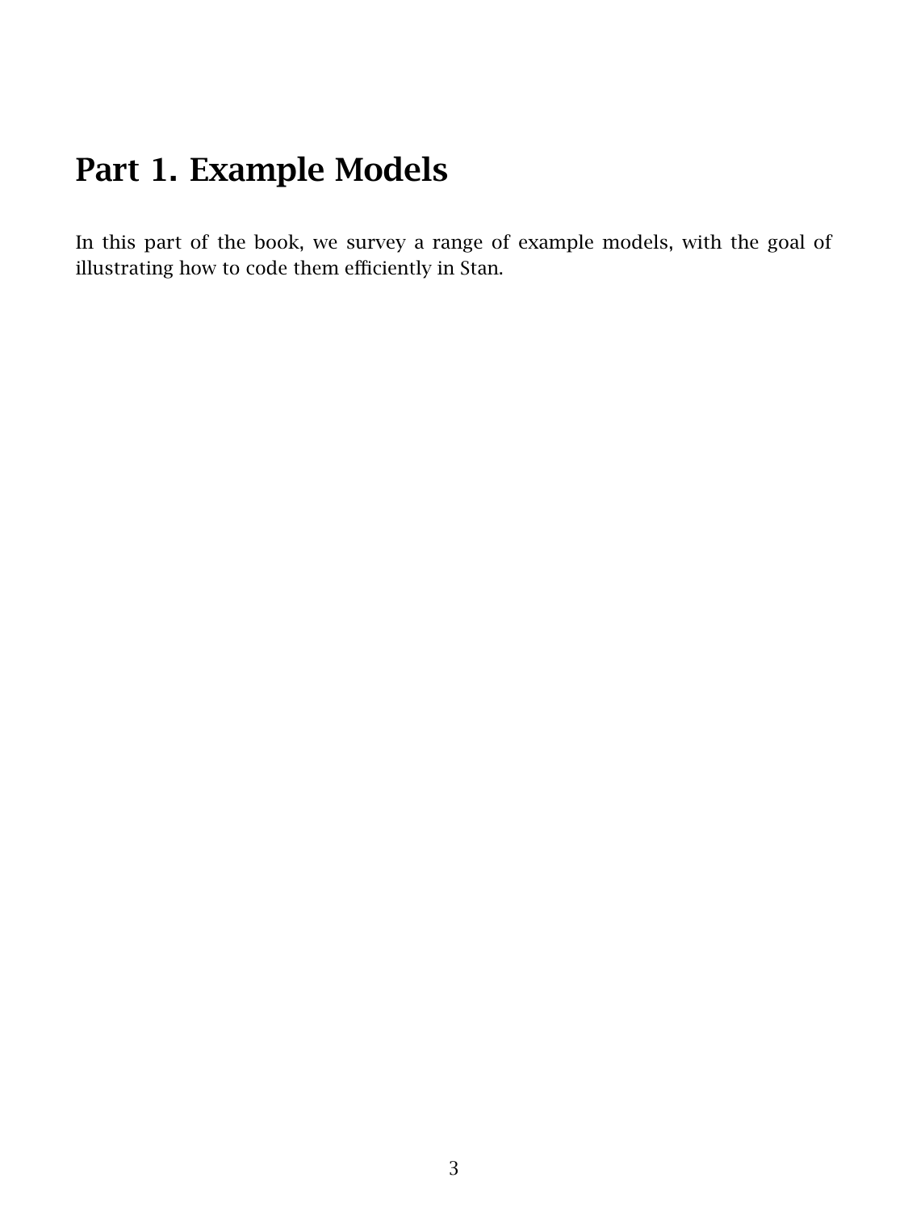# Part 1. Example Models

In this part of the book, we survey a range of example models, with the goal of illustrating how to code them efficiently in Stan.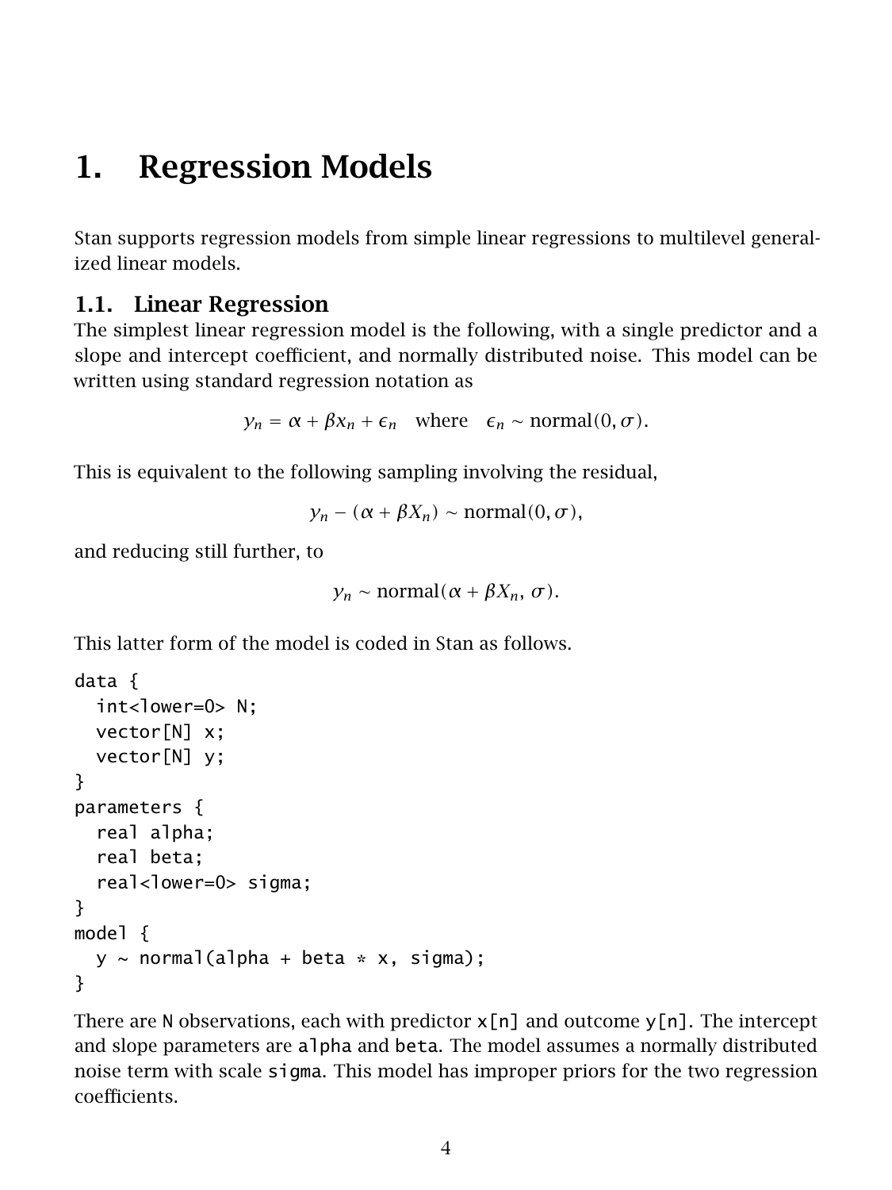# 1. Regression Models

Stan supports regression models from simple linear regressions to multilevel generalized linear models.

## 1.1. Linear Regression

The simplest linear regression model is the following, with a single predictor and a slope and intercept coefficient, and normally distributed noise. This model can be written using standard regression notation as

$$y_n = \alpha + \beta x_n + \epsilon_n \quad \text{where} \quad \epsilon_n \sim \text{normal}(0, \sigma).$$

This is equivalent to the following sampling involving the residual,

$$y_n - (\alpha + \beta X_n) \sim \text{normal}(0, \sigma),$$

and reducing still further, to

$$y_n \sim \text{normal}(\alpha + \beta X_n, \, \sigma).$$

This latter form of the model is coded in Stan as follows.

```
data {
  int<lower=0> N;
  vector[N] x;
  vector[N] y;
}
parameters {
  real alpha;
  real beta;
  real<lower=0> sigma;
}
model {
  y ~ normal(alpha + beta * x, sigma);
}
```

There are `N` observations, each with predictor `x[n]` and outcome `y[n]`. The intercept and slope parameters are `alpha` and `beta`. The model assumes a normally distributed noise term with scale `sigma`. This model has improper priors for the two regression coefficients.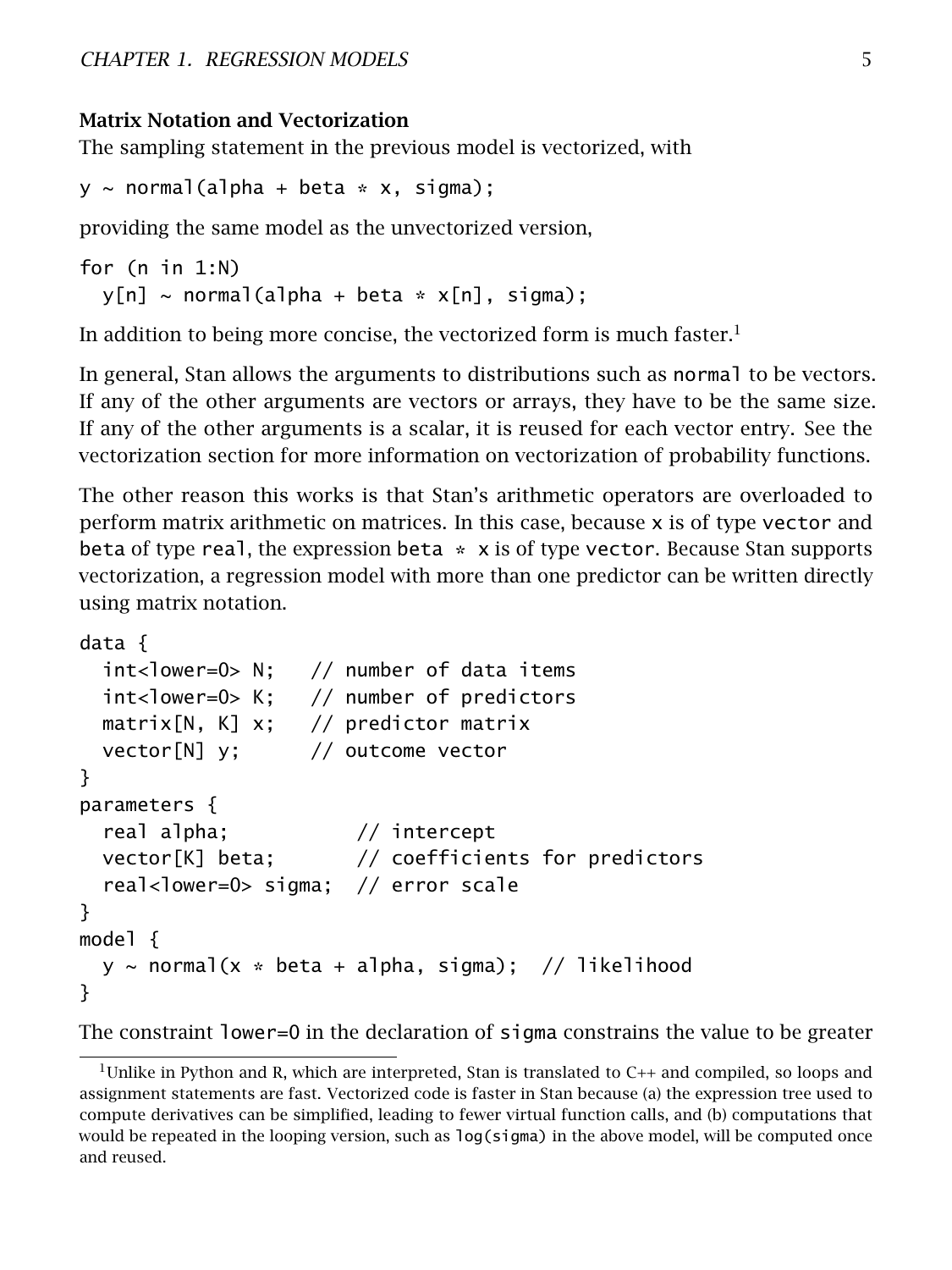### Matrix Notation and Vectorization

The sampling statement in the previous model is vectorized, with

```
y ~ normal(alpha + beta * x, sigma);
```

providing the same model as the unvectorized version,

```
for (n in 1:N)
  y[n] ~ normal(alpha + beta * x[n], sigma);
```

In addition to being more concise, the vectorized form is much faster.[1]

In general, Stan allows the arguments to distributions such as `normal` to be vectors. If any of the other arguments are vectors or arrays, they have to be the same size. If any of the other arguments is a scalar, it is reused for each vector entry. See the vectorization section for more information on vectorization of probability functions.

The other reason this works is that Stan's arithmetic operators are overloaded to perform matrix arithmetic on matrices. In this case, because `x` is of type `vector` and `beta` of type `real`, the expression `beta * x` is of type `vector`. Because Stan supports vectorization, a regression model with more than one predictor can be written directly using matrix notation.

```
data {
  int<lower=0> N;   // number of data items
  int<lower=0> K;   // number of predictors
  matrix[N, K] x;   // predictor matrix
  vector[N] y;      // outcome vector
}
parameters {
  real alpha;           // intercept
  vector[K] beta;       // coefficients for predictors
  real<lower=0> sigma;  // error scale
}
model {
  y ~ normal(x * beta + alpha, sigma);  // likelihood
}
```

The constraint `lower=0` in the declaration of `sigma` constrains the value to be greater

[1] Unlike in Python and R, which are interpreted, Stan is translated to C++ and compiled, so loops and assignment statements are fast. Vectorized code is faster in Stan because (a) the expression tree used to compute derivatives can be simplified, leading to fewer virtual function calls, and (b) computations that would be repeated in the looping version, such as `log(sigma)` in the above model, will be computed once and reused.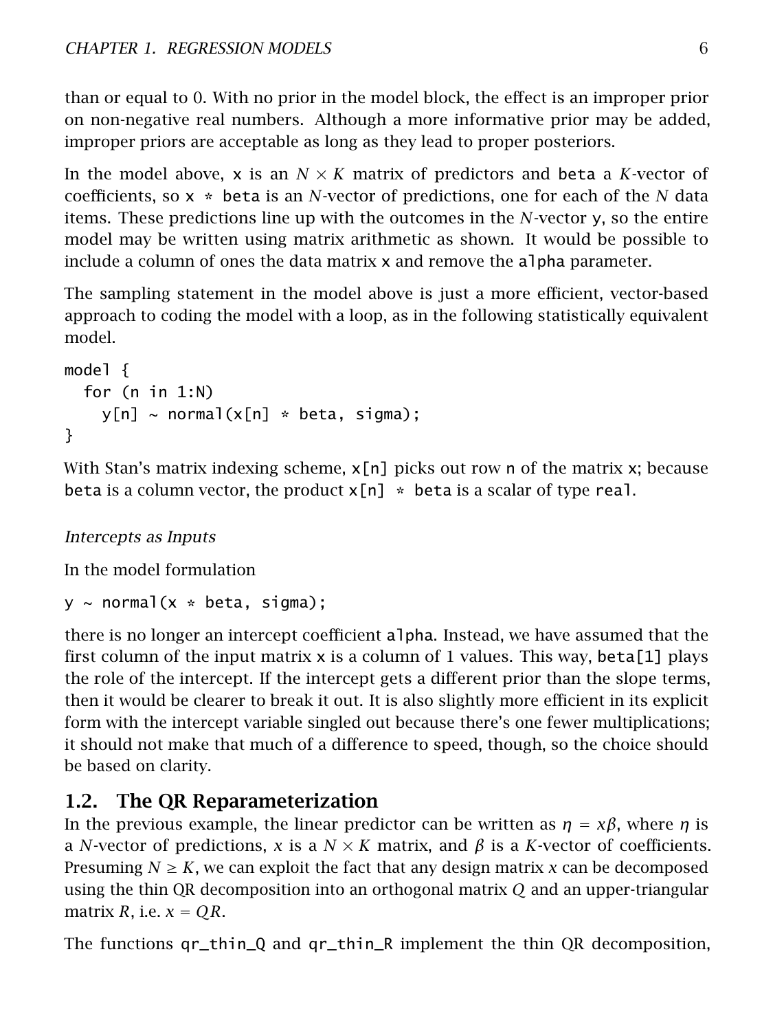than or equal to 0. With no prior in the model block, the effect is an improper prior on non-negative real numbers. Although a more informative prior may be added, improper priors are acceptable as long as they lead to proper posteriors.

In the model above, `x` is an $N \times K$ matrix of predictors and `beta` a $K$-vector of coefficients, so `x * beta` is an $N$-vector of predictions, one for each of the $N$ data items. These predictions line up with the outcomes in the $N$-vector `y`, so the entire model may be written using matrix arithmetic as shown. It would be possible to include a column of ones the data matrix `x` and remove the `alpha` parameter.

The sampling statement in the model above is just a more efficient, vector-based approach to coding the model with a loop, as in the following statistically equivalent model.

```
model {
  for (n in 1:N)
    y[n] ~ normal(x[n] * beta, sigma);
}
```

With Stan's matrix indexing scheme, `x[n]` picks out row `n` of the matrix `x`; because `beta` is a column vector, the product `x[n] * beta` is a scalar of type `real`.

*Intercepts as Inputs*

In the model formulation

```
y ~ normal(x * beta, sigma);
```

there is no longer an intercept coefficient `alpha`. Instead, we have assumed that the first column of the input matrix `x` is a column of 1 values. This way, `beta[1]` plays the role of the intercept. If the intercept gets a different prior than the slope terms, then it would be clearer to break it out. It is also slightly more efficient in its explicit form with the intercept variable singled out because there's one fewer multiplications; it should not make that much of a difference to speed, though, so the choice should be based on clarity.

## 1.2. The QR Reparameterization

In the previous example, the linear predictor can be written as $\eta = x\beta$, where $\eta$ is a $N$-vector of predictions, $x$ is a $N \times K$ matrix, and $\beta$ is a $K$-vector of coefficients. Presuming $N \geq K$, we can exploit the fact that any design matrix $x$ can be decomposed using the thin QR decomposition into an orthogonal matrix $Q$ and an upper-triangular matrix $R$, i.e. $x = QR$.

The functions `qr_thin_Q` and `qr_thin_R` implement the thin QR decomposition,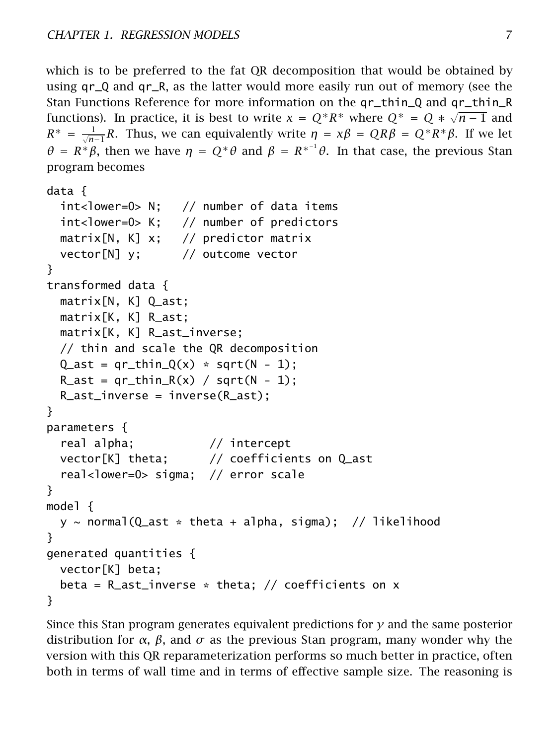which is to be preferred to the fat QR decomposition that would be obtained by using qr_Q and qr_R, as the latter would more easily run out of memory (see the Stan Functions Reference for more information on the qr_thin_Q and qr_thin_R functions). In practice, it is best to write $x = Q^* R^*$ where $Q^* = Q * \sqrt{n-1}$ and $R^* = \frac{1}{\sqrt{n-1}} R$. Thus, we can equivalently write $\eta = x\beta = QR\beta = Q^* R^* \beta$. If we let $\theta = R^* \beta$, then we have $\eta = Q^* \theta$ and $\beta = R^{*^{-1}} \theta$. In that case, the previous Stan program becomes

```
data {
  int<lower=0> N;   // number of data items
  int<lower=0> K;   // number of predictors
  matrix[N, K] x;   // predictor matrix
  vector[N] y;      // outcome vector
}
transformed data {
  matrix[N, K] Q_ast;
  matrix[K, K] R_ast;
  matrix[K, K] R_ast_inverse;
  // thin and scale the QR decomposition
  Q_ast = qr_thin_Q(x) * sqrt(N - 1);
  R_ast = qr_thin_R(x) / sqrt(N - 1);
  R_ast_inverse = inverse(R_ast);
}
parameters {
  real alpha;           // intercept
  vector[K] theta;      // coefficients on Q_ast
  real<lower=0> sigma;  // error scale
}
model {
  y ~ normal(Q_ast * theta + alpha, sigma);  // likelihood
}
generated quantities {
  vector[K] beta;
  beta = R_ast_inverse * theta; // coefficients on x
}
```

Since this Stan program generates equivalent predictions for $y$ and the same posterior distribution for $\alpha$, $\beta$, and $\sigma$ as the previous Stan program, many wonder why the version with this QR reparameterization performs so much better in practice, often both in terms of wall time and in terms of effective sample size. The reasoning is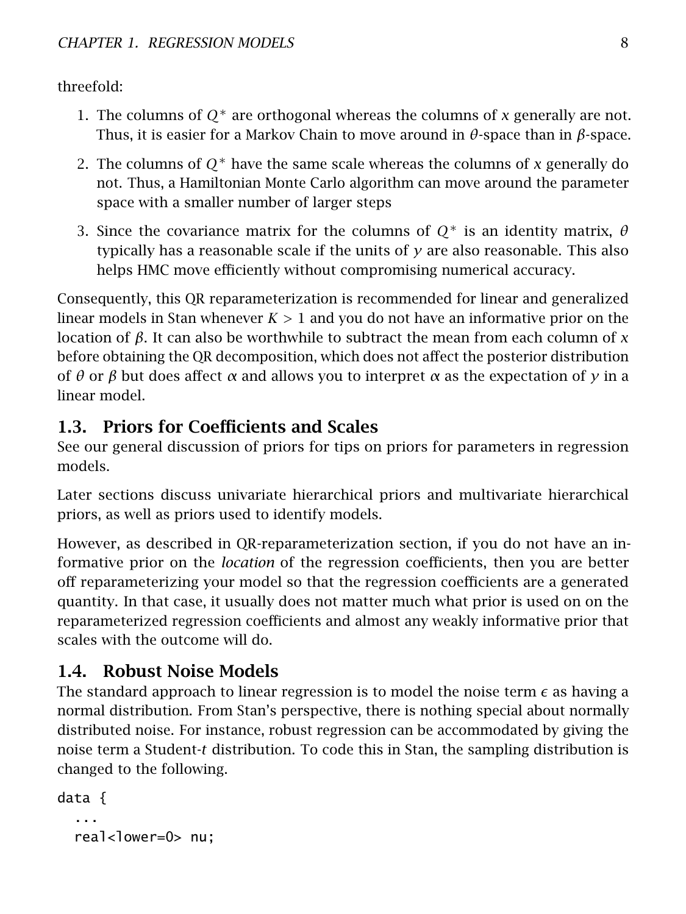threefold:

1. The columns of $Q^*$ are orthogonal whereas the columns of $x$ generally are not. Thus, it is easier for a Markov Chain to move around in $\theta$-space than in $\beta$-space.
2. The columns of $Q^*$ have the same scale whereas the columns of $x$ generally do not. Thus, a Hamiltonian Monte Carlo algorithm can move around the parameter space with a smaller number of larger steps
3. Since the covariance matrix for the columns of $Q^*$ is an identity matrix, $\theta$ typically has a reasonable scale if the units of $y$ are also reasonable. This also helps HMC move efficiently without compromising numerical accuracy.

Consequently, this QR reparameterization is recommended for linear and generalized linear models in Stan whenever $K > 1$ and you do not have an informative prior on the location of $\beta$. It can also be worthwhile to subtract the mean from each column of $x$ before obtaining the QR decomposition, which does not affect the posterior distribution of $\theta$ or $\beta$ but does affect $\alpha$ and allows you to interpret $\alpha$ as the expectation of $y$ in a linear model.

## 1.3. Priors for Coefficients and Scales

See our general discussion of priors for tips on priors for parameters in regression models.

Later sections discuss univariate hierarchical priors and multivariate hierarchical priors, as well as priors used to identify models.

However, as described in QR-reparameterization section, if you do not have an informative prior on the *location* of the regression coefficients, then you are better off reparameterizing your model so that the regression coefficients are a generated quantity. In that case, it usually does not matter much what prior is used on on the reparameterized regression coefficients and almost any weakly informative prior that scales with the outcome will do.

## 1.4. Robust Noise Models

The standard approach to linear regression is to model the noise term $\epsilon$ as having a normal distribution. From Stan's perspective, there is nothing special about normally distributed noise. For instance, robust regression can be accommodated by giving the noise term a Student-$t$ distribution. To code this in Stan, the sampling distribution is changed to the following.

```
data {
  ...
  real<lower=0> nu;
```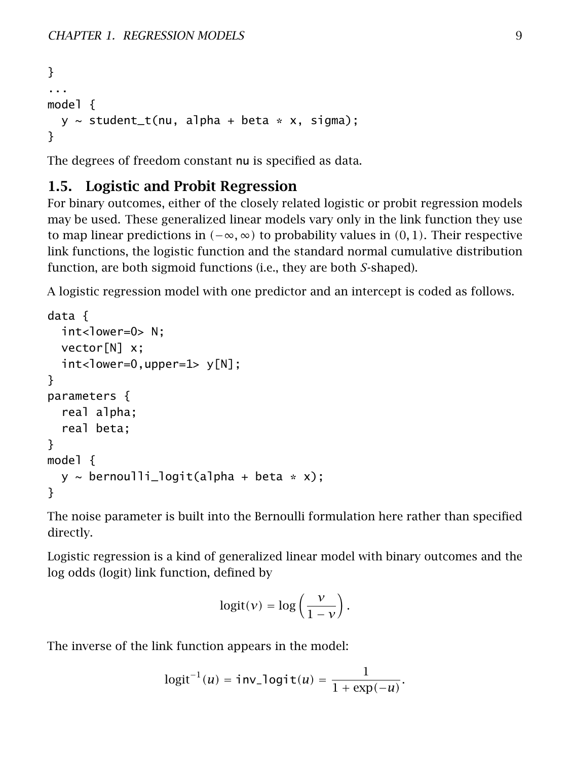```
}
...
model {
  y ~ student_t(nu, alpha + beta * x, sigma);
}
```

The degrees of freedom constant nu is specified as data.

## 1.5. Logistic and Probit Regression

For binary outcomes, either of the closely related logistic or probit regression models may be used. These generalized linear models vary only in the link function they use to map linear predictions in $(-\infty, \infty)$ to probability values in $(0, 1)$. Their respective link functions, the logistic function and the standard normal cumulative distribution function, are both sigmoid functions (i.e., they are both *S*-shaped).

A logistic regression model with one predictor and an intercept is coded as follows.

```
data {
  int<lower=0> N;
  vector[N] x;
  int<lower=0,upper=1> y[N];
}
parameters {
  real alpha;
  real beta;
}
model {
  y ~ bernoulli_logit(alpha + beta * x);
}
```

The noise parameter is built into the Bernoulli formulation here rather than specified directly.

Logistic regression is a kind of generalized linear model with binary outcomes and the log odds (logit) link function, defined by

$$\text{logit}(v) = \log\left(\frac{v}{1-v}\right).$$

The inverse of the link function appears in the model:

$$\text{logit}^{-1}(u) = \texttt{inv\_logit}(u) = \frac{1}{1+\exp(-u)}.$$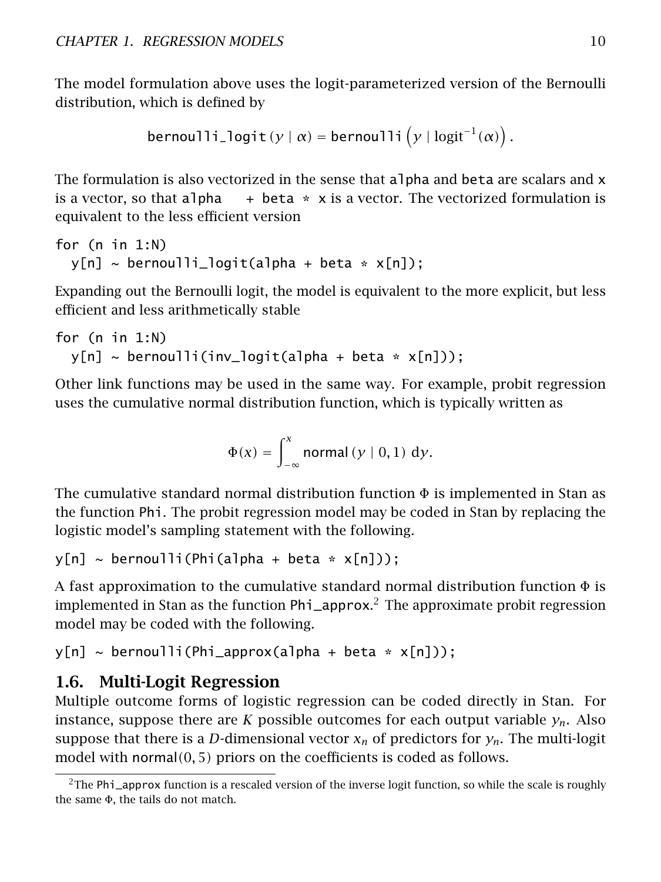The model formulation above uses the logit-parameterized version of the Bernoulli distribution, which is defined by

$$\texttt{bernoulli\_logit}(y \mid \alpha) = \texttt{bernoulli}\left(y \mid \text{logit}^{-1}(\alpha)\right).$$

The formulation is also vectorized in the sense that `alpha` and `beta` are scalars and `x` is a vector, so that `alpha + beta * x` is a vector. The vectorized formulation is equivalent to the less efficient version

```
for (n in 1:N)
  y[n] ~ bernoulli_logit(alpha + beta * x[n]);
```

Expanding out the Bernoulli logit, the model is equivalent to the more explicit, but less efficient and less arithmetically stable

```
for (n in 1:N)
  y[n] ~ bernoulli(inv_logit(alpha + beta * x[n]));
```

Other link functions may be used in the same way. For example, probit regression uses the cumulative normal distribution function, which is typically written as

$$\Phi(x) = \int_{-\infty}^{x} \mathsf{normal}(y \mid 0, 1)\, \mathrm{d}y.$$

The cumulative standard normal distribution function $\Phi$ is implemented in Stan as the function `Phi`. The probit regression model may be coded in Stan by replacing the logistic model's sampling statement with the following.

```
y[n] ~ bernoulli(Phi(alpha + beta * x[n]));
```

A fast approximation to the cumulative standard normal distribution function $\Phi$ is implemented in Stan as the function `Phi_approx`.[2] The approximate probit regression model may be coded with the following.

```
y[n] ~ bernoulli(Phi_approx(alpha + beta * x[n]));
```

## 1.6. Multi-Logit Regression

Multiple outcome forms of logistic regression can be coded directly in Stan. For instance, suppose there are $K$ possible outcomes for each output variable $y_n$. Also suppose that there is a $D$-dimensional vector $x_n$ of predictors for $y_n$. The multi-logit model with $\mathsf{normal}(0, 5)$ priors on the coefficients is coded as follows.

[2] The `Phi_approx` function is a rescaled version of the inverse logit function, so while the scale is roughly the same $\Phi$, the tails do not match.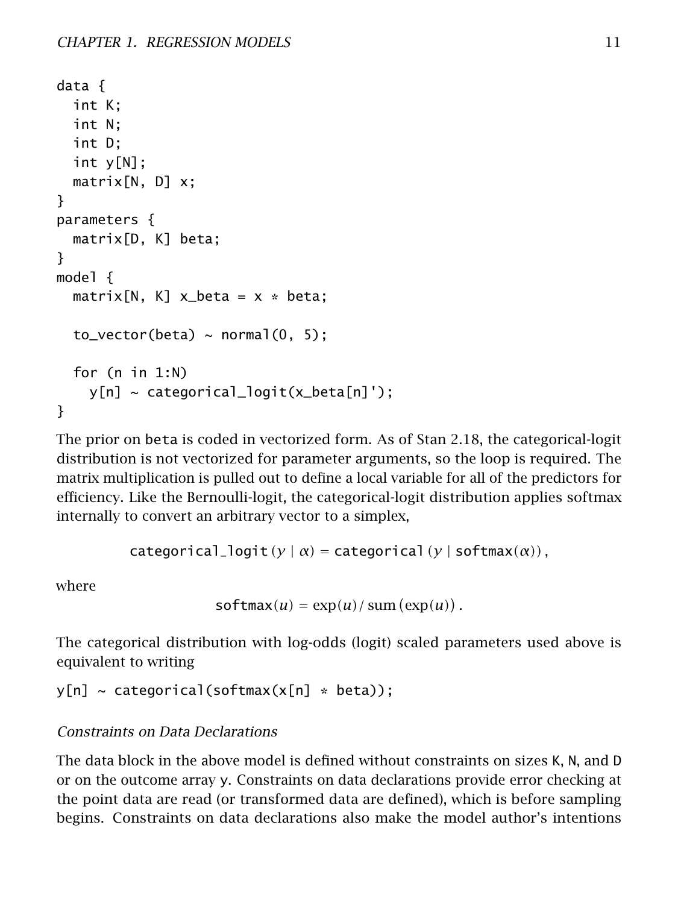```
data {
  int K;
  int N;
  int D;
  int y[N];
  matrix[N, D] x;
}
parameters {
  matrix[D, K] beta;
}
model {
  matrix[N, K] x_beta = x * beta;

  to_vector(beta) ~ normal(0, 5);

  for (n in 1:N)
    y[n] ~ categorical_logit(x_beta[n]');
}
```

The prior on `beta` is coded in vectorized form. As of Stan 2.18, the categorical-logit distribution is not vectorized for parameter arguments, so the loop is required. The matrix multiplication is pulled out to define a local variable for all of the predictors for efficiency. Like the Bernoulli-logit, the categorical-logit distribution applies softmax internally to convert an arbitrary vector to a simplex,

$$\texttt{categorical\_logit}(y \mid \alpha) = \texttt{categorical}(y \mid \texttt{softmax}(\alpha)),$$

where

$$\texttt{softmax}(u) = \exp(u) / \operatorname{sum}(\exp(u)).$$

The categorical distribution with log-odds (logit) scaled parameters used above is equivalent to writing

```
y[n] ~ categorical(softmax(x[n] * beta));
```

*Constraints on Data Declarations*

The data block in the above model is defined without constraints on sizes `K`, `N`, and `D` or on the outcome array `y`. Constraints on data declarations provide error checking at the point data are read (or transformed data are defined), which is before sampling begins. Constraints on data declarations also make the model author's intentions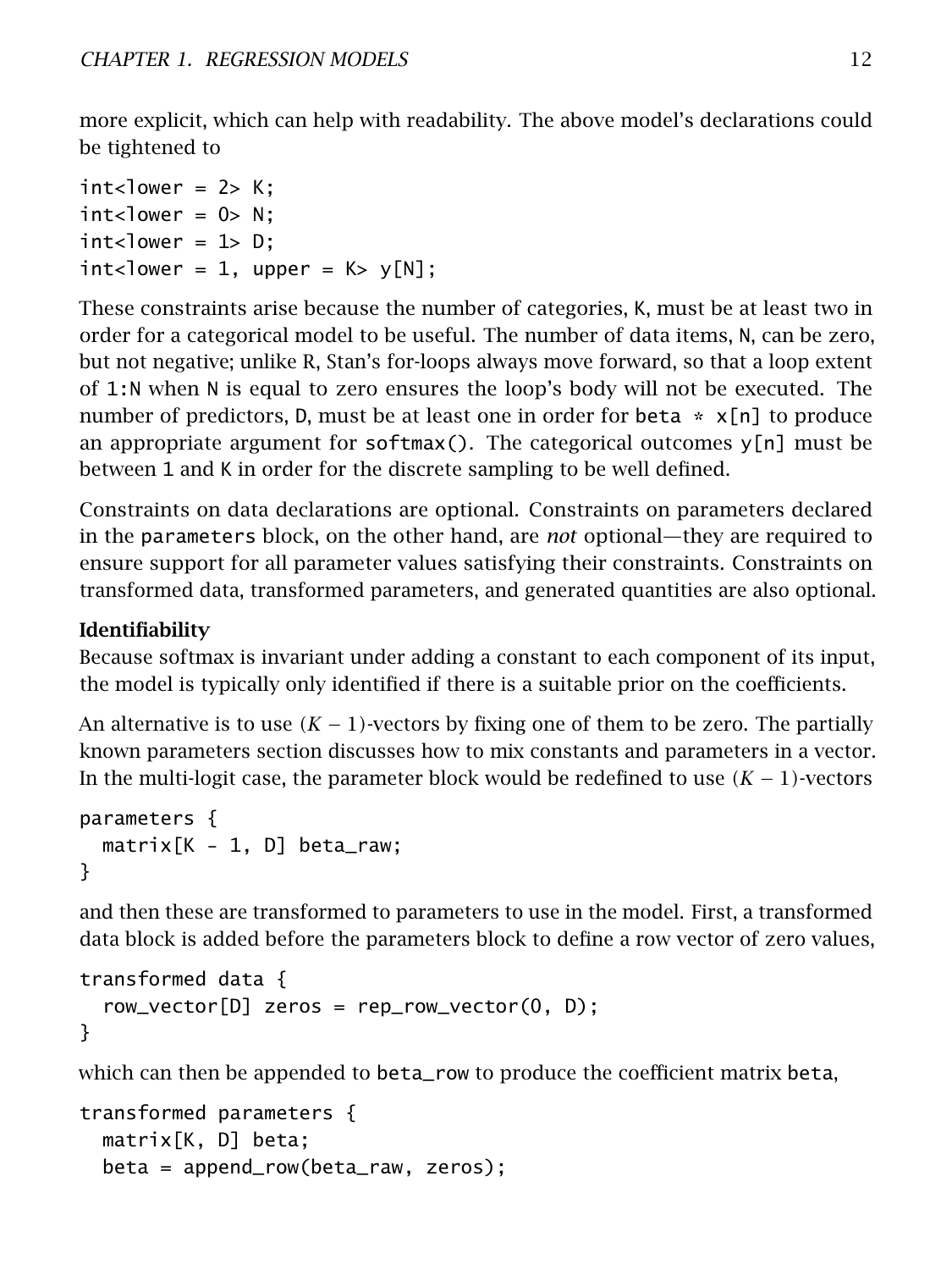more explicit, which can help with readability. The above model's declarations could be tightened to

```
int<lower = 2> K;
int<lower = 0> N;
int<lower = 1> D;
int<lower = 1, upper = K> y[N];
```

These constraints arise because the number of categories, K, must be at least two in order for a categorical model to be useful. The number of data items, N, can be zero, but not negative; unlike R, Stan's for-loops always move forward, so that a loop extent of 1:N when N is equal to zero ensures the loop's body will not be executed. The number of predictors, D, must be at least one in order for `beta * x[n]` to produce an appropriate argument for `softmax()`. The categorical outcomes `y[n]` must be between 1 and K in order for the discrete sampling to be well defined.

Constraints on data declarations are optional. Constraints on parameters declared in the `parameters` block, on the other hand, are *not* optional—they are required to ensure support for all parameter values satisfying their constraints. Constraints on transformed data, transformed parameters, and generated quantities are also optional.

**Identifiability**

Because softmax is invariant under adding a constant to each component of its input, the model is typically only identified if there is a suitable prior on the coefficients.

An alternative is to use $(K-1)$-vectors by fixing one of them to be zero. The partially known parameters section discusses how to mix constants and parameters in a vector. In the multi-logit case, the parameter block would be redefined to use $(K-1)$-vectors

```
parameters {
  matrix[K - 1, D] beta_raw;
}
```

and then these are transformed to parameters to use in the model. First, a transformed data block is added before the parameters block to define a row vector of zero values,

```
transformed data {
  row_vector[D] zeros = rep_row_vector(0, D);
}
```

which can then be appended to `beta_row` to produce the coefficient matrix `beta`,

```
transformed parameters {
  matrix[K, D] beta;
  beta = append_row(beta_raw, zeros);
```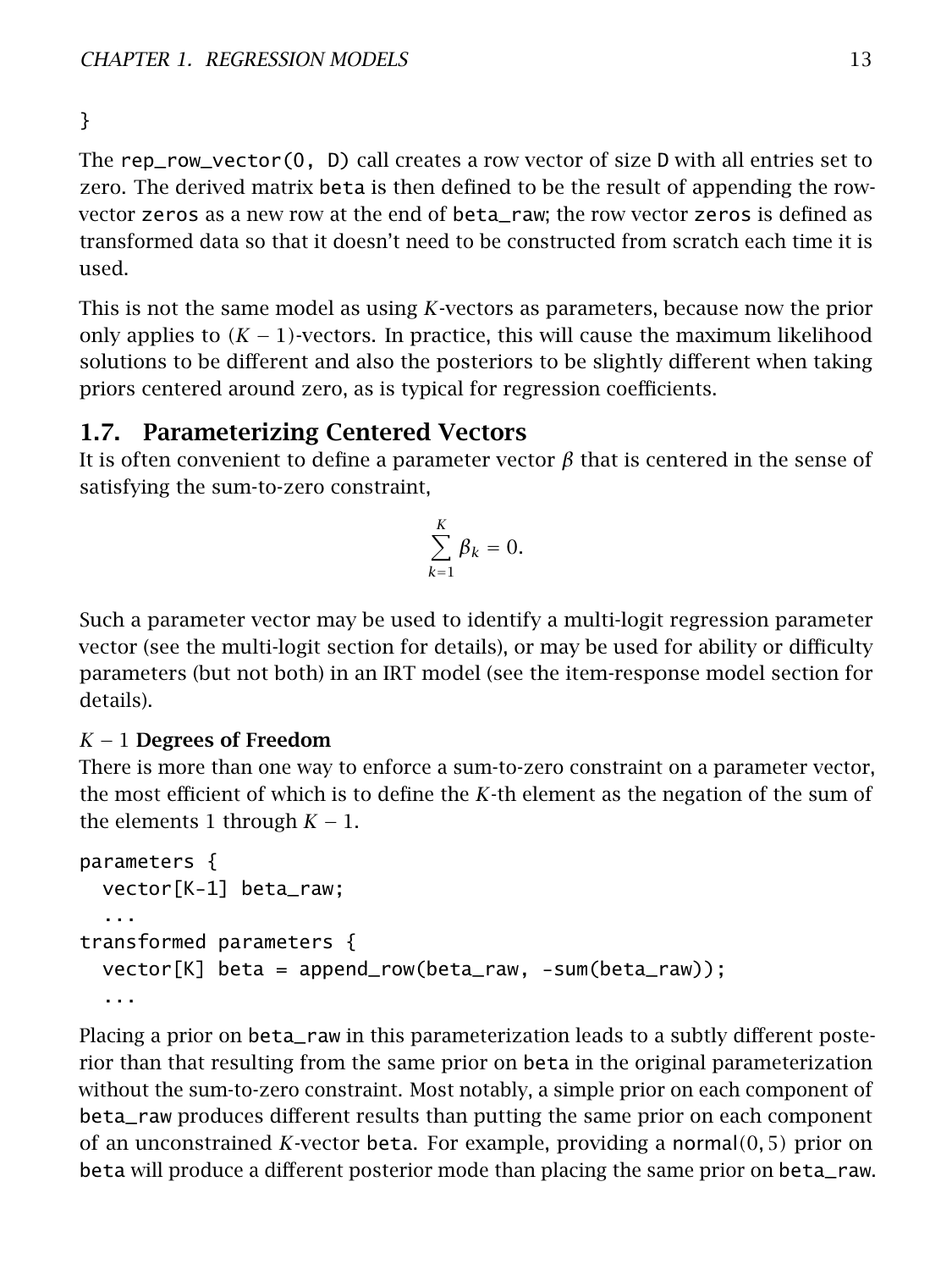}

The `rep_row_vector(0, D)` call creates a row vector of size `D` with all entries set to zero. The derived matrix `beta` is then defined to be the result of appending the row-vector `zeros` as a new row at the end of `beta_raw`; the row vector `zeros` is defined as transformed data so that it doesn't need to be constructed from scratch each time it is used.

This is not the same model as using $K$-vectors as parameters, because now the prior only applies to $(K-1)$-vectors. In practice, this will cause the maximum likelihood solutions to be different and also the posteriors to be slightly different when taking priors centered around zero, as is typical for regression coefficients.

## 1.7. Parameterizing Centered Vectors

It is often convenient to define a parameter vector $\beta$ that is centered in the sense of satisfying the sum-to-zero constraint,

$$\sum_{k=1}^{K} \beta_k = 0.$$

Such a parameter vector may be used to identify a multi-logit regression parameter vector (see the multi-logit section for details), or may be used for ability or difficulty parameters (but not both) in an IRT model (see the item-response model section for details).

### $K-1$ Degrees of Freedom

There is more than one way to enforce a sum-to-zero constraint on a parameter vector, the most efficient of which is to define the $K$-th element as the negation of the sum of the elements 1 through $K-1$.

```
parameters {
  vector[K-1] beta_raw;
  ...
transformed parameters {
  vector[K] beta = append_row(beta_raw, -sum(beta_raw));
  ...
```

Placing a prior on `beta_raw` in this parameterization leads to a subtly different posterior than that resulting from the same prior on `beta` in the original parameterization without the sum-to-zero constraint. Most notably, a simple prior on each component of `beta_raw` produces different results than putting the same prior on each component of an unconstrained $K$-vector `beta`. For example, providing a $\mathsf{normal}(0, 5)$ prior on `beta` will produce a different posterior mode than placing the same prior on `beta_raw`.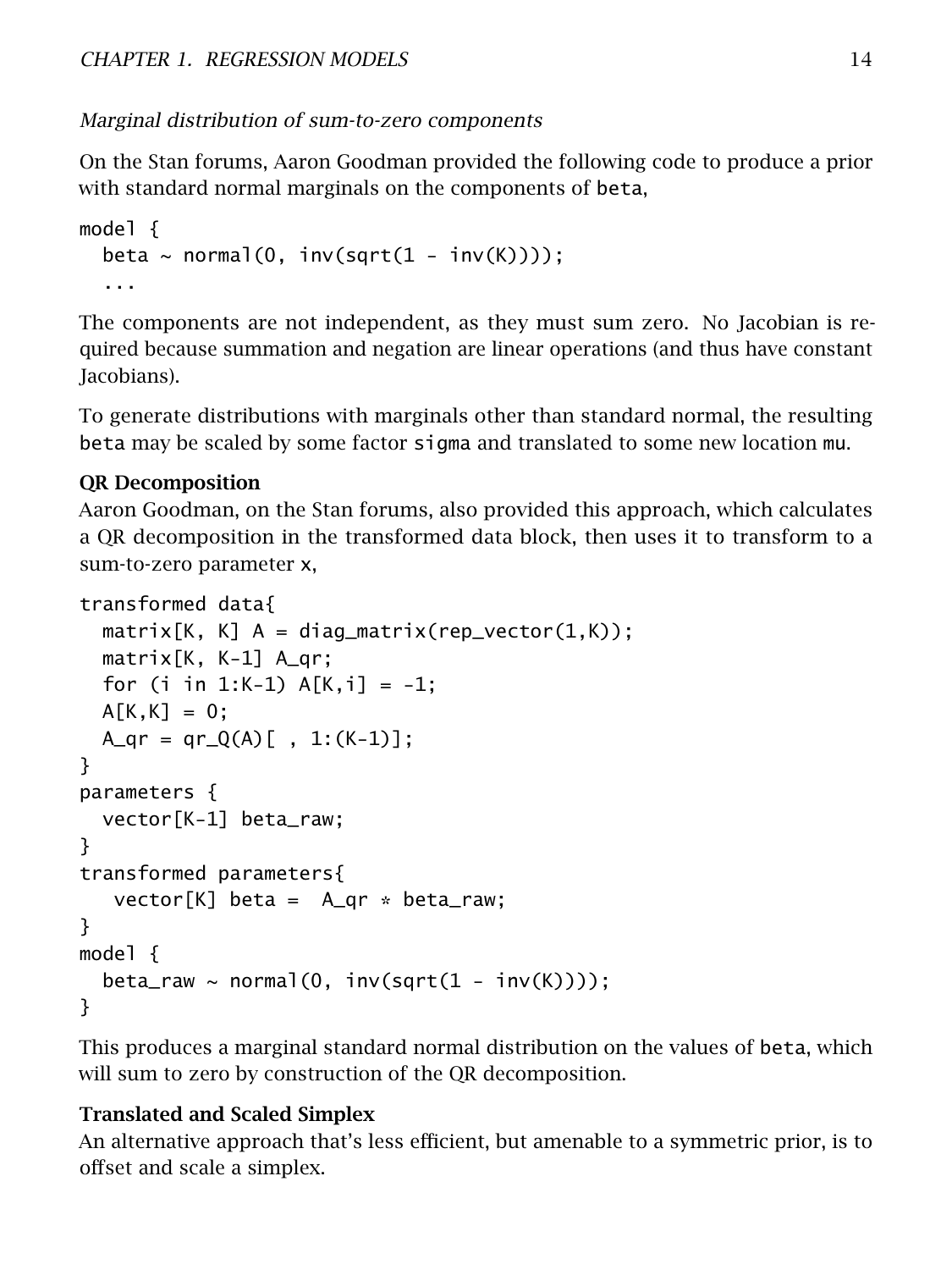*Marginal distribution of sum-to-zero components*

On the Stan forums, Aaron Goodman provided the following code to produce a prior with standard normal marginals on the components of `beta`,

```
model {
  beta ~ normal(0, inv(sqrt(1 - inv(K))));
  ...
```

The components are not independent, as they must sum zero. No Jacobian is required because summation and negation are linear operations (and thus have constant Jacobians).

To generate distributions with marginals other than standard normal, the resulting `beta` may be scaled by some factor `sigma` and translated to some new location `mu`.

**QR Decomposition**

Aaron Goodman, on the Stan forums, also provided this approach, which calculates a QR decomposition in the transformed data block, then uses it to transform to a sum-to-zero parameter `x`,

```
transformed data{
  matrix[K, K] A = diag_matrix(rep_vector(1,K));
  matrix[K, K-1] A_qr;
  for (i in 1:K-1) A[K,i] = -1;
  A[K,K] = 0;
  A_qr = qr_Q(A)[ , 1:(K-1)];
}
parameters {
  vector[K-1] beta_raw;
}
transformed parameters{
   vector[K] beta =  A_qr * beta_raw;
}
model {
  beta_raw ~ normal(0, inv(sqrt(1 - inv(K))));
}
```

This produces a marginal standard normal distribution on the values of `beta`, which will sum to zero by construction of the QR decomposition.

**Translated and Scaled Simplex**

An alternative approach that's less efficient, but amenable to a symmetric prior, is to offset and scale a simplex.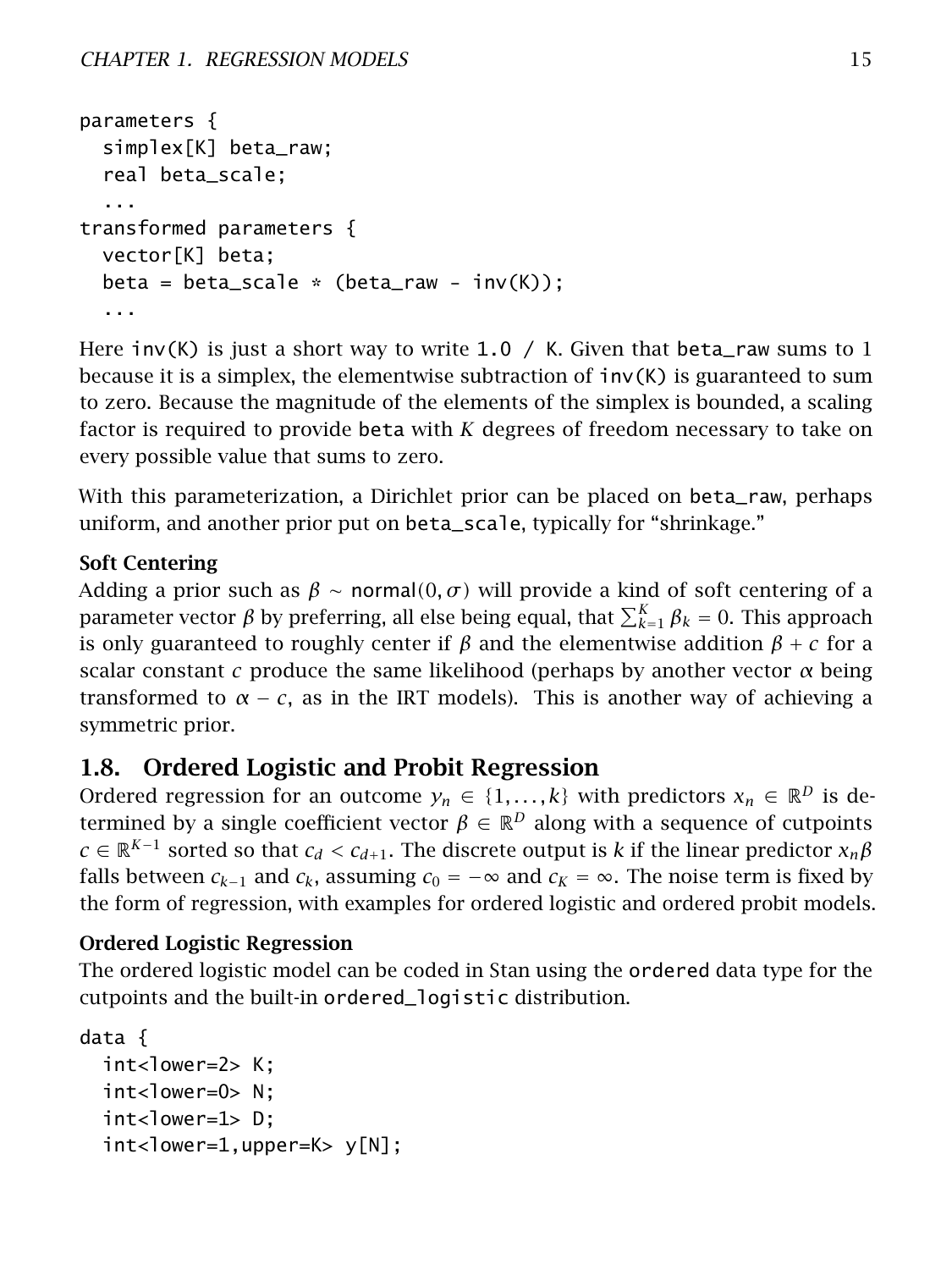```
parameters {
  simplex[K] beta_raw;
  real beta_scale;
  ...
transformed parameters {
  vector[K] beta;
  beta = beta_scale * (beta_raw - inv(K));
  ...
```

Here `inv(K)` is just a short way to write `1.0 / K`. Given that `beta_raw` sums to 1 because it is a simplex, the elementwise subtraction of `inv(K)` is guaranteed to sum to zero. Because the magnitude of the elements of the simplex is bounded, a scaling factor is required to provide `beta` with $K$ degrees of freedom necessary to take on every possible value that sums to zero.

With this parameterization, a Dirichlet prior can be placed on `beta_raw`, perhaps uniform, and another prior put on `beta_scale`, typically for "shrinkage."

**Soft Centering**

Adding a prior such as $\beta \sim \text{normal}(0, \sigma)$ will provide a kind of soft centering of a parameter vector $\beta$ by preferring, all else being equal, that $\sum_{k=1}^{K} \beta_k = 0$. This approach is only guaranteed to roughly center if $\beta$ and the elementwise addition $\beta + c$ for a scalar constant $c$ produce the same likelihood (perhaps by another vector $\alpha$ being transformed to $\alpha - c$, as in the IRT models). This is another way of achieving a symmetric prior.

## 1.8. Ordered Logistic and Probit Regression

Ordered regression for an outcome $y_n \in \{1, \ldots, k\}$ with predictors $x_n \in \mathbb{R}^D$ is determined by a single coefficient vector $\beta \in \mathbb{R}^D$ along with a sequence of cutpoints $c \in \mathbb{R}^{K-1}$ sorted so that $c_d < c_{d+1}$. The discrete output is $k$ if the linear predictor $x_n\beta$ falls between $c_{k-1}$ and $c_k$, assuming $c_0 = -\infty$ and $c_K = \infty$. The noise term is fixed by the form of regression, with examples for ordered logistic and ordered probit models.

**Ordered Logistic Regression**

The ordered logistic model can be coded in Stan using the `ordered` data type for the cutpoints and the built-in `ordered_logistic` distribution.

```
data {
  int<lower=2> K;
  int<lower=0> N;
  int<lower=1> D;
  int<lower=1,upper=K> y[N];
```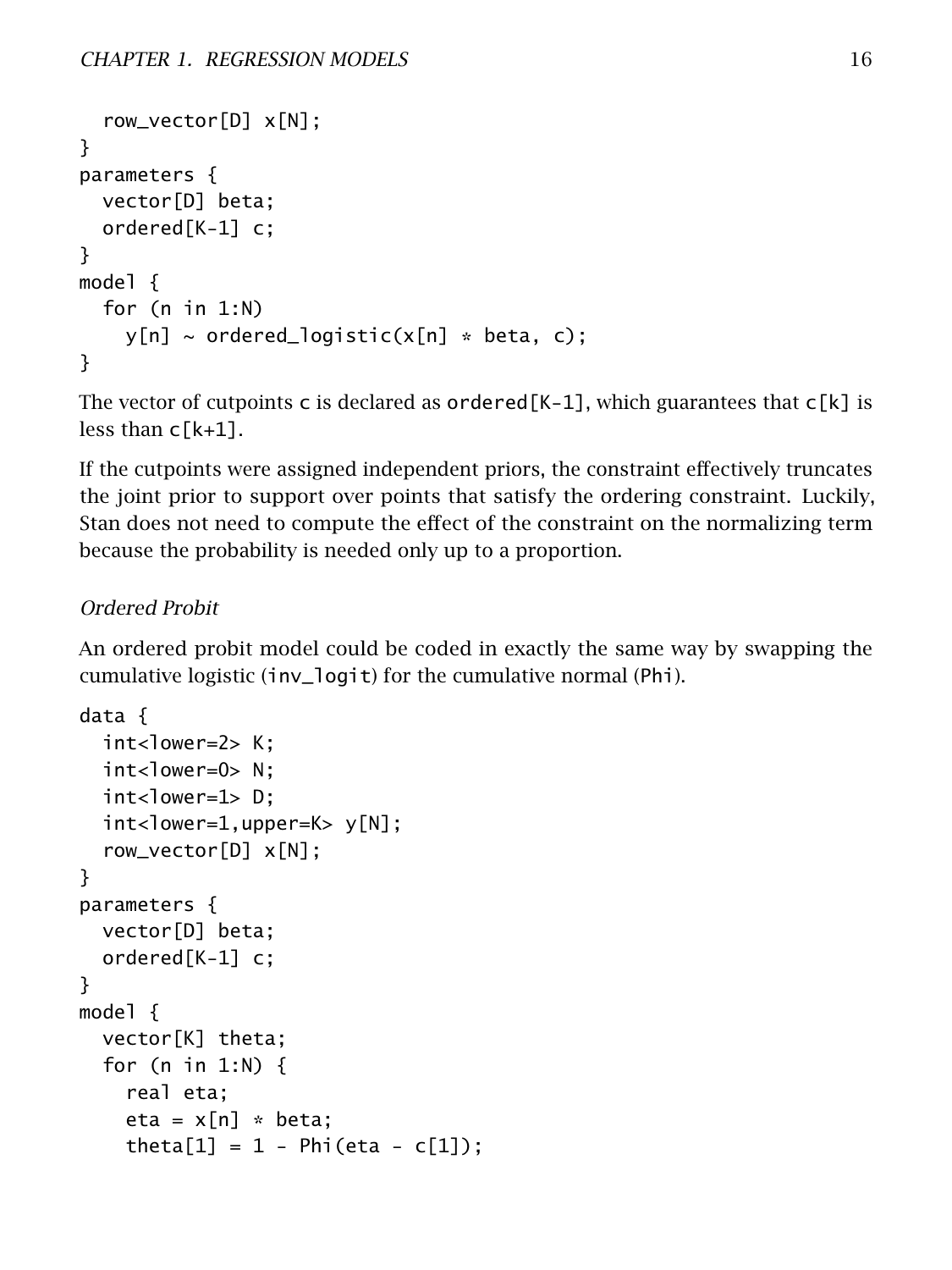```
  row_vector[D] x[N];
}
parameters {
  vector[D] beta;
  ordered[K-1] c;
}
model {
  for (n in 1:N)
    y[n] ~ ordered_logistic(x[n] * beta, c);
}
```

The vector of cutpoints `c` is declared as `ordered[K-1]`, which guarantees that `c[k]` is less than `c[k+1]`.

If the cutpoints were assigned independent priors, the constraint effectively truncates the joint prior to support over points that satisfy the ordering constraint. Luckily, Stan does not need to compute the effect of the constraint on the normalizing term because the probability is needed only up to a proportion.

*Ordered Probit*

An ordered probit model could be coded in exactly the same way by swapping the cumulative logistic (`inv_logit`) for the cumulative normal (`Phi`).

```
data {
  int<lower=2> K;
  int<lower=0> N;
  int<lower=1> D;
  int<lower=1,upper=K> y[N];
  row_vector[D] x[N];
}
parameters {
  vector[D] beta;
  ordered[K-1] c;
}
model {
  vector[K] theta;
  for (n in 1:N) {
    real eta;
    eta = x[n] * beta;
    theta[1] = 1 - Phi(eta - c[1]);
```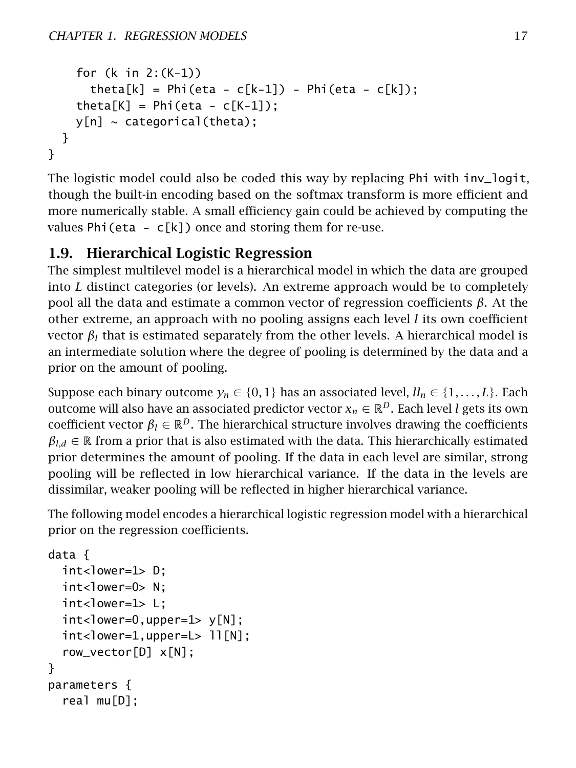```
    for (k in 2:(K-1))
      theta[k] = Phi(eta - c[k-1]) - Phi(eta - c[k]);
    theta[K] = Phi(eta - c[K-1]);
    y[n] ~ categorical(theta);
  }
}
```

The logistic model could also be coded this way by replacing `Phi` with `inv_logit`, though the built-in encoding based on the softmax transform is more efficient and more numerically stable. A small efficiency gain could be achieved by computing the values `Phi(eta - c[k])` once and storing them for re-use.

## 1.9. Hierarchical Logistic Regression

The simplest multilevel model is a hierarchical model in which the data are grouped into $L$ distinct categories (or levels). An extreme approach would be to completely pool all the data and estimate a common vector of regression coefficients $\beta$. At the other extreme, an approach with no pooling assigns each level $l$ its own coefficient vector $\beta_l$ that is estimated separately from the other levels. A hierarchical model is an intermediate solution where the degree of pooling is determined by the data and a prior on the amount of pooling.

Suppose each binary outcome $y_n \in \{0, 1\}$ has an associated level, $ll_n \in \{1, \ldots, L\}$. Each outcome will also have an associated predictor vector $x_n \in \mathbb{R}^D$. Each level $l$ gets its own coefficient vector $\beta_l \in \mathbb{R}^D$. The hierarchical structure involves drawing the coefficients $\beta_{l,d} \in \mathbb{R}$ from a prior that is also estimated with the data. This hierarchically estimated prior determines the amount of pooling. If the data in each level are similar, strong pooling will be reflected in low hierarchical variance. If the data in the levels are dissimilar, weaker pooling will be reflected in higher hierarchical variance.

The following model encodes a hierarchical logistic regression model with a hierarchical prior on the regression coefficients.

```
data {
  int<lower=1> D;
  int<lower=0> N;
  int<lower=1> L;
  int<lower=0,upper=1> y[N];
  int<lower=1,upper=L> ll[N];
  row_vector[D] x[N];
}
parameters {
  real mu[D];
```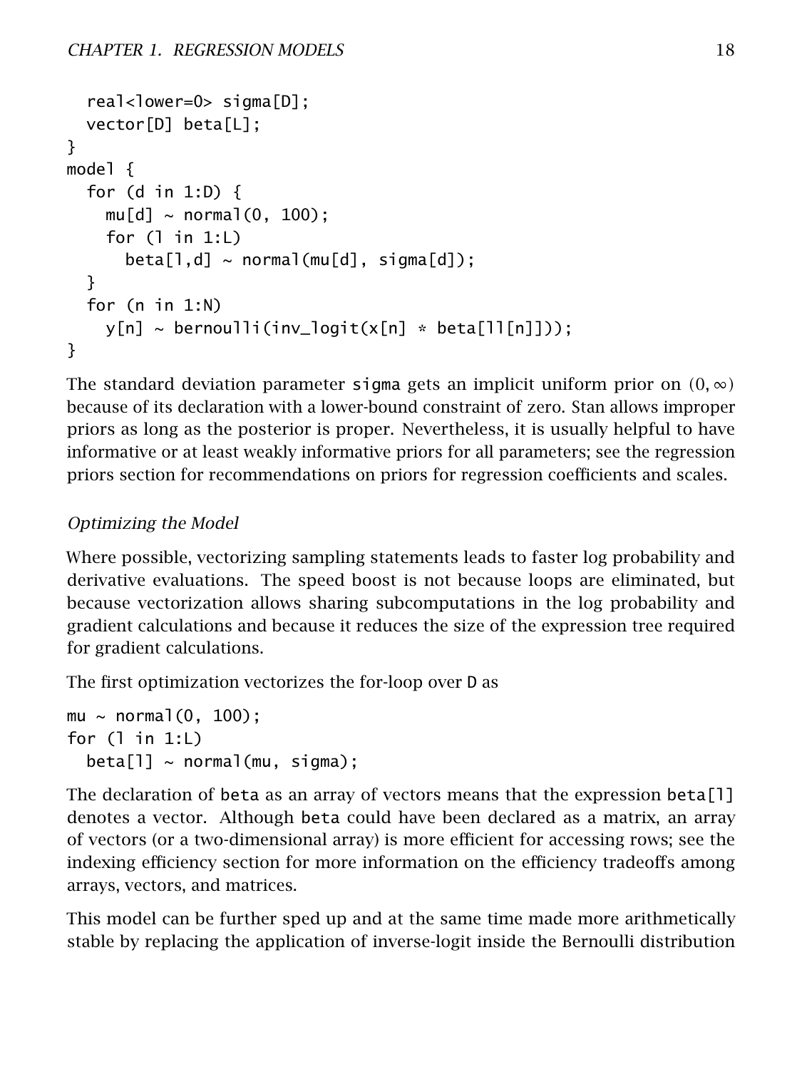```
  real<lower=0> sigma[D];
  vector[D] beta[L];
}
model {
  for (d in 1:D) {
    mu[d] ~ normal(0, 100);
    for (l in 1:L)
      beta[l,d] ~ normal(mu[d], sigma[d]);
  }
  for (n in 1:N)
    y[n] ~ bernoulli(inv_logit(x[n] * beta[ll[n]]));
}
```

The standard deviation parameter sigma gets an implicit uniform prior on $(0, \infty)$ because of its declaration with a lower-bound constraint of zero. Stan allows improper priors as long as the posterior is proper. Nevertheless, it is usually helpful to have informative or at least weakly informative priors for all parameters; see the regression priors section for recommendations on priors for regression coefficients and scales.

*Optimizing the Model*

Where possible, vectorizing sampling statements leads to faster log probability and derivative evaluations. The speed boost is not because loops are eliminated, but because vectorization allows sharing subcomputations in the log probability and gradient calculations and because it reduces the size of the expression tree required for gradient calculations.

The first optimization vectorizes the for-loop over D as

```
mu ~ normal(0, 100);
for (l in 1:L)
  beta[l] ~ normal(mu, sigma);
```

The declaration of beta as an array of vectors means that the expression beta[l] denotes a vector. Although beta could have been declared as a matrix, an array of vectors (or a two-dimensional array) is more efficient for accessing rows; see the indexing efficiency section for more information on the efficiency tradeoffs among arrays, vectors, and matrices.

This model can be further sped up and at the same time made more arithmetically stable by replacing the application of inverse-logit inside the Bernoulli distribution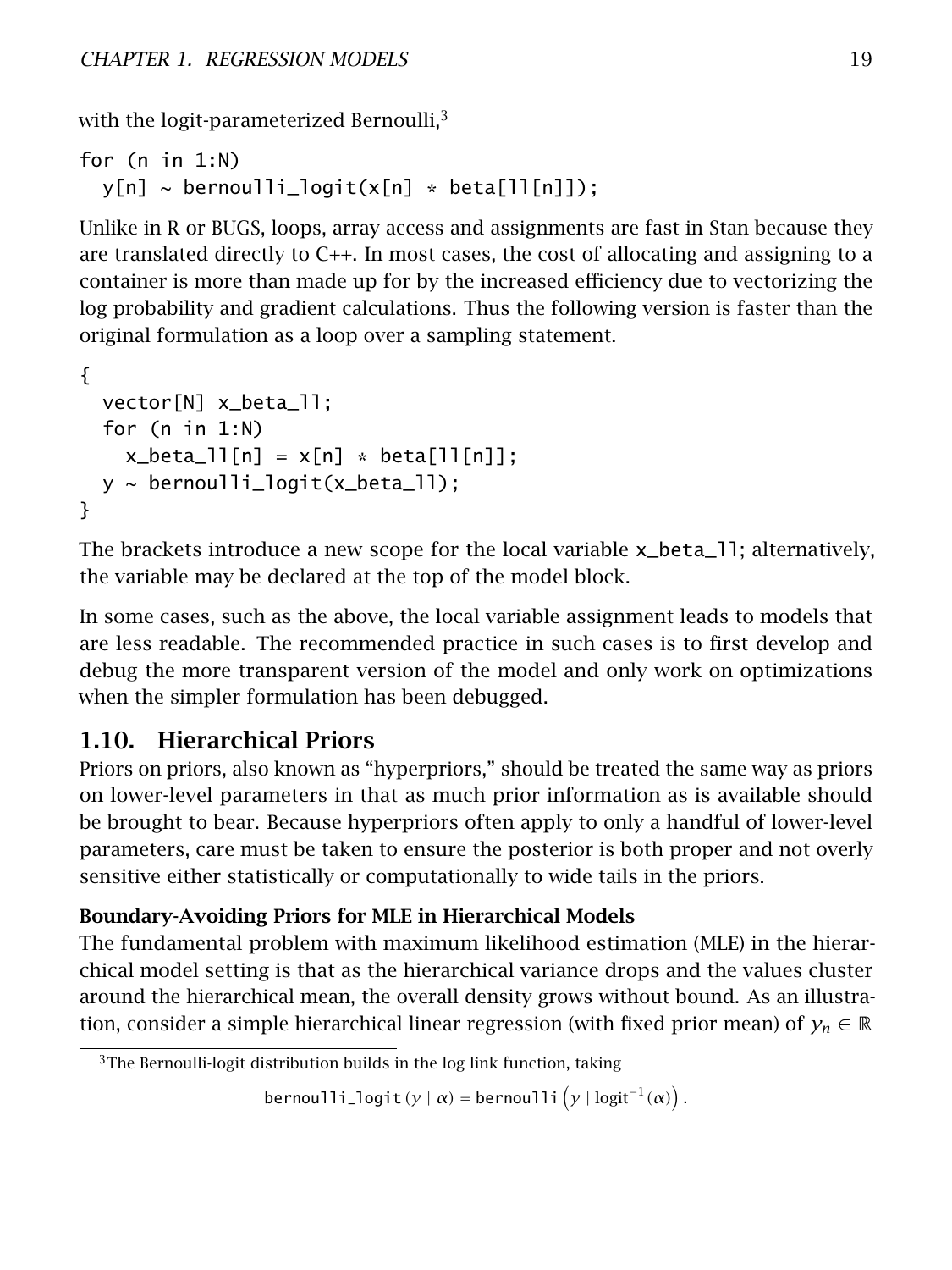with the logit-parameterized Bernoulli,[3]

```
for (n in 1:N)
  y[n] ~ bernoulli_logit(x[n] * beta[ll[n]]);
```

Unlike in R or BUGS, loops, array access and assignments are fast in Stan because they are translated directly to C++. In most cases, the cost of allocating and assigning to a container is more than made up for by the increased efficiency due to vectorizing the log probability and gradient calculations. Thus the following version is faster than the original formulation as a loop over a sampling statement.

```
{
  vector[N] x_beta_ll;
  for (n in 1:N)
    x_beta_ll[n] = x[n] * beta[ll[n]];
  y ~ bernoulli_logit(x_beta_ll);
}
```

The brackets introduce a new scope for the local variable x_beta_ll; alternatively, the variable may be declared at the top of the model block.

In some cases, such as the above, the local variable assignment leads to models that are less readable. The recommended practice in such cases is to first develop and debug the more transparent version of the model and only work on optimizations when the simpler formulation has been debugged.

## 1.10. Hierarchical Priors

Priors on priors, also known as "hyperpriors," should be treated the same way as priors on lower-level parameters in that as much prior information as is available should be brought to bear. Because hyperpriors often apply to only a handful of lower-level parameters, care must be taken to ensure the posterior is both proper and not overly sensitive either statistically or computationally to wide tails in the priors.

### Boundary-Avoiding Priors for MLE in Hierarchical Models

The fundamental problem with maximum likelihood estimation (MLE) in the hierarchical model setting is that as the hierarchical variance drops and the values cluster around the hierarchical mean, the overall density grows without bound. As an illustration, consider a simple hierarchical linear regression (with fixed prior mean) of $y_n \in \mathbb{R}$

[3] The Bernoulli-logit distribution builds in the log link function, taking

$$\texttt{bernoulli\_logit}(y \mid \alpha) = \texttt{bernoulli}\left(y \mid \text{logit}^{-1}(\alpha)\right).$$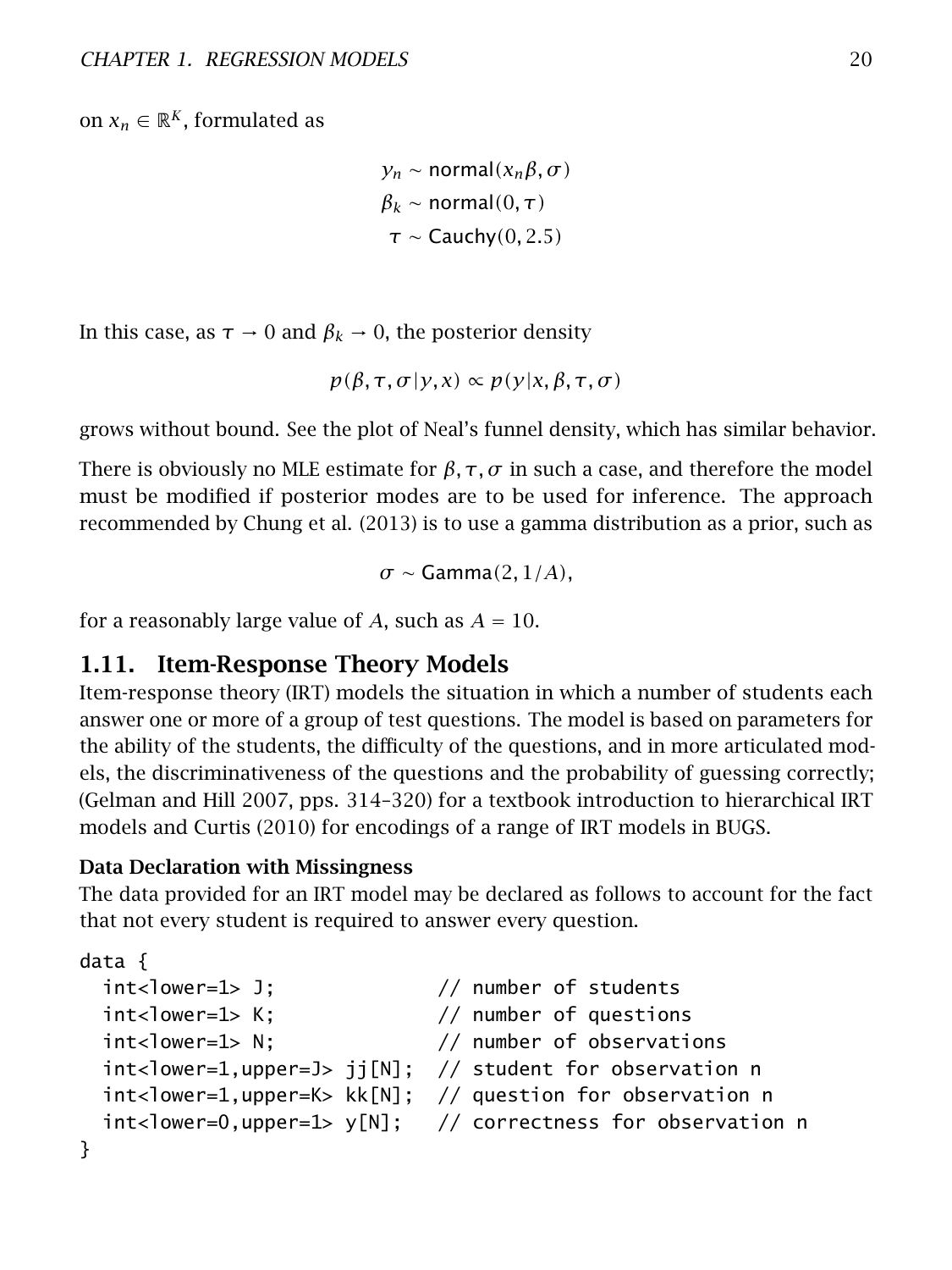on $x_n \in \mathbb{R}^K$, formulated as

$$
\begin{aligned}
y_n &\sim \mathsf{normal}(x_n\beta, \sigma) \\
\beta_k &\sim \mathsf{normal}(0, \tau) \\
\tau &\sim \mathsf{Cauchy}(0, 2.5)
\end{aligned}
$$

In this case, as $\tau \to 0$ and $\beta_k \to 0$, the posterior density

$$
p(\beta, \tau, \sigma | y, x) \propto p(y | x, \beta, \tau, \sigma)
$$

grows without bound. See the plot of Neal's funnel density, which has similar behavior.

There is obviously no MLE estimate for $\beta, \tau, \sigma$ in such a case, and therefore the model must be modified if posterior modes are to be used for inference. The approach recommended by Chung et al. (2013) is to use a gamma distribution as a prior, such as

$$
\sigma \sim \mathsf{Gamma}(2, 1/A),
$$

for a reasonably large value of $A$, such as $A = 10$.

## 1.11. Item-Response Theory Models

Item-response theory (IRT) models the situation in which a number of students each answer one or more of a group of test questions. The model is based on parameters for the ability of the students, the difficulty of the questions, and in more articulated models, the discriminativeness of the questions and the probability of guessing correctly; (Gelman and Hill 2007, pps. 314–320) for a textbook introduction to hierarchical IRT models and Curtis (2010) for encodings of a range of IRT models in BUGS.

#### Data Declaration with Missingness

The data provided for an IRT model may be declared as follows to account for the fact that not every student is required to answer every question.

```
data {
  int<lower=1> J;              // number of students
  int<lower=1> K;              // number of questions
  int<lower=1> N;              // number of observations
  int<lower=1,upper=J> jj[N];  // student for observation n
  int<lower=1,upper=K> kk[N];  // question for observation n
  int<lower=0,upper=1> y[N];   // correctness for observation n
}
```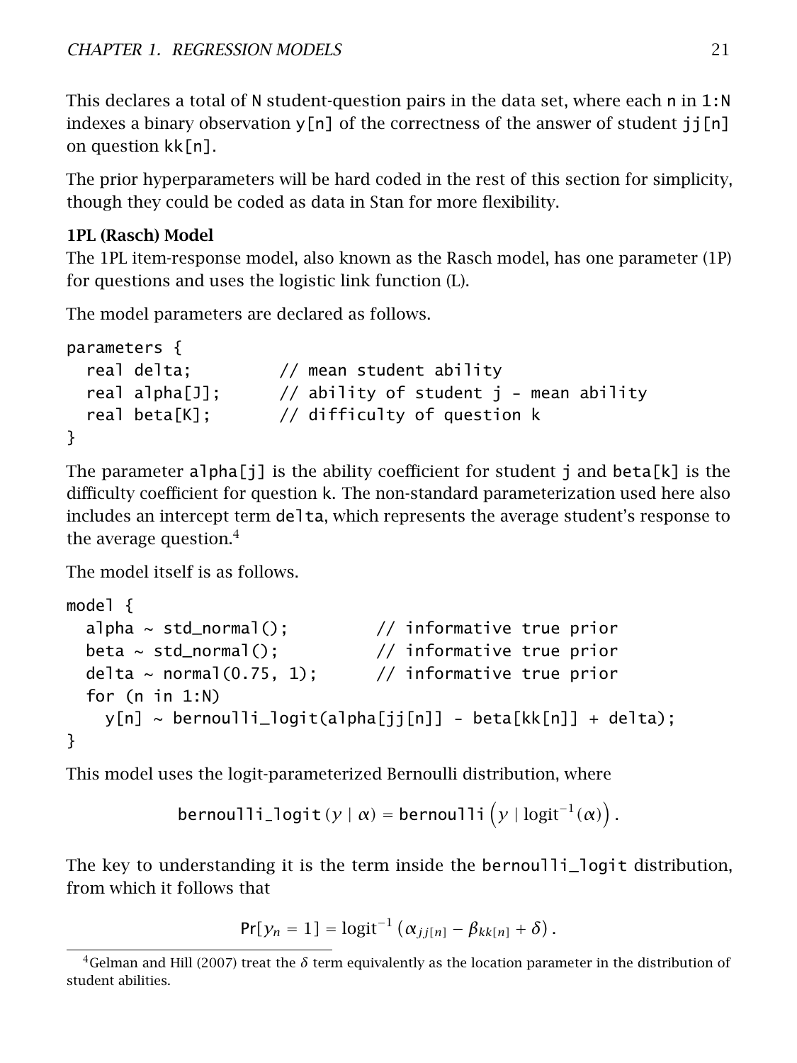This declares a total of N student-question pairs in the data set, where each n in 1:N indexes a binary observation y[n] of the correctness of the answer of student jj[n] on question kk[n].

The prior hyperparameters will be hard coded in the rest of this section for simplicity, though they could be coded as data in Stan for more flexibility.

**1PL (Rasch) Model**

The 1PL item-response model, also known as the Rasch model, has one parameter (1P) for questions and uses the logistic link function (L).

The model parameters are declared as follows.

```
parameters {
  real delta;         // mean student ability
  real alpha[J];      // ability of student j - mean ability
  real beta[K];       // difficulty of question k
}
```

The parameter alpha[j] is the ability coefficient for student j and beta[k] is the difficulty coefficient for question k. The non-standard parameterization used here also includes an intercept term delta, which represents the average student's response to the average question.[4]

The model itself is as follows.

```
model {
  alpha ~ std_normal();         // informative true prior
  beta ~ std_normal();          // informative true prior
  delta ~ normal(0.75, 1);      // informative true prior
  for (n in 1:N)
    y[n] ~ bernoulli_logit(alpha[jj[n]] - beta[kk[n]] + delta);
}
```

This model uses the logit-parameterized Bernoulli distribution, where

$$\texttt{bernoulli\_logit}(y \mid \alpha) = \texttt{bernoulli}\left(y \mid \text{logit}^{-1}(\alpha)\right).$$

The key to understanding it is the term inside the bernoulli_logit distribution, from which it follows that

$$\text{Pr}[y_n = 1] = \text{logit}^{-1}\left(\alpha_{jj[n]} - \beta_{kk[n]} + \delta\right).$$

[4]Gelman and Hill (2007) treat the $\delta$ term equivalently as the location parameter in the distribution of student abilities.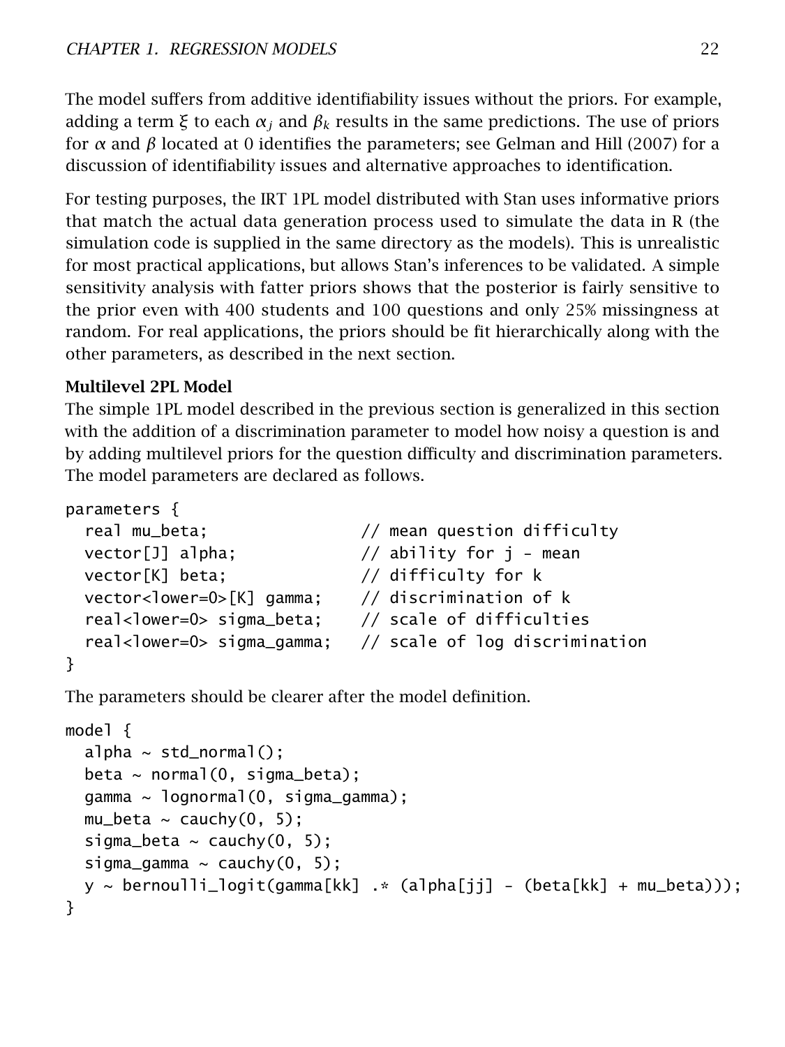The model suffers from additive identifiability issues without the priors. For example, adding a term $\xi$ to each $\alpha_j$ and $\beta_k$ results in the same predictions. The use of priors for $\alpha$ and $\beta$ located at 0 identifies the parameters; see Gelman and Hill (2007) for a discussion of identifiability issues and alternative approaches to identification.

For testing purposes, the IRT 1PL model distributed with Stan uses informative priors that match the actual data generation process used to simulate the data in R (the simulation code is supplied in the same directory as the models). This is unrealistic for most practical applications, but allows Stan's inferences to be validated. A simple sensitivity analysis with fatter priors shows that the posterior is fairly sensitive to the prior even with 400 students and 100 questions and only 25% missingness at random. For real applications, the priors should be fit hierarchically along with the other parameters, as described in the next section.

**Multilevel 2PL Model**

The simple 1PL model described in the previous section is generalized in this section with the addition of a discrimination parameter to model how noisy a question is and by adding multilevel priors for the question difficulty and discrimination parameters. The model parameters are declared as follows.

```
parameters {
  real mu_beta;                // mean question difficulty
  vector[J] alpha;             // ability for j - mean
  vector[K] beta;              // difficulty for k
  vector<lower=0>[K] gamma;    // discrimination of k
  real<lower=0> sigma_beta;    // scale of difficulties
  real<lower=0> sigma_gamma;   // scale of log discrimination
}
```

The parameters should be clearer after the model definition.

```
model {
  alpha ~ std_normal();
  beta ~ normal(0, sigma_beta);
  gamma ~ lognormal(0, sigma_gamma);
  mu_beta ~ cauchy(0, 5);
  sigma_beta ~ cauchy(0, 5);
  sigma_gamma ~ cauchy(0, 5);
  y ~ bernoulli_logit(gamma[kk] .* (alpha[jj] - (beta[kk] + mu_beta)));
}
```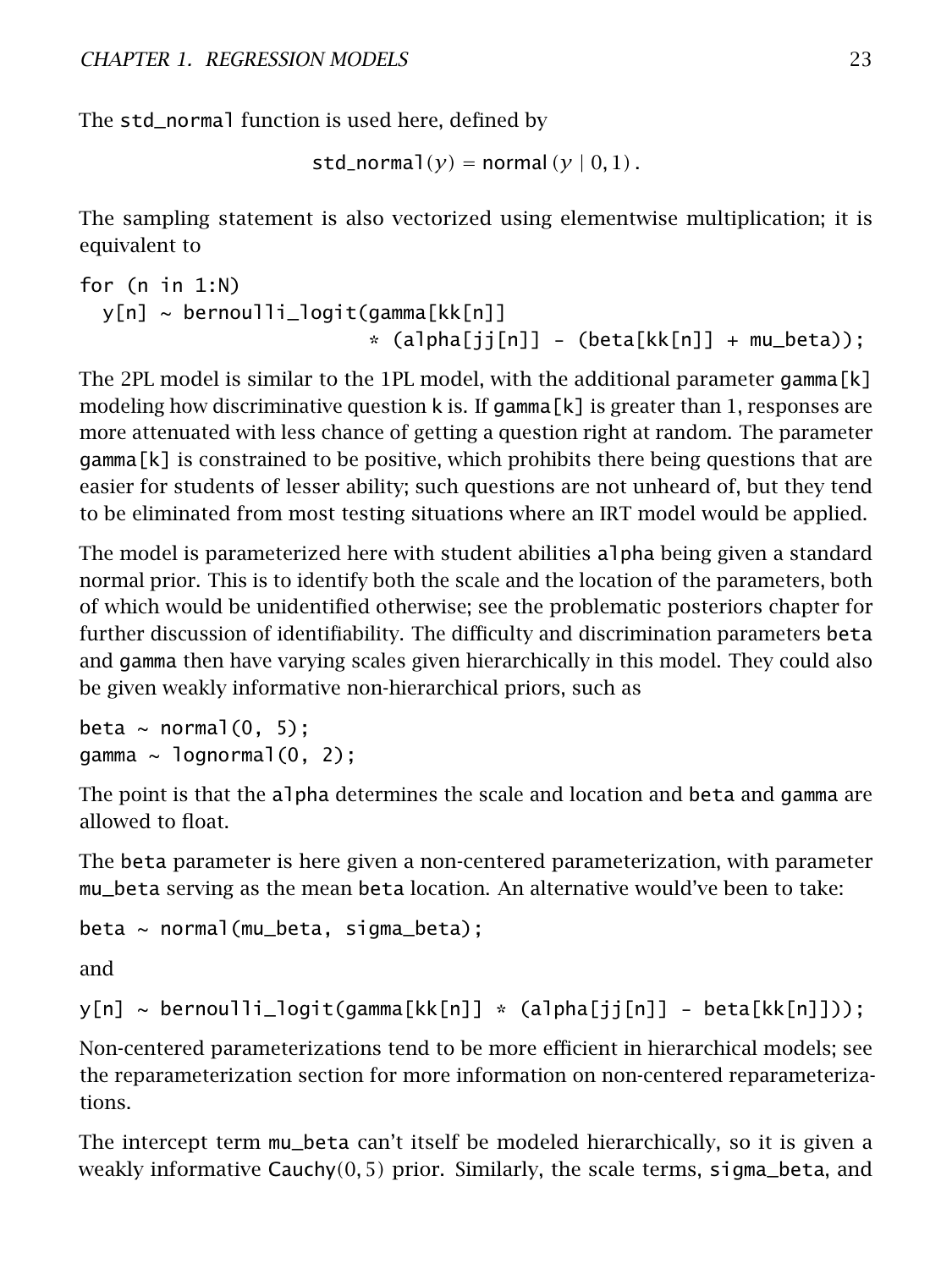The std_normal function is used here, defined by

$$\text{std\_normal}(y) = \text{normal}(y \mid 0, 1).$$

The sampling statement is also vectorized using elementwise multiplication; it is equivalent to

```
for (n in 1:N)
  y[n] ~ bernoulli_logit(gamma[kk[n]]
                         * (alpha[jj[n]] - (beta[kk[n]] + mu_beta));
```

The 2PL model is similar to the 1PL model, with the additional parameter `gamma[k]` modeling how discriminative question k is. If `gamma[k]` is greater than 1, responses are more attenuated with less chance of getting a question right at random. The parameter `gamma[k]` is constrained to be positive, which prohibits there being questions that are easier for students of lesser ability; such questions are not unheard of, but they tend to be eliminated from most testing situations where an IRT model would be applied.

The model is parameterized here with student abilities `alpha` being given a standard normal prior. This is to identify both the scale and the location of the parameters, both of which would be unidentified otherwise; see the problematic posteriors chapter for further discussion of identifiability. The difficulty and discrimination parameters `beta` and `gamma` then have varying scales given hierarchically in this model. They could also be given weakly informative non-hierarchical priors, such as

```
beta ~ normal(0, 5);
gamma ~ lognormal(0, 2);
```

The point is that the `alpha` determines the scale and location and `beta` and `gamma` are allowed to float.

The `beta` parameter is here given a non-centered parameterization, with parameter `mu_beta` serving as the mean `beta` location. An alternative would've been to take:

```
beta ~ normal(mu_beta, sigma_beta);
```

and

```
y[n] ~ bernoulli_logit(gamma[kk[n]] * (alpha[jj[n]] - beta[kk[n]]));
```

Non-centered parameterizations tend to be more efficient in hierarchical models; see the reparameterization section for more information on non-centered reparameterizations.

The intercept term `mu_beta` can't itself be modeled hierarchically, so it is given a weakly informative $\text{Cauchy}(0, 5)$ prior. Similarly, the scale terms, `sigma_beta`, and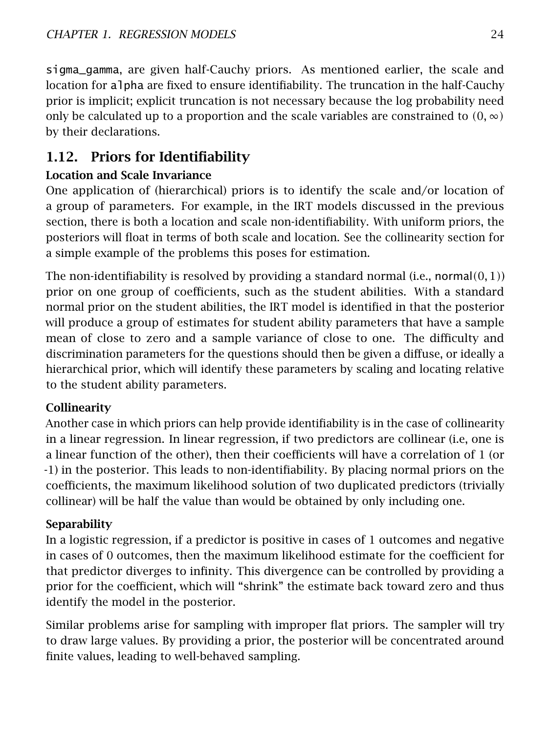sigma_gamma, are given half-Cauchy priors. As mentioned earlier, the scale and location for alpha are fixed to ensure identifiability. The truncation in the half-Cauchy prior is implicit; explicit truncation is not necessary because the log probability need only be calculated up to a proportion and the scale variables are constrained to $(0, \infty)$ by their declarations.

## 1.12. Priors for Identifiability

### Location and Scale Invariance

One application of (hierarchical) priors is to identify the scale and/or location of a group of parameters. For example, in the IRT models discussed in the previous section, there is both a location and scale non-identifiability. With uniform priors, the posteriors will float in terms of both scale and location. See the collinearity section for a simple example of the problems this poses for estimation.

The non-identifiability is resolved by providing a standard normal (i.e., normal$(0,1)$) prior on one group of coefficients, such as the student abilities. With a standard normal prior on the student abilities, the IRT model is identified in that the posterior will produce a group of estimates for student ability parameters that have a sample mean of close to zero and a sample variance of close to one. The difficulty and discrimination parameters for the questions should then be given a diffuse, or ideally a hierarchical prior, which will identify these parameters by scaling and locating relative to the student ability parameters.

### Collinearity

Another case in which priors can help provide identifiability is in the case of collinearity in a linear regression. In linear regression, if two predictors are collinear (i.e, one is a linear function of the other), then their coefficients will have a correlation of 1 (or -1) in the posterior. This leads to non-identifiability. By placing normal priors on the coefficients, the maximum likelihood solution of two duplicated predictors (trivially collinear) will be half the value than would be obtained by only including one.

### Separability

In a logistic regression, if a predictor is positive in cases of 1 outcomes and negative in cases of 0 outcomes, then the maximum likelihood estimate for the coefficient for that predictor diverges to infinity. This divergence can be controlled by providing a prior for the coefficient, which will "shrink" the estimate back toward zero and thus identify the model in the posterior.

Similar problems arise for sampling with improper flat priors. The sampler will try to draw large values. By providing a prior, the posterior will be concentrated around finite values, leading to well-behaved sampling.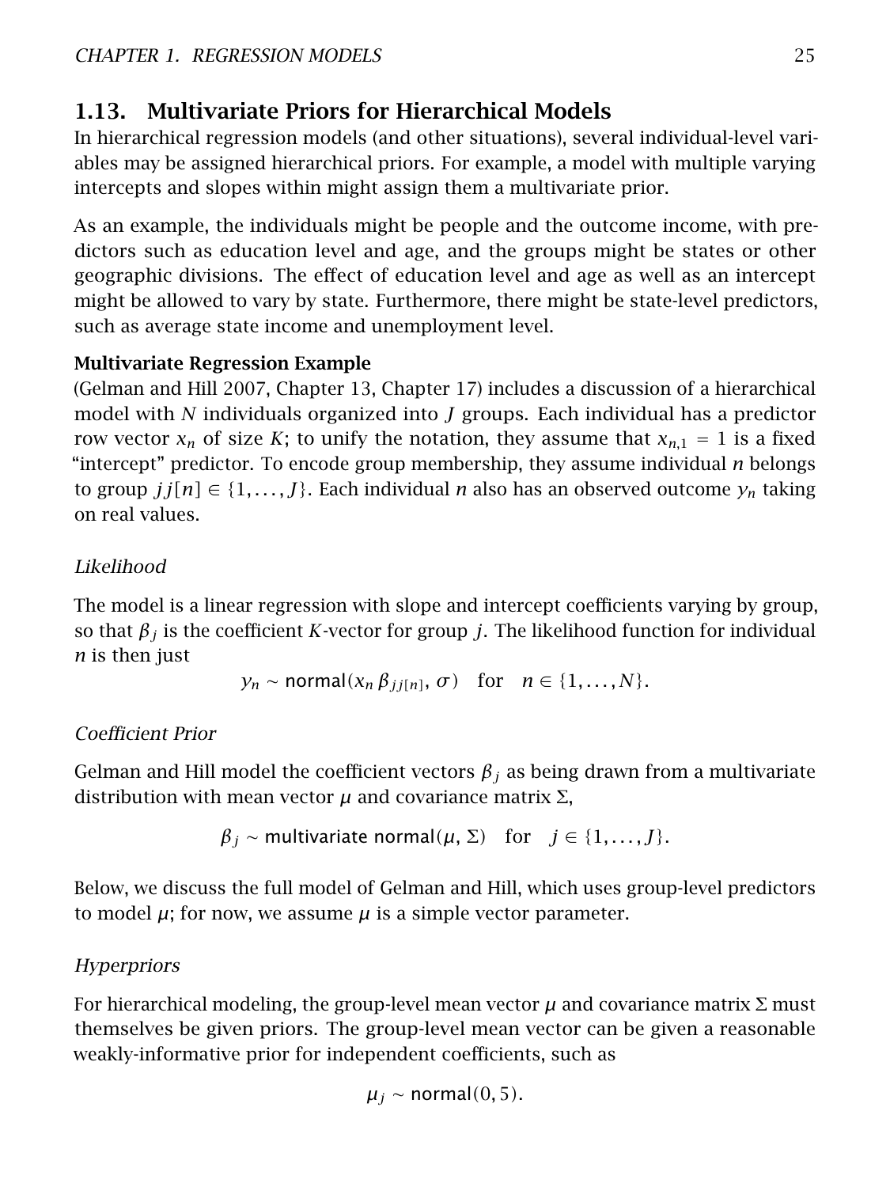## 1.13. Multivariate Priors for Hierarchical Models

In hierarchical regression models (and other situations), several individual-level variables may be assigned hierarchical priors. For example, a model with multiple varying intercepts and slopes within might assign them a multivariate prior.

As an example, the individuals might be people and the outcome income, with predictors such as education level and age, and the groups might be states or other geographic divisions. The effect of education level and age as well as an intercept might be allowed to vary by state. Furthermore, there might be state-level predictors, such as average state income and unemployment level.

**Multivariate Regression Example**

(Gelman and Hill 2007, Chapter 13, Chapter 17) includes a discussion of a hierarchical model with $N$ individuals organized into $J$ groups. Each individual has a predictor row vector $x_n$ of size $K$; to unify the notation, they assume that $x_{n,1} = 1$ is a fixed "intercept" predictor. To encode group membership, they assume individual $n$ belongs to group $jj[n] \in \{1, \ldots, J\}$. Each individual $n$ also has an observed outcome $y_n$ taking on real values.

*Likelihood*

The model is a linear regression with slope and intercept coefficients varying by group, so that $\beta_j$ is the coefficient $K$-vector for group $j$. The likelihood function for individual $n$ is then just

$$y_n \sim \mathsf{normal}(x_n \, \beta_{jj[n]}, \sigma) \quad \text{for} \quad n \in \{1, \ldots, N\}.$$

*Coefficient Prior*

Gelman and Hill model the coefficient vectors $\beta_j$ as being drawn from a multivariate distribution with mean vector $\mu$ and covariance matrix $\Sigma$,

$$\beta_j \sim \mathsf{multivariate\ normal}(\mu, \Sigma) \quad \text{for} \quad j \in \{1, \ldots, J\}.$$

Below, we discuss the full model of Gelman and Hill, which uses group-level predictors to model $\mu$; for now, we assume $\mu$ is a simple vector parameter.

*Hyperpriors*

For hierarchical modeling, the group-level mean vector $\mu$ and covariance matrix $\Sigma$ must themselves be given priors. The group-level mean vector can be given a reasonable weakly-informative prior for independent coefficients, such as

$$\mu_j \sim \mathsf{normal}(0, 5).$$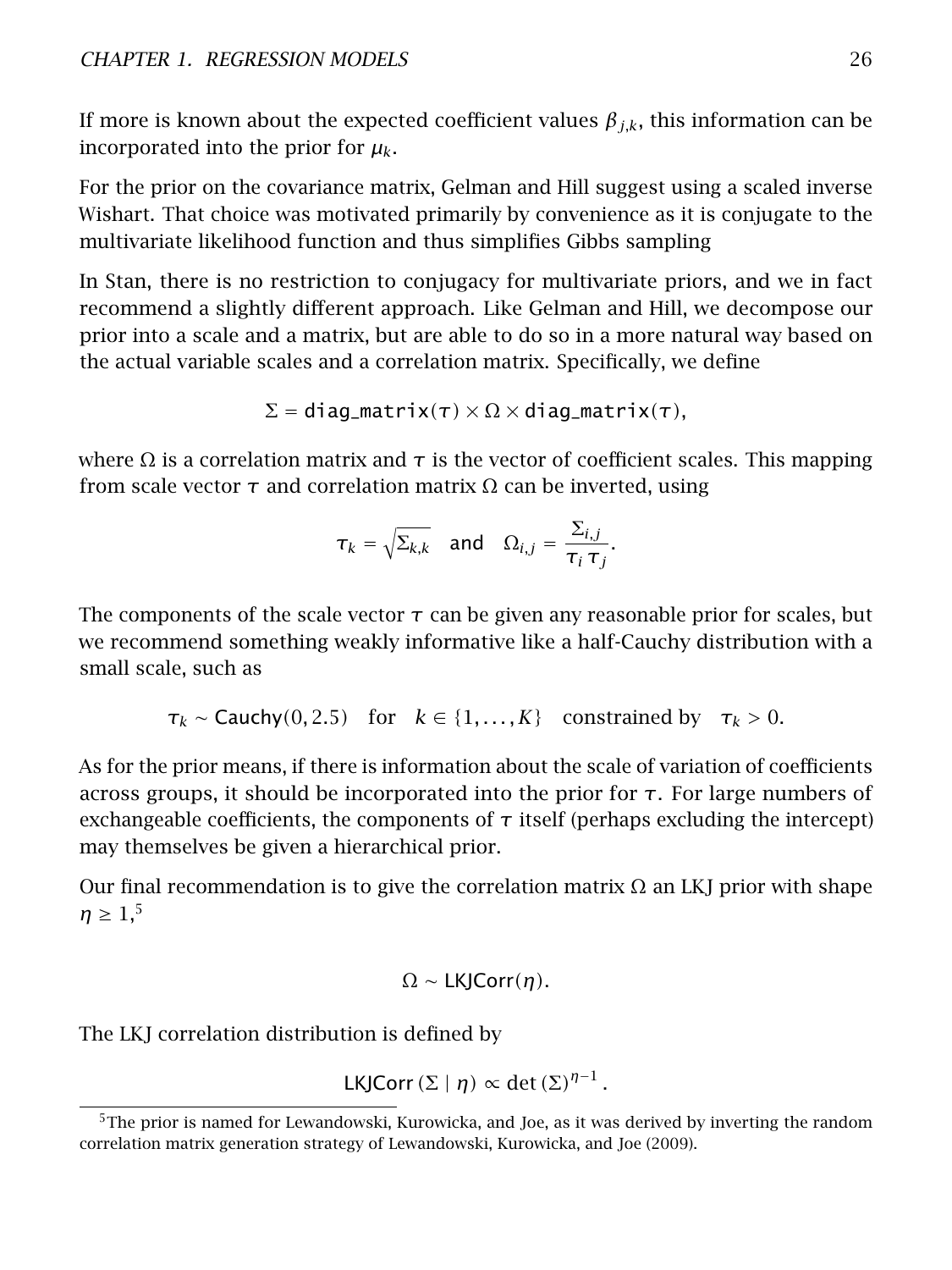If more is known about the expected coefficient values $\beta_{j,k}$, this information can be incorporated into the prior for $\mu_k$.

For the prior on the covariance matrix, Gelman and Hill suggest using a scaled inverse Wishart. That choice was motivated primarily by convenience as it is conjugate to the multivariate likelihood function and thus simplifies Gibbs sampling

In Stan, there is no restriction to conjugacy for multivariate priors, and we in fact recommend a slightly different approach. Like Gelman and Hill, we decompose our prior into a scale and a matrix, but are able to do so in a more natural way based on the actual variable scales and a correlation matrix. Specifically, we define

$$\Sigma = \texttt{diag\_matrix}(\tau) \times \Omega \times \texttt{diag\_matrix}(\tau),$$

where $\Omega$ is a correlation matrix and $\tau$ is the vector of coefficient scales. This mapping from scale vector $\tau$ and correlation matrix $\Omega$ can be inverted, using

$$\tau_k = \sqrt{\Sigma_{k,k}} \quad \text{and} \quad \Omega_{i,j} = \frac{\Sigma_{i,j}}{\tau_i \, \tau_j}.$$

The components of the scale vector $\tau$ can be given any reasonable prior for scales, but we recommend something weakly informative like a half-Cauchy distribution with a small scale, such as

$$\tau_k \sim \mathsf{Cauchy}(0, 2.5) \quad \text{for} \quad k \in \{1, \ldots, K\} \quad \text{constrained by} \quad \tau_k > 0.$$

As for the prior means, if there is information about the scale of variation of coefficients across groups, it should be incorporated into the prior for $\tau$. For large numbers of exchangeable coefficients, the components of $\tau$ itself (perhaps excluding the intercept) may themselves be given a hierarchical prior.

Our final recommendation is to give the correlation matrix $\Omega$ an LKJ prior with shape $\eta \geq 1$,[5]

$$\Omega \sim \mathsf{LKJCorr}(\eta).$$

The LKJ correlation distribution is defined by

$$\mathsf{LKJCorr}(\Sigma \mid \eta) \propto \det(\Sigma)^{\eta-1}.$$

[5]The prior is named for Lewandowski, Kurowicka, and Joe, as it was derived by inverting the random correlation matrix generation strategy of Lewandowski, Kurowicka, and Joe (2009).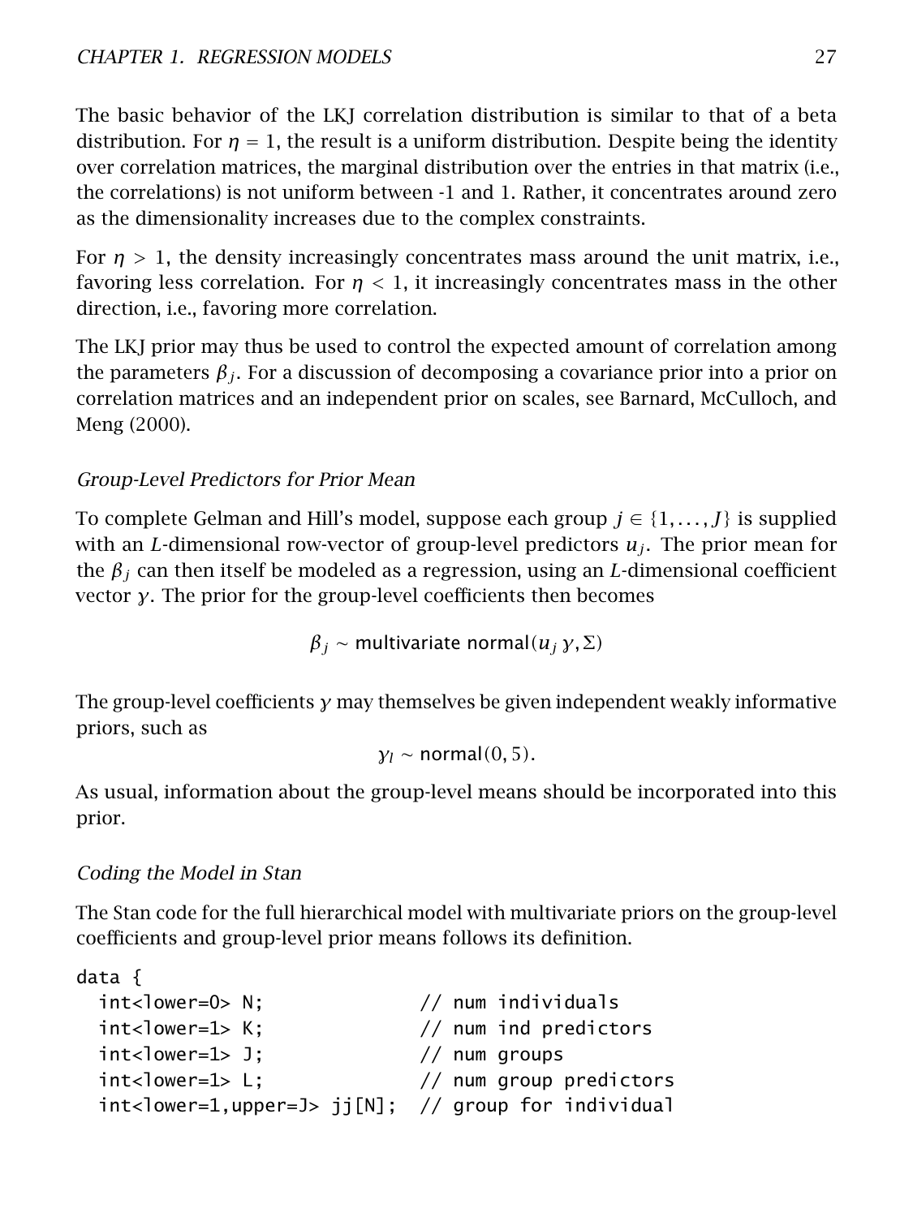The basic behavior of the LKJ correlation distribution is similar to that of a beta distribution. For $\eta = 1$, the result is a uniform distribution. Despite being the identity over correlation matrices, the marginal distribution over the entries in that matrix (i.e., the correlations) is not uniform between -1 and 1. Rather, it concentrates around zero as the dimensionality increases due to the complex constraints.

For $\eta > 1$, the density increasingly concentrates mass around the unit matrix, i.e., favoring less correlation. For $\eta < 1$, it increasingly concentrates mass in the other direction, i.e., favoring more correlation.

The LKJ prior may thus be used to control the expected amount of correlation among the parameters $\beta_j$. For a discussion of decomposing a covariance prior into a prior on correlation matrices and an independent prior on scales, see Barnard, McCulloch, and Meng (2000).

*Group-Level Predictors for Prior Mean*

To complete Gelman and Hill's model, suppose each group $j \in \{1, \ldots, J\}$ is supplied with an $L$-dimensional row-vector of group-level predictors $u_j$. The prior mean for the $\beta_j$ can then itself be modeled as a regression, using an $L$-dimensional coefficient vector $\gamma$. The prior for the group-level coefficients then becomes

$$\beta_j \sim \mathsf{multivariate\ normal}(u_j\,\gamma, \Sigma)$$

The group-level coefficients $\gamma$ may themselves be given independent weakly informative priors, such as

$$\gamma_l \sim \mathsf{normal}(0, 5).$$

As usual, information about the group-level means should be incorporated into this prior.

*Coding the Model in Stan*

The Stan code for the full hierarchical model with multivariate priors on the group-level coefficients and group-level prior means follows its definition.

```
data {
  int<lower=0> N;              // num individuals
  int<lower=1> K;              // num ind predictors
  int<lower=1> J;              // num groups
  int<lower=1> L;              // num group predictors
  int<lower=1,upper=J> jj[N];  // group for individual
```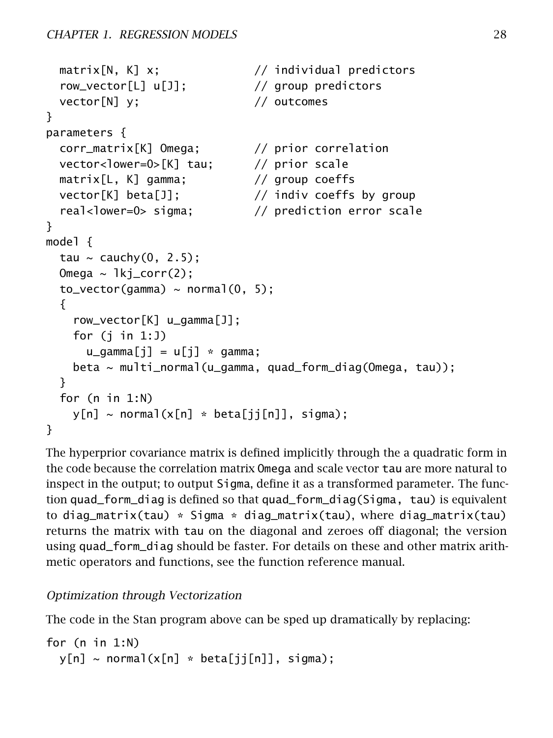```
  matrix[N, K] x;              // individual predictors
  row_vector[L] u[J];          // group predictors
  vector[N] y;                 // outcomes
}
parameters {
  corr_matrix[K] Omega;        // prior correlation
  vector<lower=0>[K] tau;      // prior scale
  matrix[L, K] gamma;          // group coeffs
  vector[K] beta[J];           // indiv coeffs by group
  real<lower=0> sigma;         // prediction error scale
}
model {
  tau ~ cauchy(0, 2.5);
  Omega ~ lkj_corr(2);
  to_vector(gamma) ~ normal(0, 5);
  {
    row_vector[K] u_gamma[J];
    for (j in 1:J)
      u_gamma[j] = u[j] * gamma;
    beta ~ multi_normal(u_gamma, quad_form_diag(Omega, tau));
  }
  for (n in 1:N)
    y[n] ~ normal(x[n] * beta[jj[n]], sigma);
}
```

The hyperprior covariance matrix is defined implicitly through the a quadratic form in the code because the correlation matrix `Omega` and scale vector `tau` are more natural to inspect in the output; to output `Sigma`, define it as a transformed parameter. The function `quad_form_diag` is defined so that `quad_form_diag(Sigma, tau)` is equivalent to `diag_matrix(tau) * Sigma * diag_matrix(tau)`, where `diag_matrix(tau)` returns the matrix with `tau` on the diagonal and zeroes off diagonal; the version using `quad_form_diag` should be faster. For details on these and other matrix arithmetic operators and functions, see the function reference manual.

#### *Optimization through Vectorization*

The code in the Stan program above can be sped up dramatically by replacing:

```
for (n in 1:N)
  y[n] ~ normal(x[n] * beta[jj[n]], sigma);
```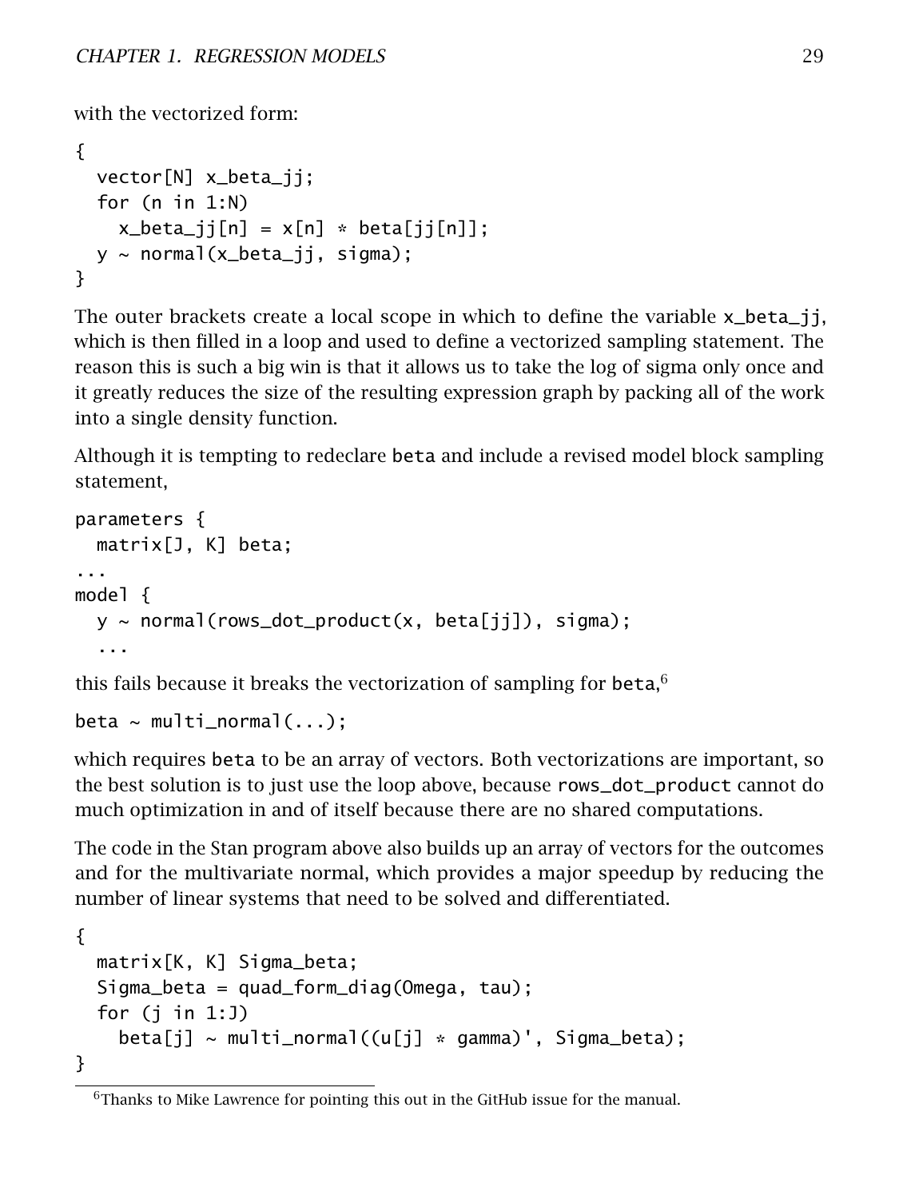with the vectorized form:

```
{
  vector[N] x_beta_jj;
  for (n in 1:N)
    x_beta_jj[n] = x[n] * beta[jj[n]];
  y ~ normal(x_beta_jj, sigma);
}
```

The outer brackets create a local scope in which to define the variable x_beta_jj, which is then filled in a loop and used to define a vectorized sampling statement. The reason this is such a big win is that it allows us to take the log of sigma only once and it greatly reduces the size of the resulting expression graph by packing all of the work into a single density function.

Although it is tempting to redeclare beta and include a revised model block sampling statement,

```
parameters {
  matrix[J, K] beta;
...
model {
  y ~ normal(rows_dot_product(x, beta[jj]), sigma);
  ...
```

this fails because it breaks the vectorization of sampling for beta,[6]

```
beta ~ multi_normal(...);
```

which requires beta to be an array of vectors. Both vectorizations are important, so the best solution is to just use the loop above, because rows_dot_product cannot do much optimization in and of itself because there are no shared computations.

The code in the Stan program above also builds up an array of vectors for the outcomes and for the multivariate normal, which provides a major speedup by reducing the number of linear systems that need to be solved and differentiated.

```
{
  matrix[K, K] Sigma_beta;
  Sigma_beta = quad_form_diag(Omega, tau);
  for (j in 1:J)
    beta[j] ~ multi_normal((u[j] * gamma)', Sigma_beta);
}
```

[6] Thanks to Mike Lawrence for pointing this out in the GitHub issue for the manual.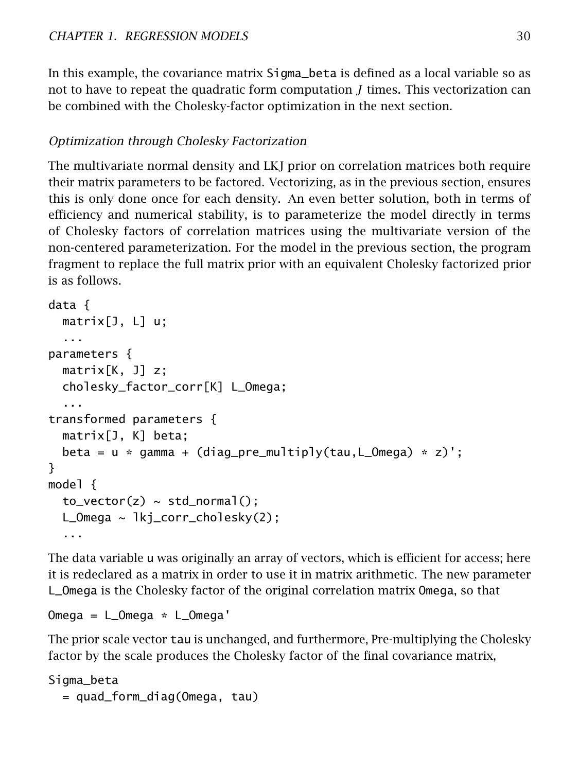In this example, the covariance matrix `Sigma_beta` is defined as a local variable so as not to have to repeat the quadratic form computation $J$ times. This vectorization can be combined with the Cholesky-factor optimization in the next section.

### *Optimization through Cholesky Factorization*

The multivariate normal density and LKJ prior on correlation matrices both require their matrix parameters to be factored. Vectorizing, as in the previous section, ensures this is only done once for each density. An even better solution, both in terms of efficiency and numerical stability, is to parameterize the model directly in terms of Cholesky factors of correlation matrices using the multivariate version of the non-centered parameterization. For the model in the previous section, the program fragment to replace the full matrix prior with an equivalent Cholesky factorized prior is as follows.

```
data {
  matrix[J, L] u;
  ...
parameters {
  matrix[K, J] z;
  cholesky_factor_corr[K] L_Omega;
  ...
transformed parameters {
  matrix[J, K] beta;
  beta = u * gamma + (diag_pre_multiply(tau,L_Omega) * z)';
}
model {
  to_vector(z) ~ std_normal();
  L_Omega ~ lkj_corr_cholesky(2);
  ...
```

The data variable `u` was originally an array of vectors, which is efficient for access; here it is redeclared as a matrix in order to use it in matrix arithmetic. The new parameter `L_Omega` is the Cholesky factor of the original correlation matrix `Omega`, so that

```
Omega = L_Omega * L_Omega'
```

The prior scale vector `tau` is unchanged, and furthermore, Pre-multiplying the Cholesky factor by the scale produces the Cholesky factor of the final covariance matrix,

```
Sigma_beta
  = quad_form_diag(Omega, tau)
```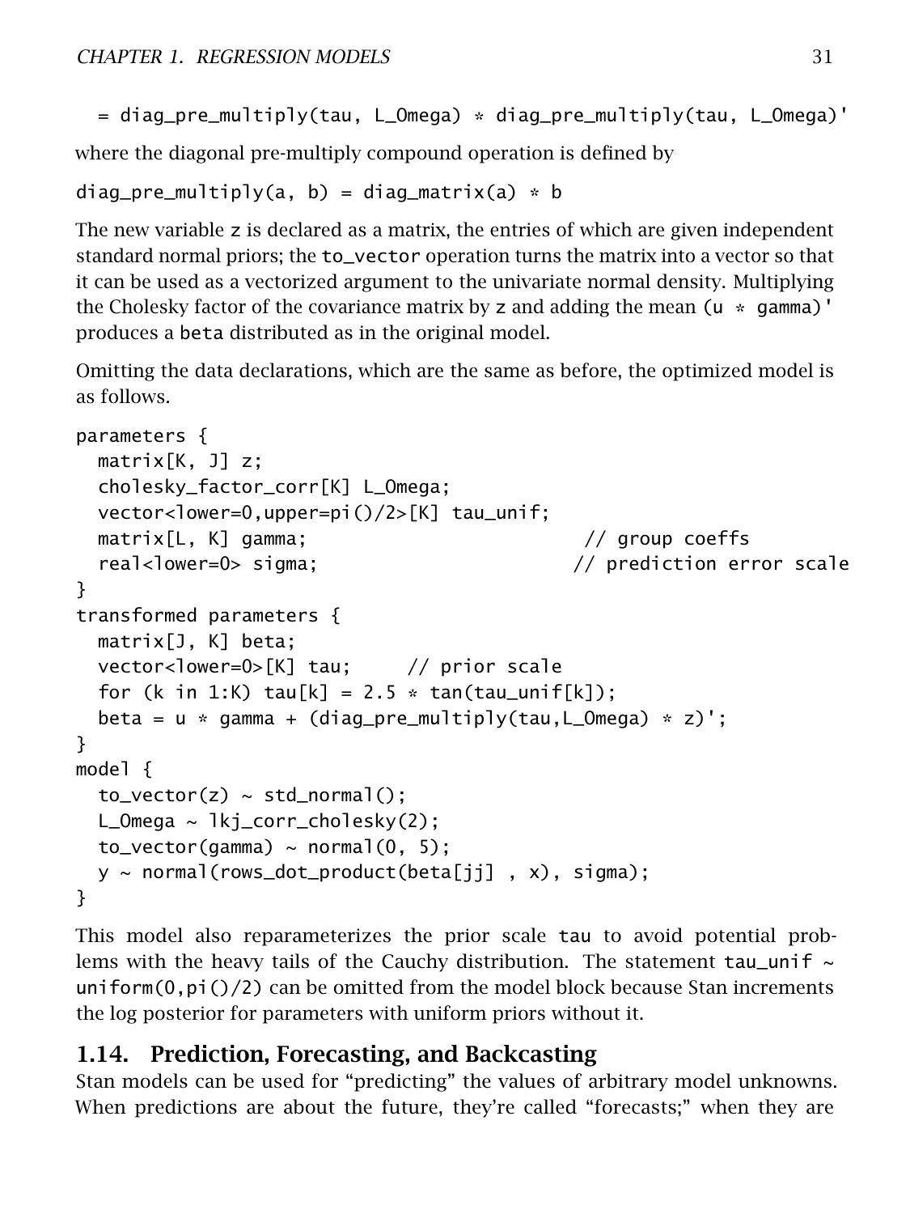```
  = diag_pre_multiply(tau, L_Omega) * diag_pre_multiply(tau, L_Omega)'
```

where the diagonal pre-multiply compound operation is defined by

```
diag_pre_multiply(a, b) = diag_matrix(a) * b
```

The new variable `z` is declared as a matrix, the entries of which are given independent standard normal priors; the `to_vector` operation turns the matrix into a vector so that it can be used as a vectorized argument to the univariate normal density. Multiplying the Cholesky factor of the covariance matrix by `z` and adding the mean `(u * gamma)'` produces a `beta` distributed as in the original model.

Omitting the data declarations, which are the same as before, the optimized model is as follows.

```
parameters {
  matrix[K, J] z;
  cholesky_factor_corr[K] L_Omega;
  vector<lower=0,upper=pi()/2>[K] tau_unif;
  matrix[L, K] gamma;                          // group coeffs
  real<lower=0> sigma;                        // prediction error scale
}
transformed parameters {
  matrix[J, K] beta;
  vector<lower=0>[K] tau;     // prior scale
  for (k in 1:K) tau[k] = 2.5 * tan(tau_unif[k]);
  beta = u * gamma + (diag_pre_multiply(tau,L_Omega) * z)';
}
model {
  to_vector(z) ~ std_normal();
  L_Omega ~ lkj_corr_cholesky(2);
  to_vector(gamma) ~ normal(0, 5);
  y ~ normal(rows_dot_product(beta[jj] , x), sigma);
}
```

This model also reparameterizes the prior scale `tau` to avoid potential problems with the heavy tails of the Cauchy distribution. The statement `tau_unif ~ uniform(0,pi()/2)` can be omitted from the model block because Stan increments the log posterior for parameters with uniform priors without it.

## 1.14. Prediction, Forecasting, and Backcasting

Stan models can be used for "predicting" the values of arbitrary model unknowns. When predictions are about the future, they're called "forecasts;" when they are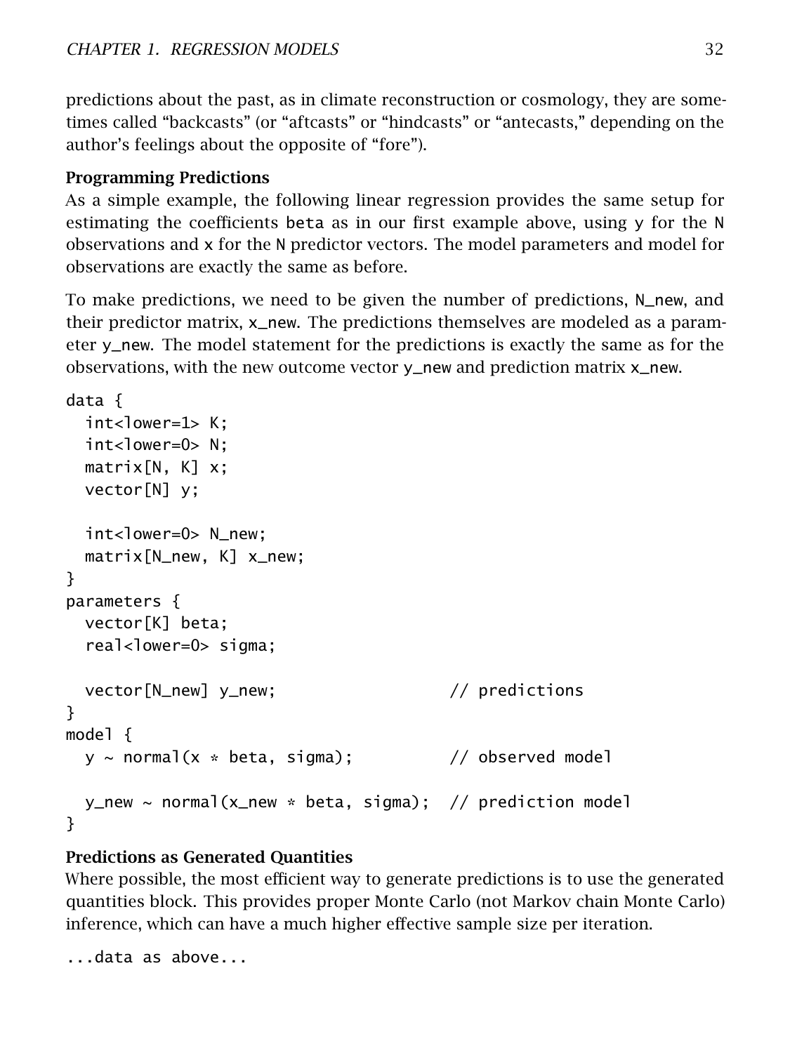predictions about the past, as in climate reconstruction or cosmology, they are sometimes called "backcasts" (or "aftcasts" or "hindcasts" or "antecasts," depending on the author's feelings about the opposite of "fore").

**Programming Predictions**

As a simple example, the following linear regression provides the same setup for estimating the coefficients beta as in our first example above, using y for the N observations and x for the N predictor vectors. The model parameters and model for observations are exactly the same as before.

To make predictions, we need to be given the number of predictions, N_new, and their predictor matrix, x_new. The predictions themselves are modeled as a parameter y_new. The model statement for the predictions is exactly the same as for the observations, with the new outcome vector y_new and prediction matrix x_new.

```
data {
  int<lower=1> K;
  int<lower=0> N;
  matrix[N, K] x;
  vector[N] y;

  int<lower=0> N_new;
  matrix[N_new, K] x_new;
}
parameters {
  vector[K] beta;
  real<lower=0> sigma;

  vector[N_new] y_new;                  // predictions
}
model {
  y ~ normal(x * beta, sigma);          // observed model

  y_new ~ normal(x_new * beta, sigma);  // prediction model
}
```

**Predictions as Generated Quantities**

Where possible, the most efficient way to generate predictions is to use the generated quantities block. This provides proper Monte Carlo (not Markov chain Monte Carlo) inference, which can have a much higher effective sample size per iteration.

```
...data as above...
```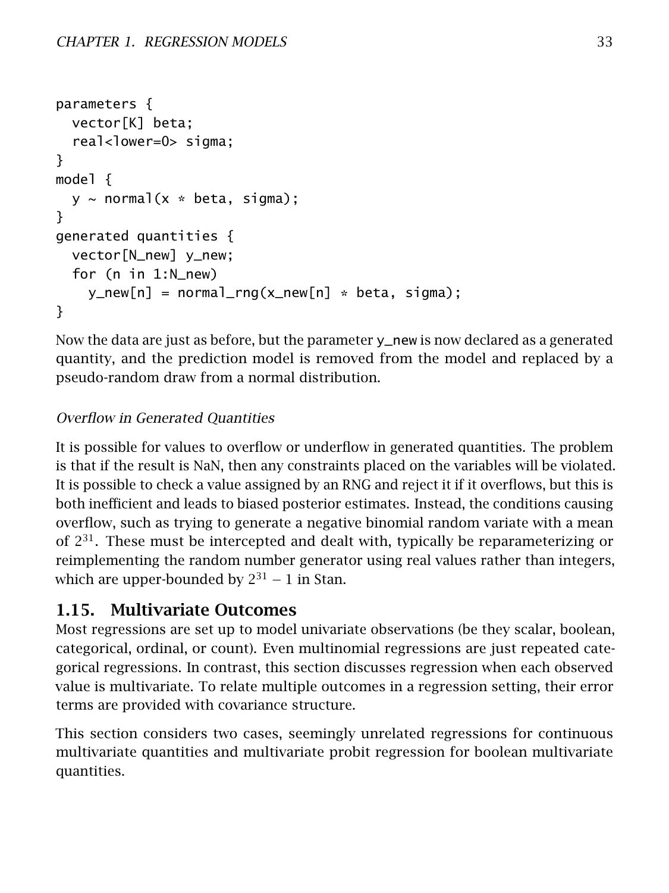```
parameters {
  vector[K] beta;
  real<lower=0> sigma;
}
model {
  y ~ normal(x * beta, sigma);
}
generated quantities {
  vector[N_new] y_new;
  for (n in 1:N_new)
    y_new[n] = normal_rng(x_new[n] * beta, sigma);
}
```

Now the data are just as before, but the parameter y_new is now declared as a generated quantity, and the prediction model is removed from the model and replaced by a pseudo-random draw from a normal distribution.

*Overflow in Generated Quantities*

It is possible for values to overflow or underflow in generated quantities. The problem is that if the result is NaN, then any constraints placed on the variables will be violated. It is possible to check a value assigned by an RNG and reject it if it overflows, but this is both inefficient and leads to biased posterior estimates. Instead, the conditions causing overflow, such as trying to generate a negative binomial random variate with a mean of $2^{31}$. These must be intercepted and dealt with, typically be reparameterizing or reimplementing the random number generator using real values rather than integers, which are upper-bounded by $2^{31} - 1$ in Stan.

## 1.15. Multivariate Outcomes

Most regressions are set up to model univariate observations (be they scalar, boolean, categorical, ordinal, or count). Even multinomial regressions are just repeated categorical regressions. In contrast, this section discusses regression when each observed value is multivariate. To relate multiple outcomes in a regression setting, their error terms are provided with covariance structure.

This section considers two cases, seemingly unrelated regressions for continuous multivariate quantities and multivariate probit regression for boolean multivariate quantities.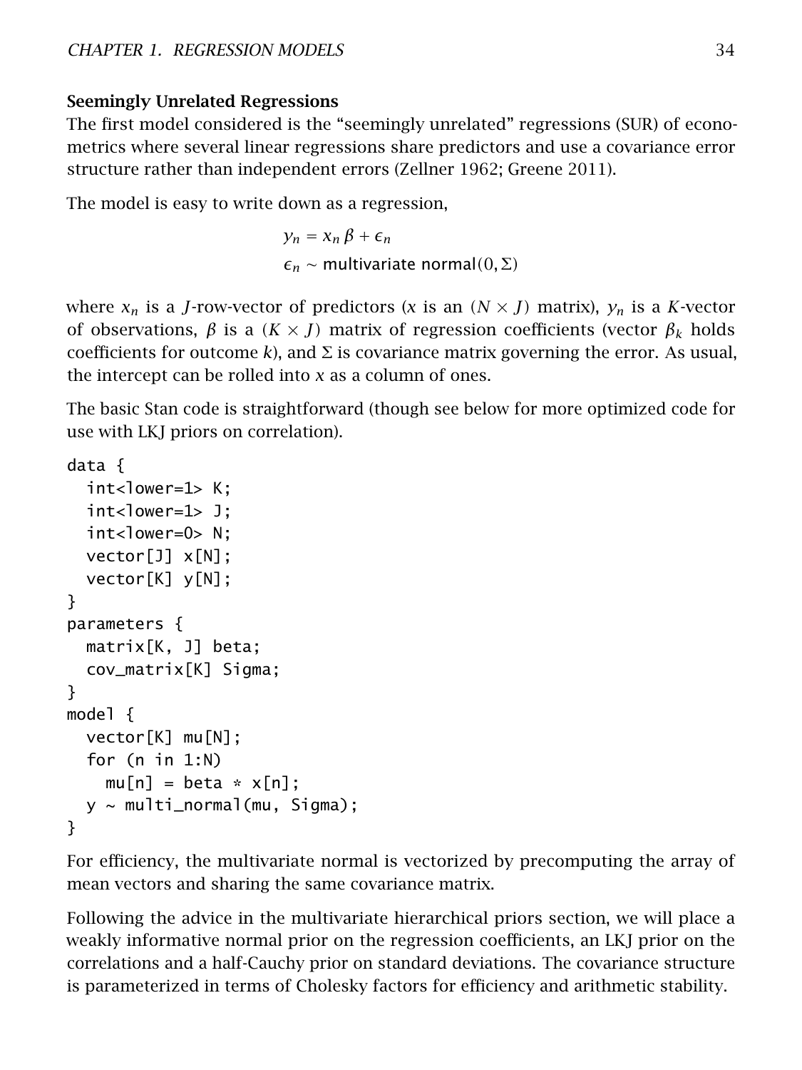### Seemingly Unrelated Regressions

The first model considered is the "seemingly unrelated" regressions (SUR) of econometrics where several linear regressions share predictors and use a covariance error structure rather than independent errors (Zellner 1962; Greene 2011).

The model is easy to write down as a regression,

$$
\begin{aligned}
y_n &= x_n \, \beta + \epsilon_n \\
\epsilon_n &\sim \textsf{multivariate normal}(0, \Sigma)
\end{aligned}
$$

where $x_n$ is a $J$-row-vector of predictors ($x$ is an $(N \times J)$ matrix), $y_n$ is a $K$-vector of observations, $\beta$ is a $(K \times J)$ matrix of regression coefficients (vector $\beta_k$ holds coefficients for outcome $k$), and $\Sigma$ is covariance matrix governing the error. As usual, the intercept can be rolled into $x$ as a column of ones.

The basic Stan code is straightforward (though see below for more optimized code for use with LKJ priors on correlation).

```
data {
  int<lower=1> K;
  int<lower=1> J;
  int<lower=0> N;
  vector[J] x[N];
  vector[K] y[N];
}
parameters {
  matrix[K, J] beta;
  cov_matrix[K] Sigma;
}
model {
  vector[K] mu[N];
  for (n in 1:N)
    mu[n] = beta * x[n];
  y ~ multi_normal(mu, Sigma);
}
```

For efficiency, the multivariate normal is vectorized by precomputing the array of mean vectors and sharing the same covariance matrix.

Following the advice in the multivariate hierarchical priors section, we will place a weakly informative normal prior on the regression coefficients, an LKJ prior on the correlations and a half-Cauchy prior on standard deviations. The covariance structure is parameterized in terms of Cholesky factors for efficiency and arithmetic stability.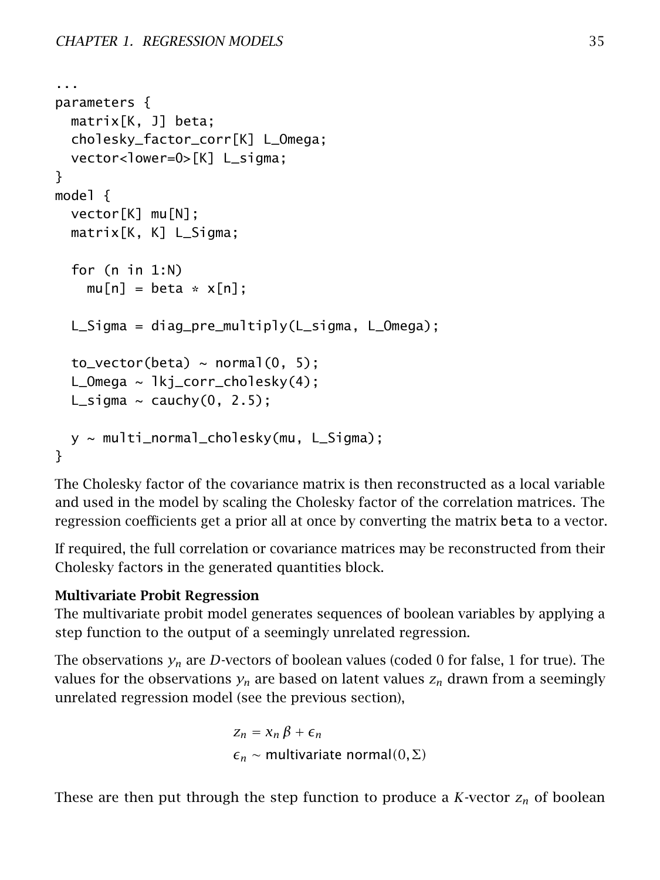```
...
parameters {
  matrix[K, J] beta;
  cholesky_factor_corr[K] L_Omega;
  vector<lower=0>[K] L_sigma;
}
model {
  vector[K] mu[N];
  matrix[K, K] L_Sigma;

  for (n in 1:N)
    mu[n] = beta * x[n];

  L_Sigma = diag_pre_multiply(L_sigma, L_Omega);

  to_vector(beta) ~ normal(0, 5);
  L_Omega ~ lkj_corr_cholesky(4);
  L_sigma ~ cauchy(0, 2.5);

  y ~ multi_normal_cholesky(mu, L_Sigma);
}
```

The Cholesky factor of the covariance matrix is then reconstructed as a local variable and used in the model by scaling the Cholesky factor of the correlation matrices. The regression coefficients get a prior all at once by converting the matrix `beta` to a vector.

If required, the full correlation or covariance matrices may be reconstructed from their Cholesky factors in the generated quantities block.

**Multivariate Probit Regression**

The multivariate probit model generates sequences of boolean variables by applying a step function to the output of a seemingly unrelated regression.

The observations $y_n$ are $D$-vectors of boolean values (coded 0 for false, 1 for true). The values for the observations $y_n$ are based on latent values $z_n$ drawn from a seemingly unrelated regression model (see the previous section),

$$z_n = x_n \beta + \epsilon_n$$
$$\epsilon_n \sim \mathsf{multivariate\ normal}(0, \Sigma)$$

These are then put through the step function to produce a $K$-vector $z_n$ of boolean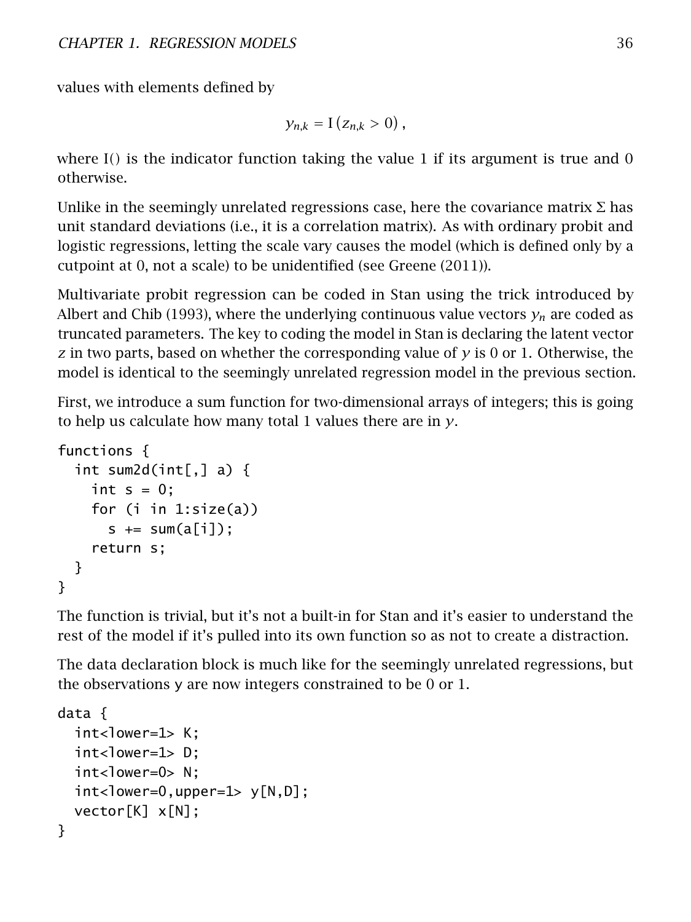values with elements defined by

$$y_{n,k} = \mathrm{I}\left(z_{n,k} > 0\right),$$

where I() is the indicator function taking the value 1 if its argument is true and 0 otherwise.

Unlike in the seemingly unrelated regressions case, here the covariance matrix $\Sigma$ has unit standard deviations (i.e., it is a correlation matrix). As with ordinary probit and logistic regressions, letting the scale vary causes the model (which is defined only by a cutpoint at 0, not a scale) to be unidentified (see Greene (2011)).

Multivariate probit regression can be coded in Stan using the trick introduced by Albert and Chib (1993), where the underlying continuous value vectors $y_n$ are coded as truncated parameters. The key to coding the model in Stan is declaring the latent vector $z$ in two parts, based on whether the corresponding value of $y$ is 0 or 1. Otherwise, the model is identical to the seemingly unrelated regression model in the previous section.

First, we introduce a sum function for two-dimensional arrays of integers; this is going to help us calculate how many total 1 values there are in $y$.

```
functions {
  int sum2d(int[,] a) {
    int s = 0;
    for (i in 1:size(a))
      s += sum(a[i]);
    return s;
  }
}
```

The function is trivial, but it's not a built-in for Stan and it's easier to understand the rest of the model if it's pulled into its own function so as not to create a distraction.

The data declaration block is much like for the seemingly unrelated regressions, but the observations y are now integers constrained to be 0 or 1.

```
data {
  int<lower=1> K;
  int<lower=1> D;
  int<lower=0> N;
  int<lower=0,upper=1> y[N,D];
  vector[K] x[N];
}
```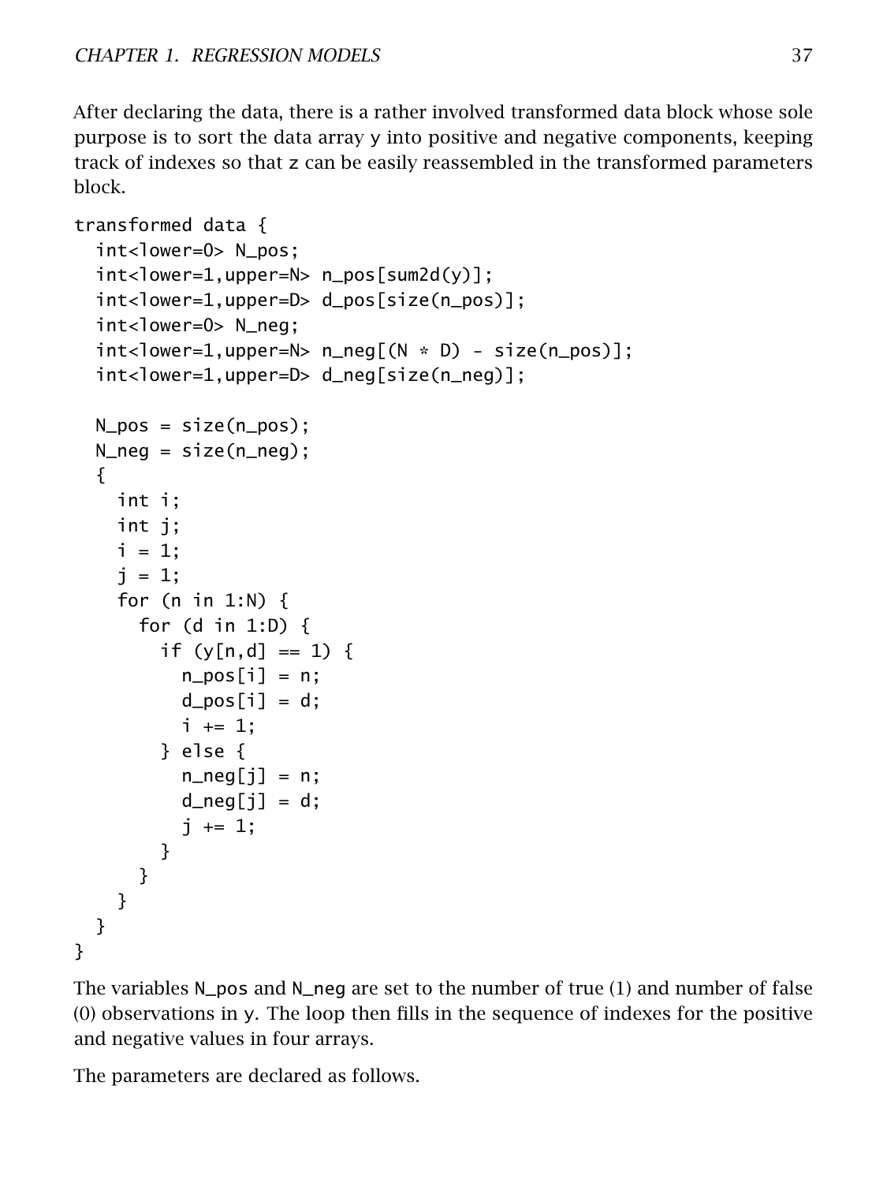After declaring the data, there is a rather involved transformed data block whose sole purpose is to sort the data array y into positive and negative components, keeping track of indexes so that z can be easily reassembled in the transformed parameters block.

```
transformed data {
  int<lower=0> N_pos;
  int<lower=1,upper=N> n_pos[sum2d(y)];
  int<lower=1,upper=D> d_pos[size(n_pos)];
  int<lower=0> N_neg;
  int<lower=1,upper=N> n_neg[(N * D) - size(n_pos)];
  int<lower=1,upper=D> d_neg[size(n_neg)];

  N_pos = size(n_pos);
  N_neg = size(n_neg);
  {
    int i;
    int j;
    i = 1;
    j = 1;
    for (n in 1:N) {
      for (d in 1:D) {
        if (y[n,d] == 1) {
          n_pos[i] = n;
          d_pos[i] = d;
          i += 1;
        } else {
          n_neg[j] = n;
          d_neg[j] = d;
          j += 1;
        }
      }
    }
  }
}
```

The variables N_pos and N_neg are set to the number of true (1) and number of false (0) observations in y. The loop then fills in the sequence of indexes for the positive and negative values in four arrays.

The parameters are declared as follows.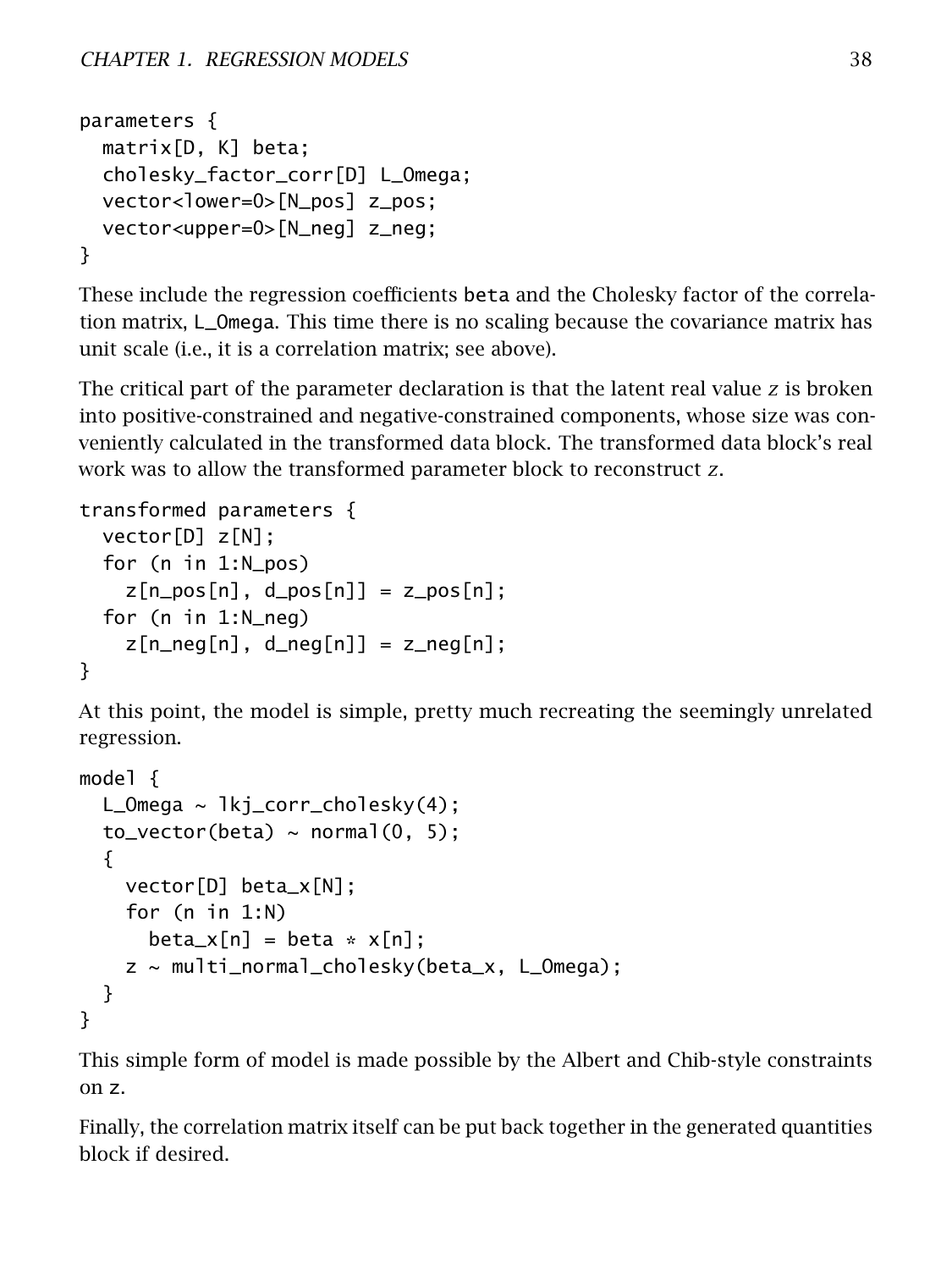```
parameters {
  matrix[D, K] beta;
  cholesky_factor_corr[D] L_Omega;
  vector<lower=0>[N_pos] z_pos;
  vector<upper=0>[N_neg] z_neg;
}
```

These include the regression coefficients beta and the Cholesky factor of the correlation matrix, L_Omega. This time there is no scaling because the covariance matrix has unit scale (i.e., it is a correlation matrix; see above).

The critical part of the parameter declaration is that the latent real value $z$ is broken into positive-constrained and negative-constrained components, whose size was conveniently calculated in the transformed data block. The transformed data block's real work was to allow the transformed parameter block to reconstruct $z$.

```
transformed parameters {
  vector[D] z[N];
  for (n in 1:N_pos)
    z[n_pos[n], d_pos[n]] = z_pos[n];
  for (n in 1:N_neg)
    z[n_neg[n], d_neg[n]] = z_neg[n];
}
```

At this point, the model is simple, pretty much recreating the seemingly unrelated regression.

```
model {
  L_Omega ~ lkj_corr_cholesky(4);
  to_vector(beta) ~ normal(0, 5);
  {
    vector[D] beta_x[N];
    for (n in 1:N)
      beta_x[n] = beta * x[n];
    z ~ multi_normal_cholesky(beta_x, L_Omega);
  }
}
```

This simple form of model is made possible by the Albert and Chib-style constraints on z.

Finally, the correlation matrix itself can be put back together in the generated quantities block if desired.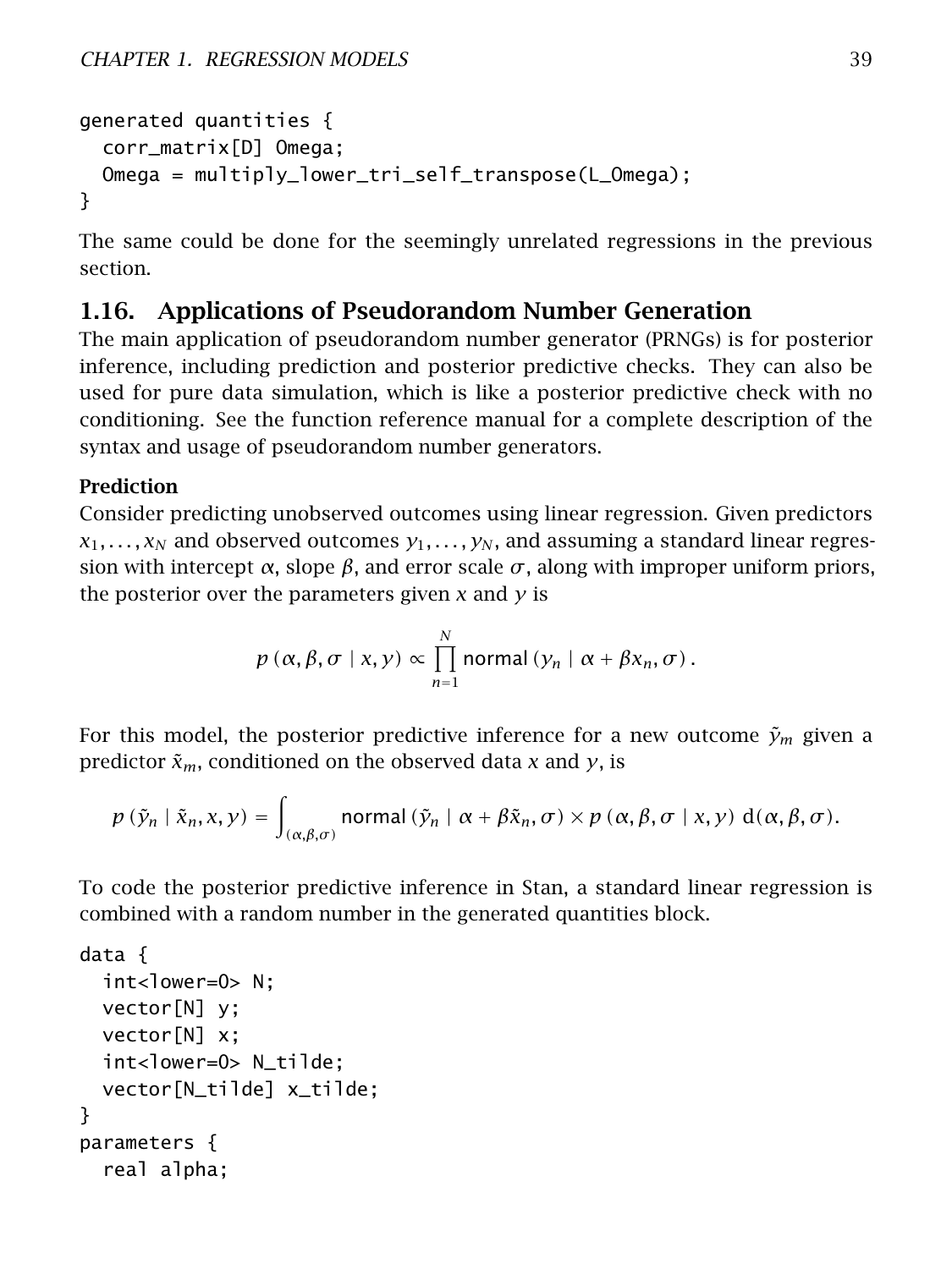```
generated quantities {
  corr_matrix[D] Omega;
  Omega = multiply_lower_tri_self_transpose(L_Omega);
}
```

The same could be done for the seemingly unrelated regressions in the previous section.

## 1.16. Applications of Pseudorandom Number Generation

The main application of pseudorandom number generator (PRNGs) is for posterior inference, including prediction and posterior predictive checks. They can also be used for pure data simulation, which is like a posterior predictive check with no conditioning. See the function reference manual for a complete description of the syntax and usage of pseudorandom number generators.

### Prediction

Consider predicting unobserved outcomes using linear regression. Given predictors $x_1, \ldots, x_N$ and observed outcomes $y_1, \ldots, y_N$, and assuming a standard linear regression with intercept $\alpha$, slope $\beta$, and error scale $\sigma$, along with improper uniform priors, the posterior over the parameters given $x$ and $y$ is

$$p(\alpha, \beta, \sigma \mid x, y) \propto \prod_{n=1}^{N} \mathsf{normal}(y_n \mid \alpha + \beta x_n, \sigma).$$

For this model, the posterior predictive inference for a new outcome $\tilde{y}_m$ given a predictor $\tilde{x}_m$, conditioned on the observed data $x$ and $y$, is

$$p(\tilde{y}_n \mid \tilde{x}_n, x, y) = \int_{(\alpha,\beta,\sigma)} \mathsf{normal}(\tilde{y}_n \mid \alpha + \beta \tilde{x}_n, \sigma) \times p(\alpha, \beta, \sigma \mid x, y) \, \mathrm{d}(\alpha, \beta, \sigma).$$

To code the posterior predictive inference in Stan, a standard linear regression is combined with a random number in the generated quantities block.

```
data {
  int<lower=0> N;
  vector[N] y;
  vector[N] x;
  int<lower=0> N_tilde;
  vector[N_tilde] x_tilde;
}
parameters {
  real alpha;
```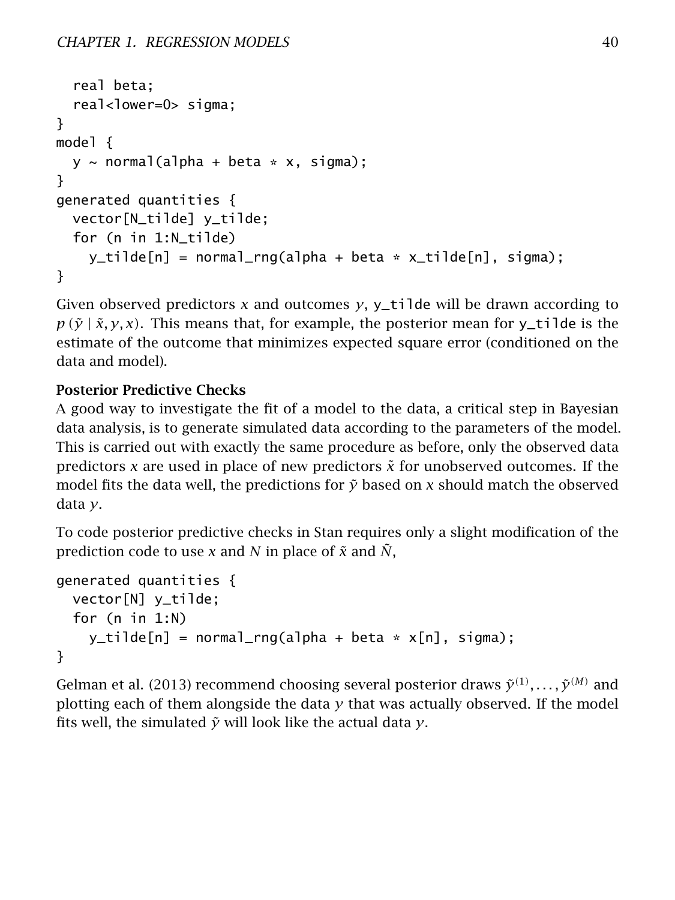```
  real beta;
  real<lower=0> sigma;
}
model {
  y ~ normal(alpha + beta * x, sigma);
}
generated quantities {
  vector[N_tilde] y_tilde;
  for (n in 1:N_tilde)
    y_tilde[n] = normal_rng(alpha + beta * x_tilde[n], sigma);
}
```

Given observed predictors $x$ and outcomes $y$, `y_tilde` will be drawn according to $p(\tilde{y} \mid \tilde{x}, y, x)$. This means that, for example, the posterior mean for `y_tilde` is the estimate of the outcome that minimizes expected square error (conditioned on the data and model).

**Posterior Predictive Checks**

A good way to investigate the fit of a model to the data, a critical step in Bayesian data analysis, is to generate simulated data according to the parameters of the model. This is carried out with exactly the same procedure as before, only the observed data predictors $x$ are used in place of new predictors $\tilde{x}$ for unobserved outcomes. If the model fits the data well, the predictions for $\tilde{y}$ based on $x$ should match the observed data $y$.

To code posterior predictive checks in Stan requires only a slight modification of the prediction code to use $x$ and $N$ in place of $\tilde{x}$ and $\tilde{N}$,

```
generated quantities {
  vector[N] y_tilde;
  for (n in 1:N)
    y_tilde[n] = normal_rng(alpha + beta * x[n], sigma);
}
```

Gelman et al. (2013) recommend choosing several posterior draws $\tilde{y}^{(1)}, \ldots, \tilde{y}^{(M)}$ and plotting each of them alongside the data $y$ that was actually observed. If the model fits well, the simulated $\tilde{y}$ will look like the actual data $y$.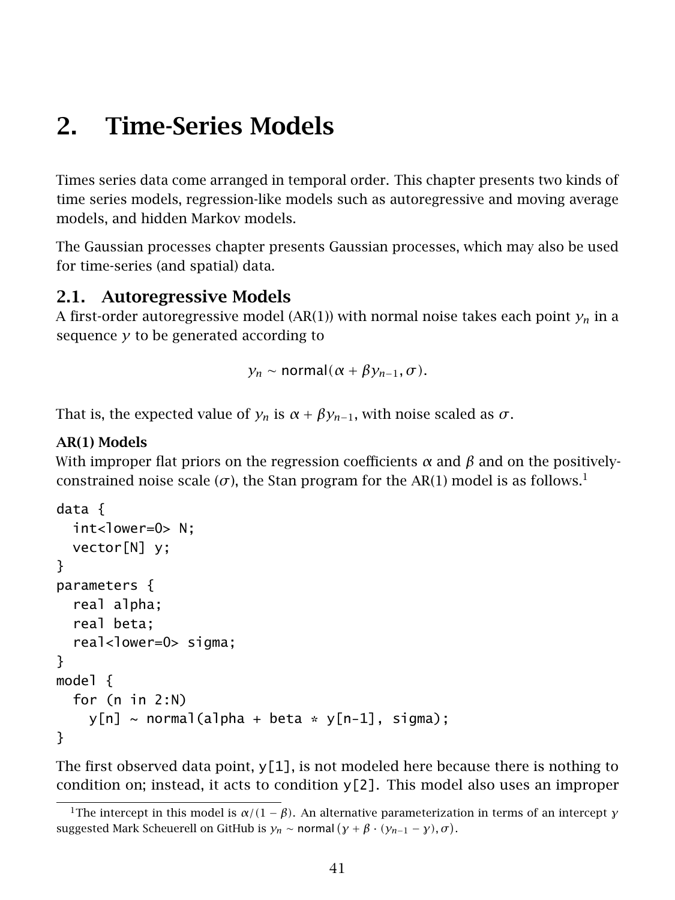# 2. Time-Series Models

Times series data come arranged in temporal order. This chapter presents two kinds of time series models, regression-like models such as autoregressive and moving average models, and hidden Markov models.

The Gaussian processes chapter presents Gaussian processes, which may also be used for time-series (and spatial) data.

## 2.1. Autoregressive Models

A first-order autoregressive model (AR(1)) with normal noise takes each point $y_n$ in a sequence $y$ to be generated according to

$$y_n \sim \mathsf{normal}(\alpha + \beta y_{n-1}, \sigma).$$

That is, the expected value of $y_n$ is $\alpha + \beta y_{n-1}$, with noise scaled as $\sigma$.

### AR(1) Models

With improper flat priors on the regression coefficients $\alpha$ and $\beta$ and on the positively-constrained noise scale ($\sigma$), the Stan program for the AR(1) model is as follows.[1]

```
data {
  int<lower=0> N;
  vector[N] y;
}
parameters {
  real alpha;
  real beta;
  real<lower=0> sigma;
}
model {
  for (n in 2:N)
    y[n] ~ normal(alpha + beta * y[n-1], sigma);
}
```

The first observed data point, `y[1]`, is not modeled here because there is nothing to condition on; instead, it acts to condition `y[2]`. This model also uses an improper

[1] The intercept in this model is $\alpha/(1-\beta)$. An alternative parameterization in terms of an intercept $\gamma$ suggested Mark Scheuerell on GitHub is $y_n \sim \mathsf{normal}\left(\gamma + \beta \cdot (y_{n-1} - \gamma), \sigma\right)$.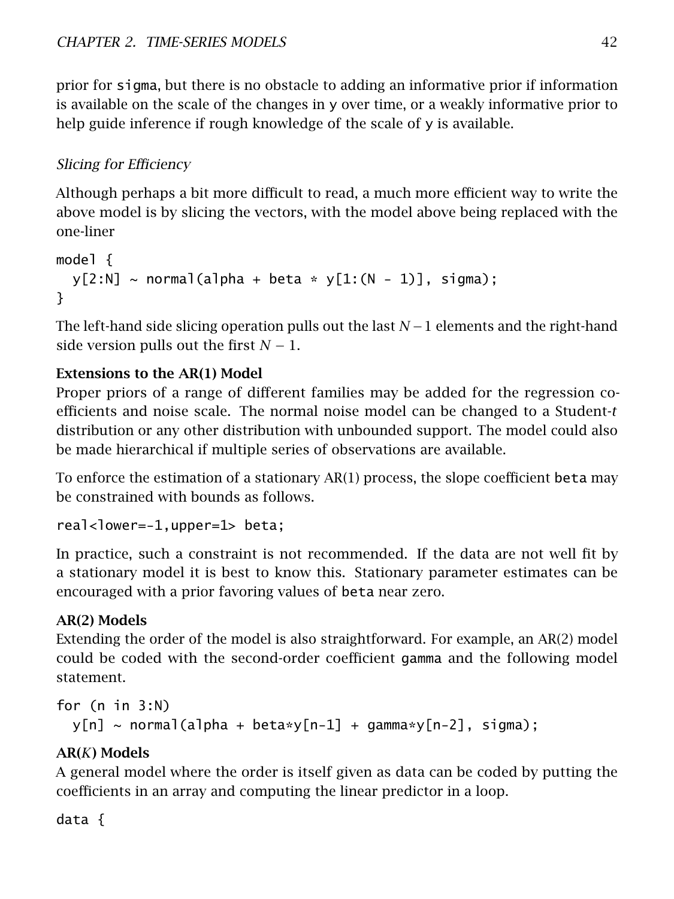prior for sigma, but there is no obstacle to adding an informative prior if information is available on the scale of the changes in y over time, or a weakly informative prior to help guide inference if rough knowledge of the scale of y is available.

*Slicing for Efficiency*

Although perhaps a bit more difficult to read, a much more efficient way to write the above model is by slicing the vectors, with the model above being replaced with the one-liner

```
model {
  y[2:N] ~ normal(alpha + beta * y[1:(N - 1)], sigma);
}
```

The left-hand side slicing operation pulls out the last $N-1$ elements and the right-hand side version pulls out the first $N-1$.

**Extensions to the AR(1) Model**

Proper priors of a range of different families may be added for the regression coefficients and noise scale. The normal noise model can be changed to a Student-$t$ distribution or any other distribution with unbounded support. The model could also be made hierarchical if multiple series of observations are available.

To enforce the estimation of a stationary AR(1) process, the slope coefficient beta may be constrained with bounds as follows.

```
real<lower=-1,upper=1> beta;
```

In practice, such a constraint is not recommended. If the data are not well fit by a stationary model it is best to know this. Stationary parameter estimates can be encouraged with a prior favoring values of beta near zero.

**AR(2) Models**

Extending the order of the model is also straightforward. For example, an AR(2) model could be coded with the second-order coefficient gamma and the following model statement.

```
for (n in 3:N)
  y[n] ~ normal(alpha + beta*y[n-1] + gamma*y[n-2], sigma);
```

**AR($K$) Models**

A general model where the order is itself given as data can be coded by putting the coefficients in an array and computing the linear predictor in a loop.

```
data {
```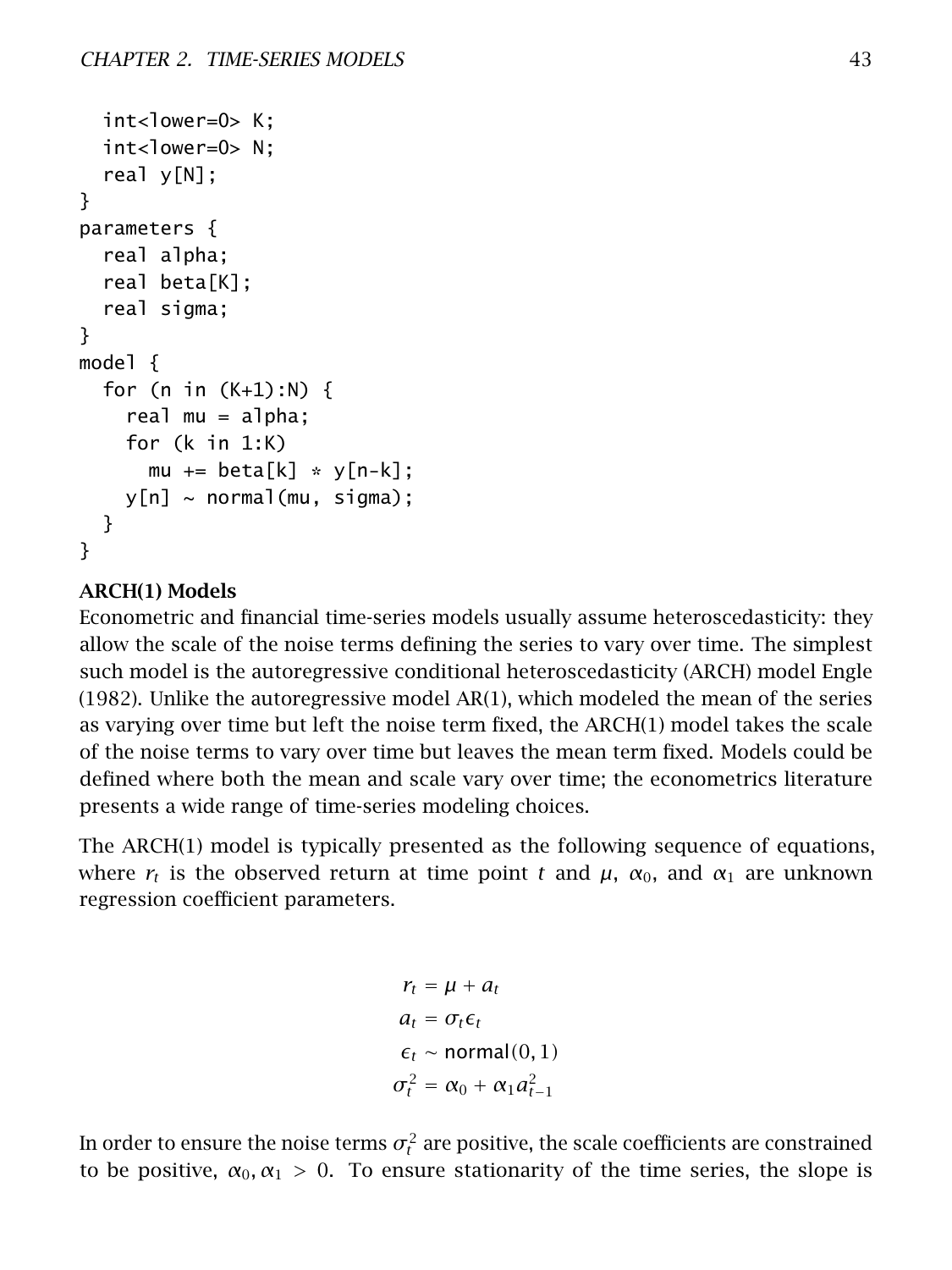```
  int<lower=0> K;
  int<lower=0> N;
  real y[N];
}
parameters {
  real alpha;
  real beta[K];
  real sigma;
}
model {
  for (n in (K+1):N) {
    real mu = alpha;
    for (k in 1:K)
      mu += beta[k] * y[n-k];
    y[n] ~ normal(mu, sigma);
  }
}
```

**ARCH(1) Models**

Econometric and financial time-series models usually assume heteroscedasticity: they allow the scale of the noise terms defining the series to vary over time. The simplest such model is the autoregressive conditional heteroscedasticity (ARCH) model Engle (1982). Unlike the autoregressive model AR(1), which modeled the mean of the series as varying over time but left the noise term fixed, the ARCH(1) model takes the scale of the noise terms to vary over time but leaves the mean term fixed. Models could be defined where both the mean and scale vary over time; the econometrics literature presents a wide range of time-series modeling choices.

The ARCH(1) model is typically presented as the following sequence of equations, where $r_t$ is the observed return at time point $t$ and $\mu$, $\alpha_0$, and $\alpha_1$ are unknown regression coefficient parameters.

$$
\begin{aligned}
r_t &= \mu + a_t \\
a_t &= \sigma_t \epsilon_t \\
\epsilon_t &\sim \mathsf{normal}(0, 1) \\
\sigma_t^2 &= \alpha_0 + \alpha_1 a_{t-1}^2
\end{aligned}
$$

In order to ensure the noise terms $\sigma_t^2$ are positive, the scale coefficients are constrained to be positive, $\alpha_0, \alpha_1 > 0$. To ensure stationarity of the time series, the slope is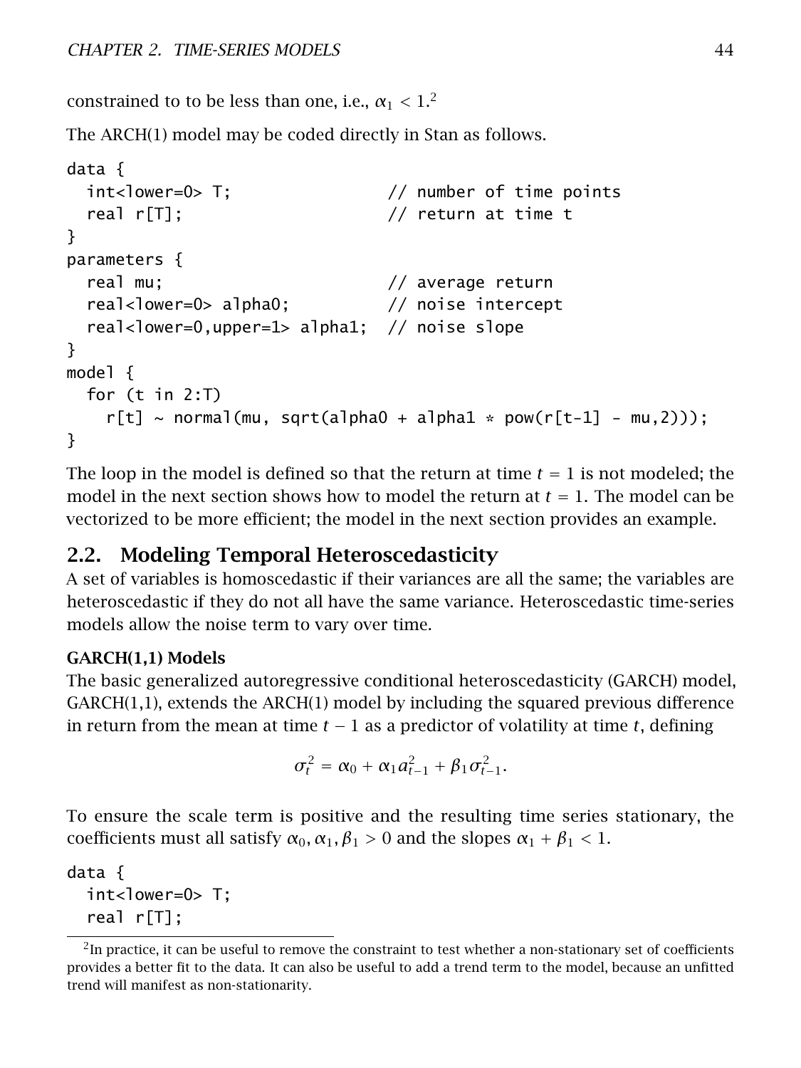constrained to to be less than one, i.e., $\alpha_1 < 1$.[2]

The ARCH(1) model may be coded directly in Stan as follows.

```
data {
  int<lower=0> T;                // number of time points
  real r[T];                     // return at time t
}
parameters {
  real mu;                       // average return
  real<lower=0> alpha0;          // noise intercept
  real<lower=0,upper=1> alpha1;  // noise slope
}
model {
  for (t in 2:T)
    r[t] ~ normal(mu, sqrt(alpha0 + alpha1 * pow(r[t-1] - mu,2)));
}
```

The loop in the model is defined so that the return at time $t = 1$ is not modeled; the model in the next section shows how to model the return at $t = 1$. The model can be vectorized to be more efficient; the model in the next section provides an example.

## 2.2. Modeling Temporal Heteroscedasticity

A set of variables is homoscedastic if their variances are all the same; the variables are heteroscedastic if they do not all have the same variance. Heteroscedastic time-series models allow the noise term to vary over time.

### GARCH(1,1) Models

The basic generalized autoregressive conditional heteroscedasticity (GARCH) model, GARCH(1,1), extends the ARCH(1) model by including the squared previous difference in return from the mean at time $t - 1$ as a predictor of volatility at time $t$, defining

$$\sigma_t^2 = \alpha_0 + \alpha_1 a_{t-1}^2 + \beta_1 \sigma_{t-1}^2.$$

To ensure the scale term is positive and the resulting time series stationary, the coefficients must all satisfy $\alpha_0, \alpha_1, \beta_1 > 0$ and the slopes $\alpha_1 + \beta_1 < 1$.

```
data {
  int<lower=0> T;
  real r[T];
```

[2] In practice, it can be useful to remove the constraint to test whether a non-stationary set of coefficients provides a better fit to the data. It can also be useful to add a trend term to the model, because an unfitted trend will manifest as non-stationarity.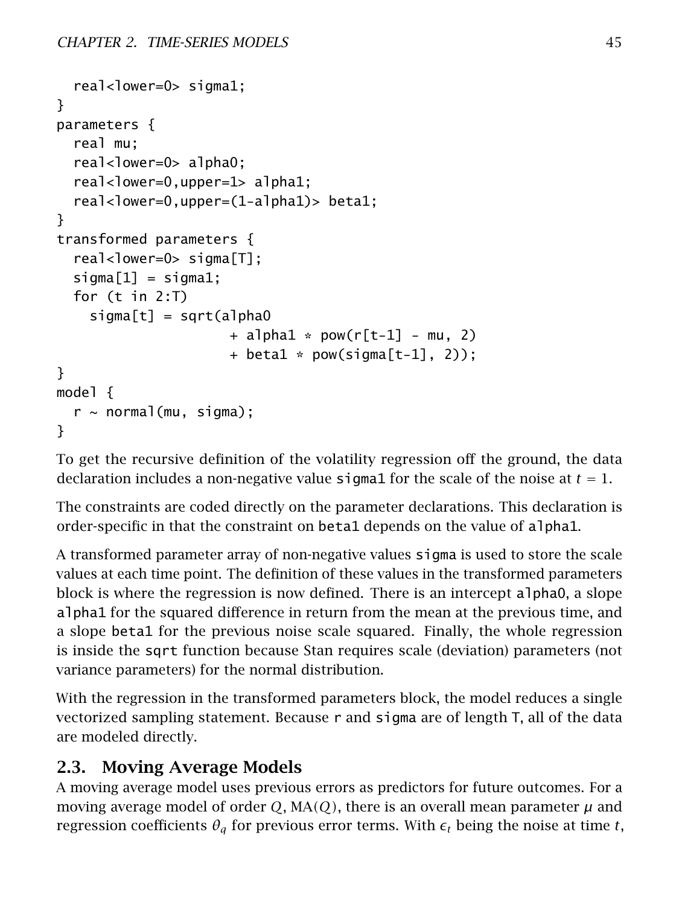```
  real<lower=0> sigma1;
}
parameters {
  real mu;
  real<lower=0> alpha0;
  real<lower=0,upper=1> alpha1;
  real<lower=0,upper=(1-alpha1)> beta1;
}
transformed parameters {
  real<lower=0> sigma[T];
  sigma[1] = sigma1;
  for (t in 2:T)
    sigma[t] = sqrt(alpha0
                    + alpha1 * pow(r[t-1] - mu, 2)
                    + beta1 * pow(sigma[t-1], 2));
}
model {
  r ~ normal(mu, sigma);
}
```

To get the recursive definition of the volatility regression off the ground, the data declaration includes a non-negative value `sigma1` for the scale of the noise at $t = 1$.

The constraints are coded directly on the parameter declarations. This declaration is order-specific in that the constraint on `beta1` depends on the value of `alpha1`.

A transformed parameter array of non-negative values `sigma` is used to store the scale values at each time point. The definition of these values in the transformed parameters block is where the regression is now defined. There is an intercept `alpha0`, a slope `alpha1` for the squared difference in return from the mean at the previous time, and a slope `beta1` for the previous noise scale squared. Finally, the whole regression is inside the `sqrt` function because Stan requires scale (deviation) parameters (not variance parameters) for the normal distribution.

With the regression in the transformed parameters block, the model reduces a single vectorized sampling statement. Because `r` and `sigma` are of length `T`, all of the data are modeled directly.

## 2.3. Moving Average Models

A moving average model uses previous errors as predictors for future outcomes. For a moving average model of order $Q$, $\text{MA}(Q)$, there is an overall mean parameter $\mu$ and regression coefficients $\theta_q$ for previous error terms. With $\epsilon_t$ being the noise at time $t$,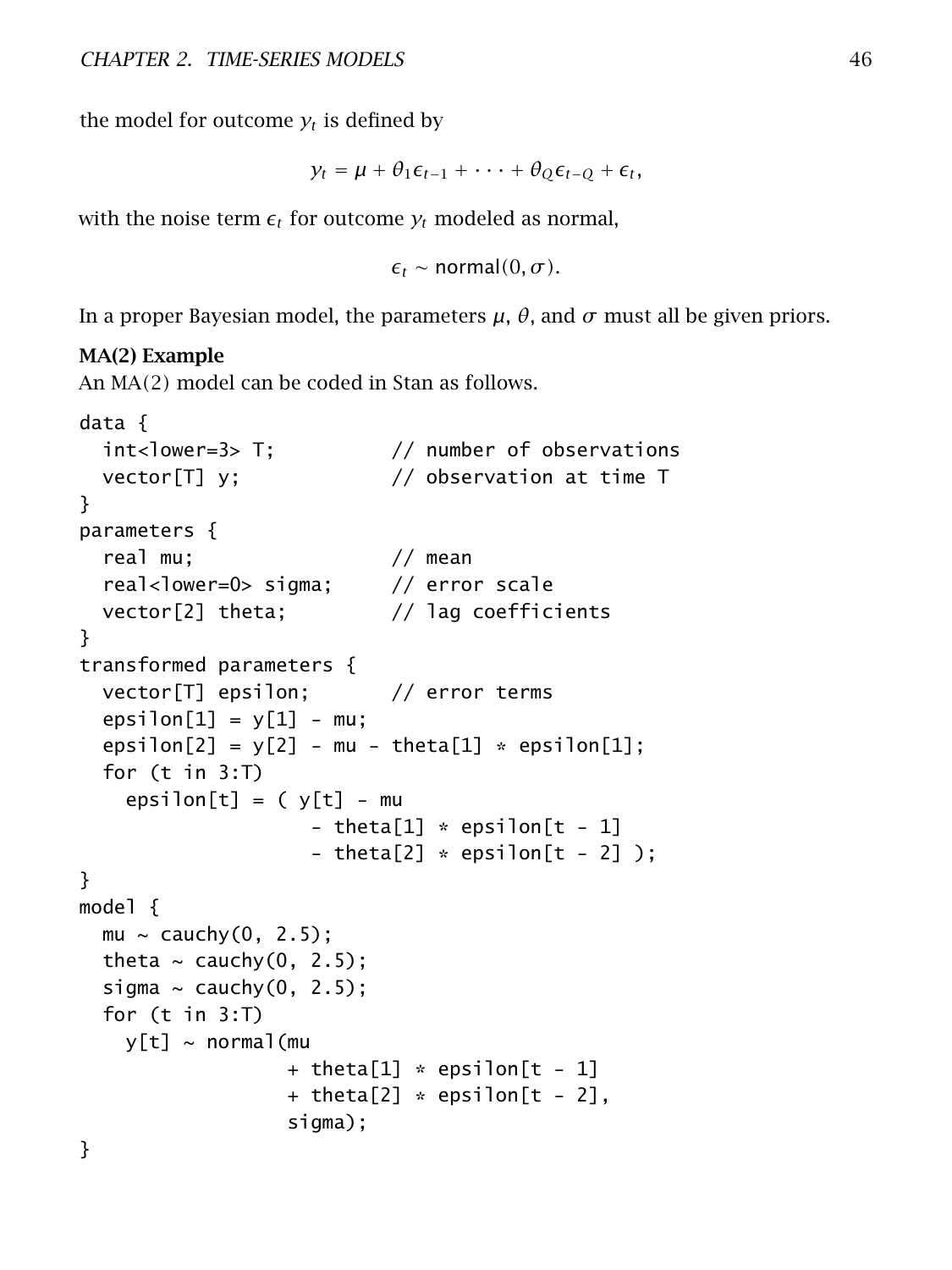the model for outcome $y_t$ is defined by

$$y_t = \mu + \theta_1 \epsilon_{t-1} + \cdots + \theta_Q \epsilon_{t-Q} + \epsilon_t,$$

with the noise term $\epsilon_t$ for outcome $y_t$ modeled as normal,

$$\epsilon_t \sim \text{normal}(0, \sigma).$$

In a proper Bayesian model, the parameters $\mu$, $\theta$, and $\sigma$ must all be given priors.

**MA(2) Example**

An MA(2) model can be coded in Stan as follows.

```
data {
  int<lower=3> T;          // number of observations
  vector[T] y;             // observation at time T
}
parameters {
  real mu;                 // mean
  real<lower=0> sigma;     // error scale
  vector[2] theta;         // lag coefficients
}
transformed parameters {
  vector[T] epsilon;       // error terms
  epsilon[1] = y[1] - mu;
  epsilon[2] = y[2] - mu - theta[1] * epsilon[1];
  for (t in 3:T)
    epsilon[t] = ( y[t] - mu
                  - theta[1] * epsilon[t - 1]
                  - theta[2] * epsilon[t - 2] );
}
model {
  mu ~ cauchy(0, 2.5);
  theta ~ cauchy(0, 2.5);
  sigma ~ cauchy(0, 2.5);
  for (t in 3:T)
    y[t] ~ normal(mu
                 + theta[1] * epsilon[t - 1]
                 + theta[2] * epsilon[t - 2],
                 sigma);
}
```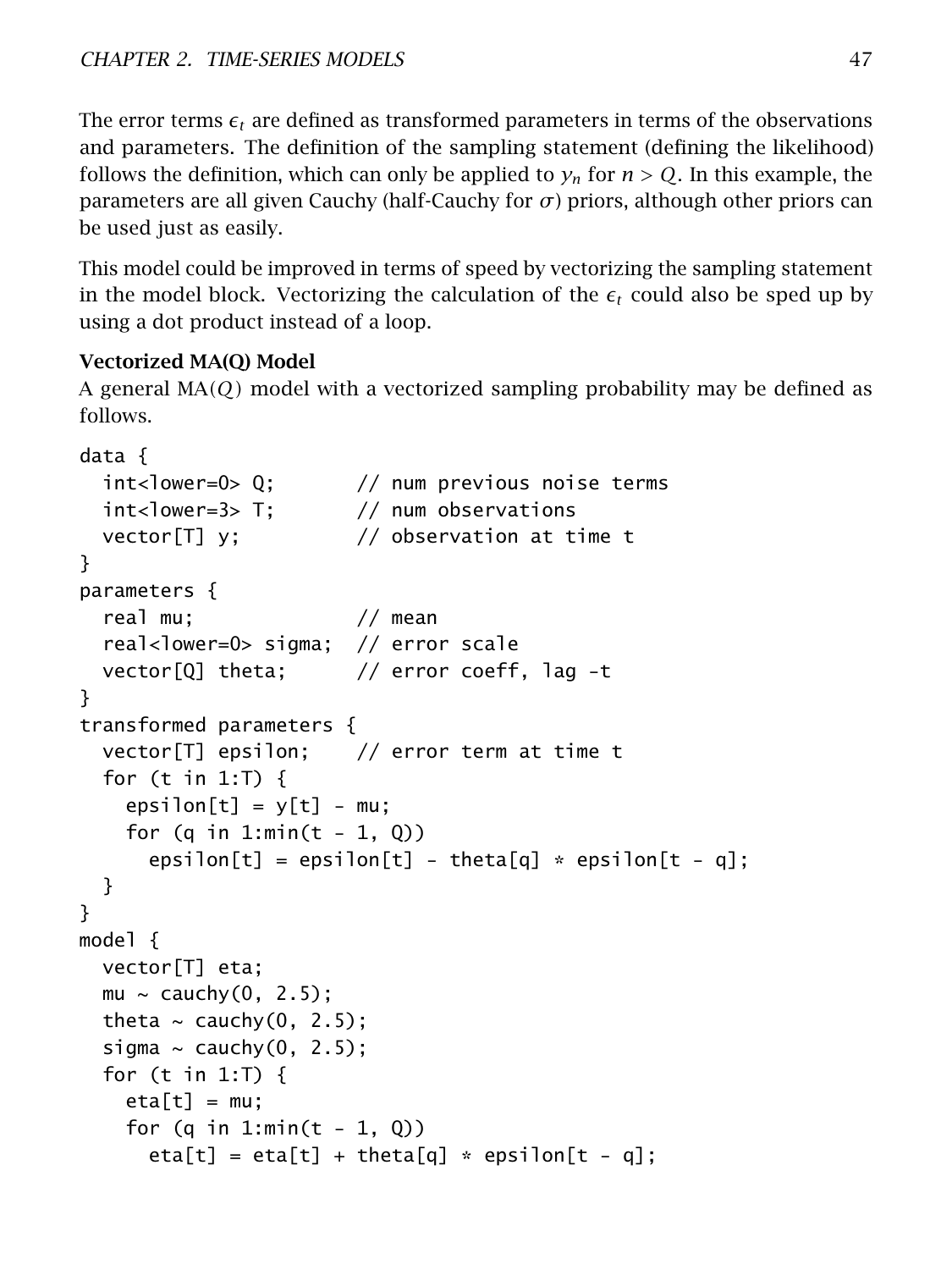The error terms $\epsilon_t$ are defined as transformed parameters in terms of the observations and parameters. The definition of the sampling statement (defining the likelihood) follows the definition, which can only be applied to $y_n$ for $n > Q$. In this example, the parameters are all given Cauchy (half-Cauchy for $\sigma$) priors, although other priors can be used just as easily.

This model could be improved in terms of speed by vectorizing the sampling statement in the model block. Vectorizing the calculation of the $\epsilon_t$ could also be sped up by using a dot product instead of a loop.

**Vectorized MA(Q) Model**

A general MA($Q$) model with a vectorized sampling probability may be defined as follows.

```
data {
  int<lower=0> Q;       // num previous noise terms
  int<lower=3> T;       // num observations
  vector[T] y;          // observation at time t
}
parameters {
  real mu;              // mean
  real<lower=0> sigma;  // error scale
  vector[Q] theta;      // error coeff, lag -t
}
transformed parameters {
  vector[T] epsilon;    // error term at time t
  for (t in 1:T) {
    epsilon[t] = y[t] - mu;
    for (q in 1:min(t - 1, Q))
      epsilon[t] = epsilon[t] - theta[q] * epsilon[t - q];
  }
}
model {
  vector[T] eta;
  mu ~ cauchy(0, 2.5);
  theta ~ cauchy(0, 2.5);
  sigma ~ cauchy(0, 2.5);
  for (t in 1:T) {
    eta[t] = mu;
    for (q in 1:min(t - 1, Q))
      eta[t] = eta[t] + theta[q] * epsilon[t - q];
```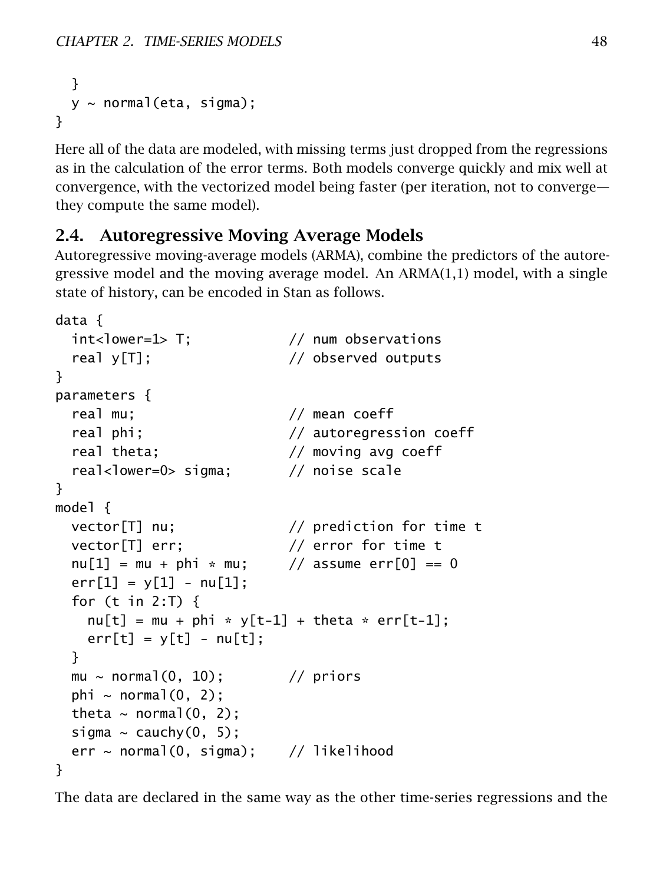```
  }
  y ~ normal(eta, sigma);
}
```

Here all of the data are modeled, with missing terms just dropped from the regressions as in the calculation of the error terms. Both models converge quickly and mix well at convergence, with the vectorized model being faster (per iteration, not to converge—they compute the same model).

## 2.4. Autoregressive Moving Average Models

Autoregressive moving-average models (ARMA), combine the predictors of the autoregressive model and the moving average model. An ARMA(1,1) model, with a single state of history, can be encoded in Stan as follows.

```
data {
  int<lower=1> T;            // num observations
  real y[T];                 // observed outputs
}
parameters {
  real mu;                   // mean coeff
  real phi;                  // autoregression coeff
  real theta;                // moving avg coeff
  real<lower=0> sigma;       // noise scale
}
model {
  vector[T] nu;              // prediction for time t
  vector[T] err;             // error for time t
  nu[1] = mu + phi * mu;     // assume err[0] == 0
  err[1] = y[1] - nu[1];
  for (t in 2:T) {
    nu[t] = mu + phi * y[t-1] + theta * err[t-1];
    err[t] = y[t] - nu[t];
  }
  mu ~ normal(0, 10);        // priors
  phi ~ normal(0, 2);
  theta ~ normal(0, 2);
  sigma ~ cauchy(0, 5);
  err ~ normal(0, sigma);    // likelihood
}
```

The data are declared in the same way as the other time-series regressions and the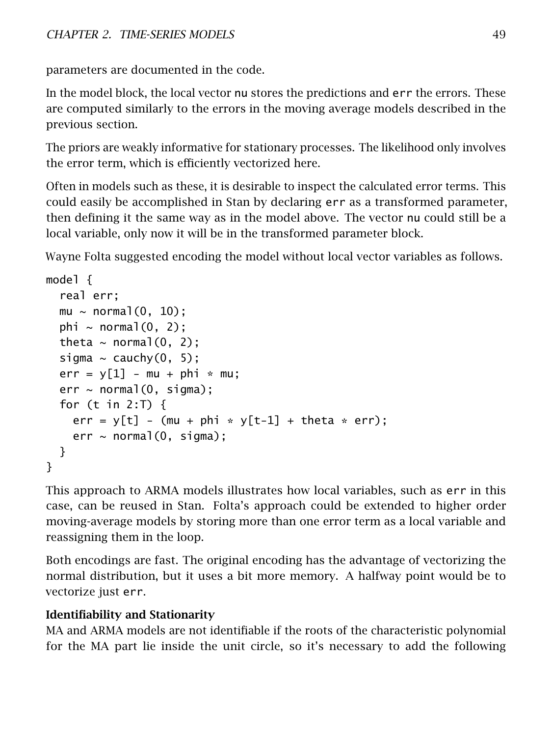parameters are documented in the code.

In the model block, the local vector `nu` stores the predictions and `err` the errors. These are computed similarly to the errors in the moving average models described in the previous section.

The priors are weakly informative for stationary processes. The likelihood only involves the error term, which is efficiently vectorized here.

Often in models such as these, it is desirable to inspect the calculated error terms. This could easily be accomplished in Stan by declaring `err` as a transformed parameter, then defining it the same way as in the model above. The vector `nu` could still be a local variable, only now it will be in the transformed parameter block.

Wayne Folta suggested encoding the model without local vector variables as follows.

```
model {
  real err;
  mu ~ normal(0, 10);
  phi ~ normal(0, 2);
  theta ~ normal(0, 2);
  sigma ~ cauchy(0, 5);
  err = y[1] - mu + phi * mu;
  err ~ normal(0, sigma);
  for (t in 2:T) {
    err = y[t] - (mu + phi * y[t-1] + theta * err);
    err ~ normal(0, sigma);
  }
}
```

This approach to ARMA models illustrates how local variables, such as `err` in this case, can be reused in Stan. Folta's approach could be extended to higher order moving-average models by storing more than one error term as a local variable and reassigning them in the loop.

Both encodings are fast. The original encoding has the advantage of vectorizing the normal distribution, but it uses a bit more memory. A halfway point would be to vectorize just `err`.

**Identifiability and Stationarity**

MA and ARMA models are not identifiable if the roots of the characteristic polynomial for the MA part lie inside the unit circle, so it's necessary to add the following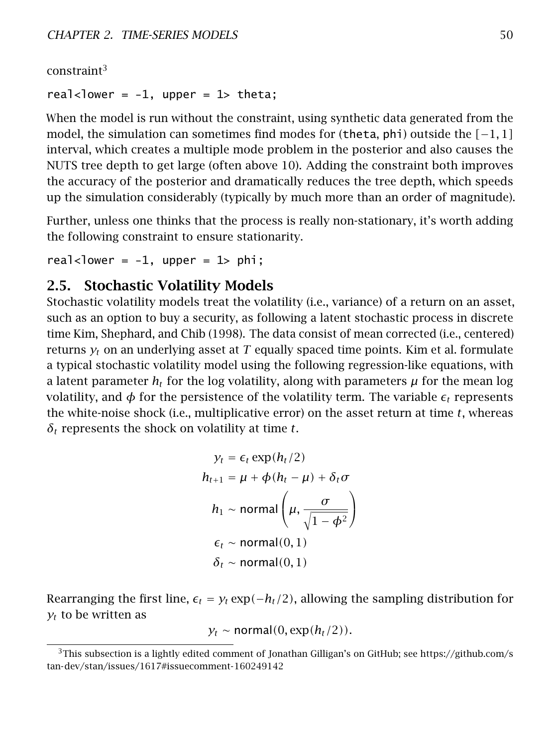constraint[3]

```
real<lower = -1, upper = 1> theta;
```

When the model is run without the constraint, using synthetic data generated from the model, the simulation can sometimes find modes for (theta, phi) outside the $[-1, 1]$ interval, which creates a multiple mode problem in the posterior and also causes the NUTS tree depth to get large (often above 10). Adding the constraint both improves the accuracy of the posterior and dramatically reduces the tree depth, which speeds up the simulation considerably (typically by much more than an order of magnitude).

Further, unless one thinks that the process is really non-stationary, it's worth adding the following constraint to ensure stationarity.

```
real<lower = -1, upper = 1> phi;
```

## 2.5. Stochastic Volatility Models

Stochastic volatility models treat the volatility (i.e., variance) of a return on an asset, such as an option to buy a security, as following a latent stochastic process in discrete time Kim, Shephard, and Chib (1998). The data consist of mean corrected (i.e., centered) returns $y_t$ on an underlying asset at $T$ equally spaced time points. Kim et al. formulate a typical stochastic volatility model using the following regression-like equations, with a latent parameter $h_t$ for the log volatility, along with parameters $\mu$ for the mean log volatility, and $\phi$ for the persistence of the volatility term. The variable $\epsilon_t$ represents the white-noise shock (i.e., multiplicative error) on the asset return at time $t$, whereas $\delta_t$ represents the shock on volatility at time $t$.

$$
\begin{aligned}
y_t &= \epsilon_t \exp(h_t/2) \\
h_{t+1} &= \mu + \phi(h_t - \mu) + \delta_t \sigma \\
h_1 &\sim \mathsf{normal}\left(\mu, \frac{\sigma}{\sqrt{1-\phi^2}}\right) \\
\epsilon_t &\sim \mathsf{normal}(0, 1) \\
\delta_t &\sim \mathsf{normal}(0, 1)
\end{aligned}
$$

Rearranging the first line, $\epsilon_t = y_t \exp(-h_t/2)$, allowing the sampling distribution for $y_t$ to be written as

$$
y_t \sim \mathsf{normal}(0, \exp(h_t/2)).
$$

[3] This subsection is a lightly edited comment of Jonathan Gilligan's on GitHub; see https://github.com/stan-dev/stan/issues/1617#issuecomment-160249142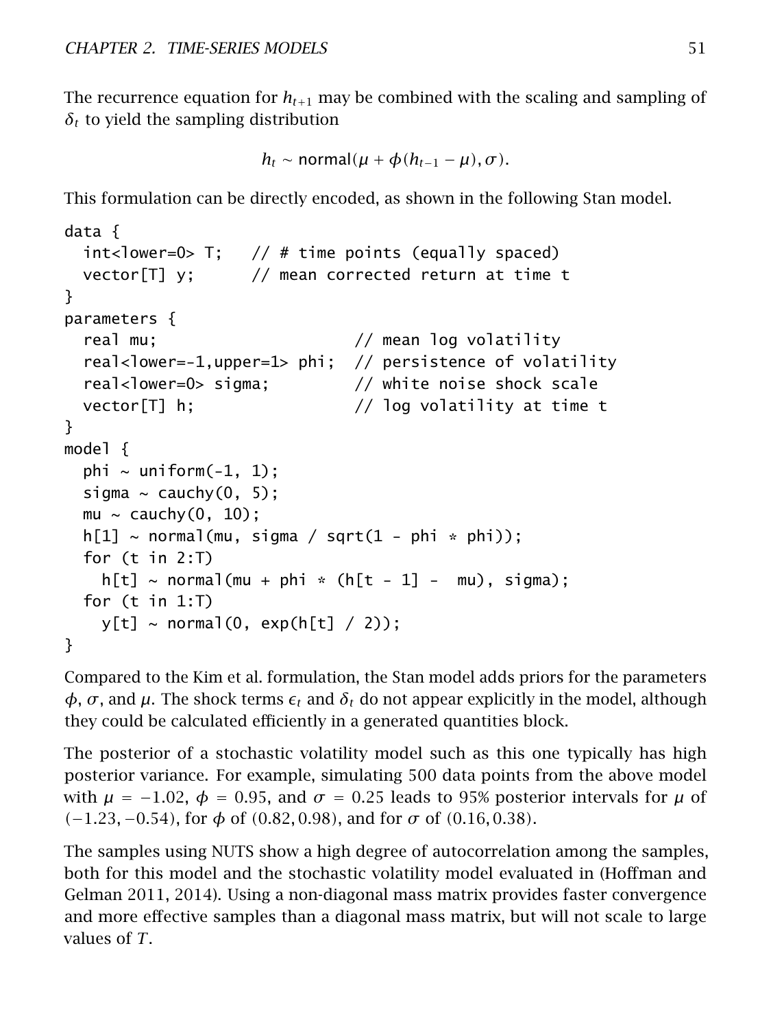The recurrence equation for $h_{t+1}$ may be combined with the scaling and sampling of $\delta_t$ to yield the sampling distribution

$$h_t \sim \mathsf{normal}(\mu + \phi(h_{t-1} - \mu), \sigma).$$

This formulation can be directly encoded, as shown in the following Stan model.

```
data {
  int<lower=0> T;   // # time points (equally spaced)
  vector[T] y;      // mean corrected return at time t
}
parameters {
  real mu;                     // mean log volatility
  real<lower=-1,upper=1> phi;  // persistence of volatility
  real<lower=0> sigma;         // white noise shock scale
  vector[T] h;                 // log volatility at time t
}
model {
  phi ~ uniform(-1, 1);
  sigma ~ cauchy(0, 5);
  mu ~ cauchy(0, 10);
  h[1] ~ normal(mu, sigma / sqrt(1 - phi * phi));
  for (t in 2:T)
    h[t] ~ normal(mu + phi * (h[t - 1] -  mu), sigma);
  for (t in 1:T)
    y[t] ~ normal(0, exp(h[t] / 2));
}
```

Compared to the Kim et al. formulation, the Stan model adds priors for the parameters $\phi$, $\sigma$, and $\mu$. The shock terms $\epsilon_t$ and $\delta_t$ do not appear explicitly in the model, although they could be calculated efficiently in a generated quantities block.

The posterior of a stochastic volatility model such as this one typically has high posterior variance. For example, simulating 500 data points from the above model with $\mu = -1.02$, $\phi = 0.95$, and $\sigma = 0.25$ leads to 95% posterior intervals for $\mu$ of $(-1.23, -0.54)$, for $\phi$ of $(0.82, 0.98)$, and for $\sigma$ of $(0.16, 0.38)$.

The samples using NUTS show a high degree of autocorrelation among the samples, both for this model and the stochastic volatility model evaluated in (Hoffman and Gelman 2011, 2014). Using a non-diagonal mass matrix provides faster convergence and more effective samples than a diagonal mass matrix, but will not scale to large values of $T$.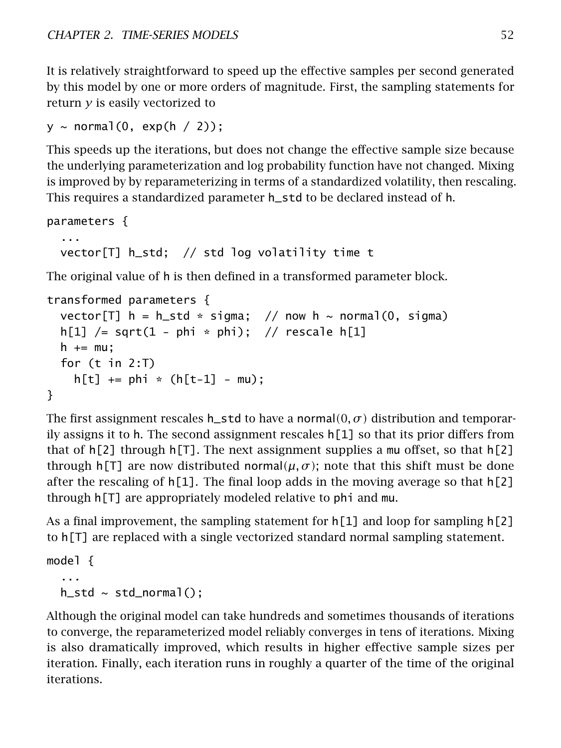It is relatively straightforward to speed up the effective samples per second generated by this model by one or more orders of magnitude. First, the sampling statements for return $y$ is easily vectorized to

```
y ~ normal(0, exp(h / 2));
```

This speeds up the iterations, but does not change the effective sample size because the underlying parameterization and log probability function have not changed. Mixing is improved by by reparameterizing in terms of a standardized volatility, then rescaling. This requires a standardized parameter h_std to be declared instead of h.

```
parameters {
  ...
  vector[T] h_std;  // std log volatility time t
```

The original value of h is then defined in a transformed parameter block.

```
transformed parameters {
  vector[T] h = h_std * sigma;  // now h ~ normal(0, sigma)
  h[1] /= sqrt(1 - phi * phi);  // rescale h[1]
  h += mu;
  for (t in 2:T)
    h[t] += phi * (h[t-1] - mu);
}
```

The first assignment rescales h_std to have a normal$(0, \sigma)$ distribution and temporarily assigns it to h. The second assignment rescales h[1] so that its prior differs from that of h[2] through h[T]. The next assignment supplies a mu offset, so that h[2] through h[T] are now distributed normal$(\mu, \sigma)$; note that this shift must be done after the rescaling of h[1]. The final loop adds in the moving average so that h[2] through h[T] are appropriately modeled relative to phi and mu.

As a final improvement, the sampling statement for h[1] and loop for sampling h[2] to h[T] are replaced with a single vectorized standard normal sampling statement.

```
model {
  ...
  h_std ~ std_normal();
```

Although the original model can take hundreds and sometimes thousands of iterations to converge, the reparameterized model reliably converges in tens of iterations. Mixing is also dramatically improved, which results in higher effective sample sizes per iteration. Finally, each iteration runs in roughly a quarter of the time of the original iterations.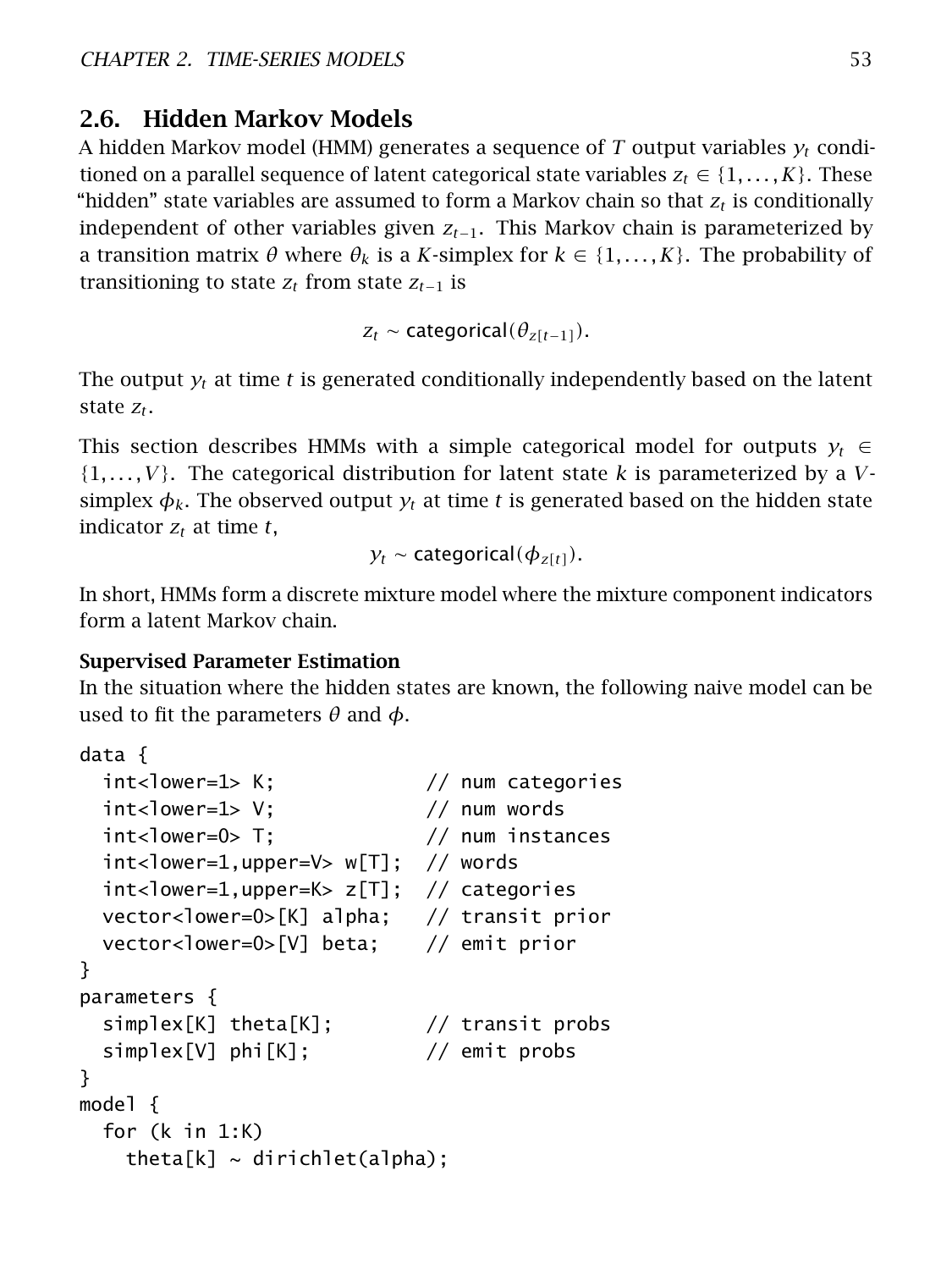## 2.6. Hidden Markov Models

A hidden Markov model (HMM) generates a sequence of $T$ output variables $y_t$ conditioned on a parallel sequence of latent categorical state variables $z_t \in \{1, \ldots, K\}$. These "hidden" state variables are assumed to form a Markov chain so that $z_t$ is conditionally independent of other variables given $z_{t-1}$. This Markov chain is parameterized by a transition matrix $\theta$ where $\theta_k$ is a $K$-simplex for $k \in \{1, \ldots, K\}$. The probability of transitioning to state $z_t$ from state $z_{t-1}$ is

$$z_t \sim \mathsf{categorical}(\theta_{z[t-1]}).$$

The output $y_t$ at time $t$ is generated conditionally independently based on the latent state $z_t$.

This section describes HMMs with a simple categorical model for outputs $y_t \in \{1, \ldots, V\}$. The categorical distribution for latent state $k$ is parameterized by a $V$-simplex $\phi_k$. The observed output $y_t$ at time $t$ is generated based on the hidden state indicator $z_t$ at time $t$,

$$y_t \sim \mathsf{categorical}(\phi_{z[t]}).$$

In short, HMMs form a discrete mixture model where the mixture component indicators form a latent Markov chain.

### Supervised Parameter Estimation

In the situation where the hidden states are known, the following naive model can be used to fit the parameters $\theta$ and $\phi$.

```
data {
  int<lower=1> K;             // num categories
  int<lower=1> V;             // num words
  int<lower=0> T;             // num instances
  int<lower=1,upper=V> w[T];  // words
  int<lower=1,upper=K> z[T];  // categories
  vector<lower=0>[K] alpha;   // transit prior
  vector<lower=0>[V] beta;    // emit prior
}
parameters {
  simplex[K] theta[K];        // transit probs
  simplex[V] phi[K];          // emit probs
}
model {
  for (k in 1:K)
    theta[k] ~ dirichlet(alpha);
```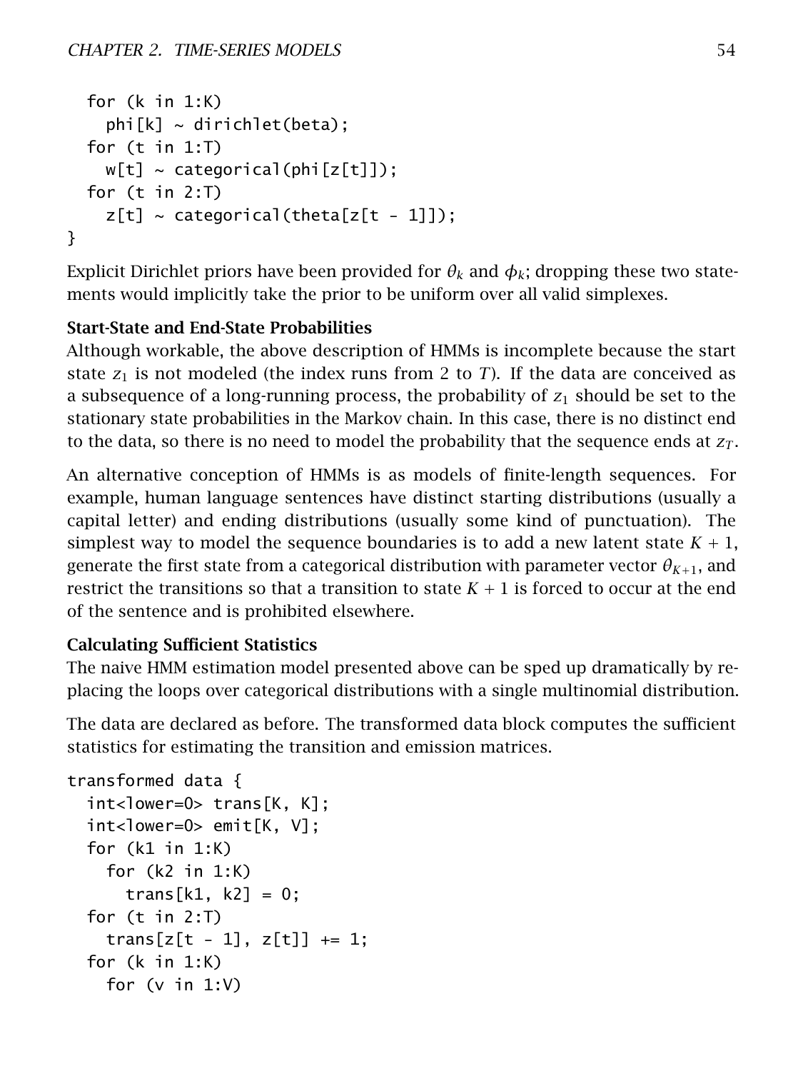```
  for (k in 1:K)
    phi[k] ~ dirichlet(beta);
  for (t in 1:T)
    w[t] ~ categorical(phi[z[t]]);
  for (t in 2:T)
    z[t] ~ categorical(theta[z[t - 1]]);
}
```

Explicit Dirichlet priors have been provided for $\theta_k$ and $\phi_k$; dropping these two statements would implicitly take the prior to be uniform over all valid simplexes.

**Start-State and End-State Probabilities**

Although workable, the above description of HMMs is incomplete because the start state $z_1$ is not modeled (the index runs from 2 to $T$). If the data are conceived as a subsequence of a long-running process, the probability of $z_1$ should be set to the stationary state probabilities in the Markov chain. In this case, there is no distinct end to the data, so there is no need to model the probability that the sequence ends at $z_T$.

An alternative conception of HMMs is as models of finite-length sequences. For example, human language sentences have distinct starting distributions (usually a capital letter) and ending distributions (usually some kind of punctuation). The simplest way to model the sequence boundaries is to add a new latent state $K+1$, generate the first state from a categorical distribution with parameter vector $\theta_{K+1}$, and restrict the transitions so that a transition to state $K+1$ is forced to occur at the end of the sentence and is prohibited elsewhere.

**Calculating Sufficient Statistics**

The naive HMM estimation model presented above can be sped up dramatically by replacing the loops over categorical distributions with a single multinomial distribution.

The data are declared as before. The transformed data block computes the sufficient statistics for estimating the transition and emission matrices.

```
transformed data {
  int<lower=0> trans[K, K];
  int<lower=0> emit[K, V];
  for (k1 in 1:K)
    for (k2 in 1:K)
      trans[k1, k2] = 0;
  for (t in 2:T)
    trans[z[t - 1], z[t]] += 1;
  for (k in 1:K)
    for (v in 1:V)
```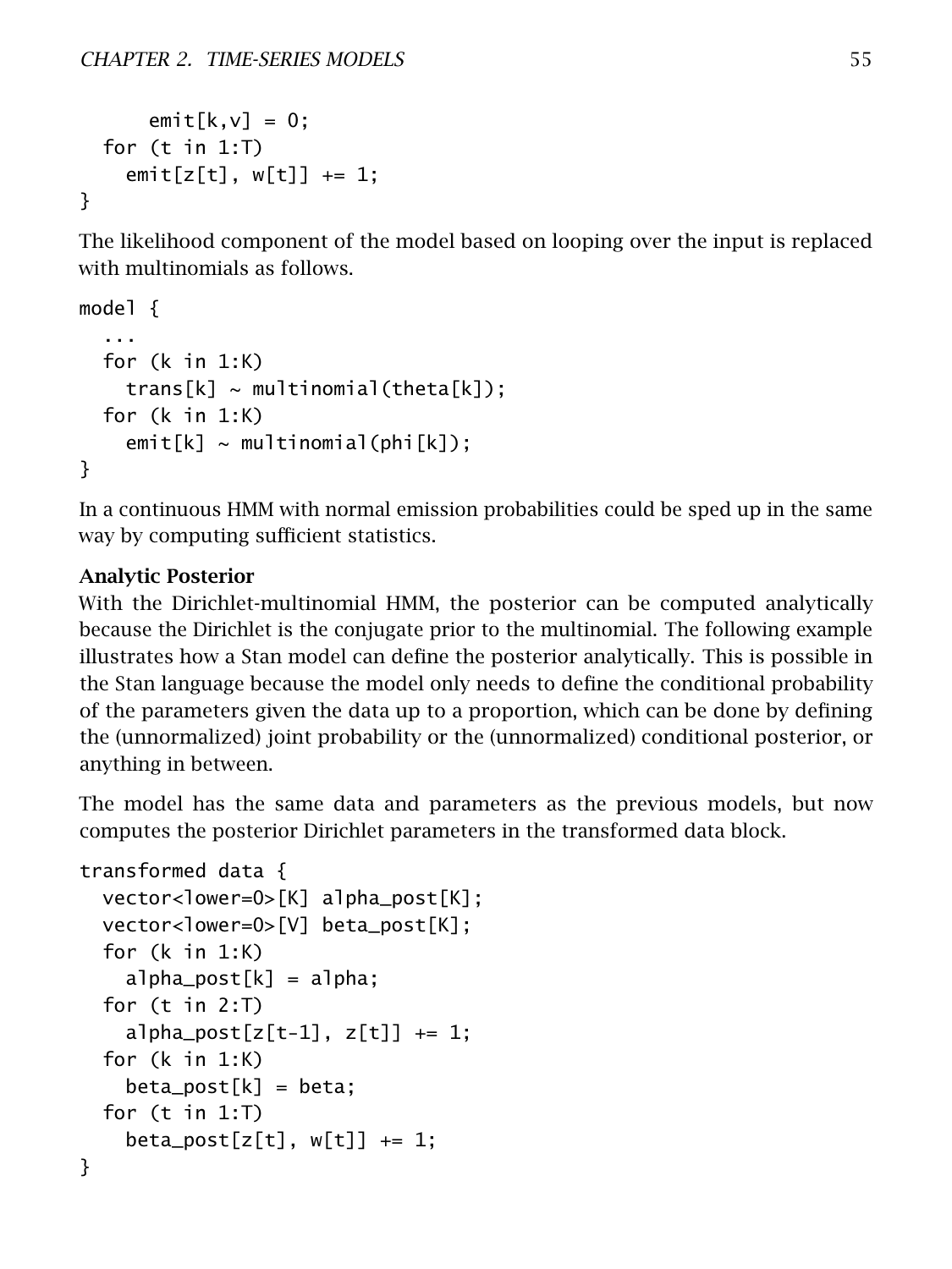```
      emit[k,v] = 0;
  for (t in 1:T)
    emit[z[t], w[t]] += 1;
}
```

The likelihood component of the model based on looping over the input is replaced with multinomials as follows.

```
model {
  ...
  for (k in 1:K)
    trans[k] ~ multinomial(theta[k]);
  for (k in 1:K)
    emit[k] ~ multinomial(phi[k]);
}
```

In a continuous HMM with normal emission probabilities could be sped up in the same way by computing sufficient statistics.

**Analytic Posterior**

With the Dirichlet-multinomial HMM, the posterior can be computed analytically because the Dirichlet is the conjugate prior to the multinomial. The following example illustrates how a Stan model can define the posterior analytically. This is possible in the Stan language because the model only needs to define the conditional probability of the parameters given the data up to a proportion, which can be done by defining the (unnormalized) joint probability or the (unnormalized) conditional posterior, or anything in between.

The model has the same data and parameters as the previous models, but now computes the posterior Dirichlet parameters in the transformed data block.

```
transformed data {
  vector<lower=0>[K] alpha_post[K];
  vector<lower=0>[V] beta_post[K];
  for (k in 1:K)
    alpha_post[k] = alpha;
  for (t in 2:T)
    alpha_post[z[t-1], z[t]] += 1;
  for (k in 1:K)
    beta_post[k] = beta;
  for (t in 1:T)
    beta_post[z[t], w[t]] += 1;
}
```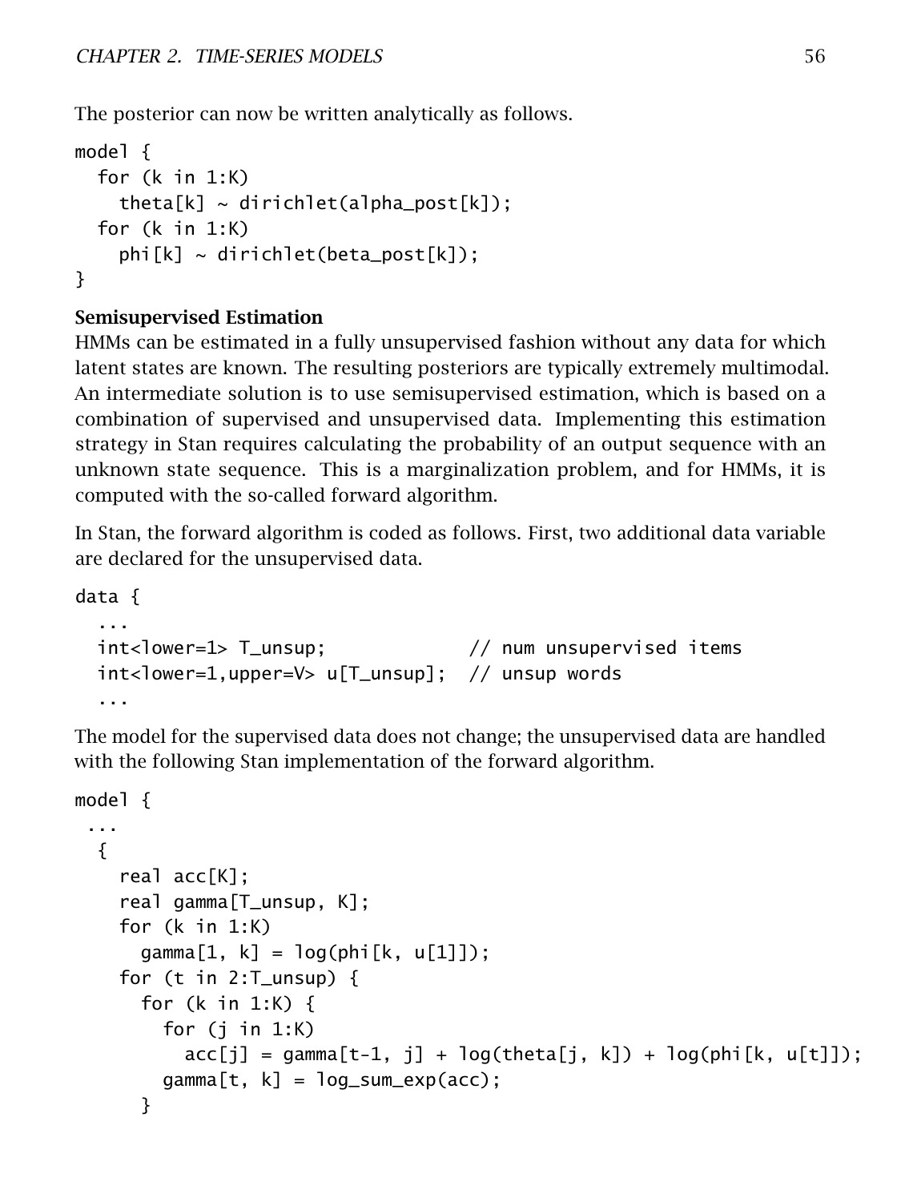The posterior can now be written analytically as follows.

```
model {
  for (k in 1:K)
    theta[k] ~ dirichlet(alpha_post[k]);
  for (k in 1:K)
    phi[k] ~ dirichlet(beta_post[k]);
}
```

**Semisupervised Estimation**

HMMs can be estimated in a fully unsupervised fashion without any data for which latent states are known. The resulting posteriors are typically extremely multimodal. An intermediate solution is to use semisupervised estimation, which is based on a combination of supervised and unsupervised data. Implementing this estimation strategy in Stan requires calculating the probability of an output sequence with an unknown state sequence. This is a marginalization problem, and for HMMs, it is computed with the so-called forward algorithm.

In Stan, the forward algorithm is coded as follows. First, two additional data variable are declared for the unsupervised data.

```
data {
  ...
  int<lower=1> T_unsup;             // num unsupervised items
  int<lower=1,upper=V> u[T_unsup];  // unsup words
  ...
```

The model for the supervised data does not change; the unsupervised data are handled with the following Stan implementation of the forward algorithm.

```
model {
 ...
  {
    real acc[K];
    real gamma[T_unsup, K];
    for (k in 1:K)
      gamma[1, k] = log(phi[k, u[1]]);
    for (t in 2:T_unsup) {
      for (k in 1:K) {
        for (j in 1:K)
          acc[j] = gamma[t-1, j] + log(theta[j, k]) + log(phi[k, u[t]]);
        gamma[t, k] = log_sum_exp(acc);
      }
```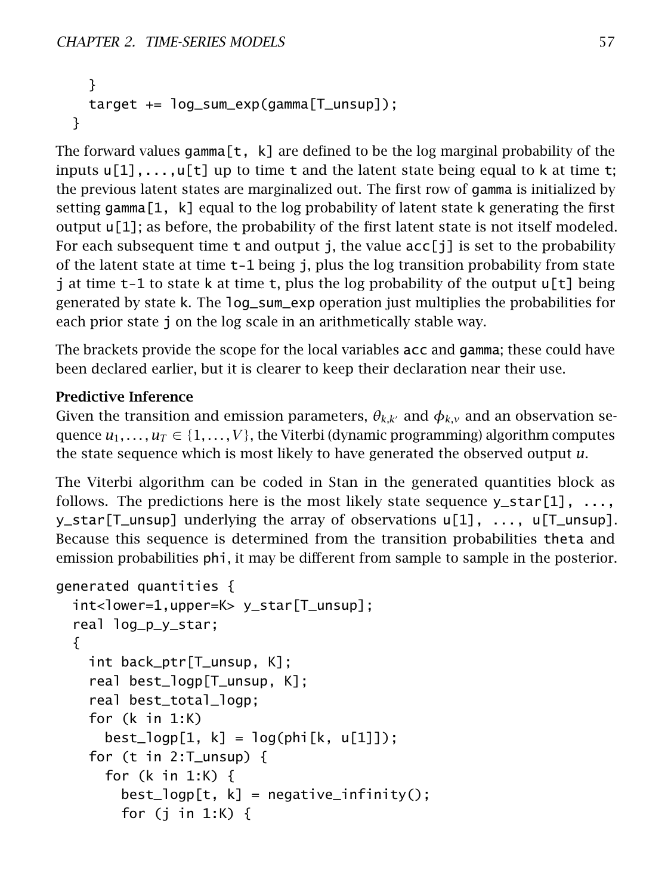```
    }
    target += log_sum_exp(gamma[T_unsup]);
  }
```

The forward values gamma[t, k] are defined to be the log marginal probability of the inputs u[1],...,u[t] up to time t and the latent state being equal to k at time t; the previous latent states are marginalized out. The first row of gamma is initialized by setting gamma[1, k] equal to the log probability of latent state k generating the first output u[1]; as before, the probability of the first latent state is not itself modeled. For each subsequent time t and output j, the value acc[j] is set to the probability of the latent state at time t-1 being j, plus the log transition probability from state j at time t-1 to state k at time t, plus the log probability of the output u[t] being generated by state k. The log_sum_exp operation just multiplies the probabilities for each prior state j on the log scale in an arithmetically stable way.

The brackets provide the scope for the local variables acc and gamma; these could have been declared earlier, but it is clearer to keep their declaration near their use.

**Predictive Inference**

Given the transition and emission parameters, $\theta_{k,k'}$ and $\phi_{k,v}$ and an observation sequence $u_1, \ldots, u_T \in \{1, \ldots, V\}$, the Viterbi (dynamic programming) algorithm computes the state sequence which is most likely to have generated the observed output $u$.

The Viterbi algorithm can be coded in Stan in the generated quantities block as follows. The predictions here is the most likely state sequence y_star[1], ..., y_star[T_unsup] underlying the array of observations u[1], ..., u[T_unsup]. Because this sequence is determined from the transition probabilities theta and emission probabilities phi, it may be different from sample to sample in the posterior.

```
generated quantities {
  int<lower=1,upper=K> y_star[T_unsup];
  real log_p_y_star;
  {
    int back_ptr[T_unsup, K];
    real best_logp[T_unsup, K];
    real best_total_logp;
    for (k in 1:K)
      best_logp[1, k] = log(phi[k, u[1]]);
    for (t in 2:T_unsup) {
      for (k in 1:K) {
        best_logp[t, k] = negative_infinity();
        for (j in 1:K) {
```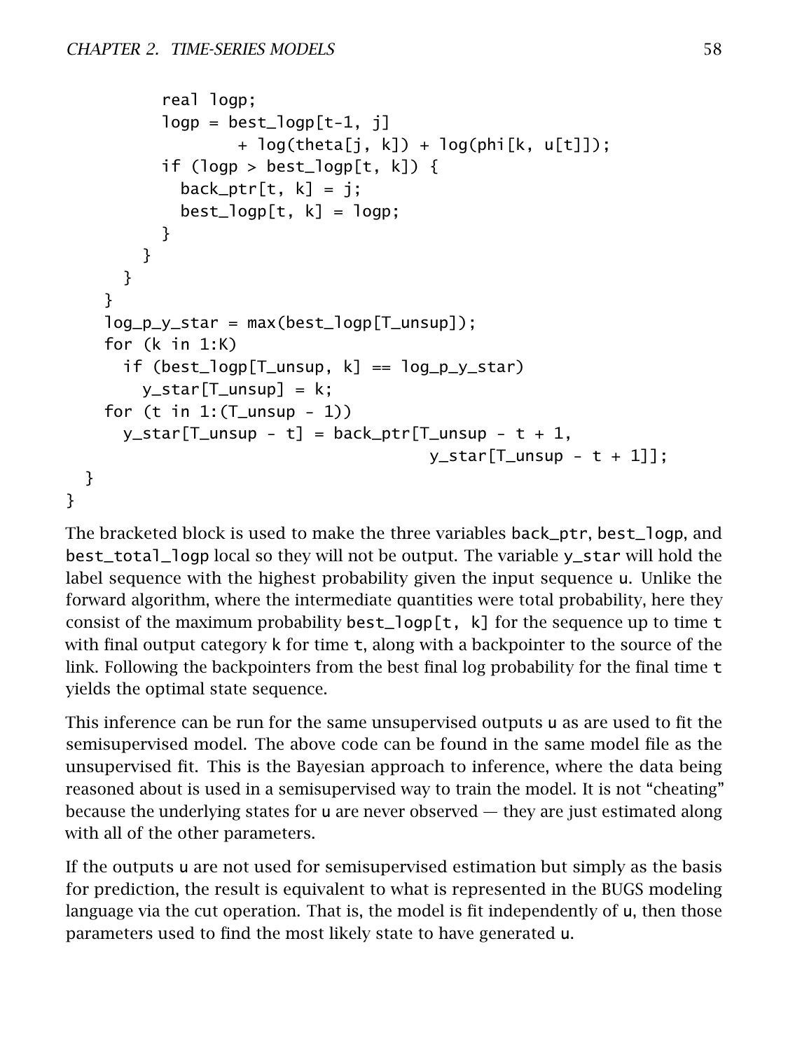```
          real logp;
          logp = best_logp[t-1, j]
                 + log(theta[j, k]) + log(phi[k, u[t]]);
          if (logp > best_logp[t, k]) {
            back_ptr[t, k] = j;
            best_logp[t, k] = logp;
          }
        }
      }
    }
    log_p_y_star = max(best_logp[T_unsup]);
    for (k in 1:K)
      if (best_logp[T_unsup, k] == log_p_y_star)
        y_star[T_unsup] = k;
    for (t in 1:(T_unsup - 1))
      y_star[T_unsup - t] = back_ptr[T_unsup - t + 1,
                                      y_star[T_unsup - t + 1]];
  }
}
```

The bracketed block is used to make the three variables `back_ptr`, `best_logp`, and `best_total_logp` local so they will not be output. The variable `y_star` will hold the label sequence with the highest probability given the input sequence `u`. Unlike the forward algorithm, where the intermediate quantities were total probability, here they consist of the maximum probability `best_logp[t, k]` for the sequence up to time `t` with final output category `k` for time `t`, along with a backpointer to the source of the link. Following the backpointers from the best final log probability for the final time `t` yields the optimal state sequence.

This inference can be run for the same unsupervised outputs `u` as are used to fit the semisupervised model. The above code can be found in the same model file as the unsupervised fit. This is the Bayesian approach to inference, where the data being reasoned about is used in a semisupervised way to train the model. It is not "cheating" because the underlying states for `u` are never observed — they are just estimated along with all of the other parameters.

If the outputs `u` are not used for semisupervised estimation but simply as the basis for prediction, the result is equivalent to what is represented in the BUGS modeling language via the cut operation. That is, the model is fit independently of `u`, then those parameters used to find the most likely state to have generated `u`.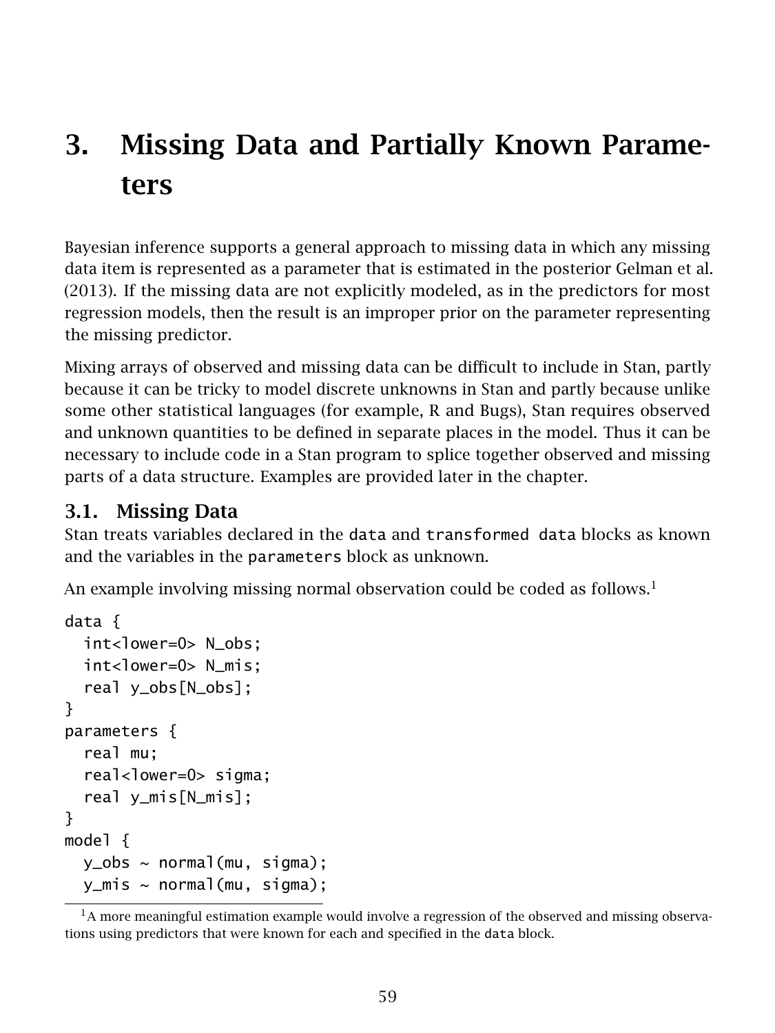# 3. Missing Data and Partially Known Parameters

Bayesian inference supports a general approach to missing data in which any missing data item is represented as a parameter that is estimated in the posterior Gelman et al. (2013). If the missing data are not explicitly modeled, as in the predictors for most regression models, then the result is an improper prior on the parameter representing the missing predictor.

Mixing arrays of observed and missing data can be difficult to include in Stan, partly because it can be tricky to model discrete unknowns in Stan and partly because unlike some other statistical languages (for example, R and Bugs), Stan requires observed and unknown quantities to be defined in separate places in the model. Thus it can be necessary to include code in a Stan program to splice together observed and missing parts of a data structure. Examples are provided later in the chapter.

## 3.1. Missing Data

Stan treats variables declared in the `data` and `transformed data` blocks as known and the variables in the `parameters` block as unknown.

An example involving missing normal observation could be coded as follows.[1]

```
data {
  int<lower=0> N_obs;
  int<lower=0> N_mis;
  real y_obs[N_obs];
}
parameters {
  real mu;
  real<lower=0> sigma;
  real y_mis[N_mis];
}
model {
  y_obs ~ normal(mu, sigma);
  y_mis ~ normal(mu, sigma);
```

[1] A more meaningful estimation example would involve a regression of the observed and missing observations using predictors that were known for each and specified in the `data` block.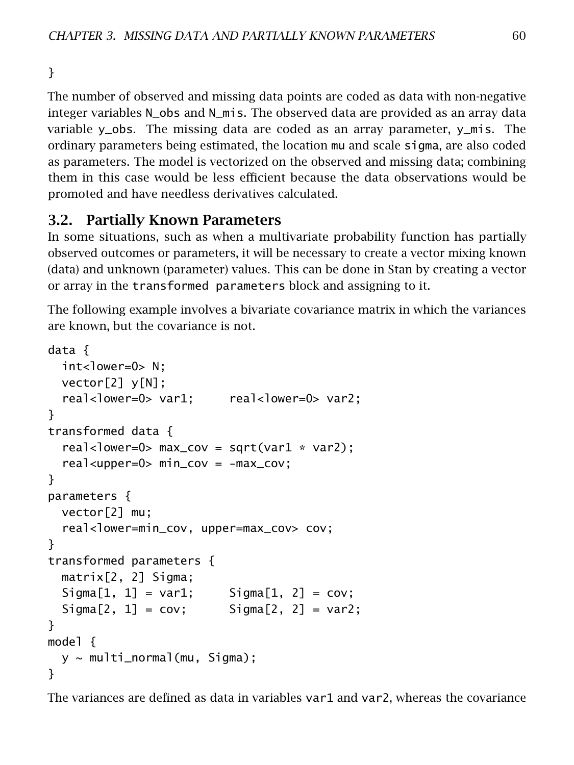```
}
```

The number of observed and missing data points are coded as data with non-negative integer variables N_obs and N_mis. The observed data are provided as an array data variable y_obs. The missing data are coded as an array parameter, y_mis. The ordinary parameters being estimated, the location mu and scale sigma, are also coded as parameters. The model is vectorized on the observed and missing data; combining them in this case would be less efficient because the data observations would be promoted and have needless derivatives calculated.

## 3.2. Partially Known Parameters

In some situations, such as when a multivariate probability function has partially observed outcomes or parameters, it will be necessary to create a vector mixing known (data) and unknown (parameter) values. This can be done in Stan by creating a vector or array in the transformed parameters block and assigning to it.

The following example involves a bivariate covariance matrix in which the variances are known, but the covariance is not.

```
data {
  int<lower=0> N;
  vector[2] y[N];
  real<lower=0> var1;     real<lower=0> var2;
}
transformed data {
  real<lower=0> max_cov = sqrt(var1 * var2);
  real<upper=0> min_cov = -max_cov;
}
parameters {
  vector[2] mu;
  real<lower=min_cov, upper=max_cov> cov;
}
transformed parameters {
  matrix[2, 2] Sigma;
  Sigma[1, 1] = var1;     Sigma[1, 2] = cov;
  Sigma[2, 1] = cov;      Sigma[2, 2] = var2;
}
model {
  y ~ multi_normal(mu, Sigma);
}
```

The variances are defined as data in variables var1 and var2, whereas the covariance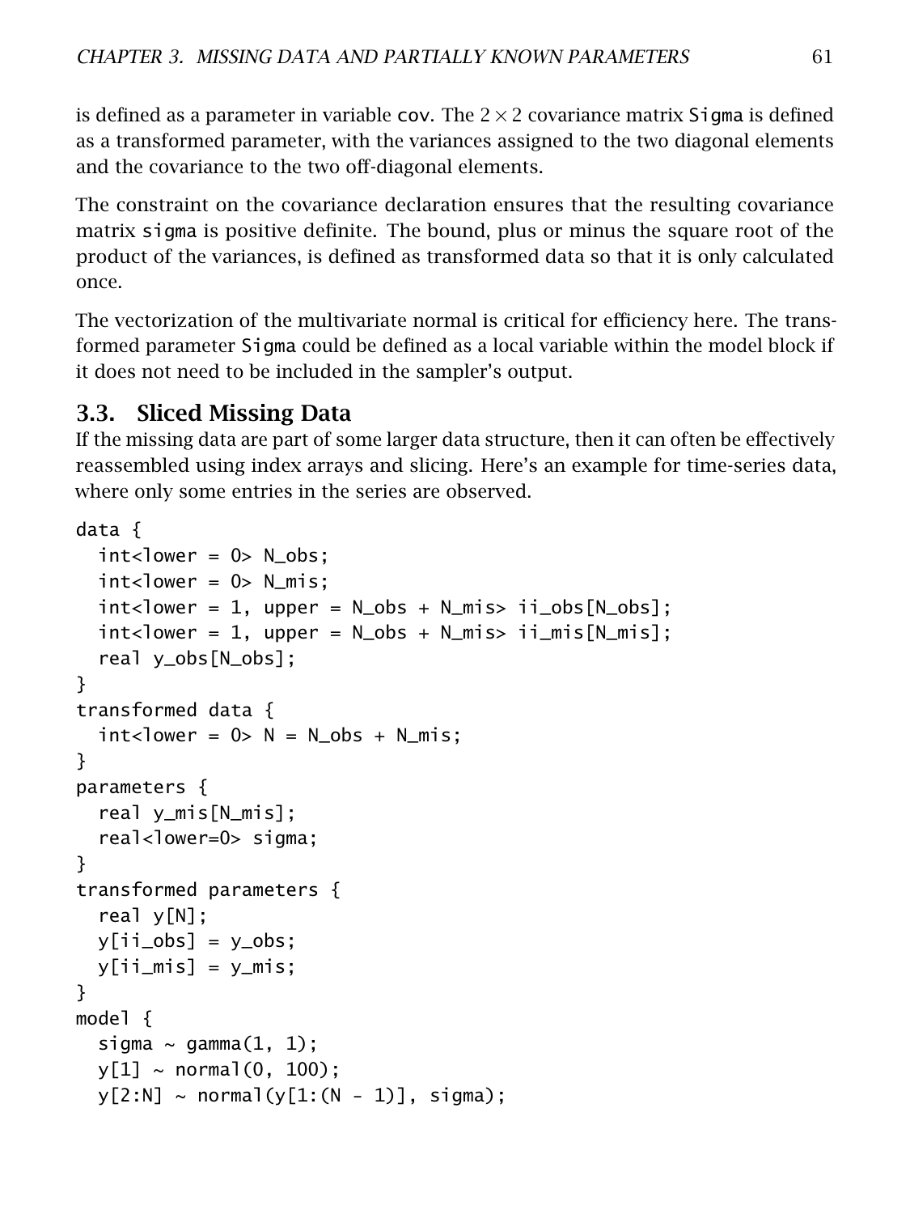is defined as a parameter in variable `cov`. The $2 \times 2$ covariance matrix `Sigma` is defined as a transformed parameter, with the variances assigned to the two diagonal elements and the covariance to the two off-diagonal elements.

The constraint on the covariance declaration ensures that the resulting covariance matrix `sigma` is positive definite. The bound, plus or minus the square root of the product of the variances, is defined as transformed data so that it is only calculated once.

The vectorization of the multivariate normal is critical for efficiency here. The transformed parameter `Sigma` could be defined as a local variable within the model block if it does not need to be included in the sampler's output.

## 3.3. Sliced Missing Data

If the missing data are part of some larger data structure, then it can often be effectively reassembled using index arrays and slicing. Here's an example for time-series data, where only some entries in the series are observed.

```
data {
  int<lower = 0> N_obs;
  int<lower = 0> N_mis;
  int<lower = 1, upper = N_obs + N_mis> ii_obs[N_obs];
  int<lower = 1, upper = N_obs + N_mis> ii_mis[N_mis];
  real y_obs[N_obs];
}
transformed data {
  int<lower = 0> N = N_obs + N_mis;
}
parameters {
  real y_mis[N_mis];
  real<lower=0> sigma;
}
transformed parameters {
  real y[N];
  y[ii_obs] = y_obs;
  y[ii_mis] = y_mis;
}
model {
  sigma ~ gamma(1, 1);
  y[1] ~ normal(0, 100);
  y[2:N] ~ normal(y[1:(N - 1)], sigma);
```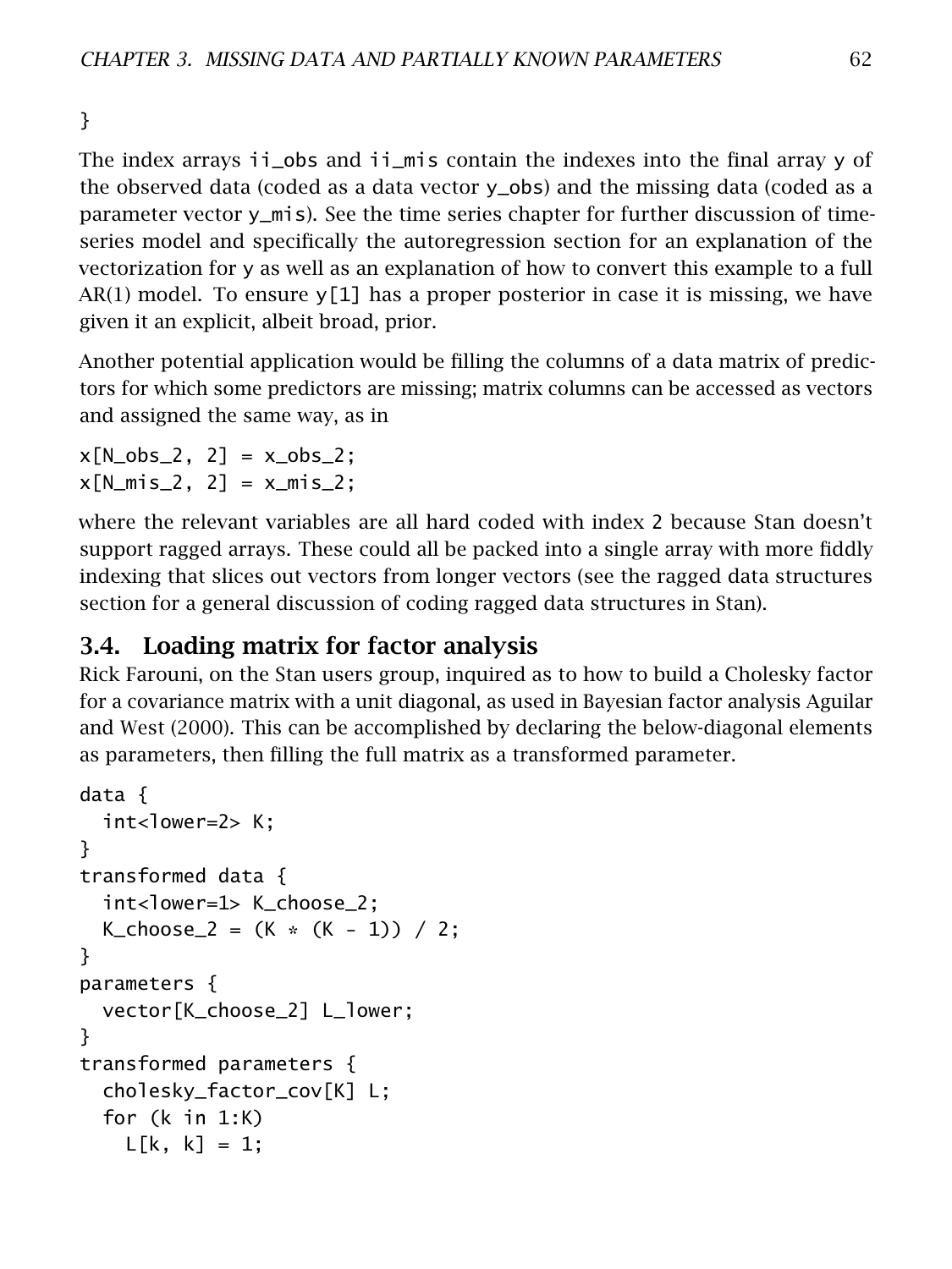```
}
```

The index arrays `ii_obs` and `ii_mis` contain the indexes into the final array `y` of the observed data (coded as a data vector `y_obs`) and the missing data (coded as a parameter vector `y_mis`). See the time series chapter for further discussion of time-series model and specifically the autoregression section for an explanation of the vectorization for `y` as well as an explanation of how to convert this example to a full AR(1) model. To ensure `y[1]` has a proper posterior in case it is missing, we have given it an explicit, albeit broad, prior.

Another potential application would be filling the columns of a data matrix of predictors for which some predictors are missing; matrix columns can be accessed as vectors and assigned the same way, as in

```
x[N_obs_2, 2] = x_obs_2;
x[N_mis_2, 2] = x_mis_2;
```

where the relevant variables are all hard coded with index 2 because Stan doesn't support ragged arrays. These could all be packed into a single array with more fiddly indexing that slices out vectors from longer vectors (see the ragged data structures section for a general discussion of coding ragged data structures in Stan).

## 3.4. Loading matrix for factor analysis

Rick Farouni, on the Stan users group, inquired as to how to build a Cholesky factor for a covariance matrix with a unit diagonal, as used in Bayesian factor analysis Aguilar and West (2000). This can be accomplished by declaring the below-diagonal elements as parameters, then filling the full matrix as a transformed parameter.

```
data {
  int<lower=2> K;
}
transformed data {
  int<lower=1> K_choose_2;
  K_choose_2 = (K * (K - 1)) / 2;
}
parameters {
  vector[K_choose_2] L_lower;
}
transformed parameters {
  cholesky_factor_cov[K] L;
  for (k in 1:K)
    L[k, k] = 1;
```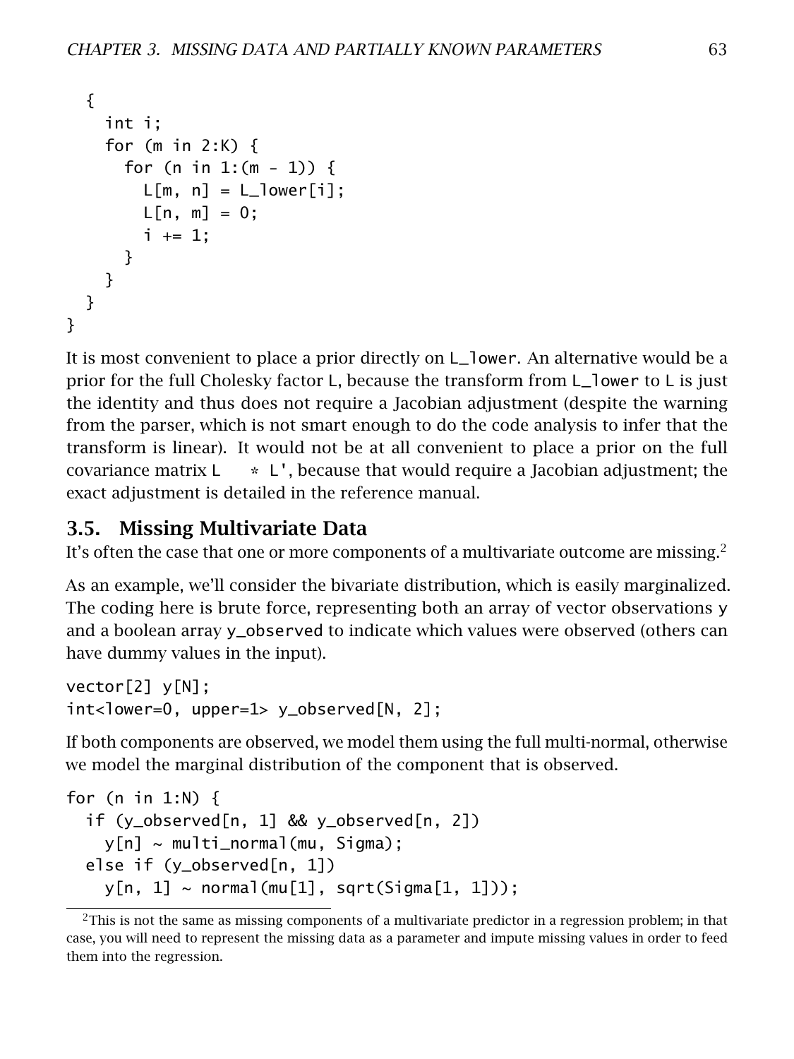```
  {
    int i;
    for (m in 2:K) {
      for (n in 1:(m - 1)) {
        L[m, n] = L_lower[i];
        L[n, m] = 0;
        i += 1;
      }
    }
  }
}
```

It is most convenient to place a prior directly on `L_lower`. An alternative would be a prior for the full Cholesky factor `L`, because the transform from `L_lower` to `L` is just the identity and thus does not require a Jacobian adjustment (despite the warning from the parser, which is not smart enough to do the code analysis to infer that the transform is linear). It would not be at all convenient to place a prior on the full covariance matrix `L * L'`, because that would require a Jacobian adjustment; the exact adjustment is detailed in the reference manual.

## 3.5. Missing Multivariate Data

It's often the case that one or more components of a multivariate outcome are missing.[2]

As an example, we'll consider the bivariate distribution, which is easily marginalized. The coding here is brute force, representing both an array of vector observations `y` and a boolean array `y_observed` to indicate which values were observed (others can have dummy values in the input).

```
vector[2] y[N];
int<lower=0, upper=1> y_observed[N, 2];
```

If both components are observed, we model them using the full multi-normal, otherwise we model the marginal distribution of the component that is observed.

```
for (n in 1:N) {
  if (y_observed[n, 1] && y_observed[n, 2])
    y[n] ~ multi_normal(mu, Sigma);
  else if (y_observed[n, 1])
    y[n, 1] ~ normal(mu[1], sqrt(Sigma[1, 1]));
```

[2] This is not the same as missing components of a multivariate predictor in a regression problem; in that case, you will need to represent the missing data as a parameter and impute missing values in order to feed them into the regression.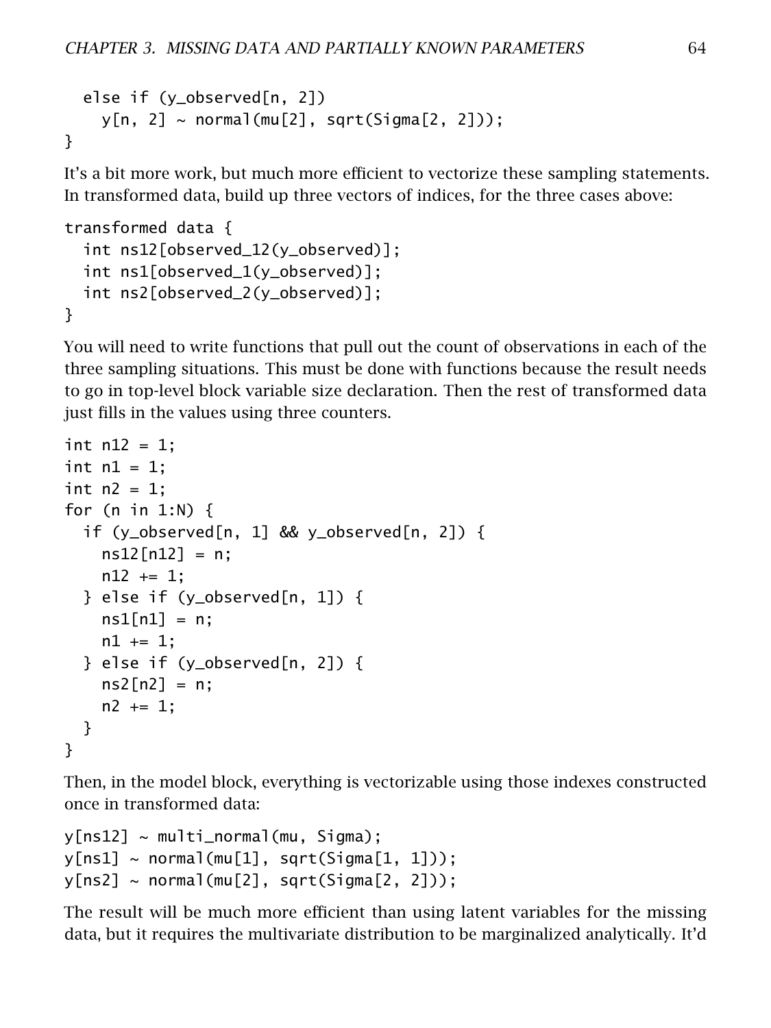```
  else if (y_observed[n, 2])
    y[n, 2] ~ normal(mu[2], sqrt(Sigma[2, 2]));
}
```

It's a bit more work, but much more efficient to vectorize these sampling statements. In transformed data, build up three vectors of indices, for the three cases above:

```
transformed data {
  int ns12[observed_12(y_observed)];
  int ns1[observed_1(y_observed)];
  int ns2[observed_2(y_observed)];
}
```

You will need to write functions that pull out the count of observations in each of the three sampling situations. This must be done with functions because the result needs to go in top-level block variable size declaration. Then the rest of transformed data just fills in the values using three counters.

```
int n12 = 1;
int n1 = 1;
int n2 = 1;
for (n in 1:N) {
  if (y_observed[n, 1] && y_observed[n, 2]) {
    ns12[n12] = n;
    n12 += 1;
  } else if (y_observed[n, 1]) {
    ns1[n1] = n;
    n1 += 1;
  } else if (y_observed[n, 2]) {
    ns2[n2] = n;
    n2 += 1;
  }
}
```

Then, in the model block, everything is vectorizable using those indexes constructed once in transformed data:

```
y[ns12] ~ multi_normal(mu, Sigma);
y[ns1] ~ normal(mu[1], sqrt(Sigma[1, 1]));
y[ns2] ~ normal(mu[2], sqrt(Sigma[2, 2]));
```

The result will be much more efficient than using latent variables for the missing data, but it requires the multivariate distribution to be marginalized analytically. It'd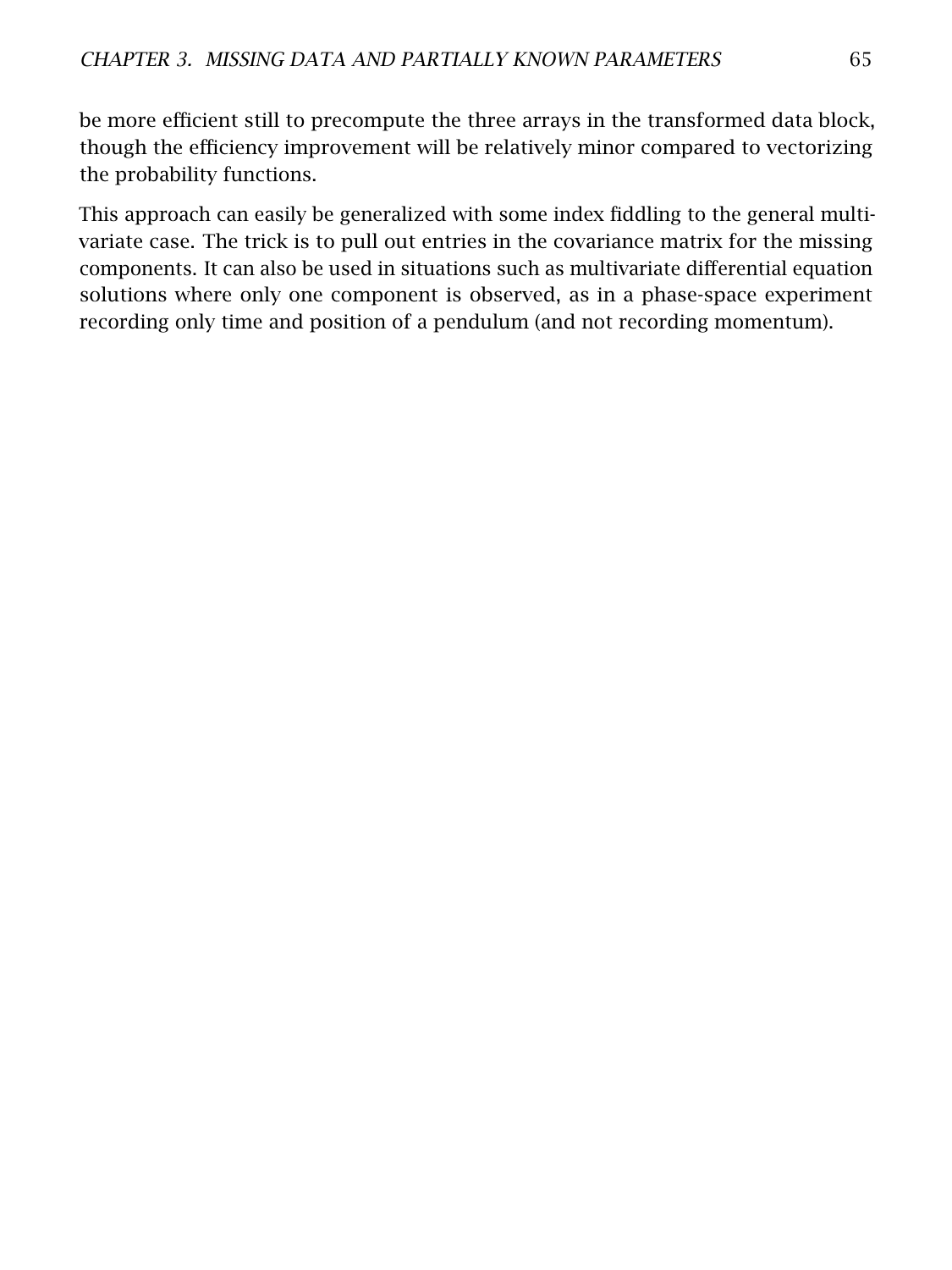be more efficient still to precompute the three arrays in the transformed data block, though the efficiency improvement will be relatively minor compared to vectorizing the probability functions.

This approach can easily be generalized with some index fiddling to the general multivariate case. The trick is to pull out entries in the covariance matrix for the missing components. It can also be used in situations such as multivariate differential equation solutions where only one component is observed, as in a phase-space experiment recording only time and position of a pendulum (and not recording momentum).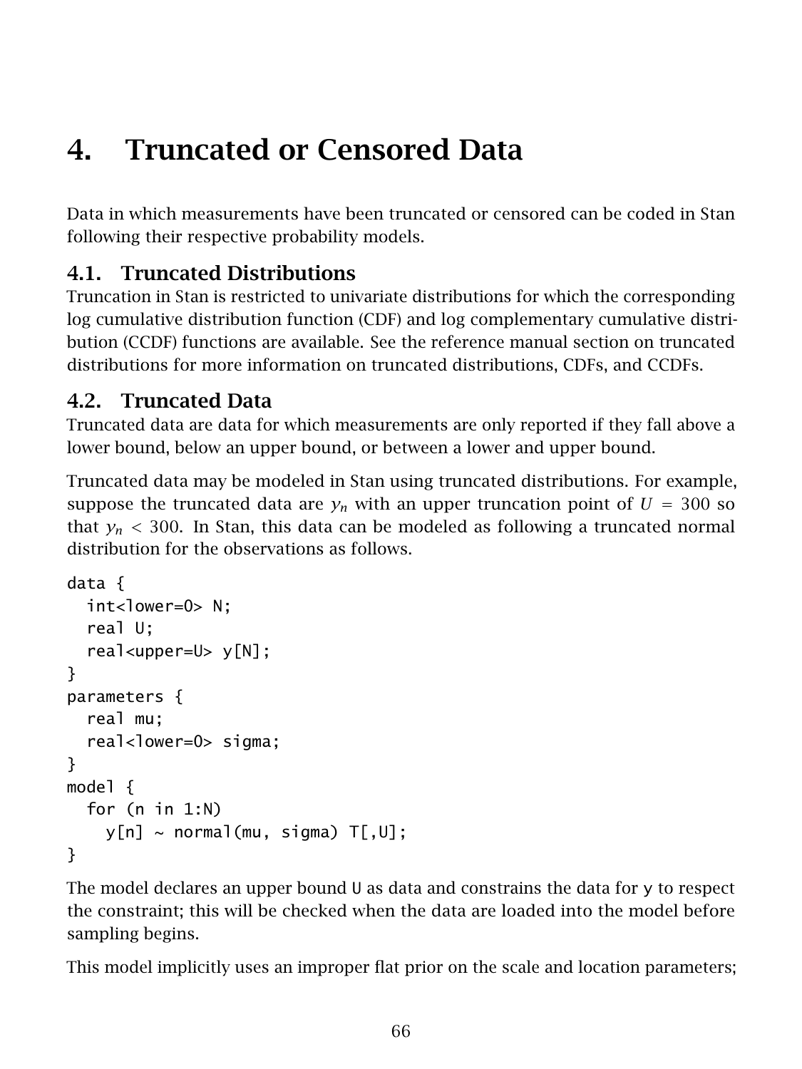# 4. Truncated or Censored Data

Data in which measurements have been truncated or censored can be coded in Stan following their respective probability models.

## 4.1. Truncated Distributions

Truncation in Stan is restricted to univariate distributions for which the corresponding log cumulative distribution function (CDF) and log complementary cumulative distribution (CCDF) functions are available. See the reference manual section on truncated distributions for more information on truncated distributions, CDFs, and CCDFs.

## 4.2. Truncated Data

Truncated data are data for which measurements are only reported if they fall above a lower bound, below an upper bound, or between a lower and upper bound.

Truncated data may be modeled in Stan using truncated distributions. For example, suppose the truncated data are $y_n$ with an upper truncation point of $U = 300$ so that $y_n < 300$. In Stan, this data can be modeled as following a truncated normal distribution for the observations as follows.

```
data {
  int<lower=0> N;
  real U;
  real<upper=U> y[N];
}
parameters {
  real mu;
  real<lower=0> sigma;
}
model {
  for (n in 1:N)
    y[n] ~ normal(mu, sigma) T[,U];
}
```

The model declares an upper bound `U` as data and constrains the data for `y` to respect the constraint; this will be checked when the data are loaded into the model before sampling begins.

This model implicitly uses an improper flat prior on the scale and location parameters;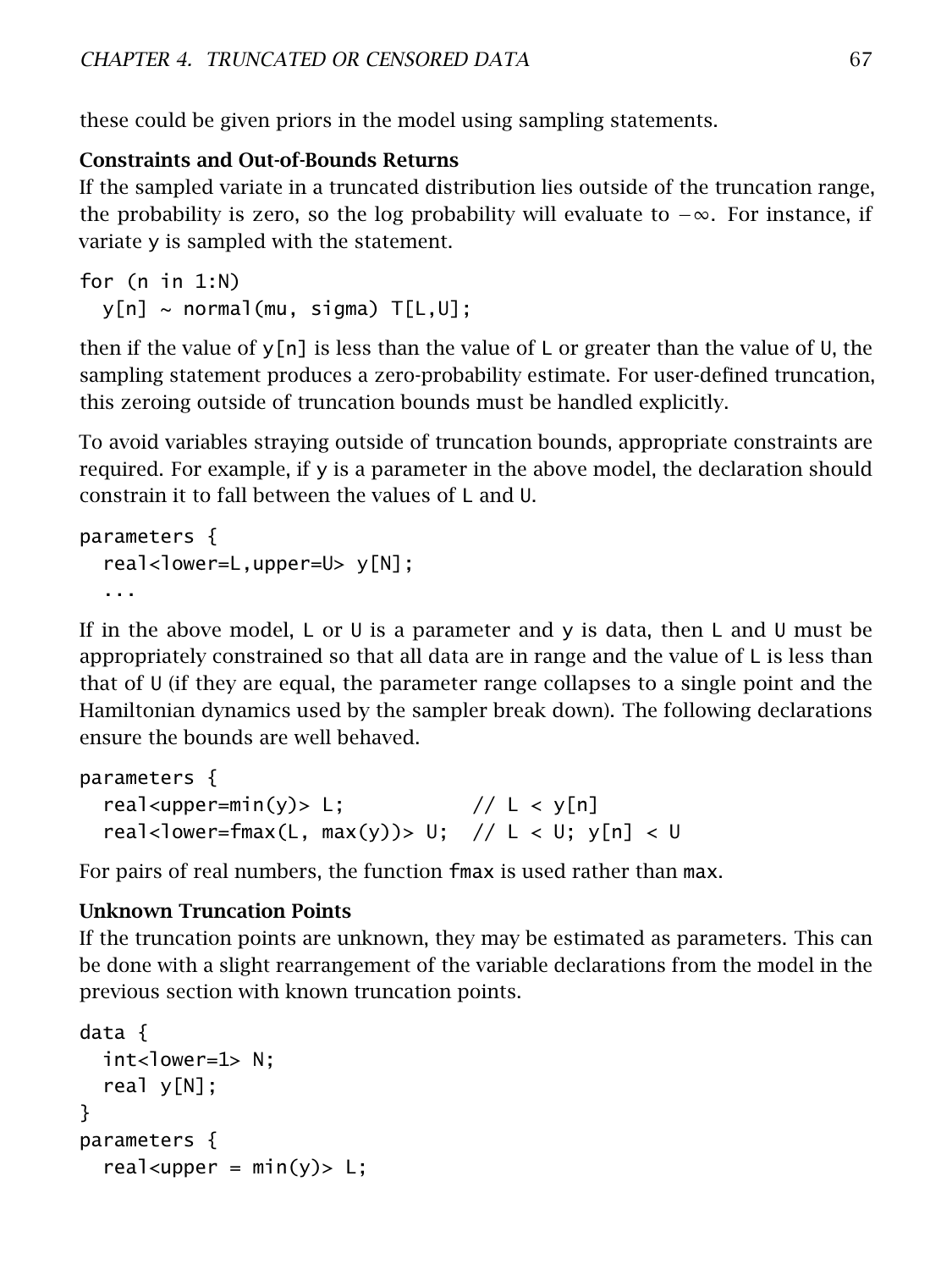these could be given priors in the model using sampling statements.

**Constraints and Out-of-Bounds Returns**

If the sampled variate in a truncated distribution lies outside of the truncation range, the probability is zero, so the log probability will evaluate to $-\infty$. For instance, if variate y is sampled with the statement.

```
for (n in 1:N)
  y[n] ~ normal(mu, sigma) T[L,U];
```

then if the value of y[n] is less than the value of L or greater than the value of U, the sampling statement produces a zero-probability estimate. For user-defined truncation, this zeroing outside of truncation bounds must be handled explicitly.

To avoid variables straying outside of truncation bounds, appropriate constraints are required. For example, if y is a parameter in the above model, the declaration should constrain it to fall between the values of L and U.

```
parameters {
  real<lower=L,upper=U> y[N];
  ...
```

If in the above model, L or U is a parameter and y is data, then L and U must be appropriately constrained so that all data are in range and the value of L is less than that of U (if they are equal, the parameter range collapses to a single point and the Hamiltonian dynamics used by the sampler break down). The following declarations ensure the bounds are well behaved.

```
parameters {
  real<upper=min(y)> L;           // L < y[n]
  real<lower=fmax(L, max(y))> U;  // L < U; y[n] < U
```

For pairs of real numbers, the function fmax is used rather than max.

**Unknown Truncation Points**

If the truncation points are unknown, they may be estimated as parameters. This can be done with a slight rearrangement of the variable declarations from the model in the previous section with known truncation points.

```
data {
  int<lower=1> N;
  real y[N];
}
parameters {
  real<upper = min(y)> L;
```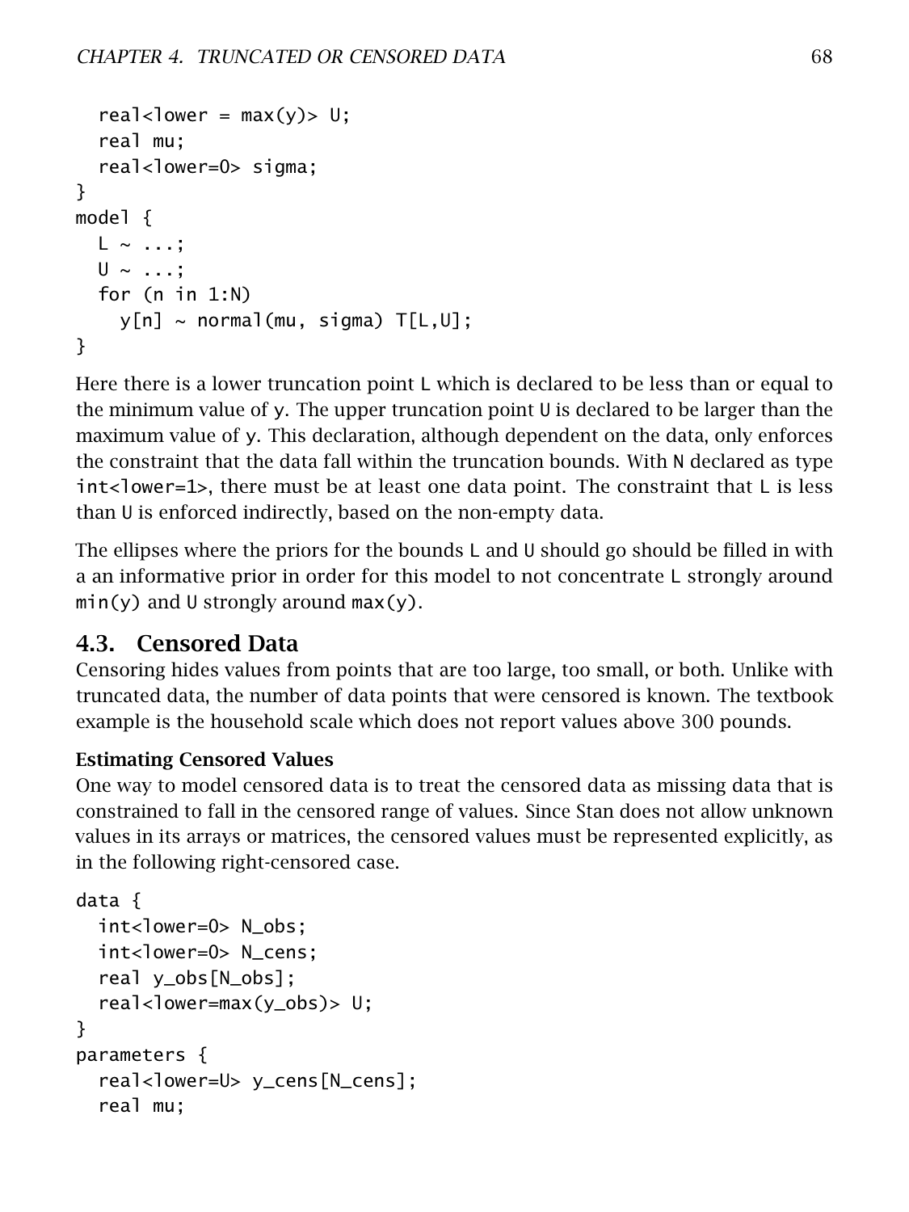```
  real<lower = max(y)> U;
  real mu;
  real<lower=0> sigma;
}
model {
  L ~ ...;
  U ~ ...;
  for (n in 1:N)
    y[n] ~ normal(mu, sigma) T[L,U];
}
```

Here there is a lower truncation point `L` which is declared to be less than or equal to the minimum value of `y`. The upper truncation point `U` is declared to be larger than the maximum value of `y`. This declaration, although dependent on the data, only enforces the constraint that the data fall within the truncation bounds. With `N` declared as type `int<lower=1>`, there must be at least one data point. The constraint that `L` is less than `U` is enforced indirectly, based on the non-empty data.

The ellipses where the priors for the bounds `L` and `U` should go should be filled in with a an informative prior in order for this model to not concentrate `L` strongly around `min(y)` and `U` strongly around `max(y)`.

## 4.3. Censored Data

Censoring hides values from points that are too large, too small, or both. Unlike with truncated data, the number of data points that were censored is known. The textbook example is the household scale which does not report values above 300 pounds.

### Estimating Censored Values

One way to model censored data is to treat the censored data as missing data that is constrained to fall in the censored range of values. Since Stan does not allow unknown values in its arrays or matrices, the censored values must be represented explicitly, as in the following right-censored case.

```
data {
  int<lower=0> N_obs;
  int<lower=0> N_cens;
  real y_obs[N_obs];
  real<lower=max(y_obs)> U;
}
parameters {
  real<lower=U> y_cens[N_cens];
  real mu;
```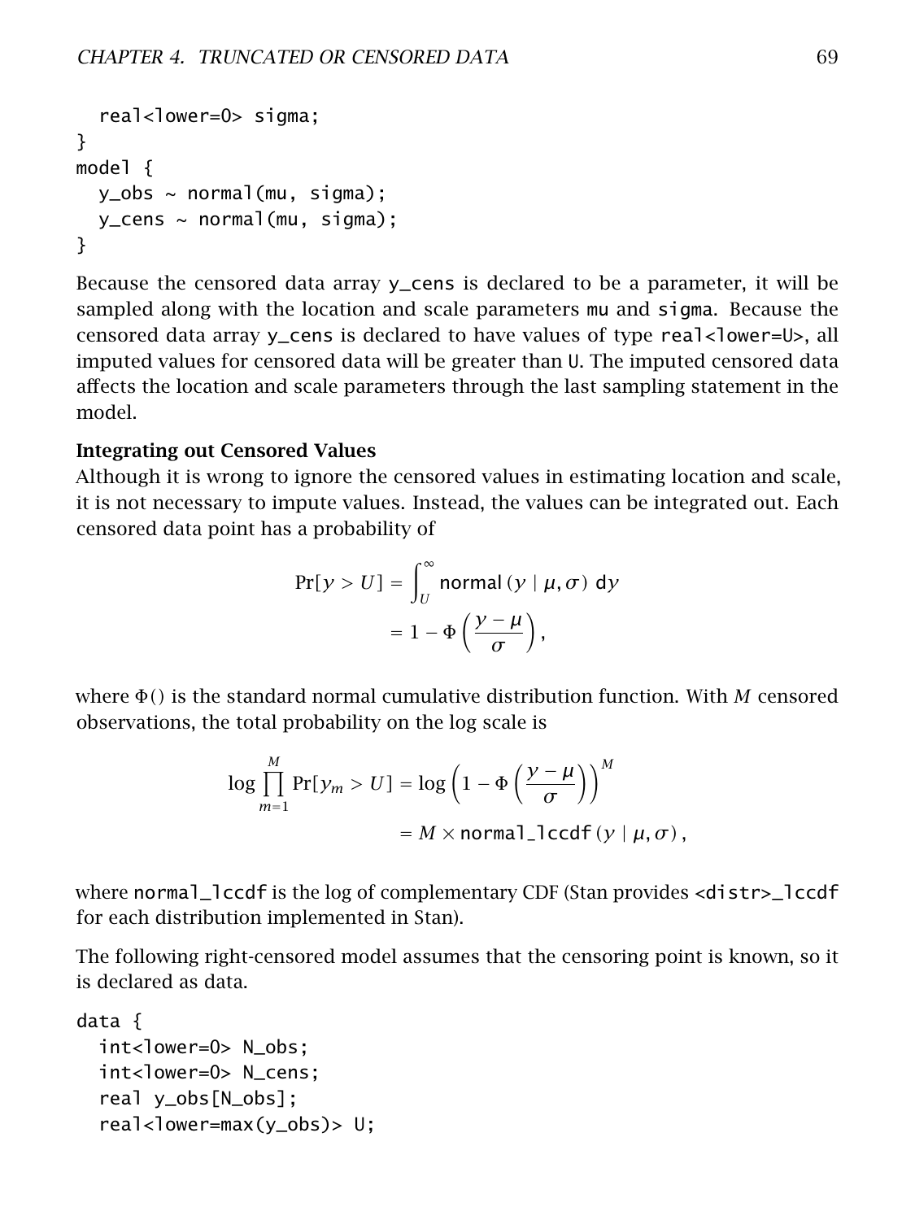```
  real<lower=0> sigma;
}
model {
  y_obs ~ normal(mu, sigma);
  y_cens ~ normal(mu, sigma);
}
```

Because the censored data array y_cens is declared to be a parameter, it will be sampled along with the location and scale parameters mu and sigma. Because the censored data array y_cens is declared to have values of type real<lower=U>, all imputed values for censored data will be greater than U. The imputed censored data affects the location and scale parameters through the last sampling statement in the model.

**Integrating out Censored Values**

Although it is wrong to ignore the censored values in estimating location and scale, it is not necessary to impute values. Instead, the values can be integrated out. Each censored data point has a probability of

$$
\begin{aligned}
\Pr[y > U] &= \int_U^\infty \mathsf{normal}\,(y \mid \mu, \sigma)\ \mathrm{d}y \\
&= 1 - \Phi\left(\frac{y - \mu}{\sigma}\right),
\end{aligned}
$$

where $\Phi()$ is the standard normal cumulative distribution function. With $M$ censored observations, the total probability on the log scale is

$$
\begin{aligned}
\log \prod_{m=1}^{M} \Pr[y_m > U] &= \log\left(1 - \Phi\left(\frac{y - \mu}{\sigma}\right)\right)^M \\
&= M \times \mathsf{normal\_lccdf}\,(y \mid \mu, \sigma),
\end{aligned}
$$

where normal_lccdf is the log of complementary CDF (Stan provides <distr>_lccdf for each distribution implemented in Stan).

The following right-censored model assumes that the censoring point is known, so it is declared as data.

```
data {
  int<lower=0> N_obs;
  int<lower=0> N_cens;
  real y_obs[N_obs];
  real<lower=max(y_obs)> U;
```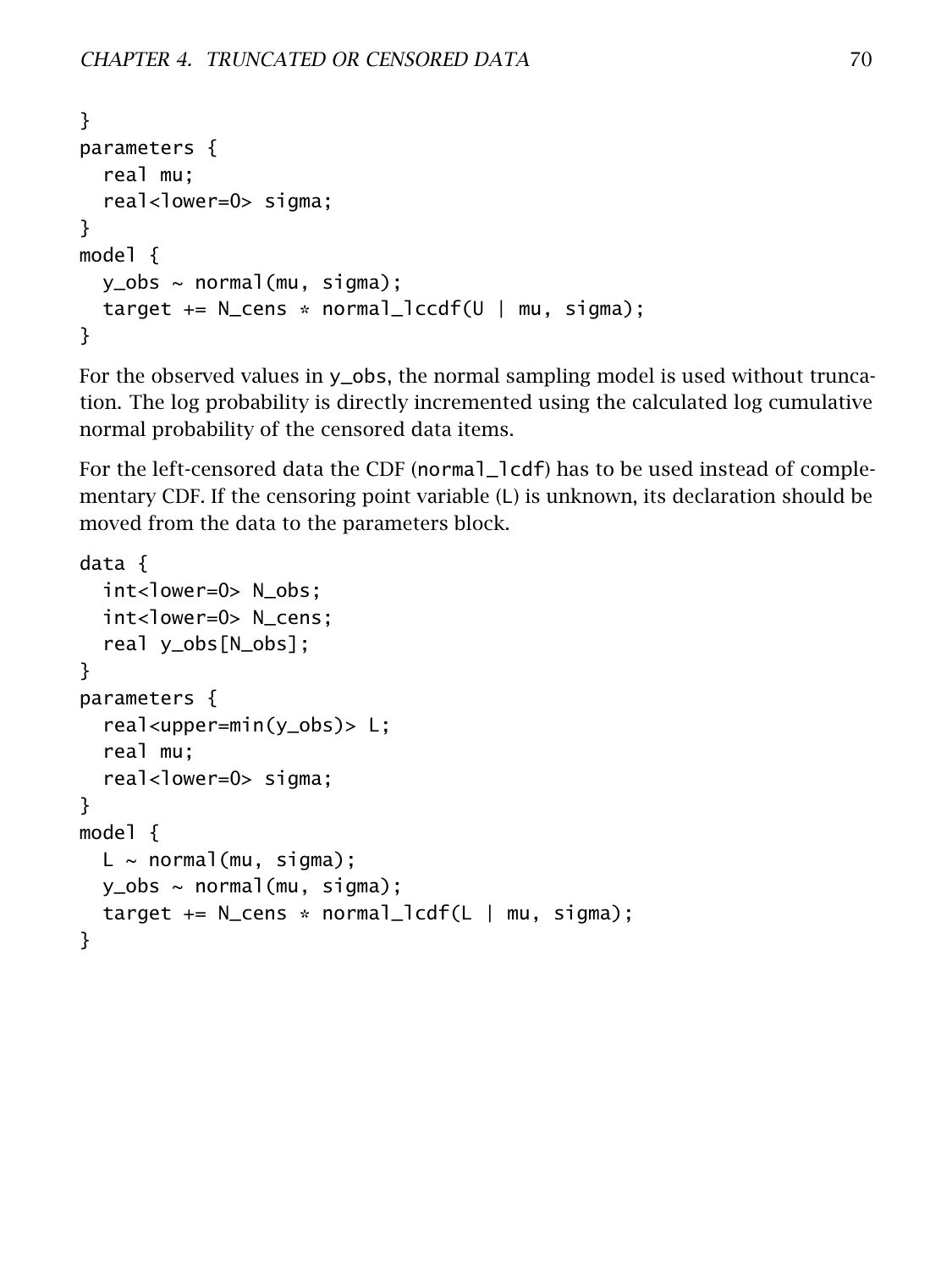```
}
parameters {
  real mu;
  real<lower=0> sigma;
}
model {
  y_obs ~ normal(mu, sigma);
  target += N_cens * normal_lccdf(U | mu, sigma);
}
```

For the observed values in y_obs, the normal sampling model is used without truncation. The log probability is directly incremented using the calculated log cumulative normal probability of the censored data items.

For the left-censored data the CDF (normal_lcdf) has to be used instead of complementary CDF. If the censoring point variable (L) is unknown, its declaration should be moved from the data to the parameters block.

```
data {
  int<lower=0> N_obs;
  int<lower=0> N_cens;
  real y_obs[N_obs];
}
parameters {
  real<upper=min(y_obs)> L;
  real mu;
  real<lower=0> sigma;
}
model {
  L ~ normal(mu, sigma);
  y_obs ~ normal(mu, sigma);
  target += N_cens * normal_lcdf(L | mu, sigma);
}
```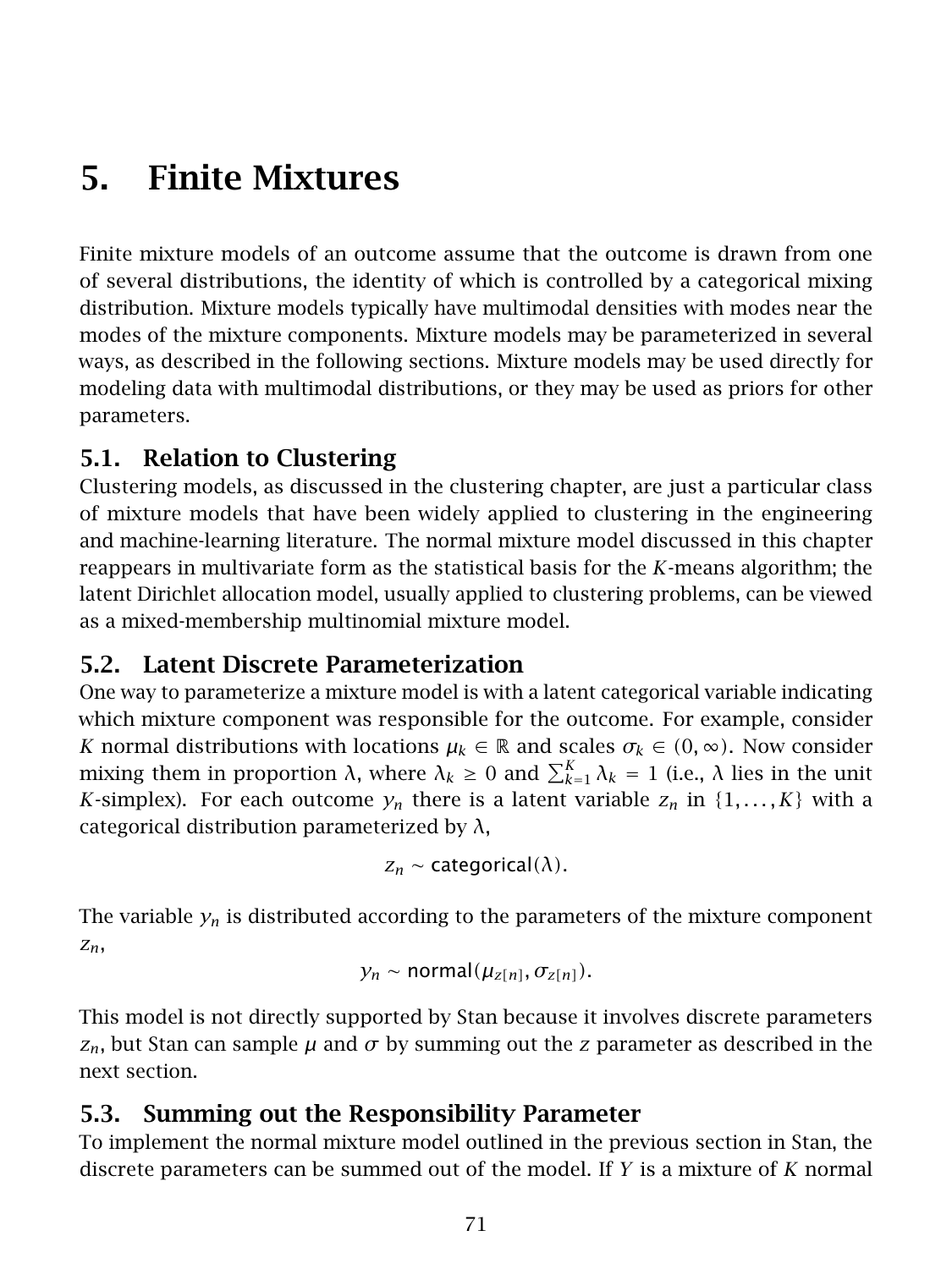# 5. Finite Mixtures

Finite mixture models of an outcome assume that the outcome is drawn from one of several distributions, the identity of which is controlled by a categorical mixing distribution. Mixture models typically have multimodal densities with modes near the modes of the mixture components. Mixture models may be parameterized in several ways, as described in the following sections. Mixture models may be used directly for modeling data with multimodal distributions, or they may be used as priors for other parameters.

## 5.1. Relation to Clustering

Clustering models, as discussed in the clustering chapter, are just a particular class of mixture models that have been widely applied to clustering in the engineering and machine-learning literature. The normal mixture model discussed in this chapter reappears in multivariate form as the statistical basis for the $K$-means algorithm; the latent Dirichlet allocation model, usually applied to clustering problems, can be viewed as a mixed-membership multinomial mixture model.

## 5.2. Latent Discrete Parameterization

One way to parameterize a mixture model is with a latent categorical variable indicating which mixture component was responsible for the outcome. For example, consider $K$ normal distributions with locations $\mu_k \in \mathbb{R}$ and scales $\sigma_k \in (0, \infty)$. Now consider mixing them in proportion $\lambda$, where $\lambda_k \geq 0$ and $\sum_{k=1}^{K} \lambda_k = 1$ (i.e., $\lambda$ lies in the unit $K$-simplex). For each outcome $y_n$ there is a latent variable $z_n$ in $\{1, \ldots, K\}$ with a categorical distribution parameterized by $\lambda$,

$$z_n \sim \mathsf{categorical}(\lambda).$$

The variable $y_n$ is distributed according to the parameters of the mixture component $z_n$,

$$y_n \sim \mathsf{normal}(\mu_{z[n]}, \sigma_{z[n]}).$$

This model is not directly supported by Stan because it involves discrete parameters $z_n$, but Stan can sample $\mu$ and $\sigma$ by summing out the $z$ parameter as described in the next section.

## 5.3. Summing out the Responsibility Parameter

To implement the normal mixture model outlined in the previous section in Stan, the discrete parameters can be summed out of the model. If $Y$ is a mixture of $K$ normal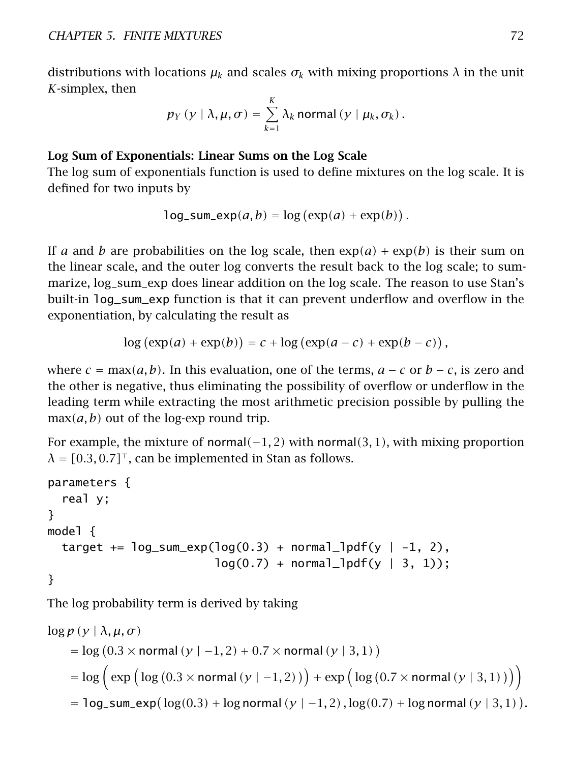distributions with locations $\mu_k$ and scales $\sigma_k$ with mixing proportions $\lambda$ in the unit $K$-simplex, then

$$p_Y(y \mid \lambda, \mu, \sigma) = \sum_{k=1}^{K} \lambda_k \, \mathsf{normal}(y \mid \mu_k, \sigma_k).$$

**Log Sum of Exponentials: Linear Sums on the Log Scale**

The log sum of exponentials function is used to define mixtures on the log scale. It is defined for two inputs by

$$\texttt{log\_sum\_exp}(a, b) = \log(\exp(a) + \exp(b)).$$

If $a$ and $b$ are probabilities on the log scale, then $\exp(a) + \exp(b)$ is their sum on the linear scale, and the outer log converts the result back to the log scale; to summarize, log_sum_exp does linear addition on the log scale. The reason to use Stan's built-in `log_sum_exp` function is that it can prevent underflow and overflow in the exponentiation, by calculating the result as

$$\log(\exp(a) + \exp(b)) = c + \log(\exp(a - c) + \exp(b - c)),$$

where $c = \max(a, b)$. In this evaluation, one of the terms, $a - c$ or $b - c$, is zero and the other is negative, thus eliminating the possibility of overflow or underflow in the leading term while extracting the most arithmetic precision possible by pulling the $\max(a, b)$ out of the log-exp round trip.

For example, the mixture of $\mathsf{normal}(-1, 2)$ with $\mathsf{normal}(3, 1)$, with mixing proportion $\lambda = [0.3, 0.7]^\top$, can be implemented in Stan as follows.

```
parameters {
  real y;
}
model {
  target += log_sum_exp(log(0.3) + normal_lpdf(y | -1, 2),
                        log(0.7) + normal_lpdf(y | 3, 1));
}
```

The log probability term is derived by taking

$$\begin{aligned}
&\log p(y \mid \lambda, \mu, \sigma) \\
&\quad = \log(0.3 \times \mathsf{normal}(y \mid -1, 2) + 0.7 \times \mathsf{normal}(y \mid 3, 1)) \\
&\quad = \log\Big(\exp\big(\log(0.3 \times \mathsf{normal}(y \mid -1, 2))\big) + \exp\big(\log(0.7 \times \mathsf{normal}(y \mid 3, 1))\big)\Big) \\
&\quad = \texttt{log\_sum\_exp}(\log(0.3) + \log \mathsf{normal}(y \mid -1, 2), \log(0.7) + \log \mathsf{normal}(y \mid 3, 1)).
\end{aligned}$$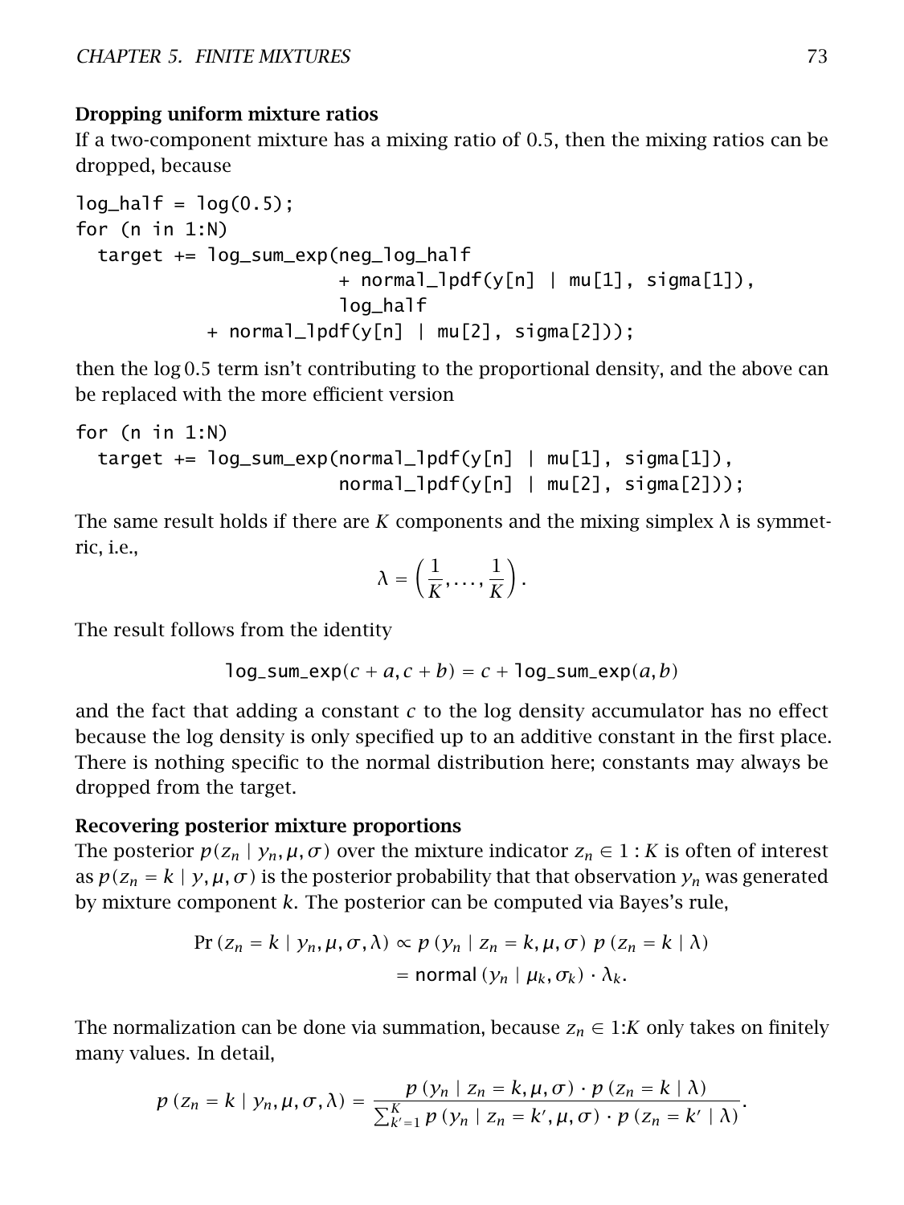**Dropping uniform mixture ratios**

If a two-component mixture has a mixing ratio of 0.5, then the mixing ratios can be dropped, because

```
log_half = log(0.5);
for (n in 1:N)
  target += log_sum_exp(neg_log_half
                        + normal_lpdf(y[n] | mu[1], sigma[1]),
                        log_half
           + normal_lpdf(y[n] | mu[2], sigma[2]));
```

then the $\log 0.5$ term isn't contributing to the proportional density, and the above can be replaced with the more efficient version

```
for (n in 1:N)
  target += log_sum_exp(normal_lpdf(y[n] | mu[1], sigma[1]),
                        normal_lpdf(y[n] | mu[2], sigma[2]));
```

The same result holds if there are $K$ components and the mixing simplex $\lambda$ is symmetric, i.e.,

$$\lambda = \left( \frac{1}{K}, \ldots, \frac{1}{K} \right).$$

The result follows from the identity

$$\texttt{log\_sum\_exp}(c + a, c + b) = c + \texttt{log\_sum\_exp}(a, b)$$

and the fact that adding a constant $c$ to the log density accumulator has no effect because the log density is only specified up to an additive constant in the first place. There is nothing specific to the normal distribution here; constants may always be dropped from the target.

**Recovering posterior mixture proportions**

The posterior $p(z_n \mid y_n, \mu, \sigma)$ over the mixture indicator $z_n \in 1:K$ is often of interest as $p(z_n = k \mid y, \mu, \sigma)$ is the posterior probability that that observation $y_n$ was generated by mixture component $k$. The posterior can be computed via Bayes's rule,

$$\begin{aligned}
\Pr(z_n = k \mid y_n, \mu, \sigma, \lambda) &\propto p(y_n \mid z_n = k, \mu, \sigma)\ p(z_n = k \mid \lambda) \\
&= \mathsf{normal}(y_n \mid \mu_k, \sigma_k) \cdot \lambda_k.
\end{aligned}$$

The normalization can be done via summation, because $z_n \in 1{:}K$ only takes on finitely many values. In detail,

$$p(z_n = k \mid y_n, \mu, \sigma, \lambda) = \frac{p(y_n \mid z_n = k, \mu, \sigma) \cdot p(z_n = k \mid \lambda)}{\sum_{k'=1}^{K} p(y_n \mid z_n = k', \mu, \sigma) \cdot p(z_n = k' \mid \lambda)}.$$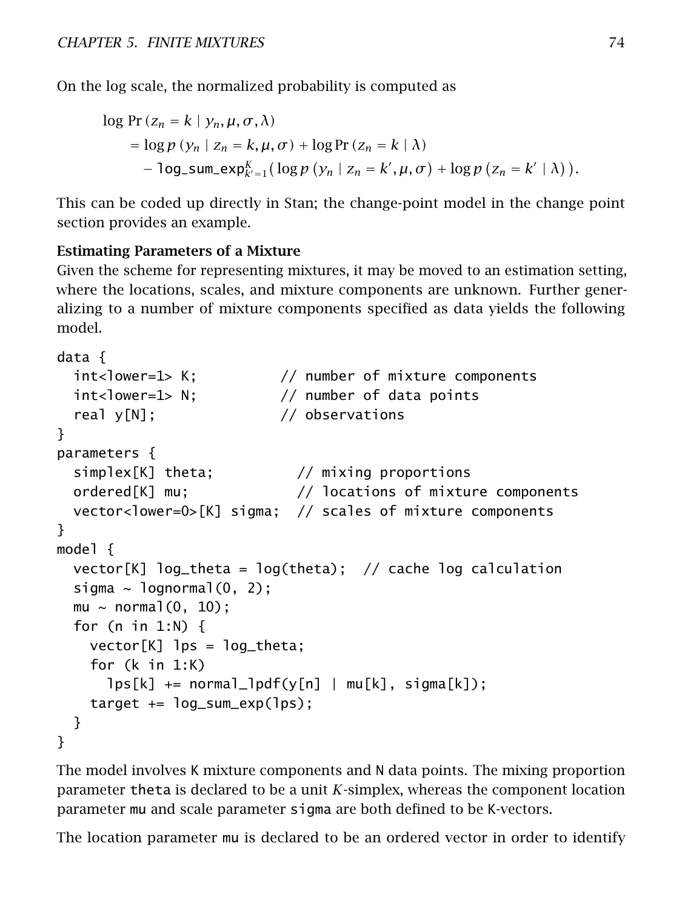On the log scale, the normalized probability is computed as

$$
\begin{aligned}
&\log \Pr(z_n = k \mid y_n, \mu, \sigma, \lambda) \\
&\quad = \log p(y_n \mid z_n = k, \mu, \sigma) + \log \Pr(z_n = k \mid \lambda) \\
&\qquad - \texttt{log\_sum\_exp}_{k'=1}^{K}\big(\log p(y_n \mid z_n = k', \mu, \sigma) + \log p(z_n = k' \mid \lambda)\big).
\end{aligned}
$$

This can be coded up directly in Stan; the change-point model in the change point section provides an example.

**Estimating Parameters of a Mixture**

Given the scheme for representing mixtures, it may be moved to an estimation setting, where the locations, scales, and mixture components are unknown. Further generalizing to a number of mixture components specified as data yields the following model.

```
data {
  int<lower=1> K;          // number of mixture components
  int<lower=1> N;          // number of data points
  real y[N];               // observations
}
parameters {
  simplex[K] theta;          // mixing proportions
  ordered[K] mu;             // locations of mixture components
  vector<lower=0>[K] sigma;  // scales of mixture components
}
model {
  vector[K] log_theta = log(theta);  // cache log calculation
  sigma ~ lognormal(0, 2);
  mu ~ normal(0, 10);
  for (n in 1:N) {
    vector[K] lps = log_theta;
    for (k in 1:K)
      lps[k] += normal_lpdf(y[n] | mu[k], sigma[k]);
    target += log_sum_exp(lps);
  }
}
```

The model involves `K` mixture components and `N` data points. The mixing proportion parameter `theta` is declared to be a unit $K$-simplex, whereas the component location parameter `mu` and scale parameter `sigma` are both defined to be `K`-vectors.

The location parameter `mu` is declared to be an ordered vector in order to identify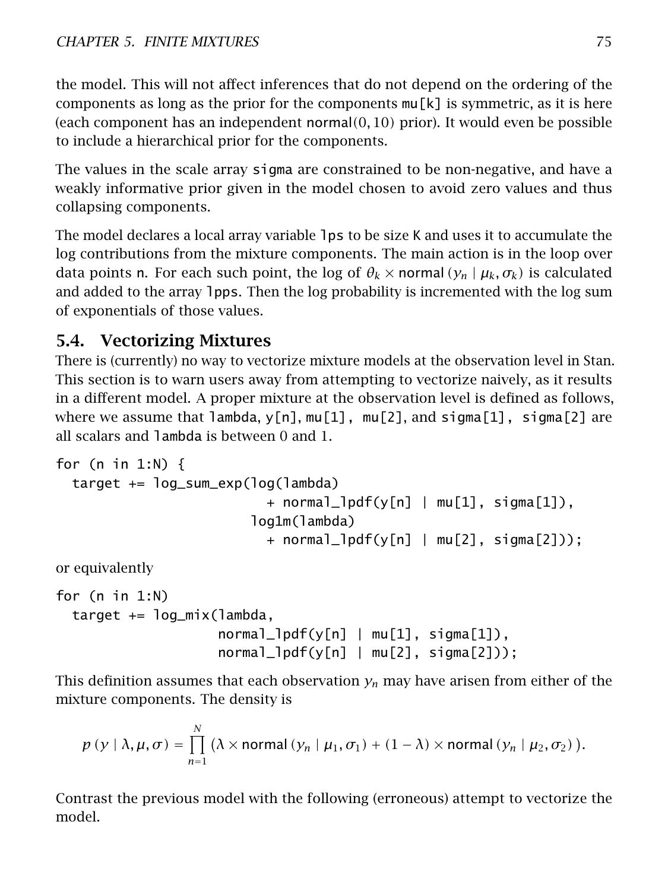the model. This will not affect inferences that do not depend on the ordering of the components as long as the prior for the components mu[k] is symmetric, as it is here (each component has an independent normal$(0, 10)$ prior). It would even be possible to include a hierarchical prior for the components.

The values in the scale array sigma are constrained to be non-negative, and have a weakly informative prior given in the model chosen to avoid zero values and thus collapsing components.

The model declares a local array variable lps to be size K and uses it to accumulate the log contributions from the mixture components. The main action is in the loop over data points n. For each such point, the log of $\theta_k \times \text{normal}(y_n \mid \mu_k, \sigma_k)$ is calculated and added to the array lpps. Then the log probability is incremented with the log sum of exponentials of those values.

## 5.4. Vectorizing Mixtures

There is (currently) no way to vectorize mixture models at the observation level in Stan. This section is to warn users away from attempting to vectorize naively, as it results in a different model. A proper mixture at the observation level is defined as follows, where we assume that lambda, y[n], mu[1], mu[2], and sigma[1], sigma[2] are all scalars and lambda is between 0 and 1.

```
for (n in 1:N) {
  target += log_sum_exp(log(lambda)
                          + normal_lpdf(y[n] | mu[1], sigma[1]),
                        log1m(lambda)
                          + normal_lpdf(y[n] | mu[2], sigma[2]));
```

or equivalently

```
for (n in 1:N)
  target += log_mix(lambda,
                    normal_lpdf(y[n] | mu[1], sigma[1]),
                    normal_lpdf(y[n] | mu[2], sigma[2]));
```

This definition assumes that each observation $y_n$ may have arisen from either of the mixture components. The density is

$$p(y \mid \lambda, \mu, \sigma) = \prod_{n=1}^{N} (\lambda \times \text{normal}(y_n \mid \mu_1, \sigma_1) + (1 - \lambda) \times \text{normal}(y_n \mid \mu_2, \sigma_2)).$$

Contrast the previous model with the following (erroneous) attempt to vectorize the model.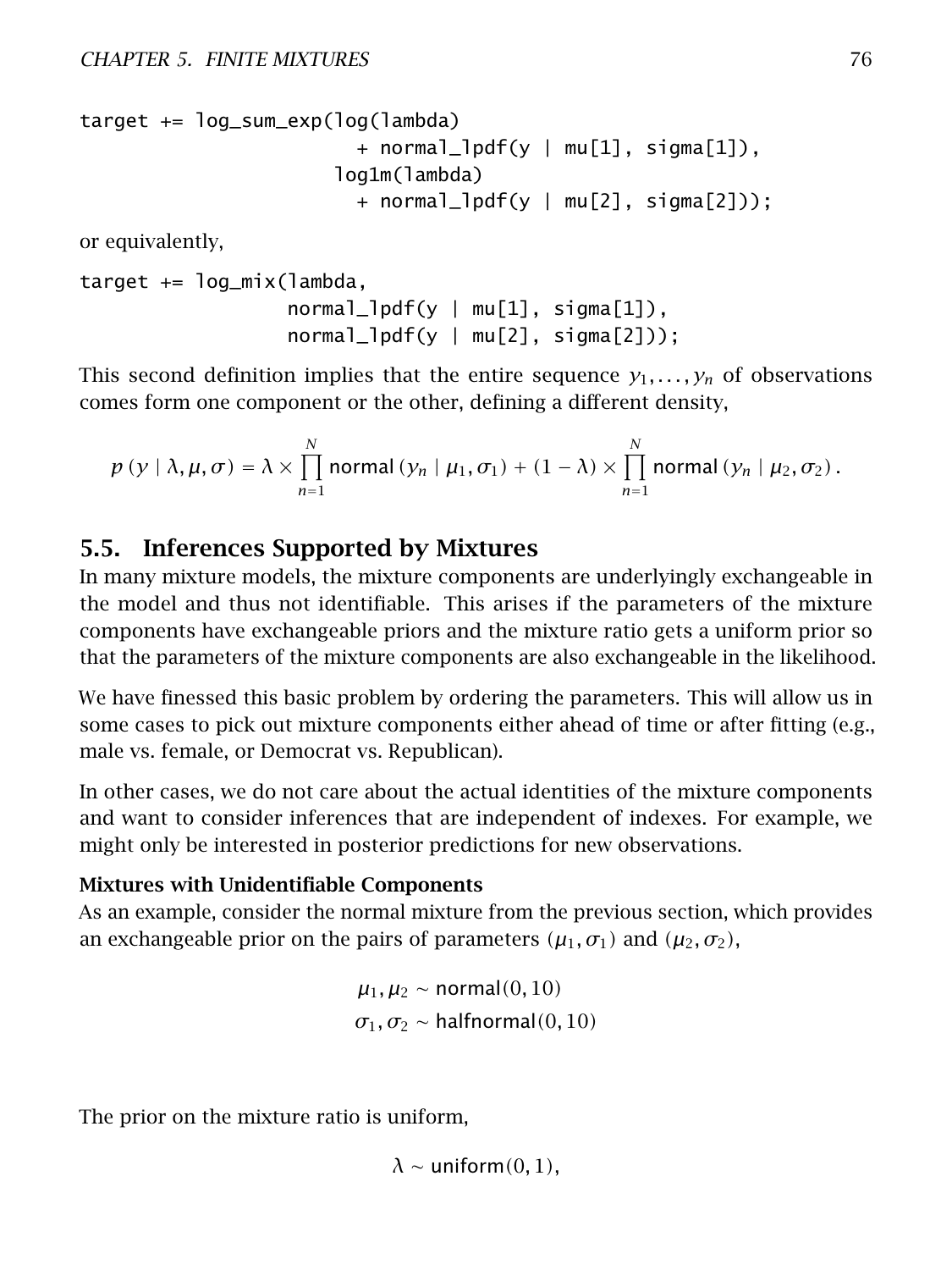```
target += log_sum_exp(log(lambda)
                        + normal_lpdf(y | mu[1], sigma[1]),
                      log1m(lambda)
                        + normal_lpdf(y | mu[2], sigma[2]));
```

or equivalently,

```
target += log_mix(lambda,
                  normal_lpdf(y | mu[1], sigma[1]),
                  normal_lpdf(y | mu[2], sigma[2]));
```

This second definition implies that the entire sequence $y_1, \ldots, y_n$ of observations comes form one component or the other, defining a different density,

$$p(y \mid \lambda, \mu, \sigma) = \lambda \times \prod_{n=1}^{N} \mathsf{normal}(y_n \mid \mu_1, \sigma_1) + (1 - \lambda) \times \prod_{n=1}^{N} \mathsf{normal}(y_n \mid \mu_2, \sigma_2).$$

## 5.5. Inferences Supported by Mixtures

In many mixture models, the mixture components are underlyingly exchangeable in the model and thus not identifiable. This arises if the parameters of the mixture components have exchangeable priors and the mixture ratio gets a uniform prior so that the parameters of the mixture components are also exchangeable in the likelihood.

We have finessed this basic problem by ordering the parameters. This will allow us in some cases to pick out mixture components either ahead of time or after fitting (e.g., male vs. female, or Democrat vs. Republican).

In other cases, we do not care about the actual identities of the mixture components and want to consider inferences that are independent of indexes. For example, we might only be interested in posterior predictions for new observations.

### Mixtures with Unidentifiable Components

As an example, consider the normal mixture from the previous section, which provides an exchangeable prior on the pairs of parameters $(\mu_1, \sigma_1)$ and $(\mu_2, \sigma_2)$,

$$\mu_1, \mu_2 \sim \mathsf{normal}(0, 10)$$
$$\sigma_1, \sigma_2 \sim \mathsf{halfnormal}(0, 10)$$

The prior on the mixture ratio is uniform,

$$\lambda \sim \mathsf{uniform}(0, 1),$$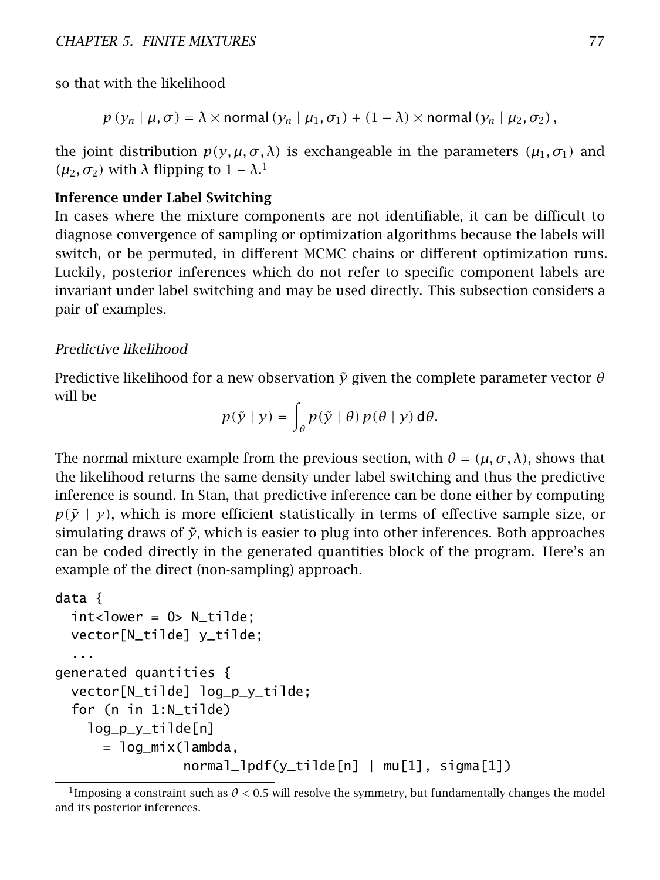so that with the likelihood

$$p(y_n \mid \mu, \sigma) = \lambda \times \mathsf{normal}(y_n \mid \mu_1, \sigma_1) + (1 - \lambda) \times \mathsf{normal}(y_n \mid \mu_2, \sigma_2),$$

the joint distribution $p(y, \mu, \sigma, \lambda)$ is exchangeable in the parameters $(\mu_1, \sigma_1)$ and $(\mu_2, \sigma_2)$ with $\lambda$ flipping to $1 - \lambda$.[1]

**Inference under Label Switching**

In cases where the mixture components are not identifiable, it can be difficult to diagnose convergence of sampling or optimization algorithms because the labels will switch, or be permuted, in different MCMC chains or different optimization runs. Luckily, posterior inferences which do not refer to specific component labels are invariant under label switching and may be used directly. This subsection considers a pair of examples.

*Predictive likelihood*

Predictive likelihood for a new observation $\tilde{y}$ given the complete parameter vector $\theta$ will be

$$p(\tilde{y} \mid y) = \int_{\theta} p(\tilde{y} \mid \theta)\, p(\theta \mid y)\, \mathsf{d}\theta.$$

The normal mixture example from the previous section, with $\theta = (\mu, \sigma, \lambda)$, shows that the likelihood returns the same density under label switching and thus the predictive inference is sound. In Stan, that predictive inference can be done either by computing $p(\tilde{y} \mid y)$, which is more efficient statistically in terms of effective sample size, or simulating draws of $\tilde{y}$, which is easier to plug into other inferences. Both approaches can be coded directly in the generated quantities block of the program. Here's an example of the direct (non-sampling) approach.

```
data {
  int<lower = 0> N_tilde;
  vector[N_tilde] y_tilde;
  ...
generated quantities {
  vector[N_tilde] log_p_y_tilde;
  for (n in 1:N_tilde)
    log_p_y_tilde[n]
      = log_mix(lambda,
                normal_lpdf(y_tilde[n] | mu[1], sigma[1])
```

[1] Imposing a constraint such as $\theta < 0.5$ will resolve the symmetry, but fundamentally changes the model and its posterior inferences.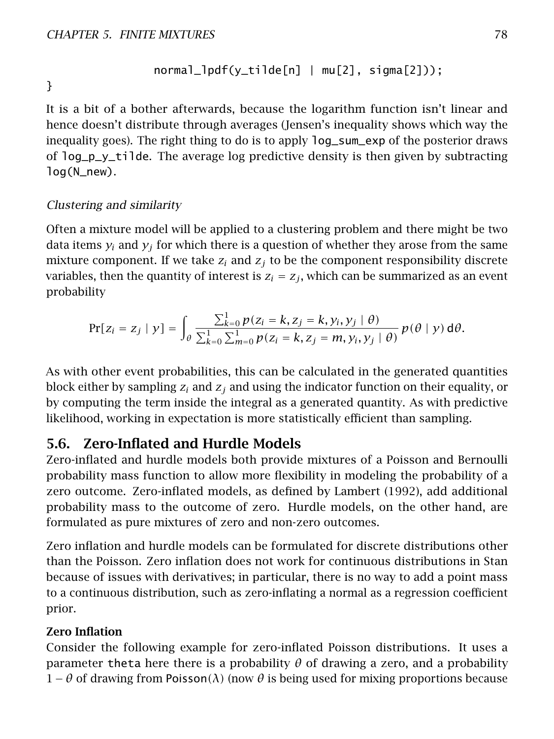```
                normal_lpdf(y_tilde[n] | mu[2], sigma[2]));
}
```

It is a bit of a bother afterwards, because the logarithm function isn't linear and hence doesn't distribute through averages (Jensen's inequality shows which way the inequality goes). The right thing to do is to apply `log_sum_exp` of the posterior draws of `log_p_y_tilde`. The average log predictive density is then given by subtracting `log(N_new)`.

*Clustering and similarity*

Often a mixture model will be applied to a clustering problem and there might be two data items $y_i$ and $y_j$ for which there is a question of whether they arose from the same mixture component. If we take $z_i$ and $z_j$ to be the component responsibility discrete variables, then the quantity of interest is $z_i = z_j$, which can be summarized as an event probability

$$\Pr[z_i = z_j \mid y] = \int_\theta \frac{\sum_{k=0}^{1} p(z_i = k, z_j = k, y_i, y_j \mid \theta)}{\sum_{k=0}^{1} \sum_{m=0}^{1} p(z_i = k, z_j = m, y_i, y_j \mid \theta)} \, p(\theta \mid y) \, \mathrm{d}\theta.$$

As with other event probabilities, this can be calculated in the generated quantities block either by sampling $z_i$ and $z_j$ and using the indicator function on their equality, or by computing the term inside the integral as a generated quantity. As with predictive likelihood, working in expectation is more statistically efficient than sampling.

## 5.6. Zero-Inflated and Hurdle Models

Zero-inflated and hurdle models both provide mixtures of a Poisson and Bernoulli probability mass function to allow more flexibility in modeling the probability of a zero outcome. Zero-inflated models, as defined by Lambert (1992), add additional probability mass to the outcome of zero. Hurdle models, on the other hand, are formulated as pure mixtures of zero and non-zero outcomes.

Zero inflation and hurdle models can be formulated for discrete distributions other than the Poisson. Zero inflation does not work for continuous distributions in Stan because of issues with derivatives; in particular, there is no way to add a point mass to a continuous distribution, such as zero-inflating a normal as a regression coefficient prior.

### Zero Inflation

Consider the following example for zero-inflated Poisson distributions. It uses a parameter `theta` here there is a probability $\theta$ of drawing a zero, and a probability $1 - \theta$ of drawing from $\mathsf{Poisson}(\lambda)$ (now $\theta$ is being used for mixing proportions because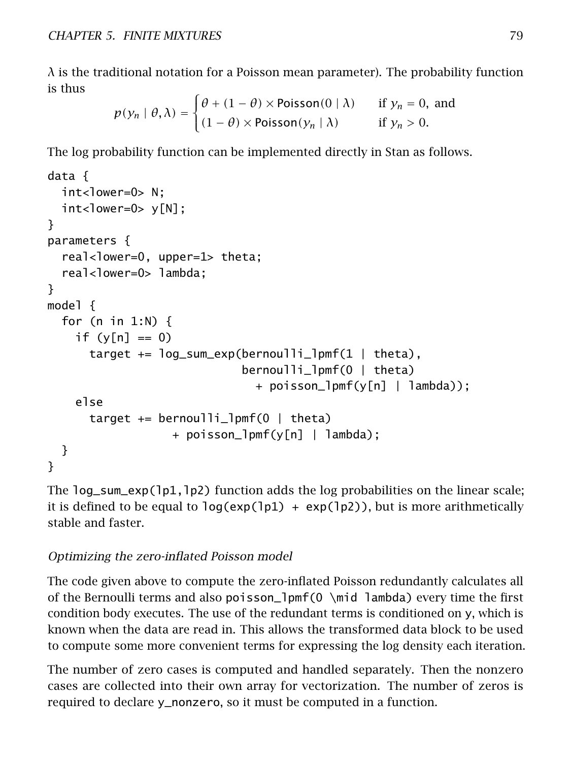$\lambda$ is the traditional notation for a Poisson mean parameter). The probability function is thus

$$p(y_n \mid \theta, \lambda) = \begin{cases} \theta + (1 - \theta) \times \textsf{Poisson}(0 \mid \lambda) & \text{if } y_n = 0, \text{ and} \\ (1 - \theta) \times \textsf{Poisson}(y_n \mid \lambda) & \text{if } y_n > 0. \end{cases}$$

The log probability function can be implemented directly in Stan as follows.

```
data {
  int<lower=0> N;
  int<lower=0> y[N];
}
parameters {
  real<lower=0, upper=1> theta;
  real<lower=0> lambda;
}
model {
  for (n in 1:N) {
    if (y[n] == 0)
      target += log_sum_exp(bernoulli_lpmf(1 | theta),
                            bernoulli_lpmf(0 | theta)
                              + poisson_lpmf(y[n] | lambda));
    else
      target += bernoulli_lpmf(0 | theta)
                  + poisson_lpmf(y[n] | lambda);
  }
}
```

The `log_sum_exp(lp1,lp2)` function adds the log probabilities on the linear scale; it is defined to be equal to `log(exp(lp1) + exp(lp2))`, but is more arithmetically stable and faster.

### *Optimizing the zero-inflated Poisson model*

The code given above to compute the zero-inflated Poisson redundantly calculates all of the Bernoulli terms and also `poisson_lpmf(0 \mid lambda)` every time the first condition body executes. The use of the redundant terms is conditioned on `y`, which is known when the data are read in. This allows the transformed data block to be used to compute some more convenient terms for expressing the log density each iteration.

The number of zero cases is computed and handled separately. Then the nonzero cases are collected into their own array for vectorization. The number of zeros is required to declare `y_nonzero`, so it must be computed in a function.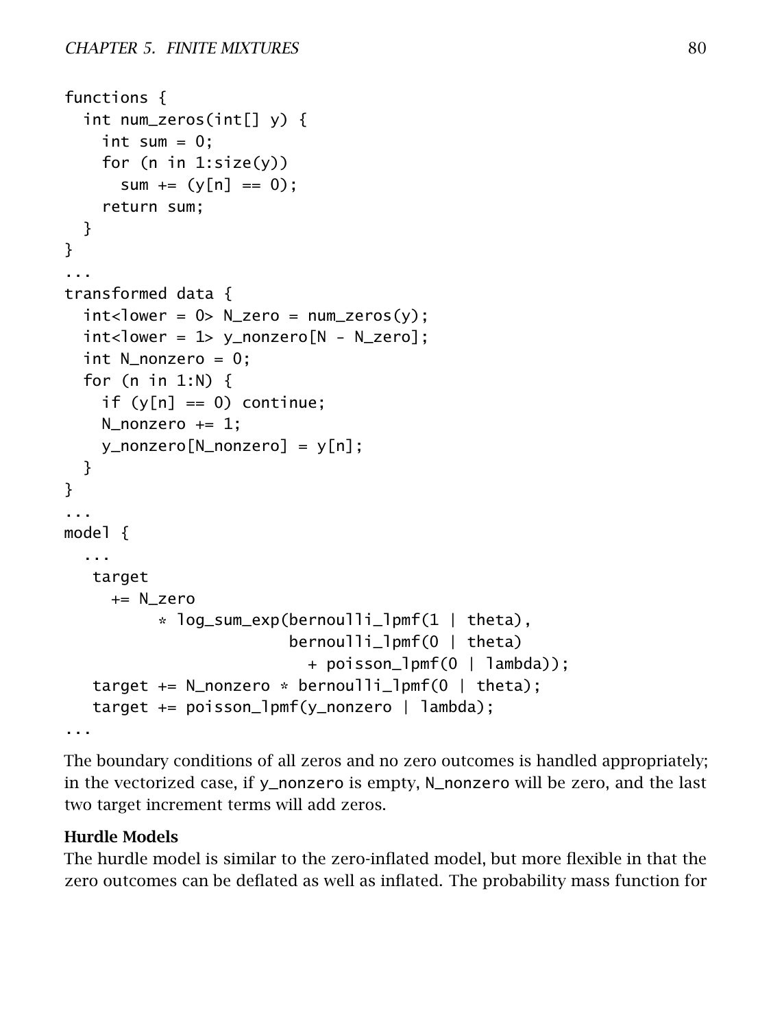```
functions {
  int num_zeros(int[] y) {
    int sum = 0;
    for (n in 1:size(y))
      sum += (y[n] == 0);
    return sum;
  }
}
...
transformed data {
  int<lower = 0> N_zero = num_zeros(y);
  int<lower = 1> y_nonzero[N - N_zero];
  int N_nonzero = 0;
  for (n in 1:N) {
    if (y[n] == 0) continue;
    N_nonzero += 1;
    y_nonzero[N_nonzero] = y[n];
  }
}
...
model {
  ...
   target
     += N_zero
          * log_sum_exp(bernoulli_lpmf(1 | theta),
                        bernoulli_lpmf(0 | theta)
                          + poisson_lpmf(0 | lambda));
   target += N_nonzero * bernoulli_lpmf(0 | theta);
   target += poisson_lpmf(y_nonzero | lambda);
...
```

The boundary conditions of all zeros and no zero outcomes is handled appropriately; in the vectorized case, if `y_nonzero` is empty, `N_nonzero` will be zero, and the last two target increment terms will add zeros.

**Hurdle Models**

The hurdle model is similar to the zero-inflated model, but more flexible in that the zero outcomes can be deflated as well as inflated. The probability mass function for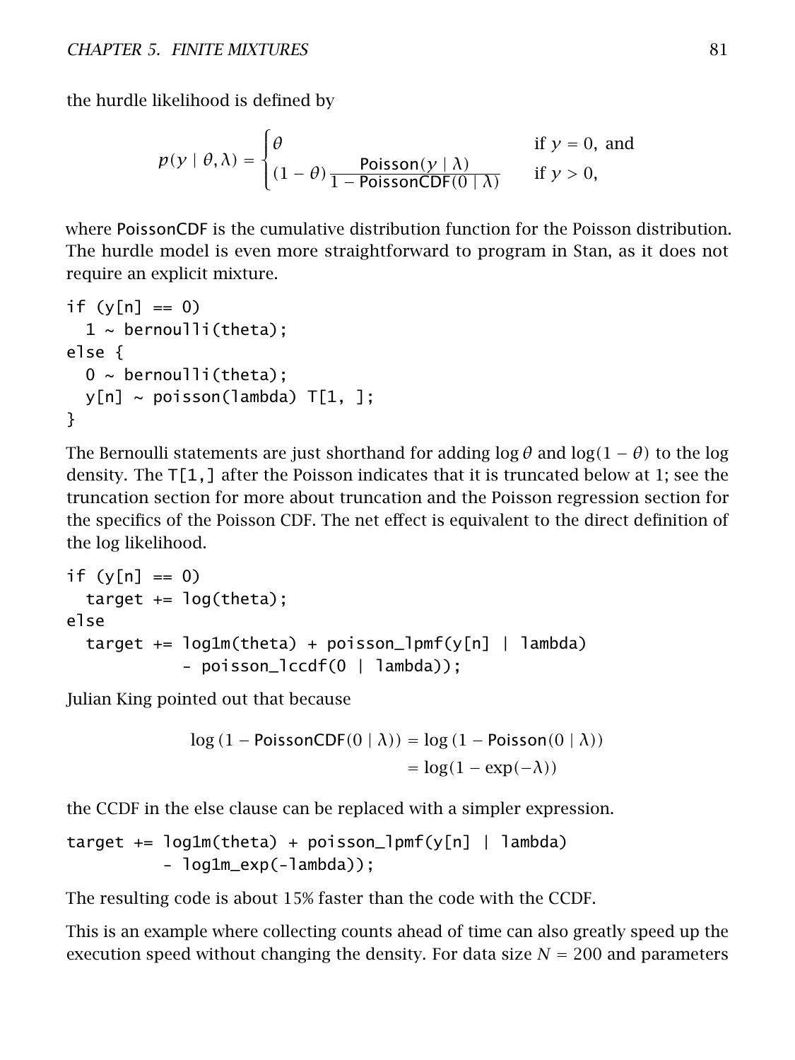the hurdle likelihood is defined by

$$p(y \mid \theta, \lambda) = \begin{cases} \theta & \text{if } y = 0, \text{ and} \\ (1-\theta) \dfrac{\mathsf{Poisson}(y \mid \lambda)}{1 - \mathsf{PoissonCDF}(0 \mid \lambda)} & \text{if } y > 0, \end{cases}$$

where PoissonCDF is the cumulative distribution function for the Poisson distribution. The hurdle model is even more straightforward to program in Stan, as it does not require an explicit mixture.

```
if (y[n] == 0)
  1 ~ bernoulli(theta);
else {
  0 ~ bernoulli(theta);
  y[n] ~ poisson(lambda) T[1, ];
}
```

The Bernoulli statements are just shorthand for adding $\log \theta$ and $\log(1-\theta)$ to the log density. The T[1,] after the Poisson indicates that it is truncated below at 1; see the truncation section for more about truncation and the Poisson regression section for the specifics of the Poisson CDF. The net effect is equivalent to the direct definition of the log likelihood.

```
if (y[n] == 0)
  target += log(theta);
else
  target += log1m(theta) + poisson_lpmf(y[n] | lambda)
            - poisson_lccdf(0 | lambda));
```

Julian King pointed out that because

$$\begin{aligned} \log\left(1 - \mathsf{PoissonCDF}(0 \mid \lambda)\right) &= \log\left(1 - \mathsf{Poisson}(0 \mid \lambda)\right) \\ &= \log(1 - \exp(-\lambda)) \end{aligned}$$

the CCDF in the else clause can be replaced with a simpler expression.

```
target += log1m(theta) + poisson_lpmf(y[n] | lambda)
          - log1m_exp(-lambda));
```

The resulting code is about 15% faster than the code with the CCDF.

This is an example where collecting counts ahead of time can also greatly speed up the execution speed without changing the density. For data size $N = 200$ and parameters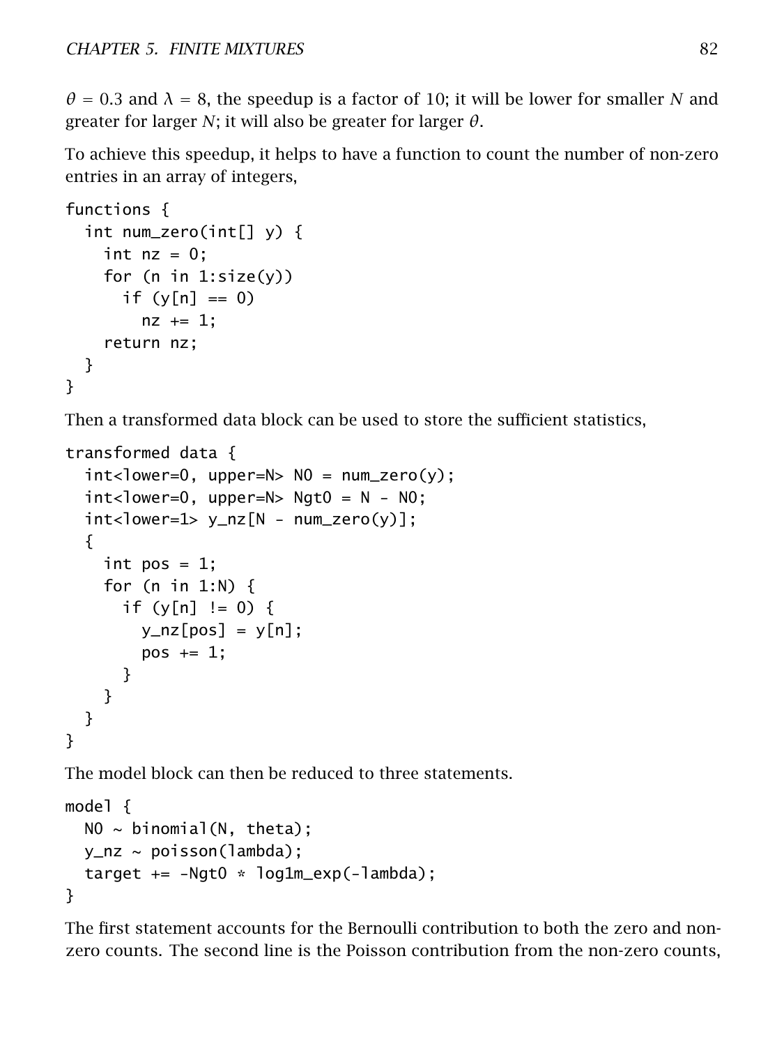$\theta = 0.3$ and $\lambda = 8$, the speedup is a factor of 10; it will be lower for smaller $N$ and greater for larger $N$; it will also be greater for larger $\theta$.

To achieve this speedup, it helps to have a function to count the number of non-zero entries in an array of integers,

```
functions {
  int num_zero(int[] y) {
    int nz = 0;
    for (n in 1:size(y))
      if (y[n] == 0)
        nz += 1;
    return nz;
  }
}
```

Then a transformed data block can be used to store the sufficient statistics,

```
transformed data {
  int<lower=0, upper=N> N0 = num_zero(y);
  int<lower=0, upper=N> Ngt0 = N - N0;
  int<lower=1> y_nz[N - num_zero(y)];
  {
    int pos = 1;
    for (n in 1:N) {
      if (y[n] != 0) {
        y_nz[pos] = y[n];
        pos += 1;
      }
    }
  }
}
```

The model block can then be reduced to three statements.

```
model {
  N0 ~ binomial(N, theta);
  y_nz ~ poisson(lambda);
  target += -Ngt0 * log1m_exp(-lambda);
}
```

The first statement accounts for the Bernoulli contribution to both the zero and non-zero counts. The second line is the Poisson contribution from the non-zero counts,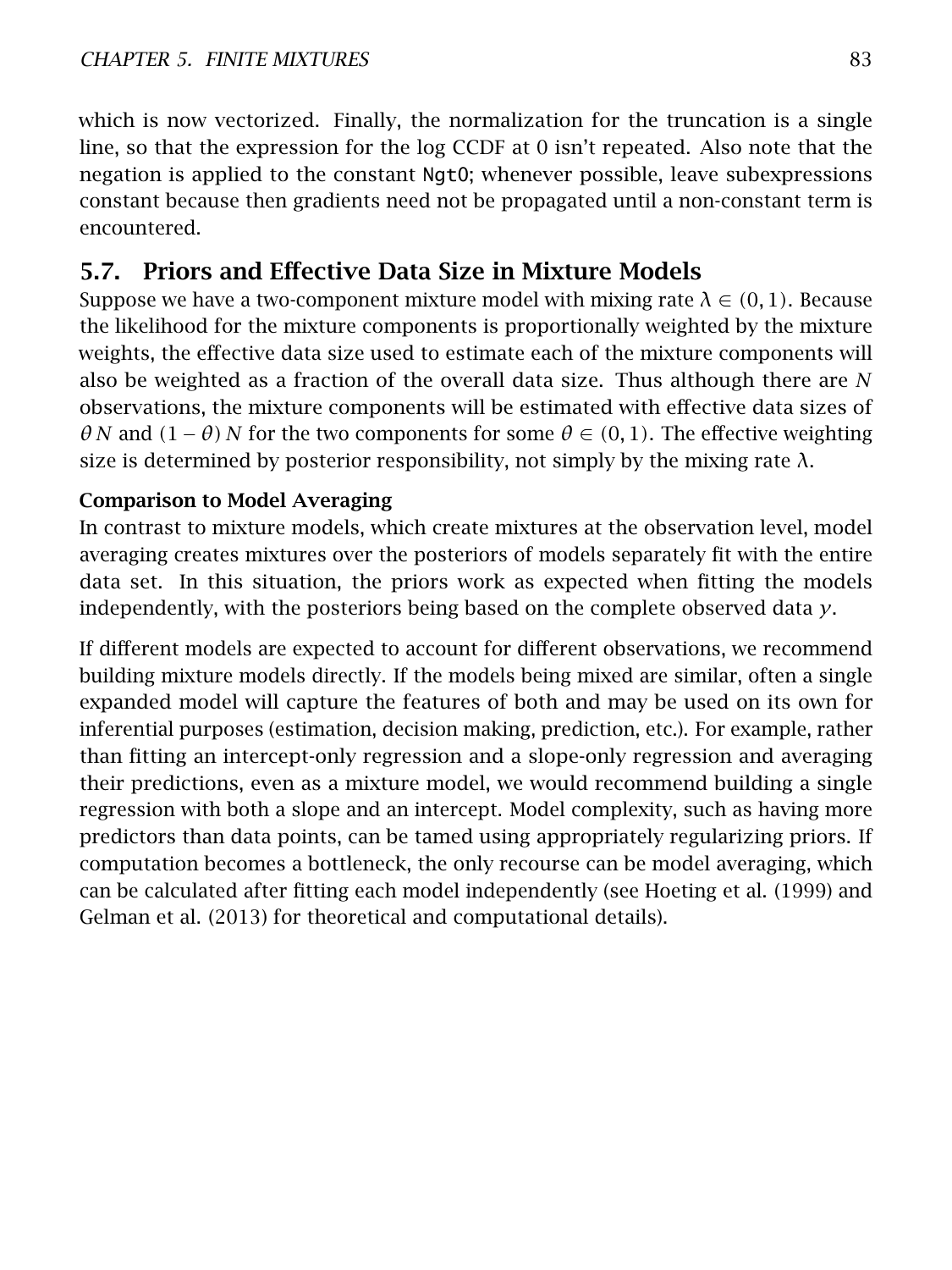which is now vectorized. Finally, the normalization for the truncation is a single line, so that the expression for the log CCDF at 0 isn't repeated. Also note that the negation is applied to the constant `Ngt0`; whenever possible, leave subexpressions constant because then gradients need not be propagated until a non-constant term is encountered.

## 5.7. Priors and Effective Data Size in Mixture Models

Suppose we have a two-component mixture model with mixing rate $\lambda \in (0, 1)$. Because the likelihood for the mixture components is proportionally weighted by the mixture weights, the effective data size used to estimate each of the mixture components will also be weighted as a fraction of the overall data size. Thus although there are $N$ observations, the mixture components will be estimated with effective data sizes of $\theta N$ and $(1 - \theta) N$ for the two components for some $\theta \in (0, 1)$. The effective weighting size is determined by posterior responsibility, not simply by the mixing rate $\lambda$.

### Comparison to Model Averaging

In contrast to mixture models, which create mixtures at the observation level, model averaging creates mixtures over the posteriors of models separately fit with the entire data set. In this situation, the priors work as expected when fitting the models independently, with the posteriors being based on the complete observed data $y$.

If different models are expected to account for different observations, we recommend building mixture models directly. If the models being mixed are similar, often a single expanded model will capture the features of both and may be used on its own for inferential purposes (estimation, decision making, prediction, etc.). For example, rather than fitting an intercept-only regression and a slope-only regression and averaging their predictions, even as a mixture model, we would recommend building a single regression with both a slope and an intercept. Model complexity, such as having more predictors than data points, can be tamed using appropriately regularizing priors. If computation becomes a bottleneck, the only recourse can be model averaging, which can be calculated after fitting each model independently (see Hoeting et al. (1999) and Gelman et al. (2013) for theoretical and computational details).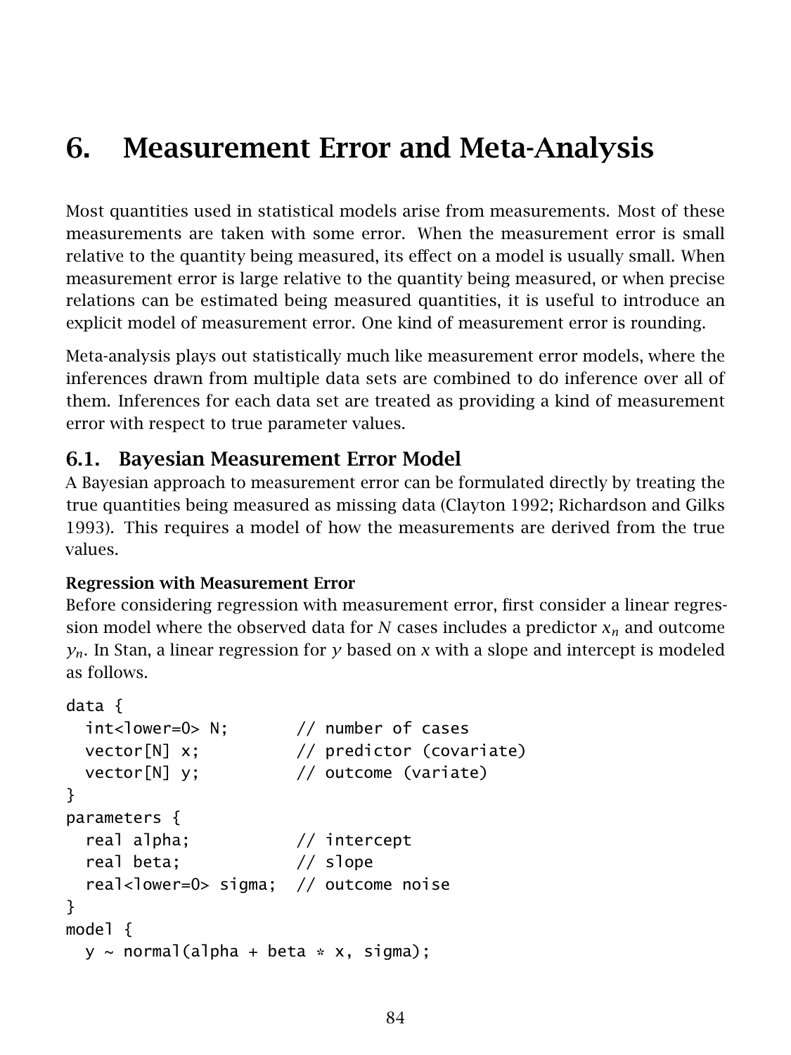# 6. Measurement Error and Meta-Analysis

Most quantities used in statistical models arise from measurements. Most of these measurements are taken with some error. When the measurement error is small relative to the quantity being measured, its effect on a model is usually small. When measurement error is large relative to the quantity being measured, or when precise relations can be estimated being measured quantities, it is useful to introduce an explicit model of measurement error. One kind of measurement error is rounding.

Meta-analysis plays out statistically much like measurement error models, where the inferences drawn from multiple data sets are combined to do inference over all of them. Inferences for each data set are treated as providing a kind of measurement error with respect to true parameter values.

## 6.1. Bayesian Measurement Error Model

A Bayesian approach to measurement error can be formulated directly by treating the true quantities being measured as missing data (Clayton 1992; Richardson and Gilks 1993). This requires a model of how the measurements are derived from the true values.

### Regression with Measurement Error

Before considering regression with measurement error, first consider a linear regression model where the observed data for $N$ cases includes a predictor $x_n$ and outcome $y_n$. In Stan, a linear regression for $y$ based on $x$ with a slope and intercept is modeled as follows.

```
data {
  int<lower=0> N;       // number of cases
  vector[N] x;          // predictor (covariate)
  vector[N] y;          // outcome (variate)
}
parameters {
  real alpha;           // intercept
  real beta;            // slope
  real<lower=0> sigma;  // outcome noise
}
model {
  y ~ normal(alpha + beta * x, sigma);
```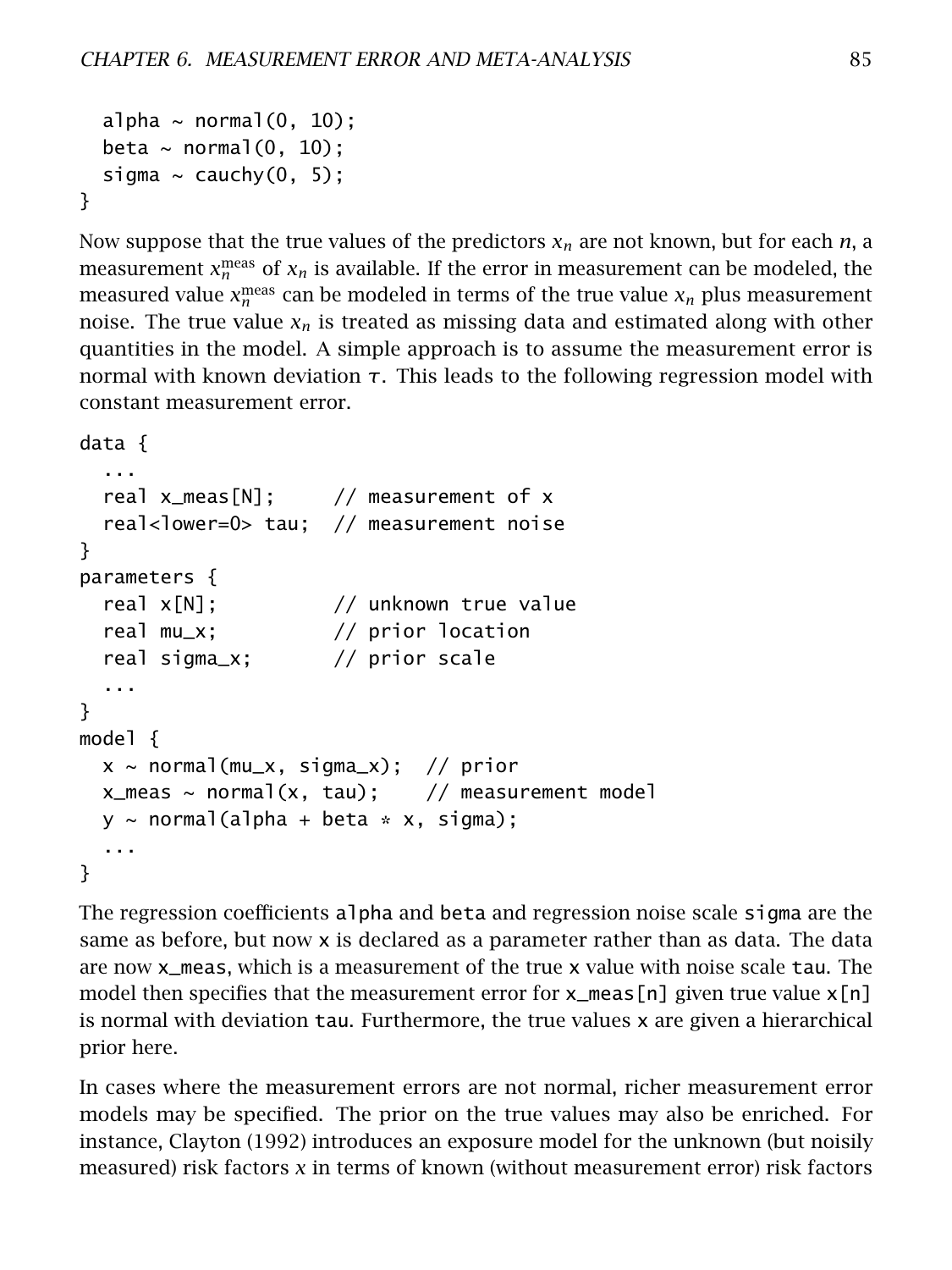```
  alpha ~ normal(0, 10);
  beta ~ normal(0, 10);
  sigma ~ cauchy(0, 5);
}
```

Now suppose that the true values of the predictors $x_n$ are not known, but for each $n$, a measurement $x_n^{\text{meas}}$ of $x_n$ is available. If the error in measurement can be modeled, the measured value $x_n^{\text{meas}}$ can be modeled in terms of the true value $x_n$ plus measurement noise. The true value $x_n$ is treated as missing data and estimated along with other quantities in the model. A simple approach is to assume the measurement error is normal with known deviation $\tau$. This leads to the following regression model with constant measurement error.

```
data {
  ...
  real x_meas[N];     // measurement of x
  real<lower=0> tau;  // measurement noise
}
parameters {
  real x[N];          // unknown true value
  real mu_x;          // prior location
  real sigma_x;       // prior scale
  ...
}
model {
  x ~ normal(mu_x, sigma_x);  // prior
  x_meas ~ normal(x, tau);    // measurement model
  y ~ normal(alpha + beta * x, sigma);
  ...
}
```

The regression coefficients `alpha` and `beta` and regression noise scale `sigma` are the same as before, but now `x` is declared as a parameter rather than as data. The data are now `x_meas`, which is a measurement of the true `x` value with noise scale `tau`. The model then specifies that the measurement error for `x_meas[n]` given true value `x[n]` is normal with deviation `tau`. Furthermore, the true values `x` are given a hierarchical prior here.

In cases where the measurement errors are not normal, richer measurement error models may be specified. The prior on the true values may also be enriched. For instance, Clayton (1992) introduces an exposure model for the unknown (but noisily measured) risk factors $x$ in terms of known (without measurement error) risk factors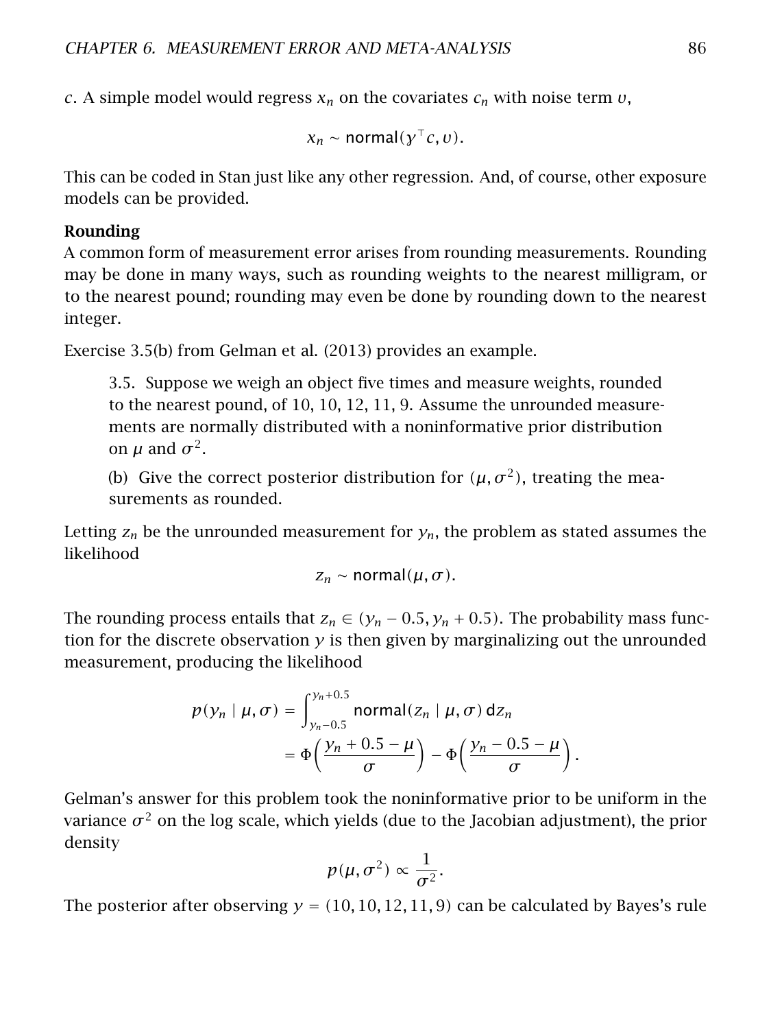$c$. A simple model would regress $x_n$ on the covariates $c_n$ with noise term $\upsilon$,

$$x_n \sim \mathsf{normal}(\gamma^\top c, \upsilon).$$

This can be coded in Stan just like any other regression. And, of course, other exposure models can be provided.

**Rounding**

A common form of measurement error arises from rounding measurements. Rounding may be done in many ways, such as rounding weights to the nearest milligram, or to the nearest pound; rounding may even be done by rounding down to the nearest integer.

Exercise 3.5(b) from Gelman et al. (2013) provides an example.

> 3.5. Suppose we weigh an object five times and measure weights, rounded to the nearest pound, of 10, 10, 12, 11, 9. Assume the unrounded measurements are normally distributed with a noninformative prior distribution on $\mu$ and $\sigma^2$.
>
> (b) Give the correct posterior distribution for $(\mu, \sigma^2)$, treating the measurements as rounded.

Letting $z_n$ be the unrounded measurement for $y_n$, the problem as stated assumes the likelihood

$$z_n \sim \mathsf{normal}(\mu, \sigma).$$

The rounding process entails that $z_n \in (y_n - 0.5, y_n + 0.5)$. The probability mass function for the discrete observation $y$ is then given by marginalizing out the unrounded measurement, producing the likelihood

$$\begin{aligned} p(y_n \mid \mu, \sigma) &= \int_{y_n - 0.5}^{y_n + 0.5} \mathsf{normal}(z_n \mid \mu, \sigma)\, \mathrm{d}z_n \\ &= \Phi\left(\frac{y_n + 0.5 - \mu}{\sigma}\right) - \Phi\left(\frac{y_n - 0.5 - \mu}{\sigma}\right). \end{aligned}$$

Gelman's answer for this problem took the noninformative prior to be uniform in the variance $\sigma^2$ on the log scale, which yields (due to the Jacobian adjustment), the prior density

$$p(\mu, \sigma^2) \propto \frac{1}{\sigma^2}.$$

The posterior after observing $y = (10, 10, 12, 11, 9)$ can be calculated by Bayes's rule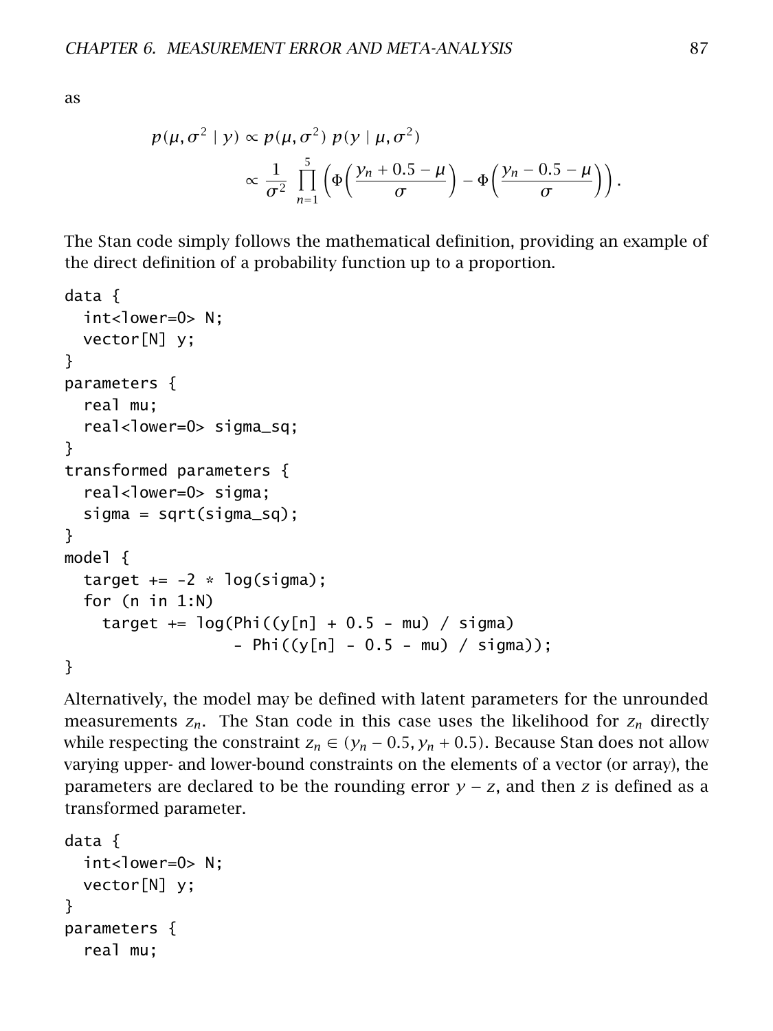as

$$
\begin{aligned}
p(\mu, \sigma^2 \mid y) &\propto p(\mu, \sigma^2)\; p(y \mid \mu, \sigma^2) \\
&\propto \frac{1}{\sigma^2} \prod_{n=1}^{5} \left( \Phi\left( \frac{y_n + 0.5 - \mu}{\sigma} \right) - \Phi\left( \frac{y_n - 0.5 - \mu}{\sigma} \right) \right).
\end{aligned}
$$

The Stan code simply follows the mathematical definition, providing an example of the direct definition of a probability function up to a proportion.

```
data {
  int<lower=0> N;
  vector[N] y;
}
parameters {
  real mu;
  real<lower=0> sigma_sq;
}
transformed parameters {
  real<lower=0> sigma;
  sigma = sqrt(sigma_sq);
}
model {
  target += -2 * log(sigma);
  for (n in 1:N)
    target += log(Phi((y[n] + 0.5 - mu) / sigma)
                  - Phi((y[n] - 0.5 - mu) / sigma));
}
```

Alternatively, the model may be defined with latent parameters for the unrounded measurements $z_n$. The Stan code in this case uses the likelihood for $z_n$ directly while respecting the constraint $z_n \in (y_n - 0.5, y_n + 0.5)$. Because Stan does not allow varying upper- and lower-bound constraints on the elements of a vector (or array), the parameters are declared to be the rounding error $y - z$, and then $z$ is defined as a transformed parameter.

```
data {
  int<lower=0> N;
  vector[N] y;
}
parameters {
  real mu;
```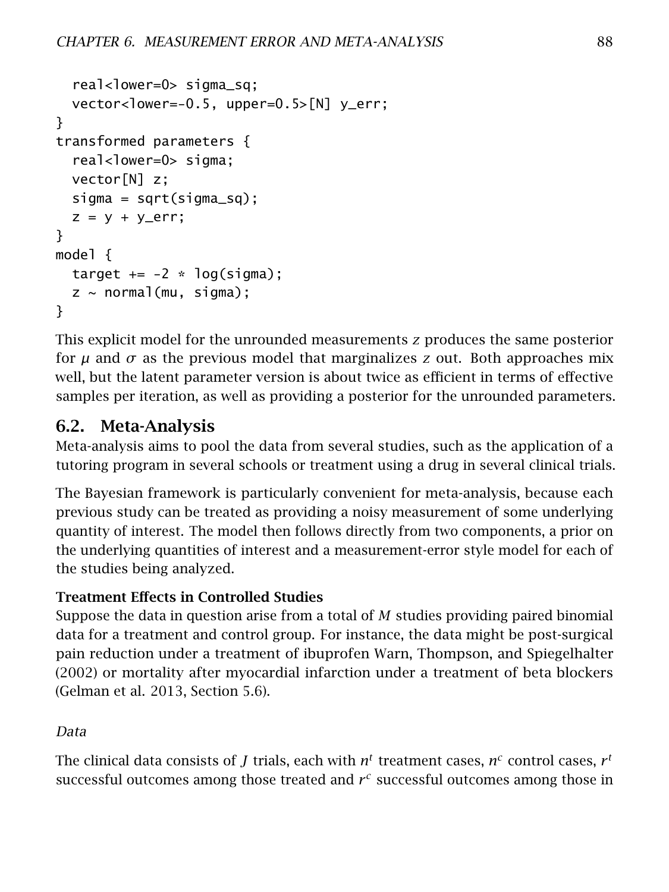```
  real<lower=0> sigma_sq;
  vector<lower=-0.5, upper=0.5>[N] y_err;
}
transformed parameters {
  real<lower=0> sigma;
  vector[N] z;
  sigma = sqrt(sigma_sq);
  z = y + y_err;
}
model {
  target += -2 * log(sigma);
  z ~ normal(mu, sigma);
}
```

This explicit model for the unrounded measurements $z$ produces the same posterior for $\mu$ and $\sigma$ as the previous model that marginalizes $z$ out. Both approaches mix well, but the latent parameter version is about twice as efficient in terms of effective samples per iteration, as well as providing a posterior for the unrounded parameters.

## 6.2. Meta-Analysis

Meta-analysis aims to pool the data from several studies, such as the application of a tutoring program in several schools or treatment using a drug in several clinical trials.

The Bayesian framework is particularly convenient for meta-analysis, because each previous study can be treated as providing a noisy measurement of some underlying quantity of interest. The model then follows directly from two components, a prior on the underlying quantities of interest and a measurement-error style model for each of the studies being analyzed.

### Treatment Effects in Controlled Studies

Suppose the data in question arise from a total of $M$ studies providing paired binomial data for a treatment and control group. For instance, the data might be post-surgical pain reduction under a treatment of ibuprofen Warn, Thompson, and Spiegelhalter (2002) or mortality after myocardial infarction under a treatment of beta blockers (Gelman et al. 2013, Section 5.6).

*Data*

The clinical data consists of $J$ trials, each with $n^t$ treatment cases, $n^c$ control cases, $r^t$ successful outcomes among those treated and $r^c$ successful outcomes among those in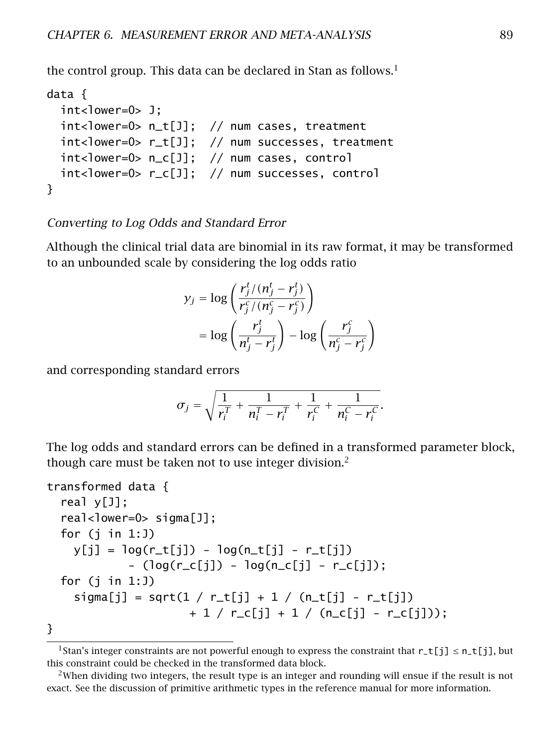the control group. This data can be declared in Stan as follows.[1]

```
data {
  int<lower=0> J;
  int<lower=0> n_t[J];  // num cases, treatment
  int<lower=0> r_t[J];  // num successes, treatment
  int<lower=0> n_c[J];  // num cases, control
  int<lower=0> r_c[J];  // num successes, control
}
```

*Converting to Log Odds and Standard Error*

Although the clinical trial data are binomial in its raw format, it may be transformed to an unbounded scale by considering the log odds ratio

$$
\begin{aligned}
y_j &= \log\left(\frac{r_j^t / (n_j^t - r_j^t)}{r_j^c / (n_j^c - r_j^c)}\right) \\
&= \log\left(\frac{r_j^t}{n_j^t - r_j^t}\right) - \log\left(\frac{r_j^c}{n_j^c - r_j^c}\right)
\end{aligned}
$$

and corresponding standard errors

$$
\sigma_j = \sqrt{\frac{1}{r_i^T} + \frac{1}{n_i^T - r_i^T} + \frac{1}{r_i^C} + \frac{1}{n_i^C - r_i^C}}.
$$

The log odds and standard errors can be defined in a transformed parameter block, though care must be taken not to use integer division.[2]

```
transformed data {
  real y[J];
  real<lower=0> sigma[J];
  for (j in 1:J)
    y[j] = log(r_t[j]) - log(n_t[j] - r_t[j])
           - (log(r_c[j]) - log(n_c[j] - r_c[j]);
  for (j in 1:J)
    sigma[j] = sqrt(1 / r_t[j] + 1 / (n_t[j] - r_t[j])
                    + 1 / r_c[j] + 1 / (n_c[j] - r_c[j]));
}
```

[1] Stan's integer constraints are not powerful enough to express the constraint that `r_t[j]` ≤ `n_t[j]`, but this constraint could be checked in the transformed data block.

[2] When dividing two integers, the result type is an integer and rounding will ensue if the result is not exact. See the discussion of primitive arithmetic types in the reference manual for more information.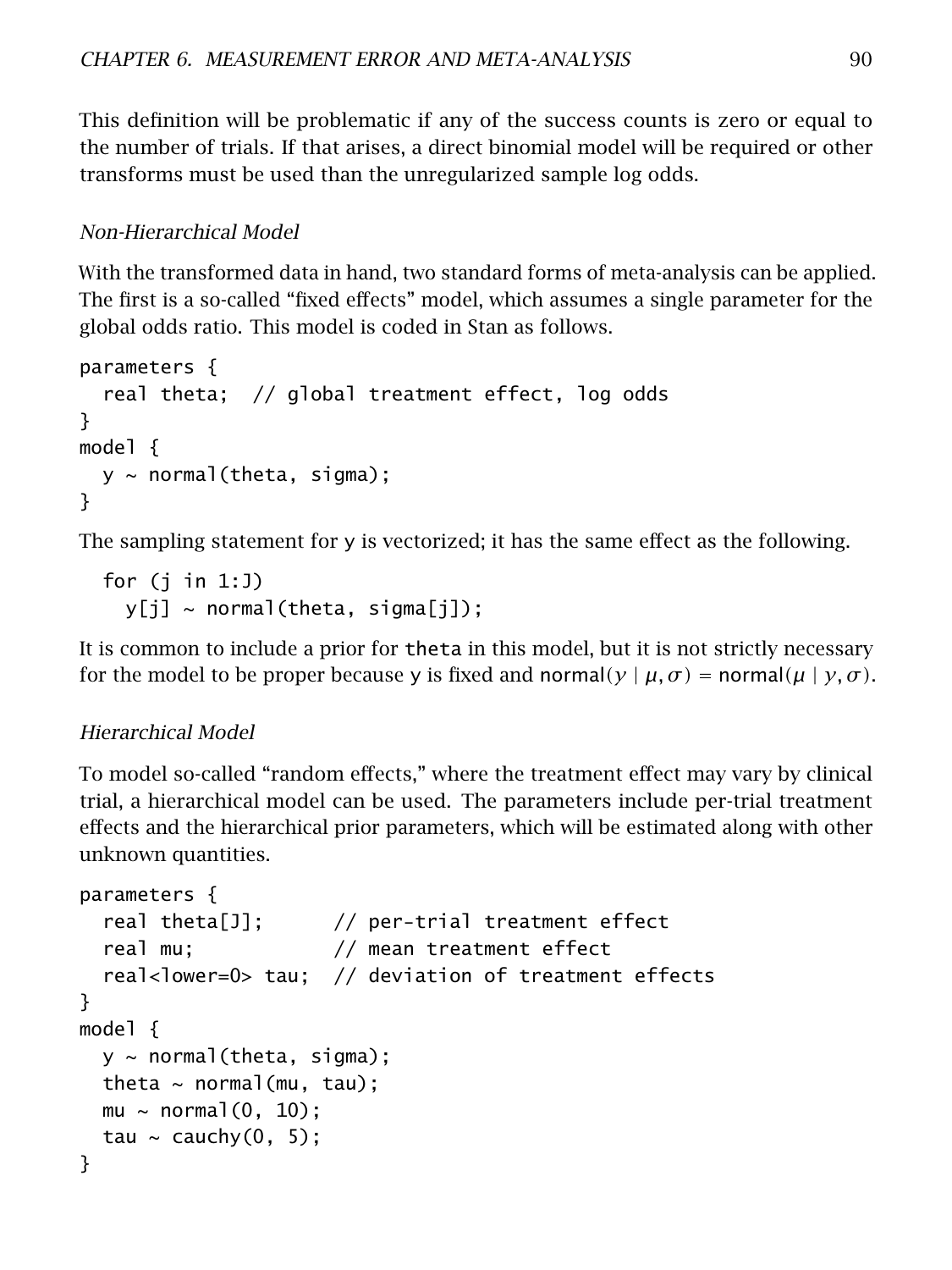This definition will be problematic if any of the success counts is zero or equal to the number of trials. If that arises, a direct binomial model will be required or other transforms must be used than the unregularized sample log odds.

### *Non-Hierarchical Model*

With the transformed data in hand, two standard forms of meta-analysis can be applied. The first is a so-called "fixed effects" model, which assumes a single parameter for the global odds ratio. This model is coded in Stan as follows.

```
parameters {
  real theta;  // global treatment effect, log odds
}
model {
  y ~ normal(theta, sigma);
}
```

The sampling statement for y is vectorized; it has the same effect as the following.

```
  for (j in 1:J)
    y[j] ~ normal(theta, sigma[j]);
```

It is common to include a prior for theta in this model, but it is not strictly necessary for the model to be proper because y is fixed and $\text{normal}(y \mid \mu, \sigma) = \text{normal}(\mu \mid y, \sigma)$.

### *Hierarchical Model*

To model so-called "random effects," where the treatment effect may vary by clinical trial, a hierarchical model can be used. The parameters include per-trial treatment effects and the hierarchical prior parameters, which will be estimated along with other unknown quantities.

```
parameters {
  real theta[J];      // per-trial treatment effect
  real mu;            // mean treatment effect
  real<lower=0> tau;  // deviation of treatment effects
}
model {
  y ~ normal(theta, sigma);
  theta ~ normal(mu, tau);
  mu ~ normal(0, 10);
  tau ~ cauchy(0, 5);
}
```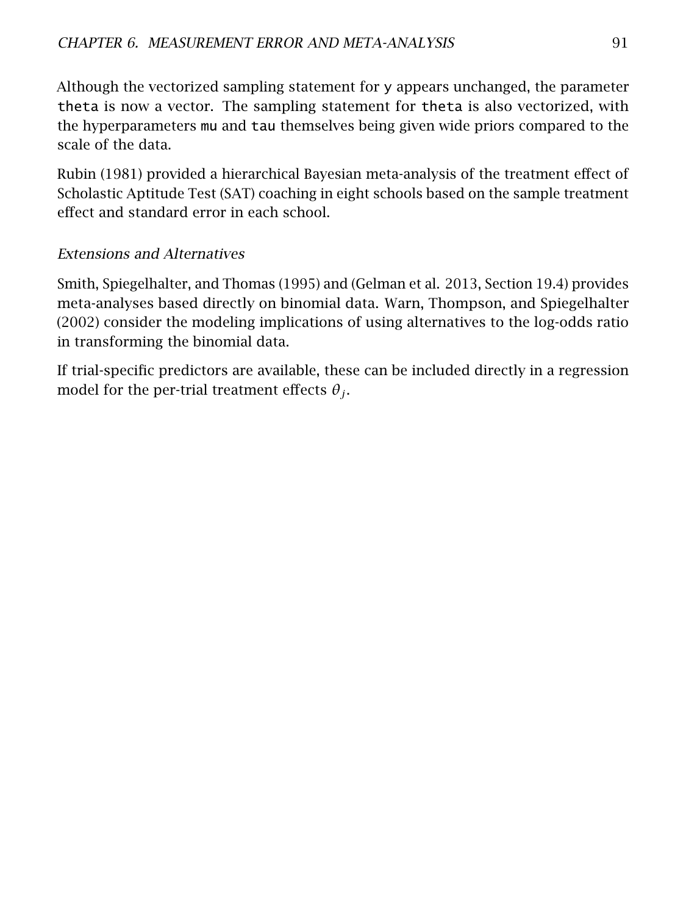Although the vectorized sampling statement for `y` appears unchanged, the parameter `theta` is now a vector. The sampling statement for `theta` is also vectorized, with the hyperparameters `mu` and `tau` themselves being given wide priors compared to the scale of the data.

Rubin (1981) provided a hierarchical Bayesian meta-analysis of the treatment effect of Scholastic Aptitude Test (SAT) coaching in eight schools based on the sample treatment effect and standard error in each school.

#### *Extensions and Alternatives*

Smith, Spiegelhalter, and Thomas (1995) and (Gelman et al. 2013, Section 19.4) provides meta-analyses based directly on binomial data. Warn, Thompson, and Spiegelhalter (2002) consider the modeling implications of using alternatives to the log-odds ratio in transforming the binomial data.

If trial-specific predictors are available, these can be included directly in a regression model for the per-trial treatment effects $\theta_j$.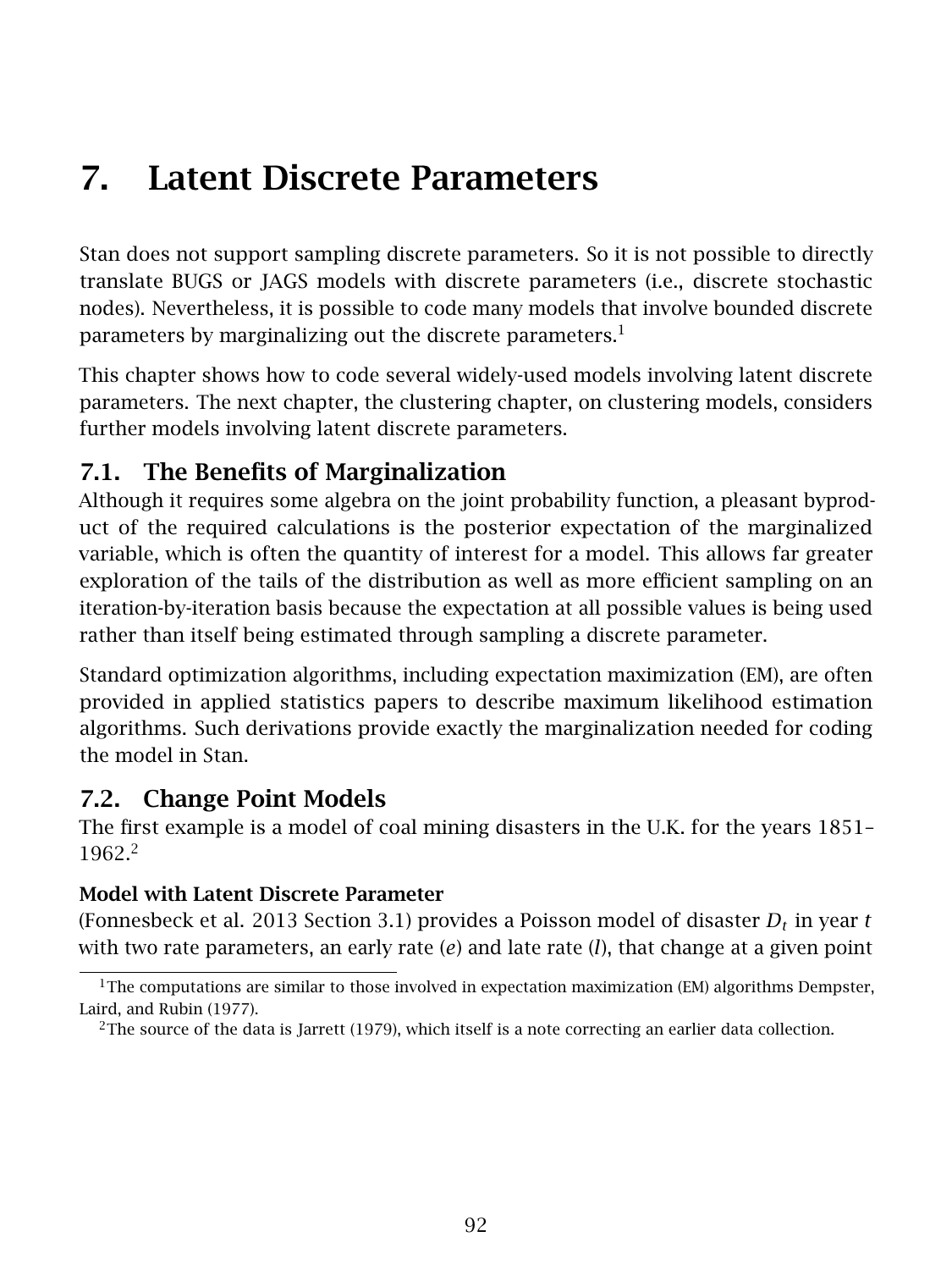# 7. Latent Discrete Parameters

Stan does not support sampling discrete parameters. So it is not possible to directly translate BUGS or JAGS models with discrete parameters (i.e., discrete stochastic nodes). Nevertheless, it is possible to code many models that involve bounded discrete parameters by marginalizing out the discrete parameters.[1]

This chapter shows how to code several widely-used models involving latent discrete parameters. The next chapter, the clustering chapter, on clustering models, considers further models involving latent discrete parameters.

## 7.1. The Benefits of Marginalization

Although it requires some algebra on the joint probability function, a pleasant byproduct of the required calculations is the posterior expectation of the marginalized variable, which is often the quantity of interest for a model. This allows far greater exploration of the tails of the distribution as well as more efficient sampling on an iteration-by-iteration basis because the expectation at all possible values is being used rather than itself being estimated through sampling a discrete parameter.

Standard optimization algorithms, including expectation maximization (EM), are often provided in applied statistics papers to describe maximum likelihood estimation algorithms. Such derivations provide exactly the marginalization needed for coding the model in Stan.

## 7.2. Change Point Models

The first example is a model of coal mining disasters in the U.K. for the years 1851–1962.[2]

### Model with Latent Discrete Parameter

(Fonnesbeck et al. 2013 Section 3.1) provides a Poisson model of disaster $D_t$ in year $t$ with two rate parameters, an early rate ($e$) and late rate ($l$), that change at a given point

[1] The computations are similar to those involved in expectation maximization (EM) algorithms Dempster, Laird, and Rubin (1977).

[2] The source of the data is Jarrett (1979), which itself is a note correcting an earlier data collection.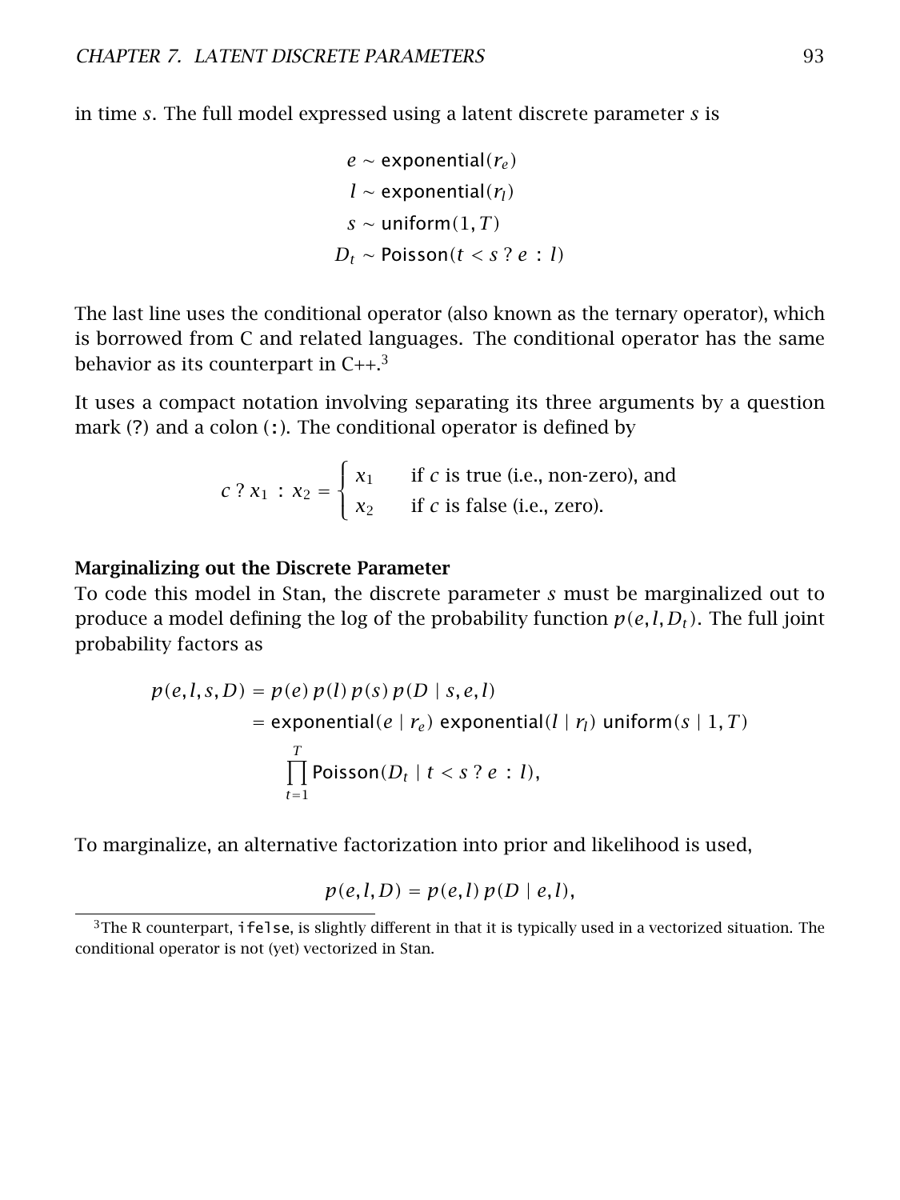in time $s$. The full model expressed using a latent discrete parameter $s$ is

$$
\begin{aligned}
e &\sim \text{exponential}(r_e) \\
l &\sim \text{exponential}(r_l) \\
s &\sim \text{uniform}(1, T) \\
D_t &\sim \text{Poisson}(t < s \; ? \; e \; : \; l)
\end{aligned}
$$

The last line uses the conditional operator (also known as the ternary operator), which is borrowed from C and related languages. The conditional operator has the same behavior as its counterpart in C++.[3]

It uses a compact notation involving separating its three arguments by a question mark (`?`) and a colon (`:`). The conditional operator is defined by

$$
c \; ? \; x_1 \; : \; x_2 = \begin{cases} x_1 & \text{if } c \text{ is true (i.e., non-zero), and} \\ x_2 & \text{if } c \text{ is false (i.e., zero).} \end{cases}
$$

**Marginalizing out the Discrete Parameter**

To code this model in Stan, the discrete parameter $s$ must be marginalized out to produce a model defining the log of the probability function $p(e, l, D_t)$. The full joint probability factors as

$$
\begin{aligned}
p(e, l, s, D) &= p(e)\, p(l)\, p(s)\, p(D \mid s, e, l) \\
&= \text{exponential}(e \mid r_e)\ \text{exponential}(l \mid r_l)\ \text{uniform}(s \mid 1, T) \\
&\quad \prod_{t=1}^{T} \text{Poisson}(D_t \mid t < s \; ? \; e \; : \; l),
\end{aligned}
$$

To marginalize, an alternative factorization into prior and likelihood is used,

$$
p(e, l, D) = p(e, l)\, p(D \mid e, l),
$$

[3] The R counterpart, `ifelse`, is slightly different in that it is typically used in a vectorized situation. The conditional operator is not (yet) vectorized in Stan.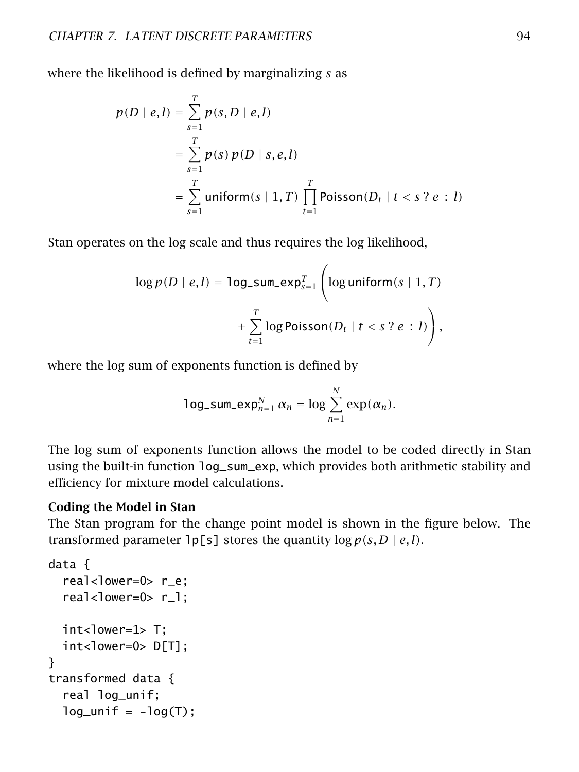where the likelihood is defined by marginalizing $s$ as

$$
\begin{aligned}
p(D \mid e, l) &= \sum_{s=1}^{T} p(s, D \mid e, l) \\
&= \sum_{s=1}^{T} p(s)\, p(D \mid s, e, l) \\
&= \sum_{s=1}^{T} \mathsf{uniform}(s \mid 1, T) \prod_{t=1}^{T} \mathsf{Poisson}(D_t \mid t < s \, ? \, e \, : \, l)
\end{aligned}
$$

Stan operates on the log scale and thus requires the log likelihood,

$$
\log p(D \mid e, l) = \texttt{log\_sum\_exp}_{s=1}^{T} \left( \log \mathsf{uniform}(s \mid 1, T) + \sum_{t=1}^{T} \log \mathsf{Poisson}(D_t \mid t < s \, ? \, e \, : \, l) \right),
$$

where the log sum of exponents function is defined by

$$
\texttt{log\_sum\_exp}_{n=1}^{N} \, \alpha_n = \log \sum_{n=1}^{N} \exp(\alpha_n).
$$

The log sum of exponents function allows the model to be coded directly in Stan using the built-in function `log_sum_exp`, which provides both arithmetic stability and efficiency for mixture model calculations.

**Coding the Model in Stan**

The Stan program for the change point model is shown in the figure below. The transformed parameter `lp[s]` stores the quantity $\log p(s, D \mid e, l)$.

```
data {
  real<lower=0> r_e;
  real<lower=0> r_l;

  int<lower=1> T;
  int<lower=0> D[T];
}
transformed data {
  real log_unif;
  log_unif = -log(T);
```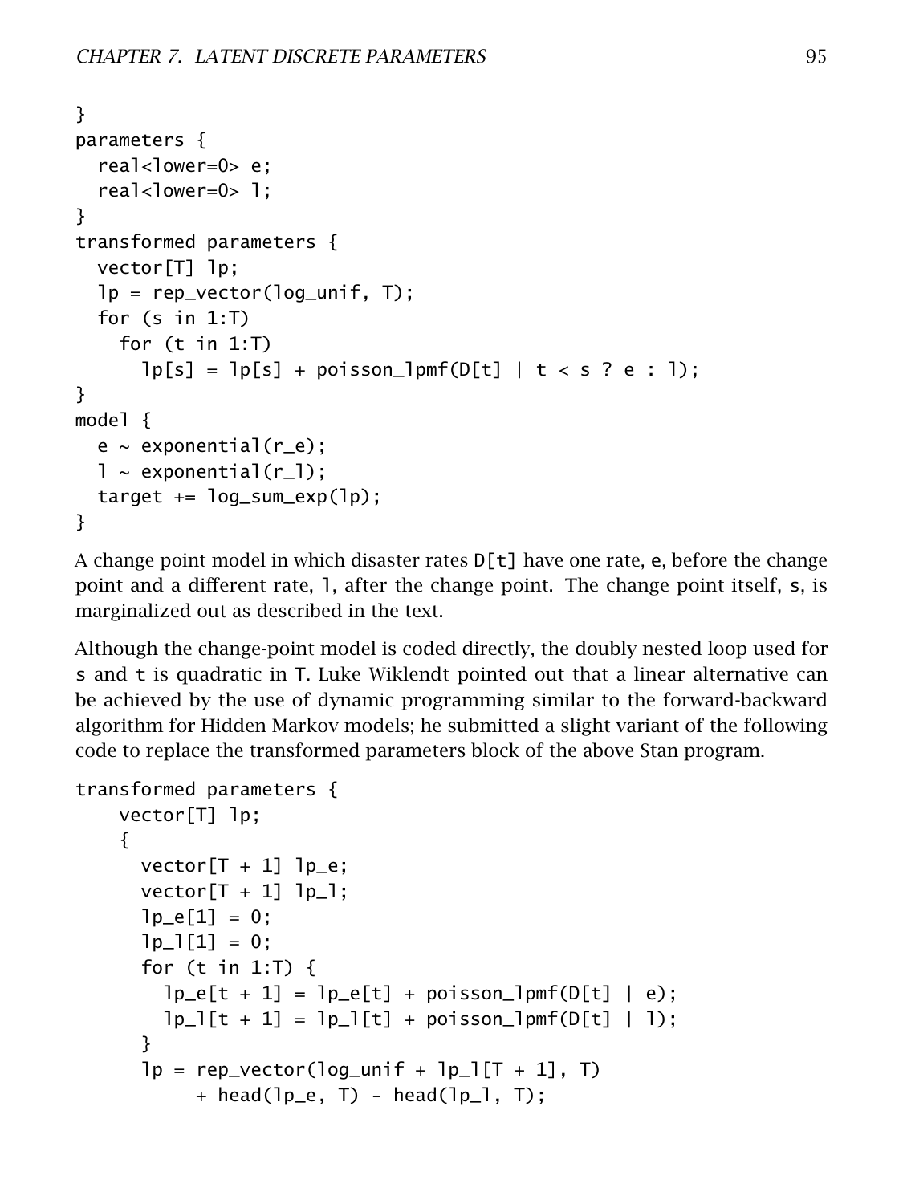```
}
parameters {
  real<lower=0> e;
  real<lower=0> l;
}
transformed parameters {
  vector[T] lp;
  lp = rep_vector(log_unif, T);
  for (s in 1:T)
    for (t in 1:T)
      lp[s] = lp[s] + poisson_lpmf(D[t] | t < s ? e : l);
}
model {
  e ~ exponential(r_e);
  l ~ exponential(r_l);
  target += log_sum_exp(lp);
}
```

A change point model in which disaster rates `D[t]` have one rate, `e`, before the change point and a different rate, `l`, after the change point. The change point itself, `s`, is marginalized out as described in the text.

Although the change-point model is coded directly, the doubly nested loop used for `s` and `t` is quadratic in `T`. Luke Wiklendt pointed out that a linear alternative can be achieved by the use of dynamic programming similar to the forward-backward algorithm for Hidden Markov models; he submitted a slight variant of the following code to replace the transformed parameters block of the above Stan program.

```
transformed parameters {
    vector[T] lp;
    {
      vector[T + 1] lp_e;
      vector[T + 1] lp_l;
      lp_e[1] = 0;
      lp_l[1] = 0;
      for (t in 1:T) {
        lp_e[t + 1] = lp_e[t] + poisson_lpmf(D[t] | e);
        lp_l[t + 1] = lp_l[t] + poisson_lpmf(D[t] | l);
      }
      lp = rep_vector(log_unif + lp_l[T + 1], T)
           + head(lp_e, T) - head(lp_l, T);
```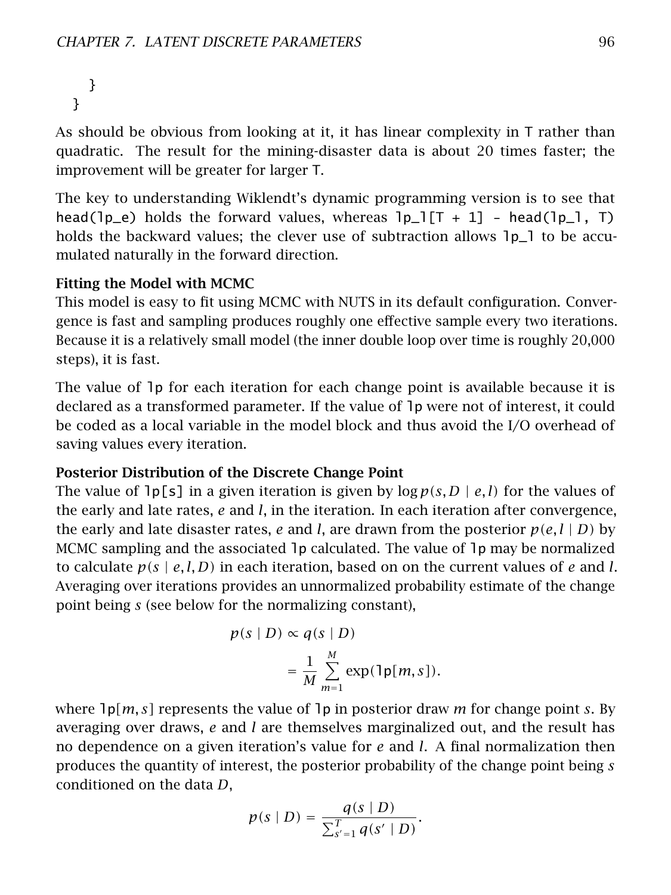```
    }
  }
```

As should be obvious from looking at it, it has linear complexity in `T` rather than quadratic. The result for the mining-disaster data is about 20 times faster; the improvement will be greater for larger `T`.

The key to understanding Wiklendt's dynamic programming version is to see that `head(lp_e)` holds the forward values, whereas `lp_l[T + 1] - head(lp_l, T)` holds the backward values; the clever use of subtraction allows `lp_l` to be accumulated naturally in the forward direction.

**Fitting the Model with MCMC**

This model is easy to fit using MCMC with NUTS in its default configuration. Convergence is fast and sampling produces roughly one effective sample every two iterations. Because it is a relatively small model (the inner double loop over time is roughly 20,000 steps), it is fast.

The value of `lp` for each iteration for each change point is available because it is declared as a transformed parameter. If the value of `lp` were not of interest, it could be coded as a local variable in the model block and thus avoid the I/O overhead of saving values every iteration.

**Posterior Distribution of the Discrete Change Point**

The value of `lp[s]` in a given iteration is given by $\log p(s, D \mid e, l)$ for the values of the early and late rates, $e$ and $l$, in the iteration. In each iteration after convergence, the early and late disaster rates, $e$ and $l$, are drawn from the posterior $p(e, l \mid D)$ by MCMC sampling and the associated `lp` calculated. The value of `lp` may be normalized to calculate $p(s \mid e, l, D)$ in each iteration, based on on the current values of $e$ and $l$. Averaging over iterations provides an unnormalized probability estimate of the change point being $s$ (see below for the normalizing constant),

$$
\begin{aligned}
p(s \mid D) &\propto q(s \mid D) \\
&= \frac{1}{M} \sum_{m=1}^{M} \exp(\mathtt{lp}[m, s]).
\end{aligned}
$$

where $\mathtt{lp}[m, s]$ represents the value of `lp` in posterior draw $m$ for change point $s$. By averaging over draws, $e$ and $l$ are themselves marginalized out, and the result has no dependence on a given iteration's value for $e$ and $l$. A final normalization then produces the quantity of interest, the posterior probability of the change point being $s$ conditioned on the data $D$,

$$
p(s \mid D) = \frac{q(s \mid D)}{\sum_{s'=1}^{T} q(s' \mid D)}.
$$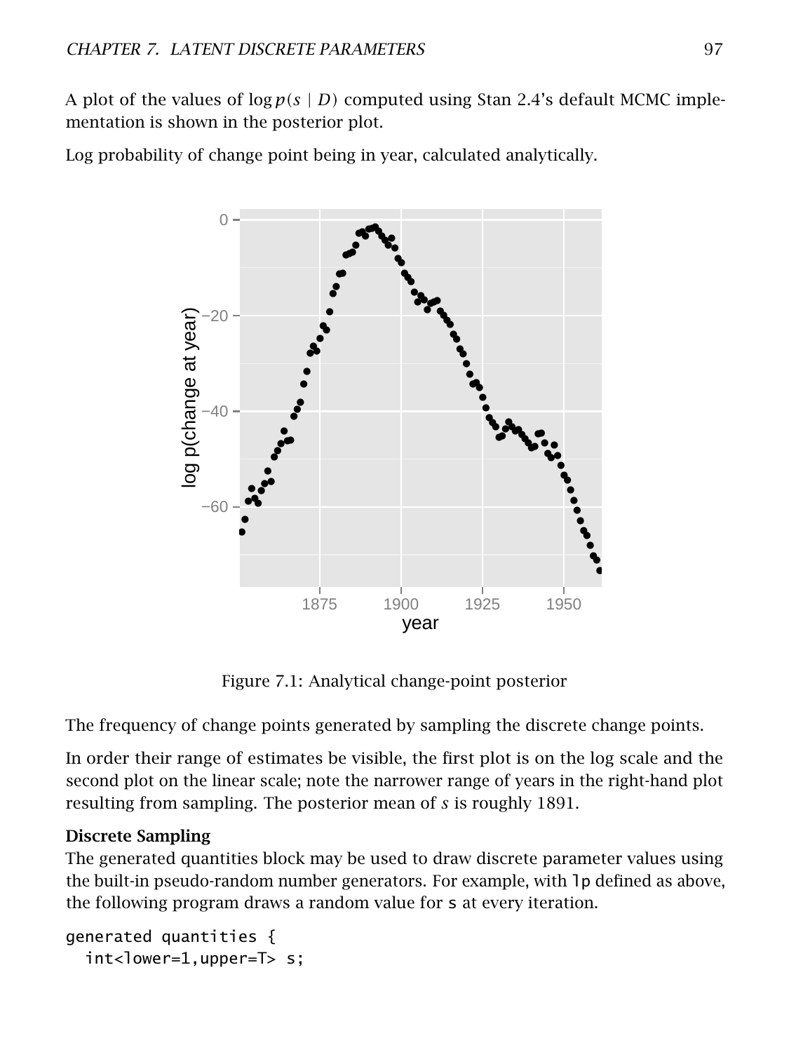A plot of the values of $\log p(s \mid D)$ computed using Stan 2.4's default MCMC implementation is shown in the posterior plot.

Log probability of change point being in year, calculated analytically.

Figure 7.1: Analytical change-point posterior

The frequency of change points generated by sampling the discrete change points.

In order their range of estimates be visible, the first plot is on the log scale and the second plot on the linear scale; note the narrower range of years in the right-hand plot resulting from sampling. The posterior mean of $s$ is roughly 1891.

**Discrete Sampling**

The generated quantities block may be used to draw discrete parameter values using the built-in pseudo-random number generators. For example, with `lp` defined as above, the following program draws a random value for `s` at every iteration.

```
generated quantities {
  int<lower=1,upper=T> s;
```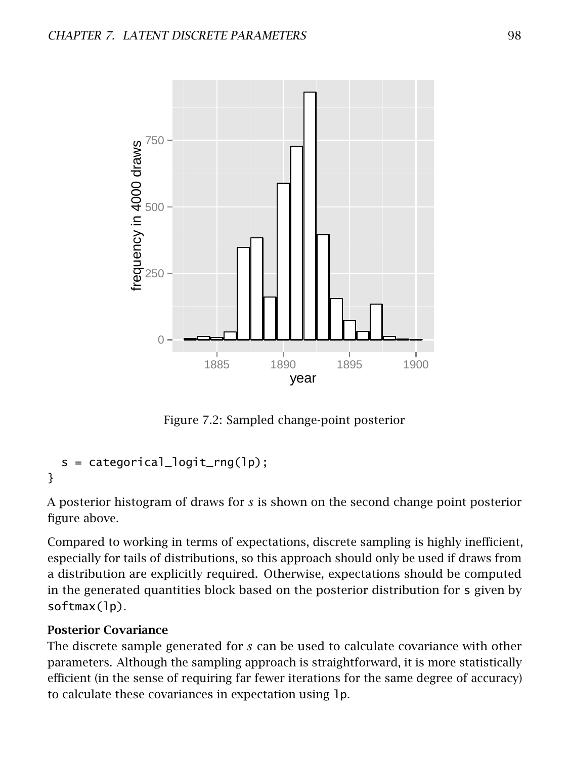Figure 7.2: Sampled change-point posterior

```
  s = categorical_logit_rng(lp);
}
```

A posterior histogram of draws for $s$ is shown on the second change point posterior figure above.

Compared to working in terms of expectations, discrete sampling is highly inefficient, especially for tails of distributions, so this approach should only be used if draws from a distribution are explicitly required. Otherwise, expectations should be computed in the generated quantities block based on the posterior distribution for `s` given by `softmax(lp)`.

**Posterior Covariance**

The discrete sample generated for $s$ can be used to calculate covariance with other parameters. Although the sampling approach is straightforward, it is more statistically efficient (in the sense of requiring far fewer iterations for the same degree of accuracy) to calculate these covariances in expectation using `lp`.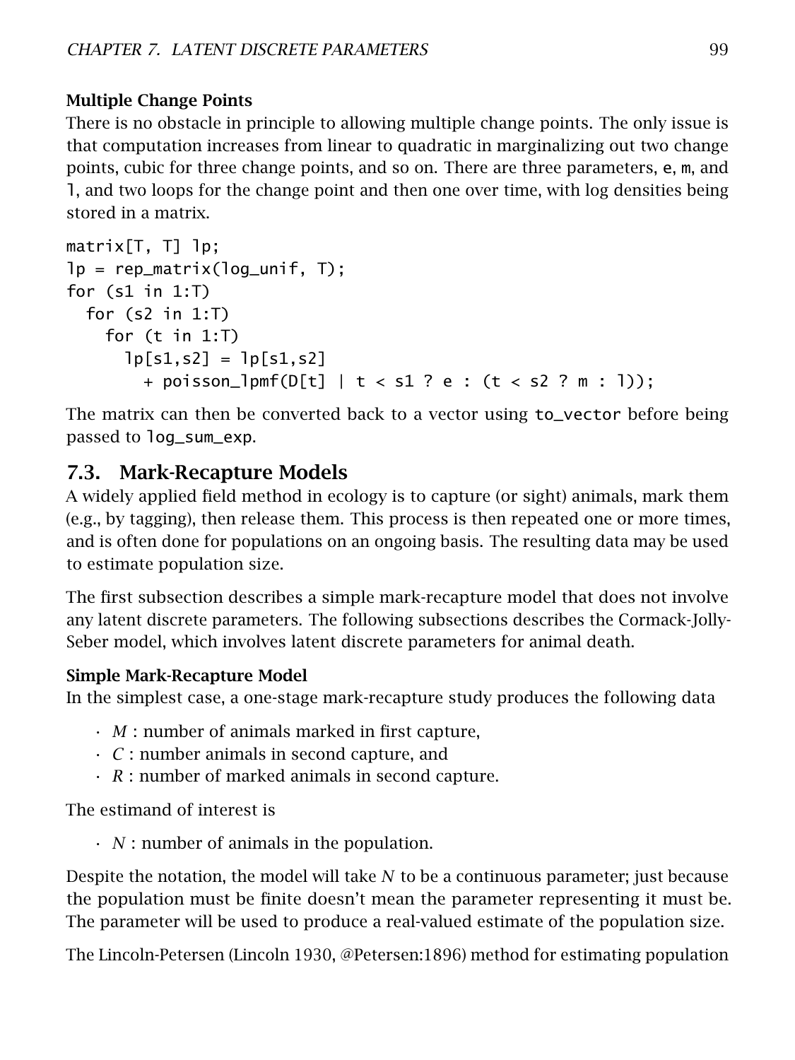#### Multiple Change Points

There is no obstacle in principle to allowing multiple change points. The only issue is that computation increases from linear to quadratic in marginalizing out two change points, cubic for three change points, and so on. There are three parameters, `e`, `m`, and `l`, and two loops for the change point and then one over time, with log densities being stored in a matrix.

```
matrix[T, T] lp;
lp = rep_matrix(log_unif, T);
for (s1 in 1:T)
  for (s2 in 1:T)
    for (t in 1:T)
      lp[s1,s2] = lp[s1,s2]
        + poisson_lpmf(D[t] | t < s1 ? e : (t < s2 ? m : l));
```

The matrix can then be converted back to a vector using `to_vector` before being passed to `log_sum_exp`.

## 7.3. Mark-Recapture Models

A widely applied field method in ecology is to capture (or sight) animals, mark them (e.g., by tagging), then release them. This process is then repeated one or more times, and is often done for populations on an ongoing basis. The resulting data may be used to estimate population size.

The first subsection describes a simple mark-recapture model that does not involve any latent discrete parameters. The following subsections describes the Cormack-Jolly-Seber model, which involves latent discrete parameters for animal death.

#### Simple Mark-Recapture Model

In the simplest case, a one-stage mark-recapture study produces the following data

- $M$ : number of animals marked in first capture,
- $C$ : number animals in second capture, and
- $R$ : number of marked animals in second capture.

The estimand of interest is

- $N$ : number of animals in the population.

Despite the notation, the model will take $N$ to be a continuous parameter; just because the population must be finite doesn't mean the parameter representing it must be. The parameter will be used to produce a real-valued estimate of the population size.

The Lincoln-Petersen (Lincoln 1930, @Petersen:1896) method for estimating population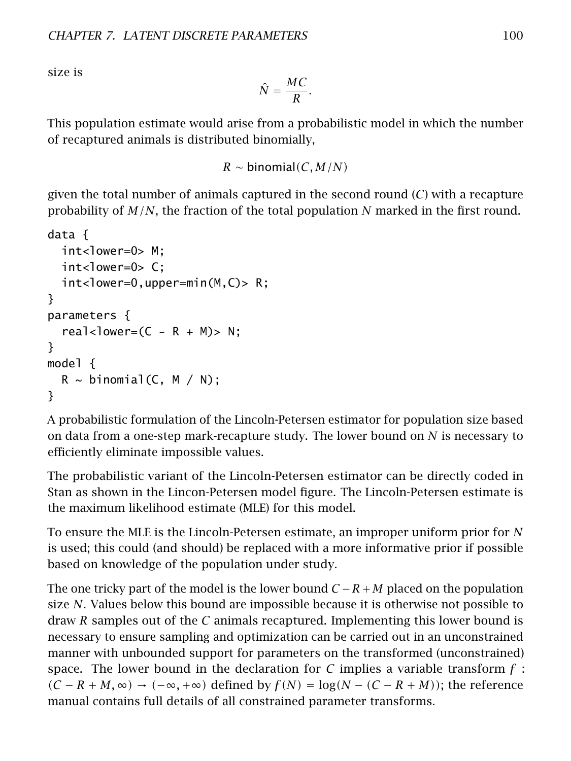size is

$$\hat{N} = \frac{MC}{R}.$$

This population estimate would arise from a probabilistic model in which the number of recaptured animals is distributed binomially,

$$R \sim \text{binomial}(C, M/N)$$

given the total number of animals captured in the second round ($C$) with a recapture probability of $M/N$, the fraction of the total population $N$ marked in the first round.

```
data {
  int<lower=0> M;
  int<lower=0> C;
  int<lower=0,upper=min(M,C)> R;
}
parameters {
  real<lower=(C - R + M)> N;
}
model {
  R ~ binomial(C, M / N);
}
```

A probabilistic formulation of the Lincoln-Petersen estimator for population size based on data from a one-step mark-recapture study. The lower bound on $N$ is necessary to efficiently eliminate impossible values.

The probabilistic variant of the Lincoln-Petersen estimator can be directly coded in Stan as shown in the Lincon-Petersen model figure. The Lincoln-Petersen estimate is the maximum likelihood estimate (MLE) for this model.

To ensure the MLE is the Lincoln-Petersen estimate, an improper uniform prior for $N$ is used; this could (and should) be replaced with a more informative prior if possible based on knowledge of the population under study.

The one tricky part of the model is the lower bound $C - R + M$ placed on the population size $N$. Values below this bound are impossible because it is otherwise not possible to draw $R$ samples out of the $C$ animals recaptured. Implementing this lower bound is necessary to ensure sampling and optimization can be carried out in an unconstrained manner with unbounded support for parameters on the transformed (unconstrained) space. The lower bound in the declaration for $C$ implies a variable transform $f : (C - R + M, \infty) \rightarrow (-\infty, +\infty)$ defined by $f(N) = \log(N - (C - R + M))$; the reference manual contains full details of all constrained parameter transforms.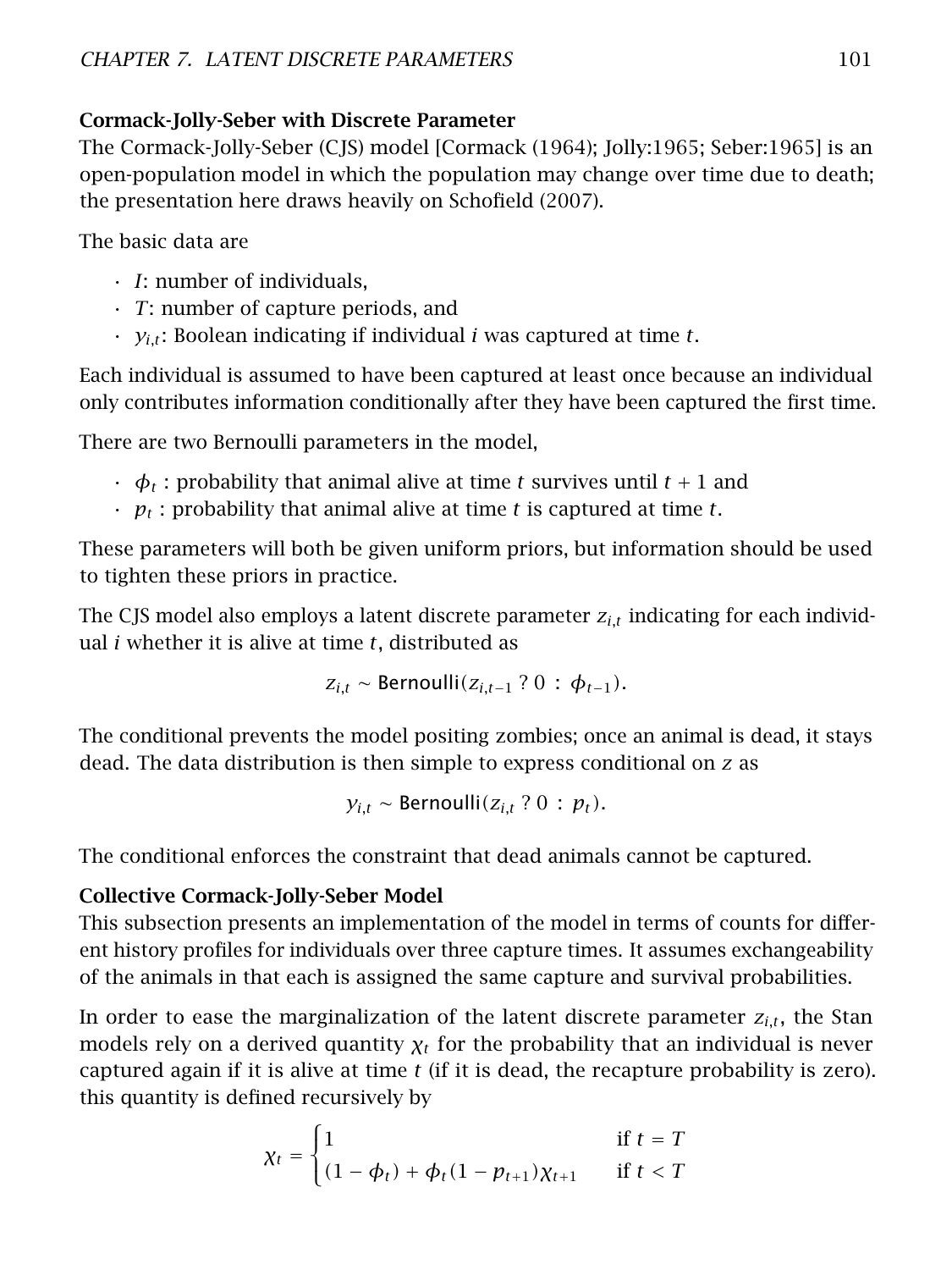### Cormack-Jolly-Seber with Discrete Parameter

The Cormack-Jolly-Seber (CJS) model [Cormack (1964); Jolly:1965; Seber:1965] is an open-population model in which the population may change over time due to death; the presentation here draws heavily on Schofield (2007).

The basic data are

- $I$: number of individuals,
- $T$: number of capture periods, and
- $y_{i,t}$: Boolean indicating if individual $i$ was captured at time $t$.

Each individual is assumed to have been captured at least once because an individual only contributes information conditionally after they have been captured the first time.

There are two Bernoulli parameters in the model,

- $\phi_t$ : probability that animal alive at time $t$ survives until $t + 1$ and
- $p_t$ : probability that animal alive at time $t$ is captured at time $t$.

These parameters will both be given uniform priors, but information should be used to tighten these priors in practice.

The CJS model also employs a latent discrete parameter $z_{i,t}$ indicating for each individual $i$ whether it is alive at time $t$, distributed as

$$z_{i,t} \sim \mathsf{Bernoulli}(z_{i,t-1} \; ? \; 0 \; : \; \phi_{t-1}).$$

The conditional prevents the model positing zombies; once an animal is dead, it stays dead. The data distribution is then simple to express conditional on $z$ as

$$y_{i,t} \sim \mathsf{Bernoulli}(z_{i,t} \; ? \; 0 \; : \; p_t).$$

The conditional enforces the constraint that dead animals cannot be captured.

### Collective Cormack-Jolly-Seber Model

This subsection presents an implementation of the model in terms of counts for different history profiles for individuals over three capture times. It assumes exchangeability of the animals in that each is assigned the same capture and survival probabilities.

In order to ease the marginalization of the latent discrete parameter $z_{i,t}$, the Stan models rely on a derived quantity $\chi_t$ for the probability that an individual is never captured again if it is alive at time $t$ (if it is dead, the recapture probability is zero). this quantity is defined recursively by

$$\chi_t = \begin{cases} 1 & \text{if } t = T \\ (1 - \phi_t) + \phi_t(1 - p_{t+1})\chi_{t+1} & \text{if } t < T \end{cases}$$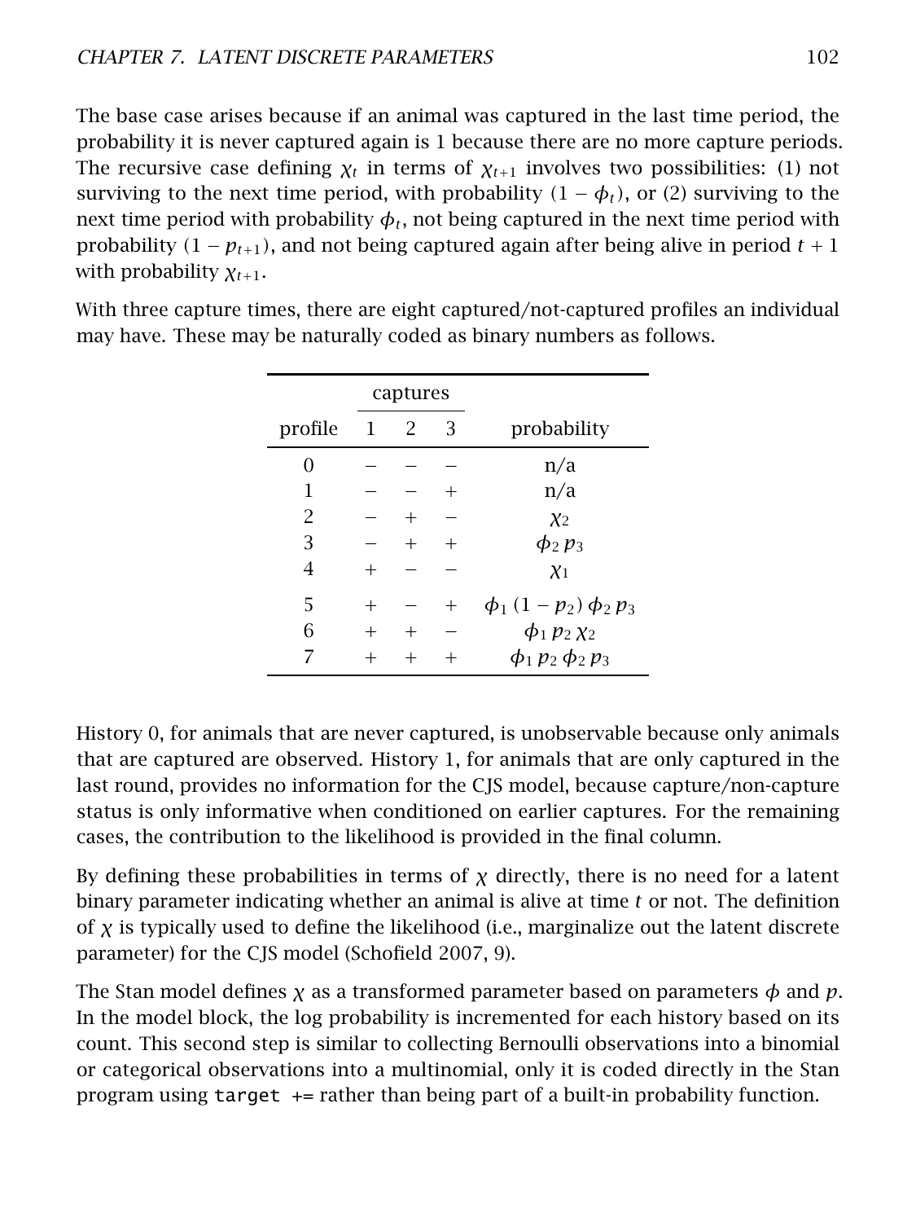The base case arises because if an animal was captured in the last time period, the probability it is never captured again is 1 because there are no more capture periods. The recursive case defining $\chi_t$ in terms of $\chi_{t+1}$ involves two possibilities: (1) not surviving to the next time period, with probability $(1 - \phi_t)$, or (2) surviving to the next time period with probability $\phi_t$, not being captured in the next time period with probability $(1 - p_{t+1})$, and not being captured again after being alive in period $t + 1$ with probability $\chi_{t+1}$.

With three capture times, there are eight captured/not-captured profiles an individual may have. These may be naturally coded as binary numbers as follows.

| | captures | | | |
|---|---|---|---|---|
| profile | 1 | 2 | 3 | probability |
| 0 | − | − | − | n/a |
| 1 | − | − | + | n/a |
| 2 | − | + | − | $\chi_2$ |
| 3 | − | + | + | $\phi_2 \, p_3$ |
| 4 | + | − | − | $\chi_1$ |
| 5 | + | − | + | $\phi_1 \, (1 - p_2) \, \phi_2 \, p_3$ |
| 6 | + | + | − | $\phi_1 \, p_2 \, \chi_2$ |
| 7 | + | + | + | $\phi_1 \, p_2 \, \phi_2 \, p_3$ |

History 0, for animals that are never captured, is unobservable because only animals that are captured are observed. History 1, for animals that are only captured in the last round, provides no information for the CJS model, because capture/non-capture status is only informative when conditioned on earlier captures. For the remaining cases, the contribution to the likelihood is provided in the final column.

By defining these probabilities in terms of $\chi$ directly, there is no need for a latent binary parameter indicating whether an animal is alive at time $t$ or not. The definition of $\chi$ is typically used to define the likelihood (i.e., marginalize out the latent discrete parameter) for the CJS model (Schofield 2007, 9).

The Stan model defines $\chi$ as a transformed parameter based on parameters $\phi$ and $p$. In the model block, the log probability is incremented for each history based on its count. This second step is similar to collecting Bernoulli observations into a binomial or categorical observations into a multinomial, only it is coded directly in the Stan program using `target +=` rather than being part of a built-in probability function.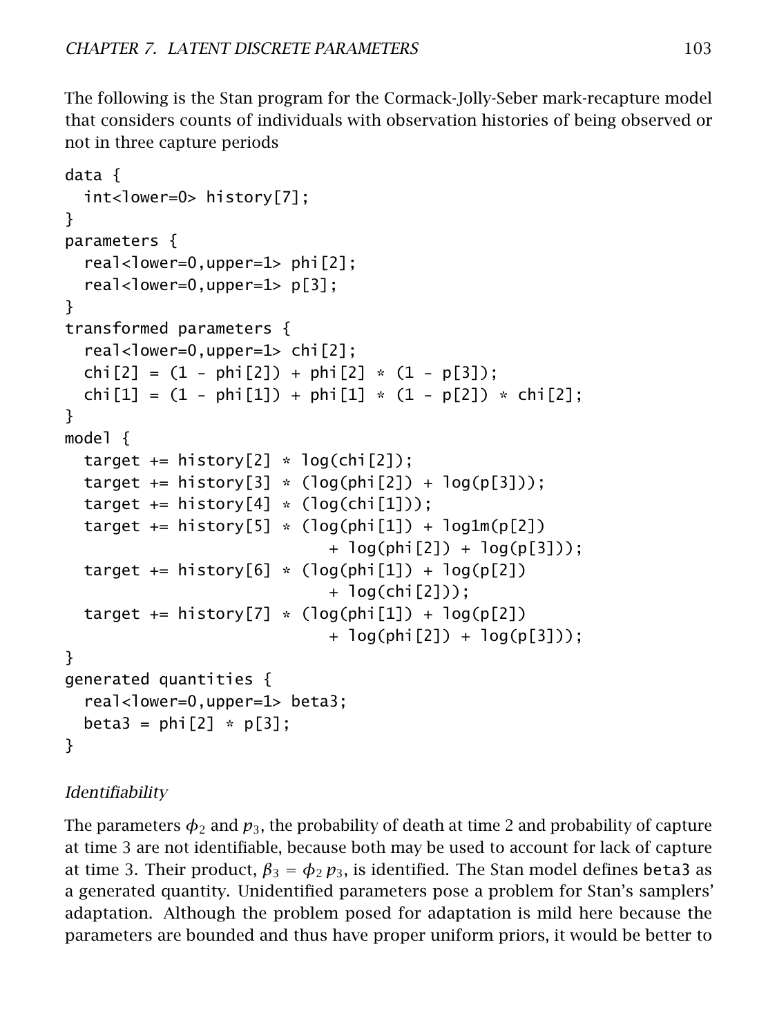The following is the Stan program for the Cormack-Jolly-Seber mark-recapture model that considers counts of individuals with observation histories of being observed or not in three capture periods

```
data {
  int<lower=0> history[7];
}
parameters {
  real<lower=0,upper=1> phi[2];
  real<lower=0,upper=1> p[3];
}
transformed parameters {
  real<lower=0,upper=1> chi[2];
  chi[2] = (1 - phi[2]) + phi[2] * (1 - p[3]);
  chi[1] = (1 - phi[1]) + phi[1] * (1 - p[2]) * chi[2];
}
model {
  target += history[2] * log(chi[2]);
  target += history[3] * (log(phi[2]) + log(p[3]));
  target += history[4] * (log(chi[1]));
  target += history[5] * (log(phi[1]) + log1m(p[2])
                          + log(phi[2]) + log(p[3]));
  target += history[6] * (log(phi[1]) + log(p[2])
                          + log(chi[2]));
  target += history[7] * (log(phi[1]) + log(p[2])
                          + log(phi[2]) + log(p[3]));
}
generated quantities {
  real<lower=0,upper=1> beta3;
  beta3 = phi[2] * p[3];
}
```

*Identifiability*

The parameters $\phi_2$ and $p_3$, the probability of death at time 2 and probability of capture at time 3 are not identifiable, because both may be used to account for lack of capture at time 3. Their product, $\beta_3 = \phi_2 \, p_3$, is identified. The Stan model defines `beta3` as a generated quantity. Unidentified parameters pose a problem for Stan's samplers' adaptation. Although the problem posed for adaptation is mild here because the parameters are bounded and thus have proper uniform priors, it would be better to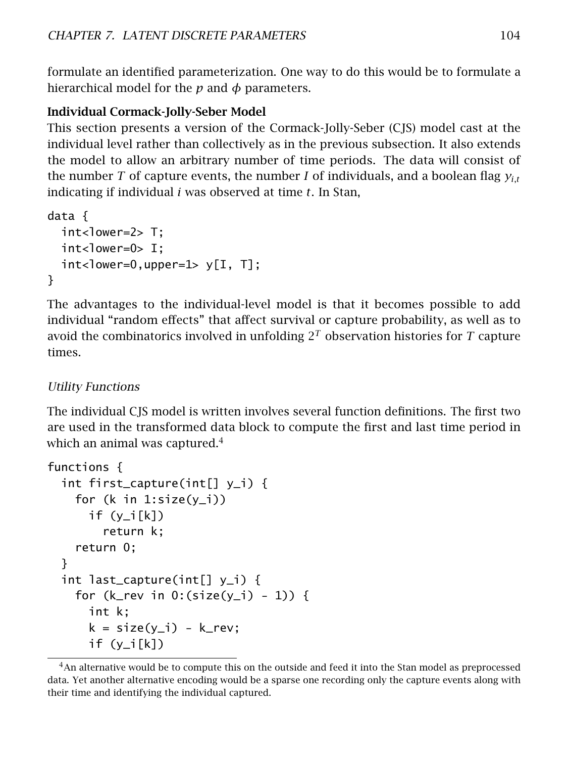formulate an identified parameterization. One way to do this would be to formulate a hierarchical model for the $p$ and $\phi$ parameters.

**Individual Cormack-Jolly-Seber Model**

This section presents a version of the Cormack-Jolly-Seber (CJS) model cast at the individual level rather than collectively as in the previous subsection. It also extends the model to allow an arbitrary number of time periods. The data will consist of the number $T$ of capture events, the number $I$ of individuals, and a boolean flag $y_{i,t}$ indicating if individual $i$ was observed at time $t$. In Stan,

```
data {
  int<lower=2> T;
  int<lower=0> I;
  int<lower=0,upper=1> y[I, T];
}
```

The advantages to the individual-level model is that it becomes possible to add individual "random effects" that affect survival or capture probability, as well as to avoid the combinatorics involved in unfolding $2^T$ observation histories for $T$ capture times.

*Utility Functions*

The individual CJS model is written involves several function definitions. The first two are used in the transformed data block to compute the first and last time period in which an animal was captured.[4]

```
functions {
  int first_capture(int[] y_i) {
    for (k in 1:size(y_i))
      if (y_i[k])
        return k;
    return 0;
  }
  int last_capture(int[] y_i) {
    for (k_rev in 0:(size(y_i) - 1)) {
      int k;
      k = size(y_i) - k_rev;
      if (y_i[k])
```

[4]An alternative would be to compute this on the outside and feed it into the Stan model as preprocessed data. Yet another alternative encoding would be a sparse one recording only the capture events along with their time and identifying the individual captured.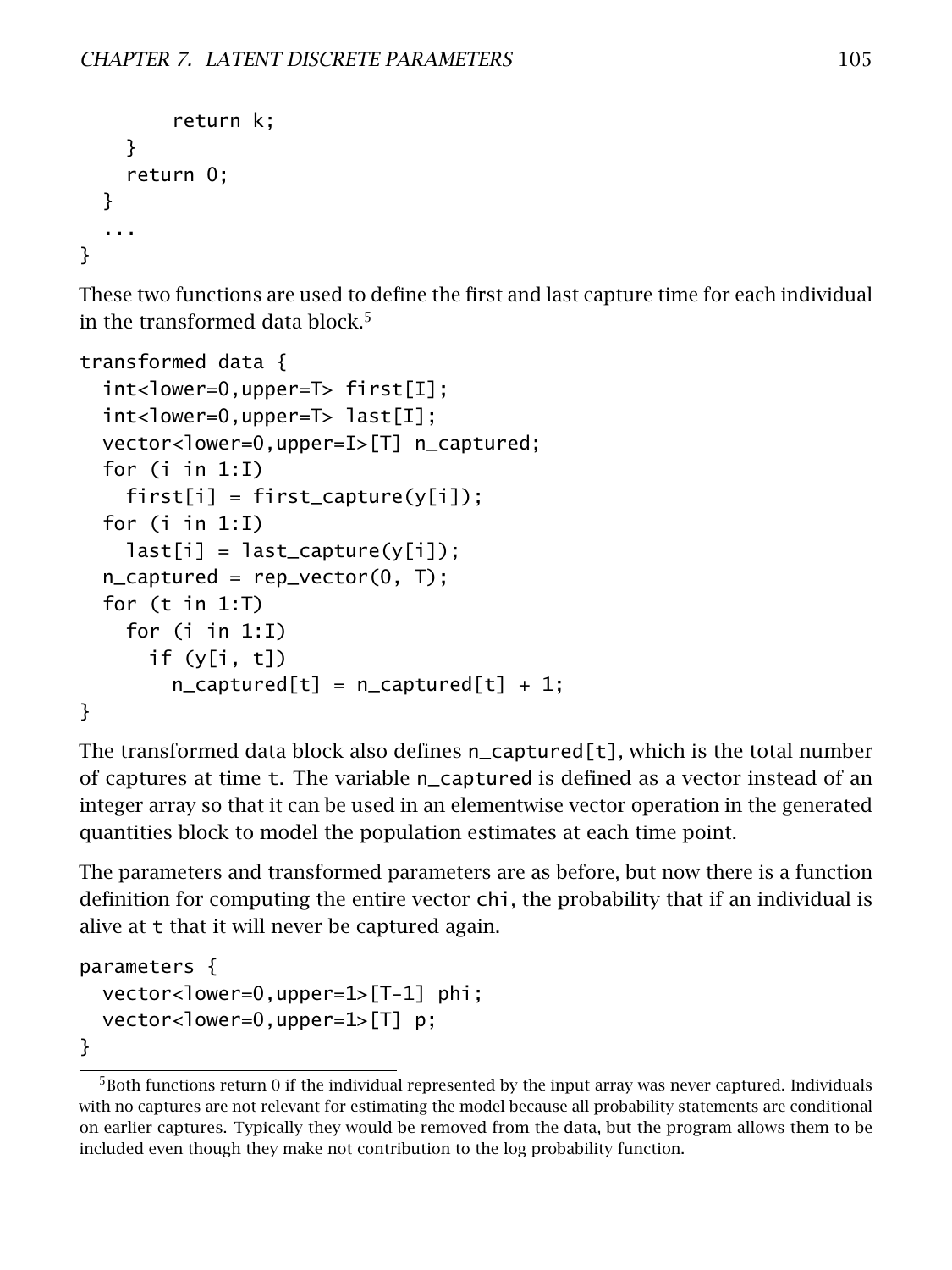```
      return k;
    }
    return 0;
  }
  ...
}
```

These two functions are used to define the first and last capture time for each individual in the transformed data block.[5]

```
transformed data {
  int<lower=0,upper=T> first[I];
  int<lower=0,upper=T> last[I];
  vector<lower=0,upper=I>[T] n_captured;
  for (i in 1:I)
    first[i] = first_capture(y[i]);
  for (i in 1:I)
    last[i] = last_capture(y[i]);
  n_captured = rep_vector(0, T);
  for (t in 1:T)
    for (i in 1:I)
      if (y[i, t])
        n_captured[t] = n_captured[t] + 1;
}
```

The transformed data block also defines `n_captured[t]`, which is the total number of captures at time `t`. The variable `n_captured` is defined as a vector instead of an integer array so that it can be used in an elementwise vector operation in the generated quantities block to model the population estimates at each time point.

The parameters and transformed parameters are as before, but now there is a function definition for computing the entire vector `chi`, the probability that if an individual is alive at `t` that it will never be captured again.

```
parameters {
  vector<lower=0,upper=1>[T-1] phi;
  vector<lower=0,upper=1>[T] p;
}
```

[5] Both functions return 0 if the individual represented by the input array was never captured. Individuals with no captures are not relevant for estimating the model because all probability statements are conditional on earlier captures. Typically they would be removed from the data, but the program allows them to be included even though they make not contribution to the log probability function.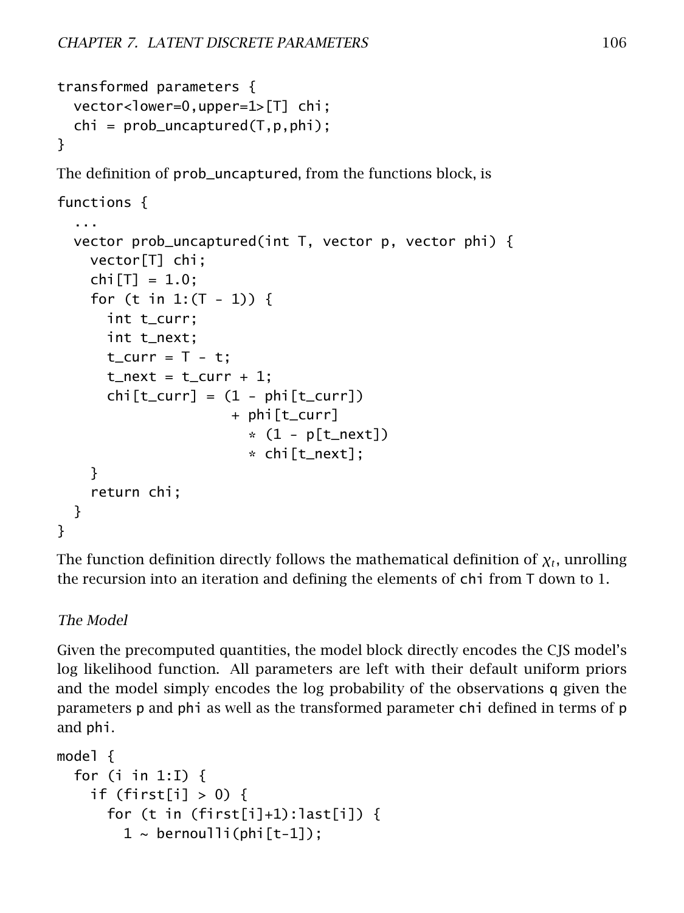```
transformed parameters {
  vector<lower=0,upper=1>[T] chi;
  chi = prob_uncaptured(T,p,phi);
}
```

The definition of prob_uncaptured, from the functions block, is

```
functions {
  ...
  vector prob_uncaptured(int T, vector p, vector phi) {
    vector[T] chi;
    chi[T] = 1.0;
    for (t in 1:(T - 1)) {
      int t_curr;
      int t_next;
      t_curr = T - t;
      t_next = t_curr + 1;
      chi[t_curr] = (1 - phi[t_curr])
                    + phi[t_curr]
                      * (1 - p[t_next])
                      * chi[t_next];
    }
    return chi;
  }
}
```

The function definition directly follows the mathematical definition of $\chi_t$, unrolling the recursion into an iteration and defining the elements of chi from T down to 1.

### *The Model*

Given the precomputed quantities, the model block directly encodes the CJS model's log likelihood function. All parameters are left with their default uniform priors and the model simply encodes the log probability of the observations q given the parameters p and phi as well as the transformed parameter chi defined in terms of p and phi.

```
model {
  for (i in 1:I) {
    if (first[i] > 0) {
      for (t in (first[i]+1):last[i]) {
        1 ~ bernoulli(phi[t-1]);
```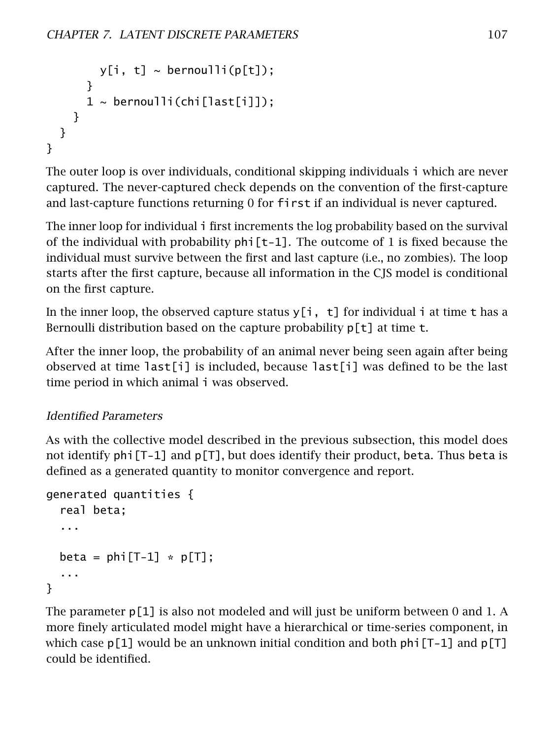```
        y[i, t] ~ bernoulli(p[t]);
      }
      1 ~ bernoulli(chi[last[i]]);
    }
  }
}
```

The outer loop is over individuals, conditional skipping individuals `i` which are never captured. The never-captured check depends on the convention of the first-capture and last-capture functions returning 0 for `first` if an individual is never captured.

The inner loop for individual `i` first increments the log probability based on the survival of the individual with probability `phi[t-1]`. The outcome of 1 is fixed because the individual must survive between the first and last capture (i.e., no zombies). The loop starts after the first capture, because all information in the CJS model is conditional on the first capture.

In the inner loop, the observed capture status `y[i, t]` for individual `i` at time `t` has a Bernoulli distribution based on the capture probability `p[t]` at time `t`.

After the inner loop, the probability of an animal never being seen again after being observed at time `last[i]` is included, because `last[i]` was defined to be the last time period in which animal `i` was observed.

#### *Identified Parameters*

As with the collective model described in the previous subsection, this model does not identify `phi[T-1]` and `p[T]`, but does identify their product, `beta`. Thus `beta` is defined as a generated quantity to monitor convergence and report.

```
generated quantities {
  real beta;
  ...

  beta = phi[T-1] * p[T];
  ...
}
```

The parameter `p[1]` is also not modeled and will just be uniform between 0 and 1. A more finely articulated model might have a hierarchical or time-series component, in which case `p[1]` would be an unknown initial condition and both `phi[T-1]` and `p[T]` could be identified.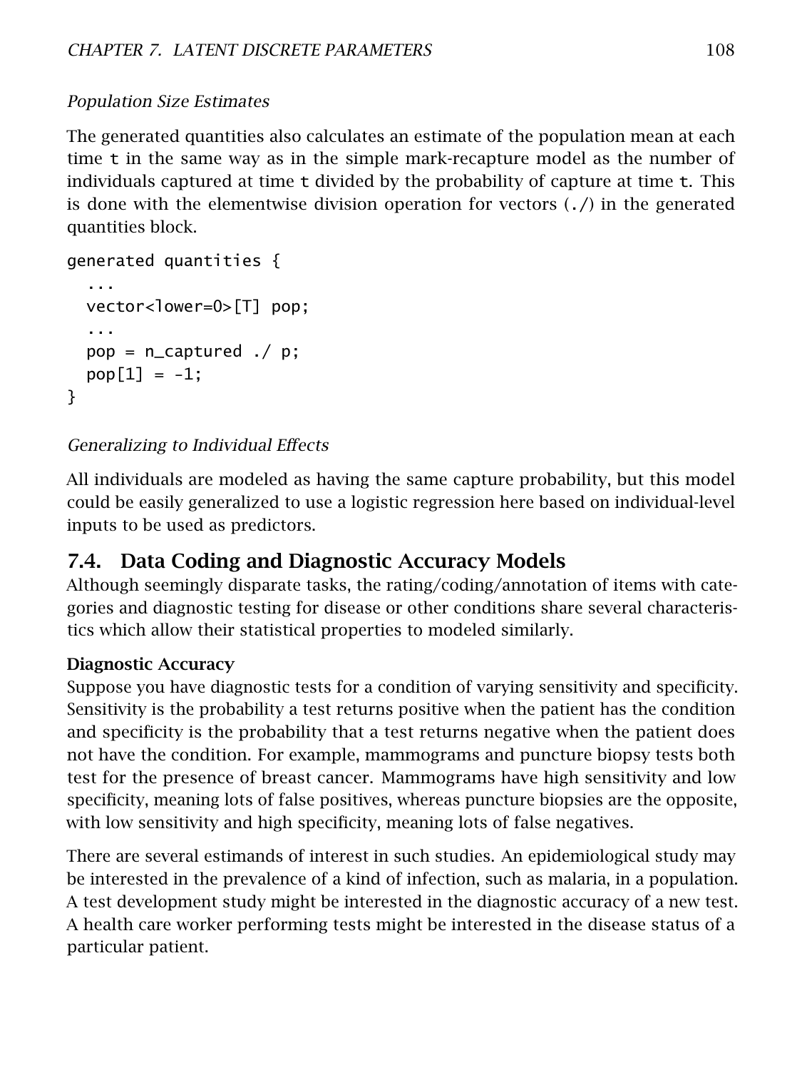*Population Size Estimates*

The generated quantities also calculates an estimate of the population mean at each time t in the same way as in the simple mark-recapture model as the number of individuals captured at time t divided by the probability of capture at time t. This is done with the elementwise division operation for vectors (./) in the generated quantities block.

```
generated quantities {
  ...
  vector<lower=0>[T] pop;
  ...
  pop = n_captured ./ p;
  pop[1] = -1;
}
```

*Generalizing to Individual Effects*

All individuals are modeled as having the same capture probability, but this model could be easily generalized to use a logistic regression here based on individual-level inputs to be used as predictors.

## 7.4. Data Coding and Diagnostic Accuracy Models

Although seemingly disparate tasks, the rating/coding/annotation of items with categories and diagnostic testing for disease or other conditions share several characteristics which allow their statistical properties to modeled similarly.

### Diagnostic Accuracy

Suppose you have diagnostic tests for a condition of varying sensitivity and specificity. Sensitivity is the probability a test returns positive when the patient has the condition and specificity is the probability that a test returns negative when the patient does not have the condition. For example, mammograms and puncture biopsy tests both test for the presence of breast cancer. Mammograms have high sensitivity and low specificity, meaning lots of false positives, whereas puncture biopsies are the opposite, with low sensitivity and high specificity, meaning lots of false negatives.

There are several estimands of interest in such studies. An epidemiological study may be interested in the prevalence of a kind of infection, such as malaria, in a population. A test development study might be interested in the diagnostic accuracy of a new test. A health care worker performing tests might be interested in the disease status of a particular patient.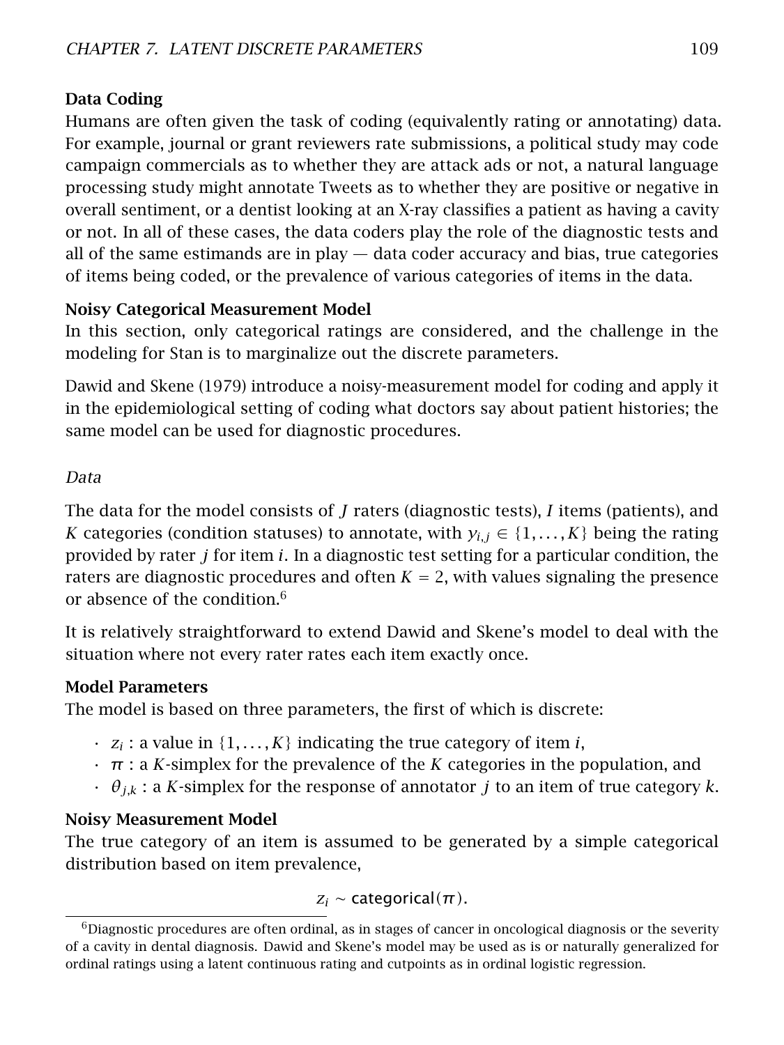### Data Coding

Humans are often given the task of coding (equivalently rating or annotating) data. For example, journal or grant reviewers rate submissions, a political study may code campaign commercials as to whether they are attack ads or not, a natural language processing study might annotate Tweets as to whether they are positive or negative in overall sentiment, or a dentist looking at an X-ray classifies a patient as having a cavity or not. In all of these cases, the data coders play the role of the diagnostic tests and all of the same estimands are in play — data coder accuracy and bias, true categories of items being coded, or the prevalence of various categories of items in the data.

### Noisy Categorical Measurement Model

In this section, only categorical ratings are considered, and the challenge in the modeling for Stan is to marginalize out the discrete parameters.

Dawid and Skene (1979) introduce a noisy-measurement model for coding and apply it in the epidemiological setting of coding what doctors say about patient histories; the same model can be used for diagnostic procedures.

*Data*

The data for the model consists of $J$ raters (diagnostic tests), $I$ items (patients), and $K$ categories (condition statuses) to annotate, with $y_{i,j} \in \{1, \ldots, K\}$ being the rating provided by rater $j$ for item $i$. In a diagnostic test setting for a particular condition, the raters are diagnostic procedures and often $K = 2$, with values signaling the presence or absence of the condition.[6]

It is relatively straightforward to extend Dawid and Skene's model to deal with the situation where not every rater rates each item exactly once.

### Model Parameters

The model is based on three parameters, the first of which is discrete:

- $z_i$ : a value in $\{1, \ldots, K\}$ indicating the true category of item $i$,
- $\pi$ : a $K$-simplex for the prevalence of the $K$ categories in the population, and
- $\theta_{j,k}$ : a $K$-simplex for the response of annotator $j$ to an item of true category $k$.

### Noisy Measurement Model

The true category of an item is assumed to be generated by a simple categorical distribution based on item prevalence,

$$z_i \sim \mathsf{categorical}(\pi).$$

[6]Diagnostic procedures are often ordinal, as in stages of cancer in oncological diagnosis or the severity of a cavity in dental diagnosis. Dawid and Skene's model may be used as is or naturally generalized for ordinal ratings using a latent continuous rating and cutpoints as in ordinal logistic regression.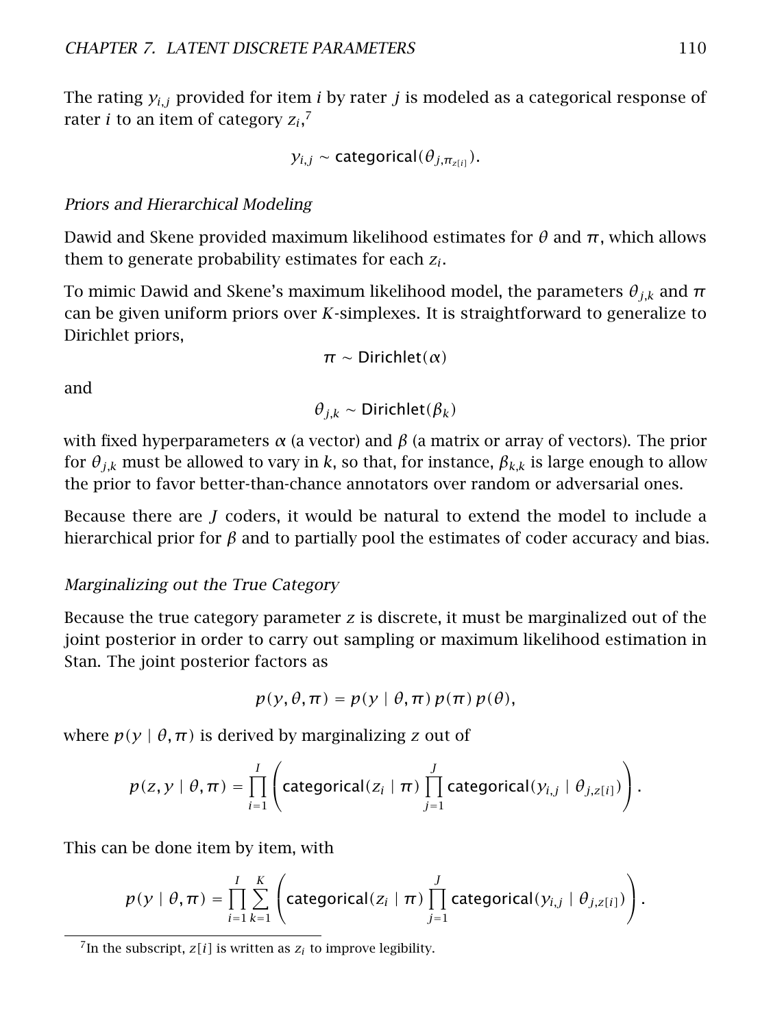The rating $y_{i,j}$ provided for item $i$ by rater $j$ is modeled as a categorical response of rater $i$ to an item of category $z_i$,[7]

$$y_{i,j} \sim \mathsf{categorical}(\theta_{j,\pi_{z[i]}}).$$

### *Priors and Hierarchical Modeling*

Dawid and Skene provided maximum likelihood estimates for $\theta$ and $\pi$, which allows them to generate probability estimates for each $z_i$.

To mimic Dawid and Skene's maximum likelihood model, the parameters $\theta_{j,k}$ and $\pi$ can be given uniform priors over $K$-simplexes. It is straightforward to generalize to Dirichlet priors,

$$\pi \sim \mathsf{Dirichlet}(\alpha)$$

and

$$\theta_{j,k} \sim \mathsf{Dirichlet}(\beta_k)$$

with fixed hyperparameters $\alpha$ (a vector) and $\beta$ (a matrix or array of vectors). The prior for $\theta_{j,k}$ must be allowed to vary in $k$, so that, for instance, $\beta_{k,k}$ is large enough to allow the prior to favor better-than-chance annotators over random or adversarial ones.

Because there are $J$ coders, it would be natural to extend the model to include a hierarchical prior for $\beta$ and to partially pool the estimates of coder accuracy and bias.

### *Marginalizing out the True Category*

Because the true category parameter $z$ is discrete, it must be marginalized out of the joint posterior in order to carry out sampling or maximum likelihood estimation in Stan. The joint posterior factors as

$$p(y, \theta, \pi) = p(y \mid \theta, \pi)\, p(\pi)\, p(\theta),$$

where $p(y \mid \theta, \pi)$ is derived by marginalizing $z$ out of

$$p(z, y \mid \theta, \pi) = \prod_{i=1}^{I} \left( \mathsf{categorical}(z_i \mid \pi) \prod_{j=1}^{J} \mathsf{categorical}(y_{i,j} \mid \theta_{j,z[i]}) \right).$$

This can be done item by item, with

$$p(y \mid \theta, \pi) = \prod_{i=1}^{I} \sum_{k=1}^{K} \left( \mathsf{categorical}(z_i \mid \pi) \prod_{j=1}^{J} \mathsf{categorical}(y_{i,j} \mid \theta_{j,z[i]}) \right).$$

[7] In the subscript, $z[i]$ is written as $z_i$ to improve legibility.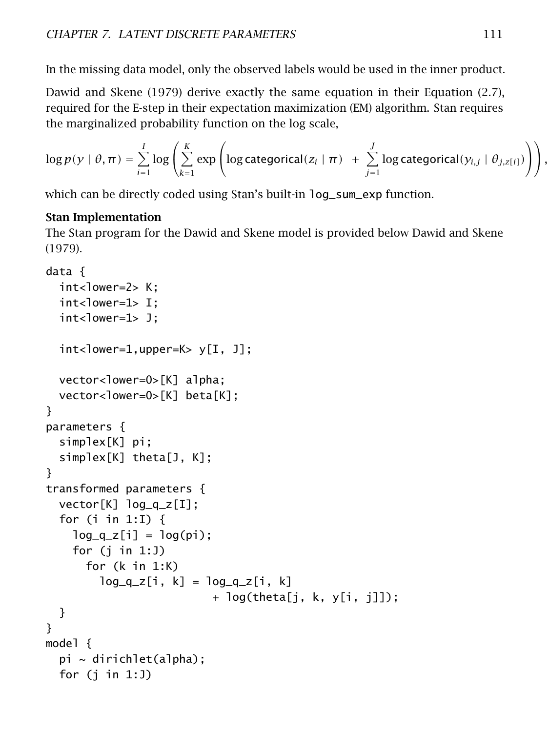In the missing data model, only the observed labels would be used in the inner product.

Dawid and Skene (1979) derive exactly the same equation in their Equation (2.7), required for the E-step in their expectation maximization (EM) algorithm. Stan requires the marginalized probability function on the log scale,

$$\log p(y \mid \theta, \pi) = \sum_{i=1}^{I} \log \left( \sum_{k=1}^{K} \exp \left( \log \mathsf{categorical}(z_i \mid \pi) \; + \; \sum_{j=1}^{J} \log \mathsf{categorical}(y_{i,j} \mid \theta_{j,z[i]}) \right) \right),$$

which can be directly coded using Stan's built-in `log_sum_exp` function.

**Stan Implementation**

The Stan program for the Dawid and Skene model is provided below Dawid and Skene (1979).

```
data {
  int<lower=2> K;
  int<lower=1> I;
  int<lower=1> J;

  int<lower=1,upper=K> y[I, J];

  vector<lower=0>[K] alpha;
  vector<lower=0>[K] beta[K];
}
parameters {
  simplex[K] pi;
  simplex[K] theta[J, K];
}
transformed parameters {
  vector[K] log_q_z[I];
  for (i in 1:I) {
    log_q_z[i] = log(pi);
    for (j in 1:J)
      for (k in 1:K)
        log_q_z[i, k] = log_q_z[i, k]
                         + log(theta[j, k, y[i, j]]);
  }
}
model {
  pi ~ dirichlet(alpha);
  for (j in 1:J)
```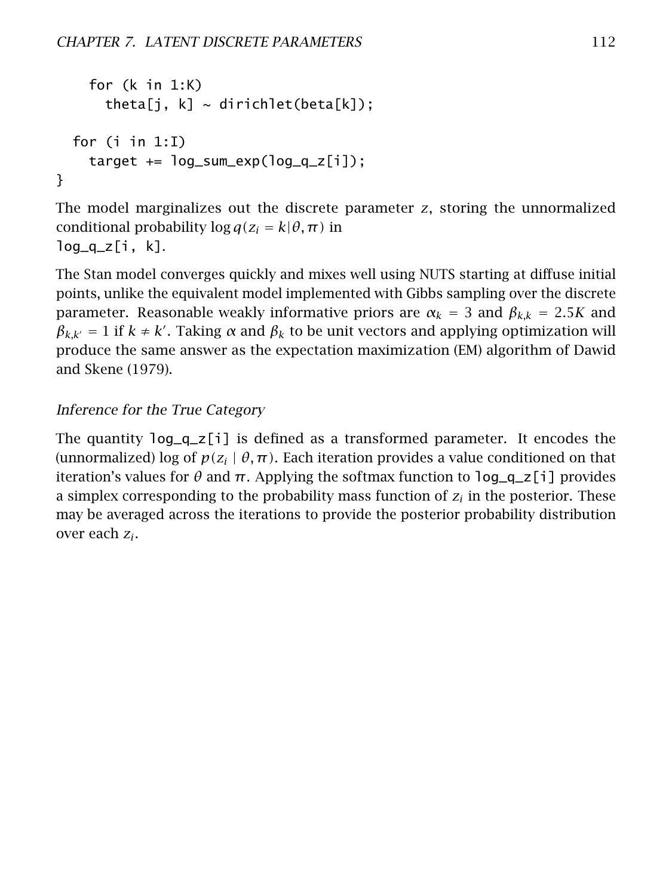```
    for (k in 1:K)
      theta[j, k] ~ dirichlet(beta[k]);

  for (i in 1:I)
    target += log_sum_exp(log_q_z[i]);
}
```

The model marginalizes out the discrete parameter $z$, storing the unnormalized conditional probability $\log q(z_i = k|\theta, \pi)$ in `log_q_z[i, k]`.

The Stan model converges quickly and mixes well using NUTS starting at diffuse initial points, unlike the equivalent model implemented with Gibbs sampling over the discrete parameter. Reasonable weakly informative priors are $\alpha_k = 3$ and $\beta_{k,k} = 2.5K$ and $\beta_{k,k'} = 1$ if $k \neq k'$. Taking $\alpha$ and $\beta_k$ to be unit vectors and applying optimization will produce the same answer as the expectation maximization (EM) algorithm of Dawid and Skene (1979).

### *Inference for the True Category*

The quantity `log_q_z[i]` is defined as a transformed parameter. It encodes the (unnormalized) log of $p(z_i \mid \theta, \pi)$. Each iteration provides a value conditioned on that iteration's values for $\theta$ and $\pi$. Applying the softmax function to `log_q_z[i]` provides a simplex corresponding to the probability mass function of $z_i$ in the posterior. These may be averaged across the iterations to provide the posterior probability distribution over each $z_i$.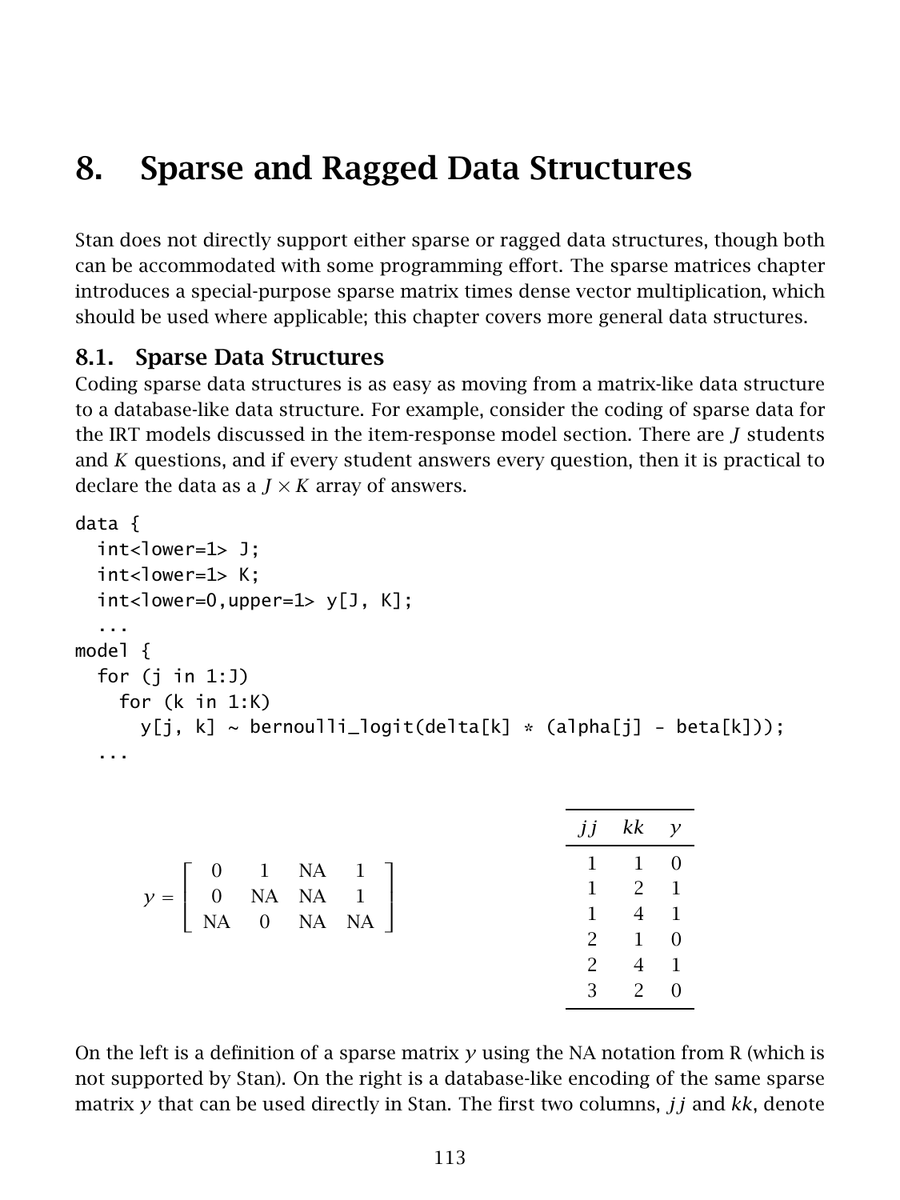# 8. Sparse and Ragged Data Structures

Stan does not directly support either sparse or ragged data structures, though both can be accommodated with some programming effort. The sparse matrices chapter introduces a special-purpose sparse matrix times dense vector multiplication, which should be used where applicable; this chapter covers more general data structures.

## 8.1. Sparse Data Structures

Coding sparse data structures is as easy as moving from a matrix-like data structure to a database-like data structure. For example, consider the coding of sparse data for the IRT models discussed in the item-response model section. There are $J$ students and $K$ questions, and if every student answers every question, then it is practical to declare the data as a $J \times K$ array of answers.

```
data {
  int<lower=1> J;
  int<lower=1> K;
  int<lower=0,upper=1> y[J, K];
  ...
model {
  for (j in 1:J)
    for (k in 1:K)
      y[j, k] ~ bernoulli_logit(delta[k] * (alpha[j] - beta[k]));
  ...
```

$$
y = \left[ \begin{array}{cccc} 0 & 1 & \text{NA} & 1 \\ 0 & \text{NA} & \text{NA} & 1 \\ \text{NA} & 0 & \text{NA} & \text{NA} \end{array} \right]
$$

| $jj$ | $kk$ | $y$ |
|---|---|---|
| 1 | 1 | 0 |
| 1 | 2 | 1 |
| 1 | 4 | 1 |
| 2 | 1 | 0 |
| 2 | 4 | 1 |
| 3 | 2 | 0 |

On the left is a definition of a sparse matrix $y$ using the NA notation from R (which is not supported by Stan). On the right is a database-like encoding of the same sparse matrix $y$ that can be used directly in Stan. The first two columns, $jj$ and $kk$, denote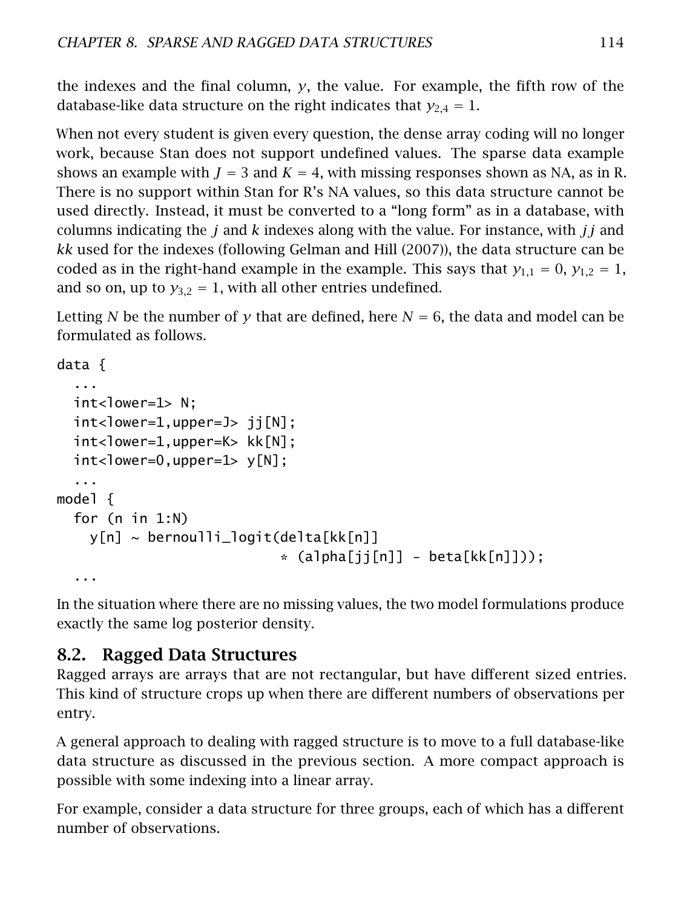the indexes and the final column, $y$, the value. For example, the fifth row of the database-like data structure on the right indicates that $y_{2,4} = 1$.

When not every student is given every question, the dense array coding will no longer work, because Stan does not support undefined values. The sparse data example shows an example with $J = 3$ and $K = 4$, with missing responses shown as NA, as in R. There is no support within Stan for R's NA values, so this data structure cannot be used directly. Instead, it must be converted to a "long form" as in a database, with columns indicating the $j$ and $k$ indexes along with the value. For instance, with $jj$ and $kk$ used for the indexes (following Gelman and Hill (2007)), the data structure can be coded as in the right-hand example in the example. This says that $y_{1,1} = 0$, $y_{1,2} = 1$, and so on, up to $y_{3,2} = 1$, with all other entries undefined.

Letting $N$ be the number of $y$ that are defined, here $N = 6$, the data and model can be formulated as follows.

```
data {
  ...
  int<lower=1> N;
  int<lower=1,upper=J> jj[N];
  int<lower=1,upper=K> kk[N];
  int<lower=0,upper=1> y[N];
  ...
model {
  for (n in 1:N)
    y[n] ~ bernoulli_logit(delta[kk[n]]
                           * (alpha[jj[n]] - beta[kk[n]]));
  ...
```

In the situation where there are no missing values, the two model formulations produce exactly the same log posterior density.

## 8.2. Ragged Data Structures

Ragged arrays are arrays that are not rectangular, but have different sized entries. This kind of structure crops up when there are different numbers of observations per entry.

A general approach to dealing with ragged structure is to move to a full database-like data structure as discussed in the previous section. A more compact approach is possible with some indexing into a linear array.

For example, consider a data structure for three groups, each of which has a different number of observations.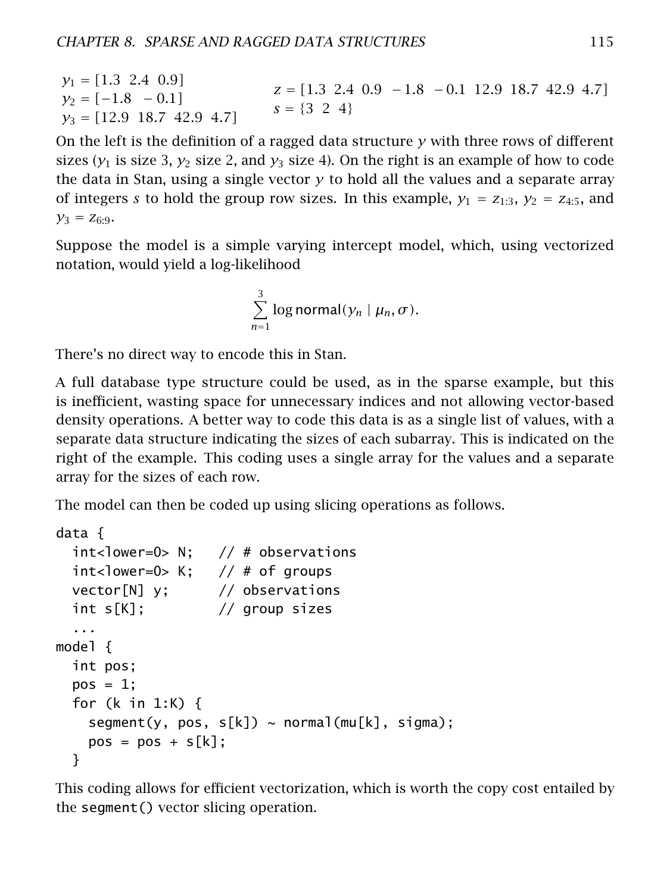$y_1 = [1.3 \;\; 2.4 \;\; 0.9]$
$y_2 = [-1.8 \;\; -0.1]$
$y_3 = [12.9 \;\; 18.7 \;\; 42.9 \;\; 4.7]$

$z = [1.3 \;\; 2.4 \;\; 0.9 \;\; -1.8 \;\; -0.1 \;\; 12.9 \;\; 18.7 \;\; 42.9 \;\; 4.7]$
$s = \{3 \;\; 2 \;\; 4\}$

On the left is the definition of a ragged data structure $y$ with three rows of different sizes ($y_1$ is size 3, $y_2$ size 2, and $y_3$ size 4). On the right is an example of how to code the data in Stan, using a single vector $y$ to hold all the values and a separate array of integers $s$ to hold the group row sizes. In this example, $y_1 = z_{1:3}$, $y_2 = z_{4:5}$, and $y_3 = z_{6:9}$.

Suppose the model is a simple varying intercept model, which, using vectorized notation, would yield a log-likelihood

$$\sum_{n=1}^{3} \log \mathsf{normal}(y_n \mid \mu_n, \sigma).$$

There's no direct way to encode this in Stan.

A full database type structure could be used, as in the sparse example, but this is inefficient, wasting space for unnecessary indices and not allowing vector-based density operations. A better way to code this data is as a single list of values, with a separate data structure indicating the sizes of each subarray. This is indicated on the right of the example. This coding uses a single array for the values and a separate array for the sizes of each row.

The model can then be coded up using slicing operations as follows.

```
data {
  int<lower=0> N;   // # observations
  int<lower=0> K;   // # of groups
  vector[N] y;      // observations
  int s[K];         // group sizes
  ...
model {
  int pos;
  pos = 1;
  for (k in 1:K) {
    segment(y, pos, s[k]) ~ normal(mu[k], sigma);
    pos = pos + s[k];
  }
```

This coding allows for efficient vectorization, which is worth the copy cost entailed by the `segment()` vector slicing operation.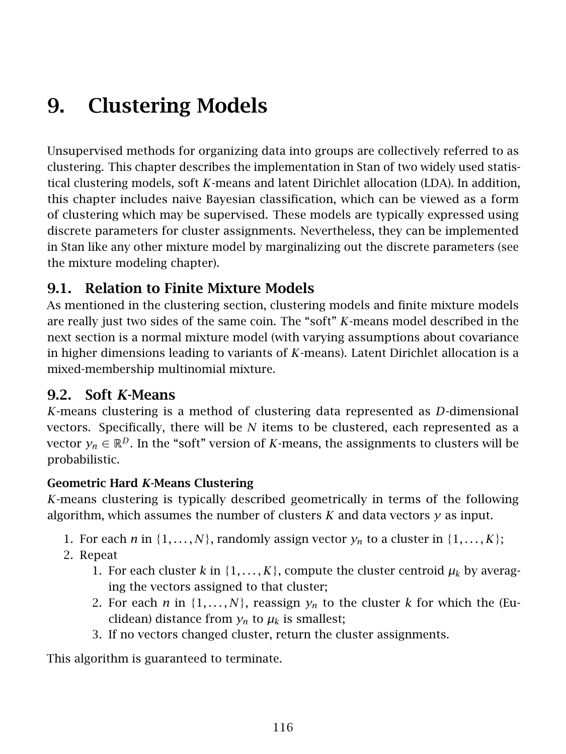# 9. Clustering Models

Unsupervised methods for organizing data into groups are collectively referred to as clustering. This chapter describes the implementation in Stan of two widely used statistical clustering models, soft $K$-means and latent Dirichlet allocation (LDA). In addition, this chapter includes naive Bayesian classification, which can be viewed as a form of clustering which may be supervised. These models are typically expressed using discrete parameters for cluster assignments. Nevertheless, they can be implemented in Stan like any other mixture model by marginalizing out the discrete parameters (see the mixture modeling chapter).

## 9.1. Relation to Finite Mixture Models

As mentioned in the clustering section, clustering models and finite mixture models are really just two sides of the same coin. The "soft" $K$-means model described in the next section is a normal mixture model (with varying assumptions about covariance in higher dimensions leading to variants of $K$-means). Latent Dirichlet allocation is a mixed-membership multinomial mixture.

## 9.2. Soft *K*-Means

$K$-means clustering is a method of clustering data represented as $D$-dimensional vectors. Specifically, there will be $N$ items to be clustered, each represented as a vector $y_n \in \mathbb{R}^D$. In the "soft" version of $K$-means, the assignments to clusters will be probabilistic.

### Geometric Hard *K*-Means Clustering

$K$-means clustering is typically described geometrically in terms of the following algorithm, which assumes the number of clusters $K$ and data vectors $y$ as input.

1. For each $n$ in $\{1, \ldots, N\}$, randomly assign vector $y_n$ to a cluster in $\{1, \ldots, K\}$;
2. Repeat
    1. For each cluster $k$ in $\{1, \ldots, K\}$, compute the cluster centroid $\mu_k$ by averaging the vectors assigned to that cluster;
    2. For each $n$ in $\{1, \ldots, N\}$, reassign $y_n$ to the cluster $k$ for which the (Euclidean) distance from $y_n$ to $\mu_k$ is smallest;
    3. If no vectors changed cluster, return the cluster assignments.

This algorithm is guaranteed to terminate.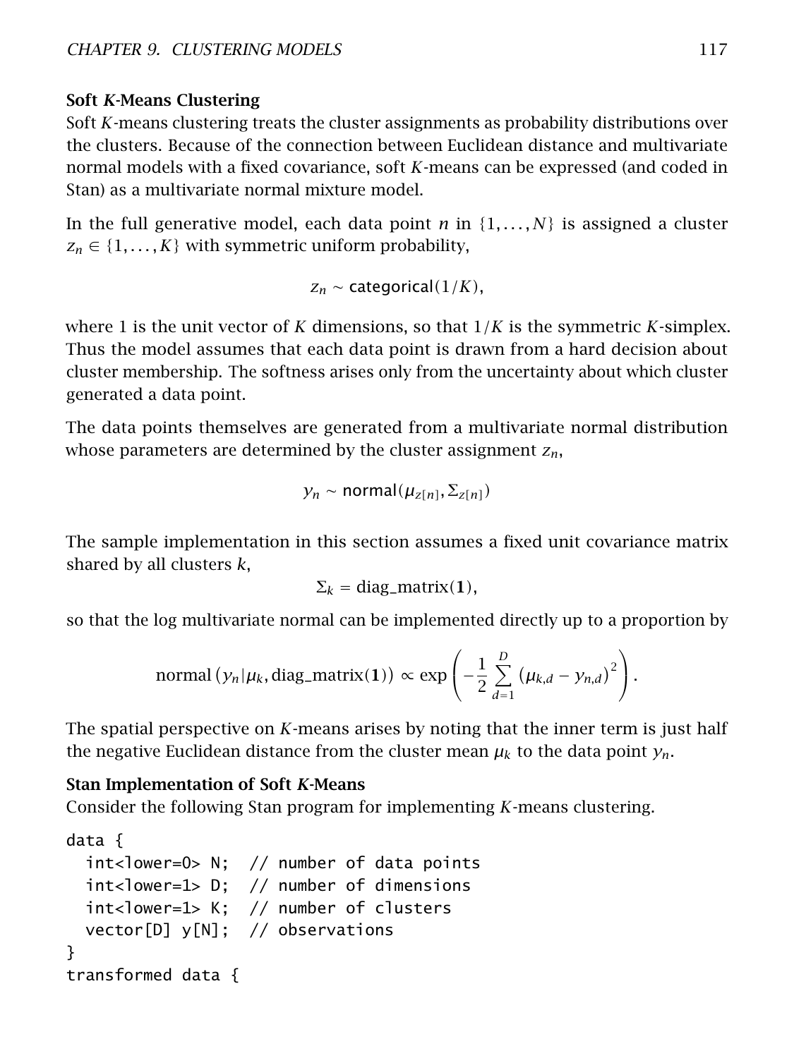### Soft $K$-Means Clustering

Soft $K$-means clustering treats the cluster assignments as probability distributions over the clusters. Because of the connection between Euclidean distance and multivariate normal models with a fixed covariance, soft $K$-means can be expressed (and coded in Stan) as a multivariate normal mixture model.

In the full generative model, each data point $n$ in $\{1, \ldots, N\}$ is assigned a cluster $z_n \in \{1, \ldots, K\}$ with symmetric uniform probability,

$$z_n \sim \mathsf{categorical}(1/K),$$

where 1 is the unit vector of $K$ dimensions, so that $1/K$ is the symmetric $K$-simplex. Thus the model assumes that each data point is drawn from a hard decision about cluster membership. The softness arises only from the uncertainty about which cluster generated a data point.

The data points themselves are generated from a multivariate normal distribution whose parameters are determined by the cluster assignment $z_n$,

$$y_n \sim \mathsf{normal}(\mu_{z[n]}, \Sigma_{z[n]})$$

The sample implementation in this section assumes a fixed unit covariance matrix shared by all clusters $k$,

$$\Sigma_k = \text{diag\_matrix}(\mathbf{1}),$$

so that the log multivariate normal can be implemented directly up to a proportion by

$$\text{normal}\left(y_n | \mu_k, \text{diag\_matrix}(\mathbf{1})\right) \propto \exp\left(-\frac{1}{2}\sum_{d=1}^{D}\left(\mu_{k,d} - y_{n,d}\right)^2\right).$$

The spatial perspective on $K$-means arises by noting that the inner term is just half the negative Euclidean distance from the cluster mean $\mu_k$ to the data point $y_n$.

### Stan Implementation of Soft $K$-Means

Consider the following Stan program for implementing $K$-means clustering.

```
data {
  int<lower=0> N;  // number of data points
  int<lower=1> D;  // number of dimensions
  int<lower=1> K;  // number of clusters
  vector[D] y[N];  // observations
}
transformed data {
```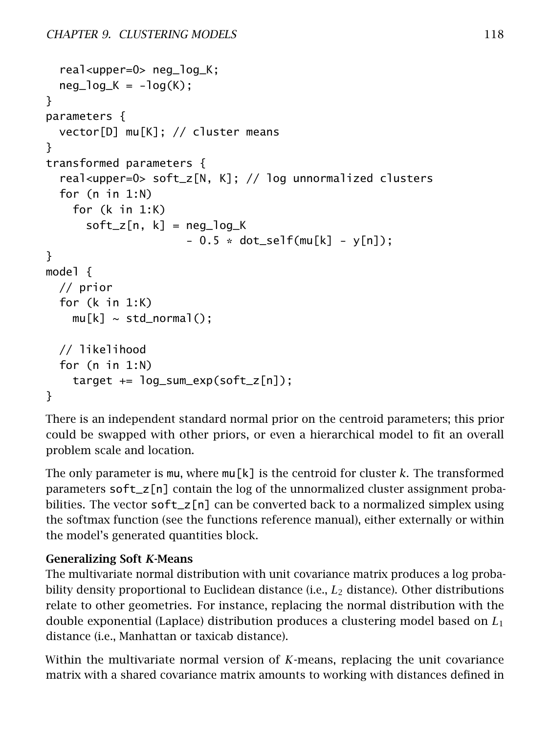```
  real<upper=0> neg_log_K;
  neg_log_K = -log(K);
}
parameters {
  vector[D] mu[K]; // cluster means
}
transformed parameters {
  real<upper=0> soft_z[N, K]; // log unnormalized clusters
  for (n in 1:N)
    for (k in 1:K)
      soft_z[n, k] = neg_log_K
                     - 0.5 * dot_self(mu[k] - y[n]);
}
model {
  // prior
  for (k in 1:K)
    mu[k] ~ std_normal();

  // likelihood
  for (n in 1:N)
    target += log_sum_exp(soft_z[n]);
}
```

There is an independent standard normal prior on the centroid parameters; this prior could be swapped with other priors, or even a hierarchical model to fit an overall problem scale and location.

The only parameter is `mu`, where `mu[k]` is the centroid for cluster $k$. The transformed parameters `soft_z[n]` contain the log of the unnormalized cluster assignment probabilities. The vector `soft_z[n]` can be converted back to a normalized simplex using the softmax function (see the functions reference manual), either externally or within the model's generated quantities block.

**Generalizing Soft *K*-Means**

The multivariate normal distribution with unit covariance matrix produces a log probability density proportional to Euclidean distance (i.e., $L_2$ distance). Other distributions relate to other geometries. For instance, replacing the normal distribution with the double exponential (Laplace) distribution produces a clustering model based on $L_1$ distance (i.e., Manhattan or taxicab distance).

Within the multivariate normal version of $K$-means, replacing the unit covariance matrix with a shared covariance matrix amounts to working with distances defined in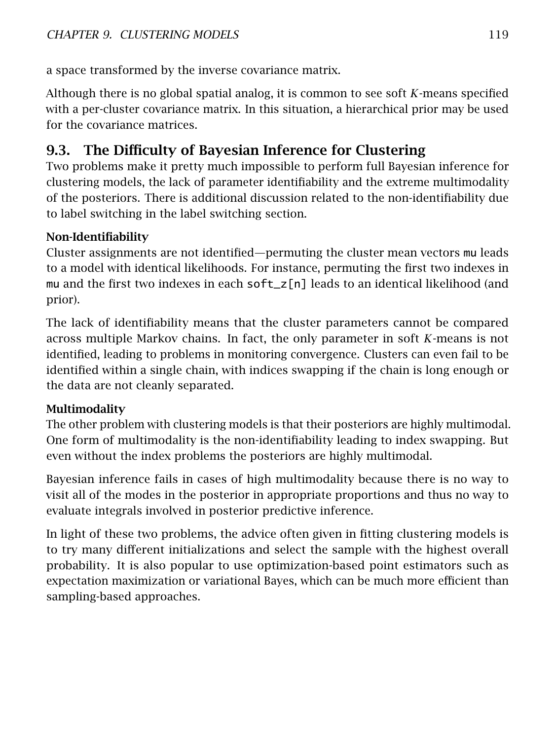a space transformed by the inverse covariance matrix.

Although there is no global spatial analog, it is common to see soft $K$-means specified with a per-cluster covariance matrix. In this situation, a hierarchical prior may be used for the covariance matrices.

## 9.3. The Difficulty of Bayesian Inference for Clustering

Two problems make it pretty much impossible to perform full Bayesian inference for clustering models, the lack of parameter identifiability and the extreme multimodality of the posteriors. There is additional discussion related to the non-identifiability due to label switching in the label switching section.

### Non-Identifiability

Cluster assignments are not identified—permuting the cluster mean vectors `mu` leads to a model with identical likelihoods. For instance, permuting the first two indexes in `mu` and the first two indexes in each `soft_z[n]` leads to an identical likelihood (and prior).

The lack of identifiability means that the cluster parameters cannot be compared across multiple Markov chains. In fact, the only parameter in soft $K$-means is not identified, leading to problems in monitoring convergence. Clusters can even fail to be identified within a single chain, with indices swapping if the chain is long enough or the data are not cleanly separated.

### Multimodality

The other problem with clustering models is that their posteriors are highly multimodal. One form of multimodality is the non-identifiability leading to index swapping. But even without the index problems the posteriors are highly multimodal.

Bayesian inference fails in cases of high multimodality because there is no way to visit all of the modes in the posterior in appropriate proportions and thus no way to evaluate integrals involved in posterior predictive inference.

In light of these two problems, the advice often given in fitting clustering models is to try many different initializations and select the sample with the highest overall probability. It is also popular to use optimization-based point estimators such as expectation maximization or variational Bayes, which can be much more efficient than sampling-based approaches.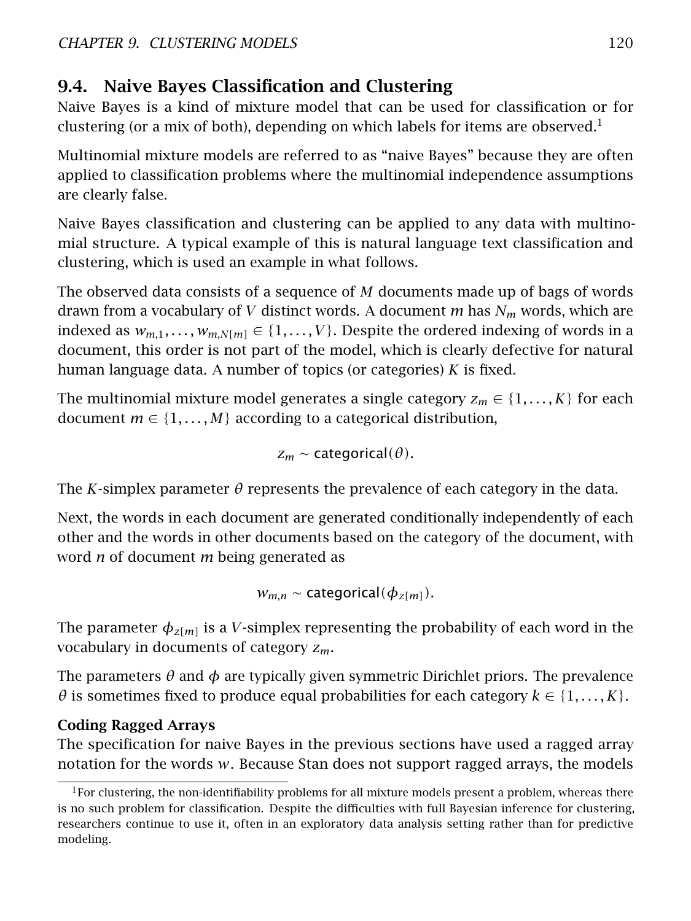## 9.4. Naive Bayes Classification and Clustering

Naive Bayes is a kind of mixture model that can be used for classification or for clustering (or a mix of both), depending on which labels for items are observed.[1]

Multinomial mixture models are referred to as "naive Bayes" because they are often applied to classification problems where the multinomial independence assumptions are clearly false.

Naive Bayes classification and clustering can be applied to any data with multinomial structure. A typical example of this is natural language text classification and clustering, which is used an example in what follows.

The observed data consists of a sequence of $M$ documents made up of bags of words drawn from a vocabulary of $V$ distinct words. A document $m$ has $N_m$ words, which are indexed as $w_{m,1}, \ldots, w_{m,N[m]} \in \{1, \ldots, V\}$. Despite the ordered indexing of words in a document, this order is not part of the model, which is clearly defective for natural human language data. A number of topics (or categories) $K$ is fixed.

The multinomial mixture model generates a single category $z_m \in \{1, \ldots, K\}$ for each document $m \in \{1, \ldots, M\}$ according to a categorical distribution,

$$z_m \sim \mathsf{categorical}(\theta).$$

The $K$-simplex parameter $\theta$ represents the prevalence of each category in the data.

Next, the words in each document are generated conditionally independently of each other and the words in other documents based on the category of the document, with word $n$ of document $m$ being generated as

$$w_{m,n} \sim \mathsf{categorical}(\phi_{z[m]}).$$

The parameter $\phi_{z[m]}$ is a $V$-simplex representing the probability of each word in the vocabulary in documents of category $z_m$.

The parameters $\theta$ and $\phi$ are typically given symmetric Dirichlet priors. The prevalence $\theta$ is sometimes fixed to produce equal probabilities for each category $k \in \{1, \ldots, K\}$.

**Coding Ragged Arrays**

The specification for naive Bayes in the previous sections have used a ragged array notation for the words $w$. Because Stan does not support ragged arrays, the models

[1] For clustering, the non-identifiability problems for all mixture models present a problem, whereas there is no such problem for classification. Despite the difficulties with full Bayesian inference for clustering, researchers continue to use it, often in an exploratory data analysis setting rather than for predictive modeling.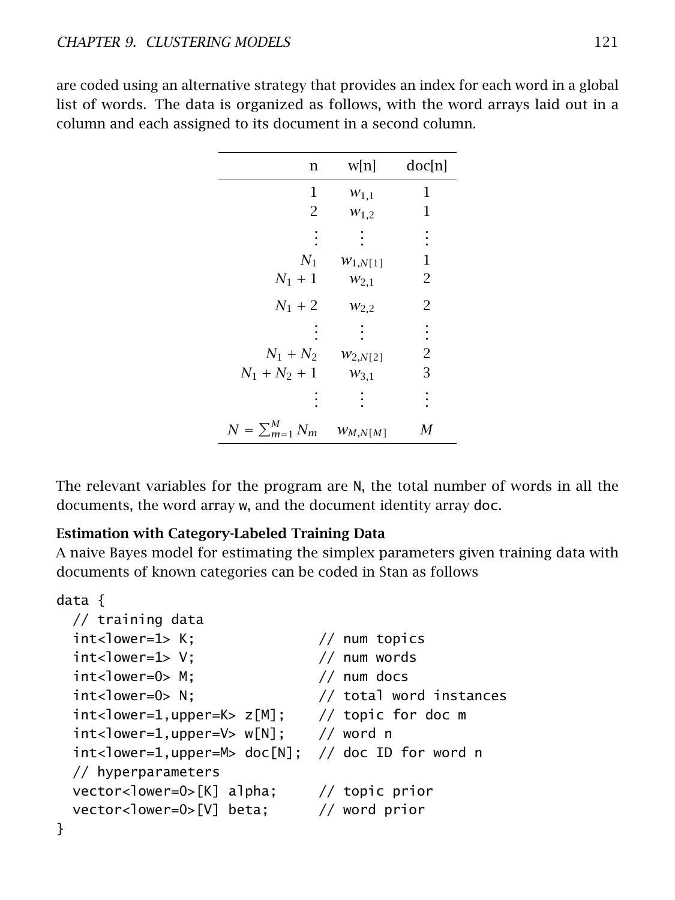are coded using an alternative strategy that provides an index for each word in a global list of words. The data is organized as follows, with the word arrays laid out in a column and each assigned to its document in a second column.

| n | w[n] | doc[n] |
|---|---|---|
| 1 | $w_{1,1}$ | 1 |
| 2 | $w_{1,2}$ | 1 |
| $\vdots$ | $\vdots$ | $\vdots$ |
| $N_1$ | $w_{1,N[1]}$ | 1 |
| $N_1 + 1$ | $w_{2,1}$ | 2 |
| $N_1 + 2$ | $w_{2,2}$ | 2 |
| $\vdots$ | $\vdots$ | $\vdots$ |
| $N_1 + N_2$ | $w_{2,N[2]}$ | 2 |
| $N_1 + N_2 + 1$ | $w_{3,1}$ | 3 |
| $\vdots$ | $\vdots$ | $\vdots$ |
| $N = \sum_{m=1}^{M} N_m$ | $w_{M,N[M]}$ | $M$ |

The relevant variables for the program are `N`, the total number of words in all the documents, the word array `w`, and the document identity array `doc`.

**Estimation with Category-Labeled Training Data**

A naive Bayes model for estimating the simplex parameters given training data with documents of known categories can be coded in Stan as follows

```
data {
  // training data
  int<lower=1> K;               // num topics
  int<lower=1> V;               // num words
  int<lower=0> M;               // num docs
  int<lower=0> N;               // total word instances
  int<lower=1,upper=K> z[M];    // topic for doc m
  int<lower=1,upper=V> w[N];    // word n
  int<lower=1,upper=M> doc[N];  // doc ID for word n
  // hyperparameters
  vector<lower=0>[K] alpha;     // topic prior
  vector<lower=0>[V] beta;      // word prior
}
```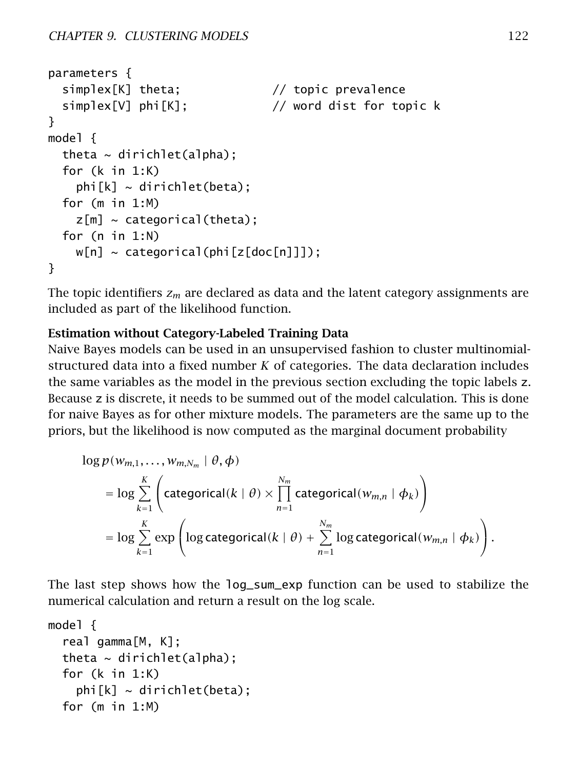```
parameters {
  simplex[K] theta;           // topic prevalence
  simplex[V] phi[K];          // word dist for topic k
}
model {
  theta ~ dirichlet(alpha);
  for (k in 1:K)
    phi[k] ~ dirichlet(beta);
  for (m in 1:M)
    z[m] ~ categorical(theta);
  for (n in 1:N)
    w[n] ~ categorical(phi[z[doc[n]]]);
}
```

The topic identifiers $z_m$ are declared as data and the latent category assignments are included as part of the likelihood function.

**Estimation without Category-Labeled Training Data**

Naive Bayes models can be used in an unsupervised fashion to cluster multinomial-structured data into a fixed number $K$ of categories. The data declaration includes the same variables as the model in the previous section excluding the topic labels z. Because z is discrete, it needs to be summed out of the model calculation. This is done for naive Bayes as for other mixture models. The parameters are the same up to the priors, but the likelihood is now computed as the marginal document probability

$$
\begin{aligned}
&\log p(w_{m,1}, \ldots, w_{m,N_m} \mid \theta, \phi) \\
&= \log \sum_{k=1}^{K} \left( \mathsf{categorical}(k \mid \theta) \times \prod_{n=1}^{N_m} \mathsf{categorical}(w_{m,n} \mid \phi_k) \right) \\
&= \log \sum_{k=1}^{K} \exp \left( \log \mathsf{categorical}(k \mid \theta) + \sum_{n=1}^{N_m} \log \mathsf{categorical}(w_{m,n} \mid \phi_k) \right).
\end{aligned}
$$

The last step shows how the `log_sum_exp` function can be used to stabilize the numerical calculation and return a result on the log scale.

```
model {
  real gamma[M, K];
  theta ~ dirichlet(alpha);
  for (k in 1:K)
    phi[k] ~ dirichlet(beta);
  for (m in 1:M)
```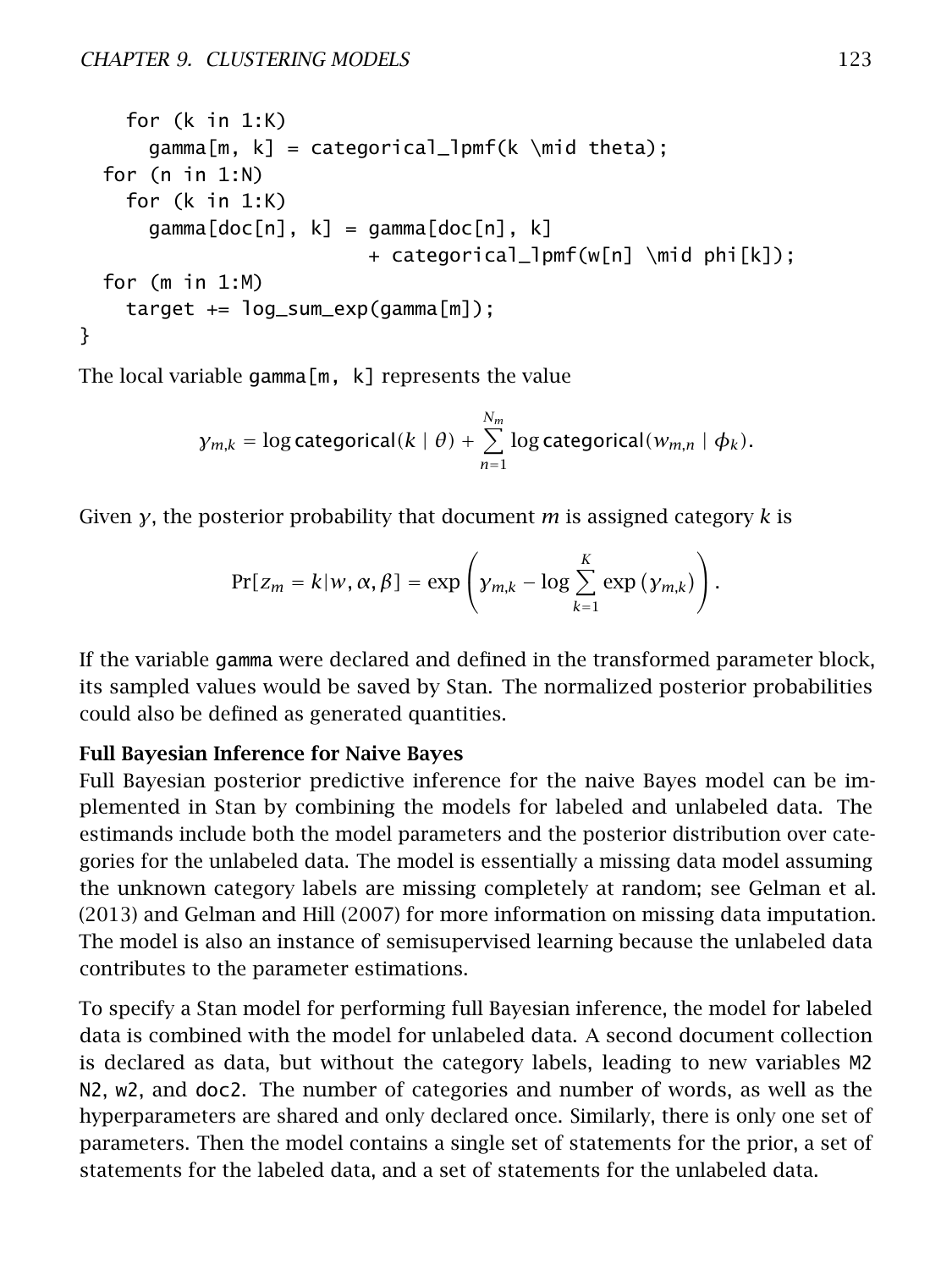```
    for (k in 1:K)
      gamma[m, k] = categorical_lpmf(k \mid theta);
  for (n in 1:N)
    for (k in 1:K)
      gamma[doc[n], k] = gamma[doc[n], k]
                         + categorical_lpmf(w[n] \mid phi[k]);
  for (m in 1:M)
    target += log_sum_exp(gamma[m]);
}
```

The local variable `gamma[m, k]` represents the value

$$\gamma_{m,k} = \log \mathsf{categorical}(k \mid \theta) + \sum_{n=1}^{N_m} \log \mathsf{categorical}(w_{m,n} \mid \phi_k).$$

Given $\gamma$, the posterior probability that document $m$ is assigned category $k$ is

$$\Pr[z_m = k|w, \alpha, \beta] = \exp\left(\gamma_{m,k} - \log \sum_{k=1}^{K} \exp\left(\gamma_{m,k}\right)\right).$$

If the variable `gamma` were declared and defined in the transformed parameter block, its sampled values would be saved by Stan. The normalized posterior probabilities could also be defined as generated quantities.

**Full Bayesian Inference for Naive Bayes**

Full Bayesian posterior predictive inference for the naive Bayes model can be implemented in Stan by combining the models for labeled and unlabeled data. The estimands include both the model parameters and the posterior distribution over categories for the unlabeled data. The model is essentially a missing data model assuming the unknown category labels are missing completely at random; see Gelman et al. (2013) and Gelman and Hill (2007) for more information on missing data imputation. The model is also an instance of semisupervised learning because the unlabeled data contributes to the parameter estimations.

To specify a Stan model for performing full Bayesian inference, the model for labeled data is combined with the model for unlabeled data. A second document collection is declared as data, but without the category labels, leading to new variables `M2` `N2`, `w2`, and `doc2`. The number of categories and number of words, as well as the hyperparameters are shared and only declared once. Similarly, there is only one set of parameters. Then the model contains a single set of statements for the prior, a set of statements for the labeled data, and a set of statements for the unlabeled data.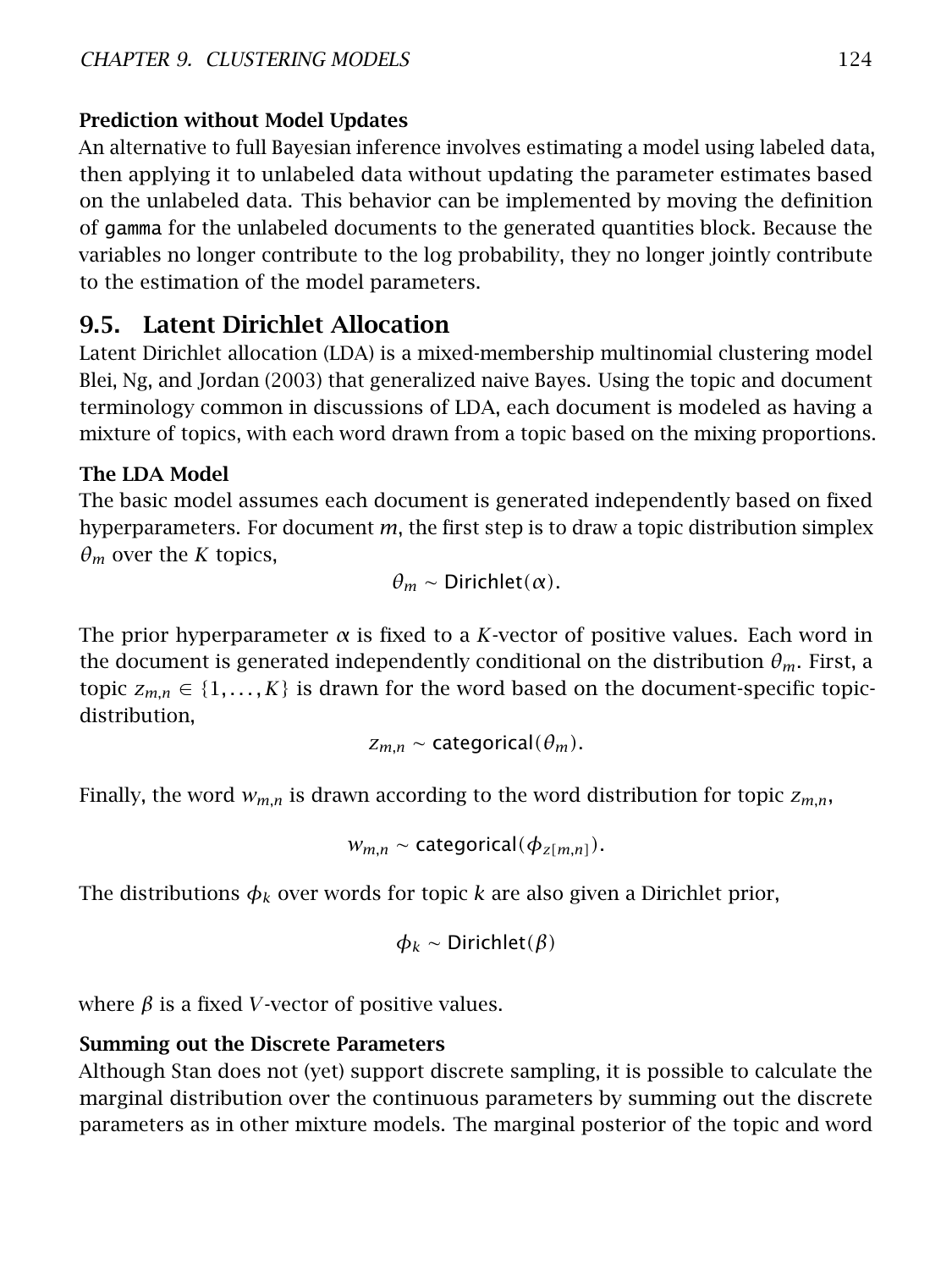**Prediction without Model Updates**
An alternative to full Bayesian inference involves estimating a model using labeled data, then applying it to unlabeled data without updating the parameter estimates based on the unlabeled data. This behavior can be implemented by moving the definition of `gamma` for the unlabeled documents to the generated quantities block. Because the variables no longer contribute to the log probability, they no longer jointly contribute to the estimation of the model parameters.

## 9.5. Latent Dirichlet Allocation

Latent Dirichlet allocation (LDA) is a mixed-membership multinomial clustering model Blei, Ng, and Jordan (2003) that generalized naive Bayes. Using the topic and document terminology common in discussions of LDA, each document is modeled as having a mixture of topics, with each word drawn from a topic based on the mixing proportions.

**The LDA Model**
The basic model assumes each document is generated independently based on fixed hyperparameters. For document $m$, the first step is to draw a topic distribution simplex $\theta_m$ over the $K$ topics,

$$\theta_m \sim \mathsf{Dirichlet}(\alpha).$$

The prior hyperparameter $\alpha$ is fixed to a $K$-vector of positive values. Each word in the document is generated independently conditional on the distribution $\theta_m$. First, a topic $z_{m,n} \in \{1, \ldots, K\}$ is drawn for the word based on the document-specific topic-distribution,

$$z_{m,n} \sim \mathsf{categorical}(\theta_m).$$

Finally, the word $w_{m,n}$ is drawn according to the word distribution for topic $z_{m,n}$,

$$w_{m,n} \sim \mathsf{categorical}(\phi_{z[m,n]}).$$

The distributions $\phi_k$ over words for topic $k$ are also given a Dirichlet prior,

$$\phi_k \sim \mathsf{Dirichlet}(\beta)$$

where $\beta$ is a fixed $V$-vector of positive values.

**Summing out the Discrete Parameters**
Although Stan does not (yet) support discrete sampling, it is possible to calculate the marginal distribution over the continuous parameters by summing out the discrete parameters as in other mixture models. The marginal posterior of the topic and word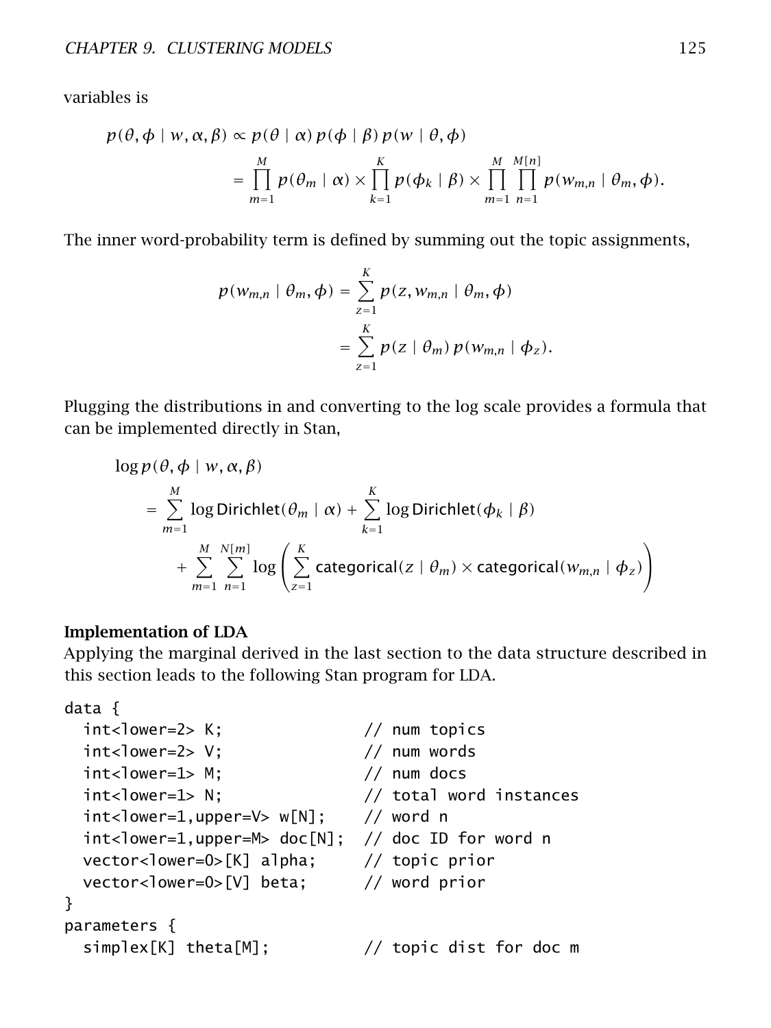variables is

$$p(\theta, \phi \mid w, \alpha, \beta) \propto p(\theta \mid \alpha)\, p(\phi \mid \beta)\, p(w \mid \theta, \phi)$$

$$= \prod_{m=1}^{M} p(\theta_m \mid \alpha) \times \prod_{k=1}^{K} p(\phi_k \mid \beta) \times \prod_{m=1}^{M} \prod_{n=1}^{M[n]} p(w_{m,n} \mid \theta_m, \phi).$$

The inner word-probability term is defined by summing out the topic assignments,

$$p(w_{m,n} \mid \theta_m, \phi) = \sum_{z=1}^{K} p(z, w_{m,n} \mid \theta_m, \phi)$$

$$= \sum_{z=1}^{K} p(z \mid \theta_m)\, p(w_{m,n} \mid \phi_z).$$

Plugging the distributions in and converting to the log scale provides a formula that can be implemented directly in Stan,

$$\log p(\theta, \phi \mid w, \alpha, \beta)$$

$$= \sum_{m=1}^{M} \log \mathsf{Dirichlet}(\theta_m \mid \alpha) + \sum_{k=1}^{K} \log \mathsf{Dirichlet}(\phi_k \mid \beta)$$

$$+ \sum_{m=1}^{M} \sum_{n=1}^{N[m]} \log \left( \sum_{z=1}^{K} \mathsf{categorical}(z \mid \theta_m) \times \mathsf{categorical}(w_{m,n} \mid \phi_z) \right)$$

**Implementation of LDA**

Applying the marginal derived in the last section to the data structure described in this section leads to the following Stan program for LDA.

```
data {
  int<lower=2> K;               // num topics
  int<lower=2> V;               // num words
  int<lower=1> M;               // num docs
  int<lower=1> N;               // total word instances
  int<lower=1,upper=V> w[N];    // word n
  int<lower=1,upper=M> doc[N];  // doc ID for word n
  vector<lower=0>[K] alpha;     // topic prior
  vector<lower=0>[V] beta;      // word prior
}
parameters {
  simplex[K] theta[M];          // topic dist for doc m
```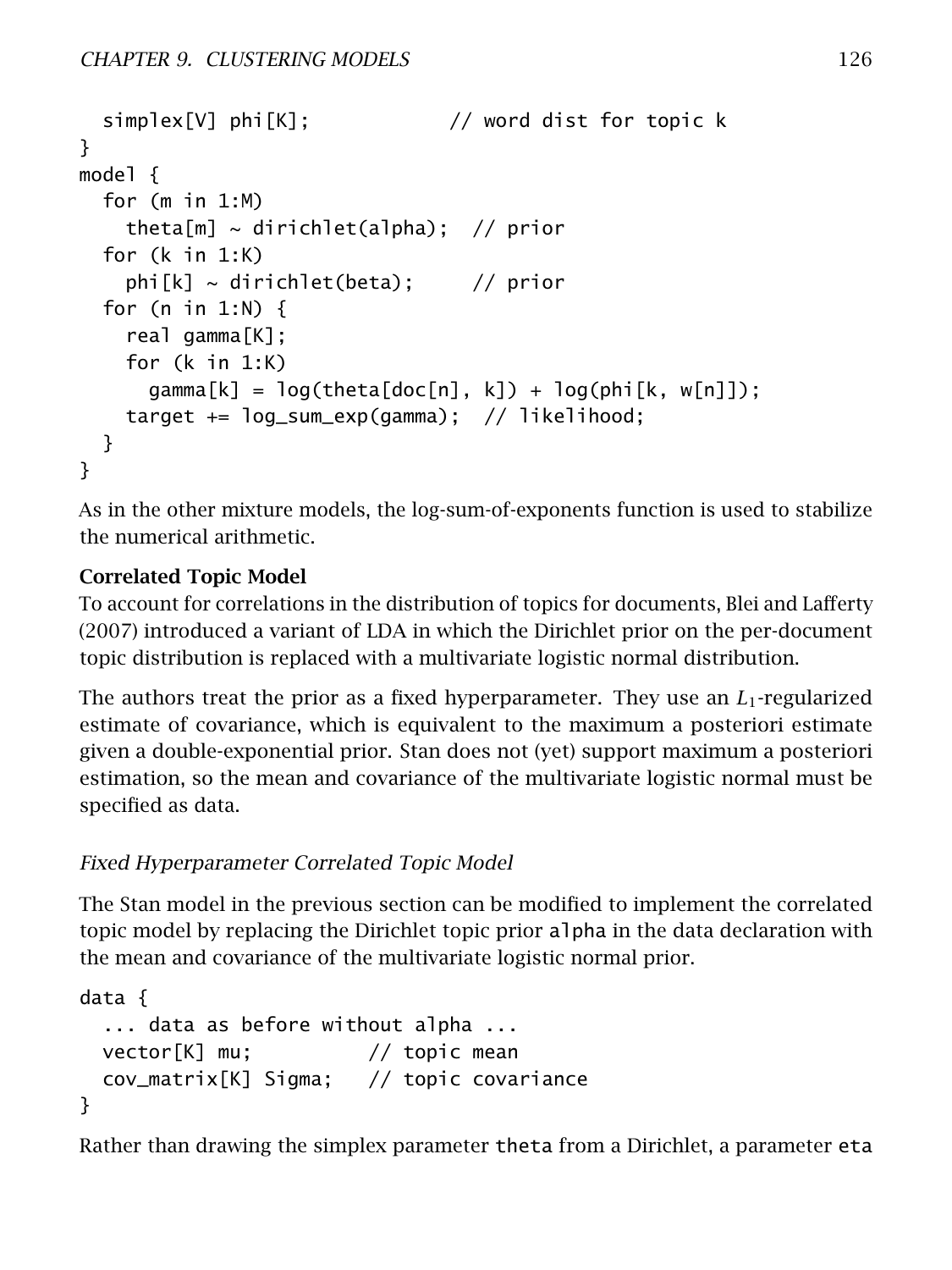```
  simplex[V] phi[K];           // word dist for topic k
}
model {
  for (m in 1:M)
    theta[m] ~ dirichlet(alpha);  // prior
  for (k in 1:K)
    phi[k] ~ dirichlet(beta);     // prior
  for (n in 1:N) {
    real gamma[K];
    for (k in 1:K)
      gamma[k] = log(theta[doc[n], k]) + log(phi[k, w[n]]);
    target += log_sum_exp(gamma);  // likelihood;
  }
}
```

As in the other mixture models, the log-sum-of-exponents function is used to stabilize the numerical arithmetic.

**Correlated Topic Model**

To account for correlations in the distribution of topics for documents, Blei and Lafferty (2007) introduced a variant of LDA in which the Dirichlet prior on the per-document topic distribution is replaced with a multivariate logistic normal distribution.

The authors treat the prior as a fixed hyperparameter. They use an $L_1$-regularized estimate of covariance, which is equivalent to the maximum a posteriori estimate given a double-exponential prior. Stan does not (yet) support maximum a posteriori estimation, so the mean and covariance of the multivariate logistic normal must be specified as data.

*Fixed Hyperparameter Correlated Topic Model*

The Stan model in the previous section can be modified to implement the correlated topic model by replacing the Dirichlet topic prior `alpha` in the data declaration with the mean and covariance of the multivariate logistic normal prior.

```
data {
  ... data as before without alpha ...
  vector[K] mu;          // topic mean
  cov_matrix[K] Sigma;   // topic covariance
}
```

Rather than drawing the simplex parameter `theta` from a Dirichlet, a parameter `eta`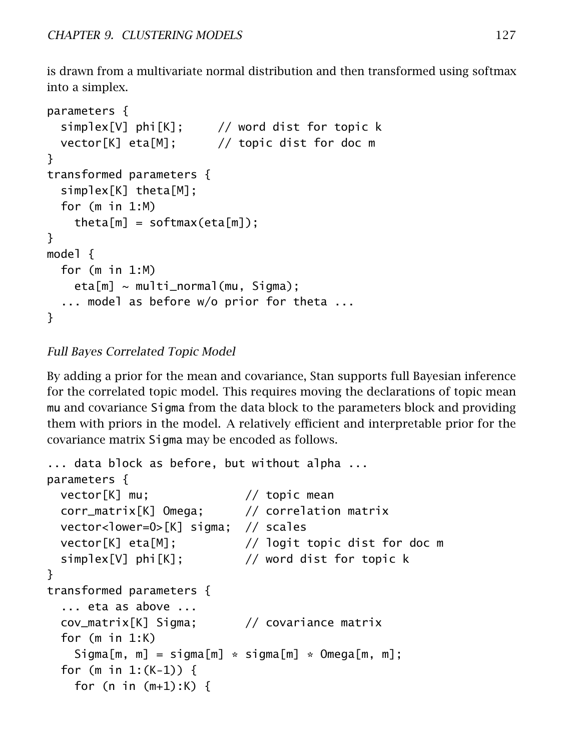is drawn from a multivariate normal distribution and then transformed using softmax into a simplex.

```
parameters {
  simplex[V] phi[K];     // word dist for topic k
  vector[K] eta[M];      // topic dist for doc m
}
transformed parameters {
  simplex[K] theta[M];
  for (m in 1:M)
    theta[m] = softmax(eta[m]);
}
model {
  for (m in 1:M)
    eta[m] ~ multi_normal(mu, Sigma);
  ... model as before w/o prior for theta ...
}
```

*Full Bayes Correlated Topic Model*

By adding a prior for the mean and covariance, Stan supports full Bayesian inference for the correlated topic model. This requires moving the declarations of topic mean mu and covariance Sigma from the data block to the parameters block and providing them with priors in the model. A relatively efficient and interpretable prior for the covariance matrix Sigma may be encoded as follows.

```
... data block as before, but without alpha ...
parameters {
  vector[K] mu;              // topic mean
  corr_matrix[K] Omega;      // correlation matrix
  vector<lower=0>[K] sigma;  // scales
  vector[K] eta[M];          // logit topic dist for doc m
  simplex[V] phi[K];         // word dist for topic k
}
transformed parameters {
  ... eta as above ...
  cov_matrix[K] Sigma;       // covariance matrix
  for (m in 1:K)
    Sigma[m, m] = sigma[m] * sigma[m] * Omega[m, m];
  for (m in 1:(K-1)) {
    for (n in (m+1):K) {
```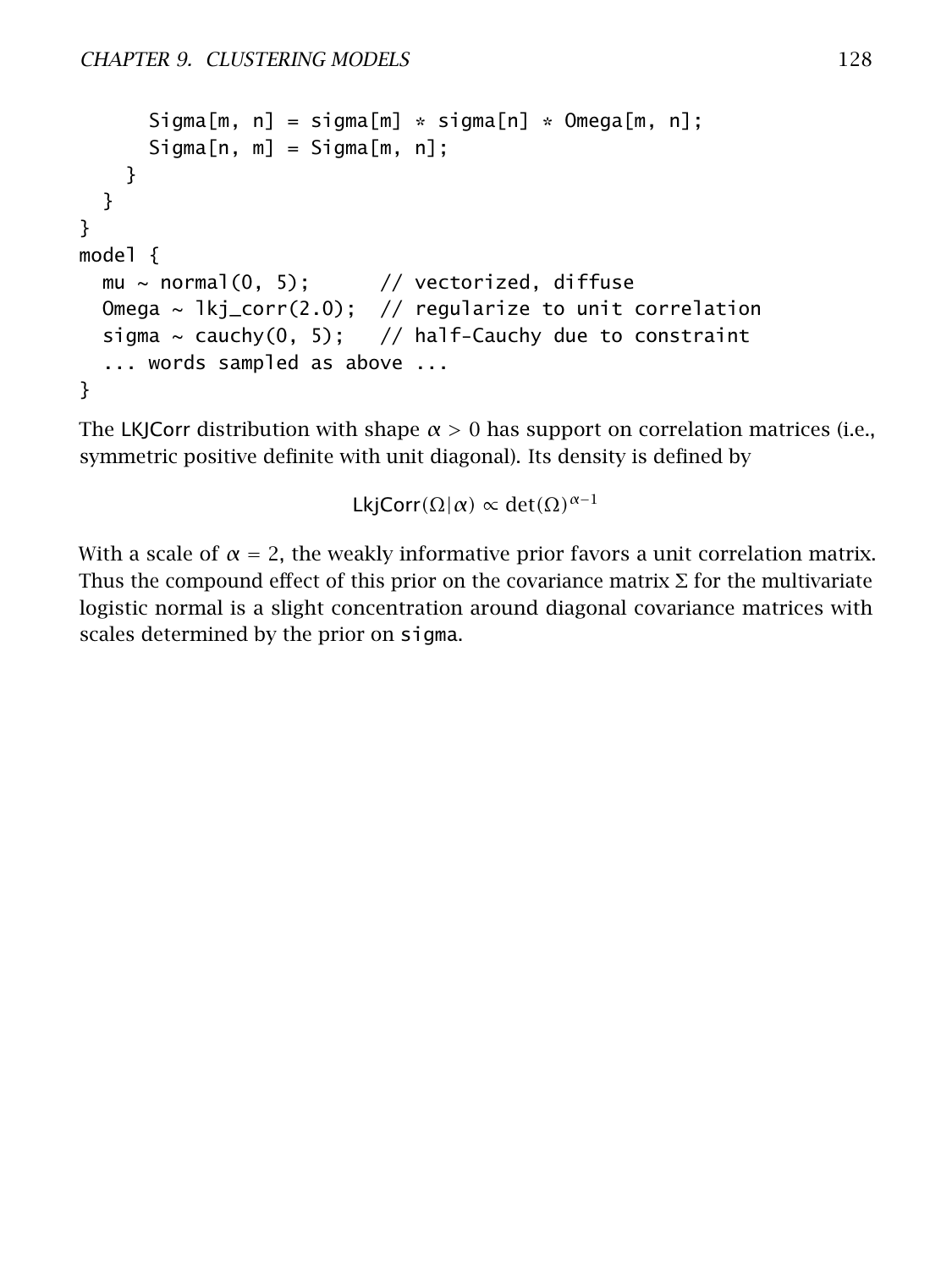```
      Sigma[m, n] = sigma[m] * sigma[n] * Omega[m, n];
      Sigma[n, m] = Sigma[m, n];
    }
  }
}
model {
  mu ~ normal(0, 5);      // vectorized, diffuse
  Omega ~ lkj_corr(2.0);  // regularize to unit correlation
  sigma ~ cauchy(0, 5);   // half-Cauchy due to constraint
  ... words sampled as above ...
}
```

The LKJCorr distribution with shape $\alpha > 0$ has support on correlation matrices (i.e., symmetric positive definite with unit diagonal). Its density is defined by

$$\mathsf{LkjCorr}(\Omega|\alpha) \propto \det(\Omega)^{\alpha-1}$$

With a scale of $\alpha = 2$, the weakly informative prior favors a unit correlation matrix. Thus the compound effect of this prior on the covariance matrix $\Sigma$ for the multivariate logistic normal is a slight concentration around diagonal covariance matrices with scales determined by the prior on `sigma`.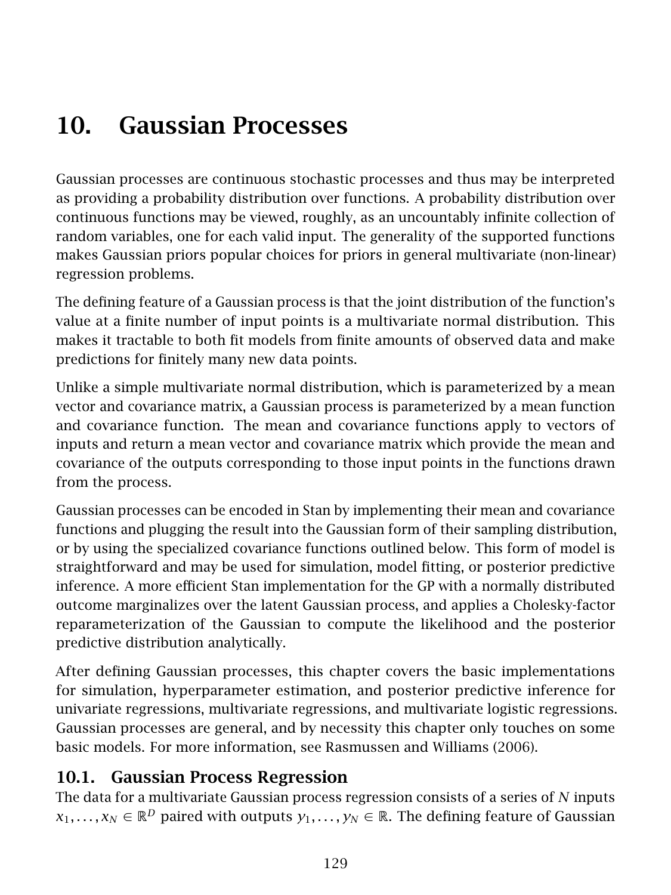# 10. Gaussian Processes

Gaussian processes are continuous stochastic processes and thus may be interpreted as providing a probability distribution over functions. A probability distribution over continuous functions may be viewed, roughly, as an uncountably infinite collection of random variables, one for each valid input. The generality of the supported functions makes Gaussian priors popular choices for priors in general multivariate (non-linear) regression problems.

The defining feature of a Gaussian process is that the joint distribution of the function's value at a finite number of input points is a multivariate normal distribution. This makes it tractable to both fit models from finite amounts of observed data and make predictions for finitely many new data points.

Unlike a simple multivariate normal distribution, which is parameterized by a mean vector and covariance matrix, a Gaussian process is parameterized by a mean function and covariance function. The mean and covariance functions apply to vectors of inputs and return a mean vector and covariance matrix which provide the mean and covariance of the outputs corresponding to those input points in the functions drawn from the process.

Gaussian processes can be encoded in Stan by implementing their mean and covariance functions and plugging the result into the Gaussian form of their sampling distribution, or by using the specialized covariance functions outlined below. This form of model is straightforward and may be used for simulation, model fitting, or posterior predictive inference. A more efficient Stan implementation for the GP with a normally distributed outcome marginalizes over the latent Gaussian process, and applies a Cholesky-factor reparameterization of the Gaussian to compute the likelihood and the posterior predictive distribution analytically.

After defining Gaussian processes, this chapter covers the basic implementations for simulation, hyperparameter estimation, and posterior predictive inference for univariate regressions, multivariate regressions, and multivariate logistic regressions. Gaussian processes are general, and by necessity this chapter only touches on some basic models. For more information, see Rasmussen and Williams (2006).

## 10.1. Gaussian Process Regression

The data for a multivariate Gaussian process regression consists of a series of $N$ inputs $x_1, \ldots, x_N \in \mathbb{R}^D$ paired with outputs $y_1, \ldots, y_N \in \mathbb{R}$. The defining feature of Gaussian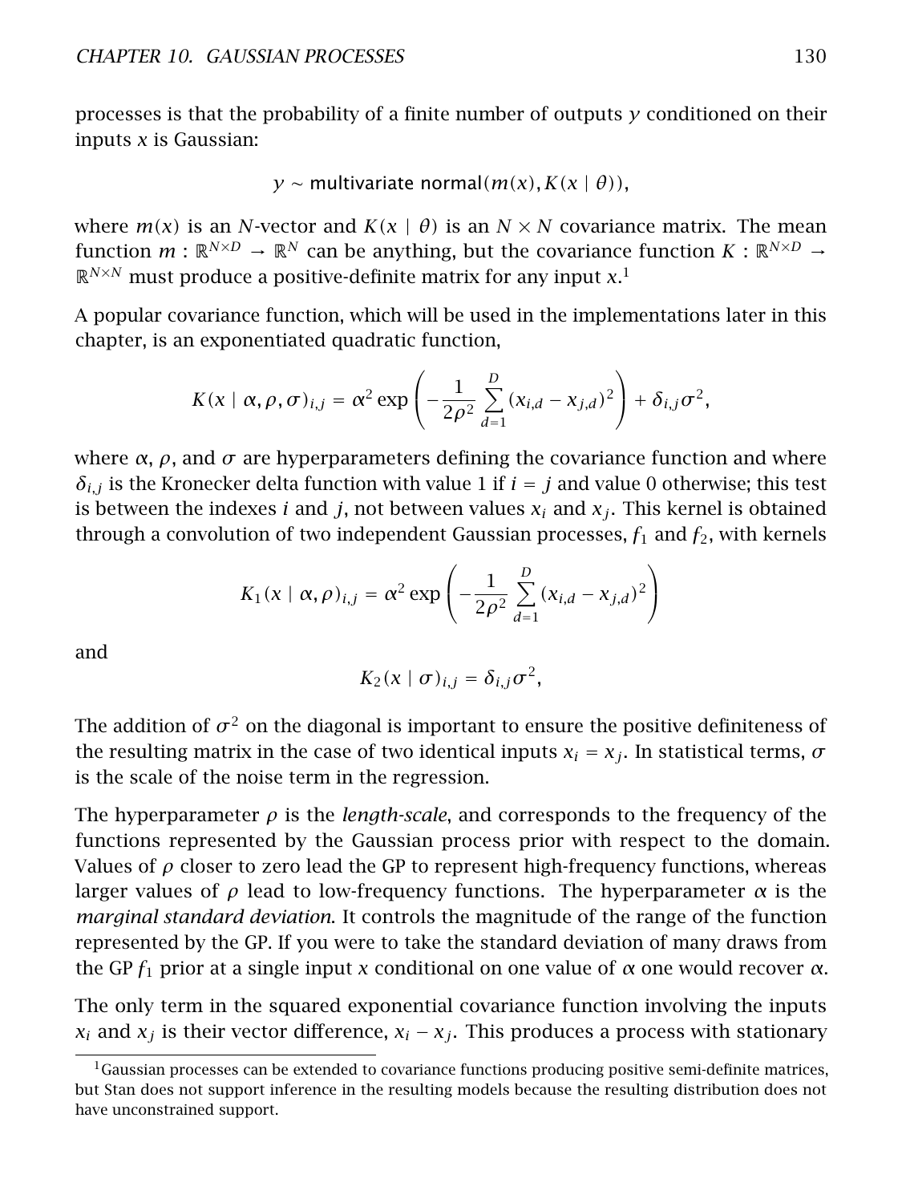processes is that the probability of a finite number of outputs $y$ conditioned on their inputs $x$ is Gaussian:

$$y \sim \text{multivariate normal}(m(x), K(x \mid \theta)),$$

where $m(x)$ is an $N$-vector and $K(x \mid \theta)$ is an $N \times N$ covariance matrix. The mean function $m : \mathbb{R}^{N \times D} \to \mathbb{R}^N$ can be anything, but the covariance function $K : \mathbb{R}^{N \times D} \to \mathbb{R}^{N \times N}$ must produce a positive-definite matrix for any input $x$.[1]

A popular covariance function, which will be used in the implementations later in this chapter, is an exponentiated quadratic function,

$$K(x \mid \alpha, \rho, \sigma)_{i,j} = \alpha^2 \exp\left(-\frac{1}{2\rho^2} \sum_{d=1}^{D} (x_{i,d} - x_{j,d})^2\right) + \delta_{i,j}\sigma^2,$$

where $\alpha$, $\rho$, and $\sigma$ are hyperparameters defining the covariance function and where $\delta_{i,j}$ is the Kronecker delta function with value 1 if $i = j$ and value 0 otherwise; this test is between the indexes $i$ and $j$, not between values $x_i$ and $x_j$. This kernel is obtained through a convolution of two independent Gaussian processes, $f_1$ and $f_2$, with kernels

$$K_1(x \mid \alpha, \rho)_{i,j} = \alpha^2 \exp\left(-\frac{1}{2\rho^2} \sum_{d=1}^{D} (x_{i,d} - x_{j,d})^2\right)$$

and

$$K_2(x \mid \sigma)_{i,j} = \delta_{i,j}\sigma^2,$$

The addition of $\sigma^2$ on the diagonal is important to ensure the positive definiteness of the resulting matrix in the case of two identical inputs $x_i = x_j$. In statistical terms, $\sigma$ is the scale of the noise term in the regression.

The hyperparameter $\rho$ is the *length-scale*, and corresponds to the frequency of the functions represented by the Gaussian process prior with respect to the domain. Values of $\rho$ closer to zero lead the GP to represent high-frequency functions, whereas larger values of $\rho$ lead to low-frequency functions. The hyperparameter $\alpha$ is the *marginal standard deviation*. It controls the magnitude of the range of the function represented by the GP. If you were to take the standard deviation of many draws from the GP $f_1$ prior at a single input $x$ conditional on one value of $\alpha$ one would recover $\alpha$.

The only term in the squared exponential covariance function involving the inputs $x_i$ and $x_j$ is their vector difference, $x_i - x_j$. This produces a process with stationary

[1] Gaussian processes can be extended to covariance functions producing positive semi-definite matrices, but Stan does not support inference in the resulting models because the resulting distribution does not have unconstrained support.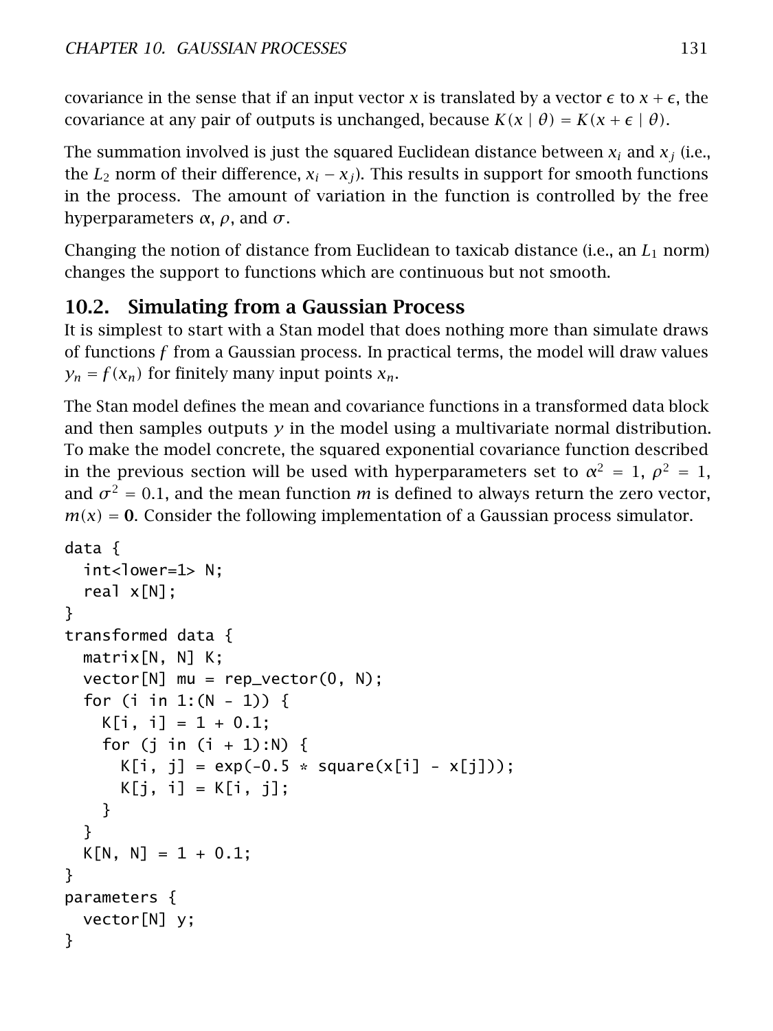covariance in the sense that if an input vector $x$ is translated by a vector $\epsilon$ to $x + \epsilon$, the covariance at any pair of outputs is unchanged, because $K(x \mid \theta) = K(x + \epsilon \mid \theta)$.

The summation involved is just the squared Euclidean distance between $x_i$ and $x_j$ (i.e., the $L_2$ norm of their difference, $x_i - x_j$). This results in support for smooth functions in the process. The amount of variation in the function is controlled by the free hyperparameters $\alpha$, $\rho$, and $\sigma$.

Changing the notion of distance from Euclidean to taxicab distance (i.e., an $L_1$ norm) changes the support to functions which are continuous but not smooth.

## 10.2. Simulating from a Gaussian Process

It is simplest to start with a Stan model that does nothing more than simulate draws of functions $f$ from a Gaussian process. In practical terms, the model will draw values $y_n = f(x_n)$ for finitely many input points $x_n$.

The Stan model defines the mean and covariance functions in a transformed data block and then samples outputs $y$ in the model using a multivariate normal distribution. To make the model concrete, the squared exponential covariance function described in the previous section will be used with hyperparameters set to $\alpha^2 = 1$, $\rho^2 = 1$, and $\sigma^2 = 0.1$, and the mean function $m$ is defined to always return the zero vector, $m(x) = \mathbf{0}$. Consider the following implementation of a Gaussian process simulator.

```
data {
  int<lower=1> N;
  real x[N];
}
transformed data {
  matrix[N, N] K;
  vector[N] mu = rep_vector(0, N);
  for (i in 1:(N - 1)) {
    K[i, i] = 1 + 0.1;
    for (j in (i + 1):N) {
      K[i, j] = exp(-0.5 * square(x[i] - x[j]));
      K[j, i] = K[i, j];
    }
  }
  K[N, N] = 1 + 0.1;
}
parameters {
  vector[N] y;
}
```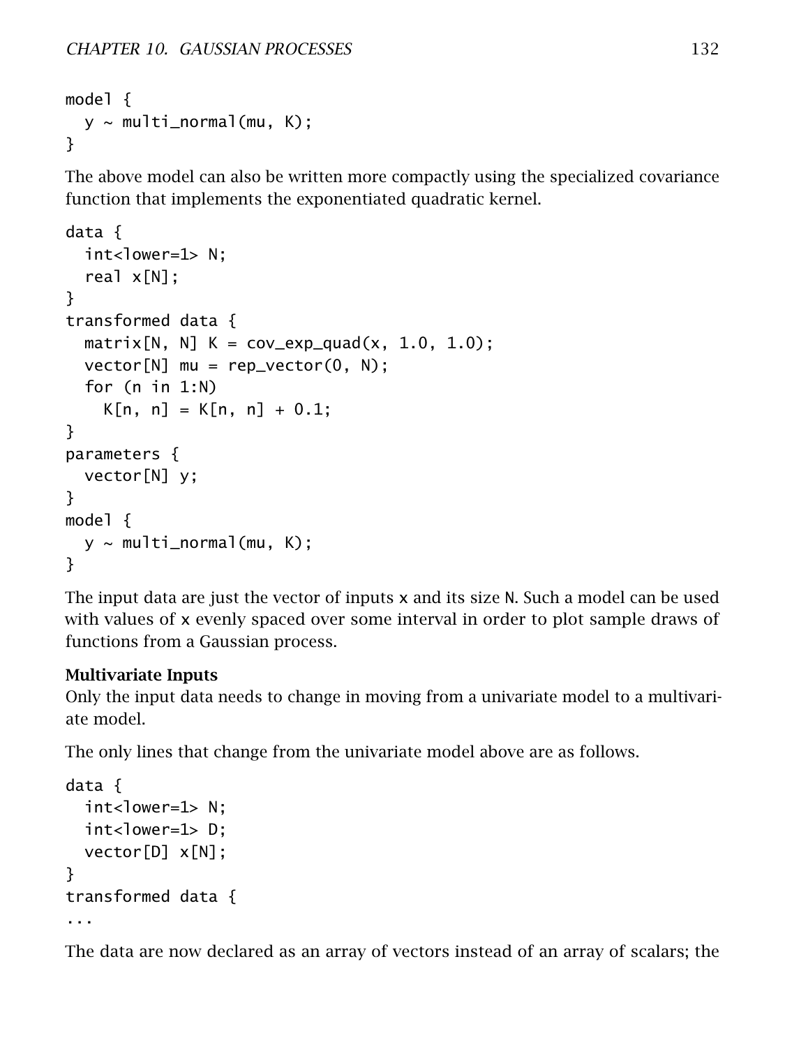```
model {
  y ~ multi_normal(mu, K);
}
```

The above model can also be written more compactly using the specialized covariance function that implements the exponentiated quadratic kernel.

```
data {
  int<lower=1> N;
  real x[N];
}
transformed data {
  matrix[N, N] K = cov_exp_quad(x, 1.0, 1.0);
  vector[N] mu = rep_vector(0, N);
  for (n in 1:N)
    K[n, n] = K[n, n] + 0.1;
}
parameters {
  vector[N] y;
}
model {
  y ~ multi_normal(mu, K);
}
```

The input data are just the vector of inputs x and its size N. Such a model can be used with values of x evenly spaced over some interval in order to plot sample draws of functions from a Gaussian process.

**Multivariate Inputs**

Only the input data needs to change in moving from a univariate model to a multivariate model.

The only lines that change from the univariate model above are as follows.

```
data {
  int<lower=1> N;
  int<lower=1> D;
  vector[D] x[N];
}
transformed data {
...
```

The data are now declared as an array of vectors instead of an array of scalars; the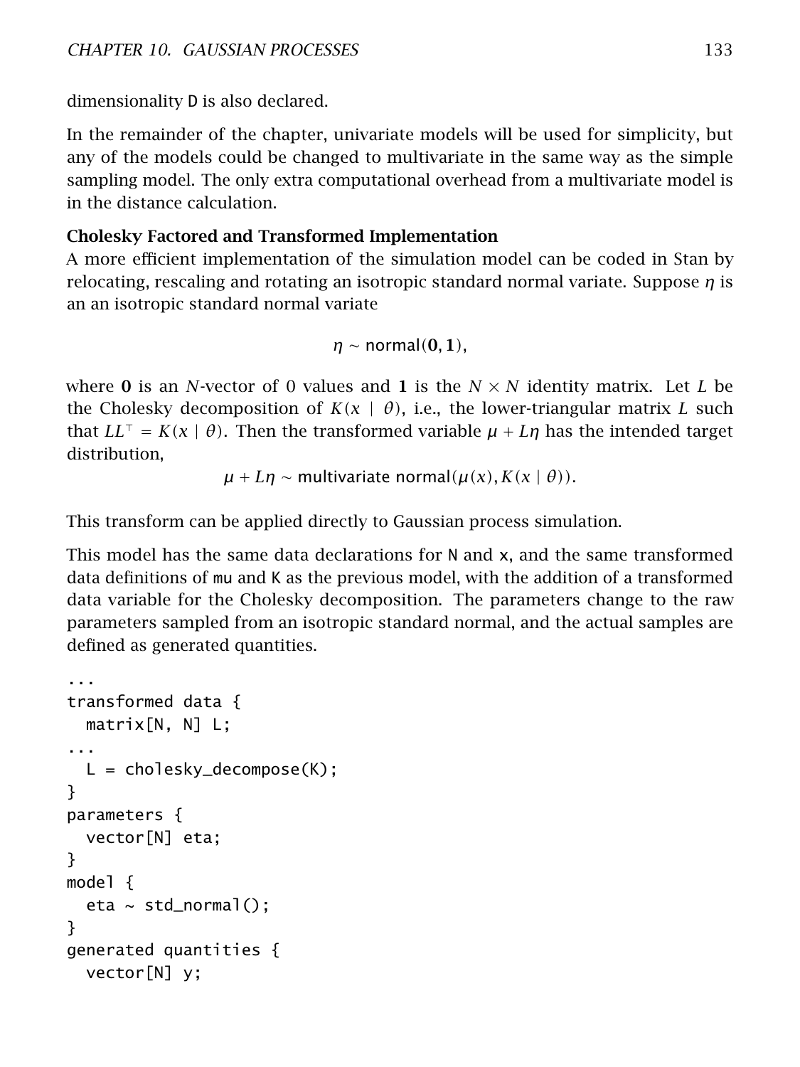dimensionality D is also declared.

In the remainder of the chapter, univariate models will be used for simplicity, but any of the models could be changed to multivariate in the same way as the simple sampling model. The only extra computational overhead from a multivariate model is in the distance calculation.

**Cholesky Factored and Transformed Implementation**

A more efficient implementation of the simulation model can be coded in Stan by relocating, rescaling and rotating an isotropic standard normal variate. Suppose $\eta$ is an an isotropic standard normal variate

$$\eta \sim \text{normal}(\mathbf{0}, \mathbf{1}),$$

where $\mathbf{0}$ is an $N$-vector of 0 values and $\mathbf{1}$ is the $N \times N$ identity matrix. Let $L$ be the Cholesky decomposition of $K(x \mid \theta)$, i.e., the lower-triangular matrix $L$ such that $LL^\top = K(x \mid \theta)$. Then the transformed variable $\mu + L\eta$ has the intended target distribution,

$$\mu + L\eta \sim \text{multivariate normal}(\mu(x), K(x \mid \theta)).$$

This transform can be applied directly to Gaussian process simulation.

This model has the same data declarations for N and x, and the same transformed data definitions of mu and K as the previous model, with the addition of a transformed data variable for the Cholesky decomposition. The parameters change to the raw parameters sampled from an isotropic standard normal, and the actual samples are defined as generated quantities.

```
...
transformed data {
  matrix[N, N] L;
...
  L = cholesky_decompose(K);
}
parameters {
  vector[N] eta;
}
model {
  eta ~ std_normal();
}
generated quantities {
  vector[N] y;
```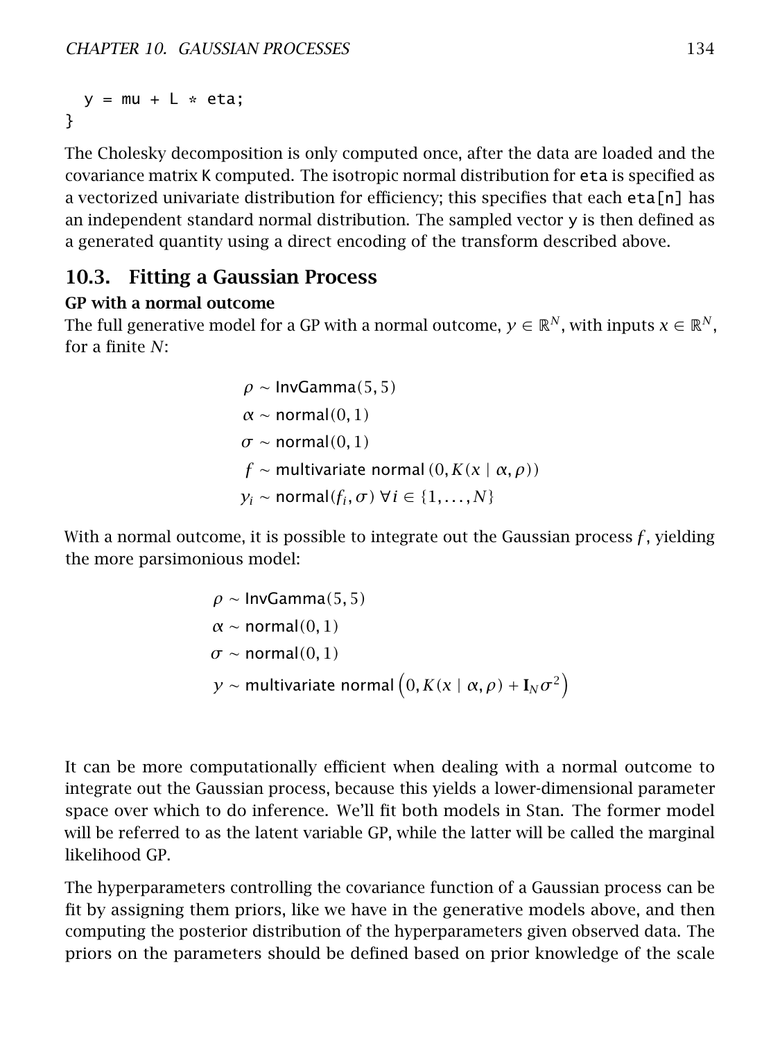```
  y = mu + L * eta;
}
```

The Cholesky decomposition is only computed once, after the data are loaded and the covariance matrix K computed. The isotropic normal distribution for `eta` is specified as a vectorized univariate distribution for efficiency; this specifies that each `eta[n]` has an independent standard normal distribution. The sampled vector `y` is then defined as a generated quantity using a direct encoding of the transform described above.

## 10.3. Fitting a Gaussian Process

**GP with a normal outcome**

The full generative model for a GP with a normal outcome, $y \in \mathbb{R}^N$, with inputs $x \in \mathbb{R}^N$, for a finite $N$:

$$
\begin{aligned}
\rho &\sim \mathsf{InvGamma}(5, 5) \\
\alpha &\sim \mathsf{normal}(0, 1) \\
\sigma &\sim \mathsf{normal}(0, 1) \\
f &\sim \mathsf{multivariate\ normal}\left(0, K(x \mid \alpha, \rho)\right) \\
y_i &\sim \mathsf{normal}(f_i, \sigma)\ \forall i \in \{1, \dots, N\}
\end{aligned}
$$

With a normal outcome, it is possible to integrate out the Gaussian process $f$, yielding the more parsimonious model:

$$
\begin{aligned}
\rho &\sim \mathsf{InvGamma}(5, 5) \\
\alpha &\sim \mathsf{normal}(0, 1) \\
\sigma &\sim \mathsf{normal}(0, 1) \\
y &\sim \mathsf{multivariate\ normal}\left(0, K(x \mid \alpha, \rho) + \mathbf{I}_N \sigma^2\right)
\end{aligned}
$$

It can be more computationally efficient when dealing with a normal outcome to integrate out the Gaussian process, because this yields a lower-dimensional parameter space over which to do inference. We'll fit both models in Stan. The former model will be referred to as the latent variable GP, while the latter will be called the marginal likelihood GP.

The hyperparameters controlling the covariance function of a Gaussian process can be fit by assigning them priors, like we have in the generative models above, and then computing the posterior distribution of the hyperparameters given observed data. The priors on the parameters should be defined based on prior knowledge of the scale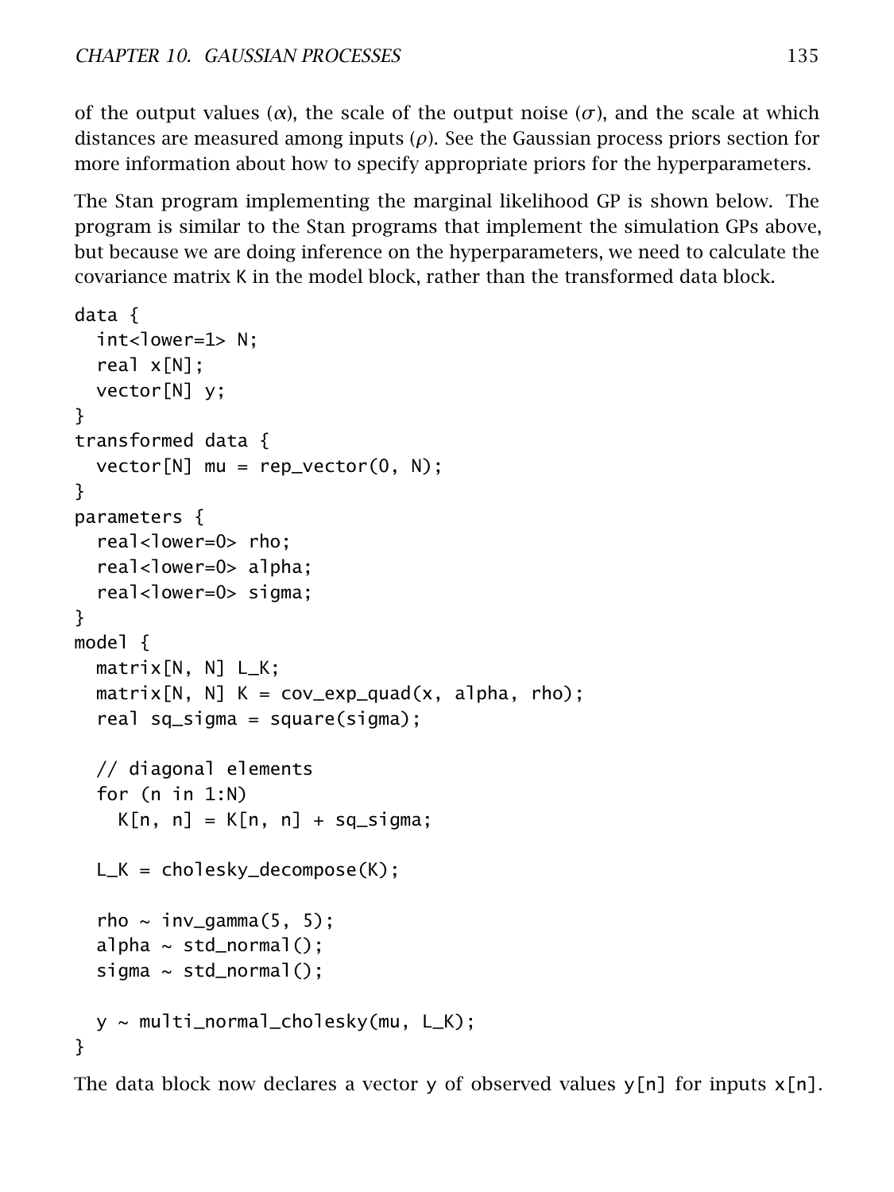of the output values ($\alpha$), the scale of the output noise ($\sigma$), and the scale at which distances are measured among inputs ($\rho$). See the Gaussian process priors section for more information about how to specify appropriate priors for the hyperparameters.

The Stan program implementing the marginal likelihood GP is shown below. The program is similar to the Stan programs that implement the simulation GPs above, but because we are doing inference on the hyperparameters, we need to calculate the covariance matrix K in the model block, rather than the transformed data block.

```
data {
  int<lower=1> N;
  real x[N];
  vector[N] y;
}
transformed data {
  vector[N] mu = rep_vector(0, N);
}
parameters {
  real<lower=0> rho;
  real<lower=0> alpha;
  real<lower=0> sigma;
}
model {
  matrix[N, N] L_K;
  matrix[N, N] K = cov_exp_quad(x, alpha, rho);
  real sq_sigma = square(sigma);

  // diagonal elements
  for (n in 1:N)
    K[n, n] = K[n, n] + sq_sigma;

  L_K = cholesky_decompose(K);

  rho ~ inv_gamma(5, 5);
  alpha ~ std_normal();
  sigma ~ std_normal();

  y ~ multi_normal_cholesky(mu, L_K);
}
```

The data block now declares a vector y of observed values y[n] for inputs x[n].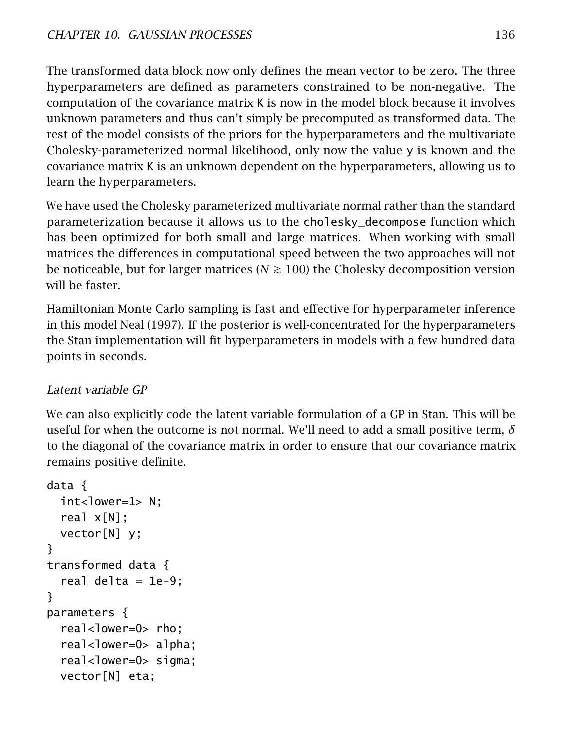The transformed data block now only defines the mean vector to be zero. The three hyperparameters are defined as parameters constrained to be non-negative. The computation of the covariance matrix K is now in the model block because it involves unknown parameters and thus can't simply be precomputed as transformed data. The rest of the model consists of the priors for the hyperparameters and the multivariate Cholesky-parameterized normal likelihood, only now the value y is known and the covariance matrix K is an unknown dependent on the hyperparameters, allowing us to learn the hyperparameters.

We have used the Cholesky parameterized multivariate normal rather than the standard parameterization because it allows us to the cholesky_decompose function which has been optimized for both small and large matrices. When working with small matrices the differences in computational speed between the two approaches will not be noticeable, but for larger matrices ($N \gtrsim 100$) the Cholesky decomposition version will be faster.

Hamiltonian Monte Carlo sampling is fast and effective for hyperparameter inference in this model Neal (1997). If the posterior is well-concentrated for the hyperparameters the Stan implementation will fit hyperparameters in models with a few hundred data points in seconds.

### *Latent variable GP*

We can also explicitly code the latent variable formulation of a GP in Stan. This will be useful for when the outcome is not normal. We'll need to add a small positive term, $\delta$ to the diagonal of the covariance matrix in order to ensure that our covariance matrix remains positive definite.

```
data {
  int<lower=1> N;
  real x[N];
  vector[N] y;
}
transformed data {
  real delta = 1e-9;
}
parameters {
  real<lower=0> rho;
  real<lower=0> alpha;
  real<lower=0> sigma;
  vector[N] eta;
```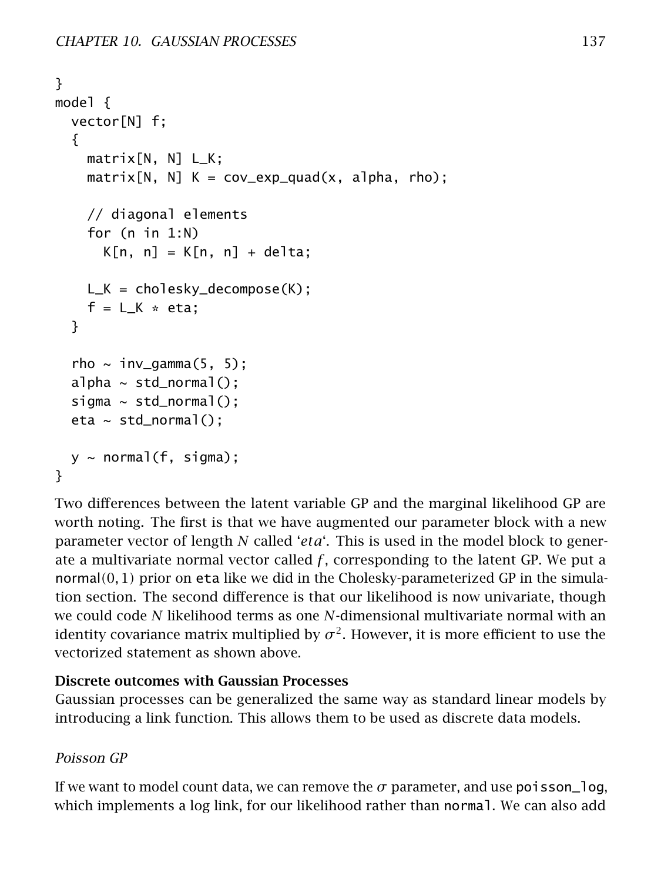```
}
model {
  vector[N] f;
  {
    matrix[N, N] L_K;
    matrix[N, N] K = cov_exp_quad(x, alpha, rho);

    // diagonal elements
    for (n in 1:N)
      K[n, n] = K[n, n] + delta;

    L_K = cholesky_decompose(K);
    f = L_K * eta;
  }

  rho ~ inv_gamma(5, 5);
  alpha ~ std_normal();
  sigma ~ std_normal();
  eta ~ std_normal();

  y ~ normal(f, sigma);
}
```

Two differences between the latent variable GP and the marginal likelihood GP are worth noting. The first is that we have augmented our parameter block with a new parameter vector of length $N$ called '$eta$'. This is used in the model block to generate a multivariate normal vector called $f$, corresponding to the latent GP. We put a normal$(0, 1)$ prior on `eta` like we did in the Cholesky-parameterized GP in the simulation section. The second difference is that our likelihood is now univariate, though we could code $N$ likelihood terms as one $N$-dimensional multivariate normal with an identity covariance matrix multiplied by $\sigma^2$. However, it is more efficient to use the vectorized statement as shown above.

**Discrete outcomes with Gaussian Processes**

Gaussian processes can be generalized the same way as standard linear models by introducing a link function. This allows them to be used as discrete data models.

*Poisson GP*

If we want to model count data, we can remove the $\sigma$ parameter, and use `poisson_log`, which implements a log link, for our likelihood rather than `normal`. We can also add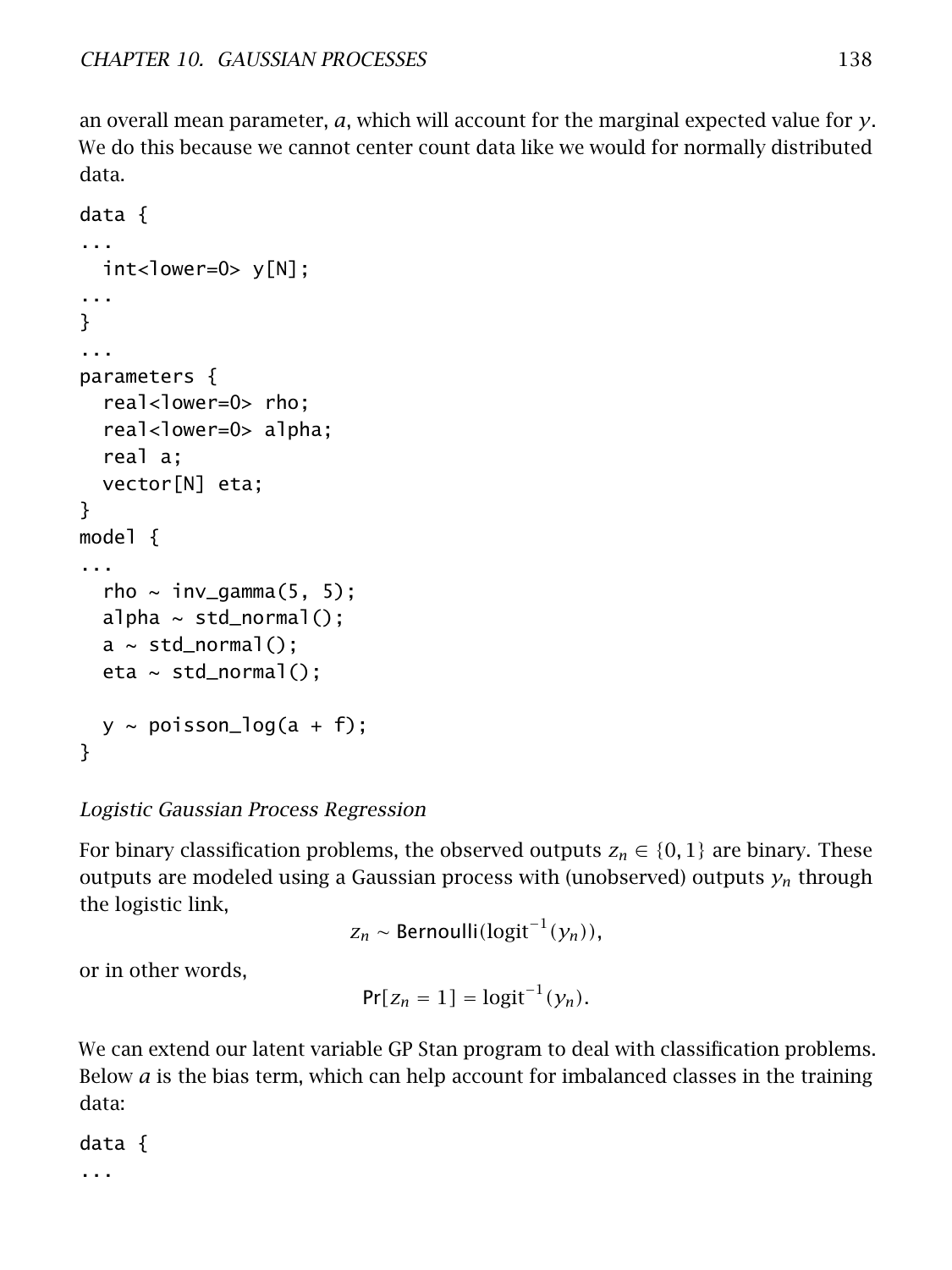an overall mean parameter, $a$, which will account for the marginal expected value for $y$. We do this because we cannot center count data like we would for normally distributed data.

```
data {
...
  int<lower=0> y[N];
...
}
...
parameters {
  real<lower=0> rho;
  real<lower=0> alpha;
  real a;
  vector[N] eta;
}
model {
...
  rho ~ inv_gamma(5, 5);
  alpha ~ std_normal();
  a ~ std_normal();
  eta ~ std_normal();

  y ~ poisson_log(a + f);
}
```

*Logistic Gaussian Process Regression*

For binary classification problems, the observed outputs $z_n \in \{0, 1\}$ are binary. These outputs are modeled using a Gaussian process with (unobserved) outputs $y_n$ through the logistic link,

$$z_n \sim \mathsf{Bernoulli}(\mathrm{logit}^{-1}(y_n)),$$

or in other words,

$$\mathsf{Pr}[z_n = 1] = \mathrm{logit}^{-1}(y_n).$$

We can extend our latent variable GP Stan program to deal with classification problems. Below $a$ is the bias term, which can help account for imbalanced classes in the training data:

```
data {
...
```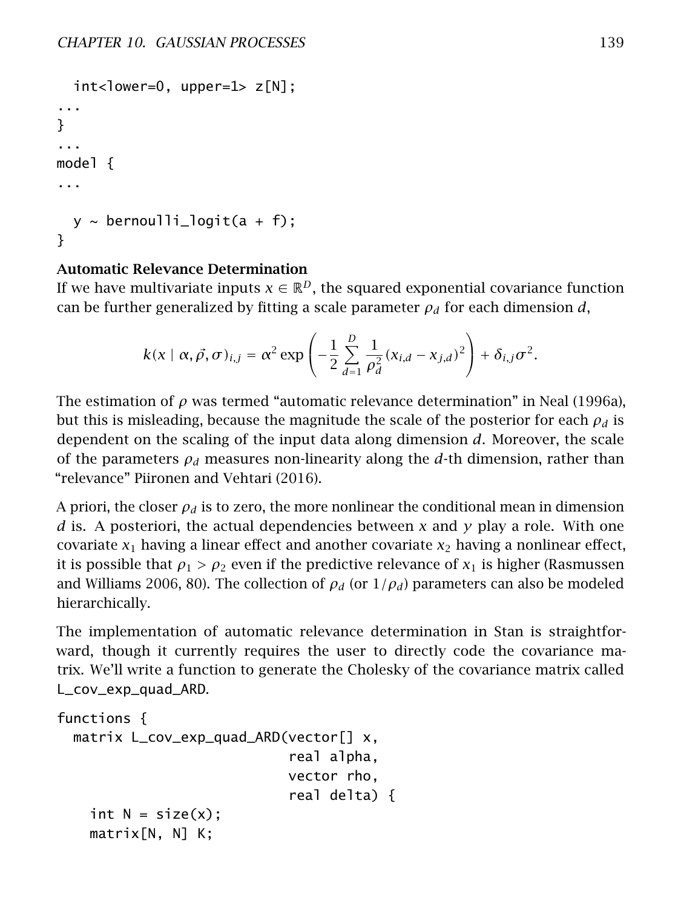```
  int<lower=0, upper=1> z[N];
...
}
...
model {
...

  y ~ bernoulli_logit(a + f);
}
```

**Automatic Relevance Determination**

If we have multivariate inputs $x \in \mathbb{R}^D$, the squared exponential covariance function can be further generalized by fitting a scale parameter $\rho_d$ for each dimension $d$,

$$k(x \mid \alpha, \vec{\rho}, \sigma)_{i,j} = \alpha^2 \exp\left(-\frac{1}{2}\sum_{d=1}^{D}\frac{1}{\rho_d^2}(x_{i,d} - x_{j,d})^2\right) + \delta_{i,j}\sigma^2.$$

The estimation of $\rho$ was termed "automatic relevance determination" in Neal (1996a), but this is misleading, because the magnitude the scale of the posterior for each $\rho_d$ is dependent on the scaling of the input data along dimension $d$. Moreover, the scale of the parameters $\rho_d$ measures non-linearity along the $d$-th dimension, rather than "relevance" Piironen and Vehtari (2016).

A priori, the closer $\rho_d$ is to zero, the more nonlinear the conditional mean in dimension $d$ is. A posteriori, the actual dependencies between $x$ and $y$ play a role. With one covariate $x_1$ having a linear effect and another covariate $x_2$ having a nonlinear effect, it is possible that $\rho_1 > \rho_2$ even if the predictive relevance of $x_1$ is higher (Rasmussen and Williams 2006, 80). The collection of $\rho_d$ (or $1/\rho_d$) parameters can also be modeled hierarchically.

The implementation of automatic relevance determination in Stan is straightforward, though it currently requires the user to directly code the covariance matrix. We'll write a function to generate the Cholesky of the covariance matrix called L_cov_exp_quad_ARD.

```
functions {
  matrix L_cov_exp_quad_ARD(vector[] x,
                            real alpha,
                            vector rho,
                            real delta) {
    int N = size(x);
    matrix[N, N] K;
```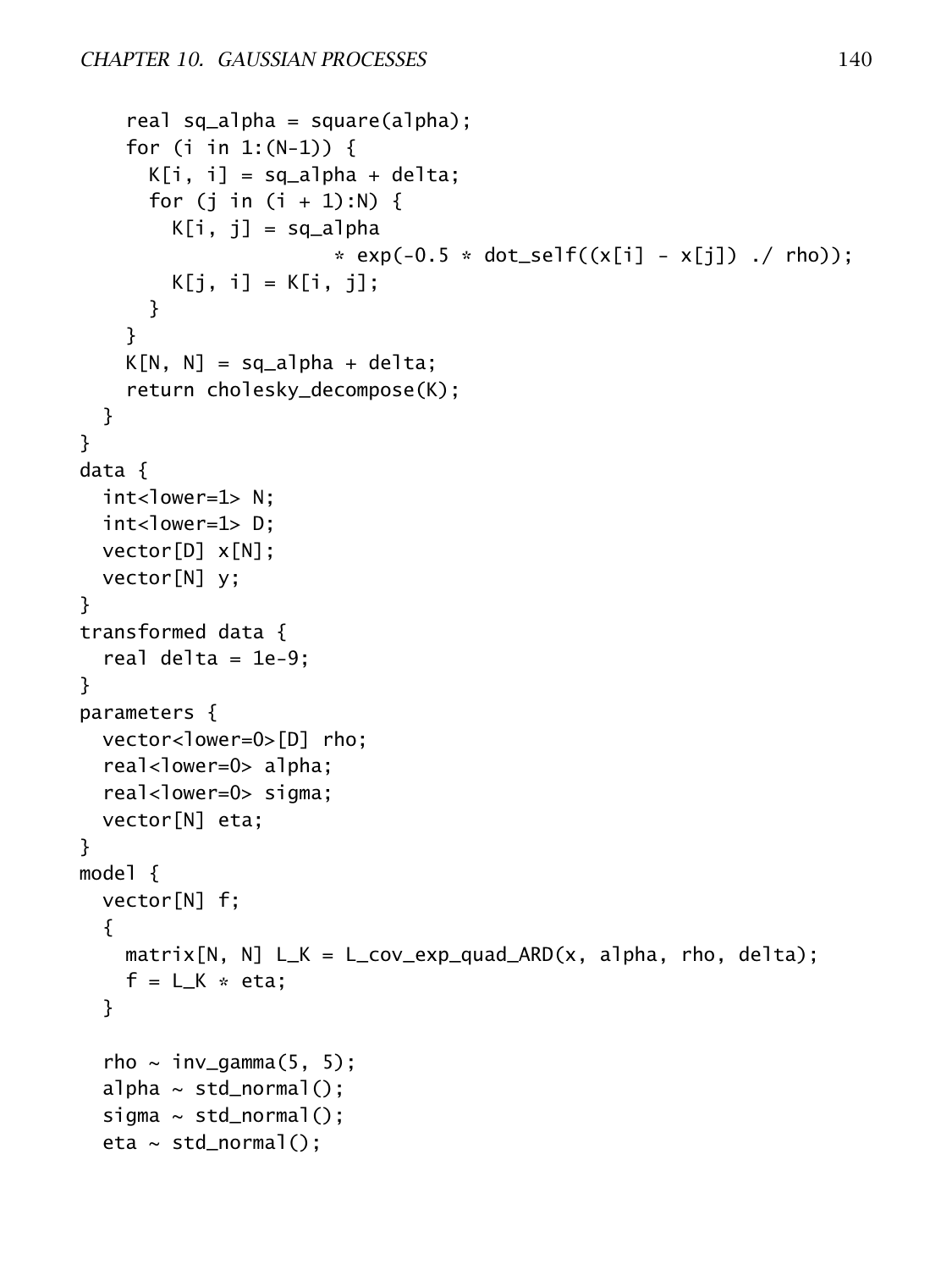```
    real sq_alpha = square(alpha);
    for (i in 1:(N-1)) {
      K[i, i] = sq_alpha + delta;
      for (j in (i + 1):N) {
        K[i, j] = sq_alpha
                      * exp(-0.5 * dot_self((x[i] - x[j]) ./ rho));
        K[j, i] = K[i, j];
      }
    }
    K[N, N] = sq_alpha + delta;
    return cholesky_decompose(K);
  }
}
data {
  int<lower=1> N;
  int<lower=1> D;
  vector[D] x[N];
  vector[N] y;
}
transformed data {
  real delta = 1e-9;
}
parameters {
  vector<lower=0>[D] rho;
  real<lower=0> alpha;
  real<lower=0> sigma;
  vector[N] eta;
}
model {
  vector[N] f;
  {
    matrix[N, N] L_K = L_cov_exp_quad_ARD(x, alpha, rho, delta);
    f = L_K * eta;
  }

  rho ~ inv_gamma(5, 5);
  alpha ~ std_normal();
  sigma ~ std_normal();
  eta ~ std_normal();
```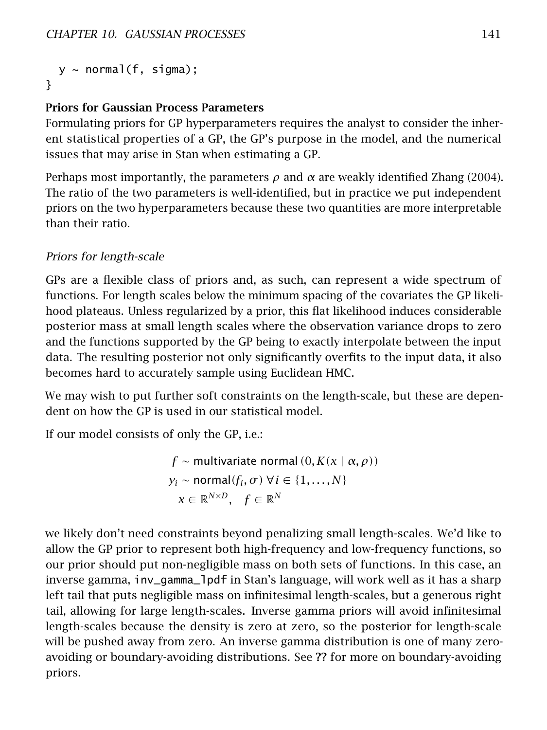```
  y ~ normal(f, sigma);
}
```

### Priors for Gaussian Process Parameters

Formulating priors for GP hyperparameters requires the analyst to consider the inherent statistical properties of a GP, the GP's purpose in the model, and the numerical issues that may arise in Stan when estimating a GP.

Perhaps most importantly, the parameters $\rho$ and $\alpha$ are weakly identified Zhang (2004). The ratio of the two parameters is well-identified, but in practice we put independent priors on the two hyperparameters because these two quantities are more interpretable than their ratio.

#### *Priors for length-scale*

GPs are a flexible class of priors and, as such, can represent a wide spectrum of functions. For length scales below the minimum spacing of the covariates the GP likelihood plateaus. Unless regularized by a prior, this flat likelihood induces considerable posterior mass at small length scales where the observation variance drops to zero and the functions supported by the GP being to exactly interpolate between the input data. The resulting posterior not only significantly overfits to the input data, it also becomes hard to accurately sample using Euclidean HMC.

We may wish to put further soft constraints on the length-scale, but these are dependent on how the GP is used in our statistical model.

If our model consists of only the GP, i.e.:

$$
\begin{aligned}
f &\sim \text{multivariate normal}\left(0, K(x \mid \alpha, \rho)\right) \\
y_i &\sim \text{normal}(f_i, \sigma)\ \forall i \in \{1, \dots, N\} \\
x &\in \mathbb{R}^{N \times D}, \quad f \in \mathbb{R}^N
\end{aligned}
$$

we likely don't need constraints beyond penalizing small length-scales. We'd like to allow the GP prior to represent both high-frequency and low-frequency functions, so our prior should put non-negligible mass on both sets of functions. In this case, an inverse gamma, `inv_gamma_lpdf` in Stan's language, will work well as it has a sharp left tail that puts negligible mass on infinitesimal length-scales, but a generous right tail, allowing for large length-scales. Inverse gamma priors will avoid infinitesimal length-scales because the density is zero at zero, so the posterior for length-scale will be pushed away from zero. An inverse gamma distribution is one of many zero-avoiding or boundary-avoiding distributions. See **??** for more on boundary-avoiding priors.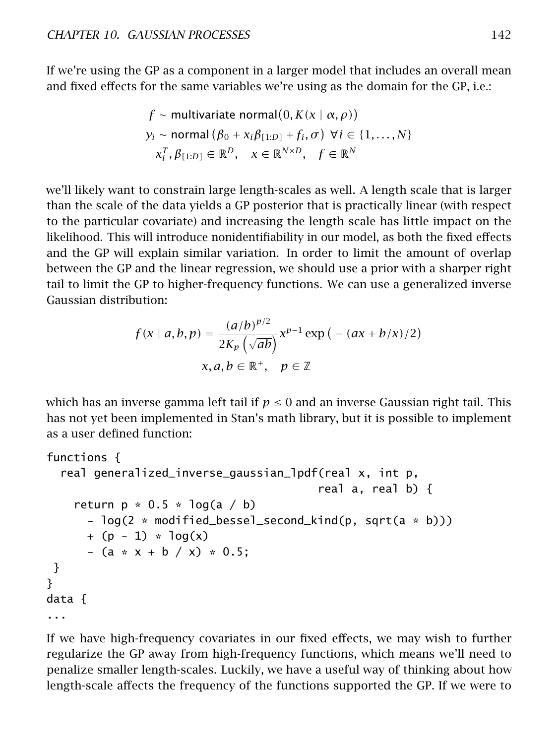If we're using the GP as a component in a larger model that includes an overall mean and fixed effects for the same variables we're using as the domain for the GP, i.e.:

$$
\begin{aligned}
f &\sim \text{multivariate normal}(0, K(x \mid \alpha, \rho)) \\
y_i &\sim \text{normal}(\beta_0 + x_i\beta_{[1:D]} + f_i, \sigma) \;\; \forall i \in \{1, \ldots, N\} \\
x_i^T, \beta_{[1:D]} &\in \mathbb{R}^D, \quad x \in \mathbb{R}^{N \times D}, \quad f \in \mathbb{R}^N
\end{aligned}
$$

we'll likely want to constrain large length-scales as well. A length scale that is larger than the scale of the data yields a GP posterior that is practically linear (with respect to the particular covariate) and increasing the length scale has little impact on the likelihood. This will introduce nonidentifiability in our model, as both the fixed effects and the GP will explain similar variation. In order to limit the amount of overlap between the GP and the linear regression, we should use a prior with a sharper right tail to limit the GP to higher-frequency functions. We can use a generalized inverse Gaussian distribution:

$$
\begin{aligned}
f(x \mid a, b, p) &= \frac{(a/b)^{p/2}}{2K_p\left(\sqrt{ab}\right)} x^{p-1} \exp\left(-(ax + b/x)/2\right) \\
x, a, b &\in \mathbb{R}^+, \quad p \in \mathbb{Z}
\end{aligned}
$$

which has an inverse gamma left tail if $p \leq 0$ and an inverse Gaussian right tail. This has not yet been implemented in Stan's math library, but it is possible to implement as a user defined function:

```
functions {
  real generalized_inverse_gaussian_lpdf(real x, int p,
                                        real a, real b) {
    return p * 0.5 * log(a / b)
      - log(2 * modified_bessel_second_kind(p, sqrt(a * b)))
      + (p - 1) * log(x)
      - (a * x + b / x) * 0.5;
 }
}
data {
...
```

If we have high-frequency covariates in our fixed effects, we may wish to further regularize the GP away from high-frequency functions, which means we'll need to penalize smaller length-scales. Luckily, we have a useful way of thinking about how length-scale affects the frequency of the functions supported the GP. If we were to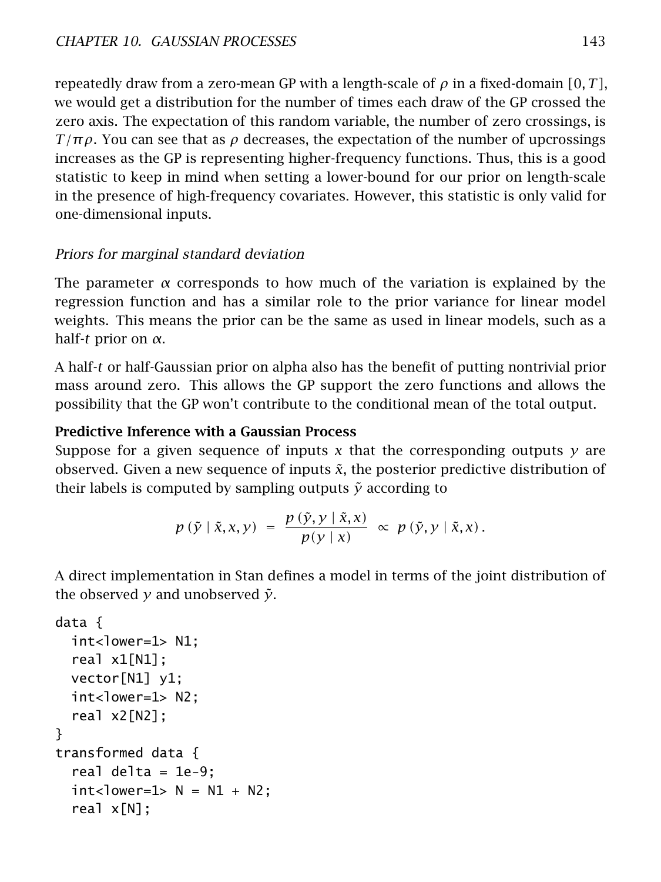repeatedly draw from a zero-mean GP with a length-scale of $\rho$ in a fixed-domain $[0, T]$, we would get a distribution for the number of times each draw of the GP crossed the zero axis. The expectation of this random variable, the number of zero crossings, is $T/\pi\rho$. You can see that as $\rho$ decreases, the expectation of the number of upcrossings increases as the GP is representing higher-frequency functions. Thus, this is a good statistic to keep in mind when setting a lower-bound for our prior on length-scale in the presence of high-frequency covariates. However, this statistic is only valid for one-dimensional inputs.

*Priors for marginal standard deviation*

The parameter $\alpha$ corresponds to how much of the variation is explained by the regression function and has a similar role to the prior variance for linear model weights. This means the prior can be the same as used in linear models, such as a half-$t$ prior on $\alpha$.

A half-$t$ or half-Gaussian prior on alpha also has the benefit of putting nontrivial prior mass around zero. This allows the GP support the zero functions and allows the possibility that the GP won't contribute to the conditional mean of the total output.

**Predictive Inference with a Gaussian Process**

Suppose for a given sequence of inputs $x$ that the corresponding outputs $y$ are observed. Given a new sequence of inputs $\tilde{x}$, the posterior predictive distribution of their labels is computed by sampling outputs $\tilde{y}$ according to

$$p(\tilde{y} \mid \tilde{x}, x, y) = \frac{p(\tilde{y}, y \mid \tilde{x}, x)}{p(y \mid x)} \propto p(\tilde{y}, y \mid \tilde{x}, x).$$

A direct implementation in Stan defines a model in terms of the joint distribution of the observed $y$ and unobserved $\tilde{y}$.

```
data {
  int<lower=1> N1;
  real x1[N1];
  vector[N1] y1;
  int<lower=1> N2;
  real x2[N2];
}
transformed data {
  real delta = 1e-9;
  int<lower=1> N = N1 + N2;
  real x[N];
```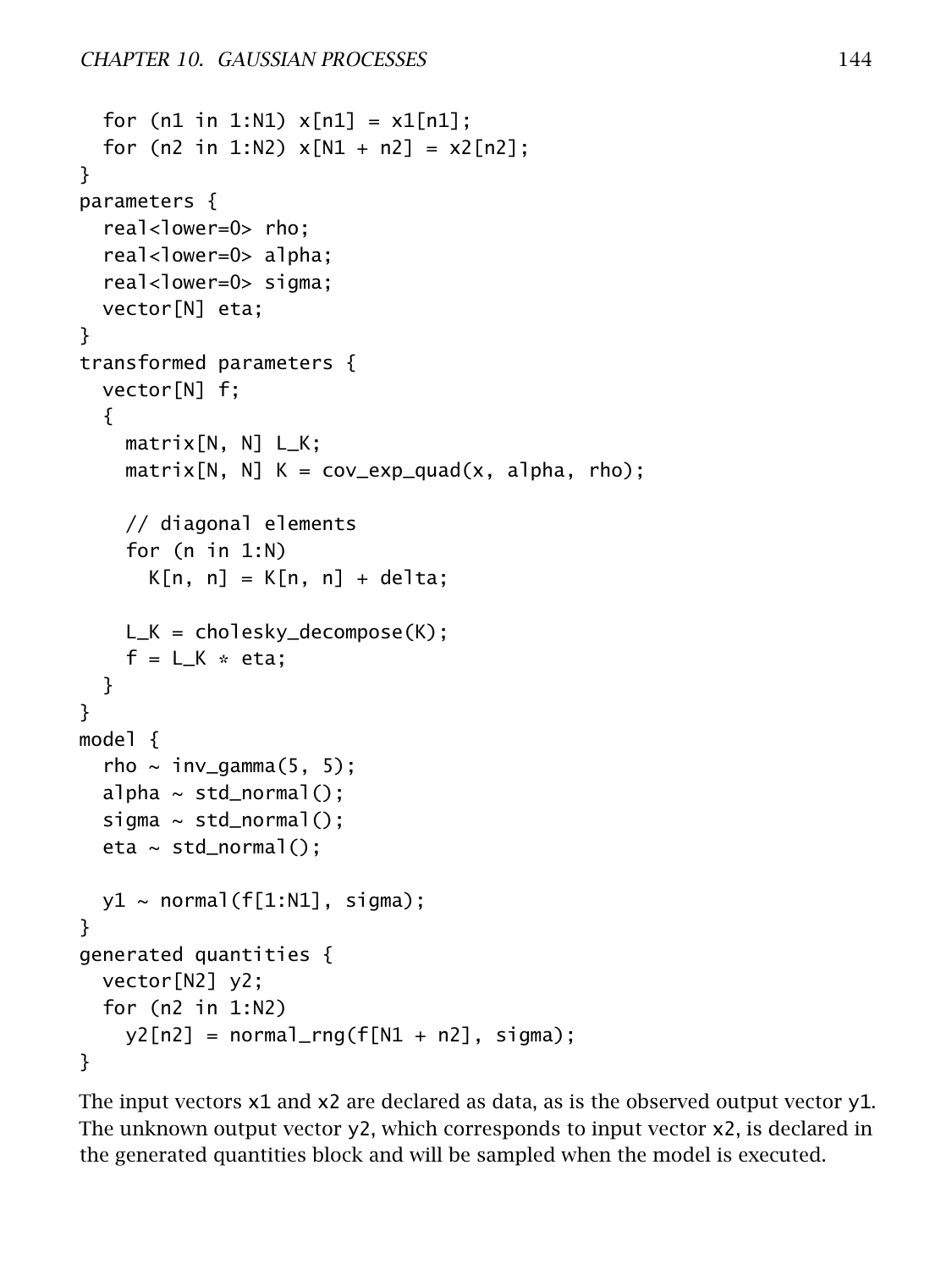```
  for (n1 in 1:N1) x[n1] = x1[n1];
  for (n2 in 1:N2) x[N1 + n2] = x2[n2];
}
parameters {
  real<lower=0> rho;
  real<lower=0> alpha;
  real<lower=0> sigma;
  vector[N] eta;
}
transformed parameters {
  vector[N] f;
  {
    matrix[N, N] L_K;
    matrix[N, N] K = cov_exp_quad(x, alpha, rho);

    // diagonal elements
    for (n in 1:N)
      K[n, n] = K[n, n] + delta;

    L_K = cholesky_decompose(K);
    f = L_K * eta;
  }
}
model {
  rho ~ inv_gamma(5, 5);
  alpha ~ std_normal();
  sigma ~ std_normal();
  eta ~ std_normal();

  y1 ~ normal(f[1:N1], sigma);
}
generated quantities {
  vector[N2] y2;
  for (n2 in 1:N2)
    y2[n2] = normal_rng(f[N1 + n2], sigma);
}
```

The input vectors `x1` and `x2` are declared as data, as is the observed output vector `y1`. The unknown output vector `y2`, which corresponds to input vector `x2`, is declared in the generated quantities block and will be sampled when the model is executed.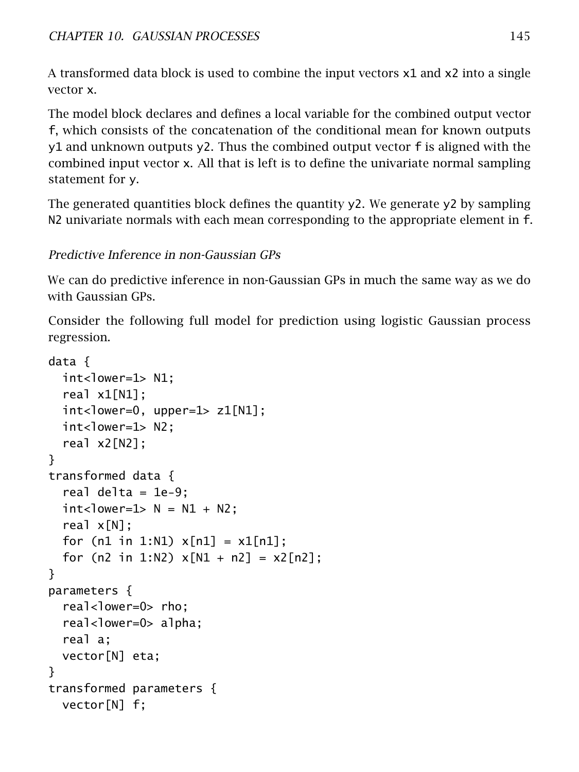A transformed data block is used to combine the input vectors x1 and x2 into a single vector x.

The model block declares and defines a local variable for the combined output vector f, which consists of the concatenation of the conditional mean for known outputs y1 and unknown outputs y2. Thus the combined output vector f is aligned with the combined input vector x. All that is left is to define the univariate normal sampling statement for y.

The generated quantities block defines the quantity y2. We generate y2 by sampling N2 univariate normals with each mean corresponding to the appropriate element in f.

### *Predictive Inference in non-Gaussian GPs*

We can do predictive inference in non-Gaussian GPs in much the same way as we do with Gaussian GPs.

Consider the following full model for prediction using logistic Gaussian process regression.

```
data {
  int<lower=1> N1;
  real x1[N1];
  int<lower=0, upper=1> z1[N1];
  int<lower=1> N2;
  real x2[N2];
}
transformed data {
  real delta = 1e-9;
  int<lower=1> N = N1 + N2;
  real x[N];
  for (n1 in 1:N1) x[n1] = x1[n1];
  for (n2 in 1:N2) x[N1 + n2] = x2[n2];
}
parameters {
  real<lower=0> rho;
  real<lower=0> alpha;
  real a;
  vector[N] eta;
}
transformed parameters {
  vector[N] f;
```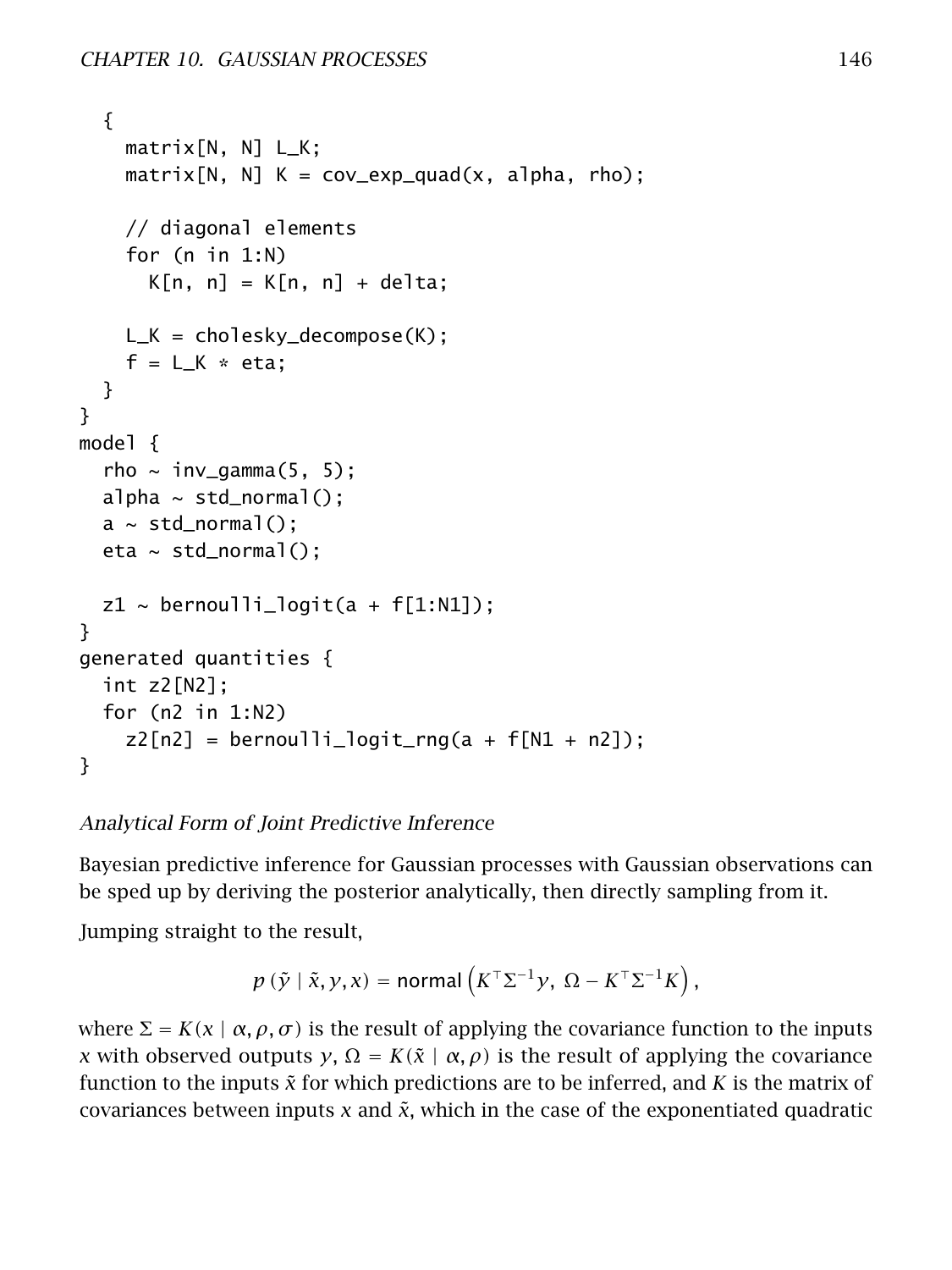```
  {
    matrix[N, N] L_K;
    matrix[N, N] K = cov_exp_quad(x, alpha, rho);

    // diagonal elements
    for (n in 1:N)
      K[n, n] = K[n, n] + delta;

    L_K = cholesky_decompose(K);
    f = L_K * eta;
  }
}
model {
  rho ~ inv_gamma(5, 5);
  alpha ~ std_normal();
  a ~ std_normal();
  eta ~ std_normal();

  z1 ~ bernoulli_logit(a + f[1:N1]);
}
generated quantities {
  int z2[N2];
  for (n2 in 1:N2)
    z2[n2] = bernoulli_logit_rng(a + f[N1 + n2]);
}
```

*Analytical Form of Joint Predictive Inference*

Bayesian predictive inference for Gaussian processes with Gaussian observations can be sped up by deriving the posterior analytically, then directly sampling from it.

Jumping straight to the result,

$$p(\tilde{y} \mid \tilde{x}, y, x) = \textsf{normal}\left(K^\top \Sigma^{-1} y,\ \Omega - K^\top \Sigma^{-1} K\right),$$

where $\Sigma = K(x \mid \alpha, \rho, \sigma)$ is the result of applying the covariance function to the inputs $x$ with observed outputs $y$, $\Omega = K(\tilde{x} \mid \alpha, \rho)$ is the result of applying the covariance function to the inputs $\tilde{x}$ for which predictions are to be inferred, and $K$ is the matrix of covariances between inputs $x$ and $\tilde{x}$, which in the case of the exponentiated quadratic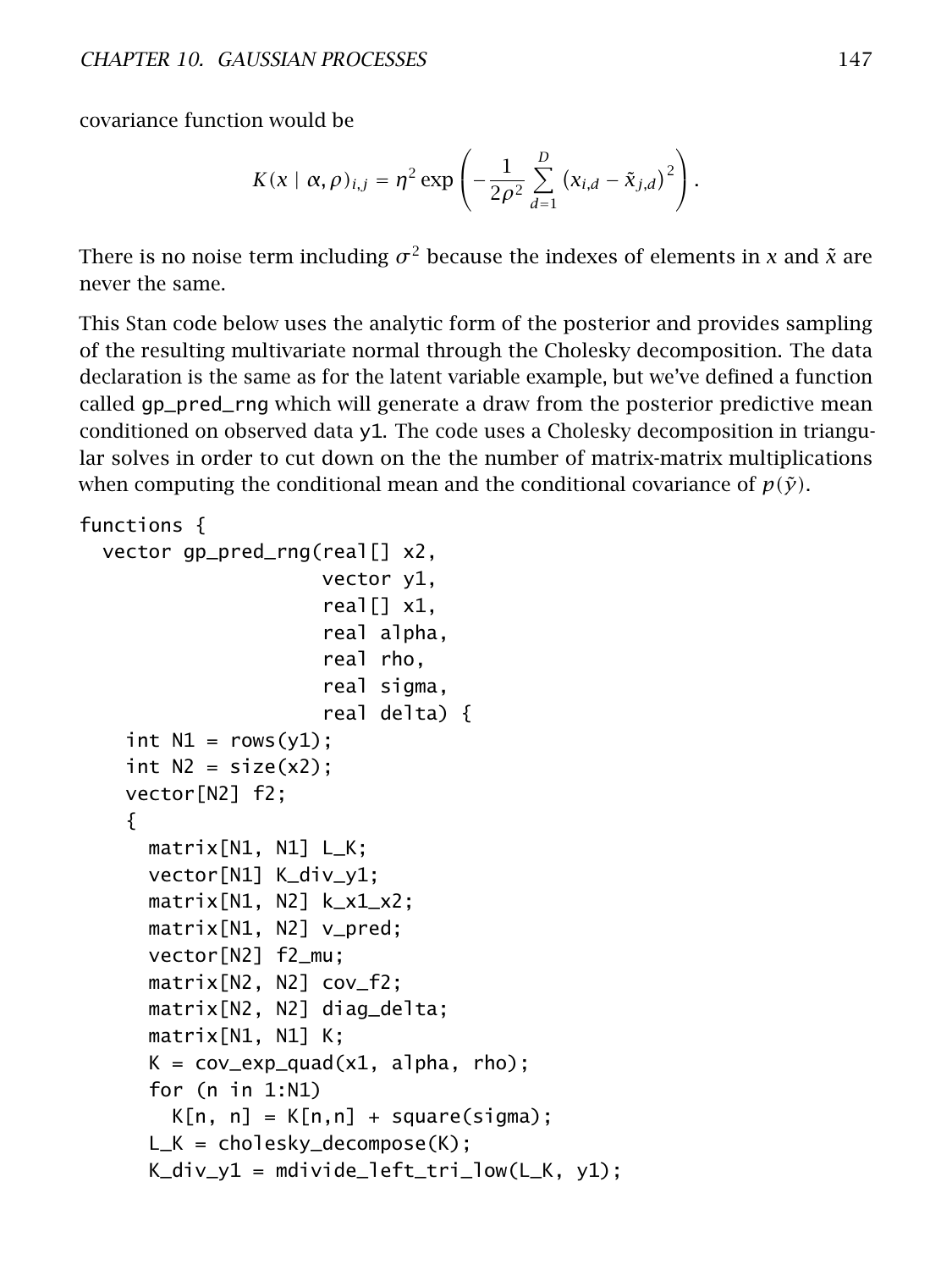covariance function would be

$$K(x \mid \alpha, \rho)_{i,j} = \eta^2 \exp\left(-\frac{1}{2\rho^2}\sum_{d=1}^{D}(x_{i,d} - \tilde{x}_{j,d})^2\right).$$

There is no noise term including $\sigma^2$ because the indexes of elements in $x$ and $\tilde{x}$ are never the same.

This Stan code below uses the analytic form of the posterior and provides sampling of the resulting multivariate normal through the Cholesky decomposition. The data declaration is the same as for the latent variable example, but we've defined a function called gp_pred_rng which will generate a draw from the posterior predictive mean conditioned on observed data y1. The code uses a Cholesky decomposition in triangular solves in order to cut down on the the number of matrix-matrix multiplications when computing the conditional mean and the conditional covariance of $p(\tilde{y})$.

```
functions {
  vector gp_pred_rng(real[] x2,
                     vector y1,
                     real[] x1,
                     real alpha,
                     real rho,
                     real sigma,
                     real delta) {
    int N1 = rows(y1);
    int N2 = size(x2);
    vector[N2] f2;
    {
      matrix[N1, N1] L_K;
      vector[N1] K_div_y1;
      matrix[N1, N2] k_x1_x2;
      matrix[N1, N2] v_pred;
      vector[N2] f2_mu;
      matrix[N2, N2] cov_f2;
      matrix[N2, N2] diag_delta;
      matrix[N1, N1] K;
      K = cov_exp_quad(x1, alpha, rho);
      for (n in 1:N1)
        K[n, n] = K[n,n] + square(sigma);
      L_K = cholesky_decompose(K);
      K_div_y1 = mdivide_left_tri_low(L_K, y1);
```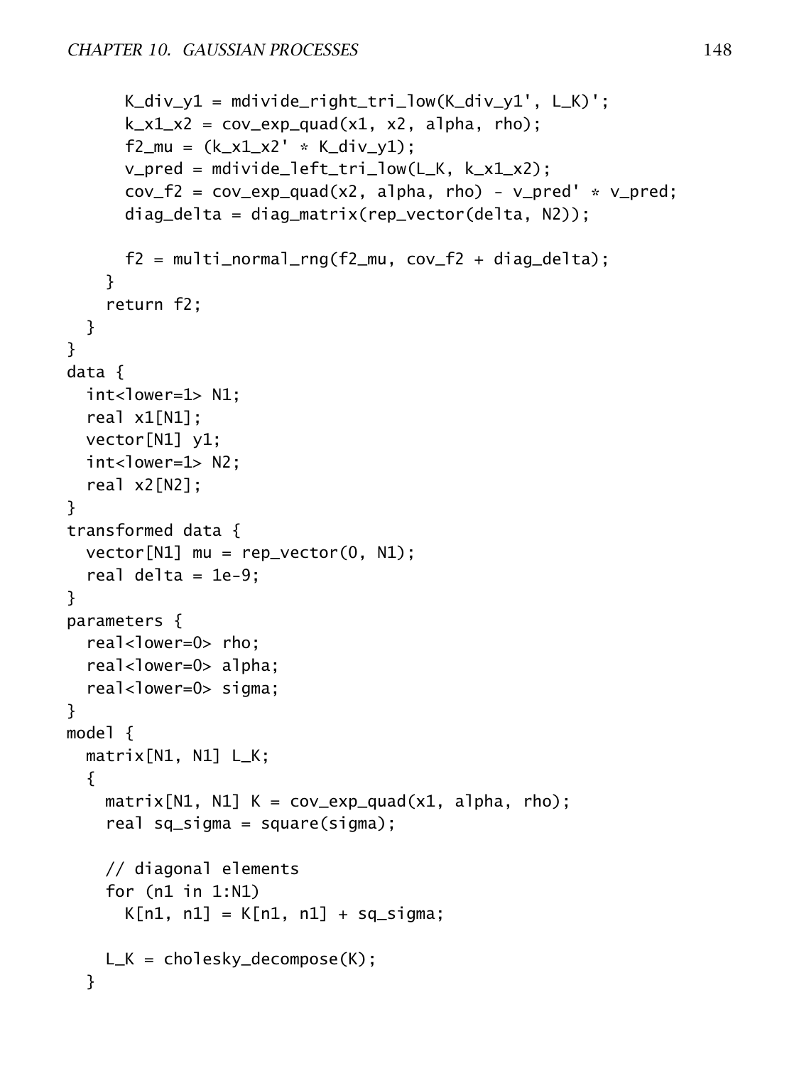```
      K_div_y1 = mdivide_right_tri_low(K_div_y1', L_K)';
      k_x1_x2 = cov_exp_quad(x1, x2, alpha, rho);
      f2_mu = (k_x1_x2' * K_div_y1);
      v_pred = mdivide_left_tri_low(L_K, k_x1_x2);
      cov_f2 = cov_exp_quad(x2, alpha, rho) - v_pred' * v_pred;
      diag_delta = diag_matrix(rep_vector(delta, N2));

      f2 = multi_normal_rng(f2_mu, cov_f2 + diag_delta);
    }
    return f2;
  }
}
data {
  int<lower=1> N1;
  real x1[N1];
  vector[N1] y1;
  int<lower=1> N2;
  real x2[N2];
}
transformed data {
  vector[N1] mu = rep_vector(0, N1);
  real delta = 1e-9;
}
parameters {
  real<lower=0> rho;
  real<lower=0> alpha;
  real<lower=0> sigma;
}
model {
  matrix[N1, N1] L_K;
  {
    matrix[N1, N1] K = cov_exp_quad(x1, alpha, rho);
    real sq_sigma = square(sigma);

    // diagonal elements
    for (n1 in 1:N1)
      K[n1, n1] = K[n1, n1] + sq_sigma;

    L_K = cholesky_decompose(K);
  }
```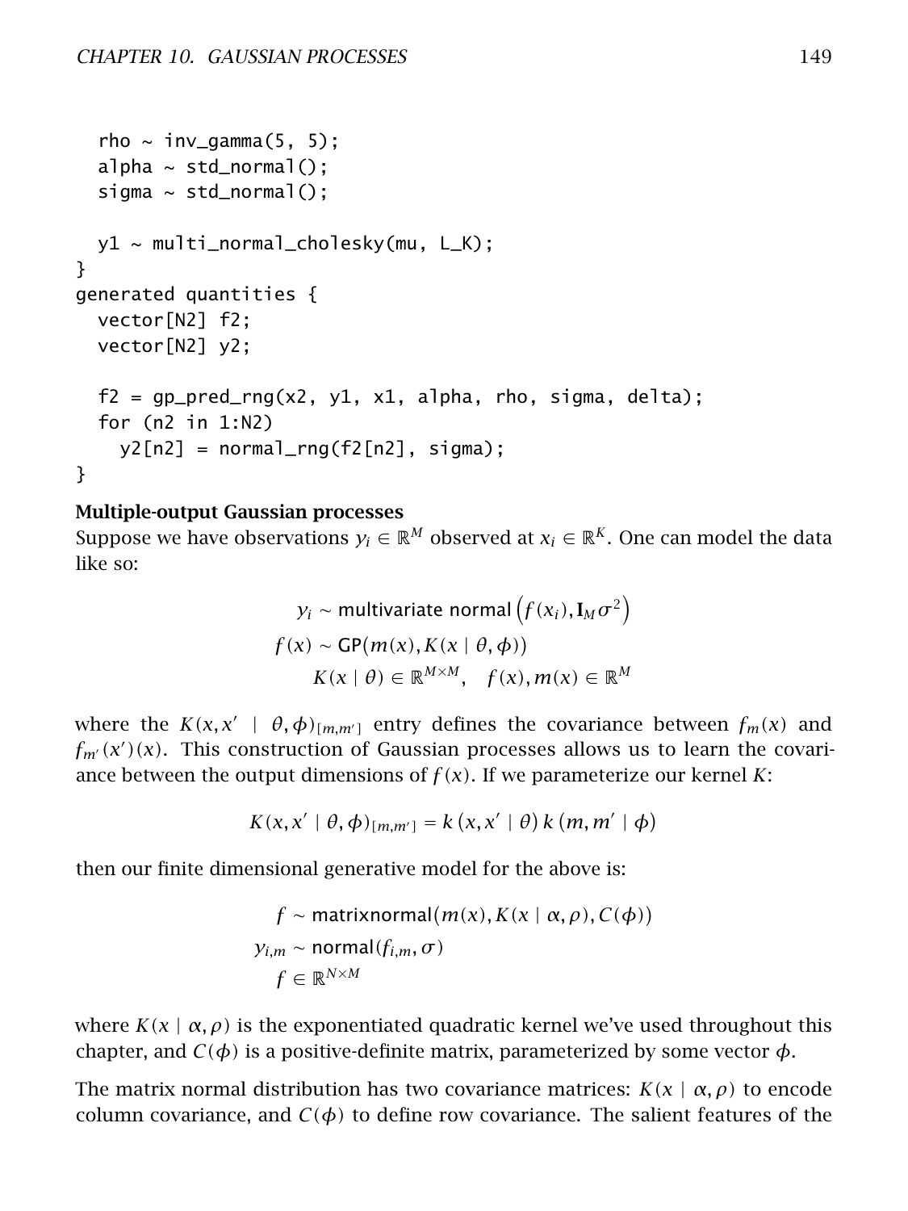```
  rho ~ inv_gamma(5, 5);
  alpha ~ std_normal();
  sigma ~ std_normal();

  y1 ~ multi_normal_cholesky(mu, L_K);
}
generated quantities {
  vector[N2] f2;
  vector[N2] y2;

  f2 = gp_pred_rng(x2, y1, x1, alpha, rho, sigma, delta);
  for (n2 in 1:N2)
    y2[n2] = normal_rng(f2[n2], sigma);
}
```

**Multiple-output Gaussian processes**

Suppose we have observations $y_i \in \mathbb{R}^M$ observed at $x_i \in \mathbb{R}^K$. One can model the data like so:

$$
\begin{aligned}
y_i &\sim \text{multivariate normal}\left(f(x_i), \mathbf{I}_M \sigma^2\right) \\
f(x) &\sim \text{GP}(m(x), K(x \mid \theta, \phi)) \\
K(x \mid \theta) &\in \mathbb{R}^{M \times M}, \quad f(x), m(x) \in \mathbb{R}^M
\end{aligned}
$$

where the $K(x, x' \mid \theta, \phi)_{[m,m']}$ entry defines the covariance between $f_m(x)$ and $f_{m'}(x')(x)$. This construction of Gaussian processes allows us to learn the covariance between the output dimensions of $f(x)$. If we parameterize our kernel $K$:

$$
K(x, x' \mid \theta, \phi)_{[m,m']} = k\left(x, x' \mid \theta\right) k\left(m, m' \mid \phi\right)
$$

then our finite dimensional generative model for the above is:

$$
\begin{aligned}
f &\sim \text{matrixnormal}(m(x), K(x \mid \alpha, \rho), C(\phi)) \\
y_{i,m} &\sim \text{normal}(f_{i,m}, \sigma) \\
f &\in \mathbb{R}^{N \times M}
\end{aligned}
$$

where $K(x \mid \alpha, \rho)$ is the exponentiated quadratic kernel we've used throughout this chapter, and $C(\phi)$ is a positive-definite matrix, parameterized by some vector $\phi$.

The matrix normal distribution has two covariance matrices: $K(x \mid \alpha, \rho)$ to encode column covariance, and $C(\phi)$ to define row covariance. The salient features of the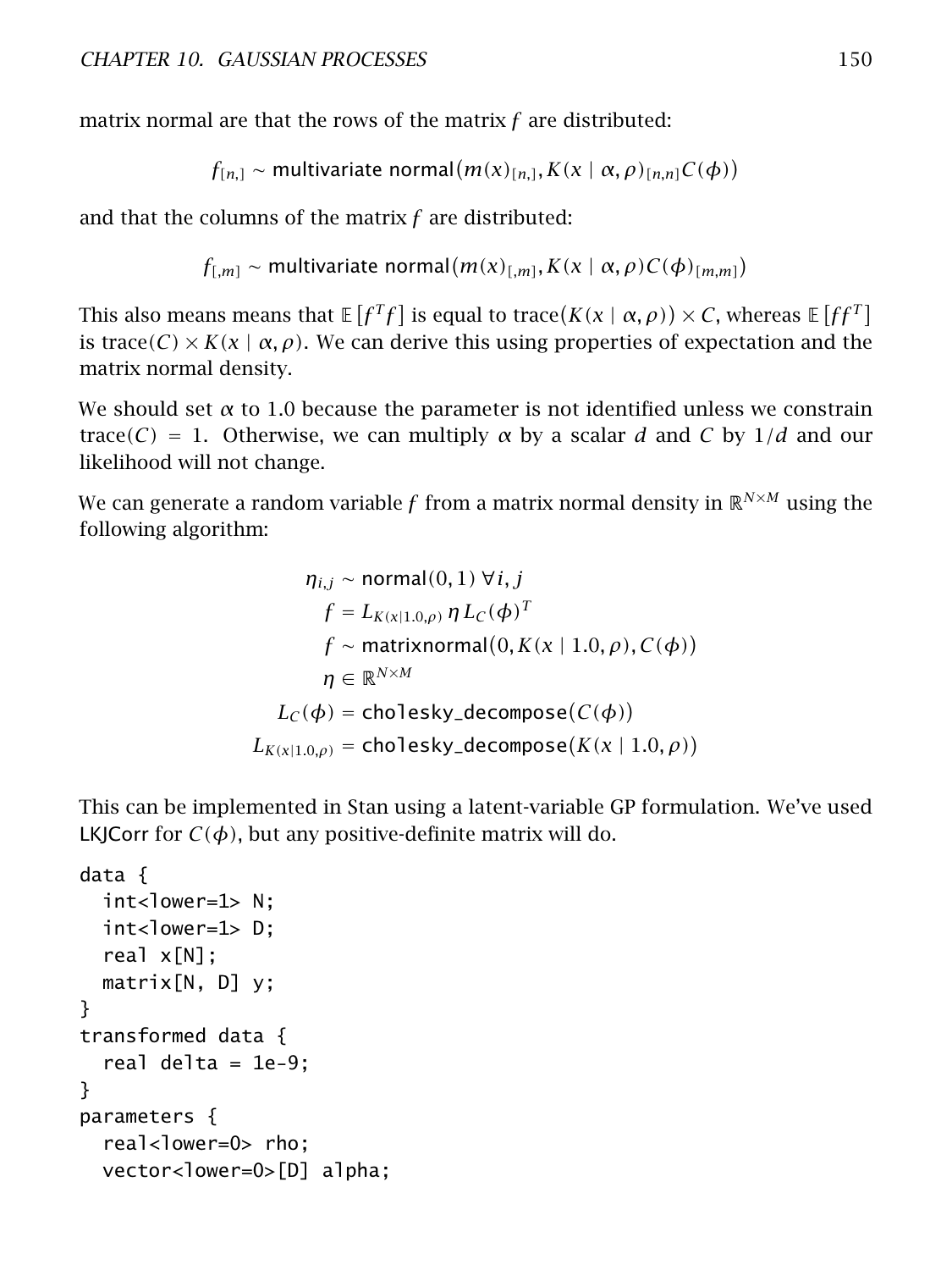matrix normal are that the rows of the matrix $f$ are distributed:

$$f_{[n,]} \sim \text{multivariate normal}(m(x)_{[n,]}, K(x \mid \alpha, \rho)_{[n,n]} C(\phi))$$

and that the columns of the matrix $f$ are distributed:

$$f_{[,m]} \sim \text{multivariate normal}(m(x)_{[,m]}, K(x \mid \alpha, \rho) C(\phi)_{[m,m]})$$

This also means means that $\mathbb{E}\left[f^T f\right]$ is equal to $\text{trace}(K(x \mid \alpha, \rho)) \times C$, whereas $\mathbb{E}\left[f f^T\right]$ is $\text{trace}(C) \times K(x \mid \alpha, \rho)$. We can derive this using properties of expectation and the matrix normal density.

We should set $\alpha$ to 1.0 because the parameter is not identified unless we constrain $\text{trace}(C) = 1$. Otherwise, we can multiply $\alpha$ by a scalar $d$ and $C$ by $1/d$ and our likelihood will not change.

We can generate a random variable $f$ from a matrix normal density in $\mathbb{R}^{N \times M}$ using the following algorithm:

$$
\begin{aligned}
\eta_{i,j} &\sim \text{normal}(0, 1) \; \forall i, j \\
f &= L_{K(x \mid 1.0, \rho)} \, \eta \, L_C(\phi)^T \\
f &\sim \text{matrixnormal}(0, K(x \mid 1.0, \rho), C(\phi)) \\
\eta &\in \mathbb{R}^{N \times M} \\
L_C(\phi) &= \texttt{cholesky\_decompose}(C(\phi)) \\
L_{K(x \mid 1.0, \rho)} &= \texttt{cholesky\_decompose}(K(x \mid 1.0, \rho))
\end{aligned}
$$

This can be implemented in Stan using a latent-variable GP formulation. We've used LKJCorr for $C(\phi)$, but any positive-definite matrix will do.

```
data {
  int<lower=1> N;
  int<lower=1> D;
  real x[N];
  matrix[N, D] y;
}
transformed data {
  real delta = 1e-9;
}
parameters {
  real<lower=0> rho;
  vector<lower=0>[D] alpha;
```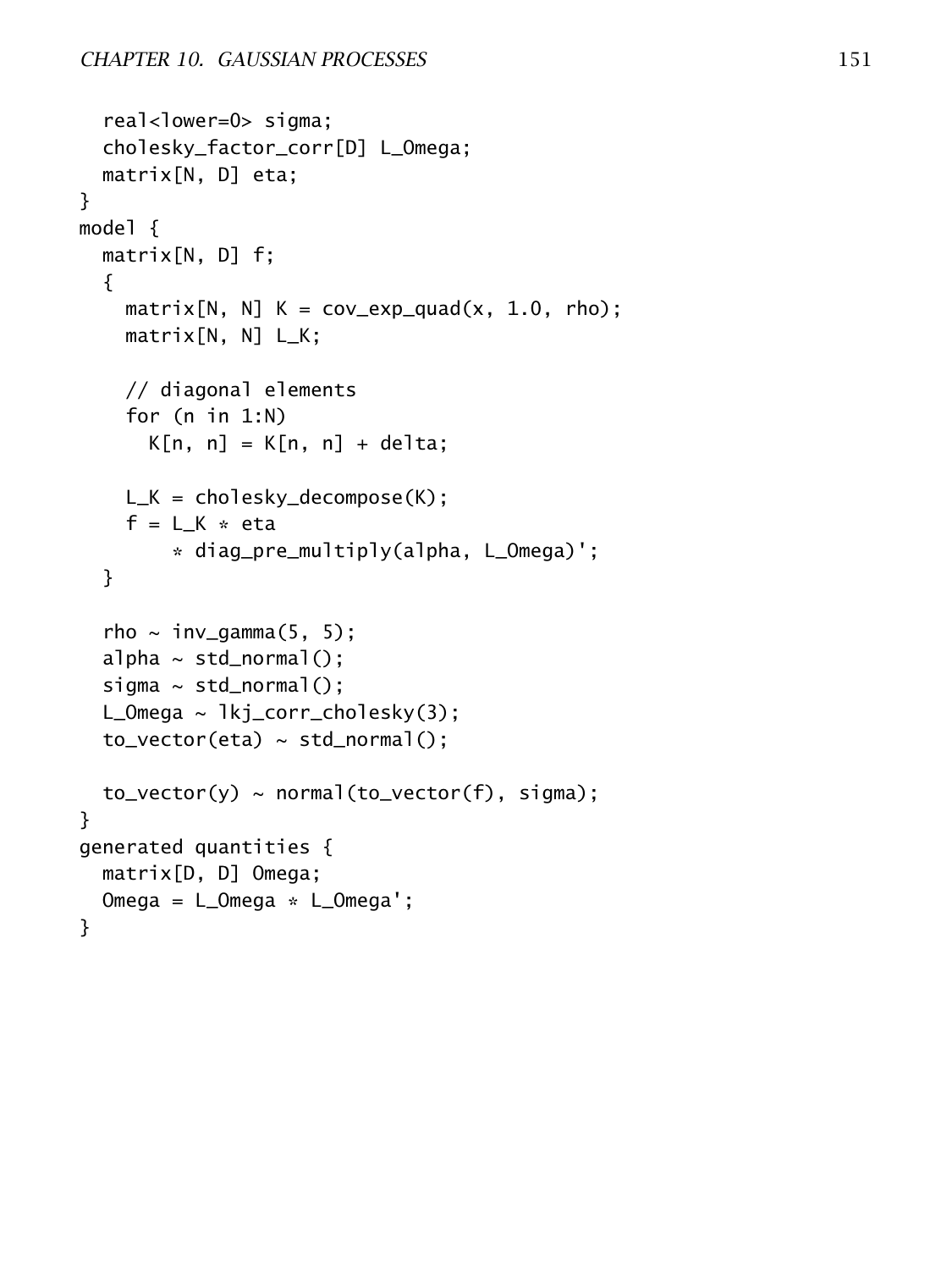```
  real<lower=0> sigma;
  cholesky_factor_corr[D] L_Omega;
  matrix[N, D] eta;
}
model {
  matrix[N, D] f;
  {
    matrix[N, N] K = cov_exp_quad(x, 1.0, rho);
    matrix[N, N] L_K;

    // diagonal elements
    for (n in 1:N)
      K[n, n] = K[n, n] + delta;

    L_K = cholesky_decompose(K);
    f = L_K * eta
        * diag_pre_multiply(alpha, L_Omega)';
  }

  rho ~ inv_gamma(5, 5);
  alpha ~ std_normal();
  sigma ~ std_normal();
  L_Omega ~ lkj_corr_cholesky(3);
  to_vector(eta) ~ std_normal();

  to_vector(y) ~ normal(to_vector(f), sigma);
}
generated quantities {
  matrix[D, D] Omega;
  Omega = L_Omega * L_Omega';
}
```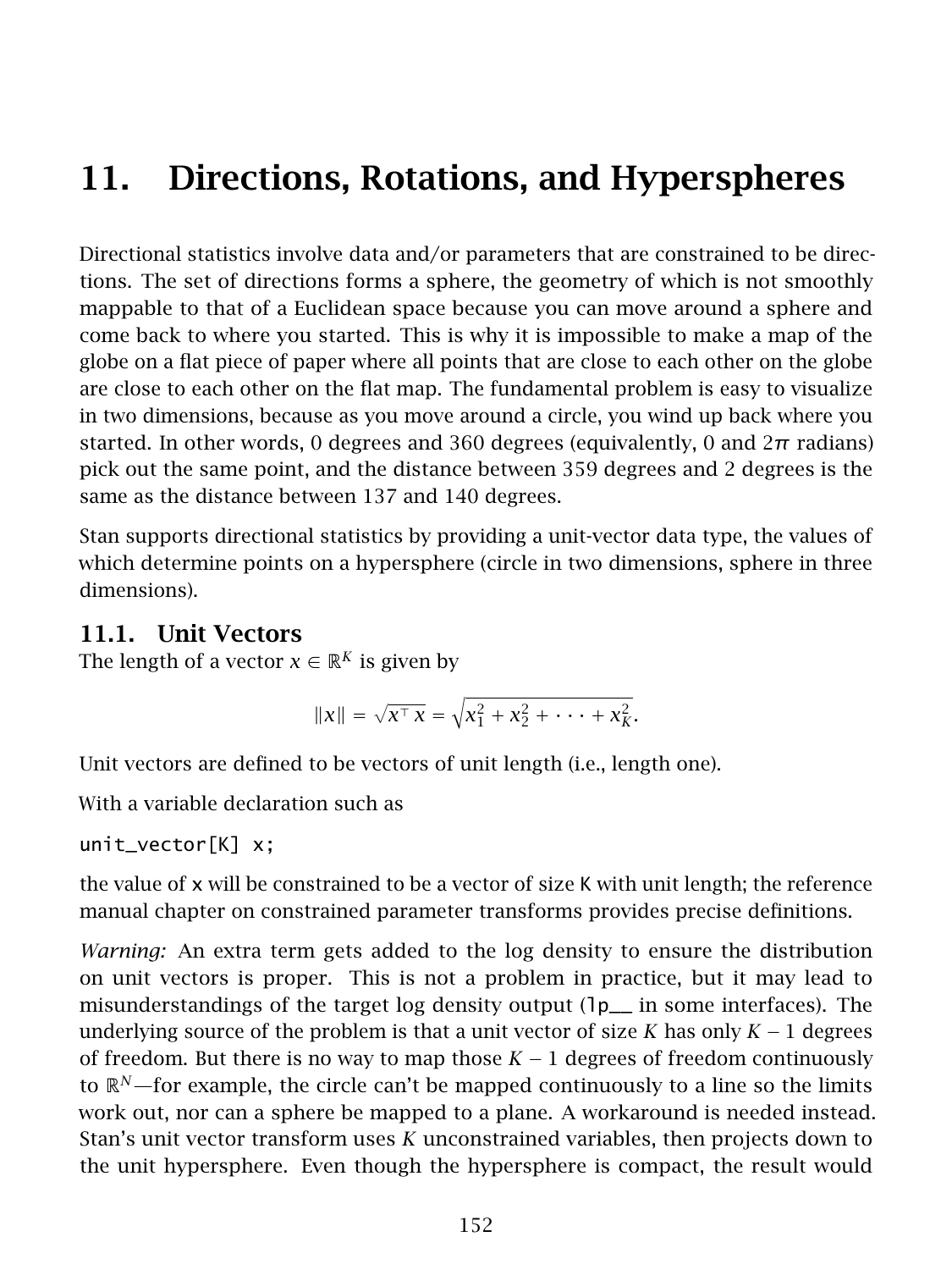# 11. Directions, Rotations, and Hyperspheres

Directional statistics involve data and/or parameters that are constrained to be directions. The set of directions forms a sphere, the geometry of which is not smoothly mappable to that of a Euclidean space because you can move around a sphere and come back to where you started. This is why it is impossible to make a map of the globe on a flat piece of paper where all points that are close to each other on the globe are close to each other on the flat map. The fundamental problem is easy to visualize in two dimensions, because as you move around a circle, you wind up back where you started. In other words, 0 degrees and 360 degrees (equivalently, 0 and $2\pi$ radians) pick out the same point, and the distance between 359 degrees and 2 degrees is the same as the distance between 137 and 140 degrees.

Stan supports directional statistics by providing a unit-vector data type, the values of which determine points on a hypersphere (circle in two dimensions, sphere in three dimensions).

## 11.1. Unit Vectors

The length of a vector $x \in \mathbb{R}^K$ is given by

$$\|x\| = \sqrt{x^\top x} = \sqrt{x_1^2 + x_2^2 + \cdots + x_K^2}.$$

Unit vectors are defined to be vectors of unit length (i.e., length one).

With a variable declaration such as

```
unit_vector[K] x;
```

the value of `x` will be constrained to be a vector of size `K` with unit length; the reference manual chapter on constrained parameter transforms provides precise definitions.

*Warning:* An extra term gets added to the log density to ensure the distribution on unit vectors is proper. This is not a problem in practice, but it may lead to misunderstandings of the target log density output (`lp__` in some interfaces). The underlying source of the problem is that a unit vector of size $K$ has only $K - 1$ degrees of freedom. But there is no way to map those $K - 1$ degrees of freedom continuously to $\mathbb{R}^N$—for example, the circle can't be mapped continuously to a line so the limits work out, nor can a sphere be mapped to a plane. A workaround is needed instead. Stan's unit vector transform uses $K$ unconstrained variables, then projects down to the unit hypersphere. Even though the hypersphere is compact, the result would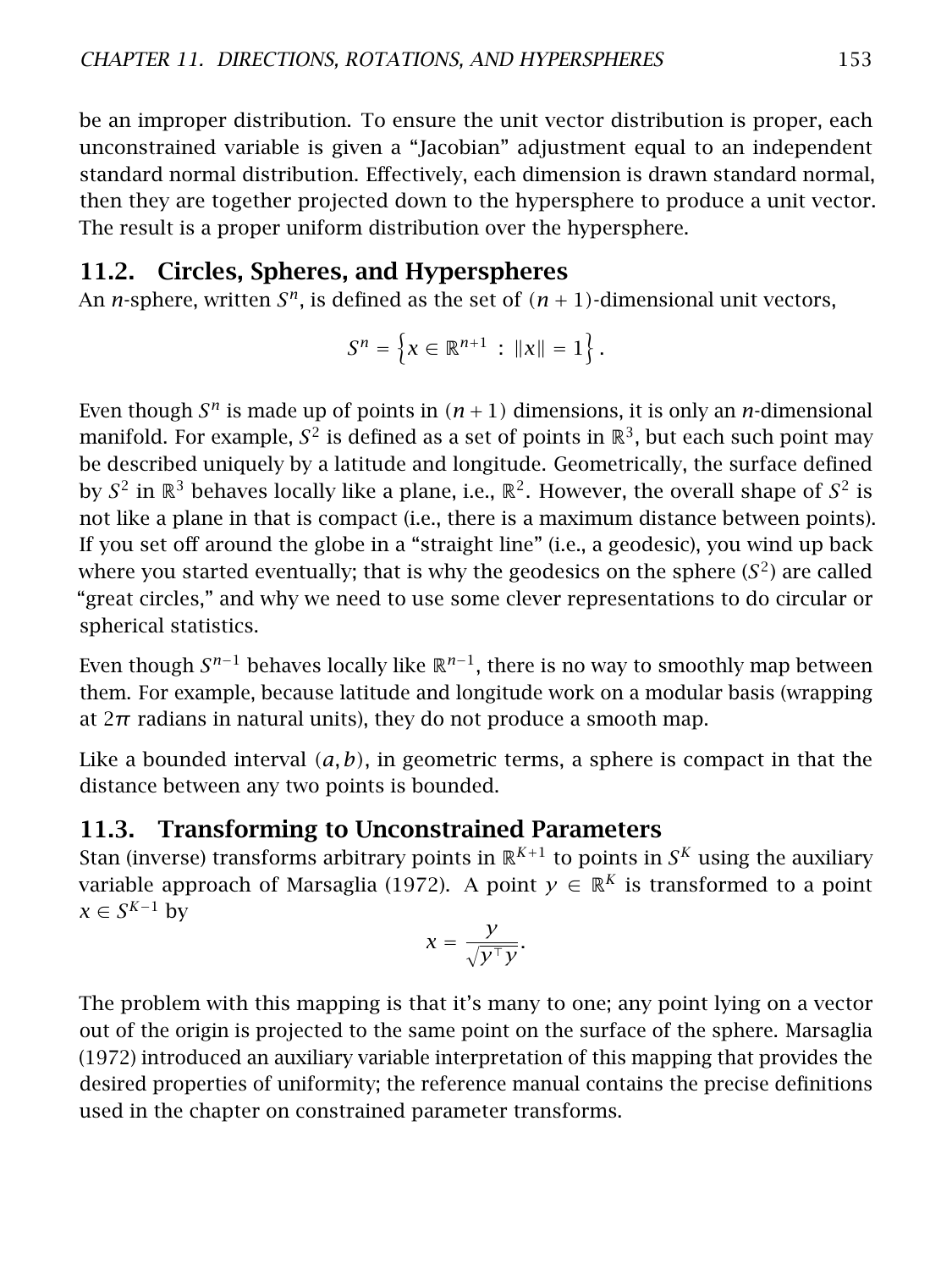be an improper distribution. To ensure the unit vector distribution is proper, each unconstrained variable is given a "Jacobian" adjustment equal to an independent standard normal distribution. Effectively, each dimension is drawn standard normal, then they are together projected down to the hypersphere to produce a unit vector. The result is a proper uniform distribution over the hypersphere.

## 11.2. Circles, Spheres, and Hyperspheres

An $n$-sphere, written $S^n$, is defined as the set of $(n+1)$-dimensional unit vectors,

$$S^n = \left\{ x \in \mathbb{R}^{n+1} \; : \; \|x\| = 1 \right\}.$$

Even though $S^n$ is made up of points in $(n+1)$ dimensions, it is only an $n$-dimensional manifold. For example, $S^2$ is defined as a set of points in $\mathbb{R}^3$, but each such point may be described uniquely by a latitude and longitude. Geometrically, the surface defined by $S^2$ in $\mathbb{R}^3$ behaves locally like a plane, i.e., $\mathbb{R}^2$. However, the overall shape of $S^2$ is not like a plane in that is compact (i.e., there is a maximum distance between points). If you set off around the globe in a "straight line" (i.e., a geodesic), you wind up back where you started eventually; that is why the geodesics on the sphere ($S^2$) are called "great circles," and why we need to use some clever representations to do circular or spherical statistics.

Even though $S^{n-1}$ behaves locally like $\mathbb{R}^{n-1}$, there is no way to smoothly map between them. For example, because latitude and longitude work on a modular basis (wrapping at $2\pi$ radians in natural units), they do not produce a smooth map.

Like a bounded interval $(a, b)$, in geometric terms, a sphere is compact in that the distance between any two points is bounded.

## 11.3. Transforming to Unconstrained Parameters

Stan (inverse) transforms arbitrary points in $\mathbb{R}^{K+1}$ to points in $S^K$ using the auxiliary variable approach of Marsaglia (1972). A point $y \in \mathbb{R}^K$ is transformed to a point $x \in S^{K-1}$ by

$$x = \frac{y}{\sqrt{y^\top y}}.$$

The problem with this mapping is that it's many to one; any point lying on a vector out of the origin is projected to the same point on the surface of the sphere. Marsaglia (1972) introduced an auxiliary variable interpretation of this mapping that provides the desired properties of uniformity; the reference manual contains the precise definitions used in the chapter on constrained parameter transforms.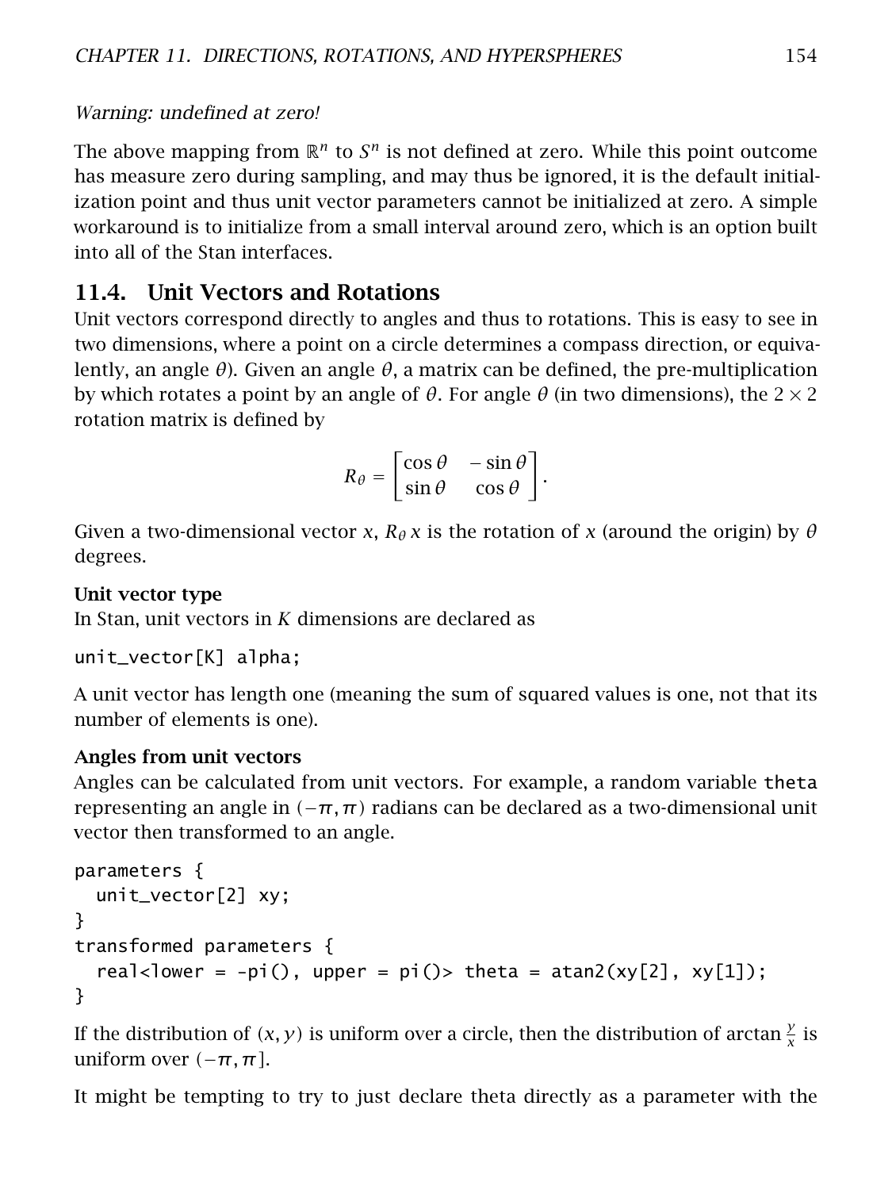*Warning: undefined at zero!*

The above mapping from $\mathbb{R}^n$ to $S^n$ is not defined at zero. While this point outcome has measure zero during sampling, and may thus be ignored, it is the default initialization point and thus unit vector parameters cannot be initialized at zero. A simple workaround is to initialize from a small interval around zero, which is an option built into all of the Stan interfaces.

## 11.4. Unit Vectors and Rotations

Unit vectors correspond directly to angles and thus to rotations. This is easy to see in two dimensions, where a point on a circle determines a compass direction, or equivalently, an angle $\theta$). Given an angle $\theta$, a matrix can be defined, the pre-multiplication by which rotates a point by an angle of $\theta$. For angle $\theta$ (in two dimensions), the $2 \times 2$ rotation matrix is defined by

$$R_\theta = \begin{bmatrix} \cos\theta & -\sin\theta \\ \sin\theta & \cos\theta \end{bmatrix}.$$

Given a two-dimensional vector $x$, $R_\theta\, x$ is the rotation of $x$ (around the origin) by $\theta$ degrees.

**Unit vector type**

In Stan, unit vectors in $K$ dimensions are declared as

```
unit_vector[K] alpha;
```

A unit vector has length one (meaning the sum of squared values is one, not that its number of elements is one).

**Angles from unit vectors**

Angles can be calculated from unit vectors. For example, a random variable theta representing an angle in $(-\pi, \pi)$ radians can be declared as a two-dimensional unit vector then transformed to an angle.

```
parameters {
  unit_vector[2] xy;
}
transformed parameters {
  real<lower = -pi(), upper = pi()> theta = atan2(xy[2], xy[1]);
}
```

If the distribution of $(x, y)$ is uniform over a circle, then the distribution of $\arctan \frac{y}{x}$ is uniform over $(-\pi, \pi]$.

It might be tempting to try to just declare theta directly as a parameter with the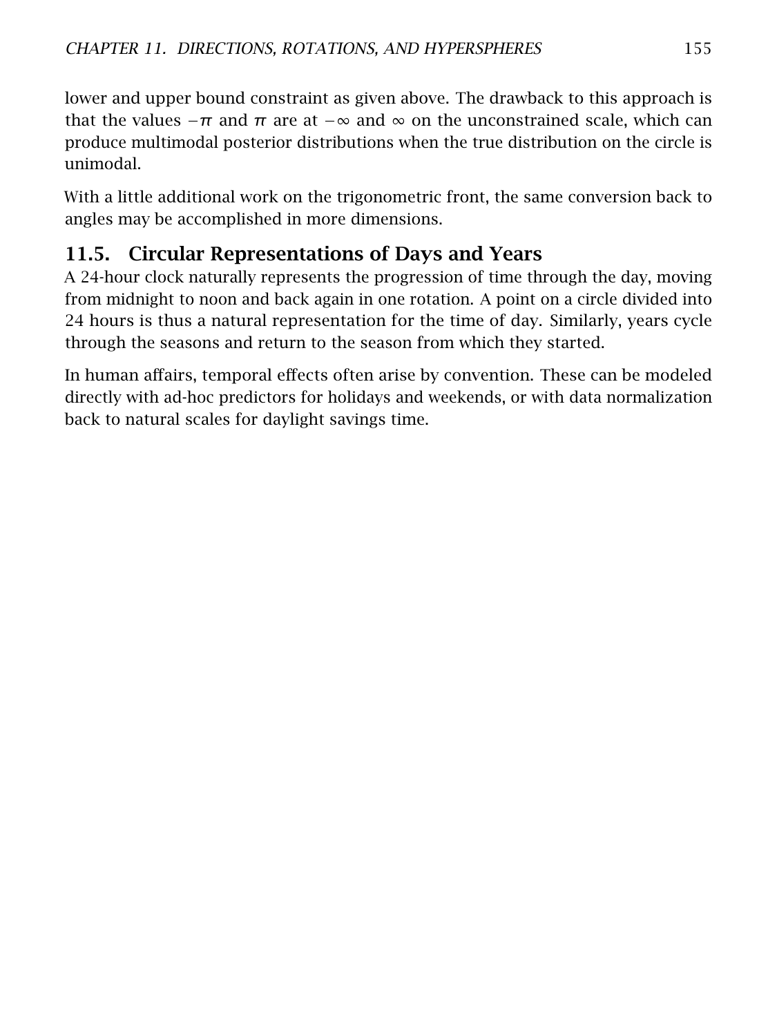lower and upper bound constraint as given above. The drawback to this approach is that the values $-\pi$ and $\pi$ are at $-\infty$ and $\infty$ on the unconstrained scale, which can produce multimodal posterior distributions when the true distribution on the circle is unimodal.

With a little additional work on the trigonometric front, the same conversion back to angles may be accomplished in more dimensions.

## 11.5. Circular Representations of Days and Years

A 24-hour clock naturally represents the progression of time through the day, moving from midnight to noon and back again in one rotation. A point on a circle divided into 24 hours is thus a natural representation for the time of day. Similarly, years cycle through the seasons and return to the season from which they started.

In human affairs, temporal effects often arise by convention. These can be modeled directly with ad-hoc predictors for holidays and weekends, or with data normalization back to natural scales for daylight savings time.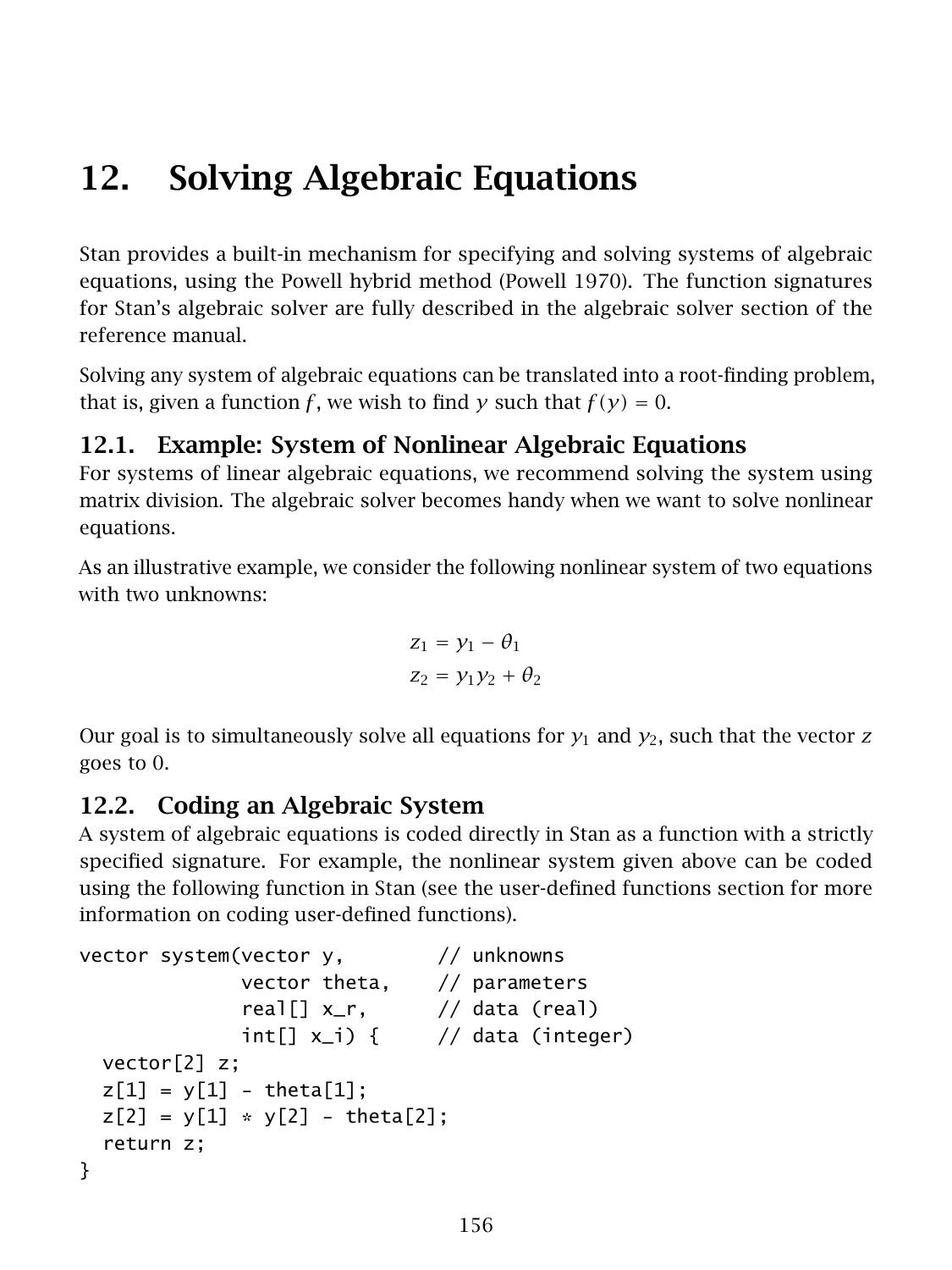# 12. Solving Algebraic Equations

Stan provides a built-in mechanism for specifying and solving systems of algebraic equations, using the Powell hybrid method (Powell 1970). The function signatures for Stan's algebraic solver are fully described in the algebraic solver section of the reference manual.

Solving any system of algebraic equations can be translated into a root-finding problem, that is, given a function $f$, we wish to find $y$ such that $f(y) = 0$.

## 12.1. Example: System of Nonlinear Algebraic Equations

For systems of linear algebraic equations, we recommend solving the system using matrix division. The algebraic solver becomes handy when we want to solve nonlinear equations.

As an illustrative example, we consider the following nonlinear system of two equations with two unknowns:

$$z_1 = y_1 - \theta_1$$
$$z_2 = y_1 y_2 + \theta_2$$

Our goal is to simultaneously solve all equations for $y_1$ and $y_2$, such that the vector $z$ goes to 0.

## 12.2. Coding an Algebraic System

A system of algebraic equations is coded directly in Stan as a function with a strictly specified signature. For example, the nonlinear system given above can be coded using the following function in Stan (see the user-defined functions section for more information on coding user-defined functions).

```
vector system(vector y,        // unknowns
              vector theta,    // parameters
              real[] x_r,      // data (real)
              int[] x_i) {     // data (integer)
  vector[2] z;
  z[1] = y[1] - theta[1];
  z[2] = y[1] * y[2] - theta[2];
  return z;
}
```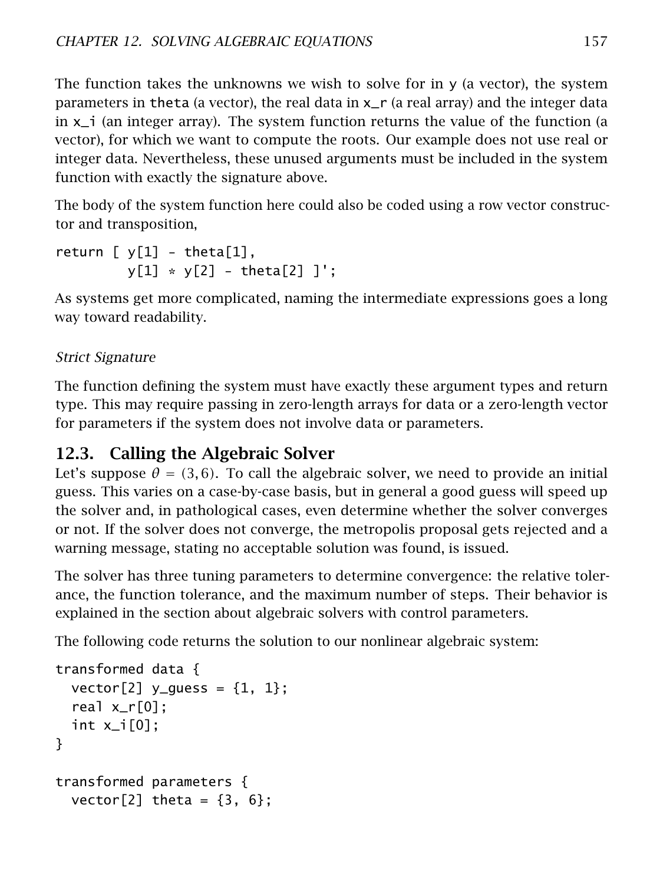The function takes the unknowns we wish to solve for in y (a vector), the system parameters in theta (a vector), the real data in x_r (a real array) and the integer data in x_i (an integer array). The system function returns the value of the function (a vector), for which we want to compute the roots. Our example does not use real or integer data. Nevertheless, these unused arguments must be included in the system function with exactly the signature above.

The body of the system function here could also be coded using a row vector constructor and transposition,

```
return [ y[1] - theta[1],
         y[1] * y[2] - theta[2] ]';
```

As systems get more complicated, naming the intermediate expressions goes a long way toward readability.

*Strict Signature*

The function defining the system must have exactly these argument types and return type. This may require passing in zero-length arrays for data or a zero-length vector for parameters if the system does not involve data or parameters.

## 12.3. Calling the Algebraic Solver

Let's suppose $\theta = (3, 6)$. To call the algebraic solver, we need to provide an initial guess. This varies on a case-by-case basis, but in general a good guess will speed up the solver and, in pathological cases, even determine whether the solver converges or not. If the solver does not converge, the metropolis proposal gets rejected and a warning message, stating no acceptable solution was found, is issued.

The solver has three tuning parameters to determine convergence: the relative tolerance, the function tolerance, and the maximum number of steps. Their behavior is explained in the section about algebraic solvers with control parameters.

The following code returns the solution to our nonlinear algebraic system:

```
transformed data {
  vector[2] y_guess = {1, 1};
  real x_r[0];
  int x_i[0];
}

transformed parameters {
  vector[2] theta = {3, 6};
```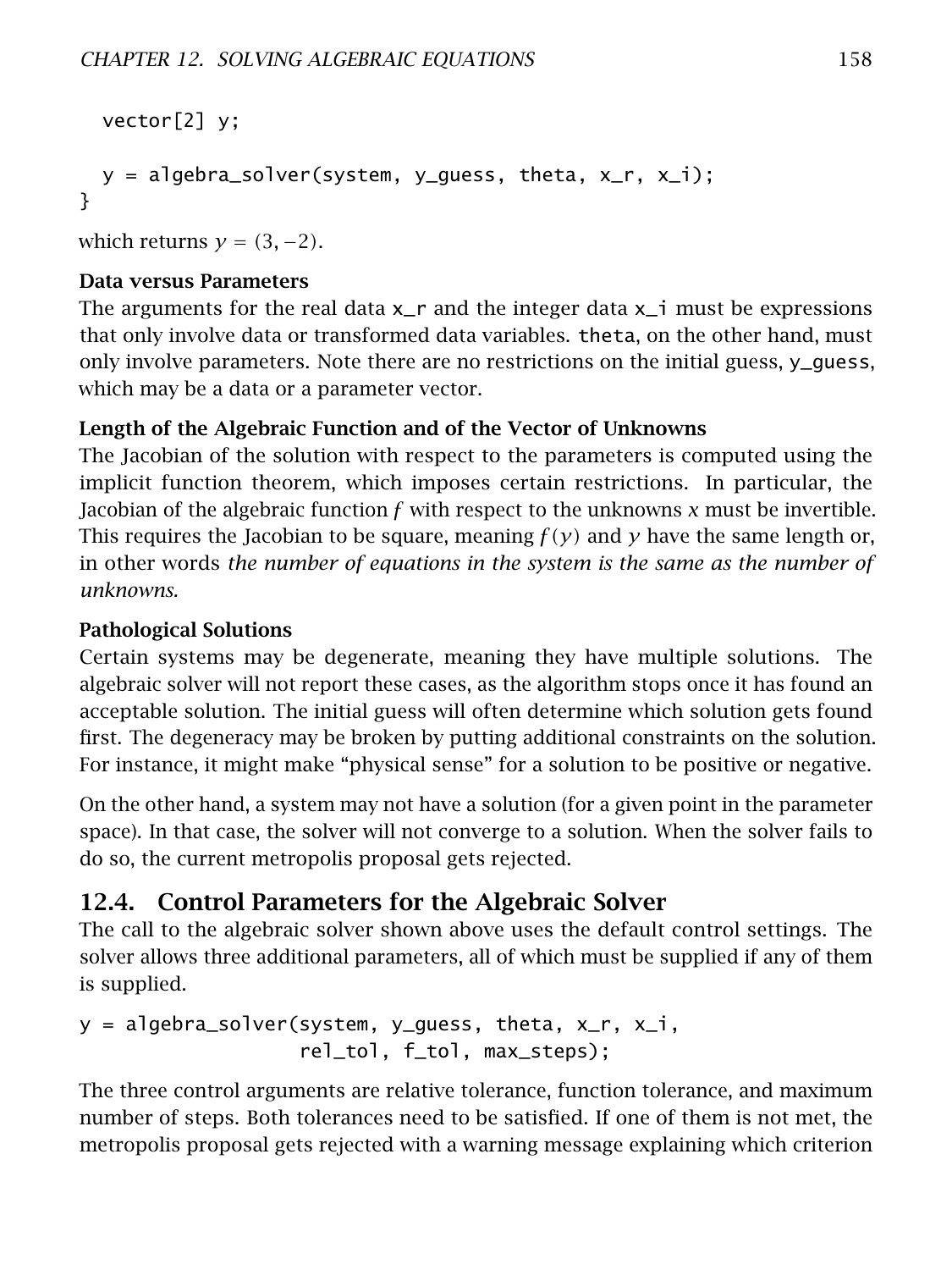```
  vector[2] y;

  y = algebra_solver(system, y_guess, theta, x_r, x_i);
}
```

which returns $y = (3, -2)$.

**Data versus Parameters**

The arguments for the real data `x_r` and the integer data `x_i` must be expressions that only involve data or transformed data variables. `theta`, on the other hand, must only involve parameters. Note there are no restrictions on the initial guess, `y_guess`, which may be a data or a parameter vector.

**Length of the Algebraic Function and of the Vector of Unknowns**

The Jacobian of the solution with respect to the parameters is computed using the implicit function theorem, which imposes certain restrictions. In particular, the Jacobian of the algebraic function $f$ with respect to the unknowns $x$ must be invertible. This requires the Jacobian to be square, meaning $f(y)$ and $y$ have the same length or, in other words *the number of equations in the system is the same as the number of unknowns.*

**Pathological Solutions**

Certain systems may be degenerate, meaning they have multiple solutions. The algebraic solver will not report these cases, as the algorithm stops once it has found an acceptable solution. The initial guess will often determine which solution gets found first. The degeneracy may be broken by putting additional constraints on the solution. For instance, it might make "physical sense" for a solution to be positive or negative.

On the other hand, a system may not have a solution (for a given point in the parameter space). In that case, the solver will not converge to a solution. When the solver fails to do so, the current metropolis proposal gets rejected.

## 12.4. Control Parameters for the Algebraic Solver

The call to the algebraic solver shown above uses the default control settings. The solver allows three additional parameters, all of which must be supplied if any of them is supplied.

```
y = algebra_solver(system, y_guess, theta, x_r, x_i,
                   rel_tol, f_tol, max_steps);
```

The three control arguments are relative tolerance, function tolerance, and maximum number of steps. Both tolerances need to be satisfied. If one of them is not met, the metropolis proposal gets rejected with a warning message explaining which criterion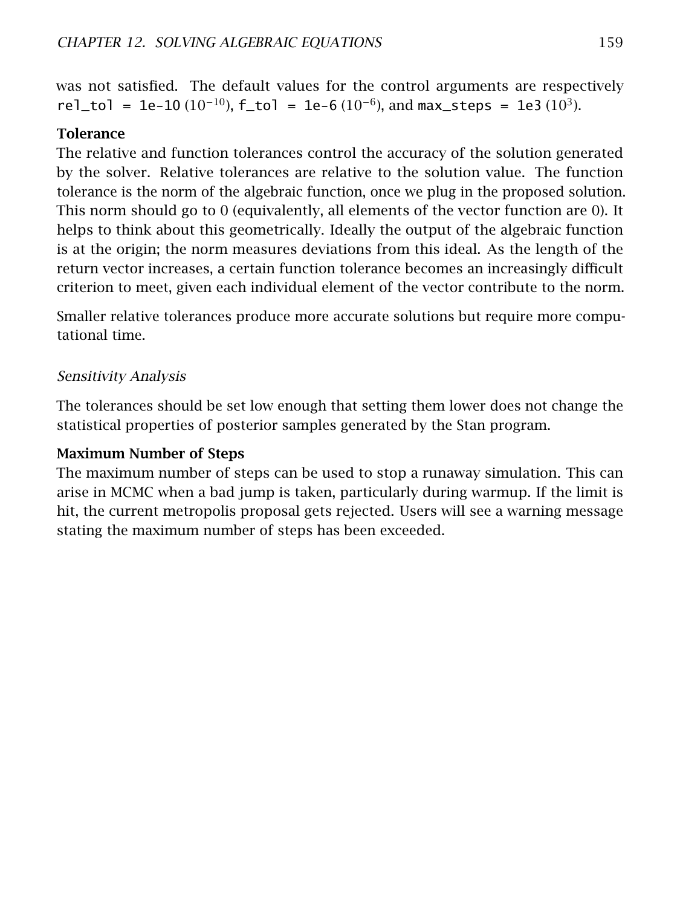was not satisfied. The default values for the control arguments are respectively `rel_tol = 1e-10` ($10^{-10}$), `f_tol = 1e-6` ($10^{-6}$), and `max_steps = 1e3` ($10^{3}$).

**Tolerance**

The relative and function tolerances control the accuracy of the solution generated by the solver. Relative tolerances are relative to the solution value. The function tolerance is the norm of the algebraic function, once we plug in the proposed solution. This norm should go to 0 (equivalently, all elements of the vector function are 0). It helps to think about this geometrically. Ideally the output of the algebraic function is at the origin; the norm measures deviations from this ideal. As the length of the return vector increases, a certain function tolerance becomes an increasingly difficult criterion to meet, given each individual element of the vector contribute to the norm.

Smaller relative tolerances produce more accurate solutions but require more computational time.

*Sensitivity Analysis*

The tolerances should be set low enough that setting them lower does not change the statistical properties of posterior samples generated by the Stan program.

**Maximum Number of Steps**

The maximum number of steps can be used to stop a runaway simulation. This can arise in MCMC when a bad jump is taken, particularly during warmup. If the limit is hit, the current metropolis proposal gets rejected. Users will see a warning message stating the maximum number of steps has been exceeded.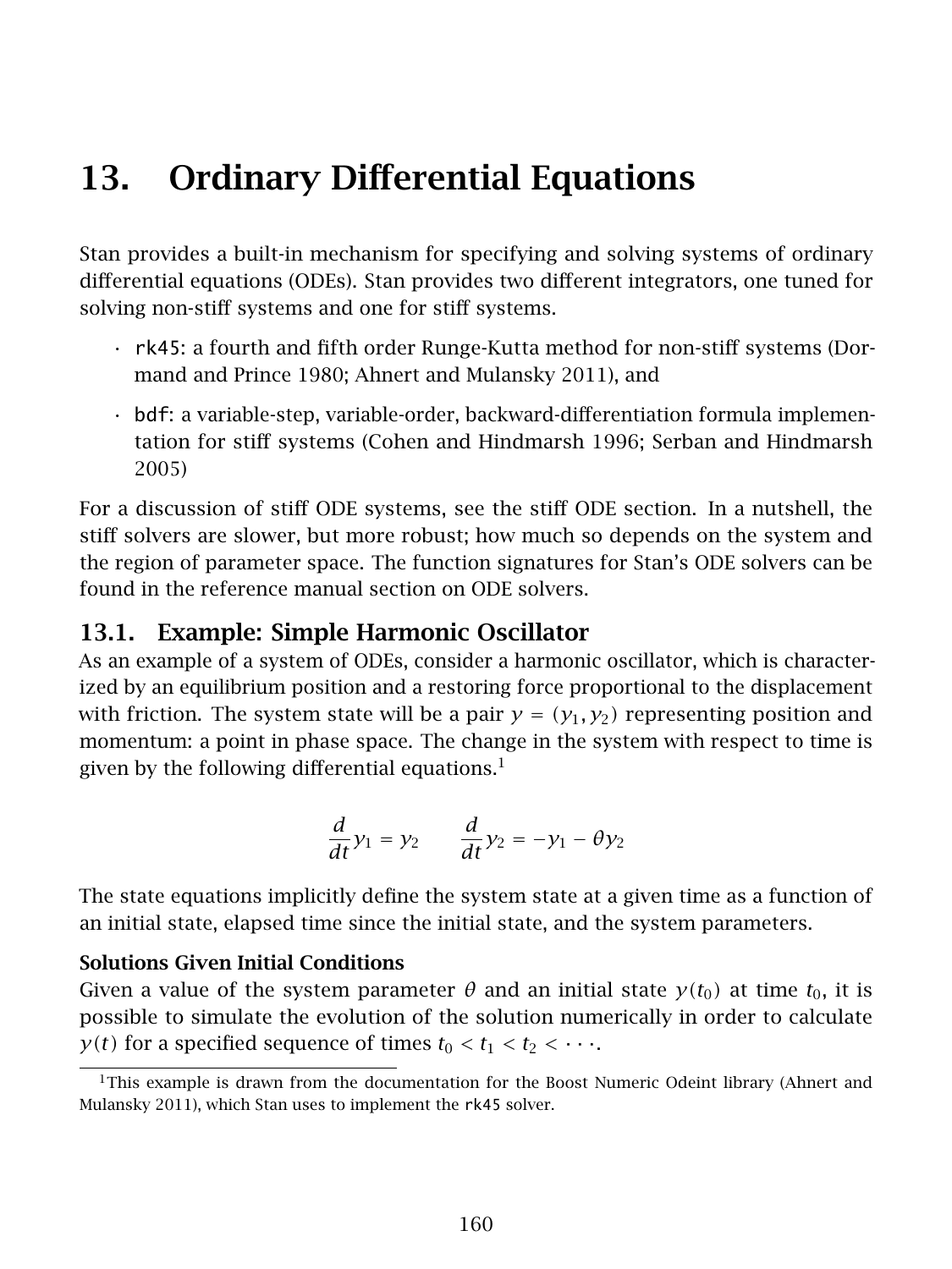# 13. Ordinary Differential Equations

Stan provides a built-in mechanism for specifying and solving systems of ordinary differential equations (ODEs). Stan provides two different integrators, one tuned for solving non-stiff systems and one for stiff systems.

- `rk45`: a fourth and fifth order Runge-Kutta method for non-stiff systems (Dormand and Prince 1980; Ahnert and Mulansky 2011), and
- `bdf`: a variable-step, variable-order, backward-differentiation formula implementation for stiff systems (Cohen and Hindmarsh 1996; Serban and Hindmarsh 2005)

For a discussion of stiff ODE systems, see the stiff ODE section. In a nutshell, the stiff solvers are slower, but more robust; how much so depends on the system and the region of parameter space. The function signatures for Stan's ODE solvers can be found in the reference manual section on ODE solvers.

## 13.1. Example: Simple Harmonic Oscillator

As an example of a system of ODEs, consider a harmonic oscillator, which is characterized by an equilibrium position and a restoring force proportional to the displacement with friction. The system state will be a pair $y = (y_1, y_2)$ representing position and momentum: a point in phase space. The change in the system with respect to time is given by the following differential equations.[1]

$$\frac{d}{dt} y_1 = y_2 \qquad \frac{d}{dt} y_2 = -y_1 - \theta y_2$$

The state equations implicitly define the system state at a given time as a function of an initial state, elapsed time since the initial state, and the system parameters.

### Solutions Given Initial Conditions

Given a value of the system parameter $\theta$ and an initial state $y(t_0)$ at time $t_0$, it is possible to simulate the evolution of the solution numerically in order to calculate $y(t)$ for a specified sequence of times $t_0 < t_1 < t_2 < \cdots$.

[1] This example is drawn from the documentation for the Boost Numeric Odeint library (Ahnert and Mulansky 2011), which Stan uses to implement the `rk45` solver.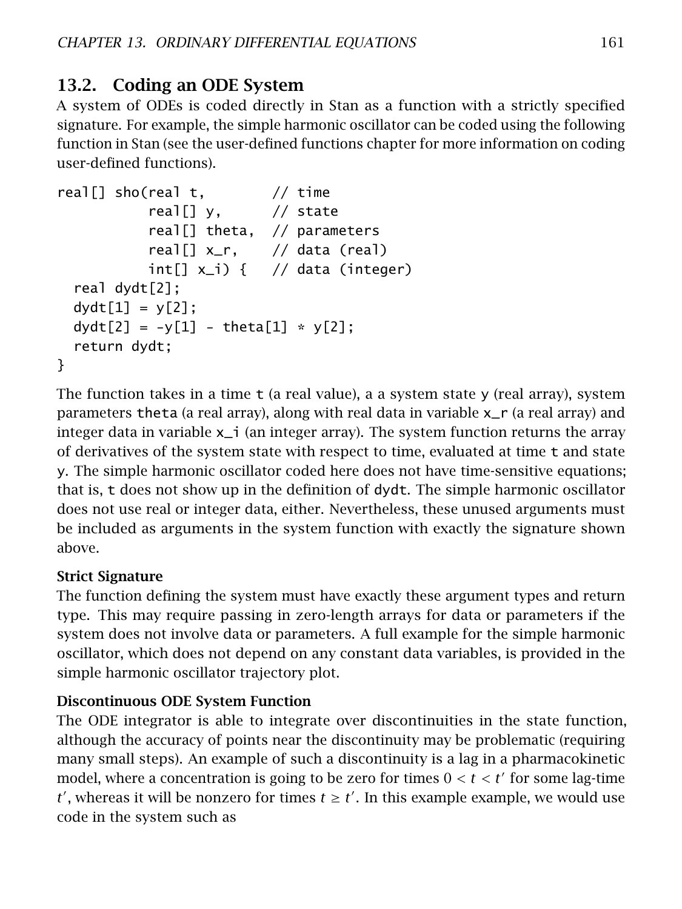## 13.2. Coding an ODE System

A system of ODEs is coded directly in Stan as a function with a strictly specified signature. For example, the simple harmonic oscillator can be coded using the following function in Stan (see the user-defined functions chapter for more information on coding user-defined functions).

```
real[] sho(real t,        // time
           real[] y,      // state
           real[] theta,  // parameters
           real[] x_r,    // data (real)
           int[] x_i) {   // data (integer)
  real dydt[2];
  dydt[1] = y[2];
  dydt[2] = -y[1] - theta[1] * y[2];
  return dydt;
}
```

The function takes in a time `t` (a real value), a a system state `y` (real array), system parameters `theta` (a real array), along with real data in variable `x_r` (a real array) and integer data in variable `x_i` (an integer array). The system function returns the array of derivatives of the system state with respect to time, evaluated at time `t` and state `y`. The simple harmonic oscillator coded here does not have time-sensitive equations; that is, `t` does not show up in the definition of `dydt`. The simple harmonic oscillator does not use real or integer data, either. Nevertheless, these unused arguments must be included as arguments in the system function with exactly the signature shown above.

#### Strict Signature

The function defining the system must have exactly these argument types and return type. This may require passing in zero-length arrays for data or parameters if the system does not involve data or parameters. A full example for the simple harmonic oscillator, which does not depend on any constant data variables, is provided in the simple harmonic oscillator trajectory plot.

#### Discontinuous ODE System Function

The ODE integrator is able to integrate over discontinuities in the state function, although the accuracy of points near the discontinuity may be problematic (requiring many small steps). An example of such a discontinuity is a lag in a pharmacokinetic model, where a concentration is going to be zero for times $0 < t < t'$ for some lag-time $t'$, whereas it will be nonzero for times $t \geq t'$. In this example example, we would use code in the system such as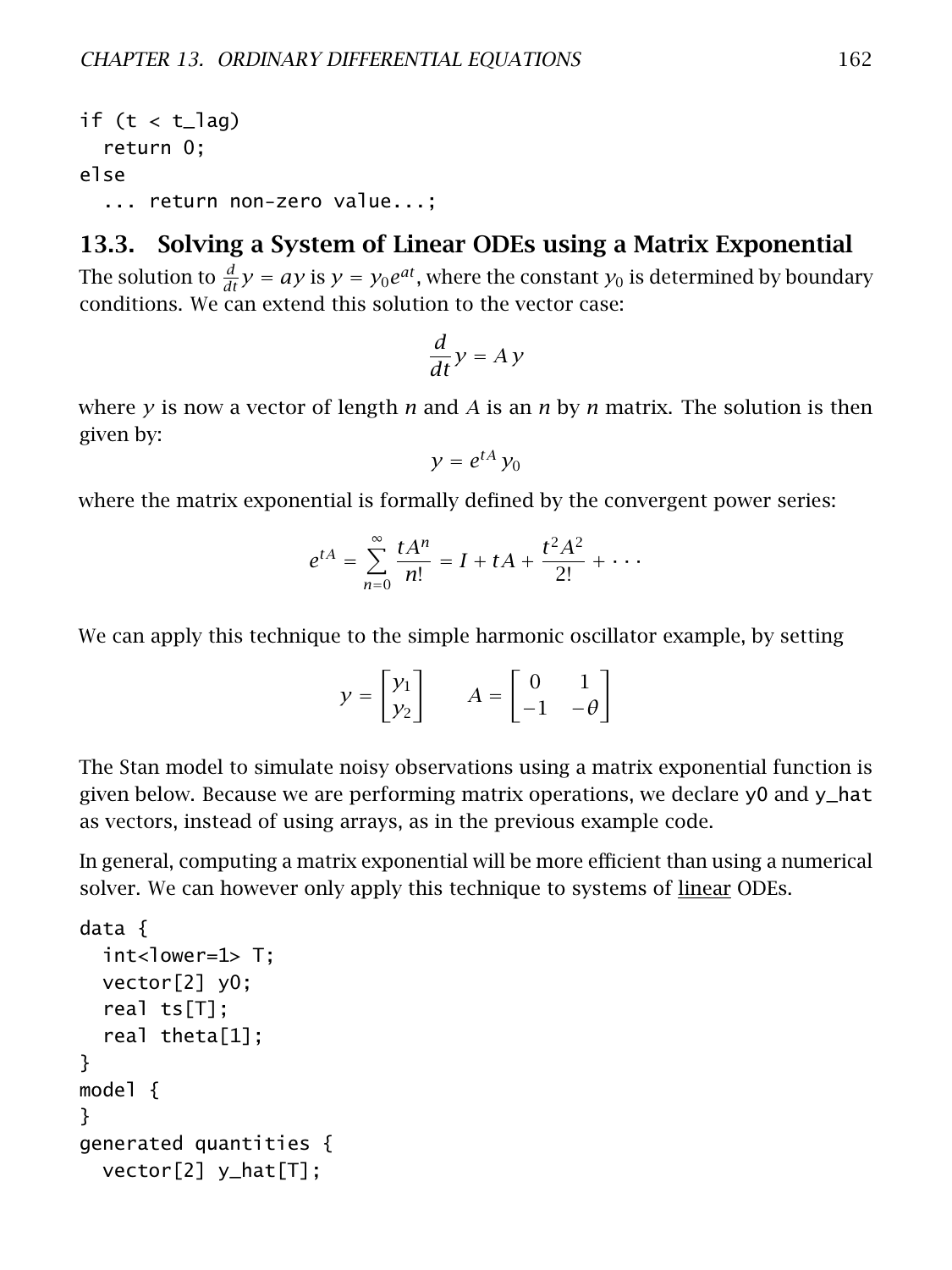```
if (t < t_lag)
  return 0;
else
  ... return non-zero value...;
```

## 13.3. Solving a System of Linear ODEs using a Matrix Exponential

The solution to $\frac{d}{dt}y = ay$ is $y = y_0 e^{at}$, where the constant $y_0$ is determined by boundary conditions. We can extend this solution to the vector case:

$$\frac{d}{dt}y = A\,y$$

where $y$ is now a vector of length $n$ and $A$ is an $n$ by $n$ matrix. The solution is then given by:

$$y = e^{tA}\,y_0$$

where the matrix exponential is formally defined by the convergent power series:

$$e^{tA} = \sum_{n=0}^{\infty} \frac{tA^n}{n!} = I + tA + \frac{t^2 A^2}{2!} + \cdots$$

We can apply this technique to the simple harmonic oscillator example, by setting

$$y = \begin{bmatrix} y_1 \\ y_2 \end{bmatrix} \qquad A = \begin{bmatrix} 0 & 1 \\ -1 & -\theta \end{bmatrix}$$

The Stan model to simulate noisy observations using a matrix exponential function is given below. Because we are performing matrix operations, we declare y0 and y_hat as vectors, instead of using arrays, as in the previous example code.

In general, computing a matrix exponential will be more efficient than using a numerical solver. We can however only apply this technique to systems of linear ODEs.

```
data {
  int<lower=1> T;
  vector[2] y0;
  real ts[T];
  real theta[1];
}
model {
}
generated quantities {
  vector[2] y_hat[T];
```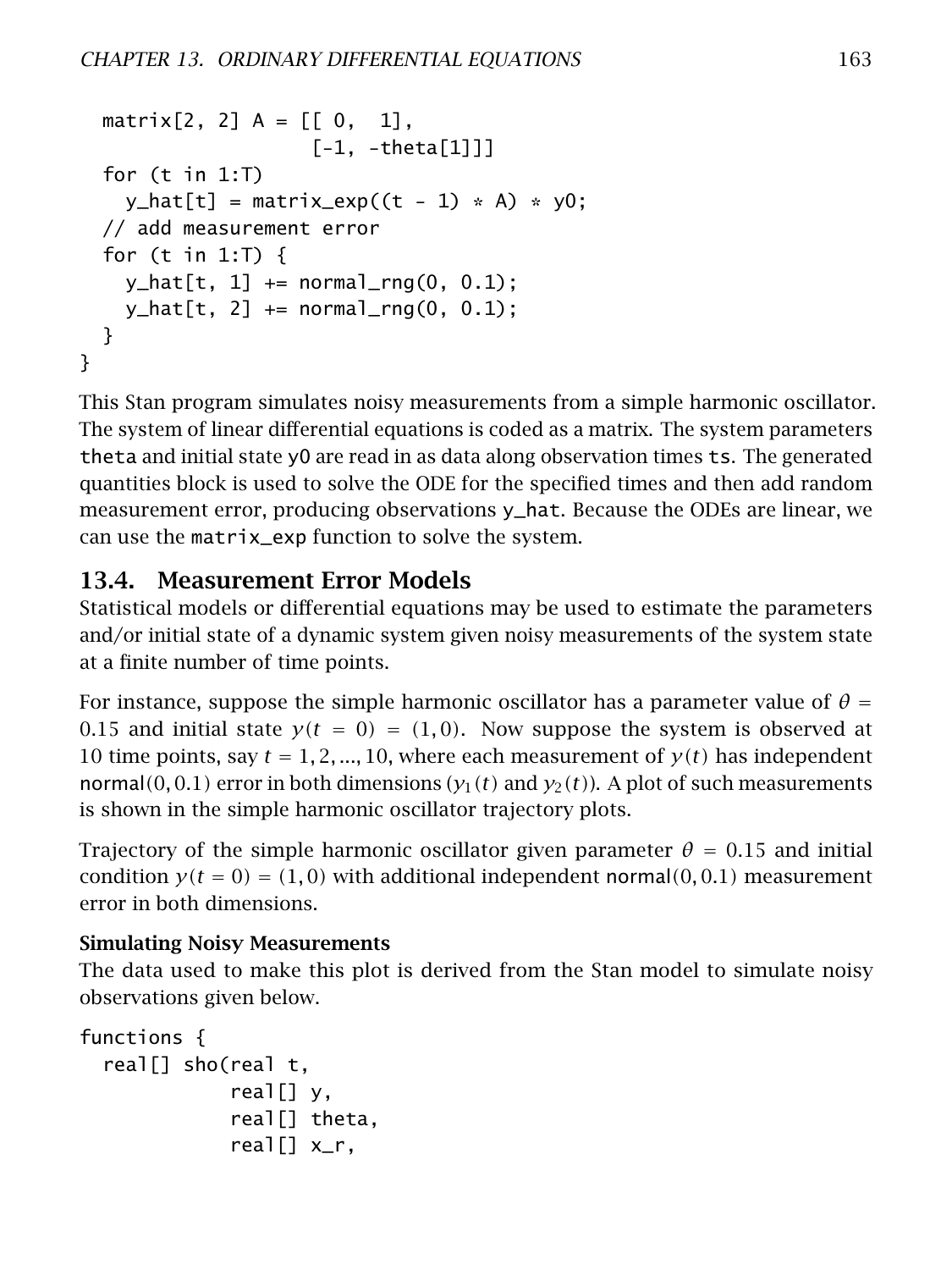```
  matrix[2, 2] A = [[ 0,  1],
                    [-1, -theta[1]]]
  for (t in 1:T)
    y_hat[t] = matrix_exp((t - 1) * A) * y0;
  // add measurement error
  for (t in 1:T) {
    y_hat[t, 1] += normal_rng(0, 0.1);
    y_hat[t, 2] += normal_rng(0, 0.1);
  }
}
```

This Stan program simulates noisy measurements from a simple harmonic oscillator. The system of linear differential equations is coded as a matrix. The system parameters theta and initial state y0 are read in as data along observation times ts. The generated quantities block is used to solve the ODE for the specified times and then add random measurement error, producing observations y_hat. Because the ODEs are linear, we can use the matrix_exp function to solve the system.

## 13.4. Measurement Error Models

Statistical models or differential equations may be used to estimate the parameters and/or initial state of a dynamic system given noisy measurements of the system state at a finite number of time points.

For instance, suppose the simple harmonic oscillator has a parameter value of $\theta = 0.15$ and initial state $y(t = 0) = (1, 0)$. Now suppose the system is observed at 10 time points, say $t = 1, 2, ..., 10$, where each measurement of $y(t)$ has independent normal$(0, 0.1)$ error in both dimensions ($y_1(t)$ and $y_2(t)$). A plot of such measurements is shown in the simple harmonic oscillator trajectory plots.

Trajectory of the simple harmonic oscillator given parameter $\theta = 0.15$ and initial condition $y(t = 0) = (1, 0)$ with additional independent normal$(0, 0.1)$ measurement error in both dimensions.

#### Simulating Noisy Measurements

The data used to make this plot is derived from the Stan model to simulate noisy observations given below.

```
functions {
  real[] sho(real t,
             real[] y,
             real[] theta,
             real[] x_r,
```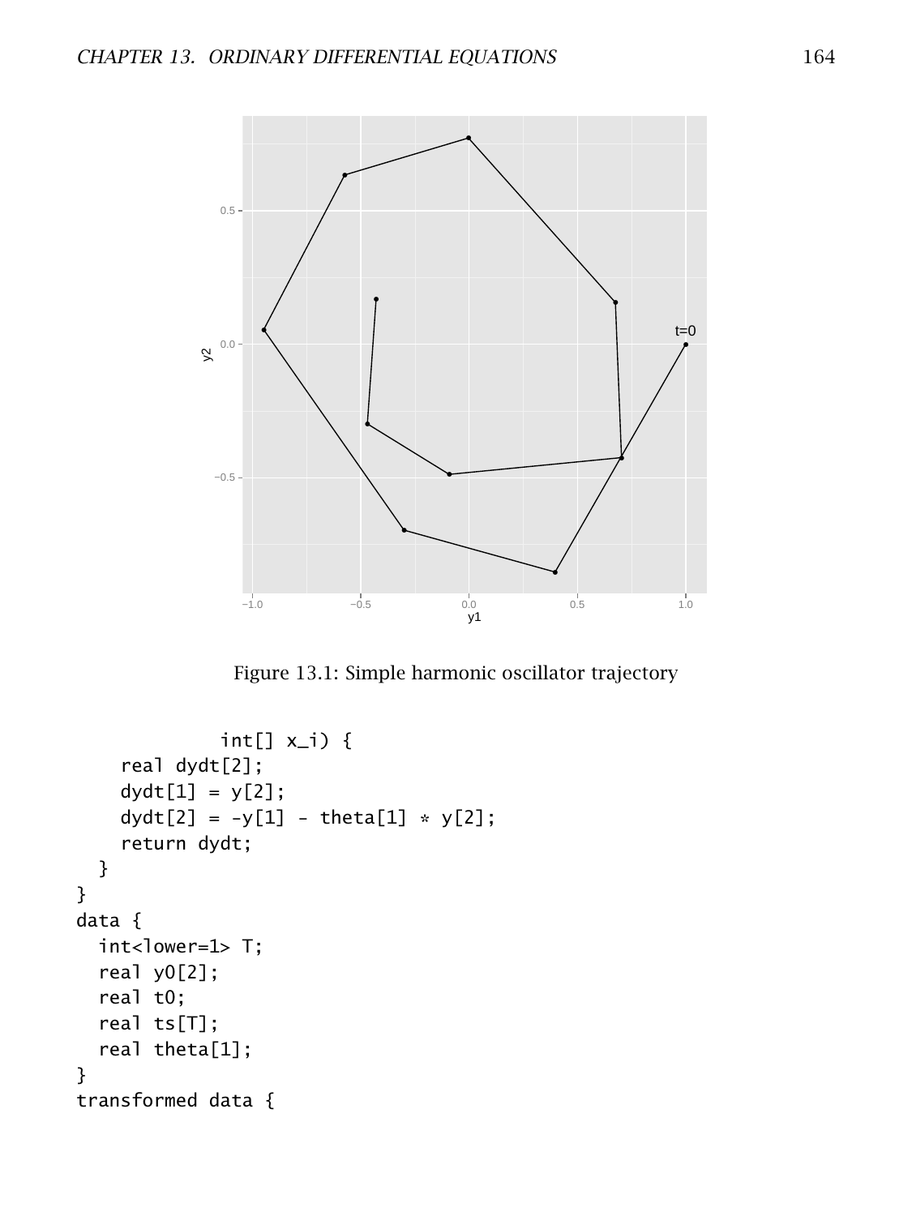Figure 13.1: Simple harmonic oscillator trajectory

```
             int[] x_i) {
    real dydt[2];
    dydt[1] = y[2];
    dydt[2] = -y[1] - theta[1] * y[2];
    return dydt;
  }
}
data {
  int<lower=1> T;
  real y0[2];
  real t0;
  real ts[T];
  real theta[1];
}
transformed data {
```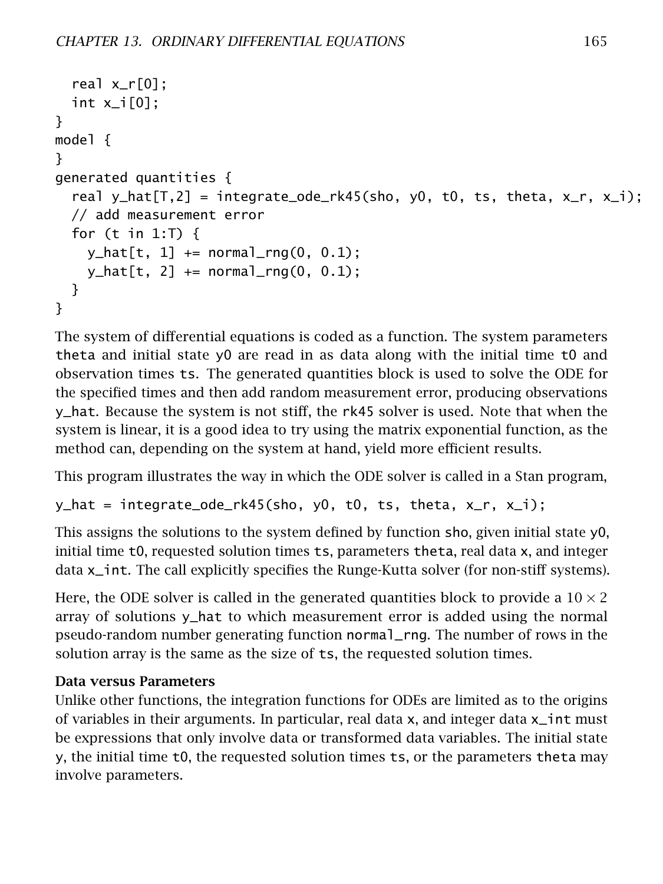```
  real x_r[0];
  int x_i[0];
}
model {
}
generated quantities {
  real y_hat[T,2] = integrate_ode_rk45(sho, y0, t0, ts, theta, x_r, x_i);
  // add measurement error
  for (t in 1:T) {
    y_hat[t, 1] += normal_rng(0, 0.1);
    y_hat[t, 2] += normal_rng(0, 0.1);
  }
}
```

The system of differential equations is coded as a function. The system parameters `theta` and initial state `y0` are read in as data along with the initial time `t0` and observation times `ts`. The generated quantities block is used to solve the ODE for the specified times and then add random measurement error, producing observations `y_hat`. Because the system is not stiff, the `rk45` solver is used. Note that when the system is linear, it is a good idea to try using the matrix exponential function, as the method can, depending on the system at hand, yield more efficient results.

This program illustrates the way in which the ODE solver is called in a Stan program,

```
y_hat = integrate_ode_rk45(sho, y0, t0, ts, theta, x_r, x_i);
```

This assigns the solutions to the system defined by function `sho`, given initial state `y0`, initial time `t0`, requested solution times `ts`, parameters `theta`, real data `x`, and integer data `x_int`. The call explicitly specifies the Runge-Kutta solver (for non-stiff systems).

Here, the ODE solver is called in the generated quantities block to provide a $10 \times 2$ array of solutions `y_hat` to which measurement error is added using the normal pseudo-random number generating function `normal_rng`. The number of rows in the solution array is the same as the size of `ts`, the requested solution times.

**Data versus Parameters**

Unlike other functions, the integration functions for ODEs are limited as to the origins of variables in their arguments. In particular, real data `x`, and integer data `x_int` must be expressions that only involve data or transformed data variables. The initial state `y`, the initial time `t0`, the requested solution times `ts`, or the parameters `theta` may involve parameters.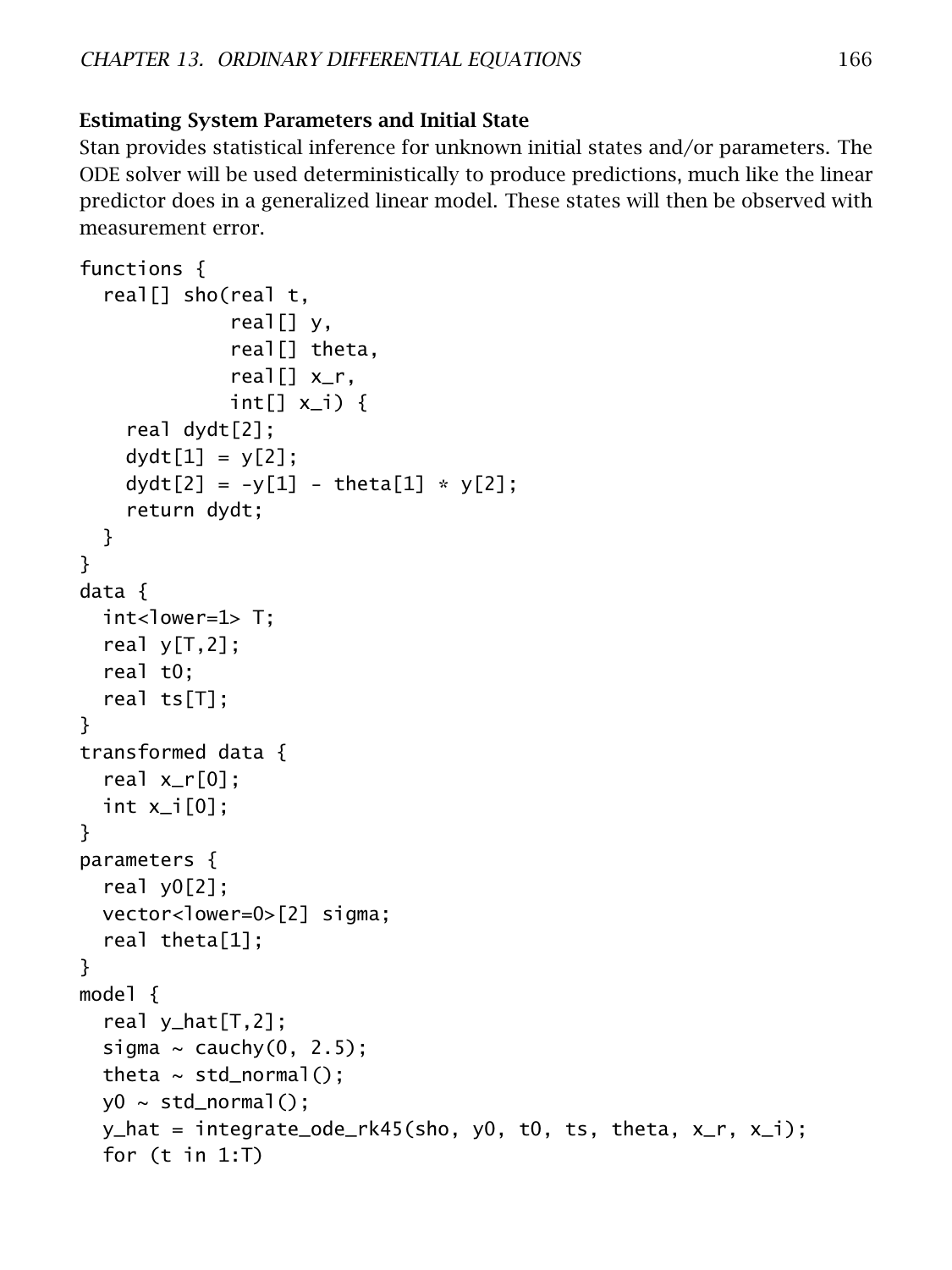**Estimating System Parameters and Initial State**

Stan provides statistical inference for unknown initial states and/or parameters. The ODE solver will be used deterministically to produce predictions, much like the linear predictor does in a generalized linear model. These states will then be observed with measurement error.

```
functions {
  real[] sho(real t,
             real[] y,
             real[] theta,
             real[] x_r,
             int[] x_i) {
    real dydt[2];
    dydt[1] = y[2];
    dydt[2] = -y[1] - theta[1] * y[2];
    return dydt;
  }
}
data {
  int<lower=1> T;
  real y[T,2];
  real t0;
  real ts[T];
}
transformed data {
  real x_r[0];
  int x_i[0];
}
parameters {
  real y0[2];
  vector<lower=0>[2] sigma;
  real theta[1];
}
model {
  real y_hat[T,2];
  sigma ~ cauchy(0, 2.5);
  theta ~ std_normal();
  y0 ~ std_normal();
  y_hat = integrate_ode_rk45(sho, y0, t0, ts, theta, x_r, x_i);
  for (t in 1:T)
```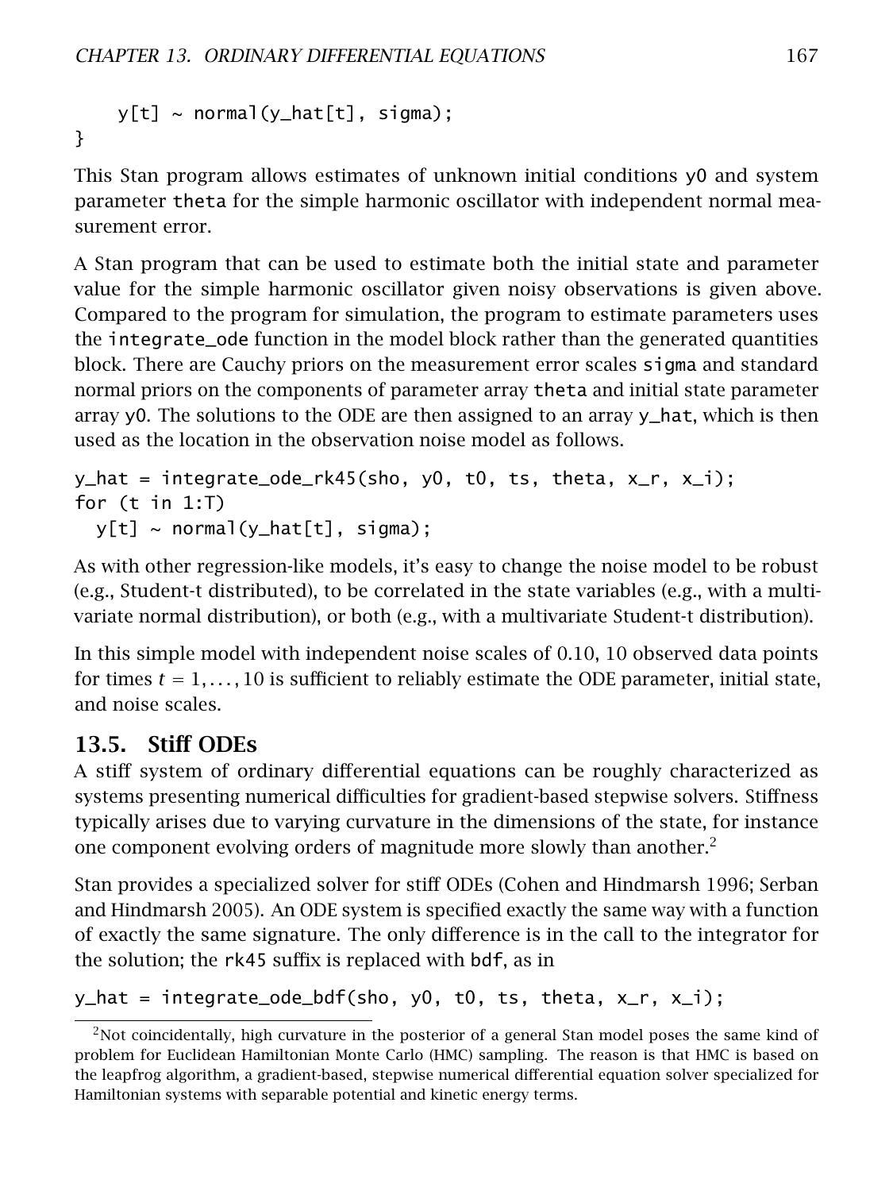```
    y[t] ~ normal(y_hat[t], sigma);
}
```

This Stan program allows estimates of unknown initial conditions y0 and system parameter theta for the simple harmonic oscillator with independent normal measurement error.

A Stan program that can be used to estimate both the initial state and parameter value for the simple harmonic oscillator given noisy observations is given above. Compared to the program for simulation, the program to estimate parameters uses the integrate_ode function in the model block rather than the generated quantities block. There are Cauchy priors on the measurement error scales sigma and standard normal priors on the components of parameter array theta and initial state parameter array y0. The solutions to the ODE are then assigned to an array y_hat, which is then used as the location in the observation noise model as follows.

```
y_hat = integrate_ode_rk45(sho, y0, t0, ts, theta, x_r, x_i);
for (t in 1:T)
  y[t] ~ normal(y_hat[t], sigma);
```

As with other regression-like models, it's easy to change the noise model to be robust (e.g., Student-t distributed), to be correlated in the state variables (e.g., with a multivariate normal distribution), or both (e.g., with a multivariate Student-t distribution).

In this simple model with independent noise scales of 0.10, 10 observed data points for times $t = 1, \ldots, 10$ is sufficient to reliably estimate the ODE parameter, initial state, and noise scales.

## 13.5. Stiff ODEs

A stiff system of ordinary differential equations can be roughly characterized as systems presenting numerical difficulties for gradient-based stepwise solvers. Stiffness typically arises due to varying curvature in the dimensions of the state, for instance one component evolving orders of magnitude more slowly than another.[2]

Stan provides a specialized solver for stiff ODEs (Cohen and Hindmarsh 1996; Serban and Hindmarsh 2005). An ODE system is specified exactly the same way with a function of exactly the same signature. The only difference is in the call to the integrator for the solution; the rk45 suffix is replaced with bdf, as in

```
y_hat = integrate_ode_bdf(sho, y0, t0, ts, theta, x_r, x_i);
```

[2] Not coincidentally, high curvature in the posterior of a general Stan model poses the same kind of problem for Euclidean Hamiltonian Monte Carlo (HMC) sampling. The reason is that HMC is based on the leapfrog algorithm, a gradient-based, stepwise numerical differential equation solver specialized for Hamiltonian systems with separable potential and kinetic energy terms.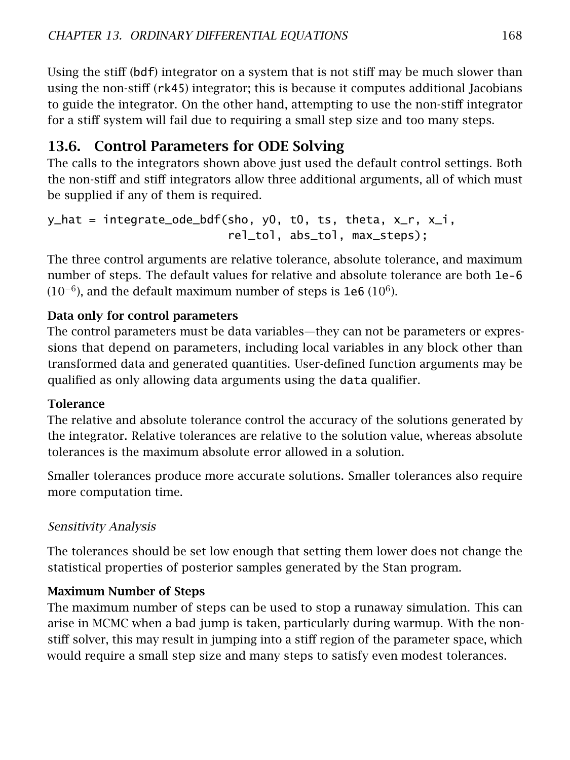Using the stiff (bdf) integrator on a system that is not stiff may be much slower than using the non-stiff (rk45) integrator; this is because it computes additional Jacobians to guide the integrator. On the other hand, attempting to use the non-stiff integrator for a stiff system will fail due to requiring a small step size and too many steps.

## 13.6. Control Parameters for ODE Solving

The calls to the integrators shown above just used the default control settings. Both the non-stiff and stiff integrators allow three additional arguments, all of which must be supplied if any of them is required.

```
y_hat = integrate_ode_bdf(sho, y0, t0, ts, theta, x_r, x_i,
                          rel_tol, abs_tol, max_steps);
```

The three control arguments are relative tolerance, absolute tolerance, and maximum number of steps. The default values for relative and absolute tolerance are both 1e-6 ($10^{-6}$), and the default maximum number of steps is 1e6 ($10^{6}$).

**Data only for control parameters**

The control parameters must be data variables—they can not be parameters or expressions that depend on parameters, including local variables in any block other than transformed data and generated quantities. User-defined function arguments may be qualified as only allowing data arguments using the data qualifier.

**Tolerance**

The relative and absolute tolerance control the accuracy of the solutions generated by the integrator. Relative tolerances are relative to the solution value, whereas absolute tolerances is the maximum absolute error allowed in a solution.

Smaller tolerances produce more accurate solutions. Smaller tolerances also require more computation time.

*Sensitivity Analysis*

The tolerances should be set low enough that setting them lower does not change the statistical properties of posterior samples generated by the Stan program.

**Maximum Number of Steps**

The maximum number of steps can be used to stop a runaway simulation. This can arise in MCMC when a bad jump is taken, particularly during warmup. With the non-stiff solver, this may result in jumping into a stiff region of the parameter space, which would require a small step size and many steps to satisfy even modest tolerances.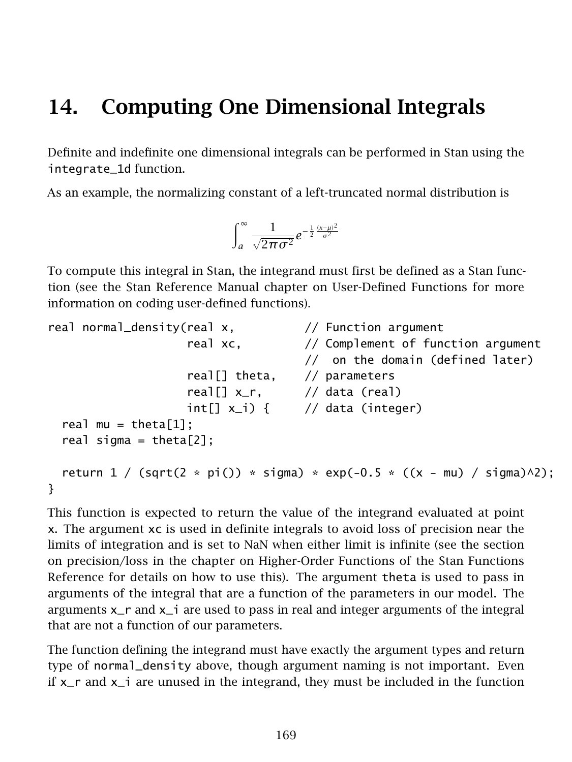# 14. Computing One Dimensional Integrals

Definite and indefinite one dimensional integrals can be performed in Stan using the `integrate_1d` function.

As an example, the normalizing constant of a left-truncated normal distribution is

$$\int_a^\infty \frac{1}{\sqrt{2\pi\sigma^2}} e^{-\frac{1}{2}\frac{(x-\mu)^2}{\sigma^2}}$$

To compute this integral in Stan, the integrand must first be defined as a Stan function (see the Stan Reference Manual chapter on User-Defined Functions for more information on coding user-defined functions).

```
real normal_density(real x,          // Function argument
                    real xc,         // Complement of function argument
                                     //  on the domain (defined later)
                    real[] theta,    // parameters
                    real[] x_r,      // data (real)
                    int[] x_i) {     // data (integer)
  real mu = theta[1];
  real sigma = theta[2];

  return 1 / (sqrt(2 * pi()) * sigma) * exp(-0.5 * ((x - mu) / sigma)^2);
}
```

This function is expected to return the value of the integrand evaluated at point `x`. The argument `xc` is used in definite integrals to avoid loss of precision near the limits of integration and is set to NaN when either limit is infinite (see the section on precision/loss in the chapter on Higher-Order Functions of the Stan Functions Reference for details on how to use this). The argument `theta` is used to pass in arguments of the integral that are a function of the parameters in our model. The arguments `x_r` and `x_i` are used to pass in real and integer arguments of the integral that are not a function of our parameters.

The function defining the integrand must have exactly the argument types and return type of `normal_density` above, though argument naming is not important. Even if `x_r` and `x_i` are unused in the integrand, they must be included in the function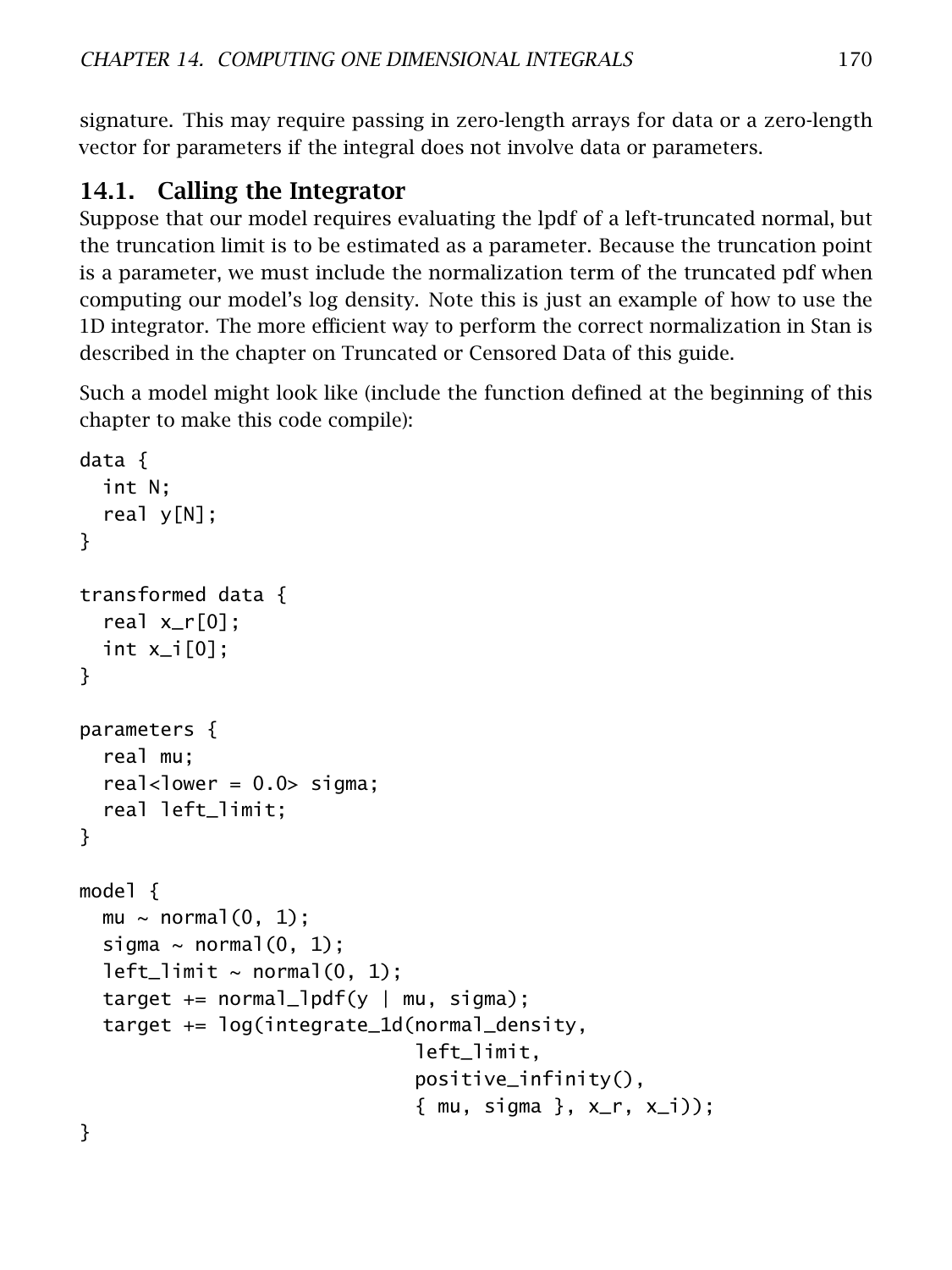signature. This may require passing in zero-length arrays for data or a zero-length vector for parameters if the integral does not involve data or parameters.

## 14.1. Calling the Integrator

Suppose that our model requires evaluating the lpdf of a left-truncated normal, but the truncation limit is to be estimated as a parameter. Because the truncation point is a parameter, we must include the normalization term of the truncated pdf when computing our model's log density. Note this is just an example of how to use the 1D integrator. The more efficient way to perform the correct normalization in Stan is described in the chapter on Truncated or Censored Data of this guide.

Such a model might look like (include the function defined at the beginning of this chapter to make this code compile):

```
data {
  int N;
  real y[N];
}

transformed data {
  real x_r[0];
  int x_i[0];
}

parameters {
  real mu;
  real<lower = 0.0> sigma;
  real left_limit;
}

model {
  mu ~ normal(0, 1);
  sigma ~ normal(0, 1);
  left_limit ~ normal(0, 1);
  target += normal_lpdf(y | mu, sigma);
  target += log(integrate_1d(normal_density,
                             left_limit,
                             positive_infinity(),
                             { mu, sigma }, x_r, x_i));
}
```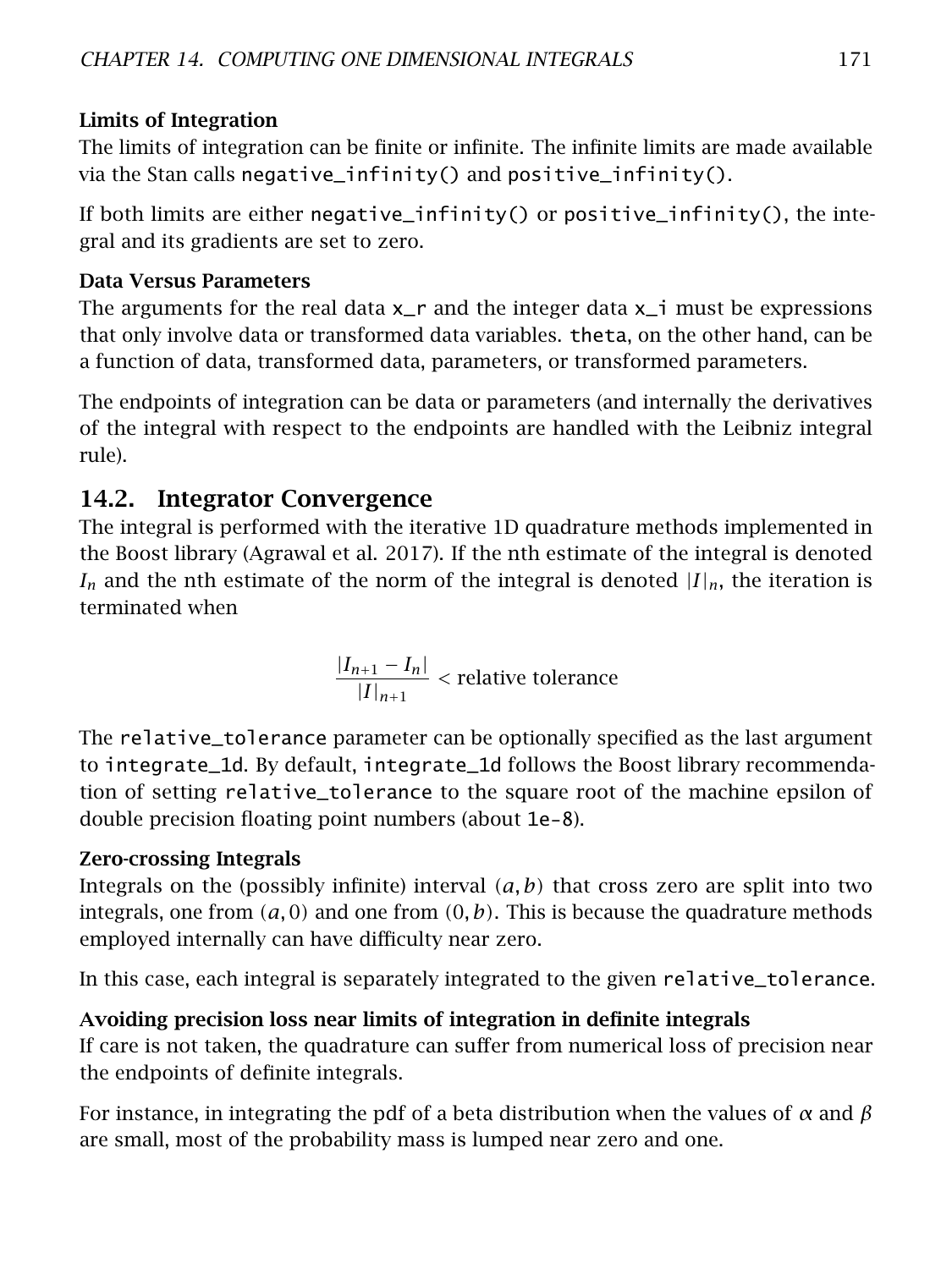### Limits of Integration

The limits of integration can be finite or infinite. The infinite limits are made available via the Stan calls `negative_infinity()` and `positive_infinity()`.

If both limits are either `negative_infinity()` or `positive_infinity()`, the integral and its gradients are set to zero.

### Data Versus Parameters

The arguments for the real data `x_r` and the integer data `x_i` must be expressions that only involve data or transformed data variables. `theta`, on the other hand, can be a function of data, transformed data, parameters, or transformed parameters.

The endpoints of integration can be data or parameters (and internally the derivatives of the integral with respect to the endpoints are handled with the Leibniz integral rule).

## 14.2. Integrator Convergence

The integral is performed with the iterative 1D quadrature methods implemented in the Boost library (Agrawal et al. 2017). If the nth estimate of the integral is denoted $I_n$ and the nth estimate of the norm of the integral is denoted $|I|_n$, the iteration is terminated when

$$\frac{|I_{n+1} - I_n|}{|I|_{n+1}} < \text{relative tolerance}$$

The `relative_tolerance` parameter can be optionally specified as the last argument to `integrate_1d`. By default, `integrate_1d` follows the Boost library recommendation of setting `relative_tolerance` to the square root of the machine epsilon of double precision floating point numbers (about `1e-8`).

### Zero-crossing Integrals

Integrals on the (possibly infinite) interval $(a, b)$ that cross zero are split into two integrals, one from $(a, 0)$ and one from $(0, b)$. This is because the quadrature methods employed internally can have difficulty near zero.

In this case, each integral is separately integrated to the given `relative_tolerance`.

### Avoiding precision loss near limits of integration in definite integrals

If care is not taken, the quadrature can suffer from numerical loss of precision near the endpoints of definite integrals.

For instance, in integrating the pdf of a beta distribution when the values of $\alpha$ and $\beta$ are small, most of the probability mass is lumped near zero and one.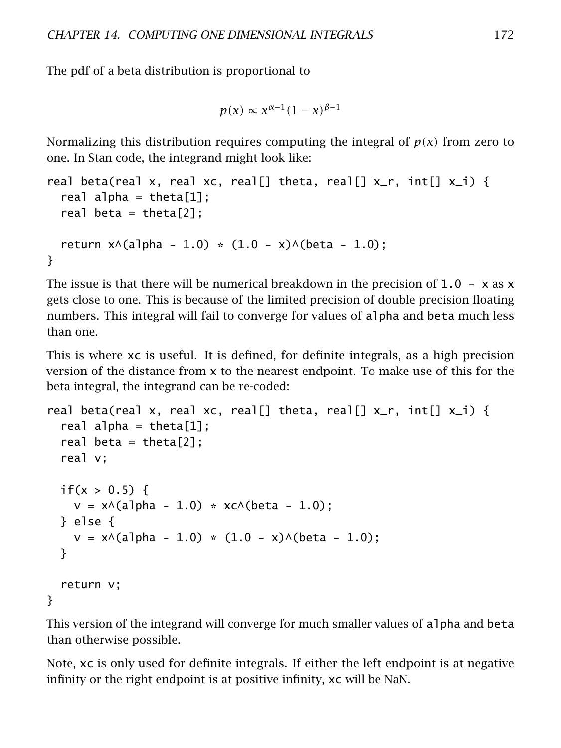The pdf of a beta distribution is proportional to

$$p(x) \propto x^{\alpha-1}(1-x)^{\beta-1}$$

Normalizing this distribution requires computing the integral of $p(x)$ from zero to one. In Stan code, the integrand might look like:

```
real beta(real x, real xc, real[] theta, real[] x_r, int[] x_i) {
  real alpha = theta[1];
  real beta = theta[2];

  return x^(alpha - 1.0) * (1.0 - x)^(beta - 1.0);
}
```

The issue is that there will be numerical breakdown in the precision of `1.0 - x` as `x` gets close to one. This is because of the limited precision of double precision floating numbers. This integral will fail to converge for values of `alpha` and `beta` much less than one.

This is where `xc` is useful. It is defined, for definite integrals, as a high precision version of the distance from `x` to the nearest endpoint. To make use of this for the beta integral, the integrand can be re-coded:

```
real beta(real x, real xc, real[] theta, real[] x_r, int[] x_i) {
  real alpha = theta[1];
  real beta = theta[2];
  real v;

  if(x > 0.5) {
    v = x^(alpha - 1.0) * xc^(beta - 1.0);
  } else {
    v = x^(alpha - 1.0) * (1.0 - x)^(beta - 1.0);
  }

  return v;
}
```

This version of the integrand will converge for much smaller values of `alpha` and `beta` than otherwise possible.

Note, `xc` is only used for definite integrals. If either the left endpoint is at negative infinity or the right endpoint is at positive infinity, `xc` will be NaN.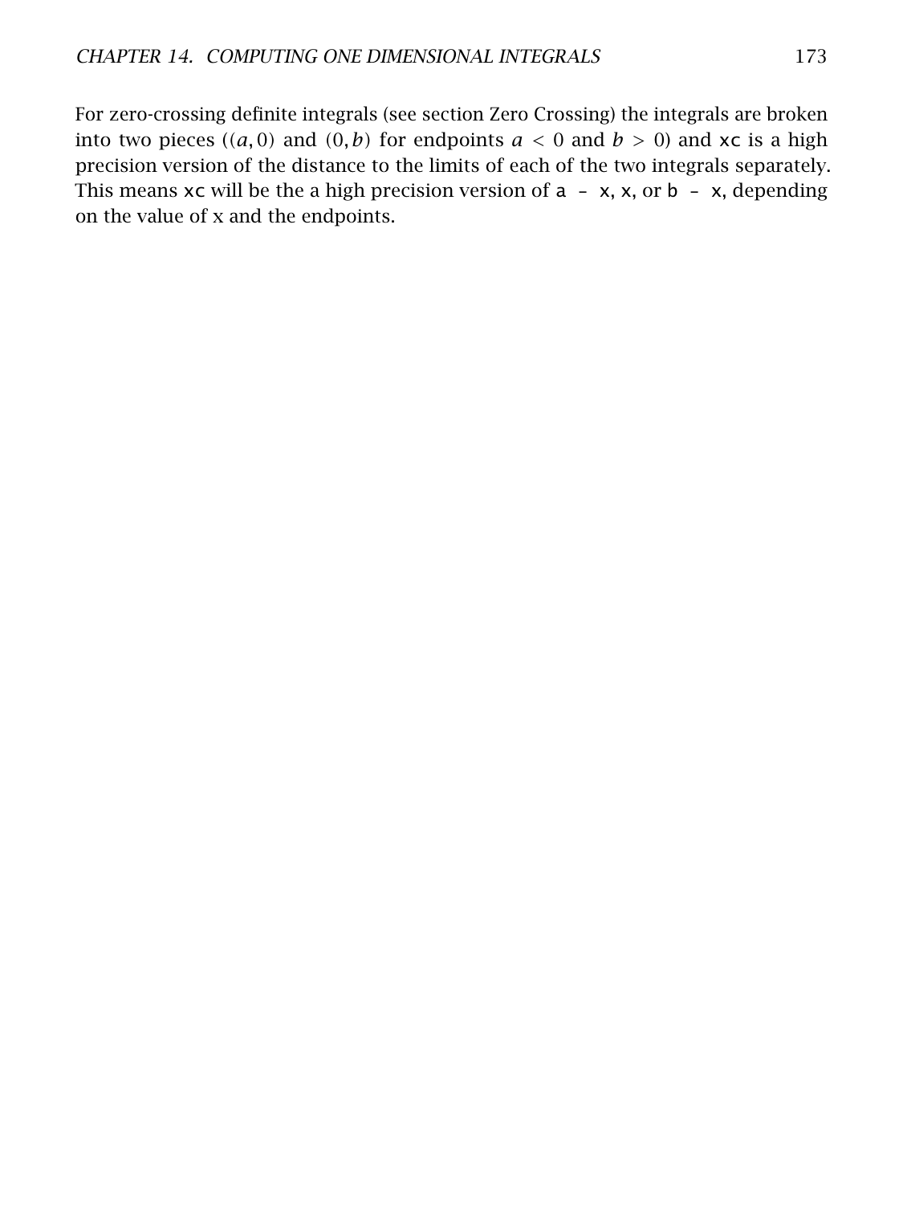For zero-crossing definite integrals (see section Zero Crossing) the integrals are broken into two pieces ($(a, 0)$ and $(0, b)$ for endpoints $a < 0$ and $b > 0$) and `xc` is a high precision version of the distance to the limits of each of the two integrals separately. This means `xc` will be the a high precision version of `a - x`, `x`, or `b - x`, depending on the value of x and the endpoints.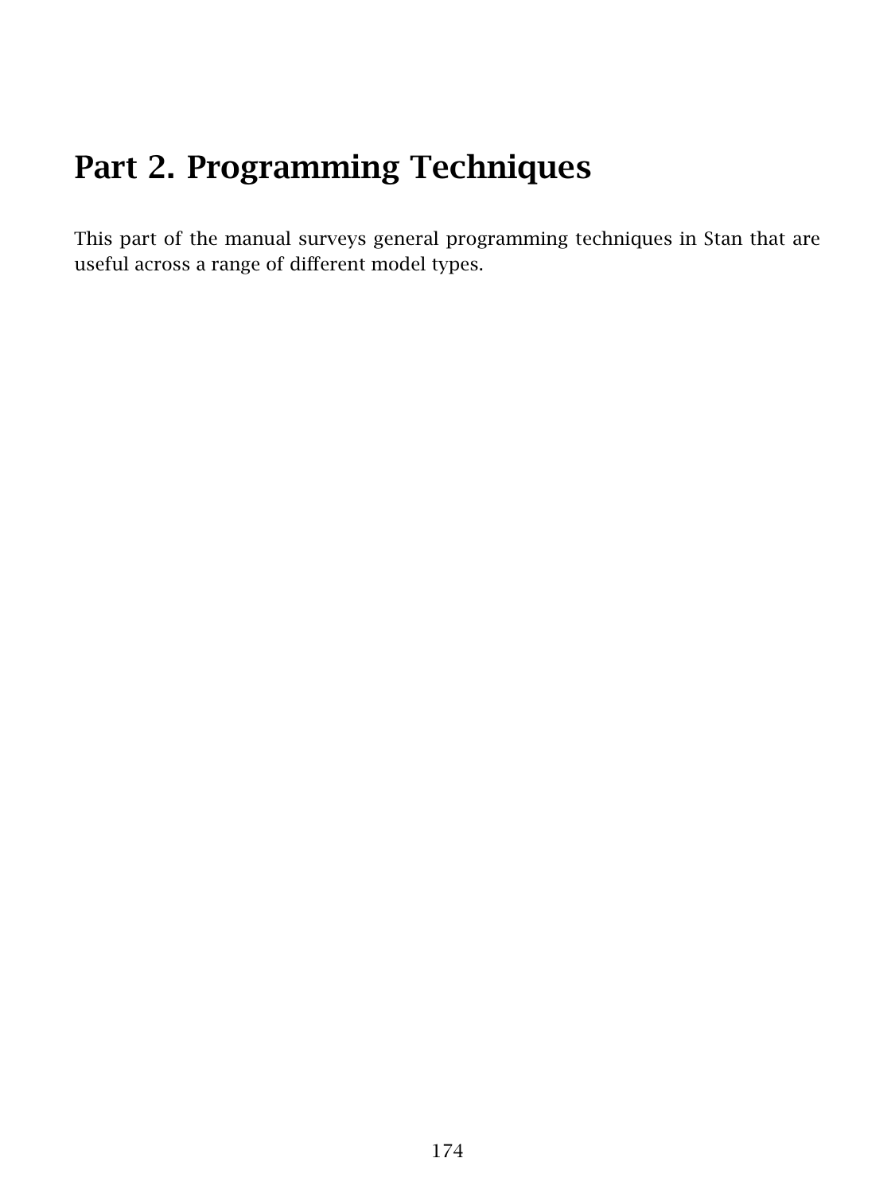# Part 2. Programming Techniques

This part of the manual surveys general programming techniques in Stan that are useful across a range of different model types.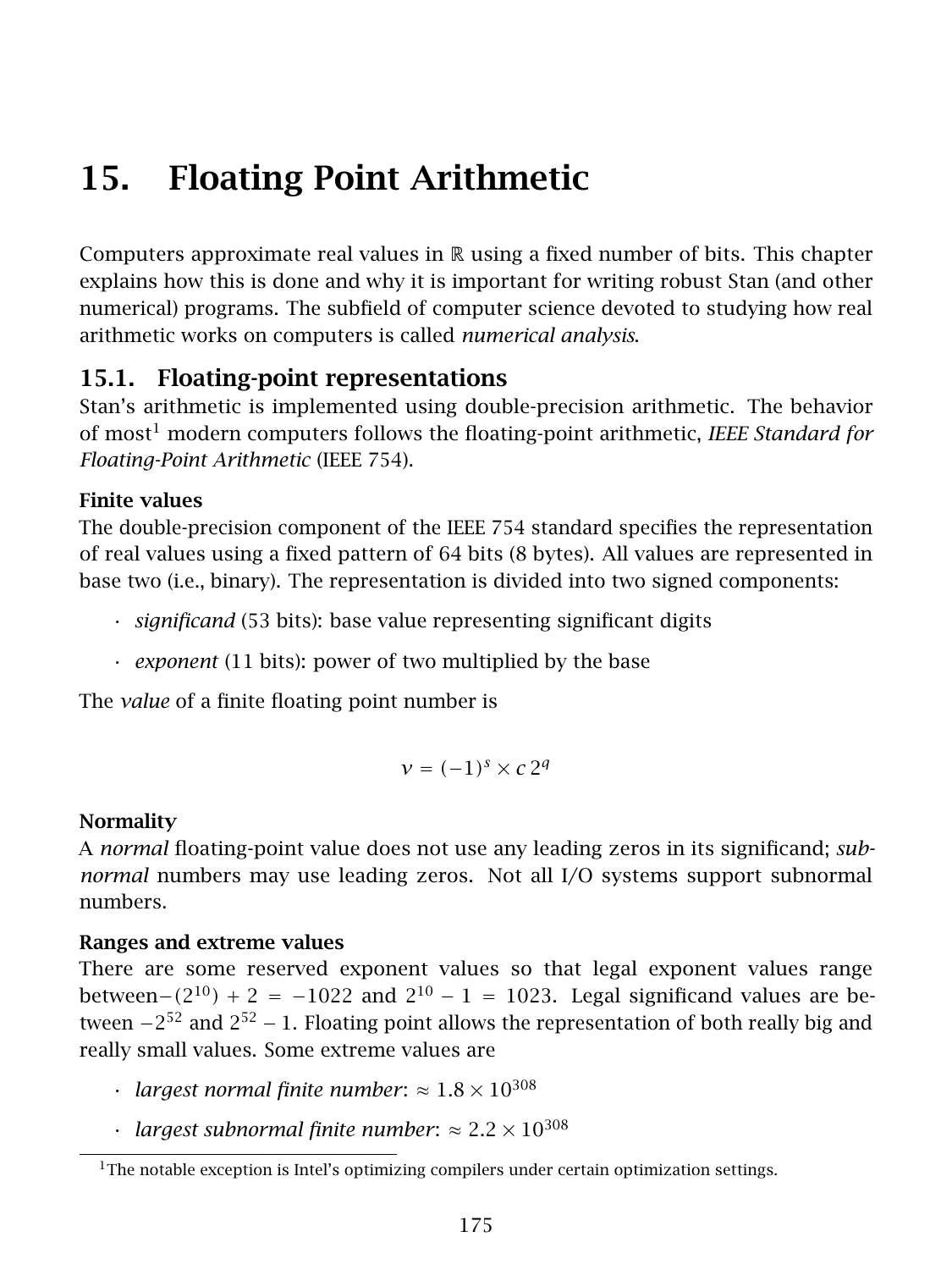# 15. Floating Point Arithmetic

Computers approximate real values in $\mathbb{R}$ using a fixed number of bits. This chapter explains how this is done and why it is important for writing robust Stan (and other numerical) programs. The subfield of computer science devoted to studying how real arithmetic works on computers is called *numerical analysis*.

## 15.1. Floating-point representations

Stan's arithmetic is implemented using double-precision arithmetic. The behavior of most[1] modern computers follows the floating-point arithmetic, *IEEE Standard for Floating-Point Arithmetic* (IEEE 754).

### Finite values

The double-precision component of the IEEE 754 standard specifies the representation of real values using a fixed pattern of 64 bits (8 bytes). All values are represented in base two (i.e., binary). The representation is divided into two signed components:

- *significand* (53 bits): base value representing significant digits
- *exponent* (11 bits): power of two multiplied by the base

The *value* of a finite floating point number is

$$v = (-1)^s \times c\, 2^q$$

### Normality

A *normal* floating-point value does not use any leading zeros in its significand; *subnormal* numbers may use leading zeros. Not all I/O systems support subnormal numbers.

### Ranges and extreme values

There are some reserved exponent values so that legal exponent values range between$-(2^{10}) + 2 = -1022$ and $2^{10} - 1 = 1023$. Legal significand values are between $-2^{52}$ and $2^{52} - 1$. Floating point allows the representation of both really big and really small values. Some extreme values are

- *largest normal finite number*: $\approx 1.8 \times 10^{308}$
- *largest subnormal finite number*: $\approx 2.2 \times 10^{308}$

[1] The notable exception is Intel's optimizing compilers under certain optimization settings.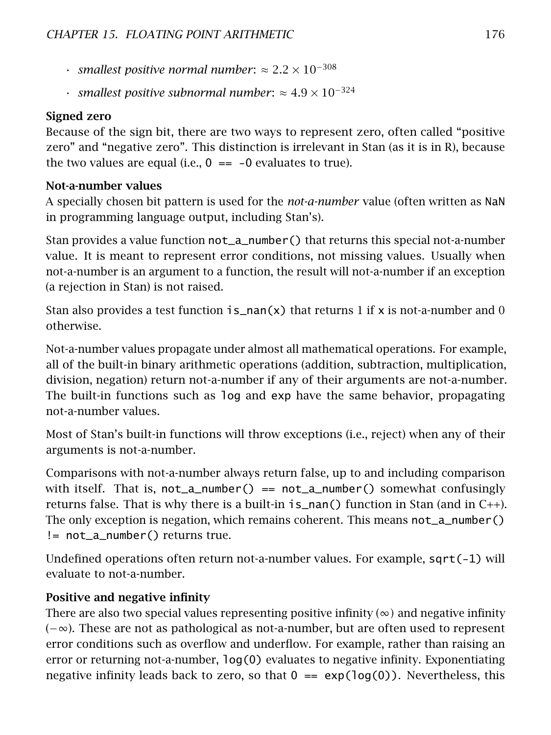- *smallest positive normal number*: $\approx 2.2 \times 10^{-308}$
- *smallest positive subnormal number*: $\approx 4.9 \times 10^{-324}$

**Signed zero**
Because of the sign bit, there are two ways to represent zero, often called "positive zero" and "negative zero". This distinction is irrelevant in Stan (as it is in R), because the two values are equal (i.e., `0 == -0` evaluates to true).

**Not-a-number values**
A specially chosen bit pattern is used for the *not-a-number* value (often written as `NaN` in programming language output, including Stan's).

Stan provides a value function `not_a_number()` that returns this special not-a-number value. It is meant to represent error conditions, not missing values. Usually when not-a-number is an argument to a function, the result will not-a-number if an exception (a rejection in Stan) is not raised.

Stan also provides a test function `is_nan(x)` that returns 1 if `x` is not-a-number and 0 otherwise.

Not-a-number values propagate under almost all mathematical operations. For example, all of the built-in binary arithmetic operations (addition, subtraction, multiplication, division, negation) return not-a-number if any of their arguments are not-a-number. The built-in functions such as `log` and `exp` have the same behavior, propagating not-a-number values.

Most of Stan's built-in functions will throw exceptions (i.e., reject) when any of their arguments is not-a-number.

Comparisons with not-a-number always return false, up to and including comparison with itself. That is, `not_a_number() == not_a_number()` somewhat confusingly returns false. That is why there is a built-in `is_nan()` function in Stan (and in C++). The only exception is negation, which remains coherent. This means `not_a_number() != not_a_number()` returns true.

Undefined operations often return not-a-number values. For example, `sqrt(-1)` will evaluate to not-a-number.

**Positive and negative infinity**
There are also two special values representing positive infinity ($\infty$) and negative infinity ($-\infty$). These are not as pathological as not-a-number, but are often used to represent error conditions such as overflow and underflow. For example, rather than raising an error or returning not-a-number, `log(0)` evaluates to negative infinity. Exponentiating negative infinity leads back to zero, so that `0 == exp(log(0))`. Nevertheless, this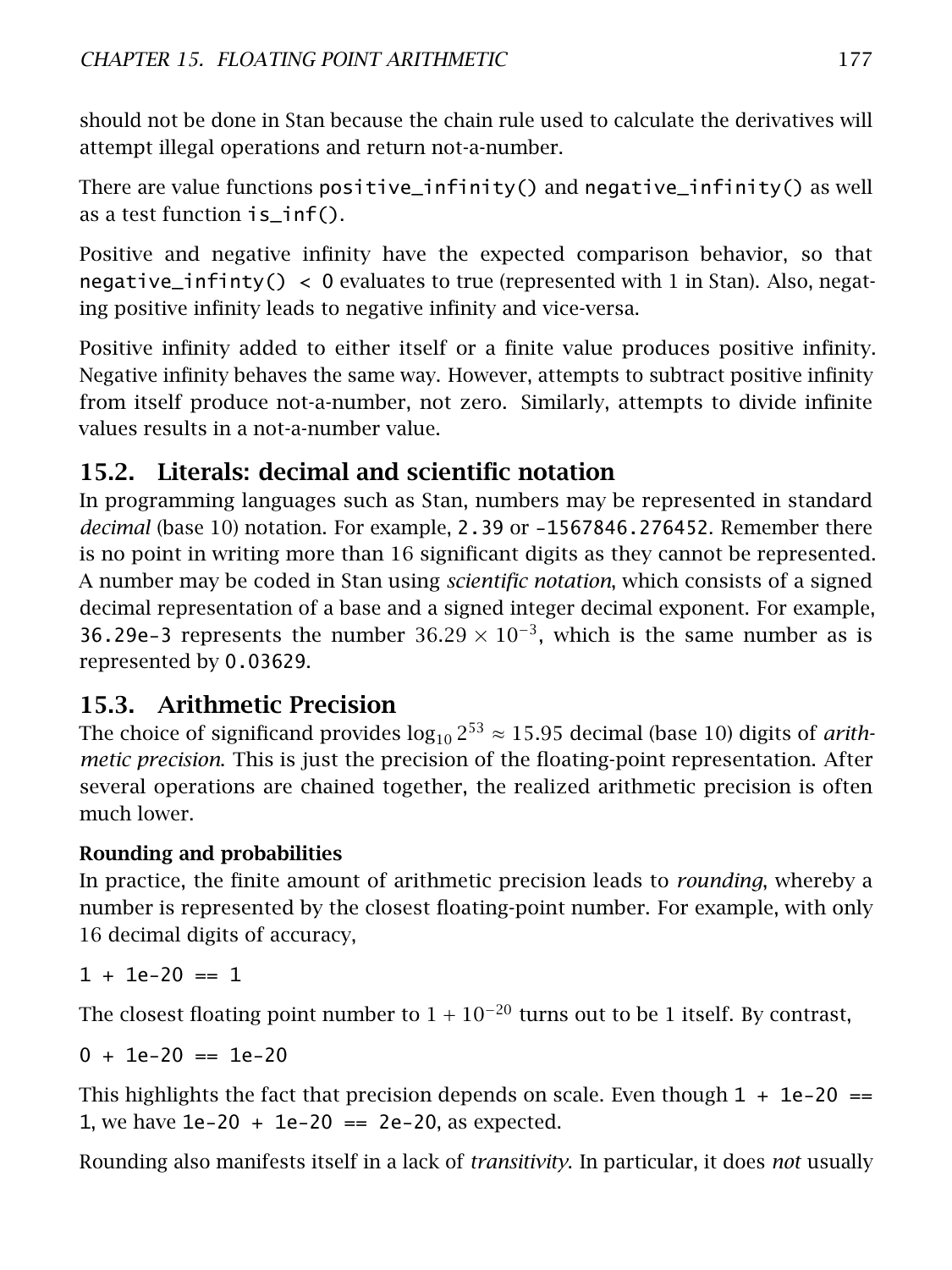should not be done in Stan because the chain rule used to calculate the derivatives will attempt illegal operations and return not-a-number.

There are value functions `positive_infinity()` and `negative_infinity()` as well as a test function `is_inf()`.

Positive and negative infinity have the expected comparison behavior, so that `negative_infinty() < 0` evaluates to true (represented with 1 in Stan). Also, negating positive infinity leads to negative infinity and vice-versa.

Positive infinity added to either itself or a finite value produces positive infinity. Negative infinity behaves the same way. However, attempts to subtract positive infinity from itself produce not-a-number, not zero. Similarly, attempts to divide infinite values results in a not-a-number value.

## 15.2. Literals: decimal and scientific notation

In programming languages such as Stan, numbers may be represented in standard *decimal* (base 10) notation. For example, `2.39` or `-1567846.276452`. Remember there is no point in writing more than 16 significant digits as they cannot be represented. A number may be coded in Stan using *scientific notation*, which consists of a signed decimal representation of a base and a signed integer decimal exponent. For example, `36.29e-3` represents the number $36.29 \times 10^{-3}$, which is the same number as is represented by `0.03629`.

## 15.3. Arithmetic Precision

The choice of significand provides $\log_{10} 2^{53} \approx 15.95$ decimal (base 10) digits of *arithmetic precision*. This is just the precision of the floating-point representation. After several operations are chained together, the realized arithmetic precision is often much lower.

### Rounding and probabilities

In practice, the finite amount of arithmetic precision leads to *rounding*, whereby a number is represented by the closest floating-point number. For example, with only 16 decimal digits of accuracy,

```
1 + 1e-20 == 1
```

The closest floating point number to $1 + 10^{-20}$ turns out to be 1 itself. By contrast,

```
0 + 1e-20 == 1e-20
```

This highlights the fact that precision depends on scale. Even though `1 + 1e-20 == 1`, we have `1e-20 + 1e-20 == 2e-20`, as expected.

Rounding also manifests itself in a lack of *transitivity*. In particular, it does *not* usually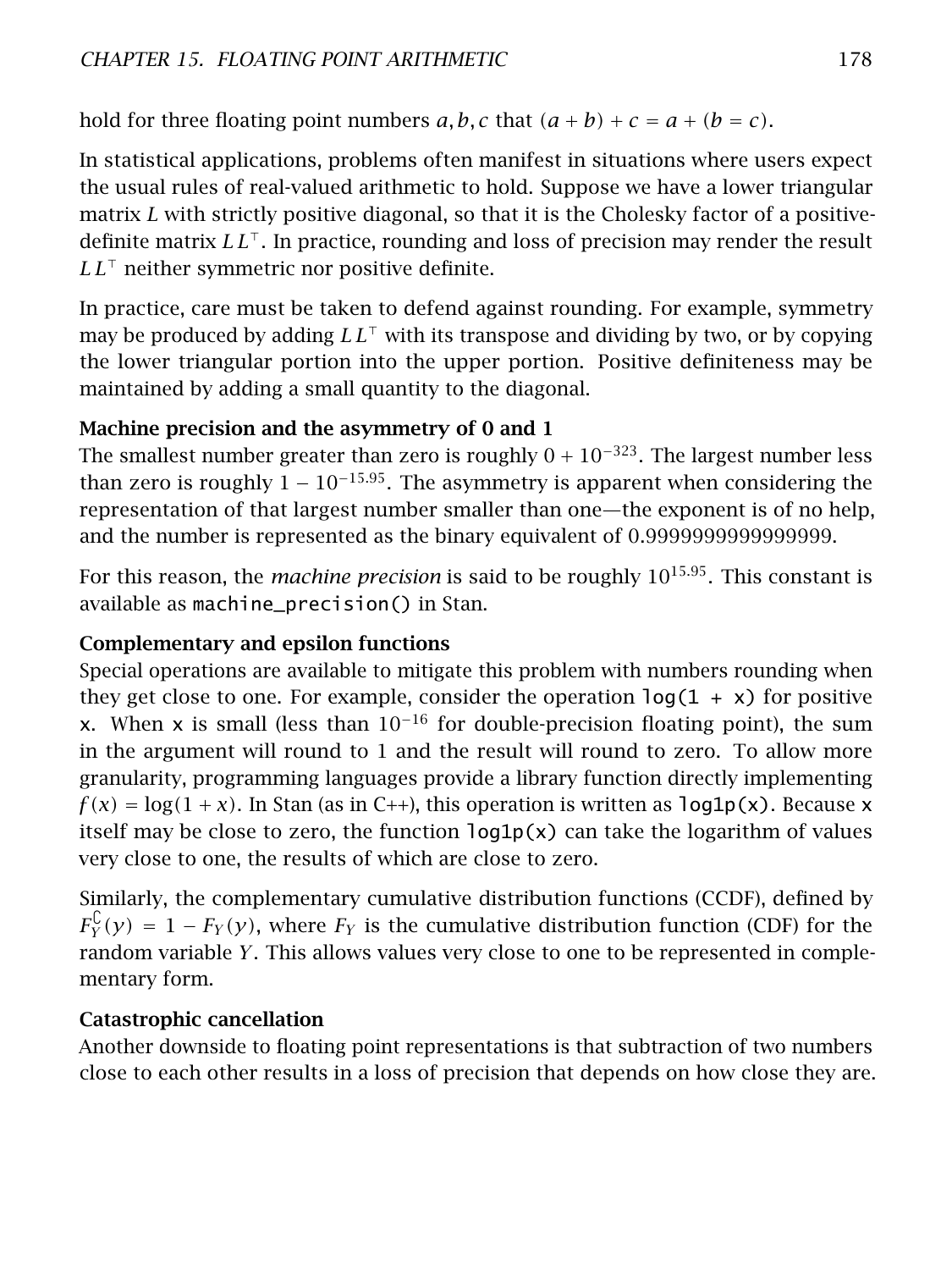hold for three floating point numbers $a, b, c$ that $(a + b) + c = a + (b = c)$.

In statistical applications, problems often manifest in situations where users expect the usual rules of real-valued arithmetic to hold. Suppose we have a lower triangular matrix $L$ with strictly positive diagonal, so that it is the Cholesky factor of a positive-definite matrix $L\,L^\top$. In practice, rounding and loss of precision may render the result $L\,L^\top$ neither symmetric nor positive definite.

In practice, care must be taken to defend against rounding. For example, symmetry may be produced by adding $L\,L^\top$ with its transpose and dividing by two, or by copying the lower triangular portion into the upper portion. Positive definiteness may be maintained by adding a small quantity to the diagonal.

**Machine precision and the asymmetry of 0 and 1**

The smallest number greater than zero is roughly $0 + 10^{-323}$. The largest number less than zero is roughly $1 - 10^{-15.95}$. The asymmetry is apparent when considering the representation of that largest number smaller than one—the exponent is of no help, and the number is represented as the binary equivalent of 0.9999999999999999.

For this reason, the *machine precision* is said to be roughly $10^{15.95}$. This constant is available as `machine_precision()` in Stan.

**Complementary and epsilon functions**

Special operations are available to mitigate this problem with numbers rounding when they get close to one. For example, consider the operation `log(1 + x)` for positive `x`. When `x` is small (less than $10^{-16}$ for double-precision floating point), the sum in the argument will round to 1 and the result will round to zero. To allow more granularity, programming languages provide a library function directly implementing $f(x) = \log(1 + x)$. In Stan (as in C++), this operation is written as `log1p(x)`. Because `x` itself may be close to zero, the function `log1p(x)` can take the logarithm of values very close to one, the results of which are close to zero.

Similarly, the complementary cumulative distribution functions (CCDF), defined by $F_Y^{\complement}(y) = 1 - F_Y(y)$, where $F_Y$ is the cumulative distribution function (CDF) for the random variable $Y$. This allows values very close to one to be represented in complementary form.

**Catastrophic cancellation**

Another downside to floating point representations is that subtraction of two numbers close to each other results in a loss of precision that depends on how close they are.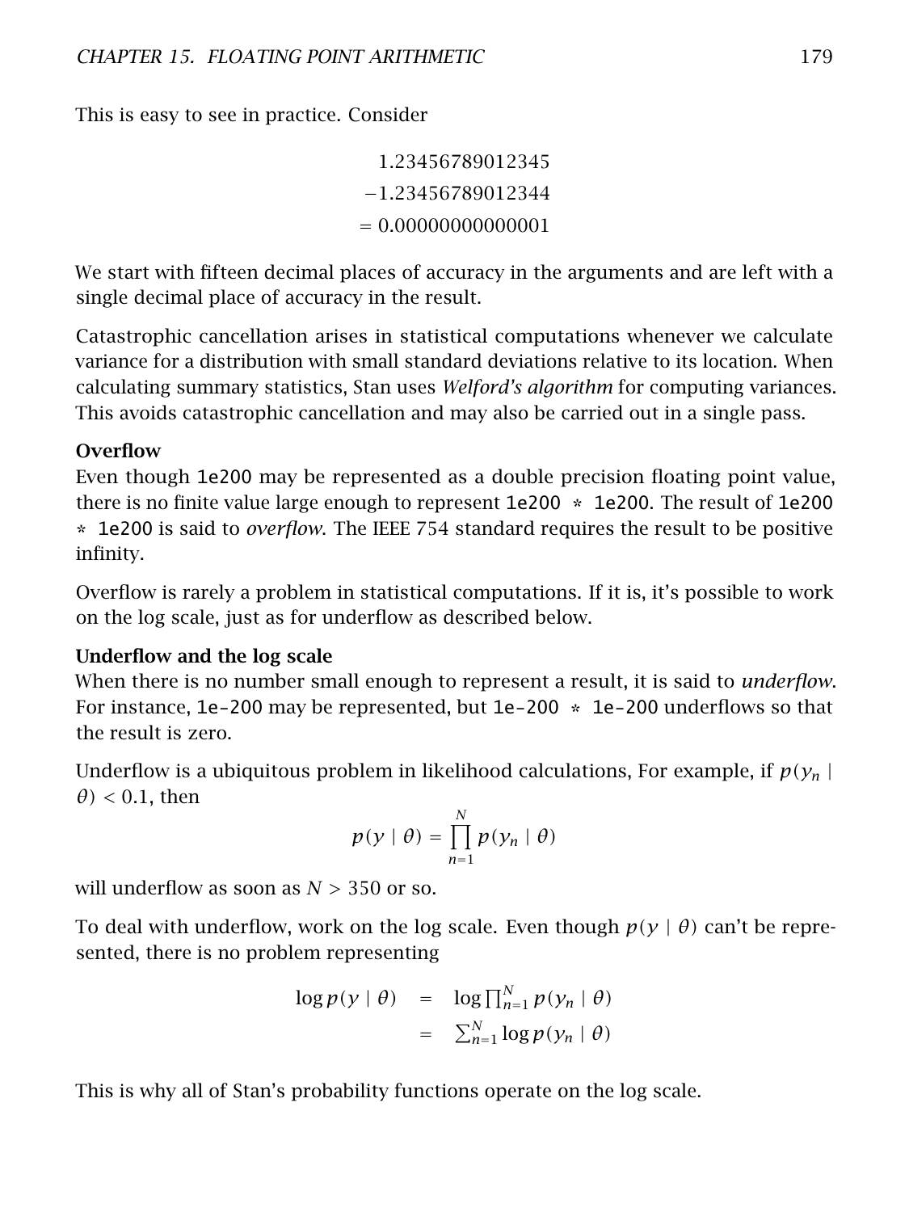This is easy to see in practice. Consider

$$
\begin{array}{r}
1.23456789012345 \\
-1.23456789012344 \\
= 0.00000000000001
\end{array}
$$

We start with fifteen decimal places of accuracy in the arguments and are left with a single decimal place of accuracy in the result.

Catastrophic cancellation arises in statistical computations whenever we calculate variance for a distribution with small standard deviations relative to its location. When calculating summary statistics, Stan uses *Welford's algorithm* for computing variances. This avoids catastrophic cancellation and may also be carried out in a single pass.

**Overflow**

Even though `1e200` may be represented as a double precision floating point value, there is no finite value large enough to represent `1e200 * 1e200`. The result of `1e200 * 1e200` is said to *overflow*. The IEEE 754 standard requires the result to be positive infinity.

Overflow is rarely a problem in statistical computations. If it is, it's possible to work on the log scale, just as for underflow as described below.

**Underflow and the log scale**

When there is no number small enough to represent a result, it is said to *underflow*. For instance, `1e-200` may be represented, but `1e-200 * 1e-200` underflows so that the result is zero.

Underflow is a ubiquitous problem in likelihood calculations, For example, if $p(y_n \mid \theta) < 0.1$, then

$$
p(y \mid \theta) = \prod_{n=1}^{N} p(y_n \mid \theta)
$$

will underflow as soon as $N > 350$ or so.

To deal with underflow, work on the log scale. Even though $p(y \mid \theta)$ can't be represented, there is no problem representing

$$
\begin{aligned}
\log p(y \mid \theta) &= \log \prod_{n=1}^{N} p(y_n \mid \theta) \\
&= \sum_{n=1}^{N} \log p(y_n \mid \theta)
\end{aligned}
$$

This is why all of Stan's probability functions operate on the log scale.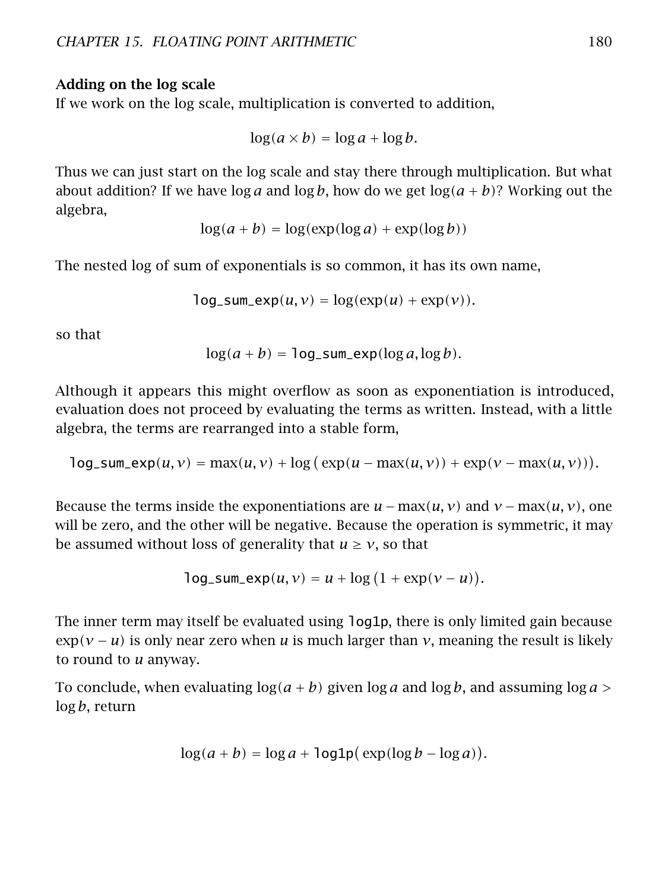**Adding on the log scale**

If we work on the log scale, multiplication is converted to addition,

$$\log(a \times b) = \log a + \log b.$$

Thus we can just start on the log scale and stay there through multiplication. But what about addition? If we have $\log a$ and $\log b$, how do we get $\log(a + b)$? Working out the algebra,

$$\log(a + b) = \log(\exp(\log a) + \exp(\log b))$$

The nested log of sum of exponentials is so common, it has its own name,

$$\texttt{log\_sum\_exp}(u, v) = \log(\exp(u) + \exp(v)).$$

so that

$$\log(a + b) = \texttt{log\_sum\_exp}(\log a, \log b).$$

Although it appears this might overflow as soon as exponentiation is introduced, evaluation does not proceed by evaluating the terms as written. Instead, with a little algebra, the terms are rearranged into a stable form,

$$\texttt{log\_sum\_exp}(u, v) = \max(u, v) + \log\big(\exp(u - \max(u, v)) + \exp(v - \max(u, v))\big).$$

Because the terms inside the exponentiations are $u - \max(u, v)$ and $v - \max(u, v)$, one will be zero, and the other will be negative. Because the operation is symmetric, it may be assumed without loss of generality that $u \geq v$, so that

$$\texttt{log\_sum\_exp}(u, v) = u + \log\left(1 + \exp(v - u)\right).$$

The inner term may itself be evaluated using `log1p`, there is only limited gain because $\exp(v - u)$ is only near zero when $u$ is much larger than $v$, meaning the result is likely to round to $u$ anyway.

To conclude, when evaluating $\log(a + b)$ given $\log a$ and $\log b$, and assuming $\log a > \log b$, return

$$\log(a + b) = \log a + \texttt{log1p}\big(\exp(\log b - \log a)\big).$$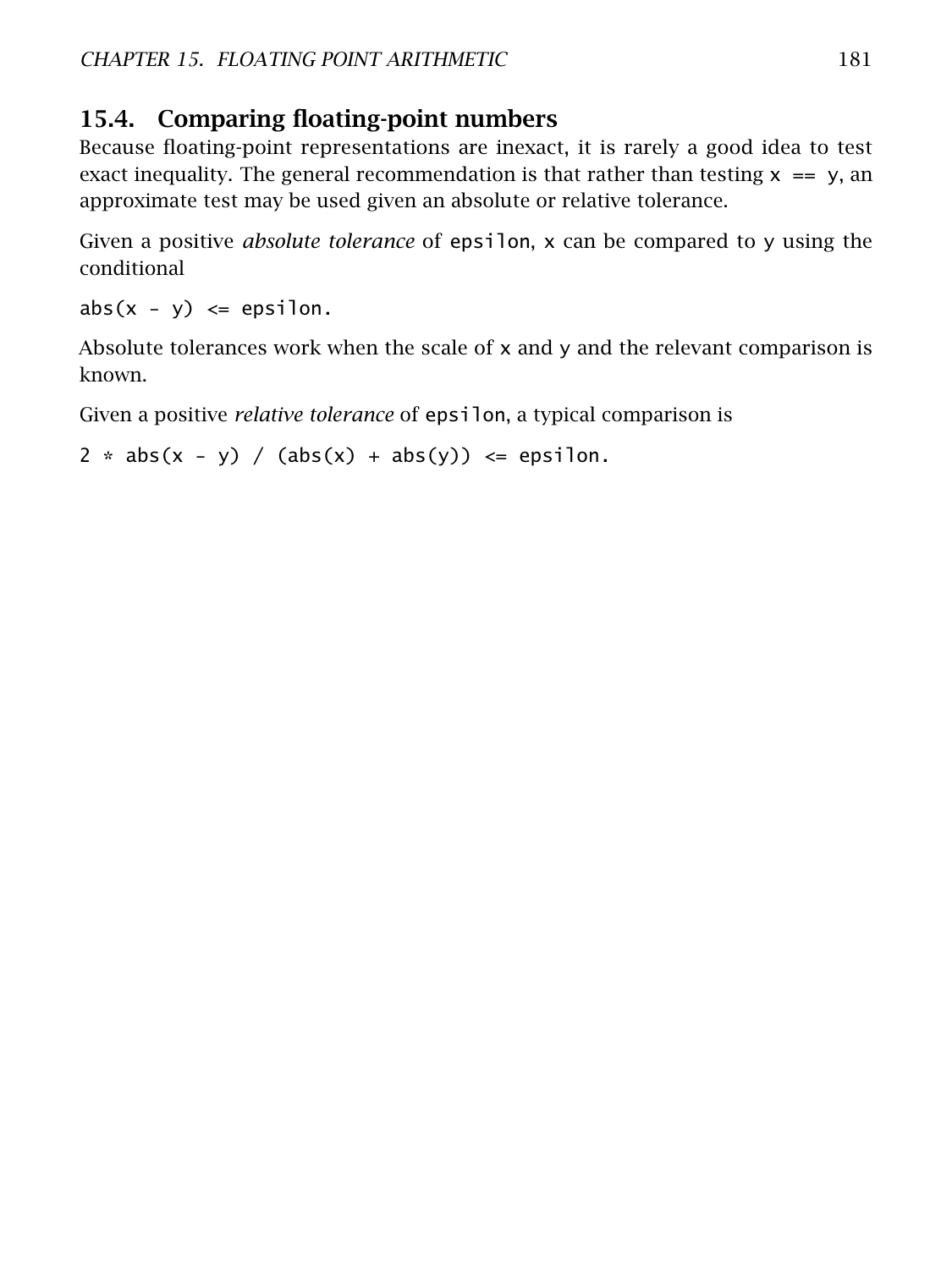## 15.4. Comparing floating-point numbers

Because floating-point representations are inexact, it is rarely a good idea to test exact inequality. The general recommendation is that rather than testing `x == y`, an approximate test may be used given an absolute or relative tolerance.

Given a positive *absolute tolerance* of `epsilon`, `x` can be compared to `y` using the conditional

```
abs(x - y) <= epsilon.
```

Absolute tolerances work when the scale of `x` and `y` and the relevant comparison is known.

Given a positive *relative tolerance* of `epsilon`, a typical comparison is

```
2 * abs(x - y) / (abs(x) + abs(y)) <= epsilon.
```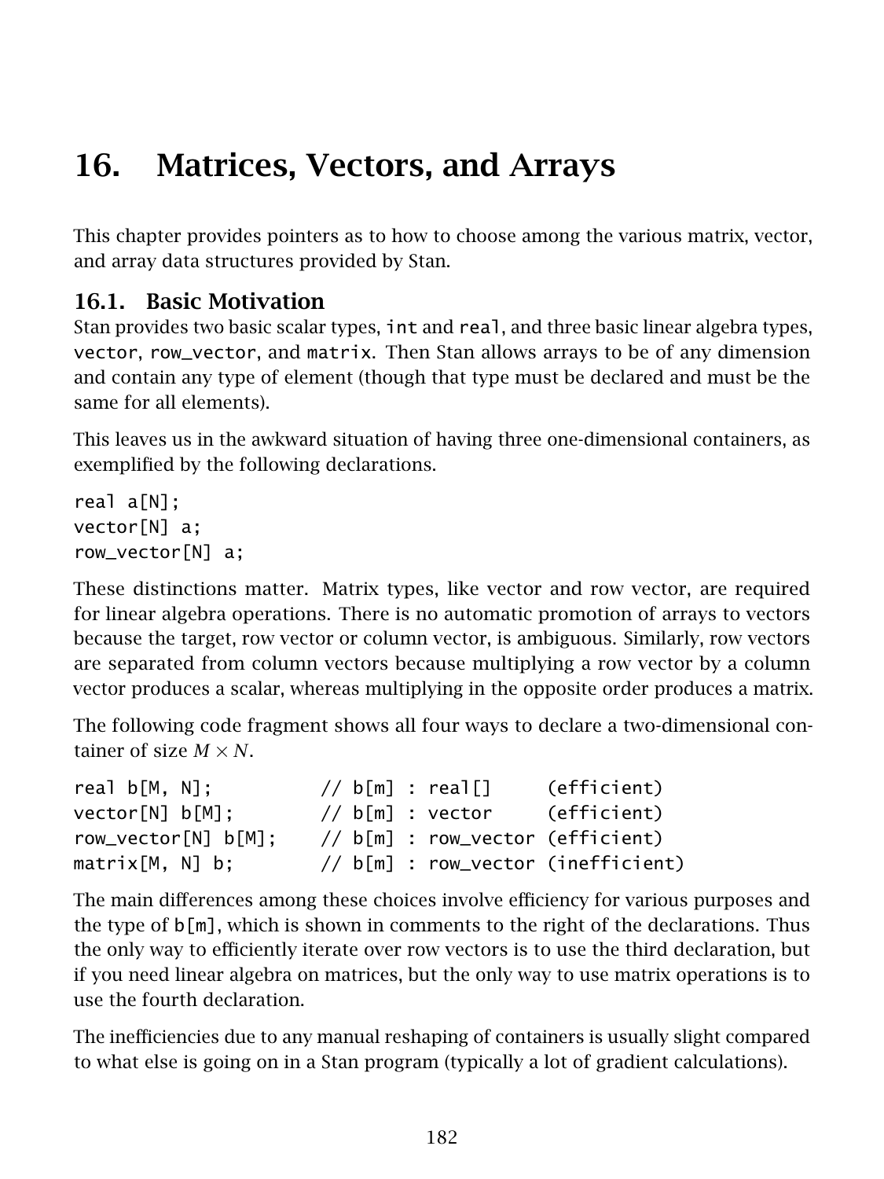# 16. Matrices, Vectors, and Arrays

This chapter provides pointers as to how to choose among the various matrix, vector, and array data structures provided by Stan.

## 16.1. Basic Motivation

Stan provides two basic scalar types, `int` and `real`, and three basic linear algebra types, `vector`, `row_vector`, and `matrix`. Then Stan allows arrays to be of any dimension and contain any type of element (though that type must be declared and must be the same for all elements).

This leaves us in the awkward situation of having three one-dimensional containers, as exemplified by the following declarations.

```
real a[N];
vector[N] a;
row_vector[N] a;
```

These distinctions matter. Matrix types, like vector and row vector, are required for linear algebra operations. There is no automatic promotion of arrays to vectors because the target, row vector or column vector, is ambiguous. Similarly, row vectors are separated from column vectors because multiplying a row vector by a column vector produces a scalar, whereas multiplying in the opposite order produces a matrix.

The following code fragment shows all four ways to declare a two-dimensional container of size $M \times N$.

```
real b[M, N];          // b[m] : real[]     (efficient)
vector[N] b[M];        // b[m] : vector     (efficient)
row_vector[N] b[M];    // b[m] : row_vector (efficient)
matrix[M, N] b;        // b[m] : row_vector (inefficient)
```

The main differences among these choices involve efficiency for various purposes and the type of `b[m]`, which is shown in comments to the right of the declarations. Thus the only way to efficiently iterate over row vectors is to use the third declaration, but if you need linear algebra on matrices, but the only way to use matrix operations is to use the fourth declaration.

The inefficiencies due to any manual reshaping of containers is usually slight compared to what else is going on in a Stan program (typically a lot of gradient calculations).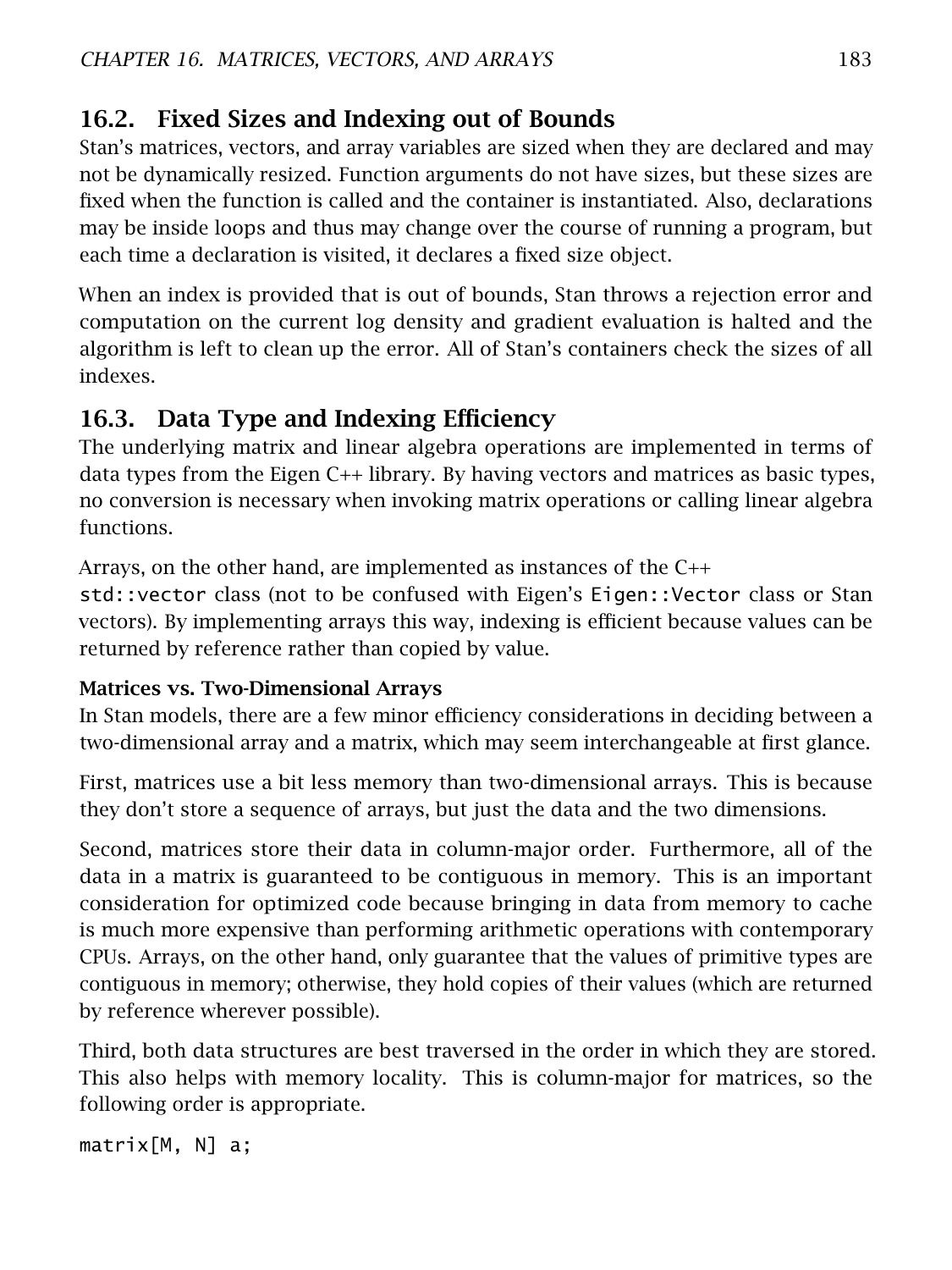## 16.2. Fixed Sizes and Indexing out of Bounds

Stan's matrices, vectors, and array variables are sized when they are declared and may not be dynamically resized. Function arguments do not have sizes, but these sizes are fixed when the function is called and the container is instantiated. Also, declarations may be inside loops and thus may change over the course of running a program, but each time a declaration is visited, it declares a fixed size object.

When an index is provided that is out of bounds, Stan throws a rejection error and computation on the current log density and gradient evaluation is halted and the algorithm is left to clean up the error. All of Stan's containers check the sizes of all indexes.

## 16.3. Data Type and Indexing Efficiency

The underlying matrix and linear algebra operations are implemented in terms of data types from the Eigen C++ library. By having vectors and matrices as basic types, no conversion is necessary when invoking matrix operations or calling linear algebra functions.

Arrays, on the other hand, are implemented as instances of the C++ `std::vector` class (not to be confused with Eigen's `Eigen::Vector` class or Stan vectors). By implementing arrays this way, indexing is efficient because values can be returned by reference rather than copied by value.

### Matrices vs. Two-Dimensional Arrays

In Stan models, there are a few minor efficiency considerations in deciding between a two-dimensional array and a matrix, which may seem interchangeable at first glance.

First, matrices use a bit less memory than two-dimensional arrays. This is because they don't store a sequence of arrays, but just the data and the two dimensions.

Second, matrices store their data in column-major order. Furthermore, all of the data in a matrix is guaranteed to be contiguous in memory. This is an important consideration for optimized code because bringing in data from memory to cache is much more expensive than performing arithmetic operations with contemporary CPUs. Arrays, on the other hand, only guarantee that the values of primitive types are contiguous in memory; otherwise, they hold copies of their values (which are returned by reference wherever possible).

Third, both data structures are best traversed in the order in which they are stored. This also helps with memory locality. This is column-major for matrices, so the following order is appropriate.

```
matrix[M, N] a;
```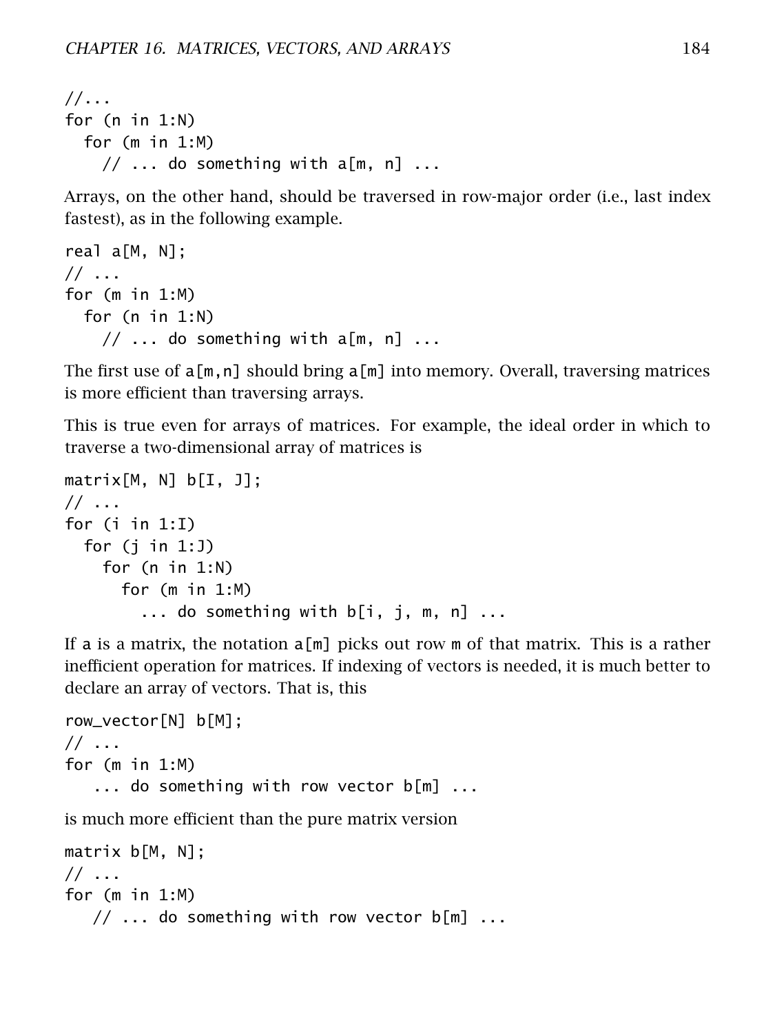```
//...
for (n in 1:N)
  for (m in 1:M)
    // ... do something with a[m, n] ...
```

Arrays, on the other hand, should be traversed in row-major order (i.e., last index fastest), as in the following example.

```
real a[M, N];
// ...
for (m in 1:M)
  for (n in 1:N)
    // ... do something with a[m, n] ...
```

The first use of a[m,n] should bring a[m] into memory. Overall, traversing matrices is more efficient than traversing arrays.

This is true even for arrays of matrices. For example, the ideal order in which to traverse a two-dimensional array of matrices is

```
matrix[M, N] b[I, J];
// ...
for (i in 1:I)
  for (j in 1:J)
    for (n in 1:N)
      for (m in 1:M)
        ... do something with b[i, j, m, n] ...
```

If a is a matrix, the notation a[m] picks out row m of that matrix. This is a rather inefficient operation for matrices. If indexing of vectors is needed, it is much better to declare an array of vectors. That is, this

```
row_vector[N] b[M];
// ...
for (m in 1:M)
   ... do something with row vector b[m] ...
```

is much more efficient than the pure matrix version

```
matrix b[M, N];
// ...
for (m in 1:M)
   // ... do something with row vector b[m] ...
```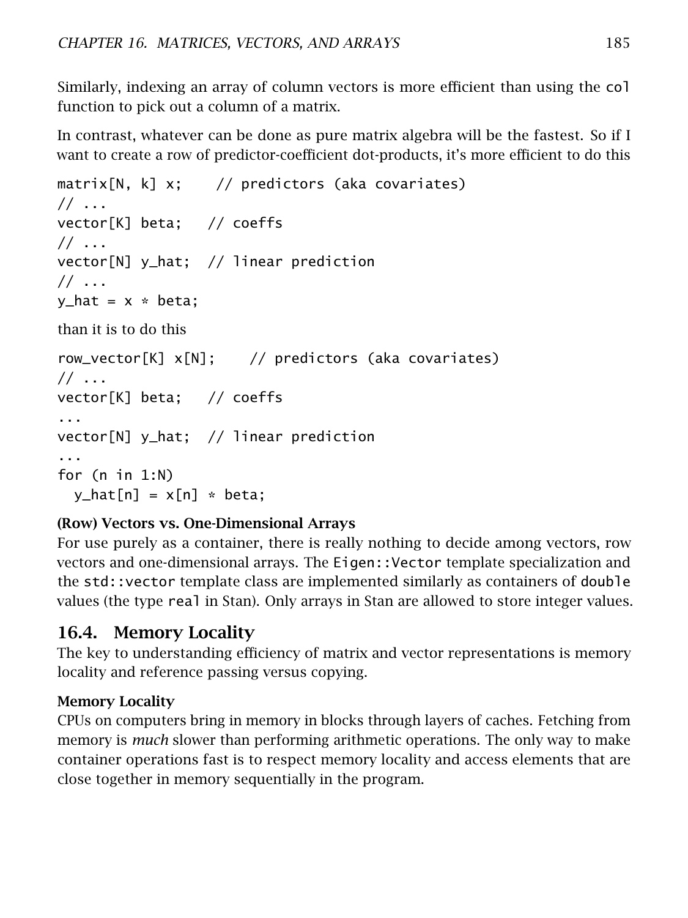Similarly, indexing an array of column vectors is more efficient than using the `col` function to pick out a column of a matrix.

In contrast, whatever can be done as pure matrix algebra will be the fastest. So if I want to create a row of predictor-coefficient dot-products, it's more efficient to do this

```
matrix[N, k] x;    // predictors (aka covariates)
// ...
vector[K] beta;   // coeffs
// ...
vector[N] y_hat;  // linear prediction
// ...
y_hat = x * beta;
```

than it is to do this

```
row_vector[K] x[N];    // predictors (aka covariates)
// ...
vector[K] beta;   // coeffs
...
vector[N] y_hat;  // linear prediction
...
for (n in 1:N)
  y_hat[n] = x[n] * beta;
```

**(Row) Vectors vs. One-Dimensional Arrays**

For use purely as a container, there is really nothing to decide among vectors, row vectors and one-dimensional arrays. The `Eigen::Vector` template specialization and the `std::vector` template class are implemented similarly as containers of `double` values (the type `real` in Stan). Only arrays in Stan are allowed to store integer values.

## 16.4. Memory Locality

The key to understanding efficiency of matrix and vector representations is memory locality and reference passing versus copying.

**Memory Locality**

CPUs on computers bring in memory in blocks through layers of caches. Fetching from memory is *much* slower than performing arithmetic operations. The only way to make container operations fast is to respect memory locality and access elements that are close together in memory sequentially in the program.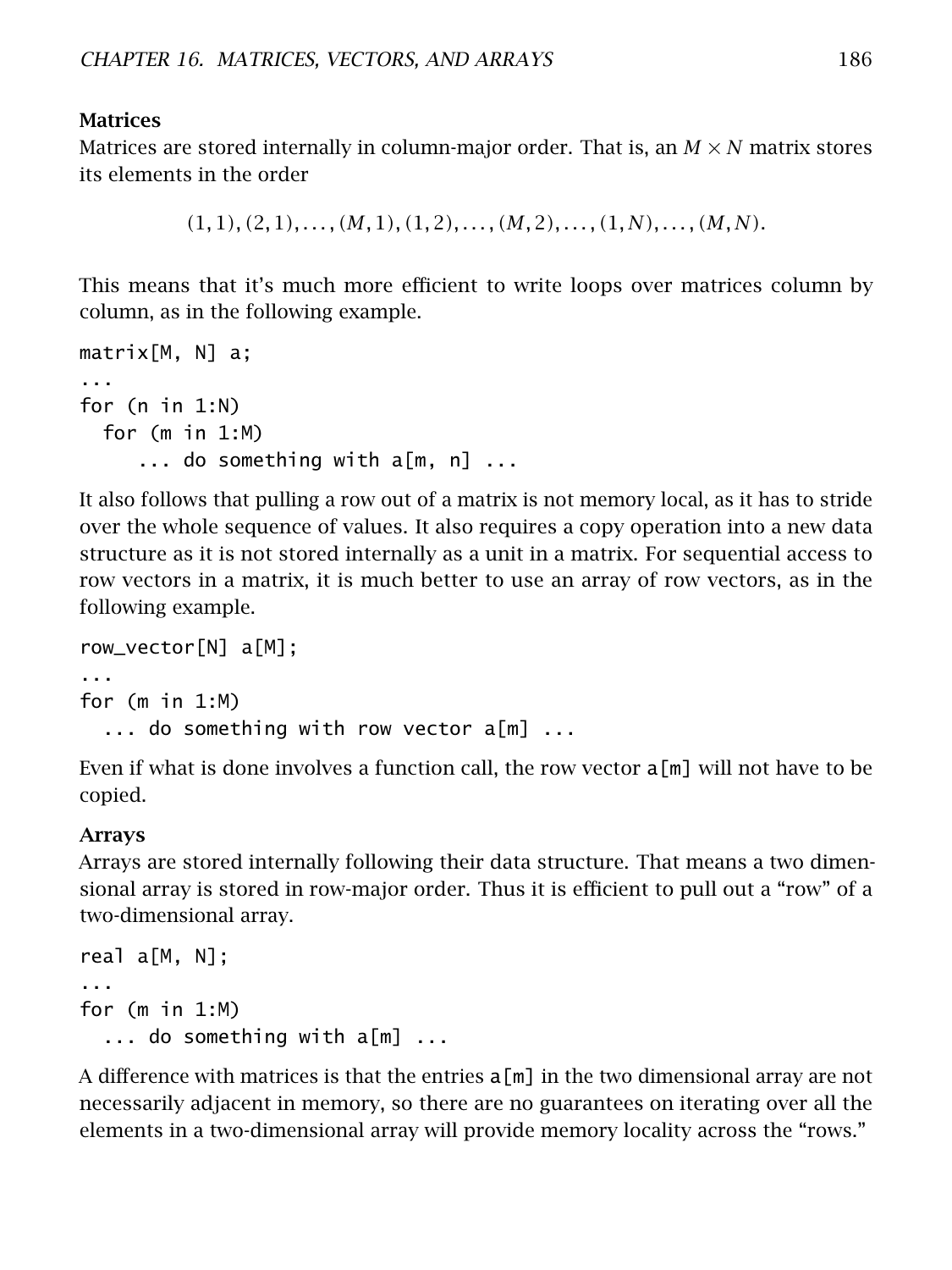### Matrices

Matrices are stored internally in column-major order. That is, an $M \times N$ matrix stores its elements in the order

$$(1, 1), (2, 1), \ldots, (M, 1), (1, 2), \ldots, (M, 2), \ldots, (1, N), \ldots, (M, N).$$

This means that it's much more efficient to write loops over matrices column by column, as in the following example.

```
matrix[M, N] a;
...
for (n in 1:N)
  for (m in 1:M)
     ... do something with a[m, n] ...
```

It also follows that pulling a row out of a matrix is not memory local, as it has to stride over the whole sequence of values. It also requires a copy operation into a new data structure as it is not stored internally as a unit in a matrix. For sequential access to row vectors in a matrix, it is much better to use an array of row vectors, as in the following example.

```
row_vector[N] a[M];
...
for (m in 1:M)
  ... do something with row vector a[m] ...
```

Even if what is done involves a function call, the row vector `a[m]` will not have to be copied.

### Arrays

Arrays are stored internally following their data structure. That means a two dimensional array is stored in row-major order. Thus it is efficient to pull out a "row" of a two-dimensional array.

```
real a[M, N];
...
for (m in 1:M)
  ... do something with a[m] ...
```

A difference with matrices is that the entries `a[m]` in the two dimensional array are not necessarily adjacent in memory, so there are no guarantees on iterating over all the elements in a two-dimensional array will provide memory locality across the "rows."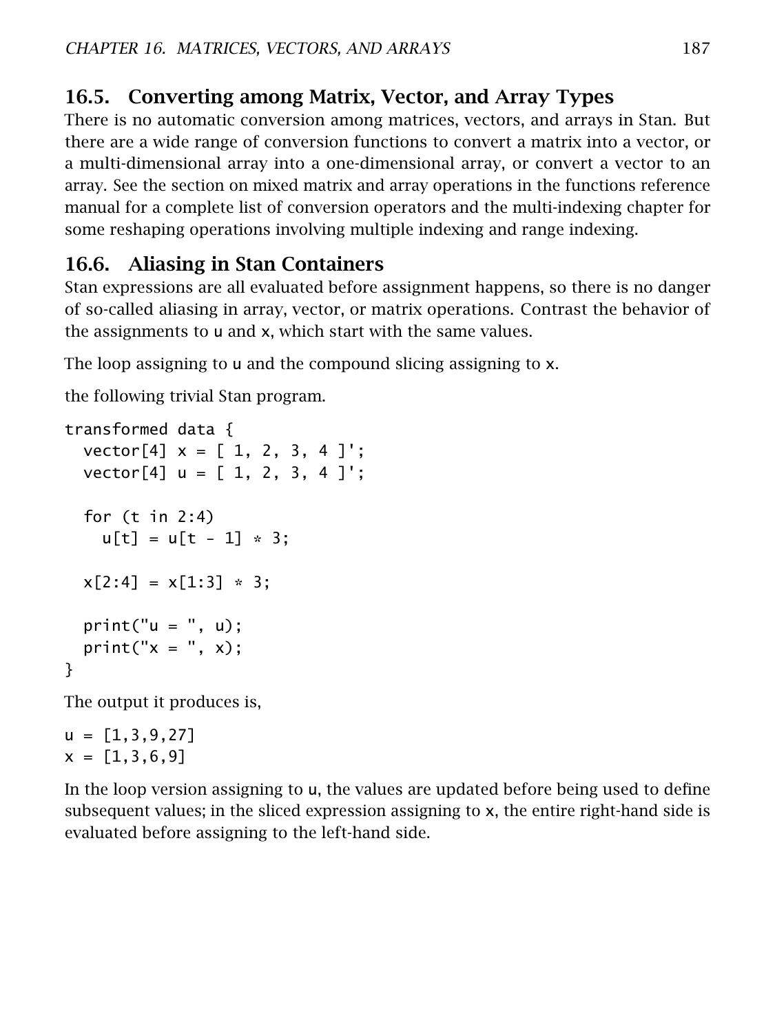## 16.5. Converting among Matrix, Vector, and Array Types

There is no automatic conversion among matrices, vectors, and arrays in Stan. But there are a wide range of conversion functions to convert a matrix into a vector, or a multi-dimensional array into a one-dimensional array, or convert a vector to an array. See the section on mixed matrix and array operations in the functions reference manual for a complete list of conversion operators and the multi-indexing chapter for some reshaping operations involving multiple indexing and range indexing.

## 16.6. Aliasing in Stan Containers

Stan expressions are all evaluated before assignment happens, so there is no danger of so-called aliasing in array, vector, or matrix operations. Contrast the behavior of the assignments to u and x, which start with the same values.

The loop assigning to u and the compound slicing assigning to x.

the following trivial Stan program.

```
transformed data {
  vector[4] x = [ 1, 2, 3, 4 ]';
  vector[4] u = [ 1, 2, 3, 4 ]';

  for (t in 2:4)
    u[t] = u[t - 1] * 3;

  x[2:4] = x[1:3] * 3;

  print("u = ", u);
  print("x = ", x);
}
```

The output it produces is,

```
u = [1,3,9,27]
x = [1,3,6,9]
```

In the loop version assigning to u, the values are updated before being used to define subsequent values; in the sliced expression assigning to x, the entire right-hand side is evaluated before assigning to the left-hand side.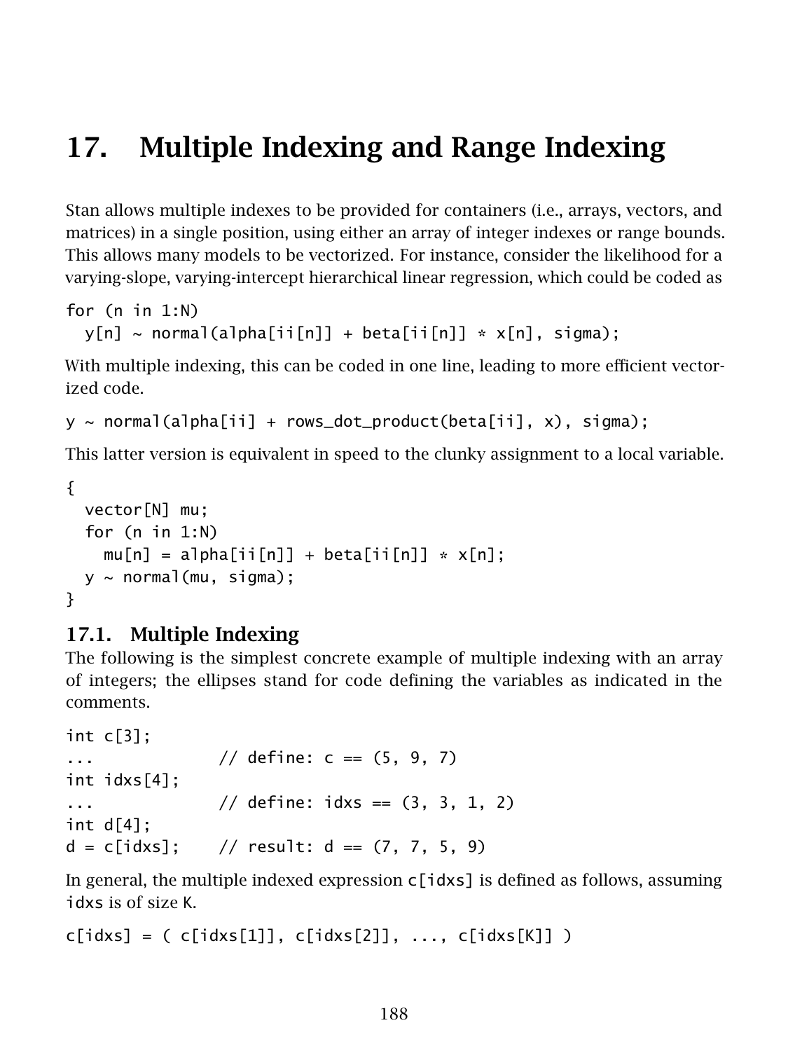# 17. Multiple Indexing and Range Indexing

Stan allows multiple indexes to be provided for containers (i.e., arrays, vectors, and matrices) in a single position, using either an array of integer indexes or range bounds. This allows many models to be vectorized. For instance, consider the likelihood for a varying-slope, varying-intercept hierarchical linear regression, which could be coded as

```
for (n in 1:N)
  y[n] ~ normal(alpha[ii[n]] + beta[ii[n]] * x[n], sigma);
```

With multiple indexing, this can be coded in one line, leading to more efficient vectorized code.

```
y ~ normal(alpha[ii] + rows_dot_product(beta[ii], x), sigma);
```

This latter version is equivalent in speed to the clunky assignment to a local variable.

```
{
  vector[N] mu;
  for (n in 1:N)
    mu[n] = alpha[ii[n]] + beta[ii[n]] * x[n];
  y ~ normal(mu, sigma);
}
```

## 17.1. Multiple Indexing

The following is the simplest concrete example of multiple indexing with an array of integers; the ellipses stand for code defining the variables as indicated in the comments.

```
int c[3];
...             // define: c == (5, 9, 7)
int idxs[4];
...             // define: idxs == (3, 3, 1, 2)
int d[4];
d = c[idxs];    // result: d == (7, 7, 5, 9)
```

In general, the multiple indexed expression `c[idxs]` is defined as follows, assuming `idxs` is of size `K`.

```
c[idxs] = ( c[idxs[1]], c[idxs[2]], ..., c[idxs[K]] )
```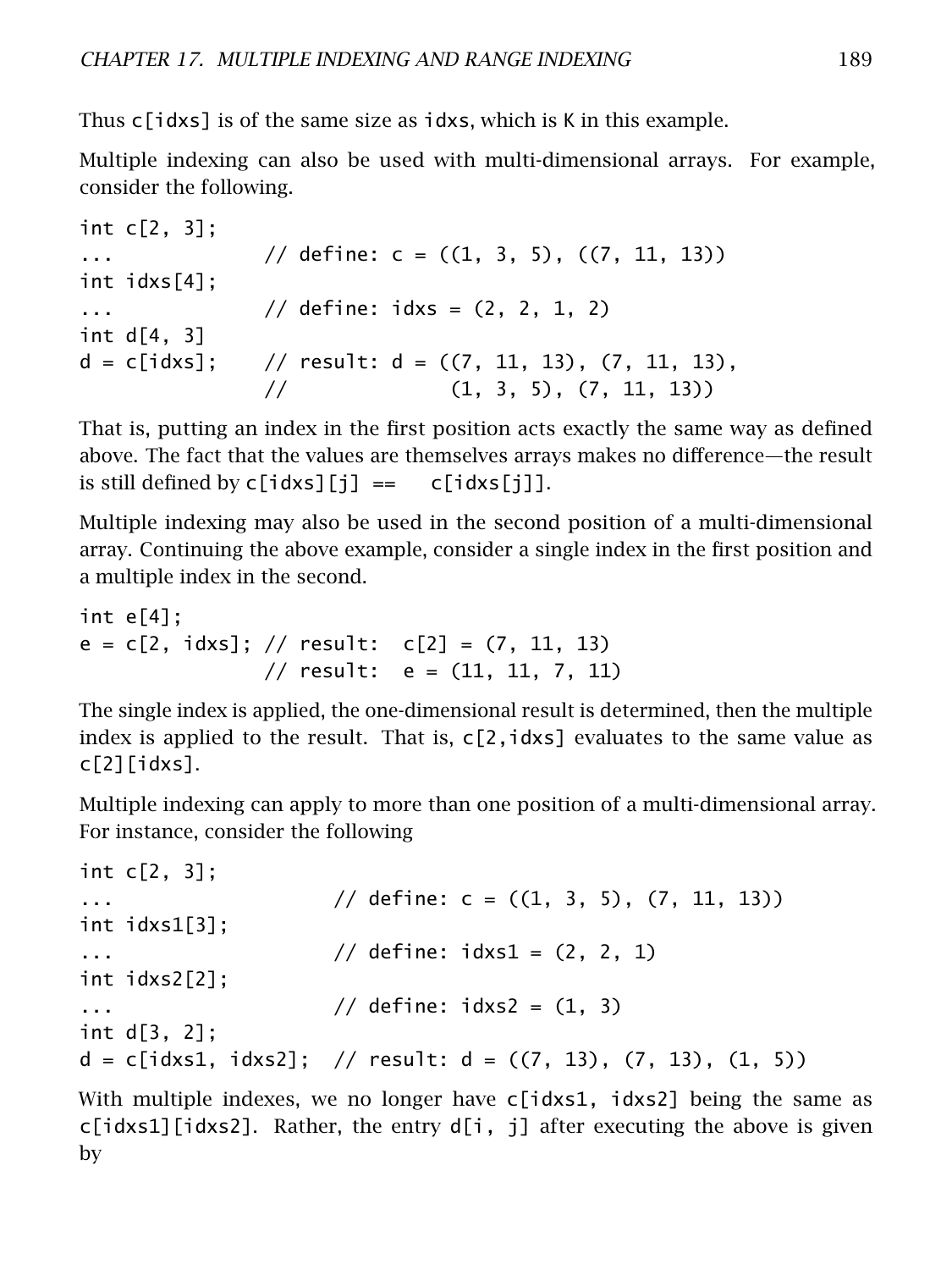Thus c[idxs] is of the same size as idxs, which is K in this example.

Multiple indexing can also be used with multi-dimensional arrays. For example, consider the following.

```
int c[2, 3];
...             // define: c = ((1, 3, 5), ((7, 11, 13))
int idxs[4];
...             // define: idxs = (2, 2, 1, 2)
int d[4, 3]
d = c[idxs];    // result: d = ((7, 11, 13), (7, 11, 13),
                //              (1, 3, 5), (7, 11, 13))
```

That is, putting an index in the first position acts exactly the same way as defined above. The fact that the values are themselves arrays makes no difference—the result is still defined by c[idxs][j] ==   c[idxs[j]].

Multiple indexing may also be used in the second position of a multi-dimensional array. Continuing the above example, consider a single index in the first position and a multiple index in the second.

```
int e[4];
e = c[2, idxs]; // result:  c[2] = (7, 11, 13)
                // result:  e = (11, 11, 7, 11)
```

The single index is applied, the one-dimensional result is determined, then the multiple index is applied to the result. That is, c[2,idxs] evaluates to the same value as c[2][idxs].

Multiple indexing can apply to more than one position of a multi-dimensional array. For instance, consider the following

```
int c[2, 3];
...                   // define: c = ((1, 3, 5), (7, 11, 13))
int idxs1[3];
...                   // define: idxs1 = (2, 2, 1)
int idxs2[2];
...                   // define: idxs2 = (1, 3)
int d[3, 2];
d = c[idxs1, idxs2];  // result: d = ((7, 13), (7, 13), (1, 5))
```

With multiple indexes, we no longer have c[idxs1, idxs2] being the same as c[idxs1][idxs2]. Rather, the entry d[i, j] after executing the above is given by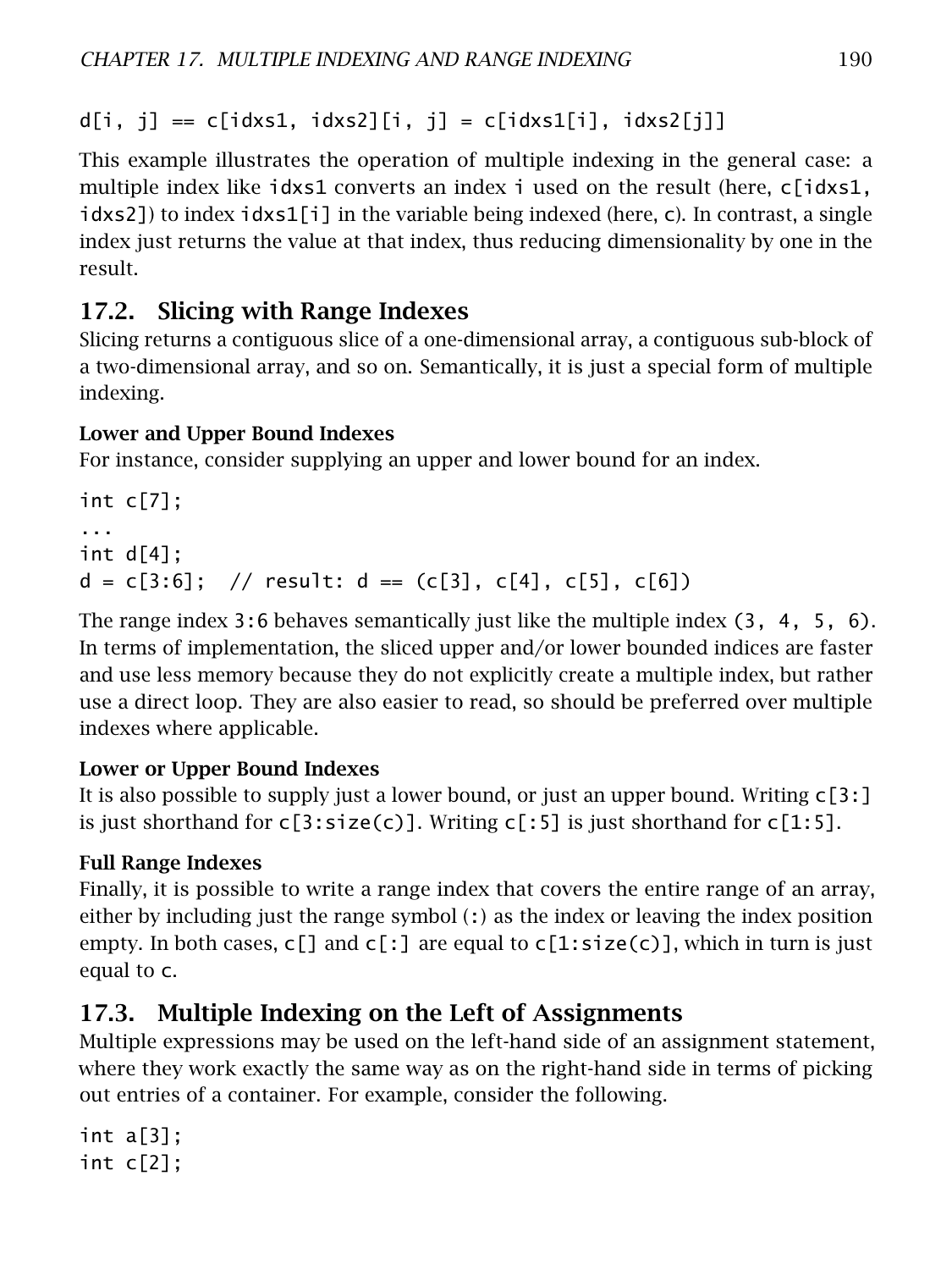```
d[i, j] == c[idxs1, idxs2][i, j] = c[idxs1[i], idxs2[j]]
```

This example illustrates the operation of multiple indexing in the general case: a multiple index like `idxs1` converts an index `i` used on the result (here, `c[idxs1, idxs2]`) to index `idxs1[i]` in the variable being indexed (here, `c`). In contrast, a single index just returns the value at that index, thus reducing dimensionality by one in the result.

## 17.2. Slicing with Range Indexes

Slicing returns a contiguous slice of a one-dimensional array, a contiguous sub-block of a two-dimensional array, and so on. Semantically, it is just a special form of multiple indexing.

### Lower and Upper Bound Indexes

For instance, consider supplying an upper and lower bound for an index.

```
int c[7];
...
int d[4];
d = c[3:6];  // result: d == (c[3], c[4], c[5], c[6])
```

The range index `3:6` behaves semantically just like the multiple index `(3, 4, 5, 6)`. In terms of implementation, the sliced upper and/or lower bounded indices are faster and use less memory because they do not explicitly create a multiple index, but rather use a direct loop. They are also easier to read, so should be preferred over multiple indexes where applicable.

### Lower or Upper Bound Indexes

It is also possible to supply just a lower bound, or just an upper bound. Writing `c[3:]` is just shorthand for `c[3:size(c)]`. Writing `c[:5]` is just shorthand for `c[1:5]`.

### Full Range Indexes

Finally, it is possible to write a range index that covers the entire range of an array, either by including just the range symbol (`:`) as the index or leaving the index position empty. In both cases, `c[]` and `c[:]` are equal to `c[1:size(c)]`, which in turn is just equal to `c`.

## 17.3. Multiple Indexing on the Left of Assignments

Multiple expressions may be used on the left-hand side of an assignment statement, where they work exactly the same way as on the right-hand side in terms of picking out entries of a container. For example, consider the following.

```
int a[3];
int c[2];
```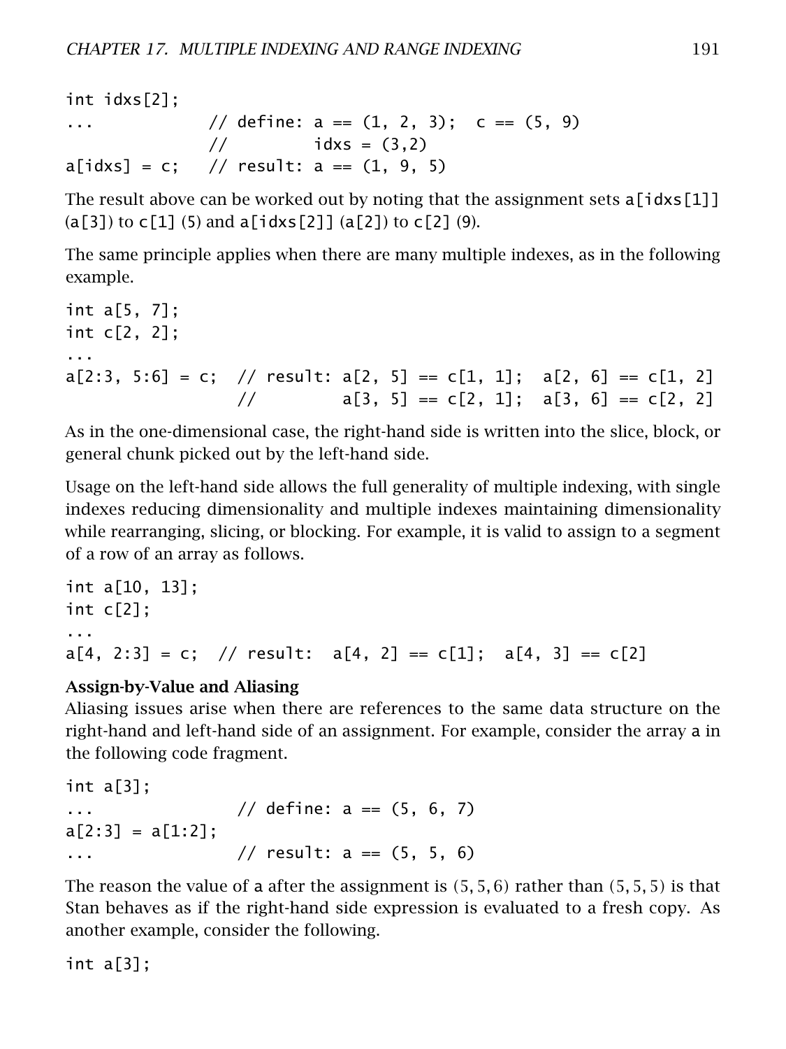```
int idxs[2];
...             // define: a == (1, 2, 3);  c == (5, 9)
                //         idxs = (3,2)
a[idxs] = c;    // result: a == (1, 9, 5)
```

The result above can be worked out by noting that the assignment sets `a[idxs[1]]` (`a[3]`) to `c[1]` (5) and `a[idxs[2]]` (`a[2]`) to `c[2]` (9).

The same principle applies when there are many multiple indexes, as in the following example.

```
int a[5, 7];
int c[2, 2];
...
a[2:3, 5:6] = c;  // result: a[2, 5] == c[1, 1];  a[2, 6] == c[1, 2]
                  //         a[3, 5] == c[2, 1];  a[3, 6] == c[2, 2]
```

As in the one-dimensional case, the right-hand side is written into the slice, block, or general chunk picked out by the left-hand side.

Usage on the left-hand side allows the full generality of multiple indexing, with single indexes reducing dimensionality and multiple indexes maintaining dimensionality while rearranging, slicing, or blocking. For example, it is valid to assign to a segment of a row of an array as follows.

```
int a[10, 13];
int c[2];
...
a[4, 2:3] = c;  // result:  a[4, 2] == c[1];  a[4, 3] == c[2]
```

**Assign-by-Value and Aliasing**

Aliasing issues arise when there are references to the same data structure on the right-hand and left-hand side of an assignment. For example, consider the array `a` in the following code fragment.

```
int a[3];
...                // define: a == (5, 6, 7)
a[2:3] = a[1:2];
...                // result: a == (5, 5, 6)
```

The reason the value of `a` after the assignment is $(5, 5, 6)$ rather than $(5, 5, 5)$ is that Stan behaves as if the right-hand side expression is evaluated to a fresh copy. As another example, consider the following.

```
int a[3];
```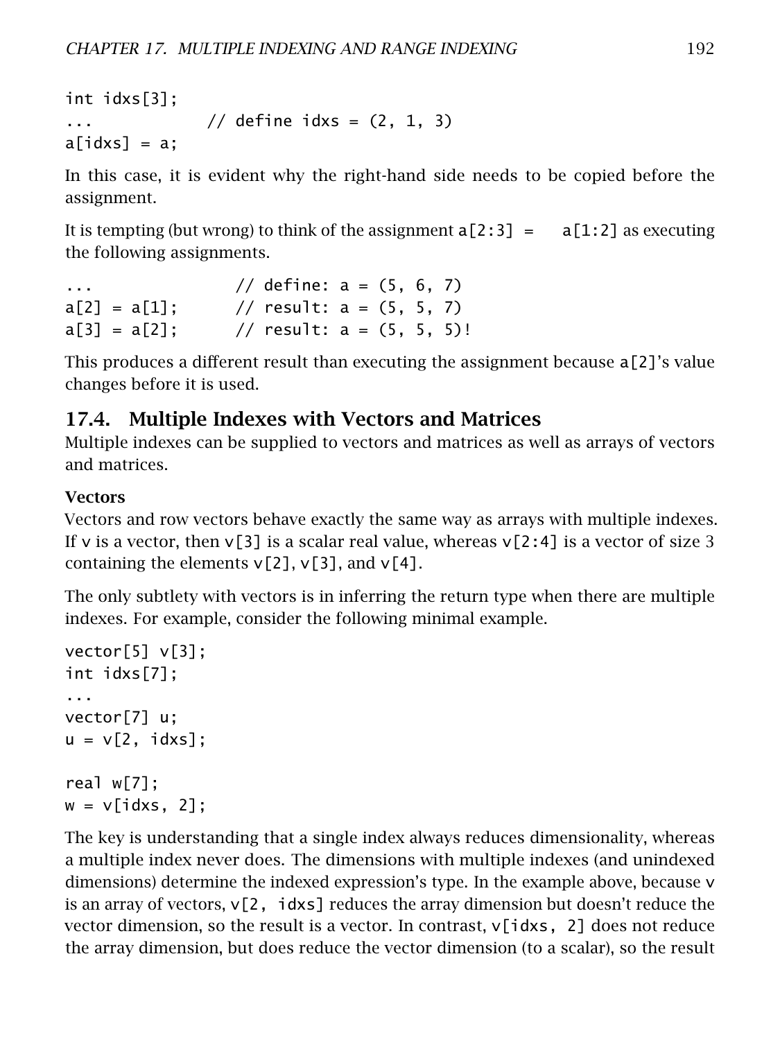```
int idxs[3];
...            // define idxs = (2, 1, 3)
a[idxs] = a;
```

In this case, it is evident why the right-hand side needs to be copied before the assignment.

It is tempting (but wrong) to think of the assignment `a[2:3] = a[1:2]` as executing the following assignments.

```
...               // define: a = (5, 6, 7)
a[2] = a[1];      // result: a = (5, 5, 7)
a[3] = a[2];      // result: a = (5, 5, 5)!
```

This produces a different result than executing the assignment because `a[2]`'s value changes before it is used.

## 17.4. Multiple Indexes with Vectors and Matrices

Multiple indexes can be supplied to vectors and matrices as well as arrays of vectors and matrices.

### Vectors

Vectors and row vectors behave exactly the same way as arrays with multiple indexes. If `v` is a vector, then `v[3]` is a scalar real value, whereas `v[2:4]` is a vector of size 3 containing the elements `v[2]`, `v[3]`, and `v[4]`.

The only subtlety with vectors is in inferring the return type when there are multiple indexes. For example, consider the following minimal example.

```
vector[5] v[3];
int idxs[7];
...
vector[7] u;
u = v[2, idxs];

real w[7];
w = v[idxs, 2];
```

The key is understanding that a single index always reduces dimensionality, whereas a multiple index never does. The dimensions with multiple indexes (and unindexed dimensions) determine the indexed expression's type. In the example above, because `v` is an array of vectors, `v[2, idxs]` reduces the array dimension but doesn't reduce the vector dimension, so the result is a vector. In contrast, `v[idxs, 2]` does not reduce the array dimension, but does reduce the vector dimension (to a scalar), so the result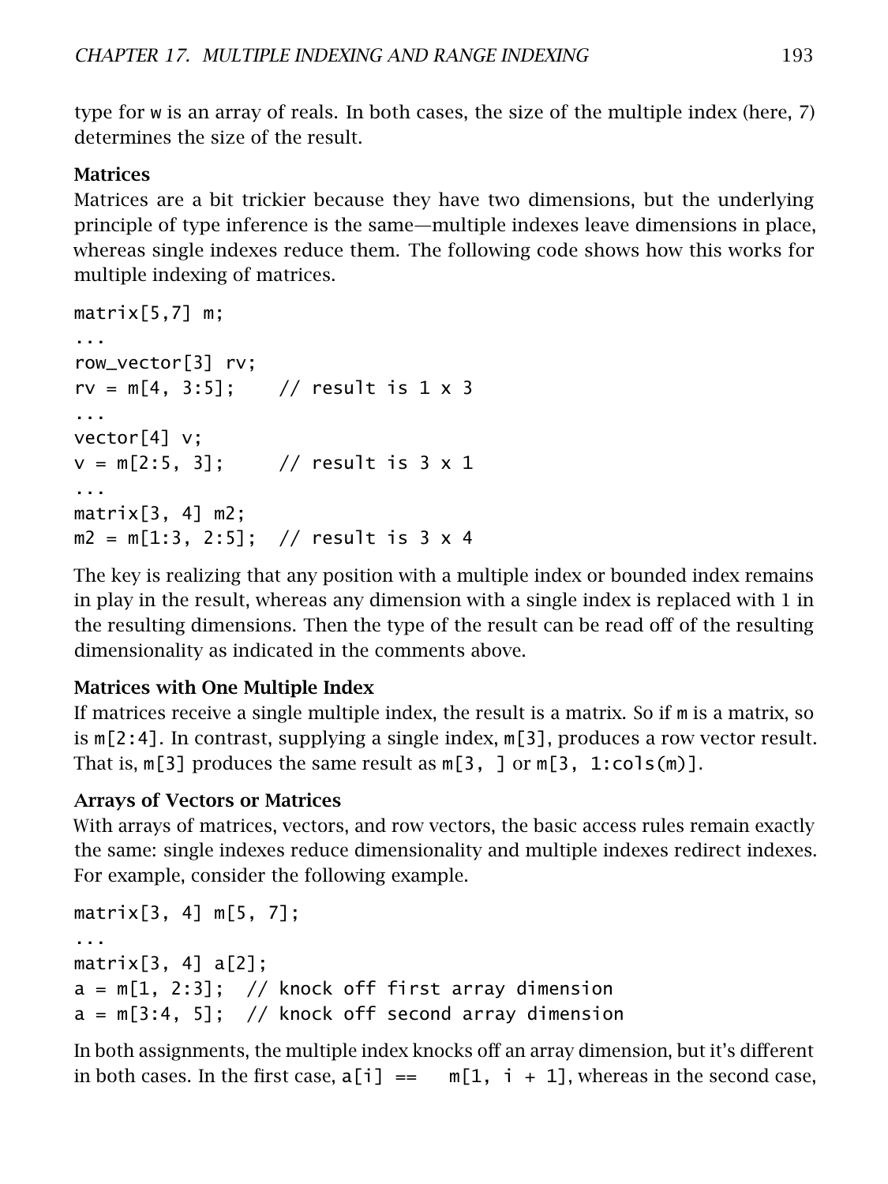type for w is an array of reals. In both cases, the size of the multiple index (here, 7) determines the size of the result.

**Matrices**

Matrices are a bit trickier because they have two dimensions, but the underlying principle of type inference is the same—multiple indexes leave dimensions in place, whereas single indexes reduce them. The following code shows how this works for multiple indexing of matrices.

```
matrix[5,7] m;
...
row_vector[3] rv;
rv = m[4, 3:5];    // result is 1 x 3
...
vector[4] v;
v = m[2:5, 3];     // result is 3 x 1
...
matrix[3, 4] m2;
m2 = m[1:3, 2:5];  // result is 3 x 4
```

The key is realizing that any position with a multiple index or bounded index remains in play in the result, whereas any dimension with a single index is replaced with 1 in the resulting dimensions. Then the type of the result can be read off of the resulting dimensionality as indicated in the comments above.

**Matrices with One Multiple Index**

If matrices receive a single multiple index, the result is a matrix. So if m is a matrix, so is m[2:4]. In contrast, supplying a single index, m[3], produces a row vector result. That is, m[3] produces the same result as m[3, ] or m[3, 1:cols(m)].

**Arrays of Vectors or Matrices**

With arrays of matrices, vectors, and row vectors, the basic access rules remain exactly the same: single indexes reduce dimensionality and multiple indexes redirect indexes. For example, consider the following example.

```
matrix[3, 4] m[5, 7];
...
matrix[3, 4] a[2];
a = m[1, 2:3];  // knock off first array dimension
a = m[3:4, 5];  // knock off second array dimension
```

In both assignments, the multiple index knocks off an array dimension, but it's different in both cases. In the first case, a[i] == m[1, i + 1], whereas in the second case,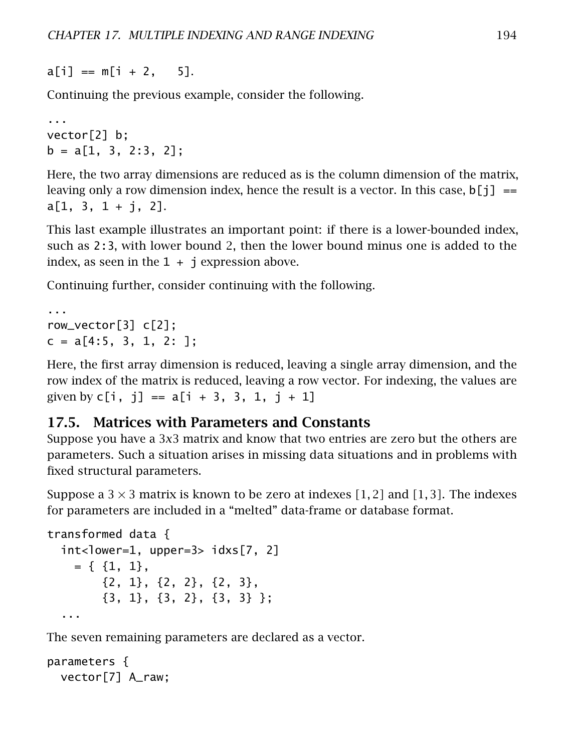`a[i] == m[i + 2,   5]`.

Continuing the previous example, consider the following.

```
...
vector[2] b;
b = a[1, 3, 2:3, 2];
```

Here, the two array dimensions are reduced as is the column dimension of the matrix, leaving only a row dimension index, hence the result is a vector. In this case, `b[j] == a[1, 3, 1 + j, 2]`.

This last example illustrates an important point: if there is a lower-bounded index, such as `2:3`, with lower bound 2, then the lower bound minus one is added to the index, as seen in the `1 + j` expression above.

Continuing further, consider continuing with the following.

```
...
row_vector[3] c[2];
c = a[4:5, 3, 1, 2: ];
```

Here, the first array dimension is reduced, leaving a single array dimension, and the row index of the matrix is reduced, leaving a row vector. For indexing, the values are given by `c[i, j] == a[i + 3, 3, 1, j + 1]`

## 17.5. Matrices with Parameters and Constants

Suppose you have a $3x3$ matrix and know that two entries are zero but the others are parameters. Such a situation arises in missing data situations and in problems with fixed structural parameters.

Suppose a $3 \times 3$ matrix is known to be zero at indexes $[1, 2]$ and $[1, 3]$. The indexes for parameters are included in a "melted" data-frame or database format.

```
transformed data {
  int<lower=1, upper=3> idxs[7, 2]
    = { {1, 1},
        {2, 1}, {2, 2}, {2, 3},
        {3, 1}, {3, 2}, {3, 3} };
  ...
```

The seven remaining parameters are declared as a vector.

```
parameters {
  vector[7] A_raw;
```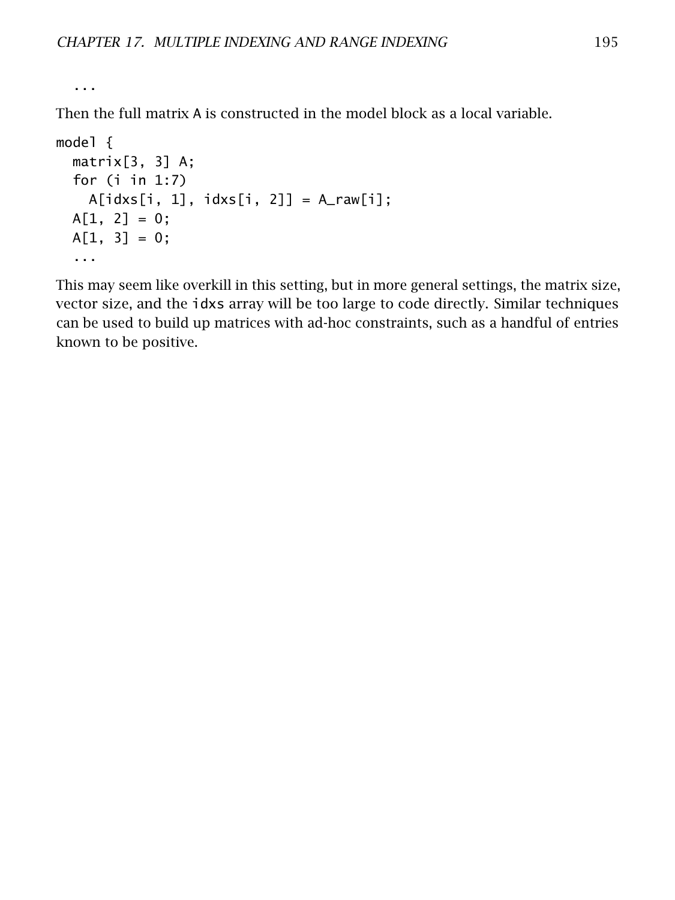```
...
```

Then the full matrix A is constructed in the model block as a local variable.

```
model {
  matrix[3, 3] A;
  for (i in 1:7)
    A[idxs[i, 1], idxs[i, 2]] = A_raw[i];
  A[1, 2] = 0;
  A[1, 3] = 0;
  ...
```

This may seem like overkill in this setting, but in more general settings, the matrix size, vector size, and the `idxs` array will be too large to code directly. Similar techniques can be used to build up matrices with ad-hoc constraints, such as a handful of entries known to be positive.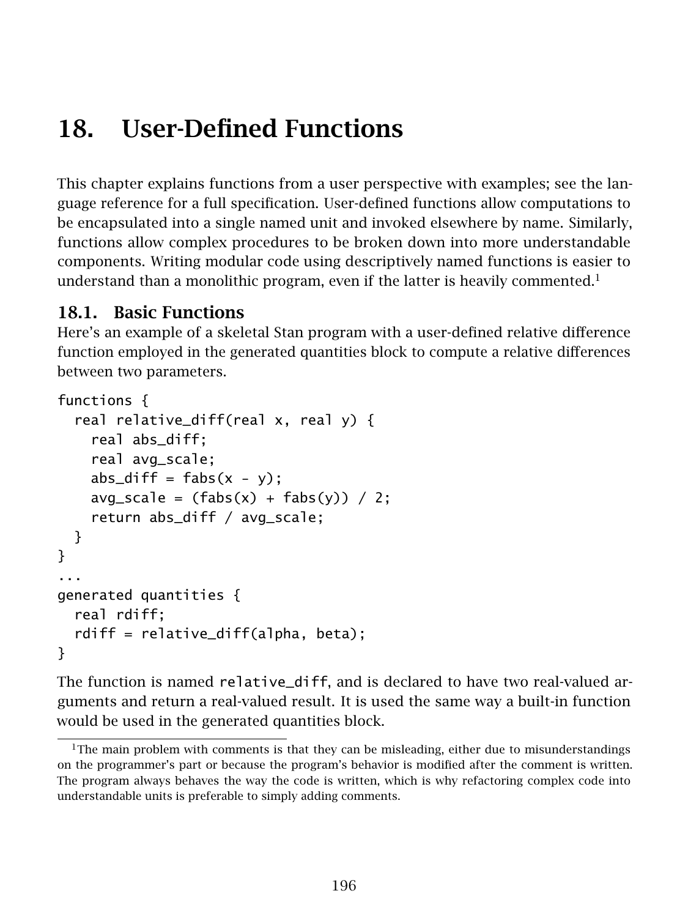# 18. User-Defined Functions

This chapter explains functions from a user perspective with examples; see the language reference for a full specification. User-defined functions allow computations to be encapsulated into a single named unit and invoked elsewhere by name. Similarly, functions allow complex procedures to be broken down into more understandable components. Writing modular code using descriptively named functions is easier to understand than a monolithic program, even if the latter is heavily commented.[1]

## 18.1. Basic Functions

Here's an example of a skeletal Stan program with a user-defined relative difference function employed in the generated quantities block to compute a relative differences between two parameters.

```
functions {
  real relative_diff(real x, real y) {
    real abs_diff;
    real avg_scale;
    abs_diff = fabs(x - y);
    avg_scale = (fabs(x) + fabs(y)) / 2;
    return abs_diff / avg_scale;
  }
}
...
generated quantities {
  real rdiff;
  rdiff = relative_diff(alpha, beta);
}
```

The function is named `relative_diff`, and is declared to have two real-valued arguments and return a real-valued result. It is used the same way a built-in function would be used in the generated quantities block.

[1] The main problem with comments is that they can be misleading, either due to misunderstandings on the programmer's part or because the program's behavior is modified after the comment is written. The program always behaves the way the code is written, which is why refactoring complex code into understandable units is preferable to simply adding comments.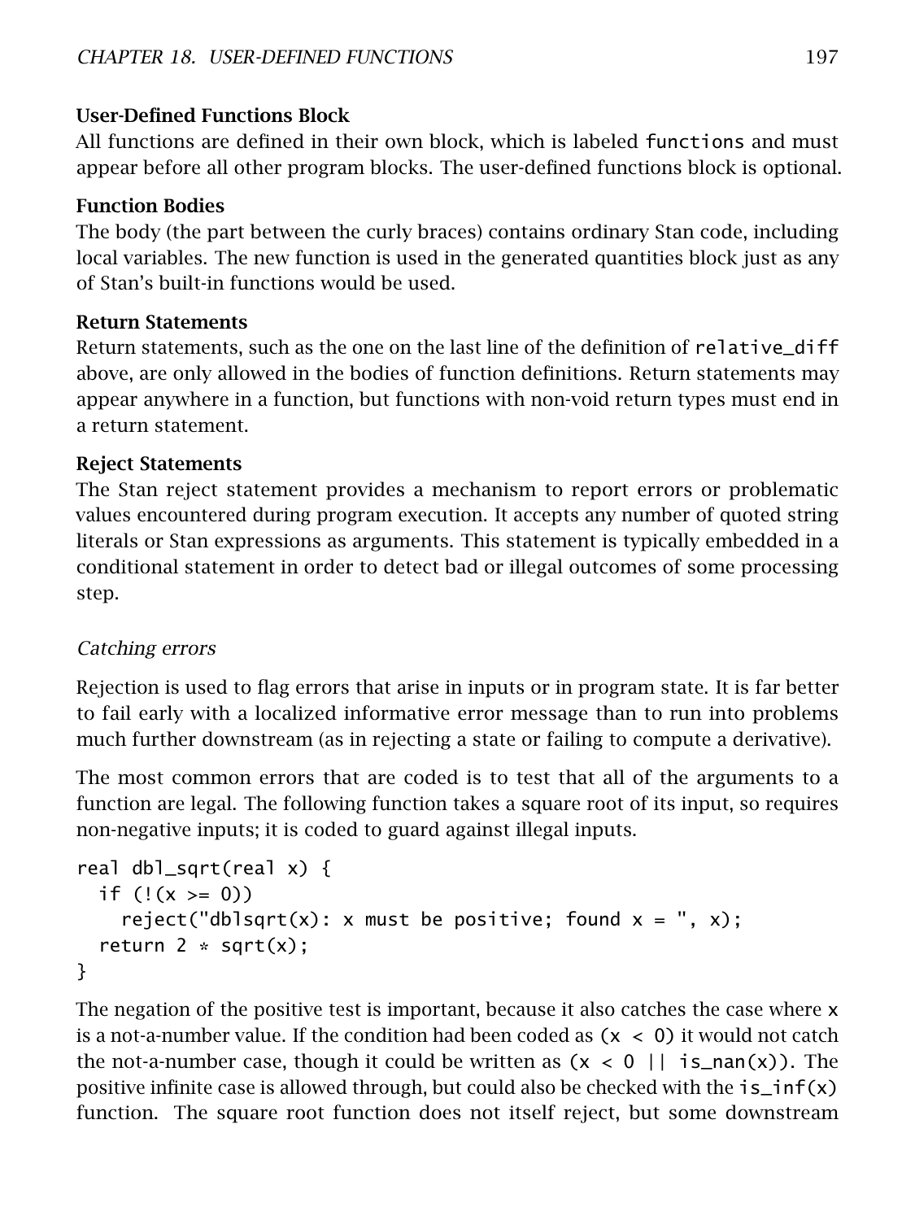**User-Defined Functions Block**
All functions are defined in their own block, which is labeled `functions` and must appear before all other program blocks. The user-defined functions block is optional.

**Function Bodies**
The body (the part between the curly braces) contains ordinary Stan code, including local variables. The new function is used in the generated quantities block just as any of Stan's built-in functions would be used.

**Return Statements**
Return statements, such as the one on the last line of the definition of `relative_diff` above, are only allowed in the bodies of function definitions. Return statements may appear anywhere in a function, but functions with non-void return types must end in a return statement.

**Reject Statements**
The Stan reject statement provides a mechanism to report errors or problematic values encountered during program execution. It accepts any number of quoted string literals or Stan expressions as arguments. This statement is typically embedded in a conditional statement in order to detect bad or illegal outcomes of some processing step.

*Catching errors*

Rejection is used to flag errors that arise in inputs or in program state. It is far better to fail early with a localized informative error message than to run into problems much further downstream (as in rejecting a state or failing to compute a derivative).

The most common errors that are coded is to test that all of the arguments to a function are legal. The following function takes a square root of its input, so requires non-negative inputs; it is coded to guard against illegal inputs.

```
real dbl_sqrt(real x) {
  if (!(x >= 0))
    reject("dblsqrt(x): x must be positive; found x = ", x);
  return 2 * sqrt(x);
}
```

The negation of the positive test is important, because it also catches the case where `x` is a not-a-number value. If the condition had been coded as `(x < 0)` it would not catch the not-a-number case, though it could be written as `(x < 0 || is_nan(x))`. The positive infinite case is allowed through, but could also be checked with the `is_inf(x)` function. The square root function does not itself reject, but some downstream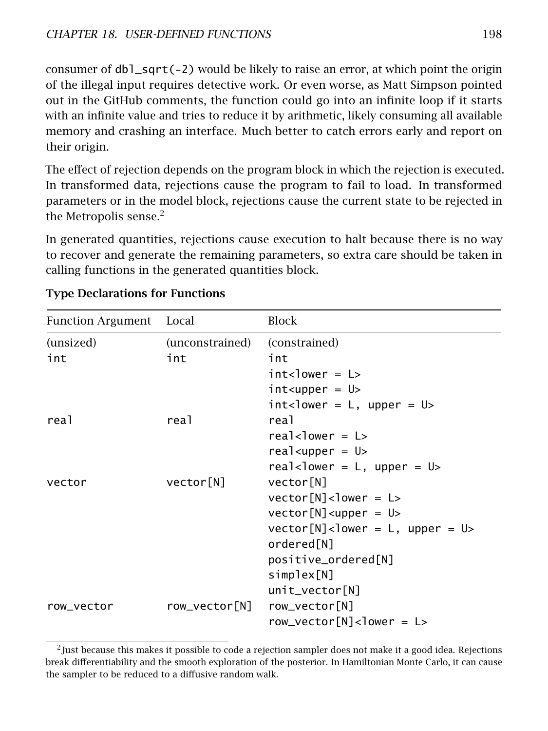consumer of `dbl_sqrt(-2)` would be likely to raise an error, at which point the origin of the illegal input requires detective work. Or even worse, as Matt Simpson pointed out in the GitHub comments, the function could go into an infinite loop if it starts with an infinite value and tries to reduce it by arithmetic, likely consuming all available memory and crashing an interface. Much better to catch errors early and report on their origin.

The effect of rejection depends on the program block in which the rejection is executed. In transformed data, rejections cause the program to fail to load. In transformed parameters or in the model block, rejections cause the current state to be rejected in the Metropolis sense.[2]

In generated quantities, rejections cause execution to halt because there is no way to recover and generate the remaining parameters, so extra care should be taken in calling functions in the generated quantities block.

### Type Declarations for Functions

| Function Argument | Local | Block |
|---|---|---|
| (unsized) | (unconstrained) | (constrained) |
| `int` | `int` | `int` |
| | | `int<lower = L>` |
| | | `int<upper = U>` |
| | | `int<lower = L, upper = U>` |
| `real` | `real` | `real` |
| | | `real<lower = L>` |
| | | `real<upper = U>` |
| | | `real<lower = L, upper = U>` |
| `vector` | `vector[N]` | `vector[N]` |
| | | `vector[N]<lower = L>` |
| | | `vector[N]<upper = U>` |
| | | `vector[N]<lower = L, upper = U>` |
| | | `ordered[N]` |
| | | `positive_ordered[N]` |
| | | `simplex[N]` |
| | | `unit_vector[N]` |
| `row_vector` | `row_vector[N]` | `row_vector[N]` |
| | | `row_vector[N]<lower = L>` |

[2] Just because this makes it possible to code a rejection sampler does not make it a good idea. Rejections break differentiability and the smooth exploration of the posterior. In Hamiltonian Monte Carlo, it can cause the sampler to be reduced to a diffusive random walk.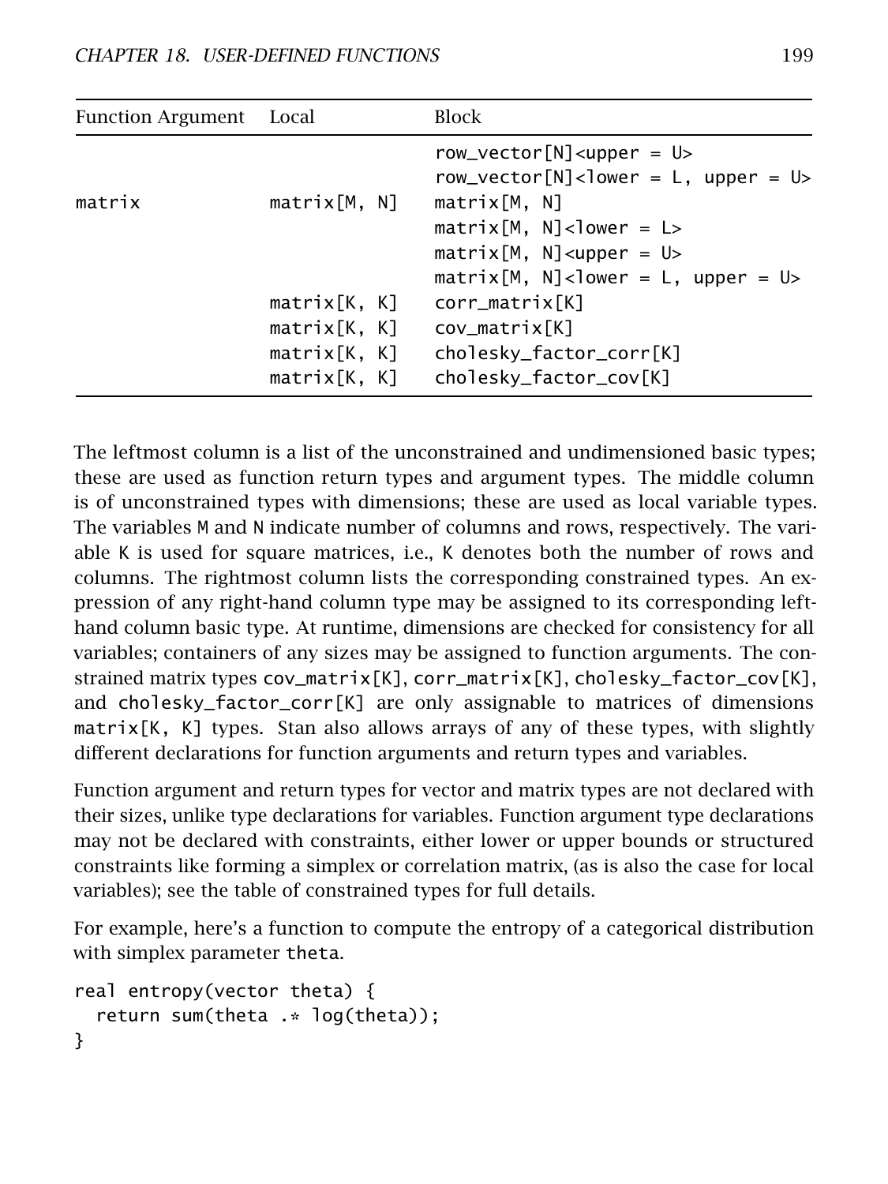| Function Argument | Local | Block |
| --- | --- | --- |
| | | row_vector[N]<upper = U> |
| | | row_vector[N]<lower = L, upper = U> |
| matrix | matrix[M, N] | matrix[M, N] |
| | | matrix[M, N]<lower = L> |
| | | matrix[M, N]<upper = U> |
| | | matrix[M, N]<lower = L, upper = U> |
| | matrix[K, K] | corr_matrix[K] |
| | matrix[K, K] | cov_matrix[K] |
| | matrix[K, K] | cholesky_factor_corr[K] |
| | matrix[K, K] | cholesky_factor_cov[K] |

The leftmost column is a list of the unconstrained and undimensioned basic types; these are used as function return types and argument types. The middle column is of unconstrained types with dimensions; these are used as local variable types. The variables M and N indicate number of columns and rows, respectively. The variable K is used for square matrices, i.e., K denotes both the number of rows and columns. The rightmost column lists the corresponding constrained types. An expression of any right-hand column type may be assigned to its corresponding left-hand column basic type. At runtime, dimensions are checked for consistency for all variables; containers of any sizes may be assigned to function arguments. The constrained matrix types cov_matrix[K], corr_matrix[K], cholesky_factor_cov[K], and cholesky_factor_corr[K] are only assignable to matrices of dimensions matrix[K, K] types. Stan also allows arrays of any of these types, with slightly different declarations for function arguments and return types and variables.

Function argument and return types for vector and matrix types are not declared with their sizes, unlike type declarations for variables. Function argument type declarations may not be declared with constraints, either lower or upper bounds or structured constraints like forming a simplex or correlation matrix, (as is also the case for local variables); see the table of constrained types for full details.

For example, here's a function to compute the entropy of a categorical distribution with simplex parameter theta.

```
real entropy(vector theta) {
  return sum(theta .* log(theta));
}
```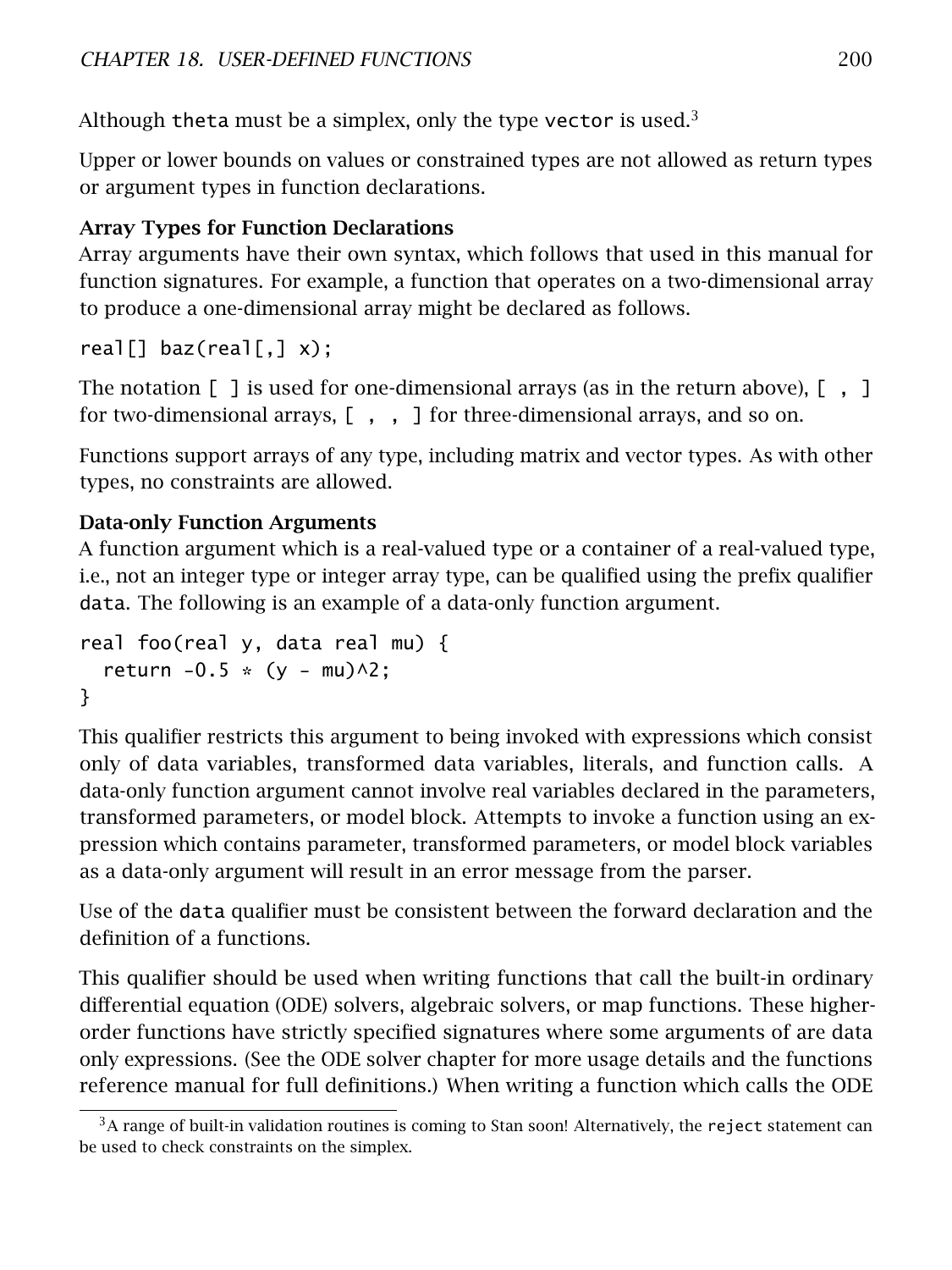Although theta must be a simplex, only the type vector is used.[3]

Upper or lower bounds on values or constrained types are not allowed as return types or argument types in function declarations.

**Array Types for Function Declarations**

Array arguments have their own syntax, which follows that used in this manual for function signatures. For example, a function that operates on a two-dimensional array to produce a one-dimensional array might be declared as follows.

```
real[] baz(real[,] x);
```

The notation `[ ]` is used for one-dimensional arrays (as in the return above), `[ , ]` for two-dimensional arrays, `[ , , ]` for three-dimensional arrays, and so on.

Functions support arrays of any type, including matrix and vector types. As with other types, no constraints are allowed.

**Data-only Function Arguments**

A function argument which is a real-valued type or a container of a real-valued type, i.e., not an integer type or integer array type, can be qualified using the prefix qualifier data. The following is an example of a data-only function argument.

```
real foo(real y, data real mu) {
  return -0.5 * (y - mu)^2;
}
```

This qualifier restricts this argument to being invoked with expressions which consist only of data variables, transformed data variables, literals, and function calls. A data-only function argument cannot involve real variables declared in the parameters, transformed parameters, or model block. Attempts to invoke a function using an expression which contains parameter, transformed parameters, or model block variables as a data-only argument will result in an error message from the parser.

Use of the data qualifier must be consistent between the forward declaration and the definition of a functions.

This qualifier should be used when writing functions that call the built-in ordinary differential equation (ODE) solvers, algebraic solvers, or map functions. These higher-order functions have strictly specified signatures where some arguments of are data only expressions. (See the ODE solver chapter for more usage details and the functions reference manual for full definitions.) When writing a function which calls the ODE

[3] A range of built-in validation routines is coming to Stan soon! Alternatively, the reject statement can be used to check constraints on the simplex.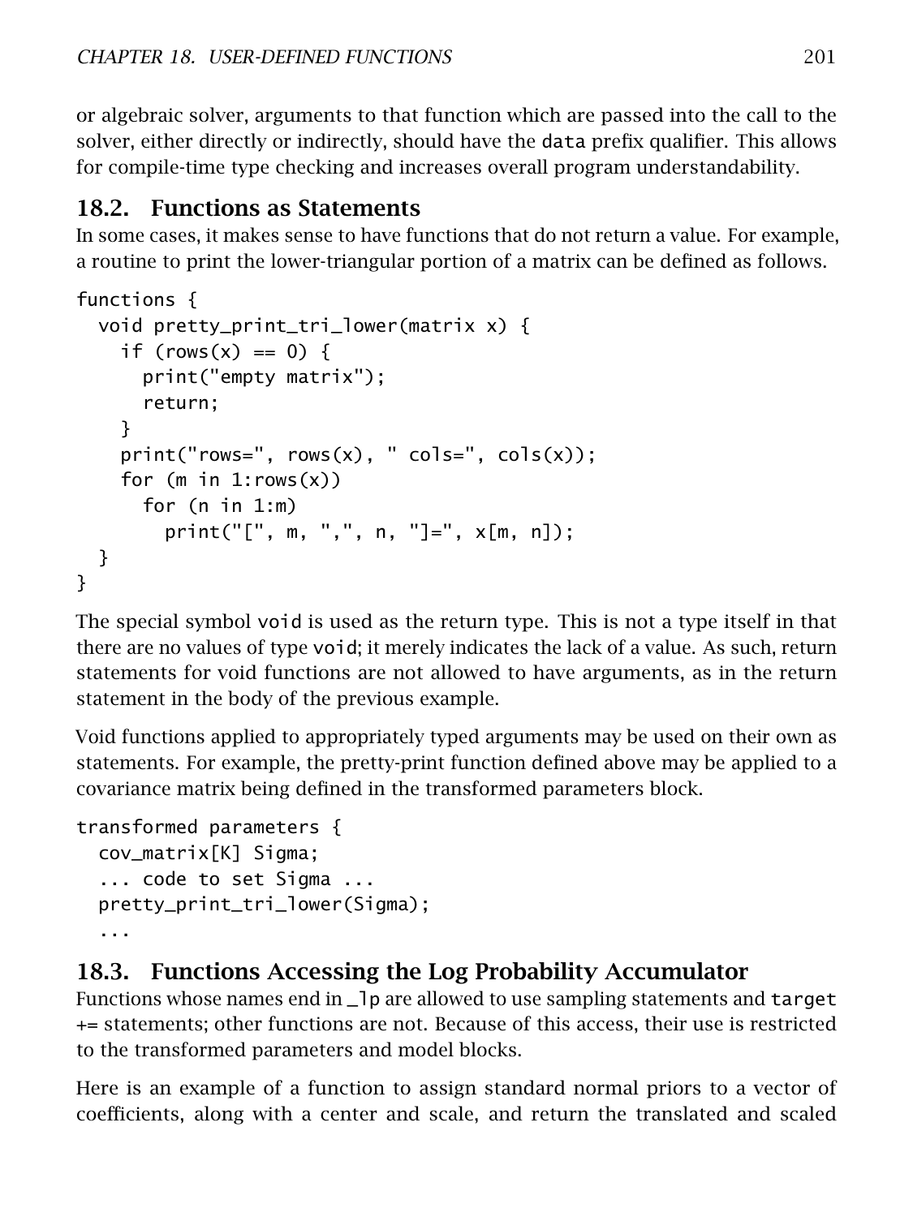or algebraic solver, arguments to that function which are passed into the call to the solver, either directly or indirectly, should have the `data` prefix qualifier. This allows for compile-time type checking and increases overall program understandability.

## 18.2. Functions as Statements

In some cases, it makes sense to have functions that do not return a value. For example, a routine to print the lower-triangular portion of a matrix can be defined as follows.

```
functions {
  void pretty_print_tri_lower(matrix x) {
    if (rows(x) == 0) {
      print("empty matrix");
      return;
    }
    print("rows=", rows(x), " cols=", cols(x));
    for (m in 1:rows(x))
      for (n in 1:m)
        print("[", m, ",", n, "]=", x[m, n]);
  }
}
```

The special symbol `void` is used as the return type. This is not a type itself in that there are no values of type `void`; it merely indicates the lack of a value. As such, return statements for void functions are not allowed to have arguments, as in the return statement in the body of the previous example.

Void functions applied to appropriately typed arguments may be used on their own as statements. For example, the pretty-print function defined above may be applied to a covariance matrix being defined in the transformed parameters block.

```
transformed parameters {
  cov_matrix[K] Sigma;
  ... code to set Sigma ...
  pretty_print_tri_lower(Sigma);
  ...
```

## 18.3. Functions Accessing the Log Probability Accumulator

Functions whose names end in `_lp` are allowed to use sampling statements and `target +=` statements; other functions are not. Because of this access, their use is restricted to the transformed parameters and model blocks.

Here is an example of a function to assign standard normal priors to a vector of coefficients, along with a center and scale, and return the translated and scaled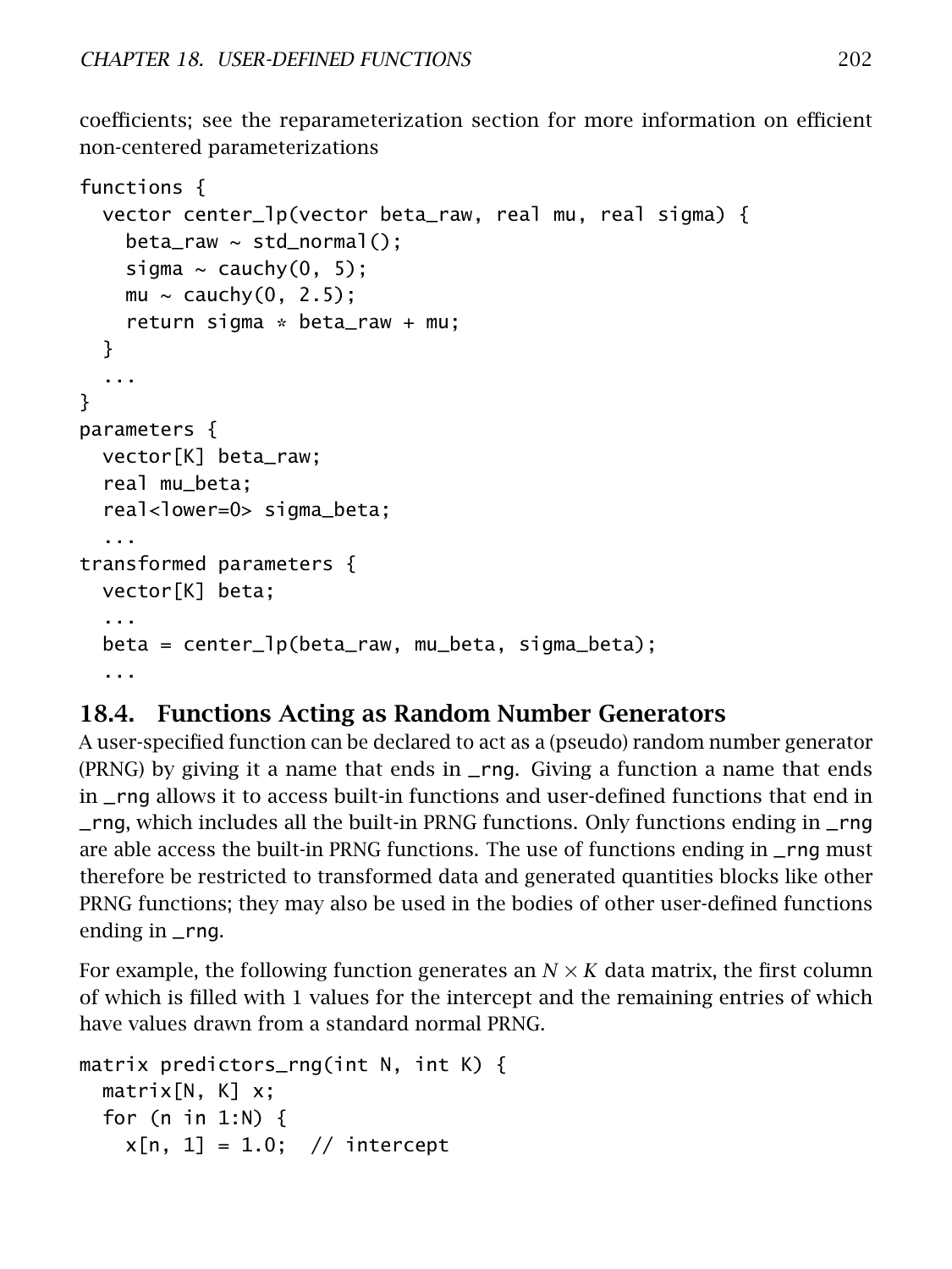coefficients; see the reparameterization section for more information on efficient non-centered parameterizations

```
functions {
  vector center_lp(vector beta_raw, real mu, real sigma) {
    beta_raw ~ std_normal();
    sigma ~ cauchy(0, 5);
    mu ~ cauchy(0, 2.5);
    return sigma * beta_raw + mu;
  }
  ...
}
parameters {
  vector[K] beta_raw;
  real mu_beta;
  real<lower=0> sigma_beta;
  ...
transformed parameters {
  vector[K] beta;
  ...
  beta = center_lp(beta_raw, mu_beta, sigma_beta);
  ...
```

## 18.4. Functions Acting as Random Number Generators

A user-specified function can be declared to act as a (pseudo) random number generator (PRNG) by giving it a name that ends in `_rng`. Giving a function a name that ends in `_rng` allows it to access built-in functions and user-defined functions that end in `_rng`, which includes all the built-in PRNG functions. Only functions ending in `_rng` are able access the built-in PRNG functions. The use of functions ending in `_rng` must therefore be restricted to transformed data and generated quantities blocks like other PRNG functions; they may also be used in the bodies of other user-defined functions ending in `_rng`.

For example, the following function generates an $N \times K$ data matrix, the first column of which is filled with 1 values for the intercept and the remaining entries of which have values drawn from a standard normal PRNG.

```
matrix predictors_rng(int N, int K) {
  matrix[N, K] x;
  for (n in 1:N) {
    x[n, 1] = 1.0;  // intercept
```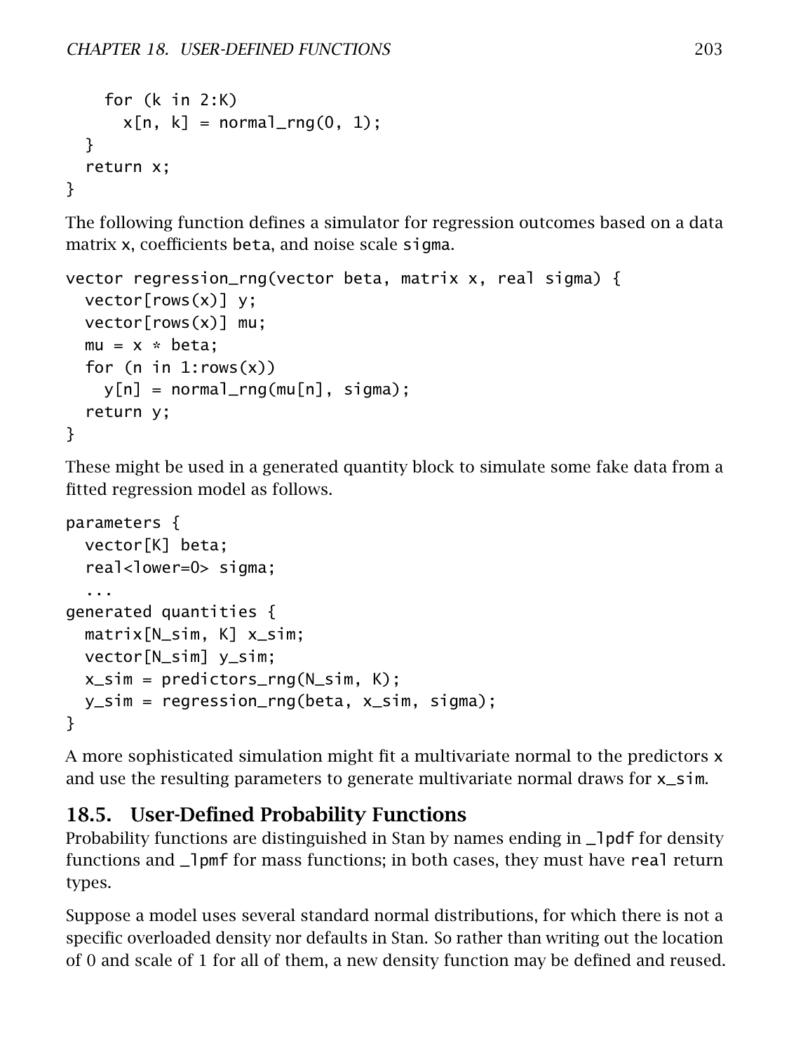```
    for (k in 2:K)
      x[n, k] = normal_rng(0, 1);
  }
  return x;
}
```

The following function defines a simulator for regression outcomes based on a data matrix x, coefficients beta, and noise scale sigma.

```
vector regression_rng(vector beta, matrix x, real sigma) {
  vector[rows(x)] y;
  vector[rows(x)] mu;
  mu = x * beta;
  for (n in 1:rows(x))
    y[n] = normal_rng(mu[n], sigma);
  return y;
}
```

These might be used in a generated quantity block to simulate some fake data from a fitted regression model as follows.

```
parameters {
  vector[K] beta;
  real<lower=0> sigma;
  ...
generated quantities {
  matrix[N_sim, K] x_sim;
  vector[N_sim] y_sim;
  x_sim = predictors_rng(N_sim, K);
  y_sim = regression_rng(beta, x_sim, sigma);
}
```

A more sophisticated simulation might fit a multivariate normal to the predictors x and use the resulting parameters to generate multivariate normal draws for x_sim.

## 18.5. User-Defined Probability Functions

Probability functions are distinguished in Stan by names ending in _lpdf for density functions and _lpmf for mass functions; in both cases, they must have real return types.

Suppose a model uses several standard normal distributions, for which there is not a specific overloaded density nor defaults in Stan. So rather than writing out the location of 0 and scale of 1 for all of them, a new density function may be defined and reused.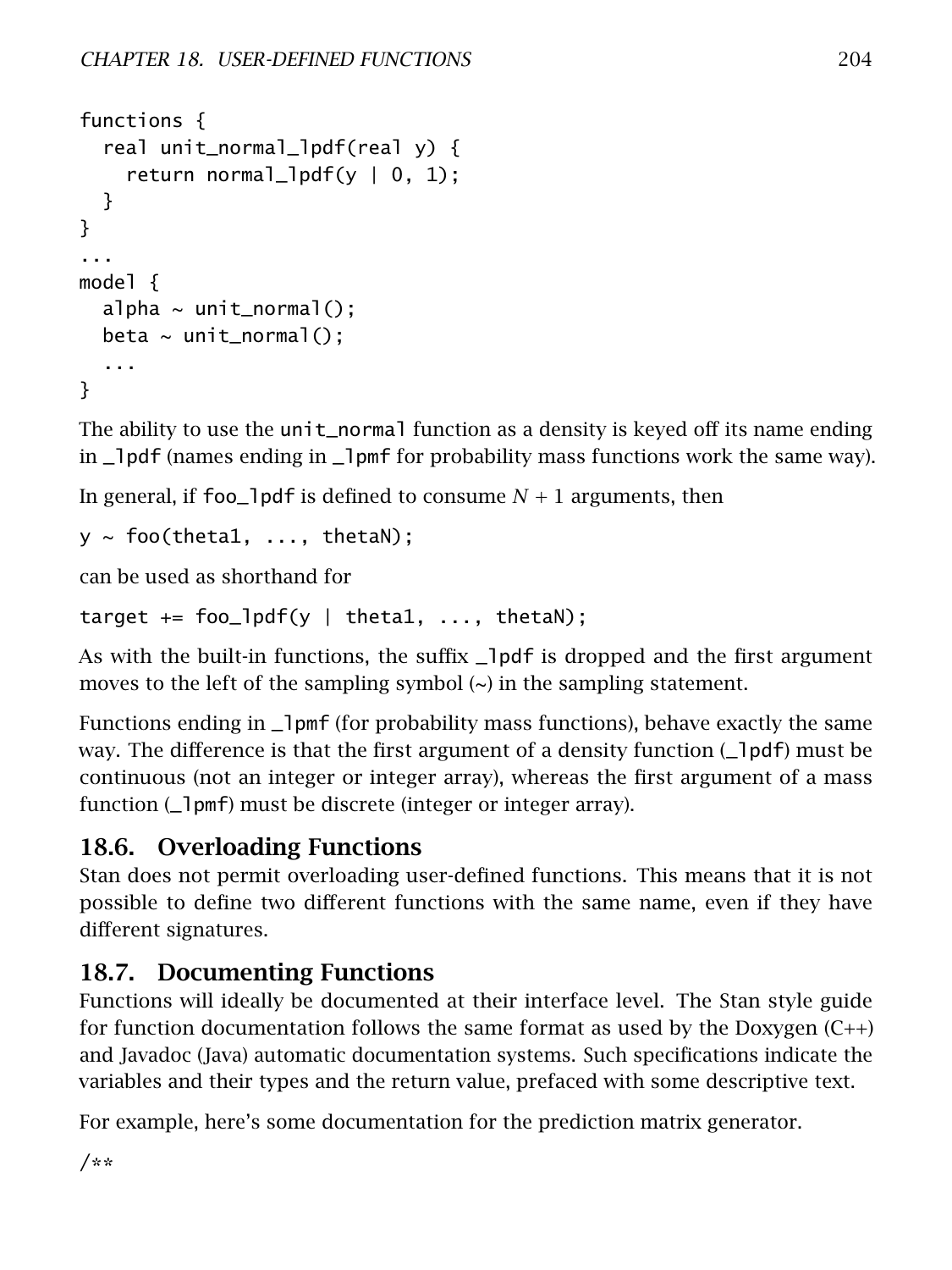```
functions {
  real unit_normal_lpdf(real y) {
    return normal_lpdf(y | 0, 1);
  }
}
...
model {
  alpha ~ unit_normal();
  beta ~ unit_normal();
  ...
}
```

The ability to use the `unit_normal` function as a density is keyed off its name ending in `_lpdf` (names ending in `_lpmf` for probability mass functions work the same way).

In general, if `foo_lpdf` is defined to consume $N + 1$ arguments, then

```
y ~ foo(theta1, ..., thetaN);
```

can be used as shorthand for

```
target += foo_lpdf(y | theta1, ..., thetaN);
```

As with the built-in functions, the suffix `_lpdf` is dropped and the first argument moves to the left of the sampling symbol (`~`) in the sampling statement.

Functions ending in `_lpmf` (for probability mass functions), behave exactly the same way. The difference is that the first argument of a density function (`_lpdf`) must be continuous (not an integer or integer array), whereas the first argument of a mass function (`_lpmf`) must be discrete (integer or integer array).

## 18.6. Overloading Functions

Stan does not permit overloading user-defined functions. This means that it is not possible to define two different functions with the same name, even if they have different signatures.

## 18.7. Documenting Functions

Functions will ideally be documented at their interface level. The Stan style guide for function documentation follows the same format as used by the Doxygen (C++) and Javadoc (Java) automatic documentation systems. Such specifications indicate the variables and their types and the return value, prefaced with some descriptive text.

For example, here's some documentation for the prediction matrix generator.

```
/**
```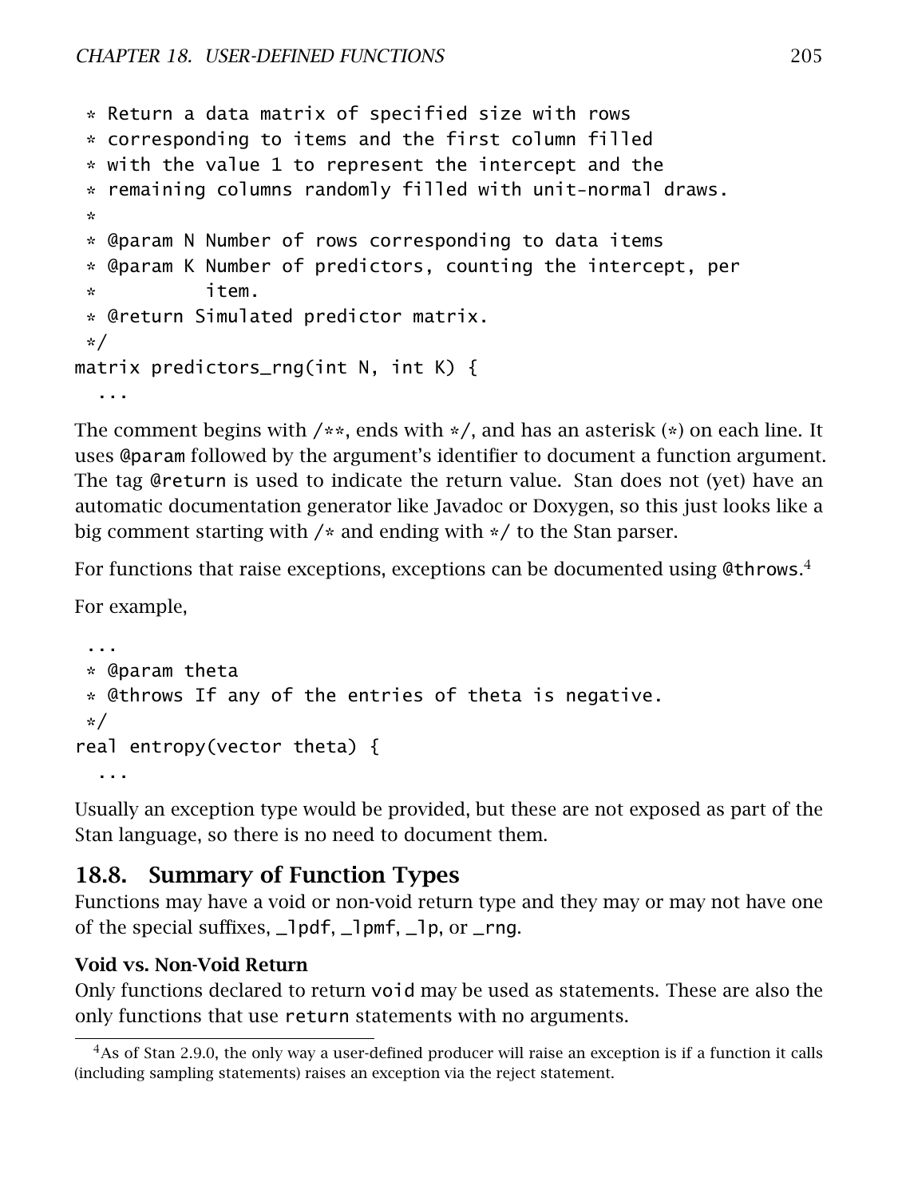```
 * Return a data matrix of specified size with rows
 * corresponding to items and the first column filled
 * with the value 1 to represent the intercept and the
 * remaining columns randomly filled with unit-normal draws.
 *
 * @param N Number of rows corresponding to data items
 * @param K Number of predictors, counting the intercept, per
 *          item.
 * @return Simulated predictor matrix.
 */
matrix predictors_rng(int N, int K) {
  ...
```

The comment begins with /**, ends with */, and has an asterisk (*) on each line. It uses @param followed by the argument's identifier to document a function argument. The tag @return is used to indicate the return value. Stan does not (yet) have an automatic documentation generator like Javadoc or Doxygen, so this just looks like a big comment starting with /* and ending with */ to the Stan parser.

For functions that raise exceptions, exceptions can be documented using @throws.[4]

For example,

```
 ...
 * @param theta
 * @throws If any of the entries of theta is negative.
 */
real entropy(vector theta) {
  ...
```

Usually an exception type would be provided, but these are not exposed as part of the Stan language, so there is no need to document them.

## 18.8. Summary of Function Types

Functions may have a void or non-void return type and they may or may not have one of the special suffixes, _lpdf, _lpmf, _lp, or _rng.

### Void vs. Non-Void Return

Only functions declared to return void may be used as statements. These are also the only functions that use return statements with no arguments.

[4] As of Stan 2.9.0, the only way a user-defined producer will raise an exception is if a function it calls (including sampling statements) raises an exception via the reject statement.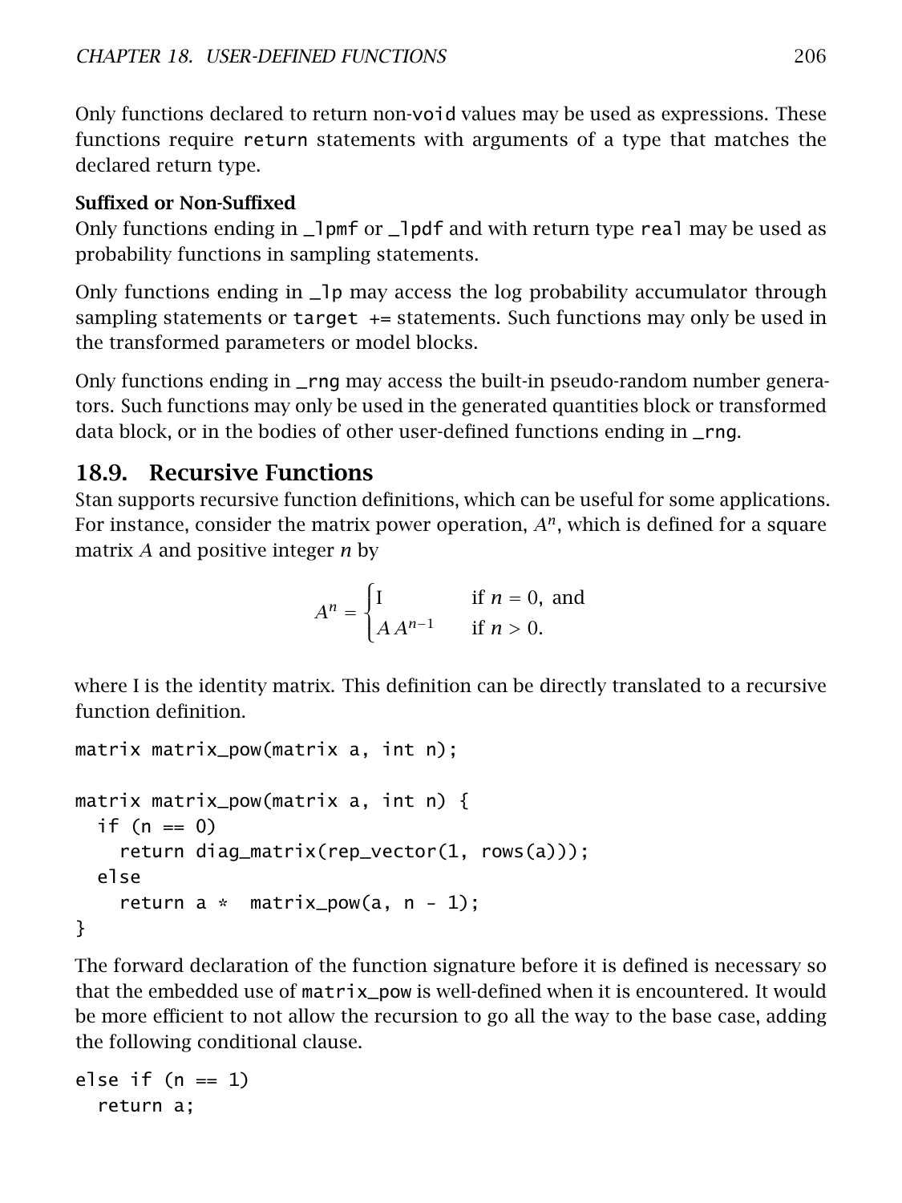Only functions declared to return non-`void` values may be used as expressions. These functions require `return` statements with arguments of a type that matches the declared return type.

**Suffixed or Non-Suffixed**
Only functions ending in `_lpmf` or `_lpdf` and with return type `real` may be used as probability functions in sampling statements.

Only functions ending in `_lp` may access the log probability accumulator through sampling statements or `target +=` statements. Such functions may only be used in the transformed parameters or model blocks.

Only functions ending in `_rng` may access the built-in pseudo-random number generators. Such functions may only be used in the generated quantities block or transformed data block, or in the bodies of other user-defined functions ending in `_rng`.

## 18.9. Recursive Functions

Stan supports recursive function definitions, which can be useful for some applications. For instance, consider the matrix power operation, $A^n$, which is defined for a square matrix $A$ and positive integer $n$ by

$$A^n = \begin{cases} \mathrm{I} & \text{if } n = 0, \text{ and} \\ A\, A^{n-1} & \text{if } n > 0. \end{cases}$$

where I is the identity matrix. This definition can be directly translated to a recursive function definition.

```
matrix matrix_pow(matrix a, int n);

matrix matrix_pow(matrix a, int n) {
  if (n == 0)
    return diag_matrix(rep_vector(1, rows(a)));
  else
    return a *  matrix_pow(a, n - 1);
}
```

The forward declaration of the function signature before it is defined is necessary so that the embedded use of `matrix_pow` is well-defined when it is encountered. It would be more efficient to not allow the recursion to go all the way to the base case, adding the following conditional clause.

```
else if (n == 1)
  return a;
```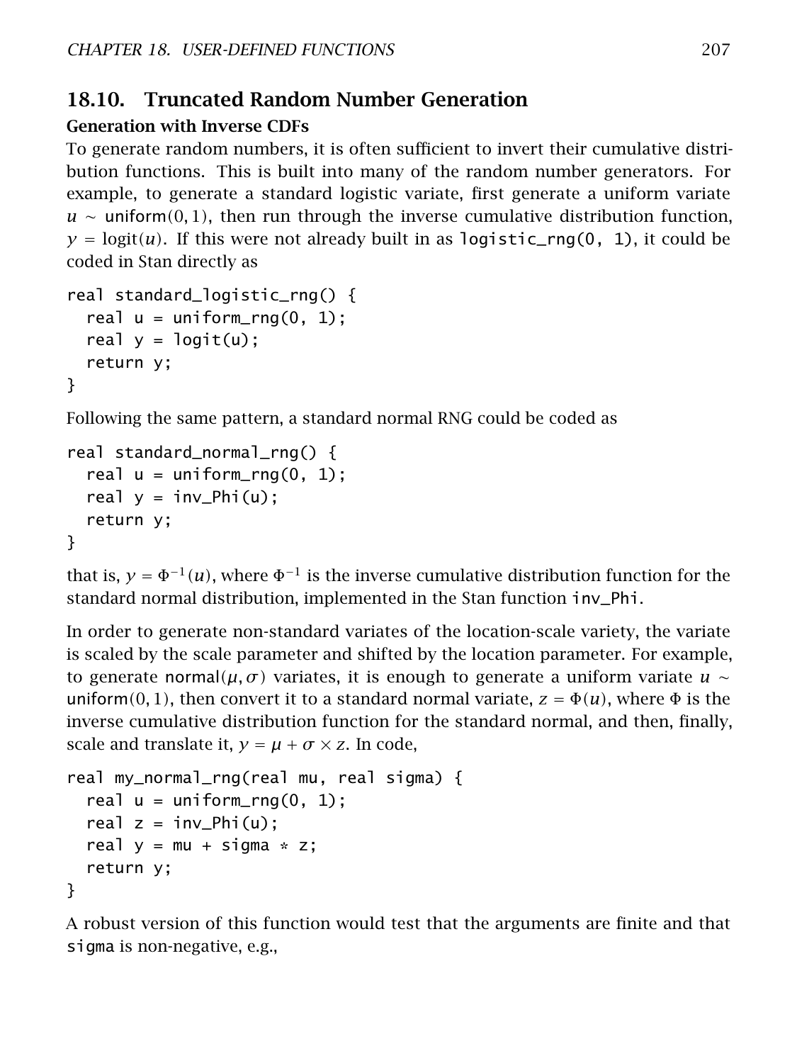## 18.10. Truncated Random Number Generation

### Generation with Inverse CDFs

To generate random numbers, it is often sufficient to invert their cumulative distribution functions. This is built into many of the random number generators. For example, to generate a standard logistic variate, first generate a uniform variate $u \sim \mathsf{uniform}(0, 1)$, then run through the inverse cumulative distribution function, $y = \text{logit}(u)$. If this were not already built in as `logistic_rng(0, 1)`, it could be coded in Stan directly as

```
real standard_logistic_rng() {
  real u = uniform_rng(0, 1);
  real y = logit(u);
  return y;
}
```

Following the same pattern, a standard normal RNG could be coded as

```
real standard_normal_rng() {
  real u = uniform_rng(0, 1);
  real y = inv_Phi(u);
  return y;
}
```

that is, $y = \Phi^{-1}(u)$, where $\Phi^{-1}$ is the inverse cumulative distribution function for the standard normal distribution, implemented in the Stan function `inv_Phi`.

In order to generate non-standard variates of the location-scale variety, the variate is scaled by the scale parameter and shifted by the location parameter. For example, to generate $\mathsf{normal}(\mu, \sigma)$ variates, it is enough to generate a uniform variate $u \sim \mathsf{uniform}(0, 1)$, then convert it to a standard normal variate, $z = \Phi(u)$, where $\Phi$ is the inverse cumulative distribution function for the standard normal, and then, finally, scale and translate it, $y = \mu + \sigma \times z$. In code,

```
real my_normal_rng(real mu, real sigma) {
  real u = uniform_rng(0, 1);
  real z = inv_Phi(u);
  real y = mu + sigma * z;
  return y;
}
```

A robust version of this function would test that the arguments are finite and that `sigma` is non-negative, e.g.,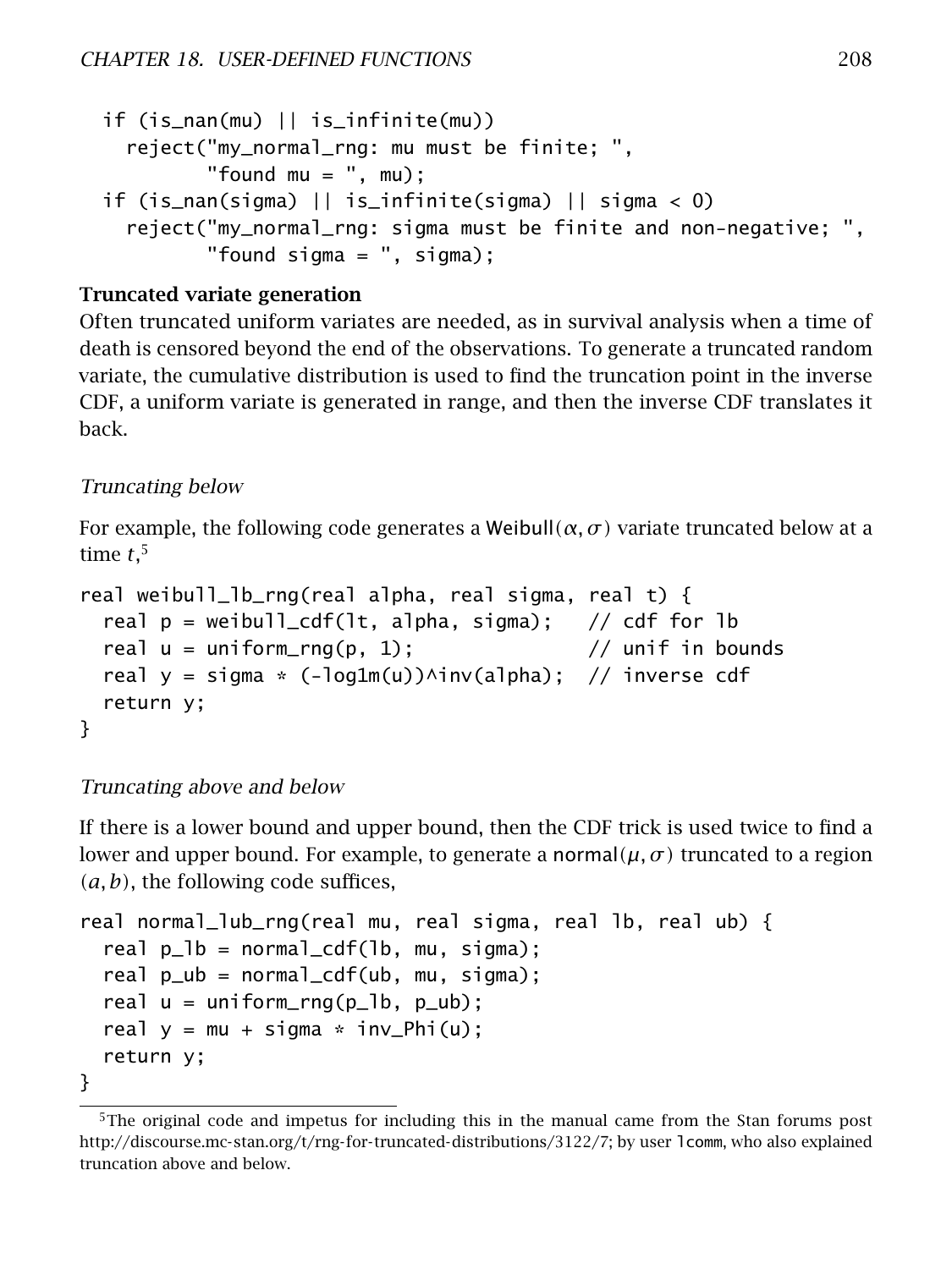```
  if (is_nan(mu) || is_infinite(mu))
    reject("my_normal_rng: mu must be finite; ",
           "found mu = ", mu);
  if (is_nan(sigma) || is_infinite(sigma) || sigma < 0)
    reject("my_normal_rng: sigma must be finite and non-negative; ",
           "found sigma = ", sigma);
```

**Truncated variate generation**

Often truncated uniform variates are needed, as in survival analysis when a time of death is censored beyond the end of the observations. To generate a truncated random variate, the cumulative distribution is used to find the truncation point in the inverse CDF, a uniform variate is generated in range, and then the inverse CDF translates it back.

*Truncating below*

For example, the following code generates a Weibull$(\alpha, \sigma)$ variate truncated below at a time $t$,[5]

```
real weibull_lb_rng(real alpha, real sigma, real t) {
  real p = weibull_cdf(lt, alpha, sigma);   // cdf for lb
  real u = uniform_rng(p, 1);               // unif in bounds
  real y = sigma * (-log1m(u))^inv(alpha);  // inverse cdf
  return y;
}
```

*Truncating above and below*

If there is a lower bound and upper bound, then the CDF trick is used twice to find a lower and upper bound. For example, to generate a normal$(\mu, \sigma)$ truncated to a region $(a, b)$, the following code suffices,

```
real normal_lub_rng(real mu, real sigma, real lb, real ub) {
  real p_lb = normal_cdf(lb, mu, sigma);
  real p_ub = normal_cdf(ub, mu, sigma);
  real u = uniform_rng(p_lb, p_ub);
  real y = mu + sigma * inv_Phi(u);
  return y;
}
```

[5]The original code and impetus for including this in the manual came from the Stan forums post http://discourse.mc-stan.org/t/rng-for-truncated-distributions/3122/7; by user lcomm, who also explained truncation above and below.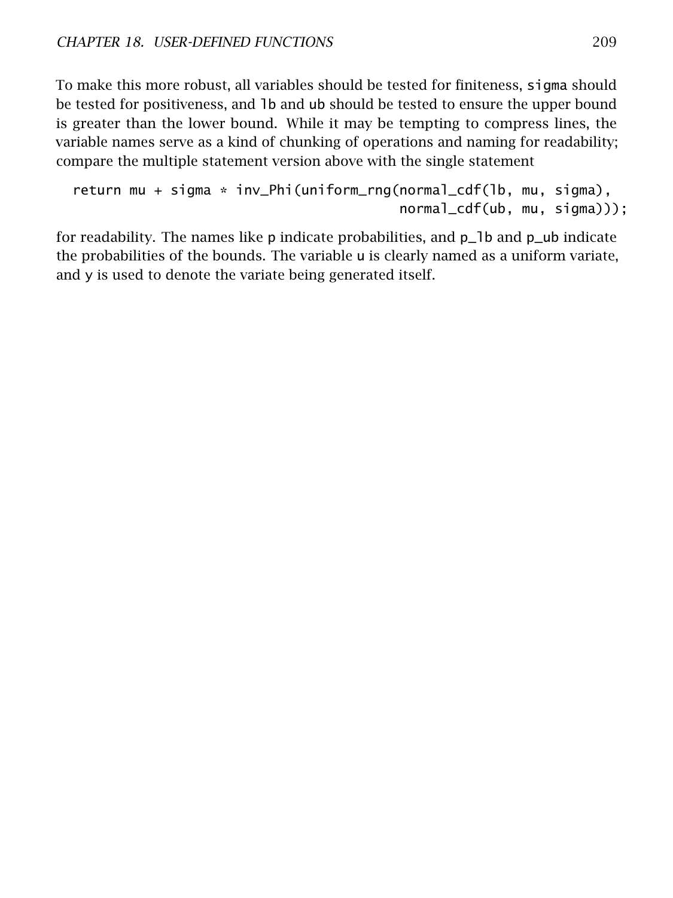To make this more robust, all variables should be tested for finiteness, `sigma` should be tested for positiveness, and `lb` and `ub` should be tested to ensure the upper bound is greater than the lower bound. While it may be tempting to compress lines, the variable names serve as a kind of chunking of operations and naming for readability; compare the multiple statement version above with the single statement

```
return mu + sigma * inv_Phi(uniform_rng(normal_cdf(lb, mu, sigma),
                                        normal_cdf(ub, mu, sigma)));
```

for readability. The names like `p` indicate probabilities, and `p_lb` and `p_ub` indicate the probabilities of the bounds. The variable `u` is clearly named as a uniform variate, and `y` is used to denote the variate being generated itself.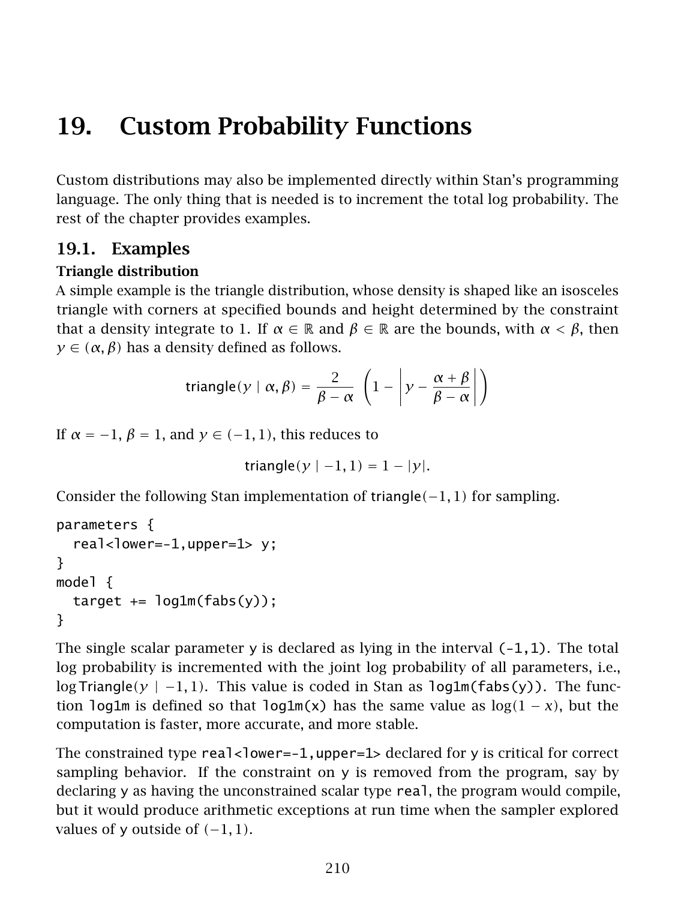# 19. Custom Probability Functions

Custom distributions may also be implemented directly within Stan's programming language. The only thing that is needed is to increment the total log probability. The rest of the chapter provides examples.

## 19.1. Examples

### Triangle distribution

A simple example is the triangle distribution, whose density is shaped like an isosceles triangle with corners at specified bounds and height determined by the constraint that a density integrate to 1. If $\alpha \in \mathbb{R}$ and $\beta \in \mathbb{R}$ are the bounds, with $\alpha < \beta$, then $y \in (\alpha, \beta)$ has a density defined as follows.

$$\mathsf{triangle}(y \mid \alpha, \beta) = \frac{2}{\beta - \alpha} \left(1 - \left| y - \frac{\alpha + \beta}{\beta - \alpha} \right| \right)$$

If $\alpha = -1$, $\beta = 1$, and $y \in (-1, 1)$, this reduces to

$$\mathsf{triangle}(y \mid -1, 1) = 1 - |y|.$$

Consider the following Stan implementation of $\mathsf{triangle}(-1, 1)$ for sampling.

```
parameters {
  real<lower=-1,upper=1> y;
}
model {
  target += log1m(fabs(y));
}
```

The single scalar parameter `y` is declared as lying in the interval `(-1,1)`. The total log probability is incremented with the joint log probability of all parameters, i.e., $\log \mathsf{Triangle}(y \mid -1, 1)$. This value is coded in Stan as `log1m(fabs(y))`. The function `log1m` is defined so that `log1m(x)` has the same value as $\log(1 - x)$, but the computation is faster, more accurate, and more stable.

The constrained type `real<lower=-1,upper=1>` declared for `y` is critical for correct sampling behavior. If the constraint on `y` is removed from the program, say by declaring `y` as having the unconstrained scalar type `real`, the program would compile, but it would produce arithmetic exceptions at run time when the sampler explored values of `y` outside of $(-1, 1)$.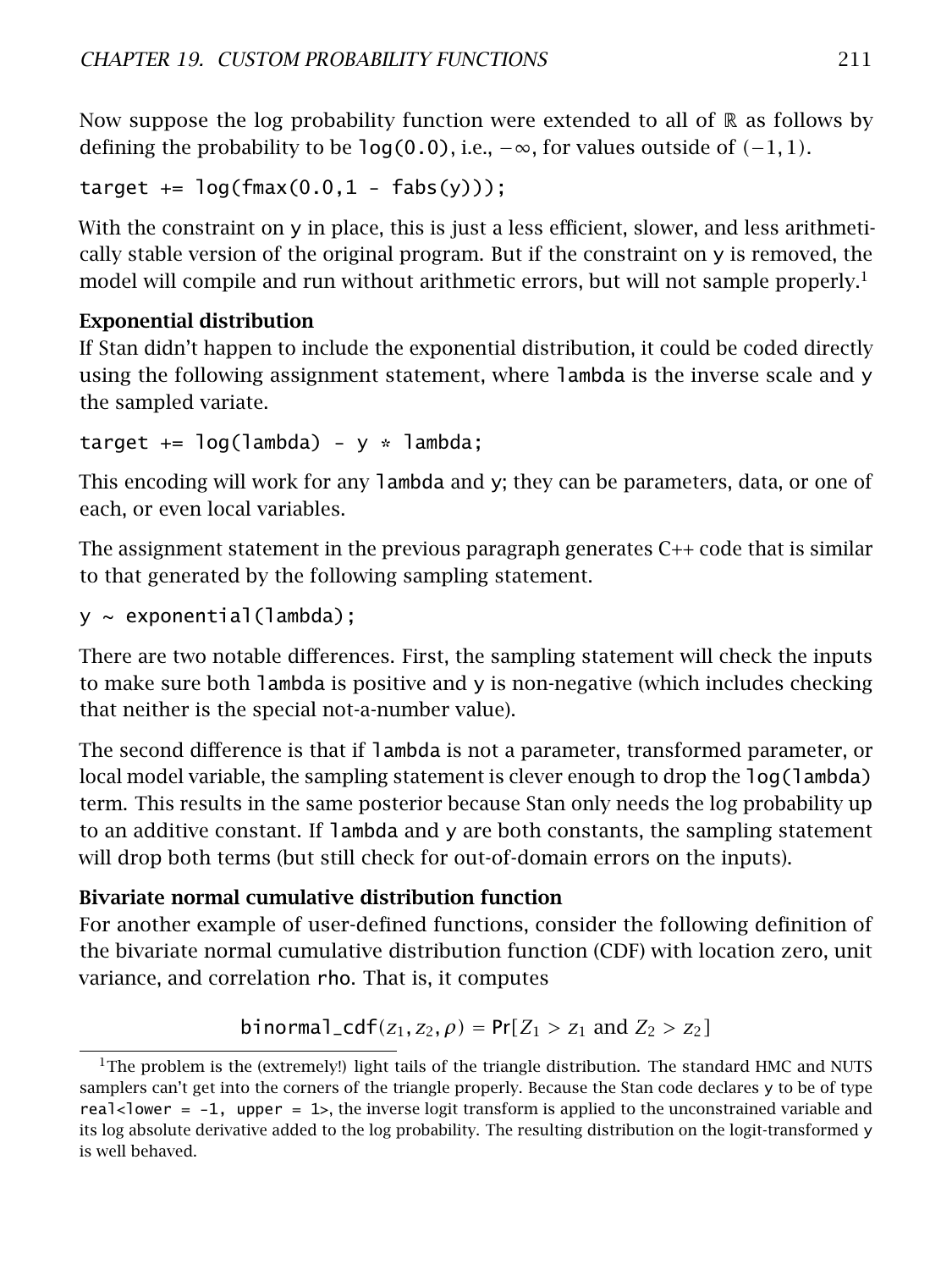Now suppose the log probability function were extended to all of $\mathbb{R}$ as follows by defining the probability to be `log(0.0)`, i.e., $-\infty$, for values outside of $(-1, 1)$.

```
target += log(fmax(0.0,1 - fabs(y)));
```

With the constraint on `y` in place, this is just a less efficient, slower, and less arithmetically stable version of the original program. But if the constraint on `y` is removed, the model will compile and run without arithmetic errors, but will not sample properly.[1]

**Exponential distribution**

If Stan didn't happen to include the exponential distribution, it could be coded directly using the following assignment statement, where `lambda` is the inverse scale and `y` the sampled variate.

```
target += log(lambda) - y * lambda;
```

This encoding will work for any `lambda` and `y`; they can be parameters, data, or one of each, or even local variables.

The assignment statement in the previous paragraph generates C++ code that is similar to that generated by the following sampling statement.

```
y ~ exponential(lambda);
```

There are two notable differences. First, the sampling statement will check the inputs to make sure both `lambda` is positive and `y` is non-negative (which includes checking that neither is the special not-a-number value).

The second difference is that if `lambda` is not a parameter, transformed parameter, or local model variable, the sampling statement is clever enough to drop the `log(lambda)` term. This results in the same posterior because Stan only needs the log probability up to an additive constant. If `lambda` and `y` are both constants, the sampling statement will drop both terms (but still check for out-of-domain errors on the inputs).

**Bivariate normal cumulative distribution function**

For another example of user-defined functions, consider the following definition of the bivariate normal cumulative distribution function (CDF) with location zero, unit variance, and correlation `rho`. That is, it computes

$$\texttt{binormal\_cdf}(z_1, z_2, \rho) = \mathsf{Pr}[Z_1 > z_1 \text{ and } Z_2 > z_2]$$

[1] The problem is the (extremely!) light tails of the triangle distribution. The standard HMC and NUTS samplers can't get into the corners of the triangle properly. Because the Stan code declares `y` to be of type `real<lower = -1, upper = 1>`, the inverse logit transform is applied to the unconstrained variable and its log absolute derivative added to the log probability. The resulting distribution on the logit-transformed `y` is well behaved.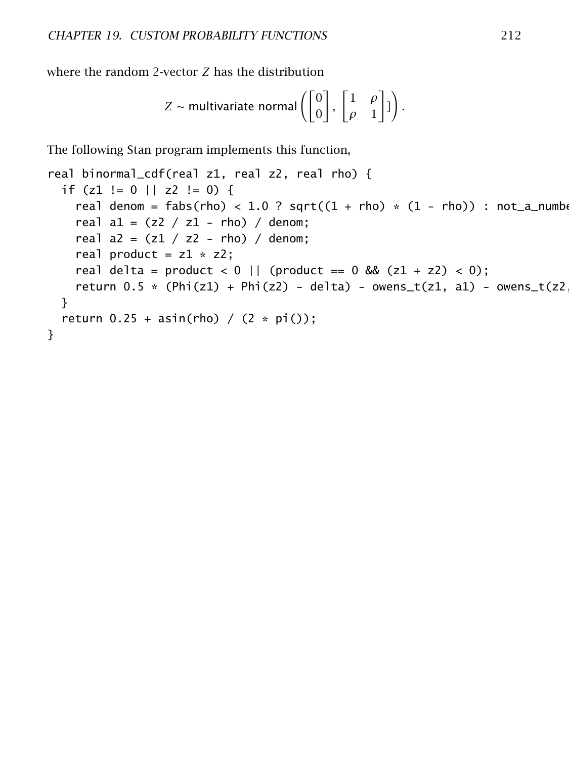where the random 2-vector $Z$ has the distribution

$$Z \sim \text{multivariate normal}\left( \begin{bmatrix} 0 \\ 0 \end{bmatrix}, \begin{bmatrix} 1 & \rho \\ \rho & 1 \end{bmatrix} ] \right).$$

The following Stan program implements this function,

```
real binormal_cdf(real z1, real z2, real rho) {
  if (z1 != 0 || z2 != 0) {
    real denom = fabs(rho) < 1.0 ? sqrt((1 + rho) * (1 - rho)) : not_a_numbe
    real a1 = (z2 / z1 - rho) / denom;
    real a2 = (z1 / z2 - rho) / denom;
    real product = z1 * z2;
    real delta = product < 0 || (product == 0 && (z1 + z2) < 0);
    return 0.5 * (Phi(z1) + Phi(z2) - delta) - owens_t(z1, a1) - owens_t(z2,
  }
  return 0.25 + asin(rho) / (2 * pi());
}
```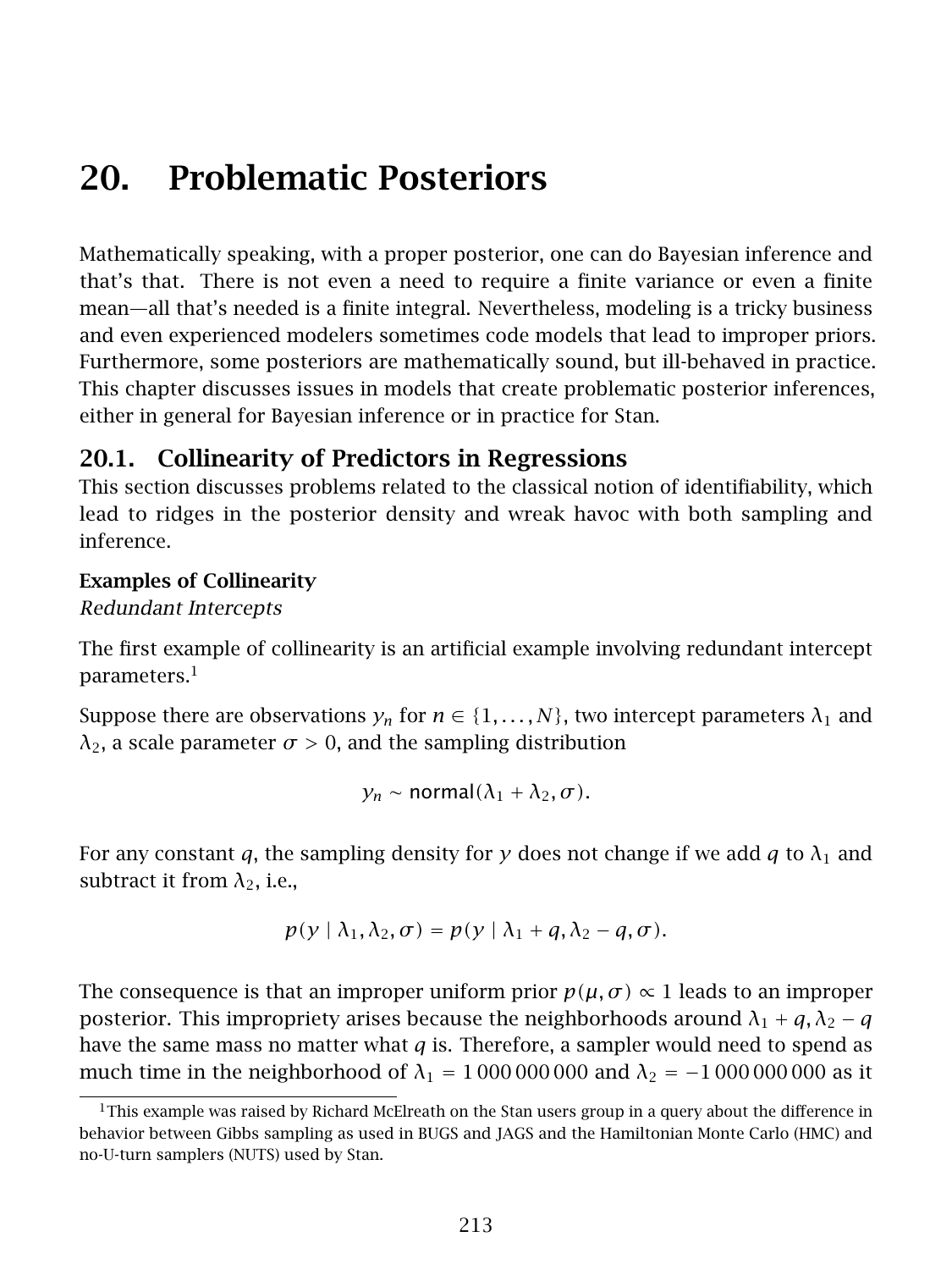# 20. Problematic Posteriors

Mathematically speaking, with a proper posterior, one can do Bayesian inference and that's that. There is not even a need to require a finite variance or even a finite mean—all that's needed is a finite integral. Nevertheless, modeling is a tricky business and even experienced modelers sometimes code models that lead to improper priors. Furthermore, some posteriors are mathematically sound, but ill-behaved in practice. This chapter discusses issues in models that create problematic posterior inferences, either in general for Bayesian inference or in practice for Stan.

## 20.1. Collinearity of Predictors in Regressions

This section discusses problems related to the classical notion of identifiability, which lead to ridges in the posterior density and wreak havoc with both sampling and inference.

### Examples of Collinearity

*Redundant Intercepts*

The first example of collinearity is an artificial example involving redundant intercept parameters.[1]

Suppose there are observations $y_n$ for $n \in \{1, \ldots, N\}$, two intercept parameters $\lambda_1$ and $\lambda_2$, a scale parameter $\sigma > 0$, and the sampling distribution

$$y_n \sim \mathsf{normal}(\lambda_1 + \lambda_2, \sigma).$$

For any constant $q$, the sampling density for $y$ does not change if we add $q$ to $\lambda_1$ and subtract it from $\lambda_2$, i.e.,

$$p(y \mid \lambda_1, \lambda_2, \sigma) = p(y \mid \lambda_1 + q, \lambda_2 - q, \sigma).$$

The consequence is that an improper uniform prior $p(\mu, \sigma) \propto 1$ leads to an improper posterior. This impropriety arises because the neighborhoods around $\lambda_1 + q, \lambda_2 - q$ have the same mass no matter what $q$ is. Therefore, a sampler would need to spend as much time in the neighborhood of $\lambda_1 = 1\,000\,000\,000$ and $\lambda_2 = -1\,000\,000\,000$ as it

[1] This example was raised by Richard McElreath on the Stan users group in a query about the difference in behavior between Gibbs sampling as used in BUGS and JAGS and the Hamiltonian Monte Carlo (HMC) and no-U-turn samplers (NUTS) used by Stan.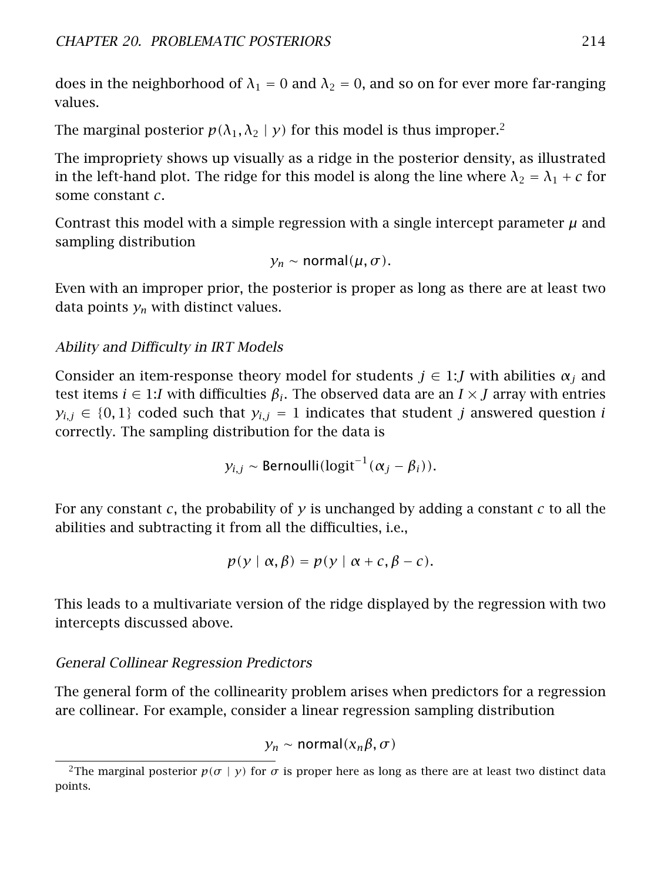does in the neighborhood of $\lambda_1 = 0$ and $\lambda_2 = 0$, and so on for ever more far-ranging values.

The marginal posterior $p(\lambda_1, \lambda_2 \mid y)$ for this model is thus improper.[2]

The impropriety shows up visually as a ridge in the posterior density, as illustrated in the left-hand plot. The ridge for this model is along the line where $\lambda_2 = \lambda_1 + c$ for some constant $c$.

Contrast this model with a simple regression with a single intercept parameter $\mu$ and sampling distribution

$$y_n \sim \mathsf{normal}(\mu, \sigma).$$

Even with an improper prior, the posterior is proper as long as there are at least two data points $y_n$ with distinct values.

### *Ability and Difficulty in IRT Models*

Consider an item-response theory model for students $j \in 1{:}J$ with abilities $\alpha_j$ and test items $i \in 1{:}I$ with difficulties $\beta_i$. The observed data are an $I \times J$ array with entries $y_{i,j} \in \{0, 1\}$ coded such that $y_{i,j} = 1$ indicates that student $j$ answered question $i$ correctly. The sampling distribution for the data is

$$y_{i,j} \sim \mathsf{Bernoulli}(\mathrm{logit}^{-1}(\alpha_j - \beta_i)).$$

For any constant $c$, the probability of $y$ is unchanged by adding a constant $c$ to all the abilities and subtracting it from all the difficulties, i.e.,

$$p(y \mid \alpha, \beta) = p(y \mid \alpha + c, \beta - c).$$

This leads to a multivariate version of the ridge displayed by the regression with two intercepts discussed above.

### *General Collinear Regression Predictors*

The general form of the collinearity problem arises when predictors for a regression are collinear. For example, consider a linear regression sampling distribution

$$y_n \sim \mathsf{normal}(x_n \beta, \sigma)$$

---

[2] The marginal posterior $p(\sigma \mid y)$ for $\sigma$ is proper here as long as there are at least two distinct data points.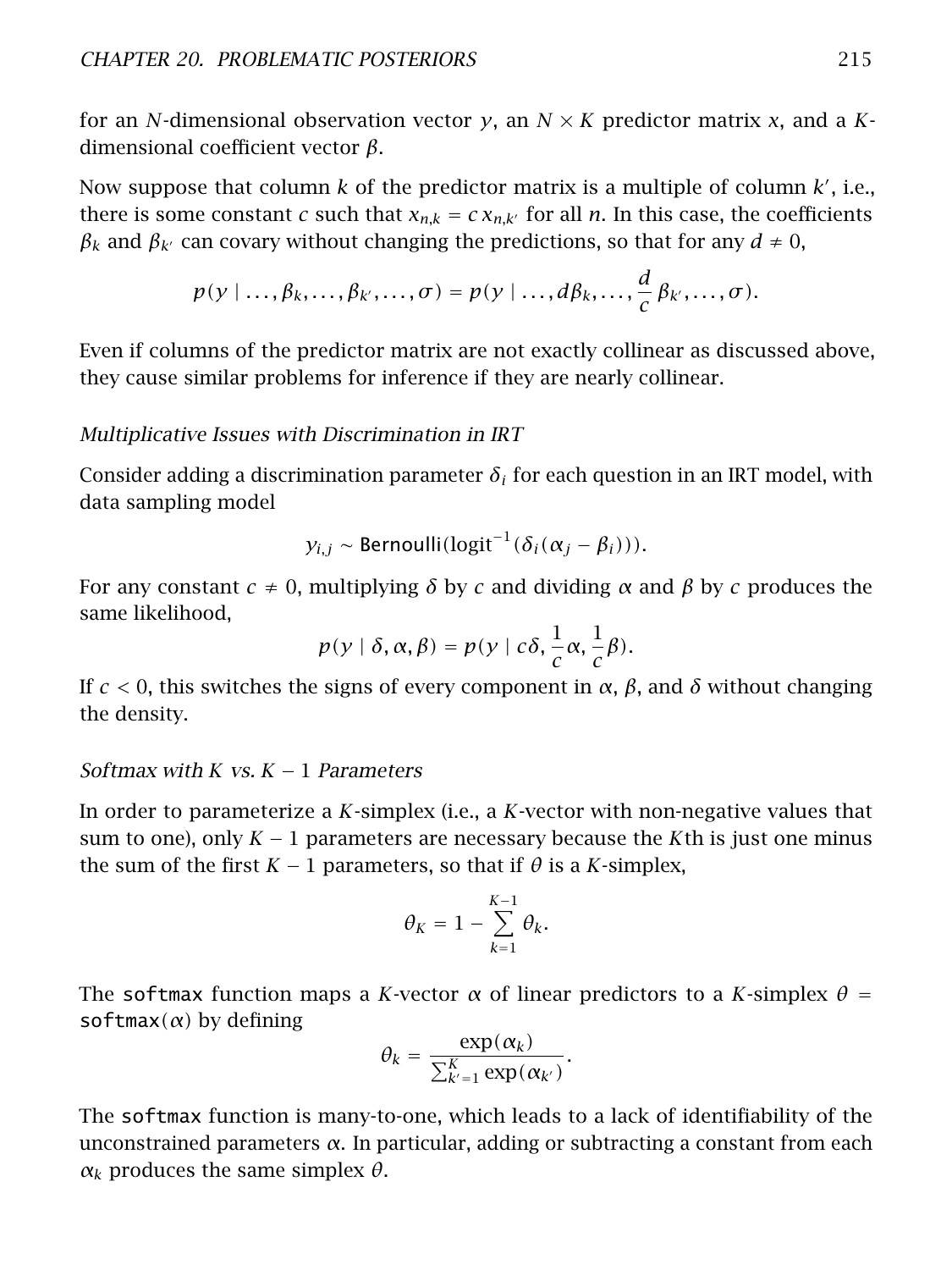for an $N$-dimensional observation vector $y$, an $N \times K$ predictor matrix $x$, and a $K$-dimensional coefficient vector $\beta$.

Now suppose that column $k$ of the predictor matrix is a multiple of column $k'$, i.e., there is some constant $c$ such that $x_{n,k} = c\, x_{n,k'}$ for all $n$. In this case, the coefficients $\beta_k$ and $\beta_{k'}$ can covary without changing the predictions, so that for any $d \neq 0$,

$$p(y \mid \ldots, \beta_k, \ldots, \beta_{k'}, \ldots, \sigma) = p(y \mid \ldots, d\beta_k, \ldots, \frac{d}{c}\, \beta_{k'}, \ldots, \sigma).$$

Even if columns of the predictor matrix are not exactly collinear as discussed above, they cause similar problems for inference if they are nearly collinear.

*Multiplicative Issues with Discrimination in IRT*

Consider adding a discrimination parameter $\delta_i$ for each question in an IRT model, with data sampling model

$$y_{i,j} \sim \mathsf{Bernoulli}(\text{logit}^{-1}(\delta_i(\alpha_j - \beta_i))).$$

For any constant $c \neq 0$, multiplying $\delta$ by $c$ and dividing $\alpha$ and $\beta$ by $c$ produces the same likelihood,

$$p(y \mid \delta, \alpha, \beta) = p(y \mid c\delta, \frac{1}{c}\alpha, \frac{1}{c}\beta).$$

If $c < 0$, this switches the signs of every component in $\alpha$, $\beta$, and $\delta$ without changing the density.

*Softmax with $K$ vs. $K - 1$ Parameters*

In order to parameterize a $K$-simplex (i.e., a $K$-vector with non-negative values that sum to one), only $K - 1$ parameters are necessary because the $K$th is just one minus the sum of the first $K - 1$ parameters, so that if $\theta$ is a $K$-simplex,

$$\theta_K = 1 - \sum_{k=1}^{K-1} \theta_k.$$

The `softmax` function maps a $K$-vector $\alpha$ of linear predictors to a $K$-simplex $\theta = \texttt{softmax}(\alpha)$ by defining

$$\theta_k = \frac{\exp(\alpha_k)}{\sum_{k'=1}^{K} \exp(\alpha_{k'})}.$$

The `softmax` function is many-to-one, which leads to a lack of identifiability of the unconstrained parameters $\alpha$. In particular, adding or subtracting a constant from each $\alpha_k$ produces the same simplex $\theta$.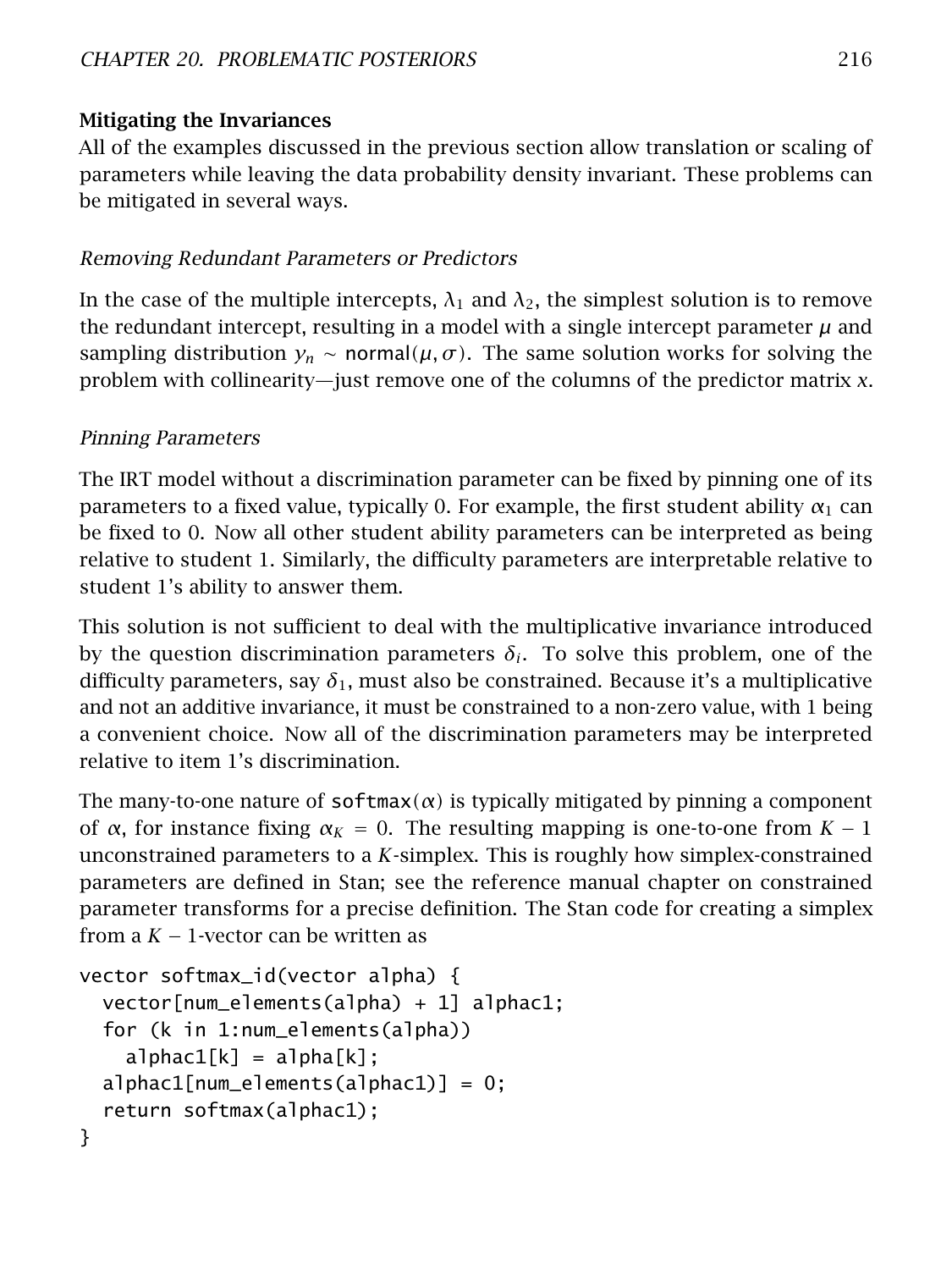### Mitigating the Invariances

All of the examples discussed in the previous section allow translation or scaling of parameters while leaving the data probability density invariant. These problems can be mitigated in several ways.

#### *Removing Redundant Parameters or Predictors*

In the case of the multiple intercepts, $\lambda_1$ and $\lambda_2$, the simplest solution is to remove the redundant intercept, resulting in a model with a single intercept parameter $\mu$ and sampling distribution $y_n \sim \text{normal}(\mu, \sigma)$. The same solution works for solving the problem with collinearity—just remove one of the columns of the predictor matrix $x$.

#### *Pinning Parameters*

The IRT model without a discrimination parameter can be fixed by pinning one of its parameters to a fixed value, typically 0. For example, the first student ability $\alpha_1$ can be fixed to 0. Now all other student ability parameters can be interpreted as being relative to student 1. Similarly, the difficulty parameters are interpretable relative to student 1's ability to answer them.

This solution is not sufficient to deal with the multiplicative invariance introduced by the question discrimination parameters $\delta_i$. To solve this problem, one of the difficulty parameters, say $\delta_1$, must also be constrained. Because it's a multiplicative and not an additive invariance, it must be constrained to a non-zero value, with 1 being a convenient choice. Now all of the discrimination parameters may be interpreted relative to item 1's discrimination.

The many-to-one nature of softmax($\alpha$) is typically mitigated by pinning a component of $\alpha$, for instance fixing $\alpha_K = 0$. The resulting mapping is one-to-one from $K - 1$ unconstrained parameters to a $K$-simplex. This is roughly how simplex-constrained parameters are defined in Stan; see the reference manual chapter on constrained parameter transforms for a precise definition. The Stan code for creating a simplex from a $K - 1$-vector can be written as

```
vector softmax_id(vector alpha) {
  vector[num_elements(alpha) + 1] alphac1;
  for (k in 1:num_elements(alpha))
    alphac1[k] = alpha[k];
  alphac1[num_elements(alphac1)] = 0;
  return softmax(alphac1);
}
```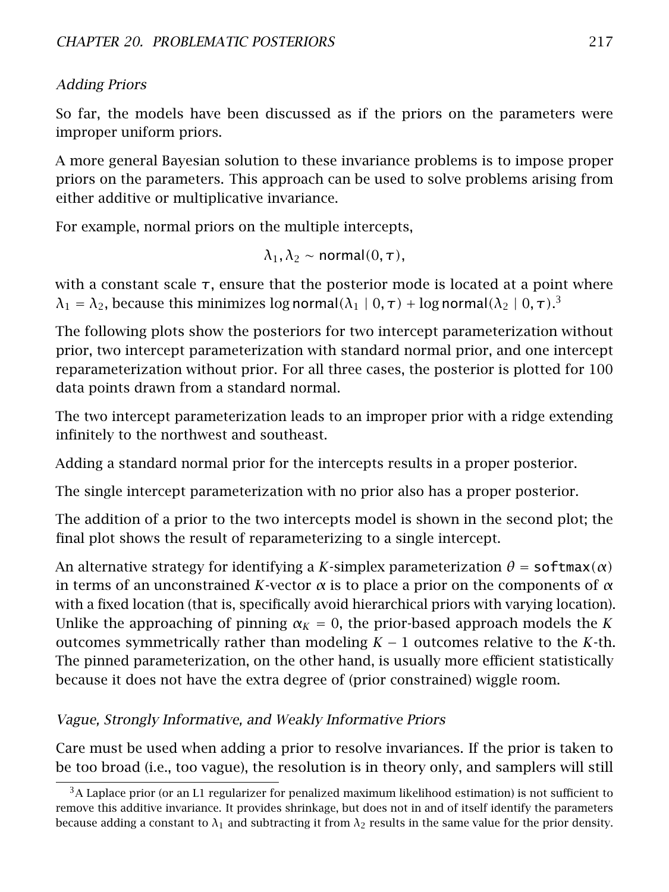*Adding Priors*

So far, the models have been discussed as if the priors on the parameters were improper uniform priors.

A more general Bayesian solution to these invariance problems is to impose proper priors on the parameters. This approach can be used to solve problems arising from either additive or multiplicative invariance.

For example, normal priors on the multiple intercepts,

$$\lambda_1, \lambda_2 \sim \mathsf{normal}(0, \tau),$$

with a constant scale $\tau$, ensure that the posterior mode is located at a point where $\lambda_1 = \lambda_2$, because this minimizes $\log \mathsf{normal}(\lambda_1 \mid 0, \tau) + \log \mathsf{normal}(\lambda_2 \mid 0, \tau)$.[3]

The following plots show the posteriors for two intercept parameterization without prior, two intercept parameterization with standard normal prior, and one intercept reparameterization without prior. For all three cases, the posterior is plotted for 100 data points drawn from a standard normal.

The two intercept parameterization leads to an improper prior with a ridge extending infinitely to the northwest and southeast.

Adding a standard normal prior for the intercepts results in a proper posterior.

The single intercept parameterization with no prior also has a proper posterior.

The addition of a prior to the two intercepts model is shown in the second plot; the final plot shows the result of reparameterizing to a single intercept.

An alternative strategy for identifying a $K$-simplex parameterization $\theta = \texttt{softmax}(\alpha)$ in terms of an unconstrained $K$-vector $\alpha$ is to place a prior on the components of $\alpha$ with a fixed location (that is, specifically avoid hierarchical priors with varying location). Unlike the approaching of pinning $\alpha_K = 0$, the prior-based approach models the $K$ outcomes symmetrically rather than modeling $K - 1$ outcomes relative to the $K$-th. The pinned parameterization, on the other hand, is usually more efficient statistically because it does not have the extra degree of (prior constrained) wiggle room.

*Vague, Strongly Informative, and Weakly Informative Priors*

Care must be used when adding a prior to resolve invariances. If the prior is taken to be too broad (i.e., too vague), the resolution is in theory only, and samplers will still

[3] A Laplace prior (or an L1 regularizer for penalized maximum likelihood estimation) is not sufficient to remove this additive invariance. It provides shrinkage, but does not in and of itself identify the parameters because adding a constant to $\lambda_1$ and subtracting it from $\lambda_2$ results in the same value for the prior density.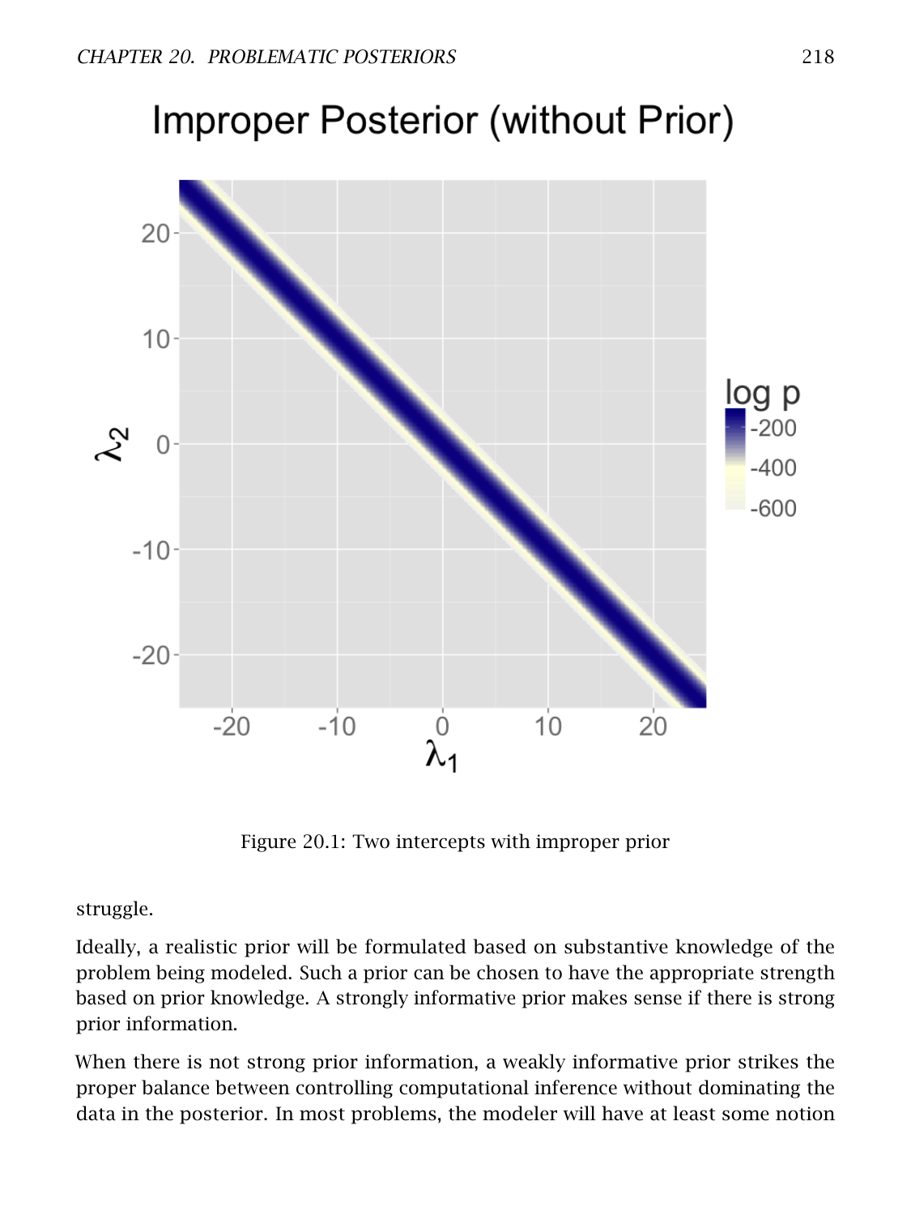Figure 20.1: Two intercepts with improper prior

struggle.

Ideally, a realistic prior will be formulated based on substantive knowledge of the problem being modeled. Such a prior can be chosen to have the appropriate strength based on prior knowledge. A strongly informative prior makes sense if there is strong prior information.

When there is not strong prior information, a weakly informative prior strikes the proper balance between controlling computational inference without dominating the data in the posterior. In most problems, the modeler will have at least some notion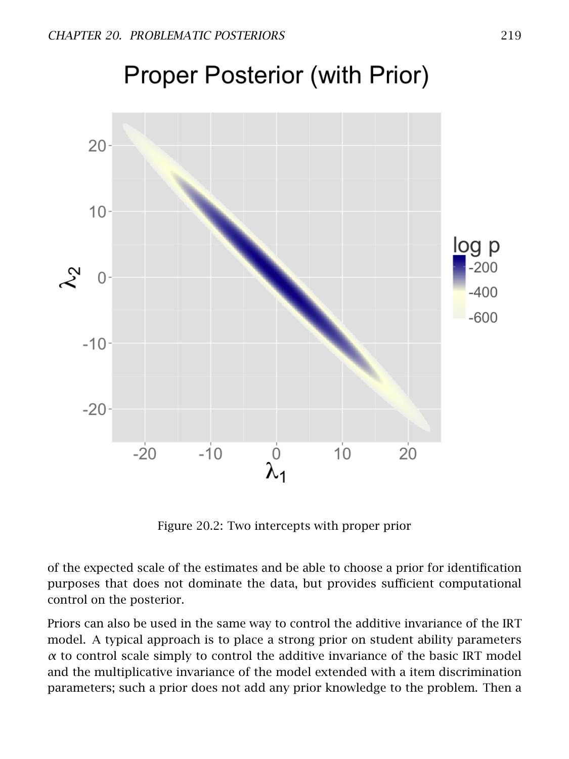Figure 20.2: Two intercepts with proper prior

of the expected scale of the estimates and be able to choose a prior for identification purposes that does not dominate the data, but provides sufficient computational control on the posterior.

Priors can also be used in the same way to control the additive invariance of the IRT model. A typical approach is to place a strong prior on student ability parameters $\alpha$ to control scale simply to control the additive invariance of the basic IRT model and the multiplicative invariance of the model extended with a item discrimination parameters; such a prior does not add any prior knowledge to the problem. Then a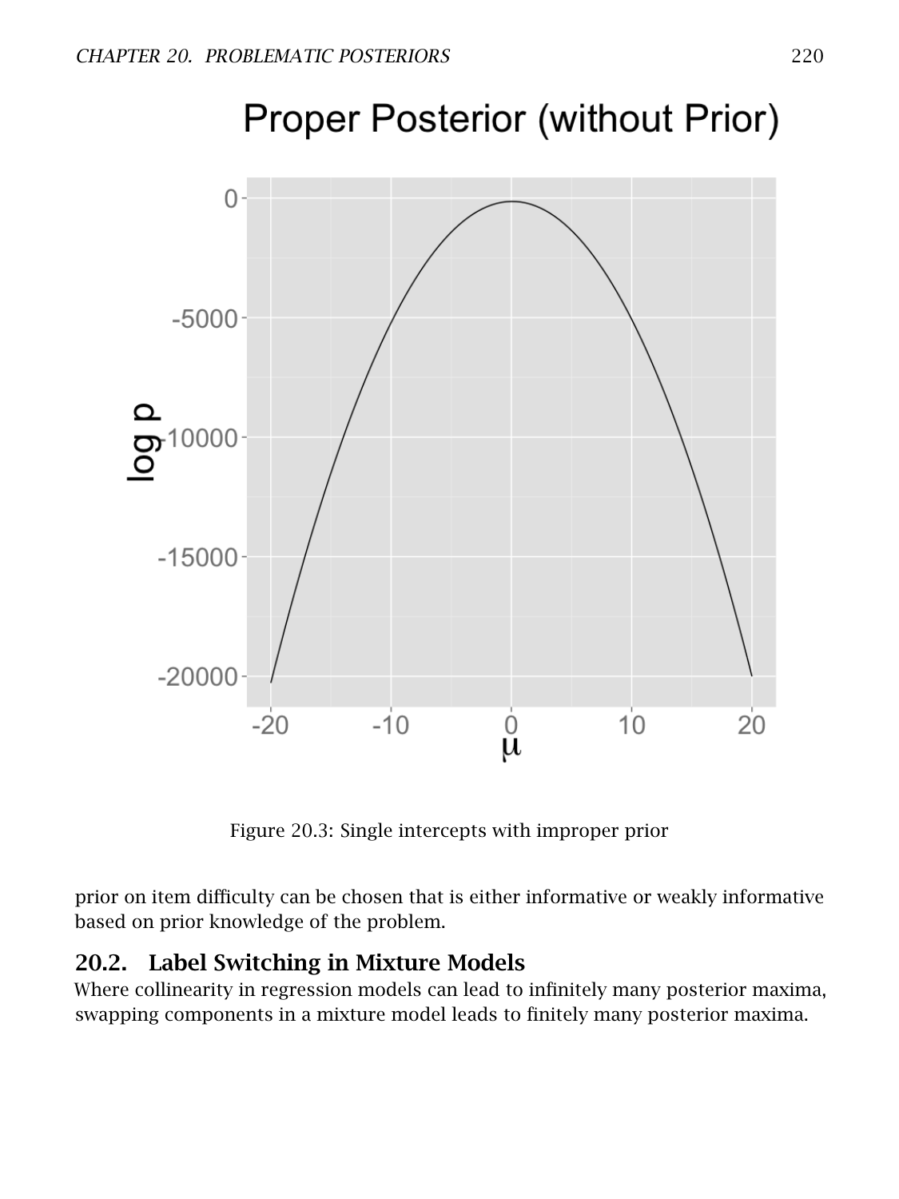Figure 20.3: Single intercepts with improper prior

prior on item difficulty can be chosen that is either informative or weakly informative based on prior knowledge of the problem.

## 20.2. Label Switching in Mixture Models

Where collinearity in regression models can lead to infinitely many posterior maxima, swapping components in a mixture model leads to finitely many posterior maxima.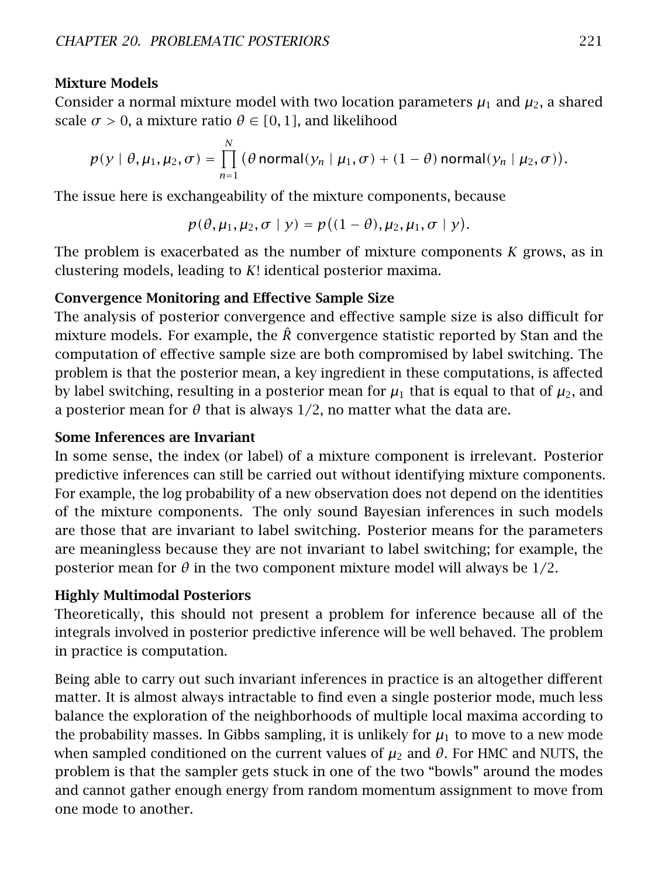**Mixture Models**

Consider a normal mixture model with two location parameters $\mu_1$ and $\mu_2$, a shared scale $\sigma > 0$, a mixture ratio $\theta \in [0, 1]$, and likelihood

$$p(y \mid \theta, \mu_1, \mu_2, \sigma) = \prod_{n=1}^{N} \left( \theta \, \mathsf{normal}(y_n \mid \mu_1, \sigma) + (1 - \theta) \, \mathsf{normal}(y_n \mid \mu_2, \sigma) \right).$$

The issue here is exchangeability of the mixture components, because

$$p(\theta, \mu_1, \mu_2, \sigma \mid y) = p\big((1 - \theta), \mu_2, \mu_1, \sigma \mid y\big).$$

The problem is exacerbated as the number of mixture components $K$ grows, as in clustering models, leading to $K!$ identical posterior maxima.

**Convergence Monitoring and Effective Sample Size**

The analysis of posterior convergence and effective sample size is also difficult for mixture models. For example, the $\hat{R}$ convergence statistic reported by Stan and the computation of effective sample size are both compromised by label switching. The problem is that the posterior mean, a key ingredient in these computations, is affected by label switching, resulting in a posterior mean for $\mu_1$ that is equal to that of $\mu_2$, and a posterior mean for $\theta$ that is always $1/2$, no matter what the data are.

**Some Inferences are Invariant**

In some sense, the index (or label) of a mixture component is irrelevant. Posterior predictive inferences can still be carried out without identifying mixture components. For example, the log probability of a new observation does not depend on the identities of the mixture components. The only sound Bayesian inferences in such models are those that are invariant to label switching. Posterior means for the parameters are meaningless because they are not invariant to label switching; for example, the posterior mean for $\theta$ in the two component mixture model will always be $1/2$.

**Highly Multimodal Posteriors**

Theoretically, this should not present a problem for inference because all of the integrals involved in posterior predictive inference will be well behaved. The problem in practice is computation.

Being able to carry out such invariant inferences in practice is an altogether different matter. It is almost always intractable to find even a single posterior mode, much less balance the exploration of the neighborhoods of multiple local maxima according to the probability masses. In Gibbs sampling, it is unlikely for $\mu_1$ to move to a new mode when sampled conditioned on the current values of $\mu_2$ and $\theta$. For HMC and NUTS, the problem is that the sampler gets stuck in one of the two "bowls" around the modes and cannot gather enough energy from random momentum assignment to move from one mode to another.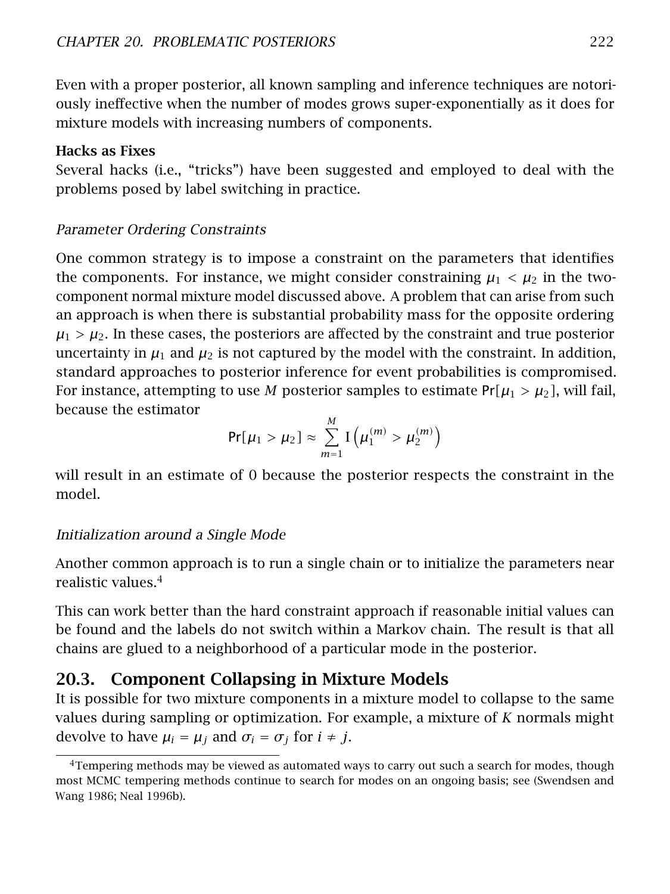Even with a proper posterior, all known sampling and inference techniques are notoriously ineffective when the number of modes grows super-exponentially as it does for mixture models with increasing numbers of components.

**Hacks as Fixes**

Several hacks (i.e., "tricks") have been suggested and employed to deal with the problems posed by label switching in practice.

*Parameter Ordering Constraints*

One common strategy is to impose a constraint on the parameters that identifies the components. For instance, we might consider constraining $\mu_1 < \mu_2$ in the two-component normal mixture model discussed above. A problem that can arise from such an approach is when there is substantial probability mass for the opposite ordering $\mu_1 > \mu_2$. In these cases, the posteriors are affected by the constraint and true posterior uncertainty in $\mu_1$ and $\mu_2$ is not captured by the model with the constraint. In addition, standard approaches to posterior inference for event probabilities is compromised. For instance, attempting to use $M$ posterior samples to estimate $\text{Pr}[\mu_1 > \mu_2]$, will fail, because the estimator

$$\text{Pr}[\mu_1 > \mu_2] \approx \sum_{m=1}^{M} \text{I}\left(\mu_1^{(m)} > \mu_2^{(m)}\right)$$

will result in an estimate of 0 because the posterior respects the constraint in the model.

*Initialization around a Single Mode*

Another common approach is to run a single chain or to initialize the parameters near realistic values.[4]

This can work better than the hard constraint approach if reasonable initial values can be found and the labels do not switch within a Markov chain. The result is that all chains are glued to a neighborhood of a particular mode in the posterior.

## 20.3. Component Collapsing in Mixture Models

It is possible for two mixture components in a mixture model to collapse to the same values during sampling or optimization. For example, a mixture of $K$ normals might devolve to have $\mu_i = \mu_j$ and $\sigma_i = \sigma_j$ for $i \neq j$.

[4] Tempering methods may be viewed as automated ways to carry out such a search for modes, though most MCMC tempering methods continue to search for modes on an ongoing basis; see (Swendsen and Wang 1986; Neal 1996b).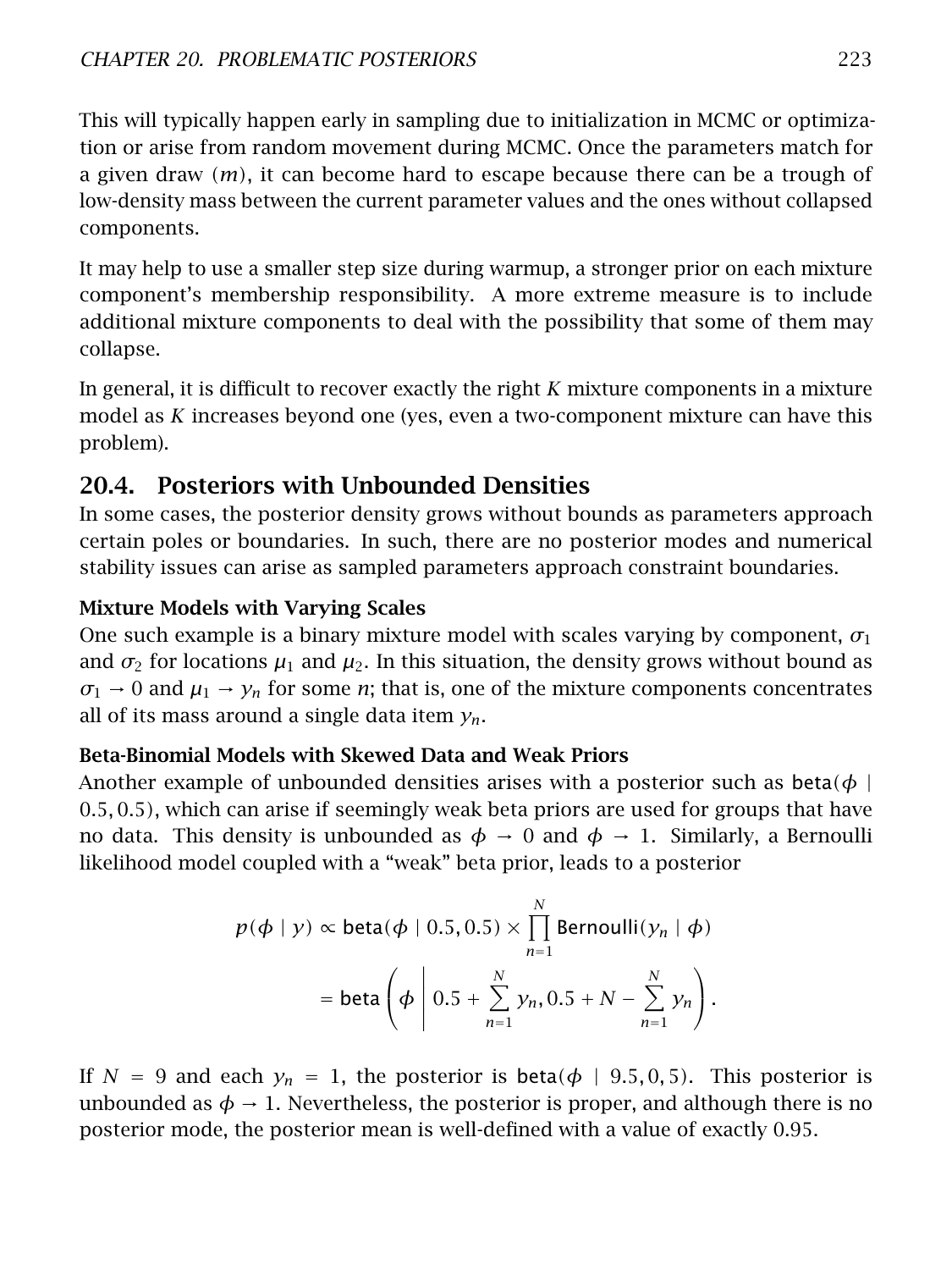This will typically happen early in sampling due to initialization in MCMC or optimization or arise from random movement during MCMC. Once the parameters match for a given draw ($m$), it can become hard to escape because there can be a trough of low-density mass between the current parameter values and the ones without collapsed components.

It may help to use a smaller step size during warmup, a stronger prior on each mixture component's membership responsibility. A more extreme measure is to include additional mixture components to deal with the possibility that some of them may collapse.

In general, it is difficult to recover exactly the right $K$ mixture components in a mixture model as $K$ increases beyond one (yes, even a two-component mixture can have this problem).

## 20.4. Posteriors with Unbounded Densities

In some cases, the posterior density grows without bounds as parameters approach certain poles or boundaries. In such, there are no posterior modes and numerical stability issues can arise as sampled parameters approach constraint boundaries.

### Mixture Models with Varying Scales

One such example is a binary mixture model with scales varying by component, $\sigma_1$ and $\sigma_2$ for locations $\mu_1$ and $\mu_2$. In this situation, the density grows without bound as $\sigma_1 \to 0$ and $\mu_1 \to y_n$ for some $n$; that is, one of the mixture components concentrates all of its mass around a single data item $y_n$.

### Beta-Binomial Models with Skewed Data and Weak Priors

Another example of unbounded densities arises with a posterior such as $\mathsf{beta}(\phi \mid 0.5, 0.5)$, which can arise if seemingly weak beta priors are used for groups that have no data. This density is unbounded as $\phi \to 0$ and $\phi \to 1$. Similarly, a Bernoulli likelihood model coupled with a "weak" beta prior, leads to a posterior

$$
\begin{aligned}
p(\phi \mid y) &\propto \mathsf{beta}(\phi \mid 0.5, 0.5) \times \prod_{n=1}^{N} \mathsf{Bernoulli}(y_n \mid \phi) \\
&= \mathsf{beta}\left(\phi \,\middle|\, 0.5 + \sum_{n=1}^{N} y_n, 0.5 + N - \sum_{n=1}^{N} y_n\right).
\end{aligned}
$$

If $N = 9$ and each $y_n = 1$, the posterior is $\mathsf{beta}(\phi \mid 9.5, 0, 5)$. This posterior is unbounded as $\phi \to 1$. Nevertheless, the posterior is proper, and although there is no posterior mode, the posterior mean is well-defined with a value of exactly 0.95.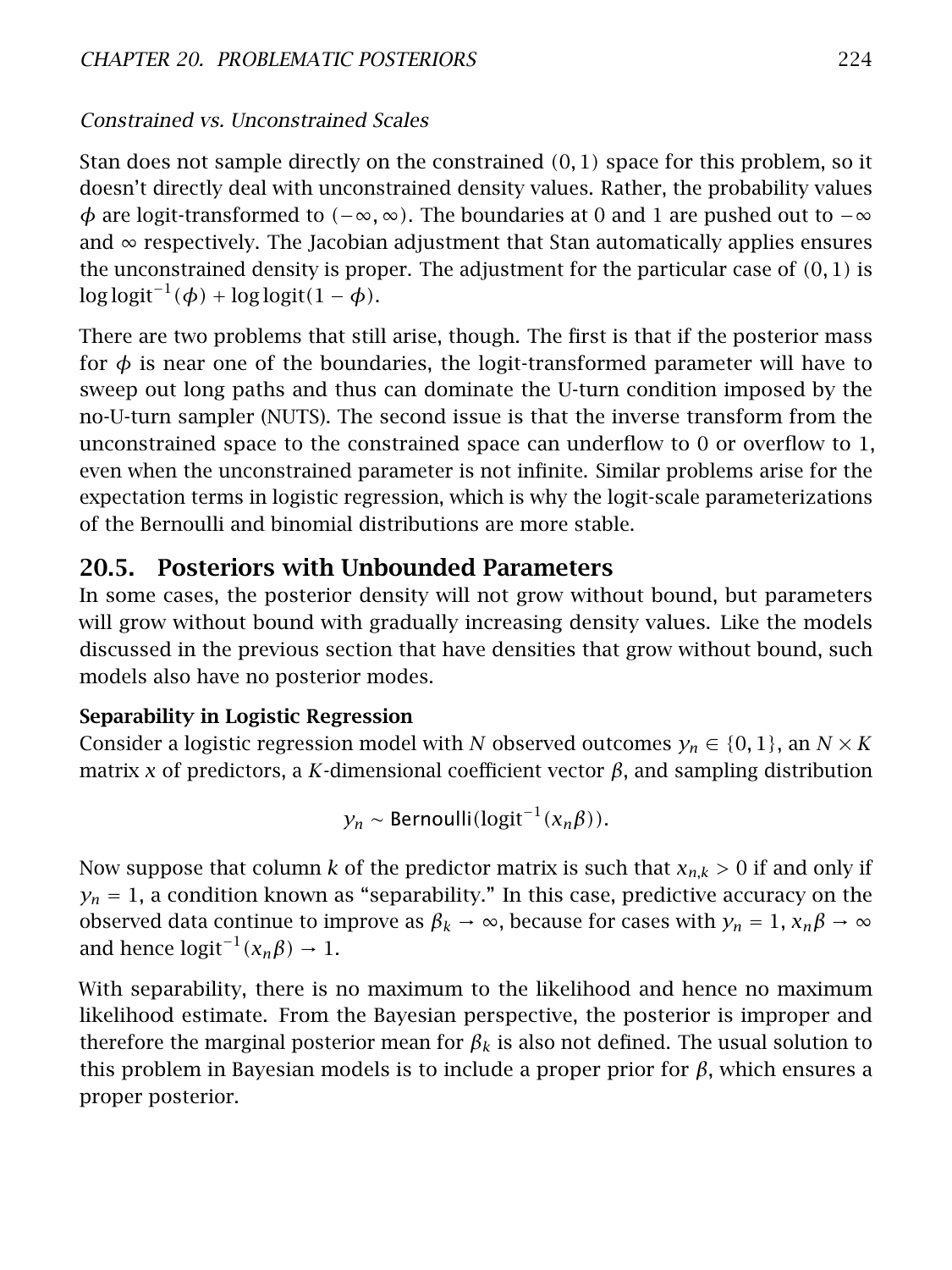*Constrained vs. Unconstrained Scales*

Stan does not sample directly on the constrained $(0, 1)$ space for this problem, so it doesn't directly deal with unconstrained density values. Rather, the probability values $\phi$ are logit-transformed to $(-\infty, \infty)$. The boundaries at 0 and 1 are pushed out to $-\infty$ and $\infty$ respectively. The Jacobian adjustment that Stan automatically applies ensures the unconstrained density is proper. The adjustment for the particular case of $(0, 1)$ is $\log \text{logit}^{-1}(\phi) + \log \text{logit}(1 - \phi)$.

There are two problems that still arise, though. The first is that if the posterior mass for $\phi$ is near one of the boundaries, the logit-transformed parameter will have to sweep out long paths and thus can dominate the U-turn condition imposed by the no-U-turn sampler (NUTS). The second issue is that the inverse transform from the unconstrained space to the constrained space can underflow to 0 or overflow to 1, even when the unconstrained parameter is not infinite. Similar problems arise for the expectation terms in logistic regression, which is why the logit-scale parameterizations of the Bernoulli and binomial distributions are more stable.

## 20.5. Posteriors with Unbounded Parameters

In some cases, the posterior density will not grow without bound, but parameters will grow without bound with gradually increasing density values. Like the models discussed in the previous section that have densities that grow without bound, such models also have no posterior modes.

**Separability in Logistic Regression**

Consider a logistic regression model with $N$ observed outcomes $y_n \in \{0, 1\}$, an $N \times K$ matrix $x$ of predictors, a $K$-dimensional coefficient vector $\beta$, and sampling distribution

$$y_n \sim \text{Bernoulli}(\text{logit}^{-1}(x_n\beta)).$$

Now suppose that column $k$ of the predictor matrix is such that $x_{n,k} > 0$ if and only if $y_n = 1$, a condition known as "separability." In this case, predictive accuracy on the observed data continue to improve as $\beta_k \to \infty$, because for cases with $y_n = 1$, $x_n\beta \to \infty$ and hence $\text{logit}^{-1}(x_n\beta) \to 1$.

With separability, there is no maximum to the likelihood and hence no maximum likelihood estimate. From the Bayesian perspective, the posterior is improper and therefore the marginal posterior mean for $\beta_k$ is also not defined. The usual solution to this problem in Bayesian models is to include a proper prior for $\beta$, which ensures a proper posterior.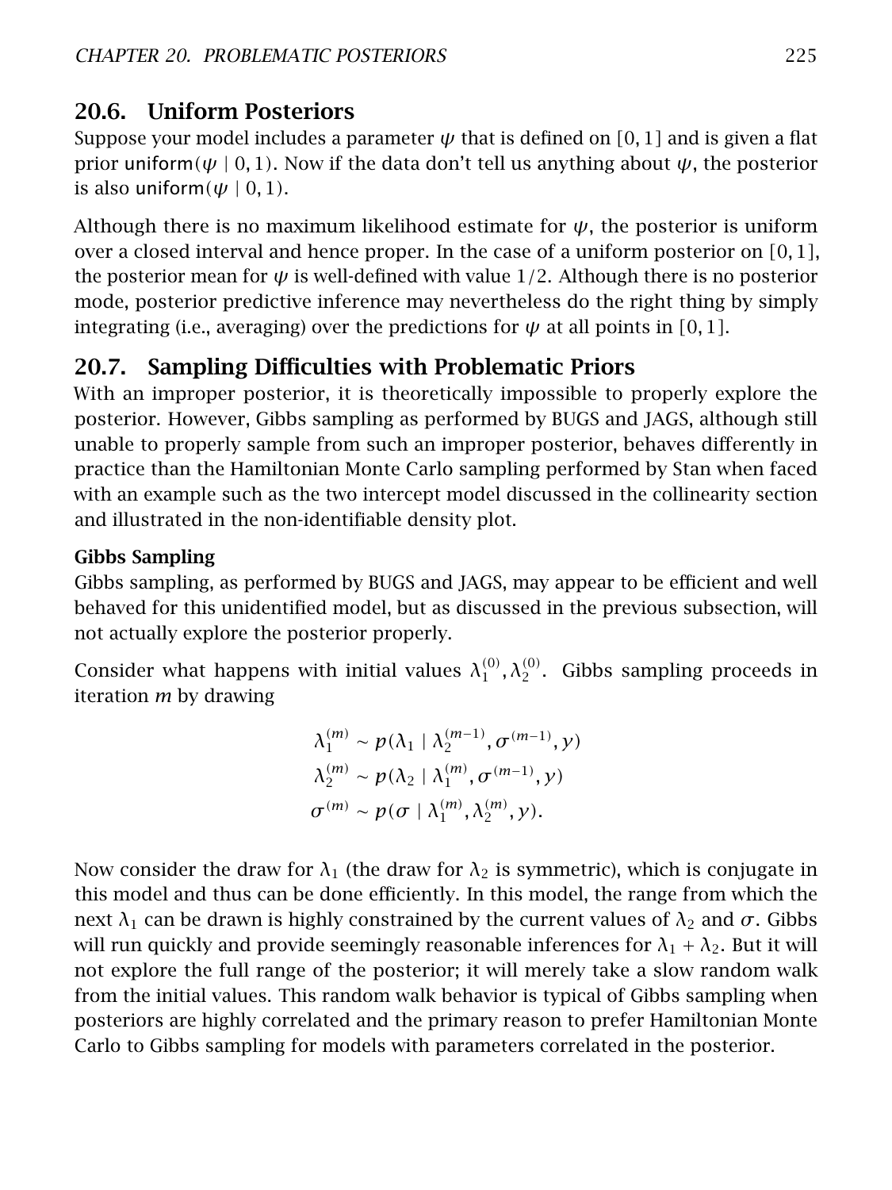## 20.6. Uniform Posteriors

Suppose your model includes a parameter $\psi$ that is defined on $[0, 1]$ and is given a flat prior uniform($\psi \mid 0, 1$). Now if the data don't tell us anything about $\psi$, the posterior is also uniform($\psi \mid 0, 1$).

Although there is no maximum likelihood estimate for $\psi$, the posterior is uniform over a closed interval and hence proper. In the case of a uniform posterior on $[0, 1]$, the posterior mean for $\psi$ is well-defined with value $1/2$. Although there is no posterior mode, posterior predictive inference may nevertheless do the right thing by simply integrating (i.e., averaging) over the predictions for $\psi$ at all points in $[0, 1]$.

## 20.7. Sampling Difficulties with Problematic Priors

With an improper posterior, it is theoretically impossible to properly explore the posterior. However, Gibbs sampling as performed by BUGS and JAGS, although still unable to properly sample from such an improper posterior, behaves differently in practice than the Hamiltonian Monte Carlo sampling performed by Stan when faced with an example such as the two intercept model discussed in the collinearity section and illustrated in the non-identifiable density plot.

### Gibbs Sampling

Gibbs sampling, as performed by BUGS and JAGS, may appear to be efficient and well behaved for this unidentified model, but as discussed in the previous subsection, will not actually explore the posterior properly.

Consider what happens with initial values $\lambda_1^{(0)}, \lambda_2^{(0)}$. Gibbs sampling proceeds in iteration $m$ by drawing

$$
\begin{aligned}
\lambda_1^{(m)} &\sim p(\lambda_1 \mid \lambda_2^{(m-1)}, \sigma^{(m-1)}, y) \\
\lambda_2^{(m)} &\sim p(\lambda_2 \mid \lambda_1^{(m)}, \sigma^{(m-1)}, y) \\
\sigma^{(m)} &\sim p(\sigma \mid \lambda_1^{(m)}, \lambda_2^{(m)}, y).
\end{aligned}
$$

Now consider the draw for $\lambda_1$ (the draw for $\lambda_2$ is symmetric), which is conjugate in this model and thus can be done efficiently. In this model, the range from which the next $\lambda_1$ can be drawn is highly constrained by the current values of $\lambda_2$ and $\sigma$. Gibbs will run quickly and provide seemingly reasonable inferences for $\lambda_1 + \lambda_2$. But it will not explore the full range of the posterior; it will merely take a slow random walk from the initial values. This random walk behavior is typical of Gibbs sampling when posteriors are highly correlated and the primary reason to prefer Hamiltonian Monte Carlo to Gibbs sampling for models with parameters correlated in the posterior.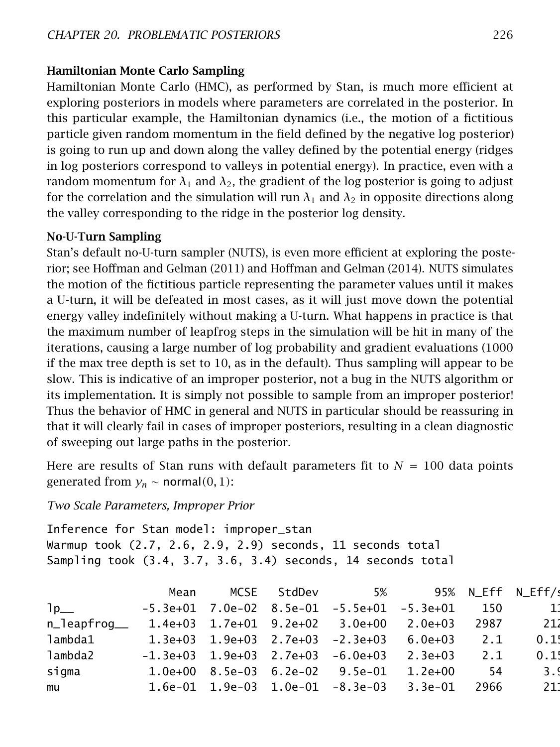#### Hamiltonian Monte Carlo Sampling

Hamiltonian Monte Carlo (HMC), as performed by Stan, is much more efficient at exploring posteriors in models where parameters are correlated in the posterior. In this particular example, the Hamiltonian dynamics (i.e., the motion of a fictitious particle given random momentum in the field defined by the negative log posterior) is going to run up and down along the valley defined by the potential energy (ridges in log posteriors correspond to valleys in potential energy). In practice, even with a random momentum for $\lambda_1$ and $\lambda_2$, the gradient of the log posterior is going to adjust for the correlation and the simulation will run $\lambda_1$ and $\lambda_2$ in opposite directions along the valley corresponding to the ridge in the posterior log density.

#### No-U-Turn Sampling

Stan's default no-U-turn sampler (NUTS), is even more efficient at exploring the posterior; see Hoffman and Gelman (2011) and Hoffman and Gelman (2014). NUTS simulates the motion of the fictitious particle representing the parameter values until it makes a U-turn, it will be defeated in most cases, as it will just move down the potential energy valley indefinitely without making a U-turn. What happens in practice is that the maximum number of leapfrog steps in the simulation will be hit in many of the iterations, causing a large number of log probability and gradient evaluations (1000 if the max tree depth is set to 10, as in the default). Thus sampling will appear to be slow. This is indicative of an improper posterior, not a bug in the NUTS algorithm or its implementation. It is simply not possible to sample from an improper posterior! Thus the behavior of HMC in general and NUTS in particular should be reassuring in that it will clearly fail in cases of improper posteriors, resulting in a clean diagnostic of sweeping out large paths in the posterior.

Here are results of Stan runs with default parameters fit to $N = 100$ data points generated from $y_n \sim \text{normal}(0, 1)$:

*Two Scale Parameters, Improper Prior*

```
Inference for Stan model: improper_stan
Warmup took (2.7, 2.6, 2.9, 2.9) seconds, 11 seconds total
Sampling took (3.4, 3.7, 3.6, 3.4) seconds, 14 seconds total

                  Mean     MCSE   StdDev        5%       95%  N_Eff  N_Eff/s
lp__          -5.3e+01  7.0e-02  8.5e-01  -5.5e+01  -5.3e+01    150       11
n_leapfrog__   1.4e+03  1.7e+01  9.2e+02   3.0e+00   2.0e+03   2987      212
lambda1        1.3e+03  1.9e+03  2.7e+03  -2.3e+03   6.0e+03    2.1     0.15
lambda2       -1.3e+03  1.9e+03  2.7e+03  -6.0e+03   2.3e+03    2.1     0.15
sigma          1.0e+00  8.5e-03  6.2e-02   9.5e-01   1.2e+00     54      3.9
mu             1.6e-01  1.9e-03  1.0e-01  -8.3e-03   3.3e-01   2966      211
```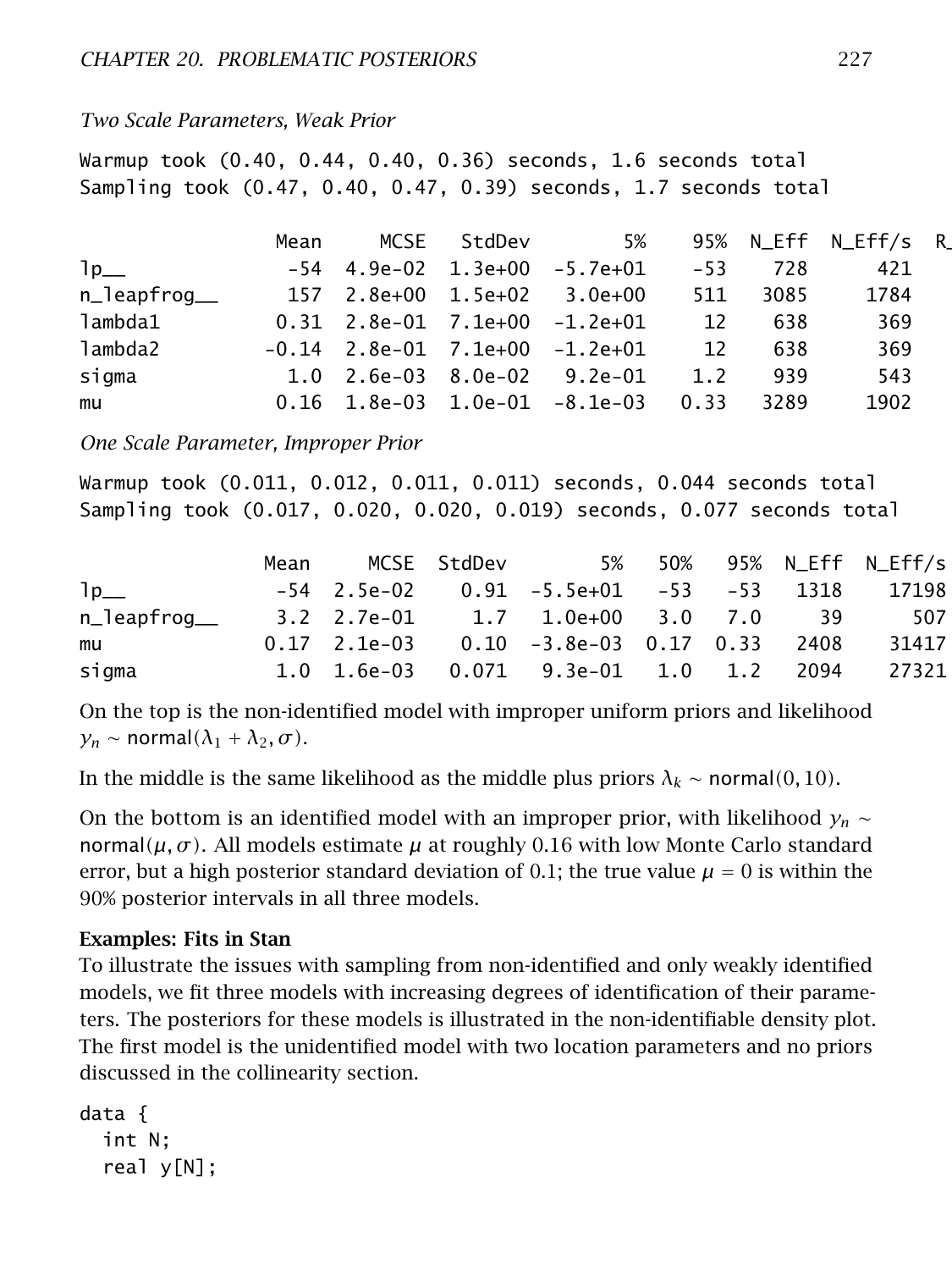*Two Scale Parameters, Weak Prior*

```
Warmup took (0.40, 0.44, 0.40, 0.36) seconds, 1.6 seconds total
Sampling took (0.47, 0.40, 0.47, 0.39) seconds, 1.7 seconds total
```

| | Mean | MCSE | StdDev | 5% | 95% | N_Eff | N_Eff/s | R_ |
|---|---|---|---|---|---|---|---|---|
| lp__ | -54 | 4.9e-02 | 1.3e+00 | -5.7e+01 | -53 | 728 | 421 | |
| n_leapfrog__ | 157 | 2.8e+00 | 1.5e+02 | 3.0e+00 | 511 | 3085 | 1784 | |
| lambda1 | 0.31 | 2.8e-01 | 7.1e+00 | -1.2e+01 | 12 | 638 | 369 | |
| lambda2 | -0.14 | 2.8e-01 | 7.1e+00 | -1.2e+01 | 12 | 638 | 369 | |
| sigma | 1.0 | 2.6e-03 | 8.0e-02 | 9.2e-01 | 1.2 | 939 | 543 | |
| mu | 0.16 | 1.8e-03 | 1.0e-01 | -8.1e-03 | 0.33 | 3289 | 1902 | |

*One Scale Parameter, Improper Prior*

```
Warmup took (0.011, 0.012, 0.011, 0.011) seconds, 0.044 seconds total
Sampling took (0.017, 0.020, 0.020, 0.019) seconds, 0.077 seconds total
```

| | Mean | MCSE | StdDev | 5% | 50% | 95% | N_Eff | N_Eff/s |
|---|---|---|---|---|---|---|---|---|
| lp__ | -54 | 2.5e-02 | 0.91 | -5.5e+01 | -53 | -53 | 1318 | 17198 |
| n_leapfrog__ | 3.2 | 2.7e-01 | 1.7 | 1.0e+00 | 3.0 | 7.0 | 39 | 507 |
| mu | 0.17 | 2.1e-03 | 0.10 | -3.8e-03 | 0.17 | 0.33 | 2408 | 31417 |
| sigma | 1.0 | 1.6e-03 | 0.071 | 9.3e-01 | 1.0 | 1.2 | 2094 | 27321 |

On the top is the non-identified model with improper uniform priors and likelihood $y_n \sim \text{normal}(\lambda_1 + \lambda_2, \sigma)$.

In the middle is the same likelihood as the middle plus priors $\lambda_k \sim \text{normal}(0, 10)$.

On the bottom is an identified model with an improper prior, with likelihood $y_n \sim \text{normal}(\mu, \sigma)$. All models estimate $\mu$ at roughly 0.16 with low Monte Carlo standard error, but a high posterior standard deviation of 0.1; the true value $\mu = 0$ is within the 90% posterior intervals in all three models.

**Examples: Fits in Stan**

To illustrate the issues with sampling from non-identified and only weakly identified models, we fit three models with increasing degrees of identification of their parameters. The posteriors for these models is illustrated in the non-identifiable density plot. The first model is the unidentified model with two location parameters and no priors discussed in the collinearity section.

```
data {
  int N;
  real y[N];
```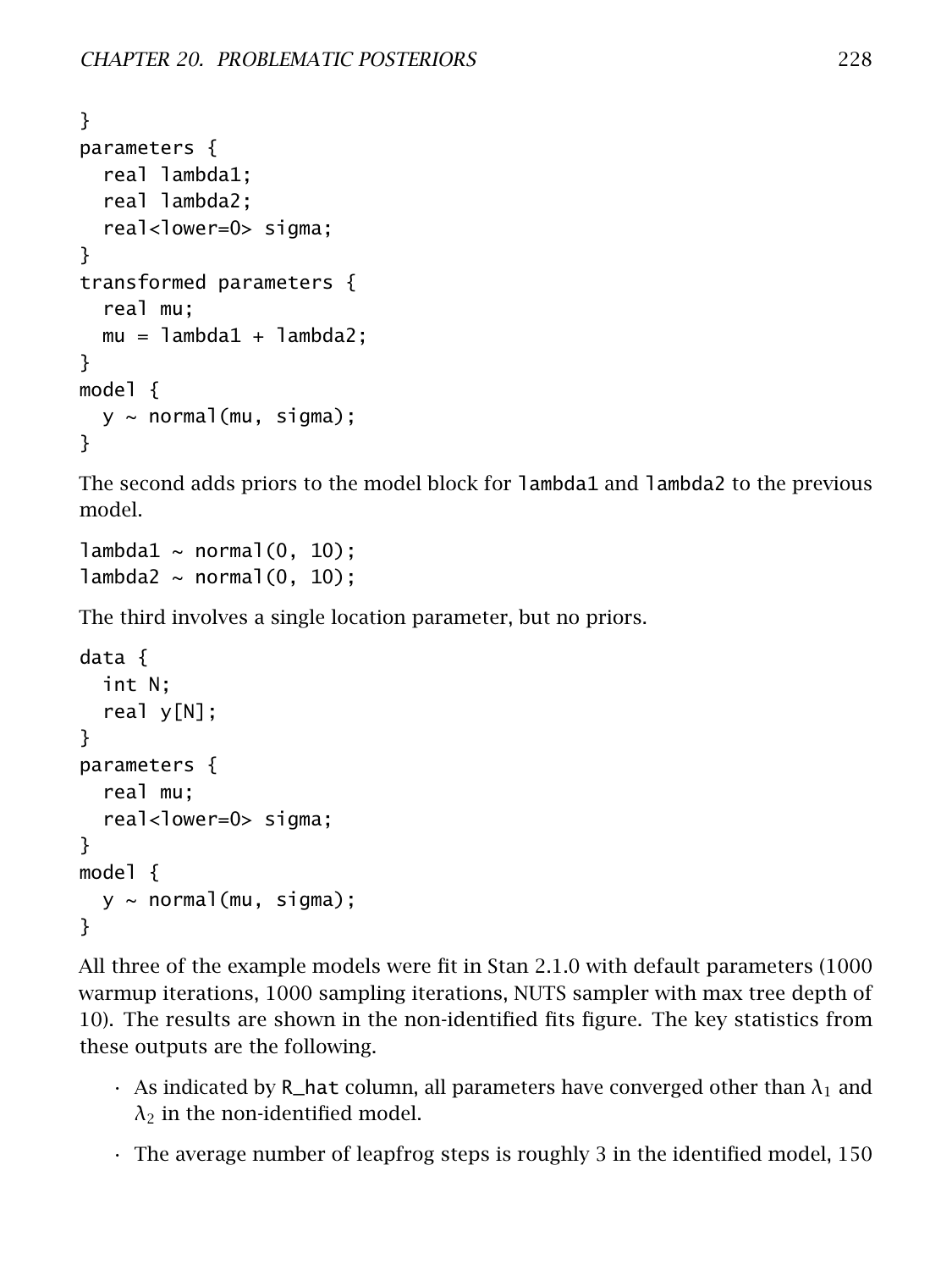```
}
parameters {
  real lambda1;
  real lambda2;
  real<lower=0> sigma;
}
transformed parameters {
  real mu;
  mu = lambda1 + lambda2;
}
model {
  y ~ normal(mu, sigma);
}
```

The second adds priors to the model block for `lambda1` and `lambda2` to the previous model.

```
lambda1 ~ normal(0, 10);
lambda2 ~ normal(0, 10);
```

The third involves a single location parameter, but no priors.

```
data {
  int N;
  real y[N];
}
parameters {
  real mu;
  real<lower=0> sigma;
}
model {
  y ~ normal(mu, sigma);
}
```

All three of the example models were fit in Stan 2.1.0 with default parameters (1000 warmup iterations, 1000 sampling iterations, NUTS sampler with max tree depth of 10). The results are shown in the non-identified fits figure. The key statistics from these outputs are the following.

- As indicated by `R_hat` column, all parameters have converged other than $\lambda_1$ and $\lambda_2$ in the non-identified model.
- The average number of leapfrog steps is roughly 3 in the identified model, 150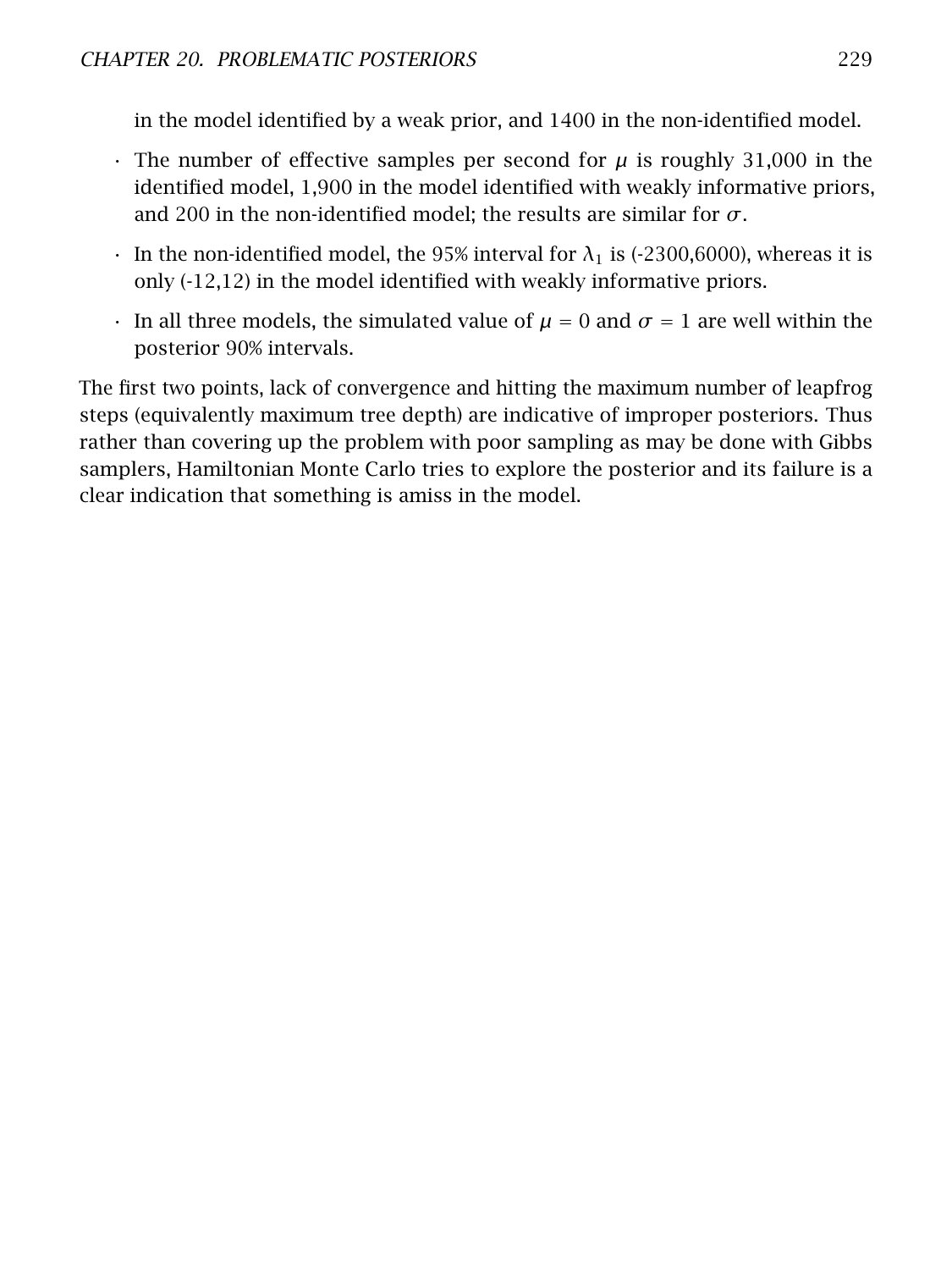in the model identified by a weak prior, and 1400 in the non-identified model.

- The number of effective samples per second for $\mu$ is roughly 31,000 in the identified model, 1,900 in the model identified with weakly informative priors, and 200 in the non-identified model; the results are similar for $\sigma$.
- In the non-identified model, the 95% interval for $\lambda_1$ is (-2300,6000), whereas it is only (-12,12) in the model identified with weakly informative priors.
- In all three models, the simulated value of $\mu = 0$ and $\sigma = 1$ are well within the posterior 90% intervals.

The first two points, lack of convergence and hitting the maximum number of leapfrog steps (equivalently maximum tree depth) are indicative of improper posteriors. Thus rather than covering up the problem with poor sampling as may be done with Gibbs samplers, Hamiltonian Monte Carlo tries to explore the posterior and its failure is a clear indication that something is amiss in the model.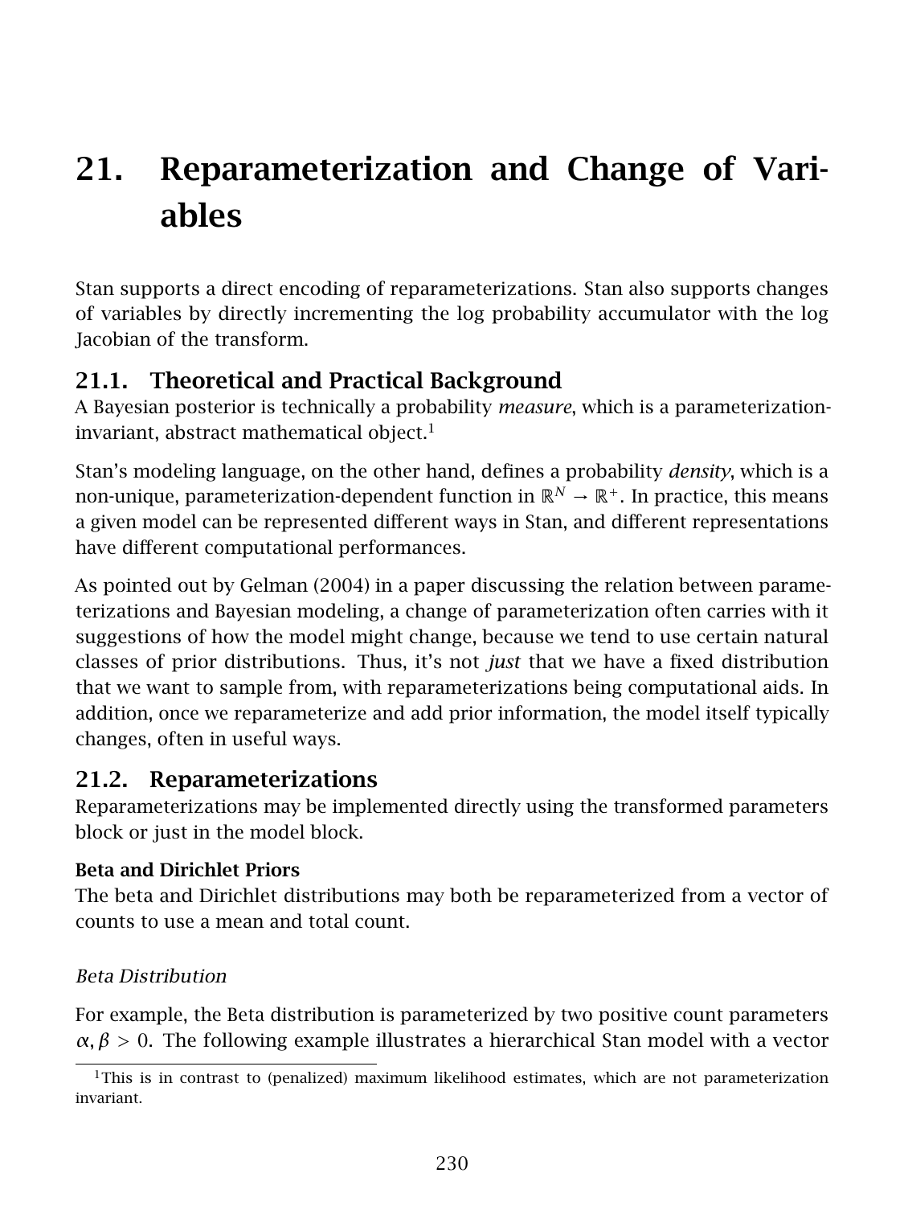# 21. Reparameterization and Change of Variables

Stan supports a direct encoding of reparameterizations. Stan also supports changes of variables by directly incrementing the log probability accumulator with the log Jacobian of the transform.

## 21.1. Theoretical and Practical Background

A Bayesian posterior is technically a probability *measure*, which is a parameterization-invariant, abstract mathematical object.[1]

Stan's modeling language, on the other hand, defines a probability *density*, which is a non-unique, parameterization-dependent function in $\mathbb{R}^N \rightarrow \mathbb{R}^+$. In practice, this means a given model can be represented different ways in Stan, and different representations have different computational performances.

As pointed out by Gelman (2004) in a paper discussing the relation between parameterizations and Bayesian modeling, a change of parameterization often carries with it suggestions of how the model might change, because we tend to use certain natural classes of prior distributions. Thus, it's not *just* that we have a fixed distribution that we want to sample from, with reparameterizations being computational aids. In addition, once we reparameterize and add prior information, the model itself typically changes, often in useful ways.

## 21.2. Reparameterizations

Reparameterizations may be implemented directly using the transformed parameters block or just in the model block.

### Beta and Dirichlet Priors

The beta and Dirichlet distributions may both be reparameterized from a vector of counts to use a mean and total count.

*Beta Distribution*

For example, the Beta distribution is parameterized by two positive count parameters $\alpha, \beta > 0$. The following example illustrates a hierarchical Stan model with a vector

[1] This is in contrast to (penalized) maximum likelihood estimates, which are not parameterization invariant.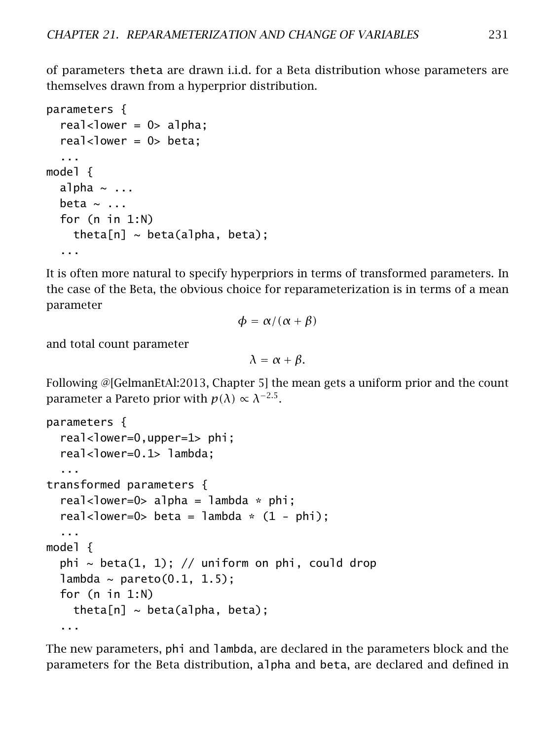of parameters theta are drawn i.i.d. for a Beta distribution whose parameters are themselves drawn from a hyperprior distribution.

```
parameters {
  real<lower = 0> alpha;
  real<lower = 0> beta;
  ...
model {
  alpha ~ ...
  beta ~ ...
  for (n in 1:N)
    theta[n] ~ beta(alpha, beta);
  ...
```

It is often more natural to specify hyperpriors in terms of transformed parameters. In the case of the Beta, the obvious choice for reparameterization is in terms of a mean parameter

$$\phi = \alpha/(\alpha + \beta)$$

and total count parameter

$$\lambda = \alpha + \beta.$$

Following @[GelmanEtAl:2013, Chapter 5] the mean gets a uniform prior and the count parameter a Pareto prior with $p(\lambda) \propto \lambda^{-2.5}$.

```
parameters {
  real<lower=0,upper=1> phi;
  real<lower=0.1> lambda;
  ...
transformed parameters {
  real<lower=0> alpha = lambda * phi;
  real<lower=0> beta = lambda * (1 - phi);
  ...
model {
  phi ~ beta(1, 1); // uniform on phi, could drop
  lambda ~ pareto(0.1, 1.5);
  for (n in 1:N)
    theta[n] ~ beta(alpha, beta);
  ...
```

The new parameters, phi and lambda, are declared in the parameters block and the parameters for the Beta distribution, alpha and beta, are declared and defined in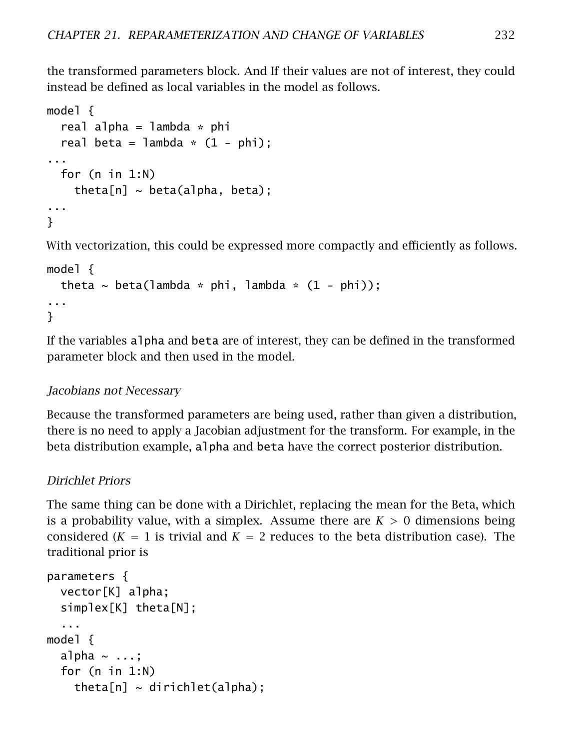the transformed parameters block. And If their values are not of interest, they could instead be defined as local variables in the model as follows.

```
model {
  real alpha = lambda * phi
  real beta = lambda * (1 - phi);
...
  for (n in 1:N)
    theta[n] ~ beta(alpha, beta);
...
}
```

With vectorization, this could be expressed more compactly and efficiently as follows.

```
model {
  theta ~ beta(lambda * phi, lambda * (1 - phi));
...
}
```

If the variables alpha and beta are of interest, they can be defined in the transformed parameter block and then used in the model.

#### *Jacobians not Necessary*

Because the transformed parameters are being used, rather than given a distribution, there is no need to apply a Jacobian adjustment for the transform. For example, in the beta distribution example, alpha and beta have the correct posterior distribution.

#### *Dirichlet Priors*

The same thing can be done with a Dirichlet, replacing the mean for the Beta, which is a probability value, with a simplex. Assume there are $K > 0$ dimensions being considered ($K = 1$ is trivial and $K = 2$ reduces to the beta distribution case). The traditional prior is

```
parameters {
  vector[K] alpha;
  simplex[K] theta[N];
  ...
model {
  alpha ~ ...;
  for (n in 1:N)
    theta[n] ~ dirichlet(alpha);
```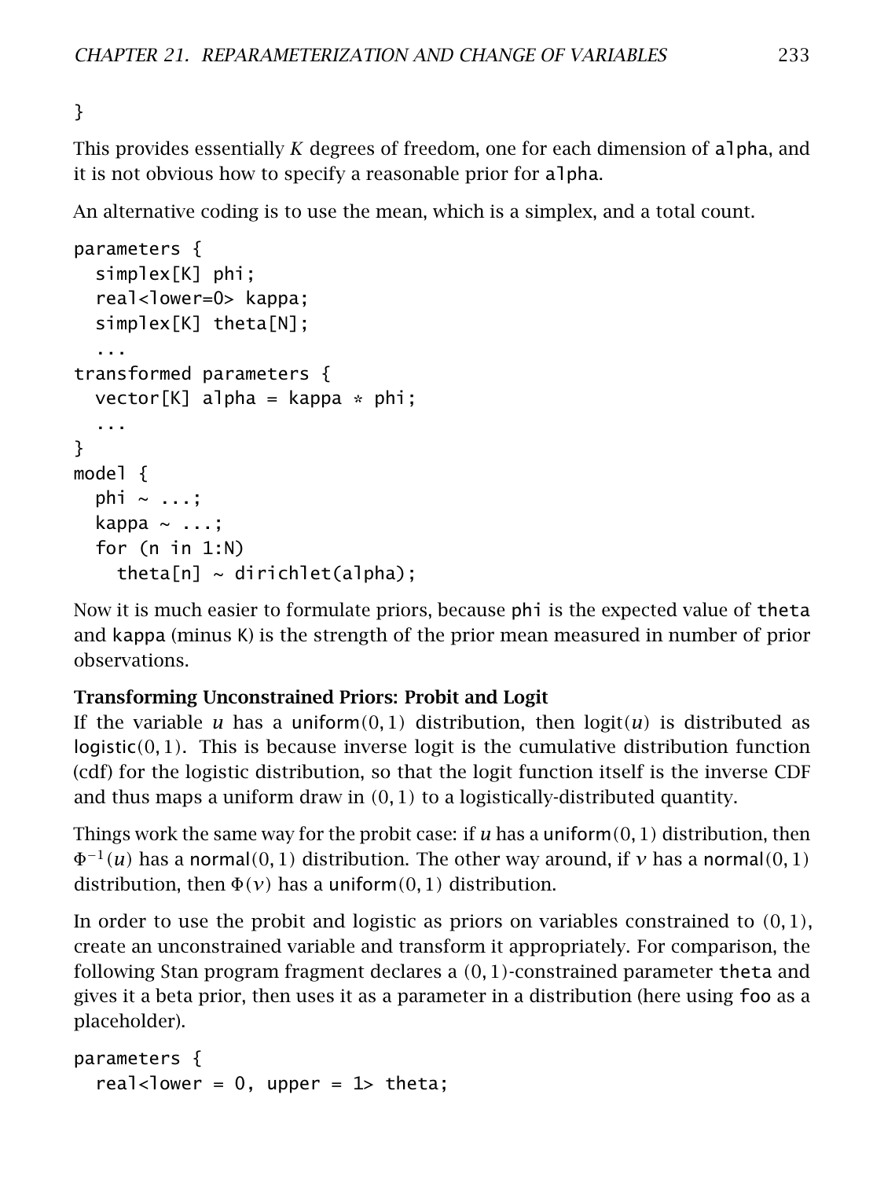```
}
```

This provides essentially $K$ degrees of freedom, one for each dimension of `alpha`, and it is not obvious how to specify a reasonable prior for `alpha`.

An alternative coding is to use the mean, which is a simplex, and a total count.

```
parameters {
  simplex[K] phi;
  real<lower=0> kappa;
  simplex[K] theta[N];
  ...
transformed parameters {
  vector[K] alpha = kappa * phi;
  ...
}
model {
  phi ~ ...;
  kappa ~ ...;
  for (n in 1:N)
    theta[n] ~ dirichlet(alpha);
```

Now it is much easier to formulate priors, because `phi` is the expected value of `theta` and `kappa` (minus `K`) is the strength of the prior mean measured in number of prior observations.

**Transforming Unconstrained Priors: Probit and Logit**

If the variable $u$ has a $\mathsf{uniform}(0, 1)$ distribution, then $\text{logit}(u)$ is distributed as $\mathsf{logistic}(0, 1)$. This is because inverse logit is the cumulative distribution function (cdf) for the logistic distribution, so that the logit function itself is the inverse CDF and thus maps a uniform draw in $(0, 1)$ to a logistically-distributed quantity.

Things work the same way for the probit case: if $u$ has a $\mathsf{uniform}(0, 1)$ distribution, then $\Phi^{-1}(u)$ has a $\mathsf{normal}(0, 1)$ distribution. The other way around, if $v$ has a $\mathsf{normal}(0, 1)$ distribution, then $\Phi(v)$ has a $\mathsf{uniform}(0, 1)$ distribution.

In order to use the probit and logistic as priors on variables constrained to $(0, 1)$, create an unconstrained variable and transform it appropriately. For comparison, the following Stan program fragment declares a $(0, 1)$-constrained parameter `theta` and gives it a beta prior, then uses it as a parameter in a distribution (here using `foo` as a placeholder).

```
parameters {
  real<lower = 0, upper = 1> theta;
```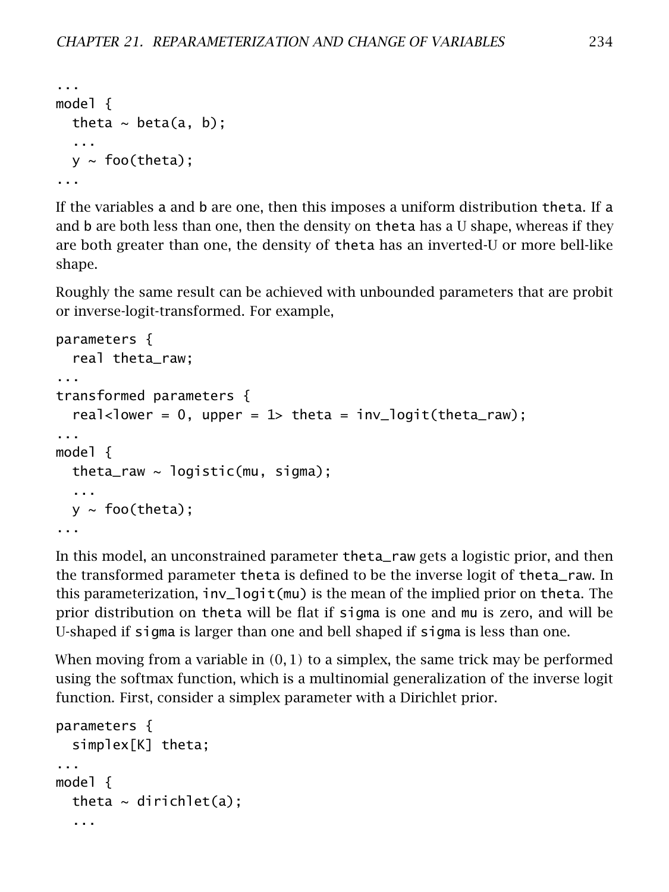```
...
model {
  theta ~ beta(a, b);
  ...
  y ~ foo(theta);
...
```

If the variables a and b are one, then this imposes a uniform distribution theta. If a and b are both less than one, then the density on theta has a U shape, whereas if they are both greater than one, the density of theta has an inverted-U or more bell-like shape.

Roughly the same result can be achieved with unbounded parameters that are probit or inverse-logit-transformed. For example,

```
parameters {
  real theta_raw;
...
transformed parameters {
  real<lower = 0, upper = 1> theta = inv_logit(theta_raw);
...
model {
  theta_raw ~ logistic(mu, sigma);
  ...
  y ~ foo(theta);
...
```

In this model, an unconstrained parameter theta_raw gets a logistic prior, and then the transformed parameter theta is defined to be the inverse logit of theta_raw. In this parameterization, inv_logit(mu) is the mean of the implied prior on theta. The prior distribution on theta will be flat if sigma is one and mu is zero, and will be U-shaped if sigma is larger than one and bell shaped if sigma is less than one.

When moving from a variable in $(0, 1)$ to a simplex, the same trick may be performed using the softmax function, which is a multinomial generalization of the inverse logit function. First, consider a simplex parameter with a Dirichlet prior.

```
parameters {
  simplex[K] theta;
...
model {
  theta ~ dirichlet(a);
  ...
```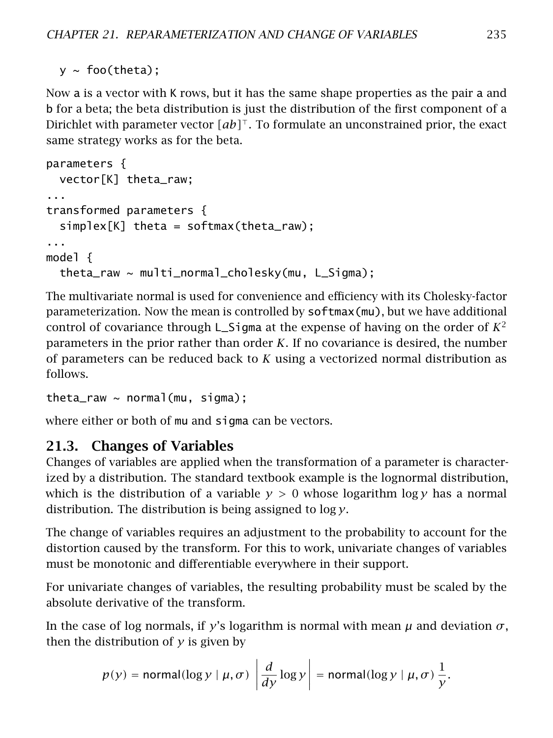```
  y ~ foo(theta);
```

Now a is a vector with K rows, but it has the same shape properties as the pair a and b for a beta; the beta distribution is just the distribution of the first component of a Dirichlet with parameter vector $[ab]^\top$. To formulate an unconstrained prior, the exact same strategy works as for the beta.

```
parameters {
  vector[K] theta_raw;
...
transformed parameters {
  simplex[K] theta = softmax(theta_raw);
...
model {
  theta_raw ~ multi_normal_cholesky(mu, L_Sigma);
```

The multivariate normal is used for convenience and efficiency with its Cholesky-factor parameterization. Now the mean is controlled by softmax(mu), but we have additional control of covariance through L_Sigma at the expense of having on the order of $K^2$ parameters in the prior rather than order $K$. If no covariance is desired, the number of parameters can be reduced back to $K$ using a vectorized normal distribution as follows.

```
theta_raw ~ normal(mu, sigma);
```

where either or both of mu and sigma can be vectors.

## 21.3. Changes of Variables

Changes of variables are applied when the transformation of a parameter is characterized by a distribution. The standard textbook example is the lognormal distribution, which is the distribution of a variable $y > 0$ whose logarithm $\log y$ has a normal distribution. The distribution is being assigned to $\log y$.

The change of variables requires an adjustment to the probability to account for the distortion caused by the transform. For this to work, univariate changes of variables must be monotonic and differentiable everywhere in their support.

For univariate changes of variables, the resulting probability must be scaled by the absolute derivative of the transform.

In the case of log normals, if $y$'s logarithm is normal with mean $\mu$ and deviation $\sigma$, then the distribution of $y$ is given by

$$p(y) = \mathsf{normal}(\log y \mid \mu, \sigma) \left| \frac{d}{dy} \log y \right| = \mathsf{normal}(\log y \mid \mu, \sigma) \, \frac{1}{y}.$$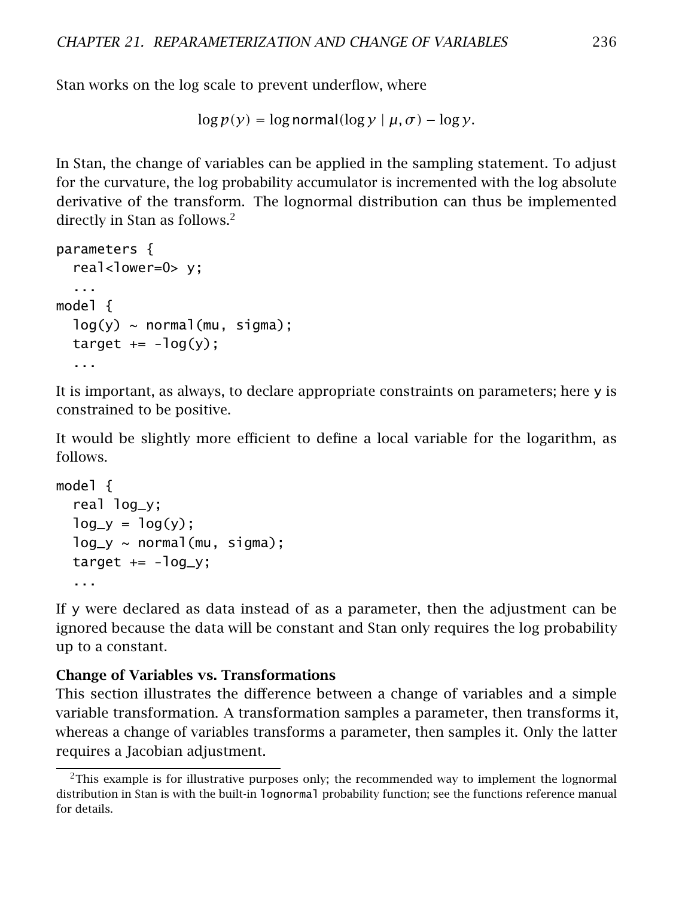Stan works on the log scale to prevent underflow, where

$$\log p(y) = \log \mathsf{normal}(\log y \mid \mu, \sigma) - \log y.$$

In Stan, the change of variables can be applied in the sampling statement. To adjust for the curvature, the log probability accumulator is incremented with the log absolute derivative of the transform. The lognormal distribution can thus be implemented directly in Stan as follows.[2]

```
parameters {
  real<lower=0> y;
  ...
model {
  log(y) ~ normal(mu, sigma);
  target += -log(y);
  ...
```

It is important, as always, to declare appropriate constraints on parameters; here `y` is constrained to be positive.

It would be slightly more efficient to define a local variable for the logarithm, as follows.

```
model {
  real log_y;
  log_y = log(y);
  log_y ~ normal(mu, sigma);
  target += -log_y;
  ...
```

If `y` were declared as data instead of as a parameter, then the adjustment can be ignored because the data will be constant and Stan only requires the log probability up to a constant.

**Change of Variables vs. Transformations**

This section illustrates the difference between a change of variables and a simple variable transformation. A transformation samples a parameter, then transforms it, whereas a change of variables transforms a parameter, then samples it. Only the latter requires a Jacobian adjustment.

[2] This example is for illustrative purposes only; the recommended way to implement the lognormal distribution in Stan is with the built-in `lognormal` probability function; see the functions reference manual for details.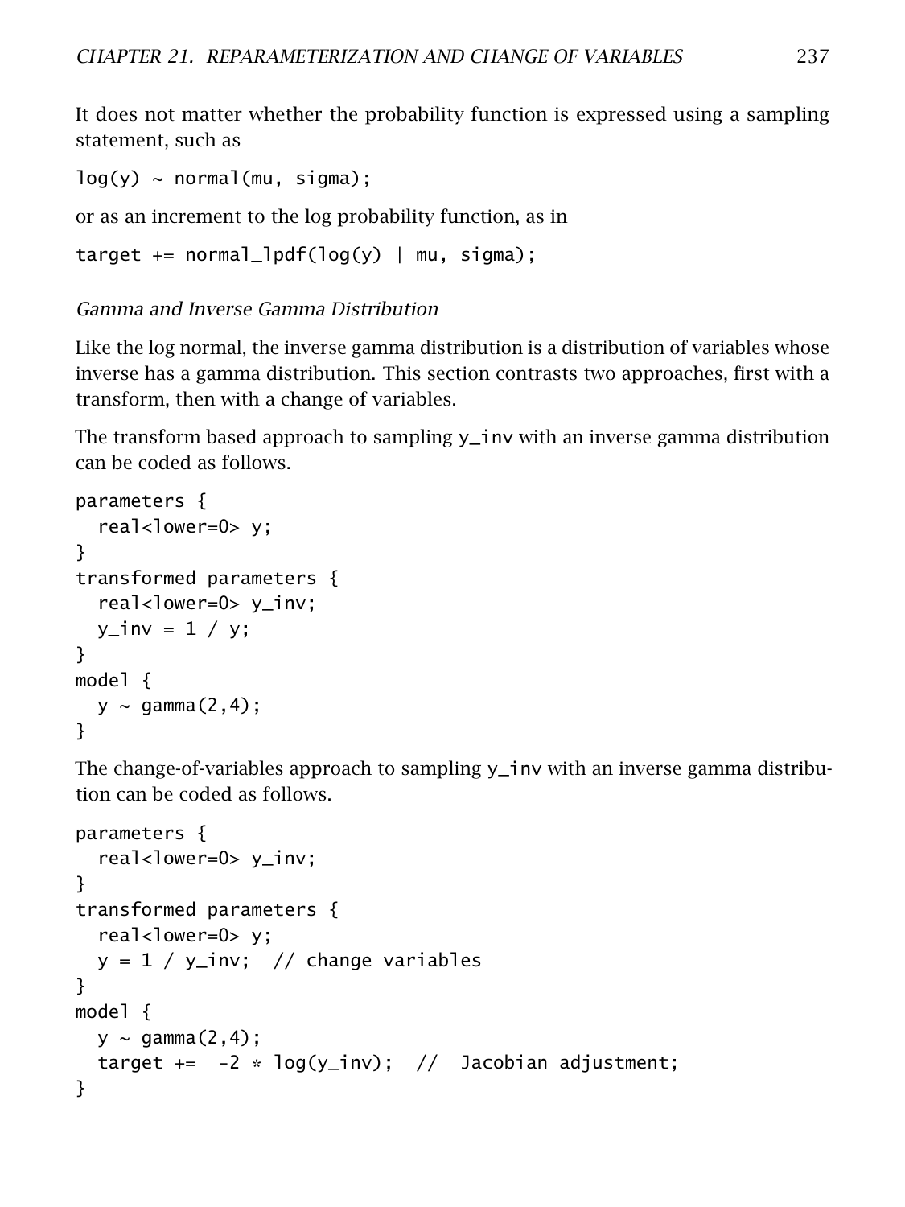It does not matter whether the probability function is expressed using a sampling statement, such as

```
log(y) ~ normal(mu, sigma);
```

or as an increment to the log probability function, as in

```
target += normal_lpdf(log(y) | mu, sigma);
```

*Gamma and Inverse Gamma Distribution*

Like the log normal, the inverse gamma distribution is a distribution of variables whose inverse has a gamma distribution. This section contrasts two approaches, first with a transform, then with a change of variables.

The transform based approach to sampling `y_inv` with an inverse gamma distribution can be coded as follows.

```
parameters {
  real<lower=0> y;
}
transformed parameters {
  real<lower=0> y_inv;
  y_inv = 1 / y;
}
model {
  y ~ gamma(2,4);
}
```

The change-of-variables approach to sampling `y_inv` with an inverse gamma distribution can be coded as follows.

```
parameters {
  real<lower=0> y_inv;
}
transformed parameters {
  real<lower=0> y;
  y = 1 / y_inv;  // change variables
}
model {
  y ~ gamma(2,4);
  target +=  -2 * log(y_inv);  //  Jacobian adjustment;
}
```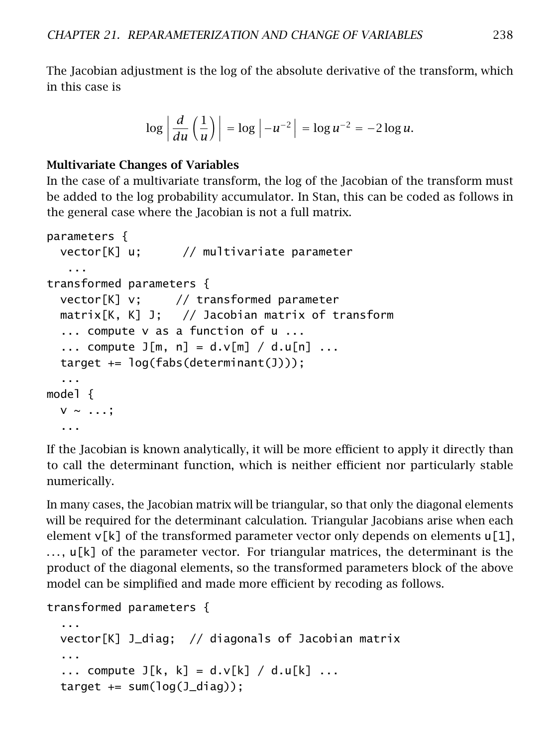The Jacobian adjustment is the log of the absolute derivative of the transform, which in this case is

$$\log \left| \frac{d}{du} \left( \frac{1}{u} \right) \right| = \log \left| -u^{-2} \right| = \log u^{-2} = -2 \log u.$$

### Multivariate Changes of Variables

In the case of a multivariate transform, the log of the Jacobian of the transform must be added to the log probability accumulator. In Stan, this can be coded as follows in the general case where the Jacobian is not a full matrix.

```
parameters {
  vector[K] u;      // multivariate parameter
   ...
transformed parameters {
  vector[K] v;     // transformed parameter
  matrix[K, K] J;   // Jacobian matrix of transform
  ... compute v as a function of u ...
  ... compute J[m, n] = d.v[m] / d.u[n] ...
  target += log(fabs(determinant(J)));
  ...
model {
  v ~ ...;
  ...
```

If the Jacobian is known analytically, it will be more efficient to apply it directly than to call the determinant function, which is neither efficient nor particularly stable numerically.

In many cases, the Jacobian matrix will be triangular, so that only the diagonal elements will be required for the determinant calculation. Triangular Jacobians arise when each element `v[k]` of the transformed parameter vector only depends on elements `u[1]`, ..., `u[k]` of the parameter vector. For triangular matrices, the determinant is the product of the diagonal elements, so the transformed parameters block of the above model can be simplified and made more efficient by recoding as follows.

```
transformed parameters {
  ...
  vector[K] J_diag;  // diagonals of Jacobian matrix
  ...
  ... compute J[k, k] = d.v[k] / d.u[k] ...
  target += sum(log(J_diag));
```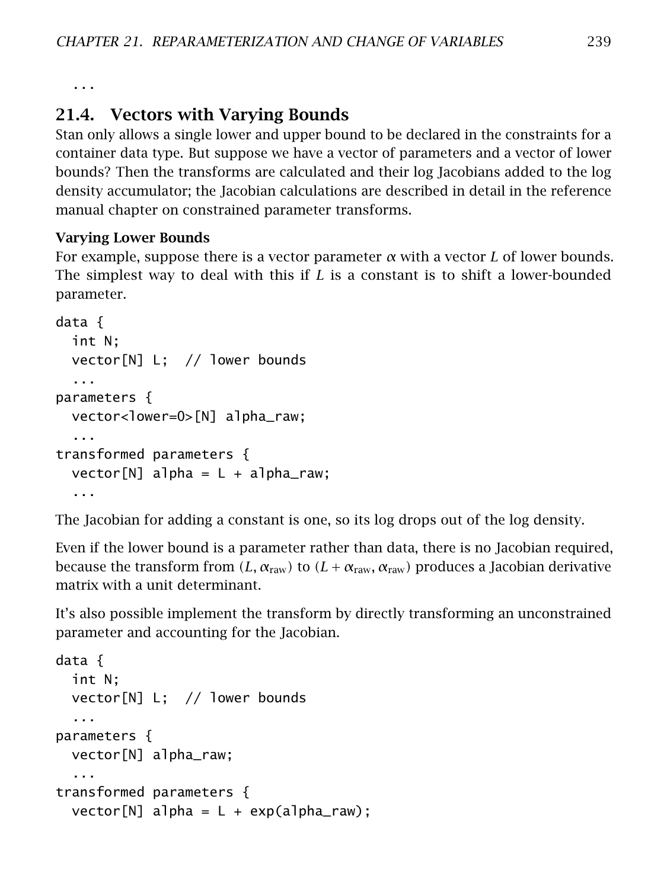```
...
```

## 21.4. Vectors with Varying Bounds

Stan only allows a single lower and upper bound to be declared in the constraints for a container data type. But suppose we have a vector of parameters and a vector of lower bounds? Then the transforms are calculated and their log Jacobians added to the log density accumulator; the Jacobian calculations are described in detail in the reference manual chapter on constrained parameter transforms.

### Varying Lower Bounds

For example, suppose there is a vector parameter $\alpha$ with a vector $L$ of lower bounds. The simplest way to deal with this if $L$ is a constant is to shift a lower-bounded parameter.

```
data {
  int N;
  vector[N] L;  // lower bounds
  ...
parameters {
  vector<lower=0>[N] alpha_raw;
  ...
transformed parameters {
  vector[N] alpha = L + alpha_raw;
  ...
```

The Jacobian for adding a constant is one, so its log drops out of the log density.

Even if the lower bound is a parameter rather than data, there is no Jacobian required, because the transform from $(L, \alpha_{\text{raw}})$ to $(L + \alpha_{\text{raw}}, \alpha_{\text{raw}})$ produces a Jacobian derivative matrix with a unit determinant.

It's also possible implement the transform by directly transforming an unconstrained parameter and accounting for the Jacobian.

```
data {
  int N;
  vector[N] L;  // lower bounds
  ...
parameters {
  vector[N] alpha_raw;
  ...
transformed parameters {
  vector[N] alpha = L + exp(alpha_raw);
```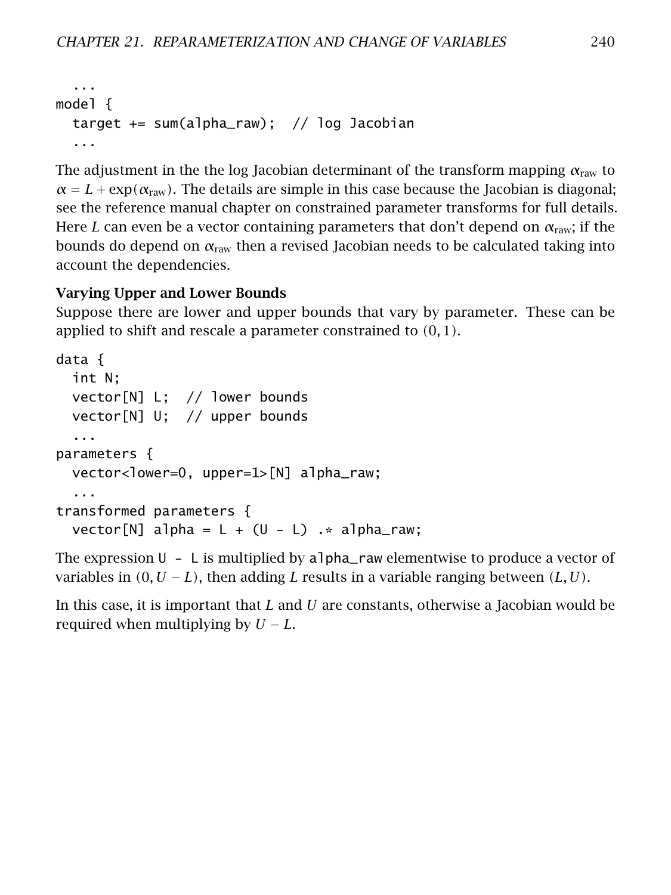```
  ...
model {
  target += sum(alpha_raw);  // log Jacobian
  ...
```

The adjustment in the the log Jacobian determinant of the transform mapping $\alpha_{\text{raw}}$ to $\alpha = L + \exp(\alpha_{\text{raw}})$. The details are simple in this case because the Jacobian is diagonal; see the reference manual chapter on constrained parameter transforms for full details. Here $L$ can even be a vector containing parameters that don't depend on $\alpha_{\text{raw}}$; if the bounds do depend on $\alpha_{\text{raw}}$ then a revised Jacobian needs to be calculated taking into account the dependencies.

**Varying Upper and Lower Bounds**

Suppose there are lower and upper bounds that vary by parameter. These can be applied to shift and rescale a parameter constrained to $(0, 1)$.

```
data {
  int N;
  vector[N] L;  // lower bounds
  vector[N] U;  // upper bounds
  ...
parameters {
  vector<lower=0, upper=1>[N] alpha_raw;
  ...
transformed parameters {
  vector[N] alpha = L + (U - L) .* alpha_raw;
```

The expression `U - L` is multiplied by `alpha_raw` elementwise to produce a vector of variables in $(0, U - L)$, then adding $L$ results in a variable ranging between $(L, U)$.

In this case, it is important that $L$ and $U$ are constants, otherwise a Jacobian would be required when multiplying by $U - L$.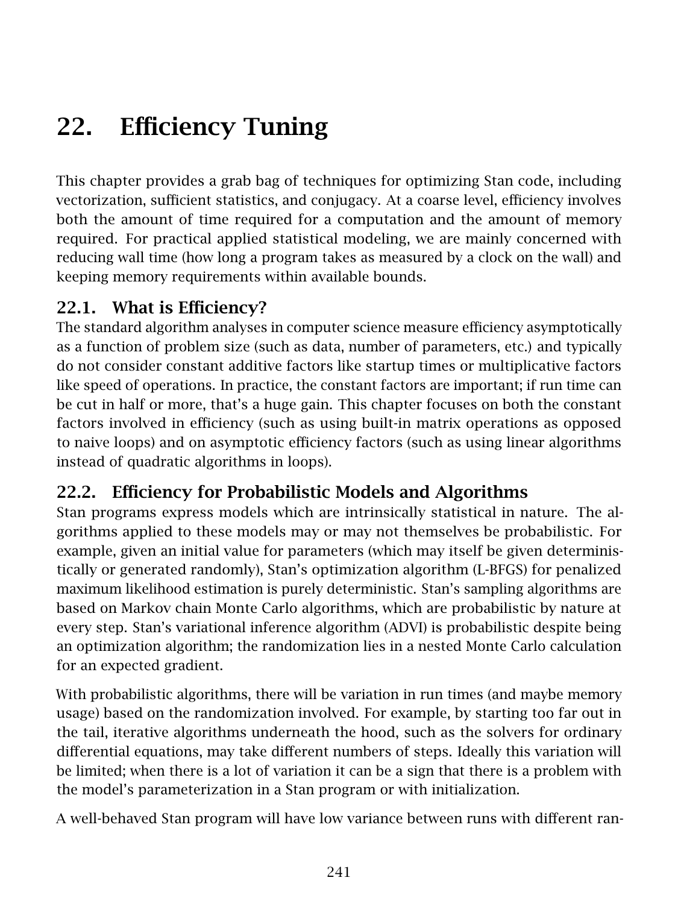# 22. Efficiency Tuning

This chapter provides a grab bag of techniques for optimizing Stan code, including vectorization, sufficient statistics, and conjugacy. At a coarse level, efficiency involves both the amount of time required for a computation and the amount of memory required. For practical applied statistical modeling, we are mainly concerned with reducing wall time (how long a program takes as measured by a clock on the wall) and keeping memory requirements within available bounds.

## 22.1. What is Efficiency?

The standard algorithm analyses in computer science measure efficiency asymptotically as a function of problem size (such as data, number of parameters, etc.) and typically do not consider constant additive factors like startup times or multiplicative factors like speed of operations. In practice, the constant factors are important; if run time can be cut in half or more, that's a huge gain. This chapter focuses on both the constant factors involved in efficiency (such as using built-in matrix operations as opposed to naive loops) and on asymptotic efficiency factors (such as using linear algorithms instead of quadratic algorithms in loops).

## 22.2. Efficiency for Probabilistic Models and Algorithms

Stan programs express models which are intrinsically statistical in nature. The algorithms applied to these models may or may not themselves be probabilistic. For example, given an initial value for parameters (which may itself be given deterministically or generated randomly), Stan's optimization algorithm (L-BFGS) for penalized maximum likelihood estimation is purely deterministic. Stan's sampling algorithms are based on Markov chain Monte Carlo algorithms, which are probabilistic by nature at every step. Stan's variational inference algorithm (ADVI) is probabilistic despite being an optimization algorithm; the randomization lies in a nested Monte Carlo calculation for an expected gradient.

With probabilistic algorithms, there will be variation in run times (and maybe memory usage) based on the randomization involved. For example, by starting too far out in the tail, iterative algorithms underneath the hood, such as the solvers for ordinary differential equations, may take different numbers of steps. Ideally this variation will be limited; when there is a lot of variation it can be a sign that there is a problem with the model's parameterization in a Stan program or with initialization.

A well-behaved Stan program will have low variance between runs with different ran-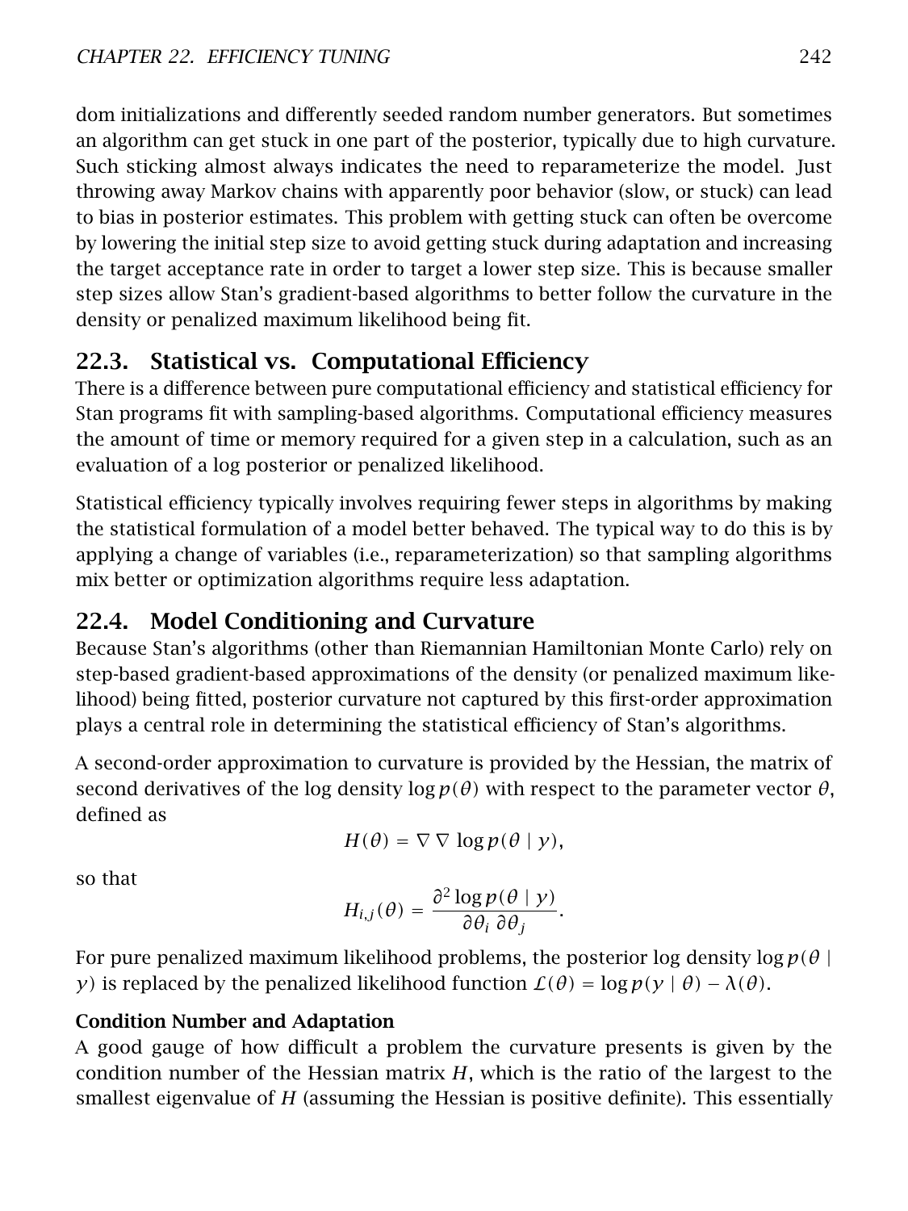dom initializations and differently seeded random number generators. But sometimes an algorithm can get stuck in one part of the posterior, typically due to high curvature. Such sticking almost always indicates the need to reparameterize the model. Just throwing away Markov chains with apparently poor behavior (slow, or stuck) can lead to bias in posterior estimates. This problem with getting stuck can often be overcome by lowering the initial step size to avoid getting stuck during adaptation and increasing the target acceptance rate in order to target a lower step size. This is because smaller step sizes allow Stan's gradient-based algorithms to better follow the curvature in the density or penalized maximum likelihood being fit.

## 22.3. Statistical vs. Computational Efficiency

There is a difference between pure computational efficiency and statistical efficiency for Stan programs fit with sampling-based algorithms. Computational efficiency measures the amount of time or memory required for a given step in a calculation, such as an evaluation of a log posterior or penalized likelihood.

Statistical efficiency typically involves requiring fewer steps in algorithms by making the statistical formulation of a model better behaved. The typical way to do this is by applying a change of variables (i.e., reparameterization) so that sampling algorithms mix better or optimization algorithms require less adaptation.

## 22.4. Model Conditioning and Curvature

Because Stan's algorithms (other than Riemannian Hamiltonian Monte Carlo) rely on step-based gradient-based approximations of the density (or penalized maximum likelihood) being fitted, posterior curvature not captured by this first-order approximation plays a central role in determining the statistical efficiency of Stan's algorithms.

A second-order approximation to curvature is provided by the Hessian, the matrix of second derivatives of the log density $\log p(\theta)$ with respect to the parameter vector $\theta$, defined as

$$H(\theta) = \nabla \nabla \log p(\theta \mid y),$$

so that

$$H_{i,j}(\theta) = \frac{\partial^2 \log p(\theta \mid y)}{\partial \theta_i \, \partial \theta_j}.$$

For pure penalized maximum likelihood problems, the posterior log density $\log p(\theta \mid y)$ is replaced by the penalized likelihood function $\mathcal{L}(\theta) = \log p(y \mid \theta) - \lambda(\theta)$.

### Condition Number and Adaptation

A good gauge of how difficult a problem the curvature presents is given by the condition number of the Hessian matrix $H$, which is the ratio of the largest to the smallest eigenvalue of $H$ (assuming the Hessian is positive definite). This essentially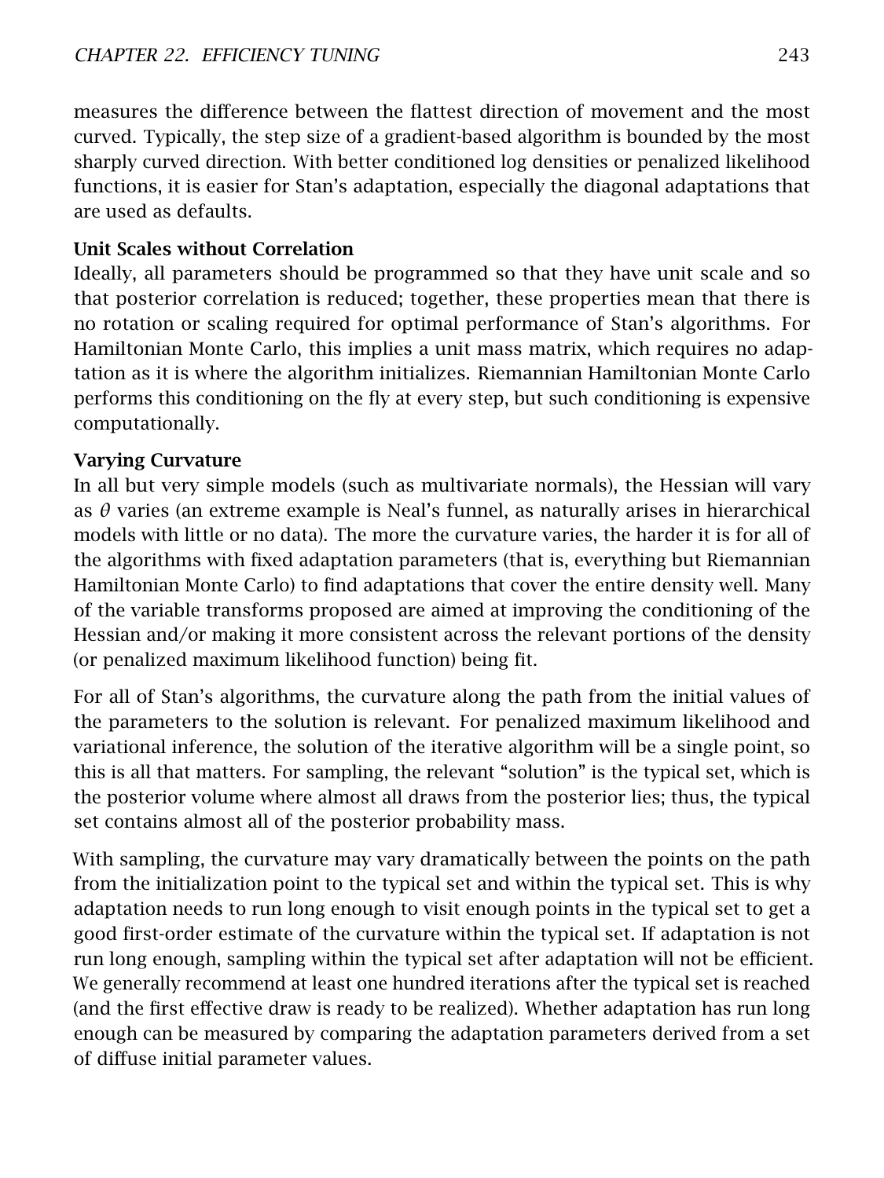measures the difference between the flattest direction of movement and the most curved. Typically, the step size of a gradient-based algorithm is bounded by the most sharply curved direction. With better conditioned log densities or penalized likelihood functions, it is easier for Stan's adaptation, especially the diagonal adaptations that are used as defaults.

**Unit Scales without Correlation**

Ideally, all parameters should be programmed so that they have unit scale and so that posterior correlation is reduced; together, these properties mean that there is no rotation or scaling required for optimal performance of Stan's algorithms. For Hamiltonian Monte Carlo, this implies a unit mass matrix, which requires no adaptation as it is where the algorithm initializes. Riemannian Hamiltonian Monte Carlo performs this conditioning on the fly at every step, but such conditioning is expensive computationally.

**Varying Curvature**

In all but very simple models (such as multivariate normals), the Hessian will vary as $\theta$ varies (an extreme example is Neal's funnel, as naturally arises in hierarchical models with little or no data). The more the curvature varies, the harder it is for all of the algorithms with fixed adaptation parameters (that is, everything but Riemannian Hamiltonian Monte Carlo) to find adaptations that cover the entire density well. Many of the variable transforms proposed are aimed at improving the conditioning of the Hessian and/or making it more consistent across the relevant portions of the density (or penalized maximum likelihood function) being fit.

For all of Stan's algorithms, the curvature along the path from the initial values of the parameters to the solution is relevant. For penalized maximum likelihood and variational inference, the solution of the iterative algorithm will be a single point, so this is all that matters. For sampling, the relevant "solution" is the typical set, which is the posterior volume where almost all draws from the posterior lies; thus, the typical set contains almost all of the posterior probability mass.

With sampling, the curvature may vary dramatically between the points on the path from the initialization point to the typical set and within the typical set. This is why adaptation needs to run long enough to visit enough points in the typical set to get a good first-order estimate of the curvature within the typical set. If adaptation is not run long enough, sampling within the typical set after adaptation will not be efficient. We generally recommend at least one hundred iterations after the typical set is reached (and the first effective draw is ready to be realized). Whether adaptation has run long enough can be measured by comparing the adaptation parameters derived from a set of diffuse initial parameter values.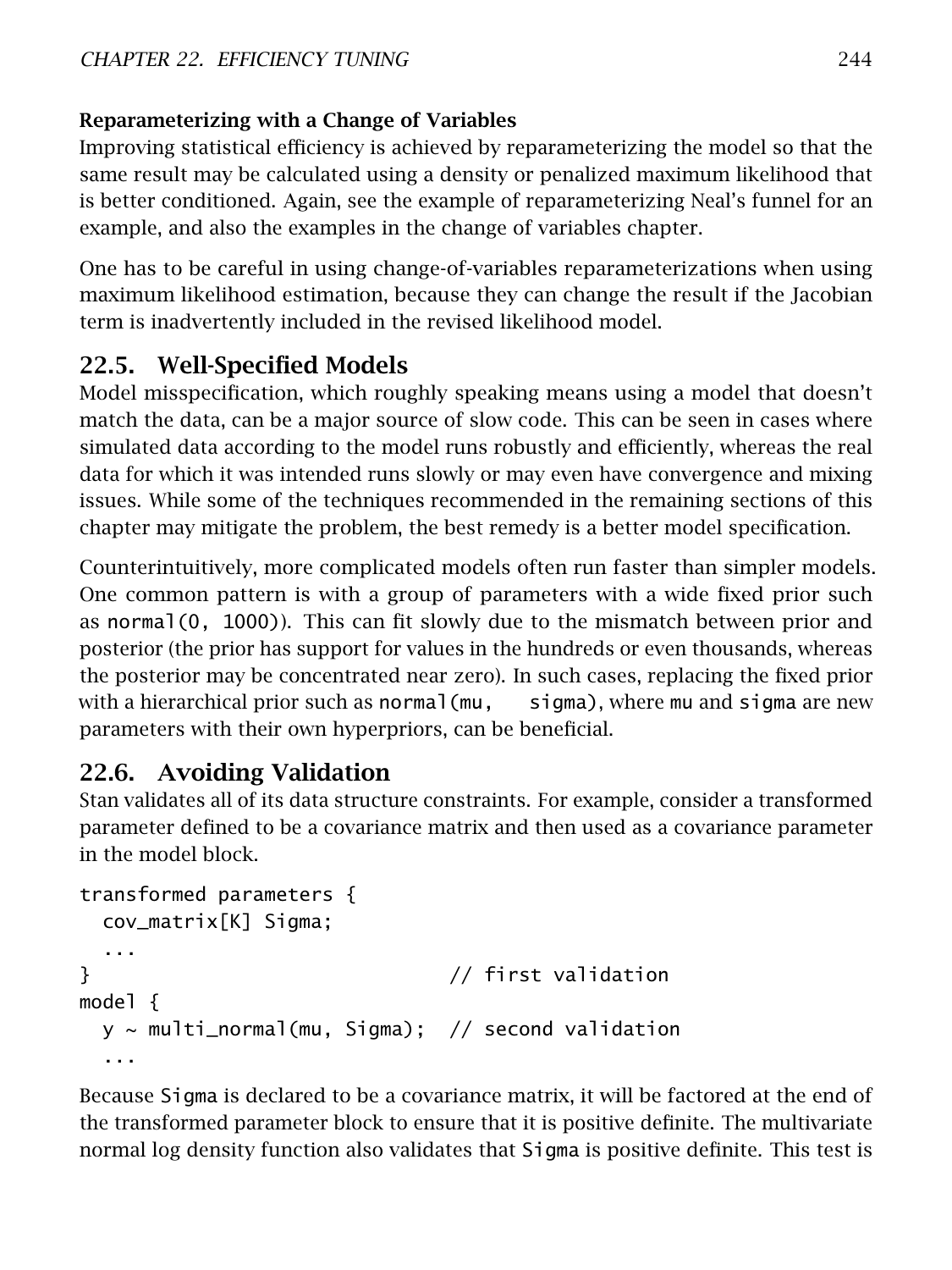**Reparameterizing with a Change of Variables**

Improving statistical efficiency is achieved by reparameterizing the model so that the same result may be calculated using a density or penalized maximum likelihood that is better conditioned. Again, see the example of reparameterizing Neal's funnel for an example, and also the examples in the change of variables chapter.

One has to be careful in using change-of-variables reparameterizations when using maximum likelihood estimation, because they can change the result if the Jacobian term is inadvertently included in the revised likelihood model.

## 22.5. Well-Specified Models

Model misspecification, which roughly speaking means using a model that doesn't match the data, can be a major source of slow code. This can be seen in cases where simulated data according to the model runs robustly and efficiently, whereas the real data for which it was intended runs slowly or may even have convergence and mixing issues. While some of the techniques recommended in the remaining sections of this chapter may mitigate the problem, the best remedy is a better model specification.

Counterintuitively, more complicated models often run faster than simpler models. One common pattern is with a group of parameters with a wide fixed prior such as `normal(0, 1000)`). This can fit slowly due to the mismatch between prior and posterior (the prior has support for values in the hundreds or even thousands, whereas the posterior may be concentrated near zero). In such cases, replacing the fixed prior with a hierarchical prior such as `normal(mu, sigma)`, where `mu` and `sigma` are new parameters with their own hyperpriors, can be beneficial.

## 22.6. Avoiding Validation

Stan validates all of its data structure constraints. For example, consider a transformed parameter defined to be a covariance matrix and then used as a covariance parameter in the model block.

```
transformed parameters {
  cov_matrix[K] Sigma;
  ...
}                               // first validation
model {
  y ~ multi_normal(mu, Sigma);  // second validation
  ...
```

Because `Sigma` is declared to be a covariance matrix, it will be factored at the end of the transformed parameter block to ensure that it is positive definite. The multivariate normal log density function also validates that `Sigma` is positive definite. This test is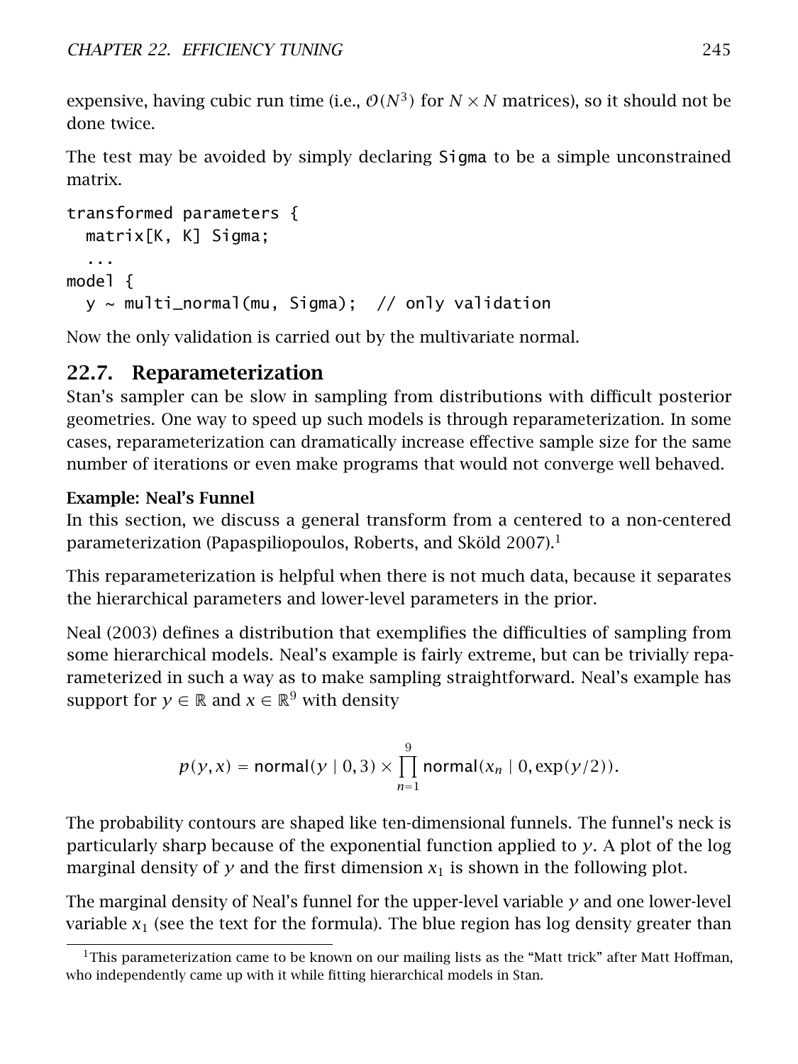expensive, having cubic run time (i.e., $\mathcal{O}(N^3)$ for $N \times N$ matrices), so it should not be done twice.

The test may be avoided by simply declaring Sigma to be a simple unconstrained matrix.

```
transformed parameters {
  matrix[K, K] Sigma;
  ...
model {
  y ~ multi_normal(mu, Sigma);  // only validation
```

Now the only validation is carried out by the multivariate normal.

## 22.7. Reparameterization

Stan's sampler can be slow in sampling from distributions with difficult posterior geometries. One way to speed up such models is through reparameterization. In some cases, reparameterization can dramatically increase effective sample size for the same number of iterations or even make programs that would not converge well behaved.

### Example: Neal's Funnel

In this section, we discuss a general transform from a centered to a non-centered parameterization (Papaspiliopoulos, Roberts, and Sköld 2007).[1]

This reparameterization is helpful when there is not much data, because it separates the hierarchical parameters and lower-level parameters in the prior.

Neal (2003) defines a distribution that exemplifies the difficulties of sampling from some hierarchical models. Neal's example is fairly extreme, but can be trivially reparameterized in such a way as to make sampling straightforward. Neal's example has support for $y \in \mathbb{R}$ and $x \in \mathbb{R}^9$ with density

$$p(y, x) = \mathsf{normal}(y \mid 0, 3) \times \prod_{n=1}^{9} \mathsf{normal}(x_n \mid 0, \exp(y/2)).$$

The probability contours are shaped like ten-dimensional funnels. The funnel's neck is particularly sharp because of the exponential function applied to $y$. A plot of the log marginal density of $y$ and the first dimension $x_1$ is shown in the following plot.

The marginal density of Neal's funnel for the upper-level variable $y$ and one lower-level variable $x_1$ (see the text for the formula). The blue region has log density greater than

[1] This parameterization came to be known on our mailing lists as the "Matt trick" after Matt Hoffman, who independently came up with it while fitting hierarchical models in Stan.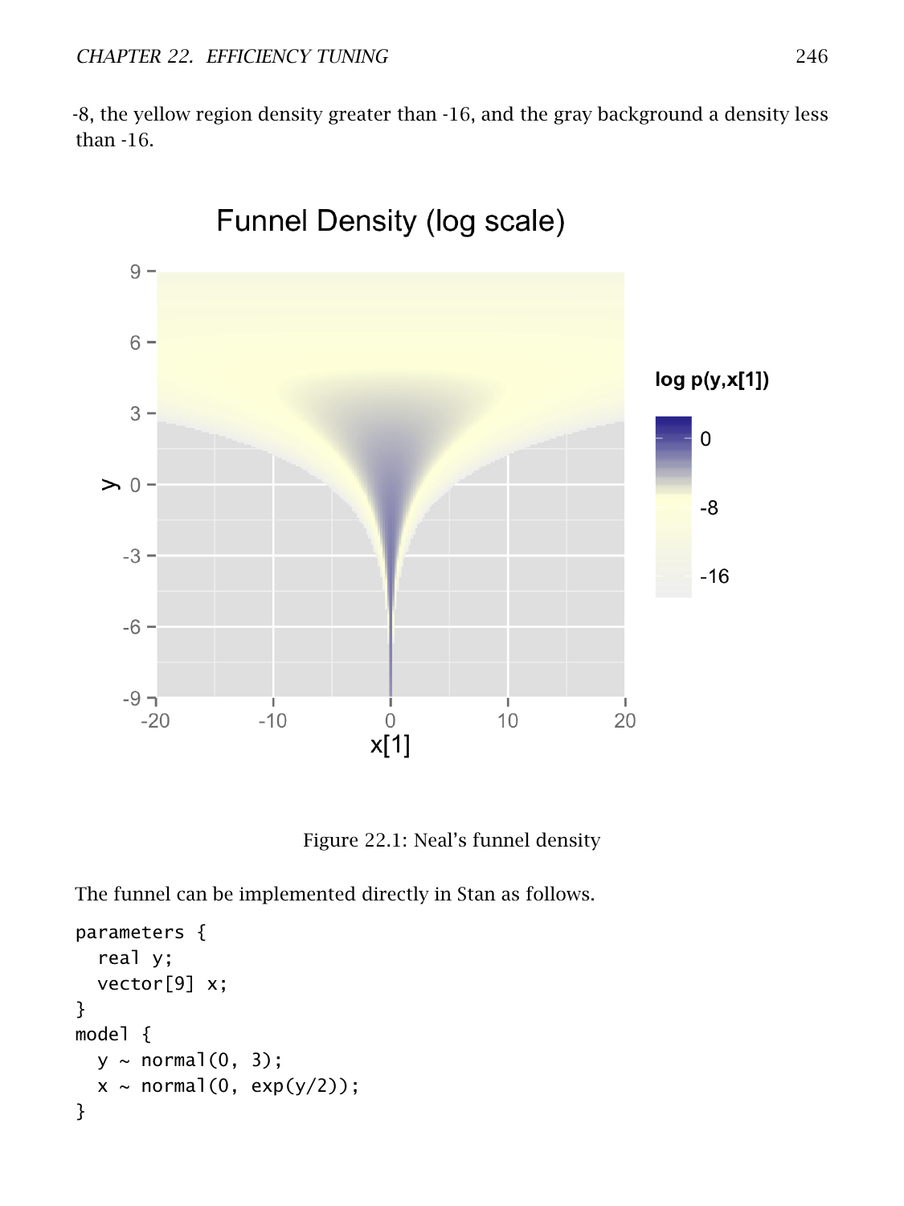-8, the yellow region density greater than -16, and the gray background a density less than -16.

Figure 22.1: Neal's funnel density

The funnel can be implemented directly in Stan as follows.

```
parameters {
  real y;
  vector[9] x;
}
model {
  y ~ normal(0, 3);
  x ~ normal(0, exp(y/2));
}
```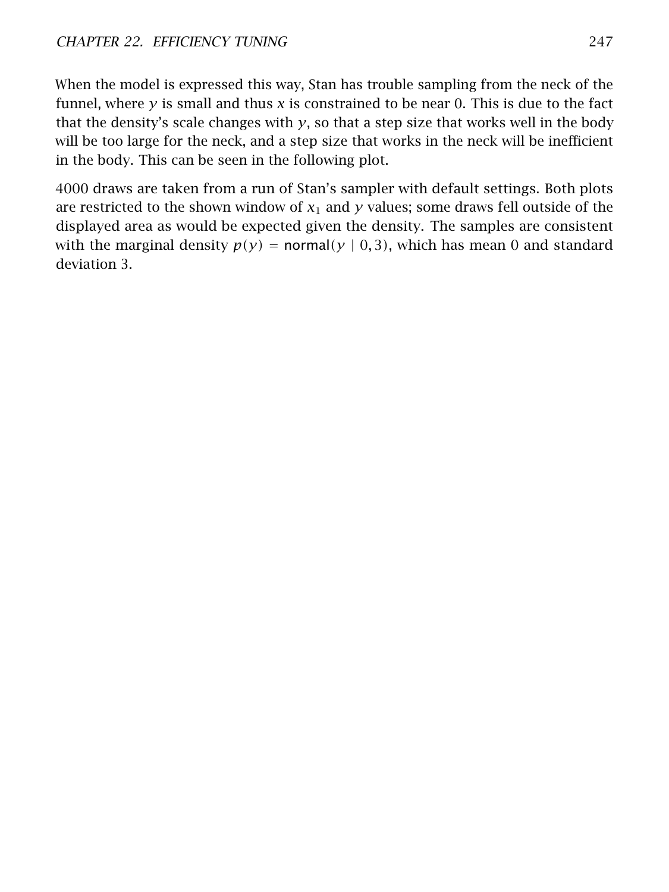When the model is expressed this way, Stan has trouble sampling from the neck of the funnel, where $y$ is small and thus $x$ is constrained to be near 0. This is due to the fact that the density's scale changes with $y$, so that a step size that works well in the body will be too large for the neck, and a step size that works in the neck will be inefficient in the body. This can be seen in the following plot.

4000 draws are taken from a run of Stan's sampler with default settings. Both plots are restricted to the shown window of $x_1$ and $y$ values; some draws fell outside of the displayed area as would be expected given the density. The samples are consistent with the marginal density $p(y) = \text{normal}(y \mid 0, 3)$, which has mean 0 and standard deviation 3.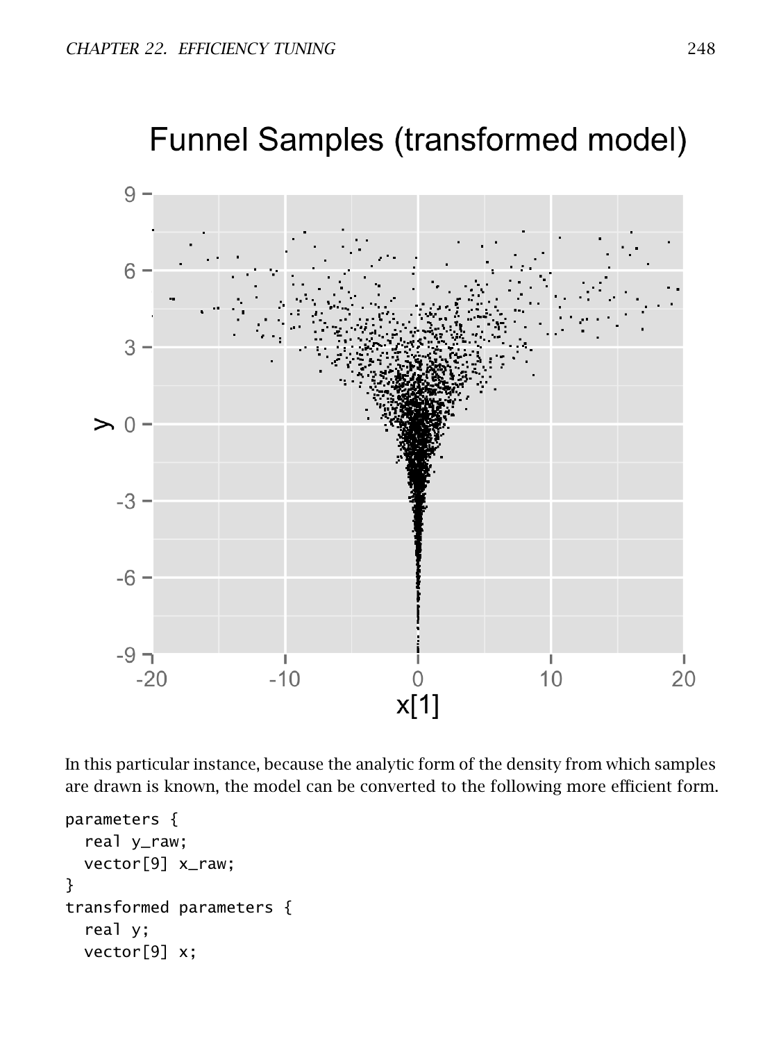In this particular instance, because the analytic form of the density from which samples are drawn is known, the model can be converted to the following more efficient form.

```
parameters {
  real y_raw;
  vector[9] x_raw;
}
transformed parameters {
  real y;
  vector[9] x;
```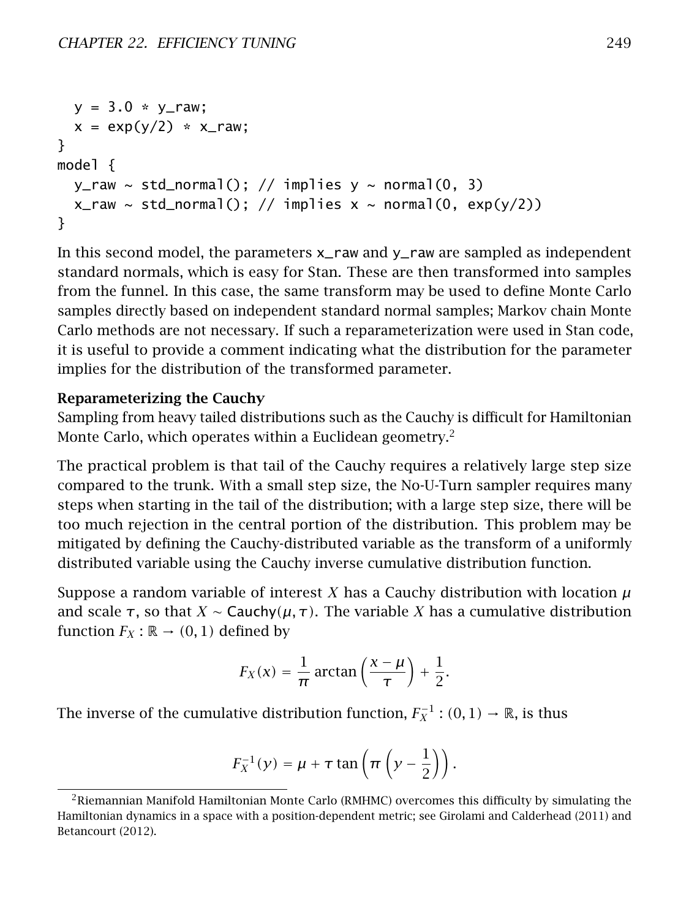```
  y = 3.0 * y_raw;
  x = exp(y/2) * x_raw;
}
model {
  y_raw ~ std_normal(); // implies y ~ normal(0, 3)
  x_raw ~ std_normal(); // implies x ~ normal(0, exp(y/2))
}
```

In this second model, the parameters `x_raw` and `y_raw` are sampled as independent standard normals, which is easy for Stan. These are then transformed into samples from the funnel. In this case, the same transform may be used to define Monte Carlo samples directly based on independent standard normal samples; Markov chain Monte Carlo methods are not necessary. If such a reparameterization were used in Stan code, it is useful to provide a comment indicating what the distribution for the parameter implies for the distribution of the transformed parameter.

**Reparameterizing the Cauchy**

Sampling from heavy tailed distributions such as the Cauchy is difficult for Hamiltonian Monte Carlo, which operates within a Euclidean geometry.[2]

The practical problem is that tail of the Cauchy requires a relatively large step size compared to the trunk. With a small step size, the No-U-Turn sampler requires many steps when starting in the tail of the distribution; with a large step size, there will be too much rejection in the central portion of the distribution. This problem may be mitigated by defining the Cauchy-distributed variable as the transform of a uniformly distributed variable using the Cauchy inverse cumulative distribution function.

Suppose a random variable of interest $X$ has a Cauchy distribution with location $\mu$ and scale $\tau$, so that $X \sim \mathsf{Cauchy}(\mu, \tau)$. The variable $X$ has a cumulative distribution function $F_X : \mathbb{R} \to (0, 1)$ defined by

$$F_X(x) = \frac{1}{\pi} \arctan\left(\frac{x - \mu}{\tau}\right) + \frac{1}{2}.$$

The inverse of the cumulative distribution function, $F_X^{-1} : (0, 1) \to \mathbb{R}$, is thus

$$F_X^{-1}(y) = \mu + \tau \tan\left(\pi \left(y - \frac{1}{2}\right)\right).$$

[2] Riemannian Manifold Hamiltonian Monte Carlo (RMHMC) overcomes this difficulty by simulating the Hamiltonian dynamics in a space with a position-dependent metric; see Girolami and Calderhead (2011) and Betancourt (2012).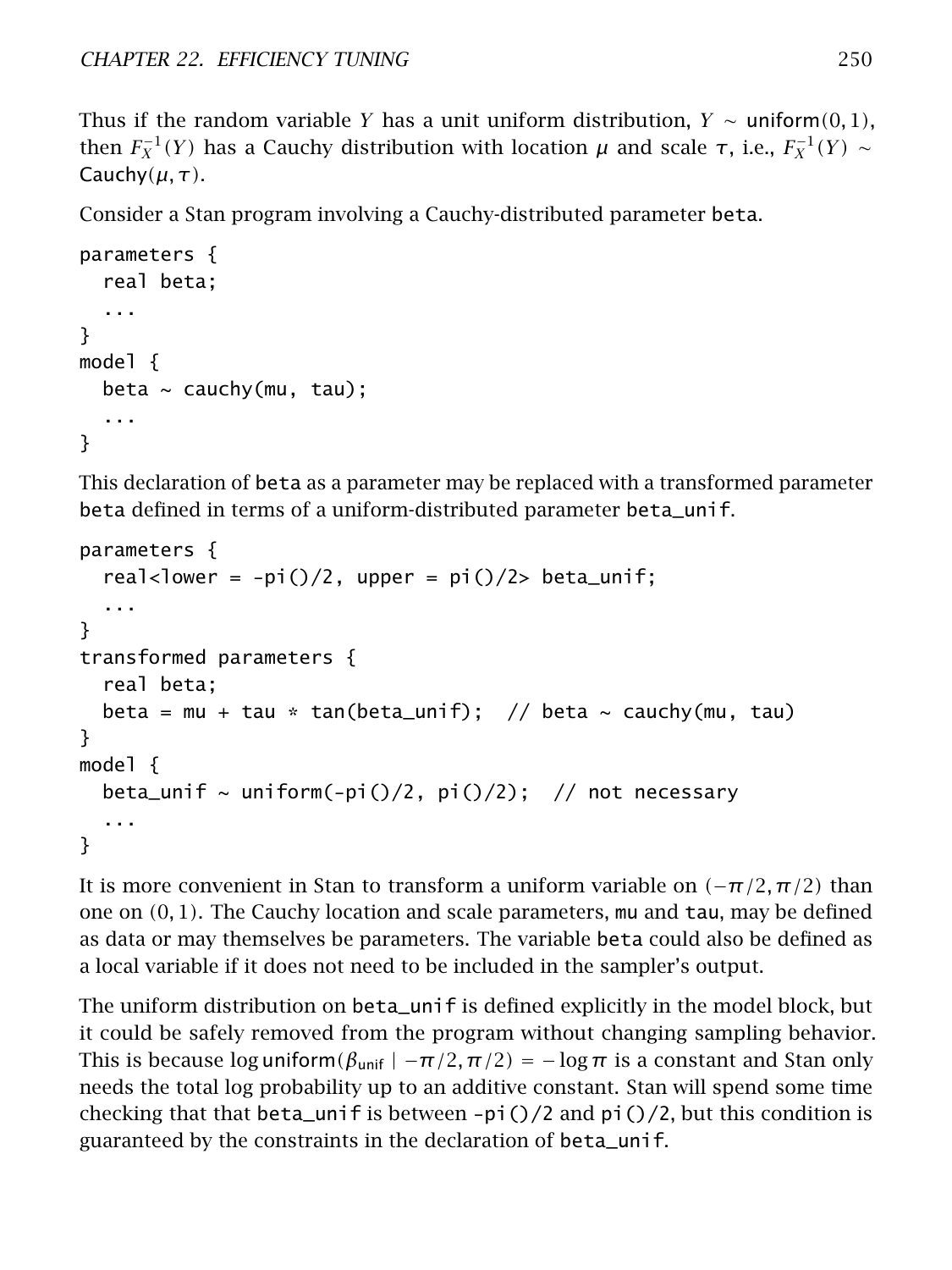Thus if the random variable $Y$ has a unit uniform distribution, $Y \sim \text{uniform}(0, 1)$, then $F_X^{-1}(Y)$ has a Cauchy distribution with location $\mu$ and scale $\tau$, i.e., $F_X^{-1}(Y) \sim \text{Cauchy}(\mu, \tau)$.

Consider a Stan program involving a Cauchy-distributed parameter `beta`.

```
parameters {
  real beta;
  ...
}
model {
  beta ~ cauchy(mu, tau);
  ...
}
```

This declaration of `beta` as a parameter may be replaced with a transformed parameter `beta` defined in terms of a uniform-distributed parameter `beta_unif`.

```
parameters {
  real<lower = -pi()/2, upper = pi()/2> beta_unif;
  ...
}
transformed parameters {
  real beta;
  beta = mu + tau * tan(beta_unif);  // beta ~ cauchy(mu, tau)
}
model {
  beta_unif ~ uniform(-pi()/2, pi()/2);  // not necessary
  ...
}
```

It is more convenient in Stan to transform a uniform variable on $(-\pi/2, \pi/2)$ than one on $(0, 1)$. The Cauchy location and scale parameters, `mu` and `tau`, may be defined as data or may themselves be parameters. The variable `beta` could also be defined as a local variable if it does not need to be included in the sampler's output.

The uniform distribution on `beta_unif` is defined explicitly in the model block, but it could be safely removed from the program without changing sampling behavior. This is because $\log \text{uniform}(\beta_{\text{unif}} \mid -\pi/2, \pi/2) = -\log \pi$ is a constant and Stan only needs the total log probability up to an additive constant. Stan will spend some time checking that that `beta_unif` is between `-pi()/2` and `pi()/2`, but this condition is guaranteed by the constraints in the declaration of `beta_unif`.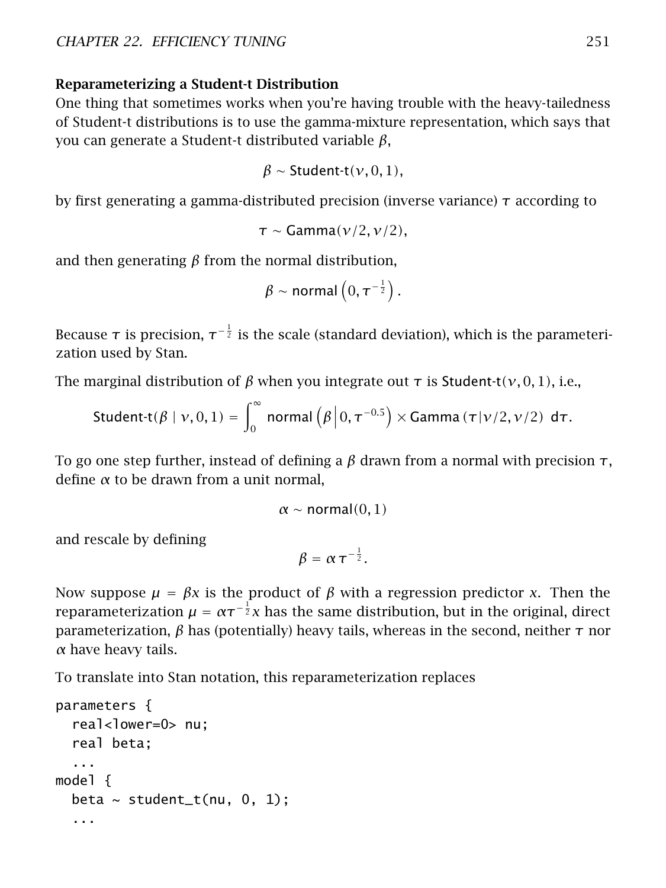**Reparameterizing a Student-t Distribution**

One thing that sometimes works when you're having trouble with the heavy-tailedness of Student-t distributions is to use the gamma-mixture representation, which says that you can generate a Student-t distributed variable $\beta$,

$$\beta \sim \text{Student-t}(\nu, 0, 1),$$

by first generating a gamma-distributed precision (inverse variance) $\tau$ according to

$$\tau \sim \text{Gamma}(\nu/2, \nu/2),$$

and then generating $\beta$ from the normal distribution,

$$\beta \sim \text{normal}\left(0, \tau^{-\frac{1}{2}}\right).$$

Because $\tau$ is precision, $\tau^{-\frac{1}{2}}$ is the scale (standard deviation), which is the parameterization used by Stan.

The marginal distribution of $\beta$ when you integrate out $\tau$ is $\text{Student-t}(\nu, 0, 1)$, i.e.,

$$\text{Student-t}(\beta \mid \nu, 0, 1) = \int_0^\infty \text{normal}\left(\beta \middle| 0, \tau^{-0.5}\right) \times \text{Gamma}\left(\tau | \nu/2, \nu/2\right) \, d\tau.$$

To go one step further, instead of defining a $\beta$ drawn from a normal with precision $\tau$, define $\alpha$ to be drawn from a unit normal,

$$\alpha \sim \text{normal}(0, 1)$$

and rescale by defining

$$\beta = \alpha \, \tau^{-\frac{1}{2}}.$$

Now suppose $\mu = \beta x$ is the product of $\beta$ with a regression predictor $x$. Then the reparameterization $\mu = \alpha \tau^{-\frac{1}{2}} x$ has the same distribution, but in the original, direct parameterization, $\beta$ has (potentially) heavy tails, whereas in the second, neither $\tau$ nor $\alpha$ have heavy tails.

To translate into Stan notation, this reparameterization replaces

```
parameters {
  real<lower=0> nu;
  real beta;
  ...
model {
  beta ~ student_t(nu, 0, 1);
  ...
```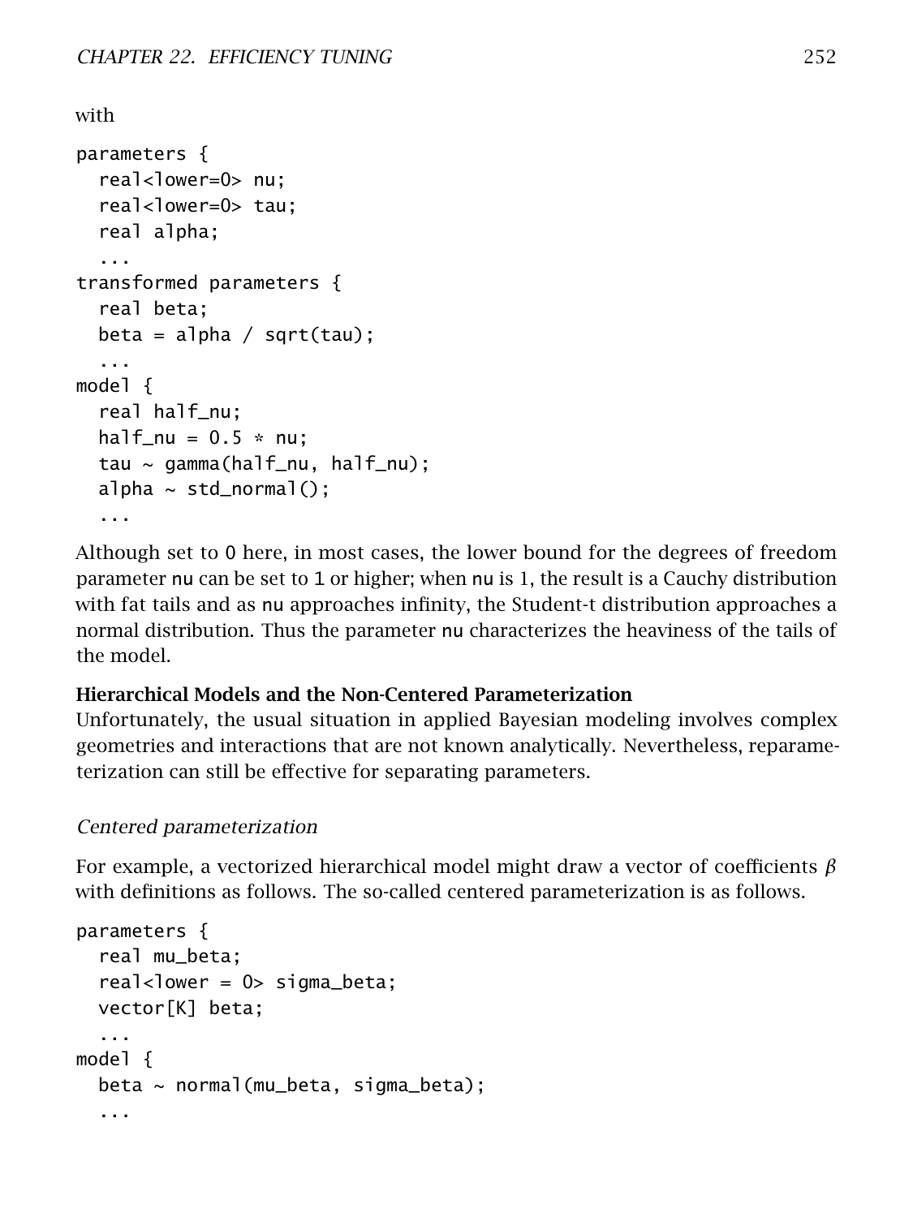with

```
parameters {
  real<lower=0> nu;
  real<lower=0> tau;
  real alpha;
  ...
transformed parameters {
  real beta;
  beta = alpha / sqrt(tau);
  ...
model {
  real half_nu;
  half_nu = 0.5 * nu;
  tau ~ gamma(half_nu, half_nu);
  alpha ~ std_normal();
  ...
```

Although set to 0 here, in most cases, the lower bound for the degrees of freedom parameter nu can be set to 1 or higher; when nu is 1, the result is a Cauchy distribution with fat tails and as nu approaches infinity, the Student-t distribution approaches a normal distribution. Thus the parameter nu characterizes the heaviness of the tails of the model.

**Hierarchical Models and the Non-Centered Parameterization**

Unfortunately, the usual situation in applied Bayesian modeling involves complex geometries and interactions that are not known analytically. Nevertheless, reparameterization can still be effective for separating parameters.

*Centered parameterization*

For example, a vectorized hierarchical model might draw a vector of coefficients $\beta$ with definitions as follows. The so-called centered parameterization is as follows.

```
parameters {
  real mu_beta;
  real<lower = 0> sigma_beta;
  vector[K] beta;
  ...
model {
  beta ~ normal(mu_beta, sigma_beta);
  ...
```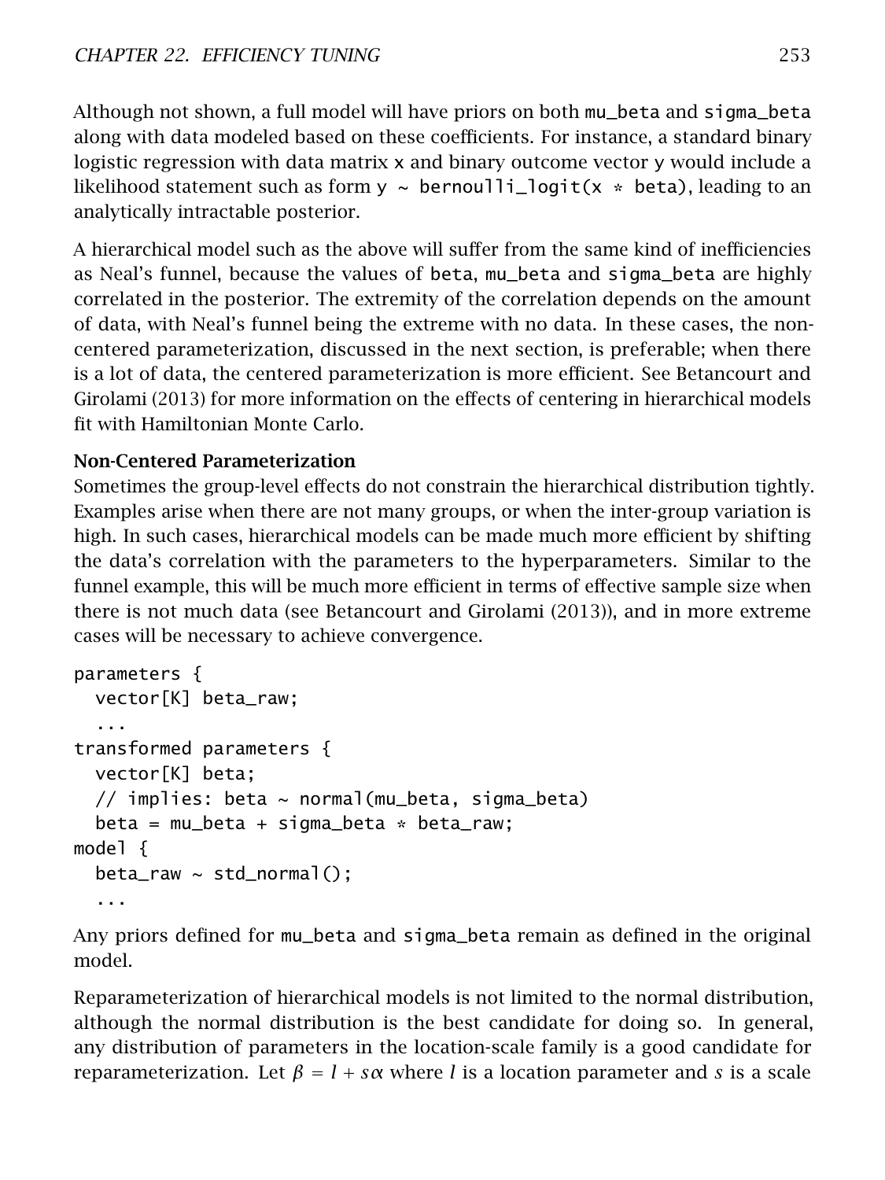Although not shown, a full model will have priors on both mu_beta and sigma_beta along with data modeled based on these coefficients. For instance, a standard binary logistic regression with data matrix x and binary outcome vector y would include a likelihood statement such as form y ~ bernoulli_logit(x * beta), leading to an analytically intractable posterior.

A hierarchical model such as the above will suffer from the same kind of inefficiencies as Neal's funnel, because the values of beta, mu_beta and sigma_beta are highly correlated in the posterior. The extremity of the correlation depends on the amount of data, with Neal's funnel being the extreme with no data. In these cases, the non-centered parameterization, discussed in the next section, is preferable; when there is a lot of data, the centered parameterization is more efficient. See Betancourt and Girolami (2013) for more information on the effects of centering in hierarchical models fit with Hamiltonian Monte Carlo.

**Non-Centered Parameterization**

Sometimes the group-level effects do not constrain the hierarchical distribution tightly. Examples arise when there are not many groups, or when the inter-group variation is high. In such cases, hierarchical models can be made much more efficient by shifting the data's correlation with the parameters to the hyperparameters. Similar to the funnel example, this will be much more efficient in terms of effective sample size when there is not much data (see Betancourt and Girolami (2013)), and in more extreme cases will be necessary to achieve convergence.

```
parameters {
  vector[K] beta_raw;
  ...
transformed parameters {
  vector[K] beta;
  // implies: beta ~ normal(mu_beta, sigma_beta)
  beta = mu_beta + sigma_beta * beta_raw;
model {
  beta_raw ~ std_normal();
  ...
```

Any priors defined for mu_beta and sigma_beta remain as defined in the original model.

Reparameterization of hierarchical models is not limited to the normal distribution, although the normal distribution is the best candidate for doing so. In general, any distribution of parameters in the location-scale family is a good candidate for reparameterization. Let $\beta = l + s\alpha$ where $l$ is a location parameter and $s$ is a scale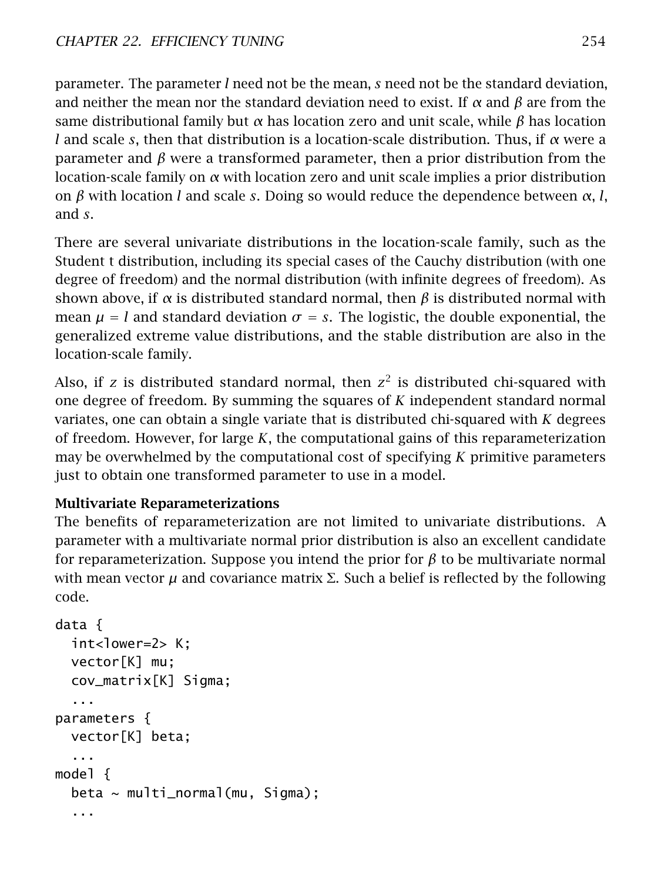parameter. The parameter $l$ need not be the mean, $s$ need not be the standard deviation, and neither the mean nor the standard deviation need to exist. If $\alpha$ and $\beta$ are from the same distributional family but $\alpha$ has location zero and unit scale, while $\beta$ has location $l$ and scale $s$, then that distribution is a location-scale distribution. Thus, if $\alpha$ were a parameter and $\beta$ were a transformed parameter, then a prior distribution from the location-scale family on $\alpha$ with location zero and unit scale implies a prior distribution on $\beta$ with location $l$ and scale $s$. Doing so would reduce the dependence between $\alpha$, $l$, and $s$.

There are several univariate distributions in the location-scale family, such as the Student t distribution, including its special cases of the Cauchy distribution (with one degree of freedom) and the normal distribution (with infinite degrees of freedom). As shown above, if $\alpha$ is distributed standard normal, then $\beta$ is distributed normal with mean $\mu = l$ and standard deviation $\sigma = s$. The logistic, the double exponential, the generalized extreme value distributions, and the stable distribution are also in the location-scale family.

Also, if $z$ is distributed standard normal, then $z^2$ is distributed chi-squared with one degree of freedom. By summing the squares of $K$ independent standard normal variates, one can obtain a single variate that is distributed chi-squared with $K$ degrees of freedom. However, for large $K$, the computational gains of this reparameterization may be overwhelmed by the computational cost of specifying $K$ primitive parameters just to obtain one transformed parameter to use in a model.

**Multivariate Reparameterizations**

The benefits of reparameterization are not limited to univariate distributions. A parameter with a multivariate normal prior distribution is also an excellent candidate for reparameterization. Suppose you intend the prior for $\beta$ to be multivariate normal with mean vector $\mu$ and covariance matrix $\Sigma$. Such a belief is reflected by the following code.

```
data {
  int<lower=2> K;
  vector[K] mu;
  cov_matrix[K] Sigma;
  ...
parameters {
  vector[K] beta;
  ...
model {
  beta ~ multi_normal(mu, Sigma);
  ...
```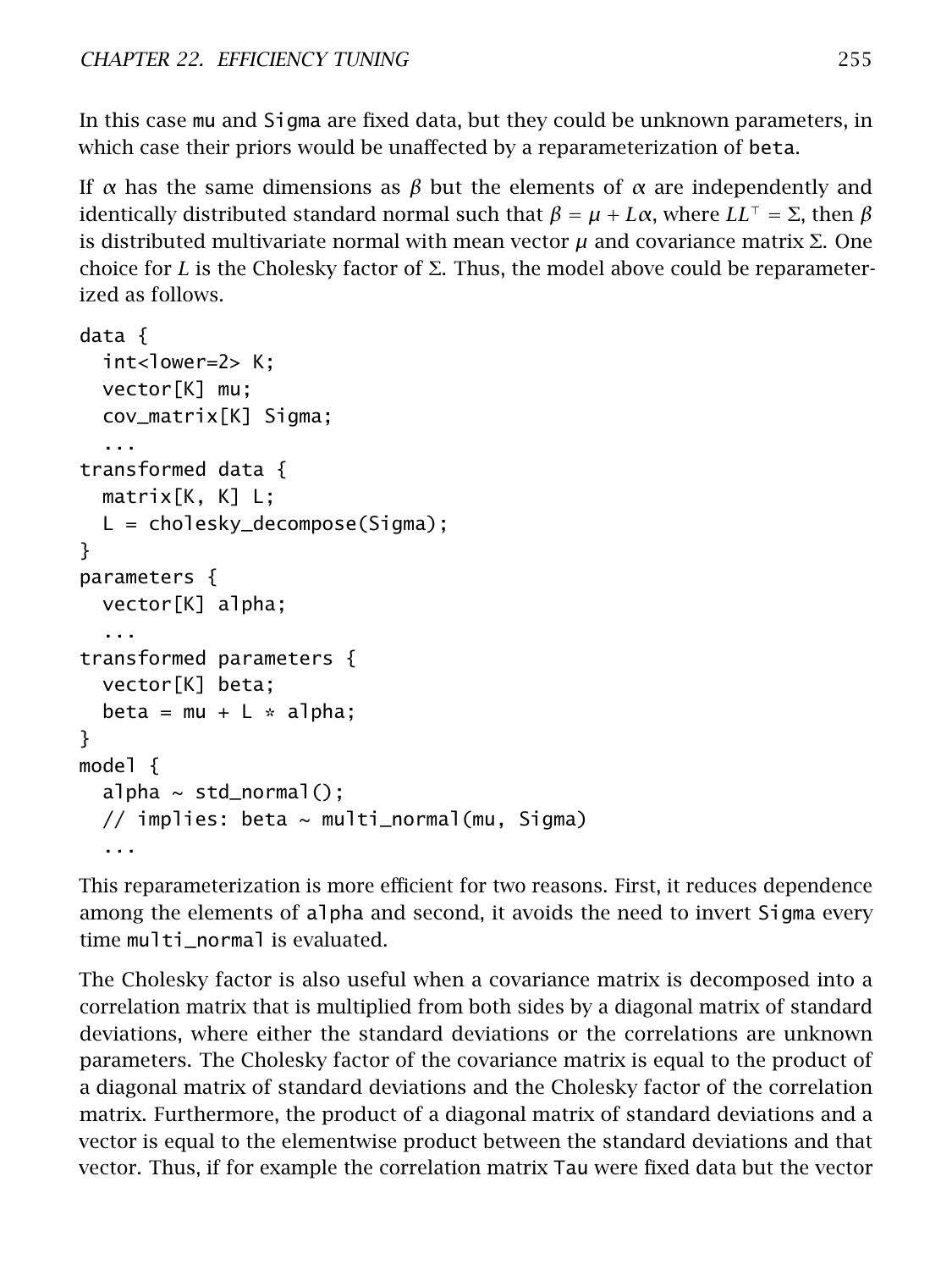In this case mu and Sigma are fixed data, but they could be unknown parameters, in which case their priors would be unaffected by a reparameterization of beta.

If $\alpha$ has the same dimensions as $\beta$ but the elements of $\alpha$ are independently and identically distributed standard normal such that $\beta = \mu + L\alpha$, where $LL^\top = \Sigma$, then $\beta$ is distributed multivariate normal with mean vector $\mu$ and covariance matrix $\Sigma$. One choice for $L$ is the Cholesky factor of $\Sigma$. Thus, the model above could be reparameterized as follows.

```
data {
  int<lower=2> K;
  vector[K] mu;
  cov_matrix[K] Sigma;
  ...
transformed data {
  matrix[K, K] L;
  L = cholesky_decompose(Sigma);
}
parameters {
  vector[K] alpha;
  ...
transformed parameters {
  vector[K] beta;
  beta = mu + L * alpha;
}
model {
  alpha ~ std_normal();
  // implies: beta ~ multi_normal(mu, Sigma)
  ...
```

This reparameterization is more efficient for two reasons. First, it reduces dependence among the elements of alpha and second, it avoids the need to invert Sigma every time multi_normal is evaluated.

The Cholesky factor is also useful when a covariance matrix is decomposed into a correlation matrix that is multiplied from both sides by a diagonal matrix of standard deviations, where either the standard deviations or the correlations are unknown parameters. The Cholesky factor of the covariance matrix is equal to the product of a diagonal matrix of standard deviations and the Cholesky factor of the correlation matrix. Furthermore, the product of a diagonal matrix of standard deviations and a vector is equal to the elementwise product between the standard deviations and that vector. Thus, if for example the correlation matrix Tau were fixed data but the vector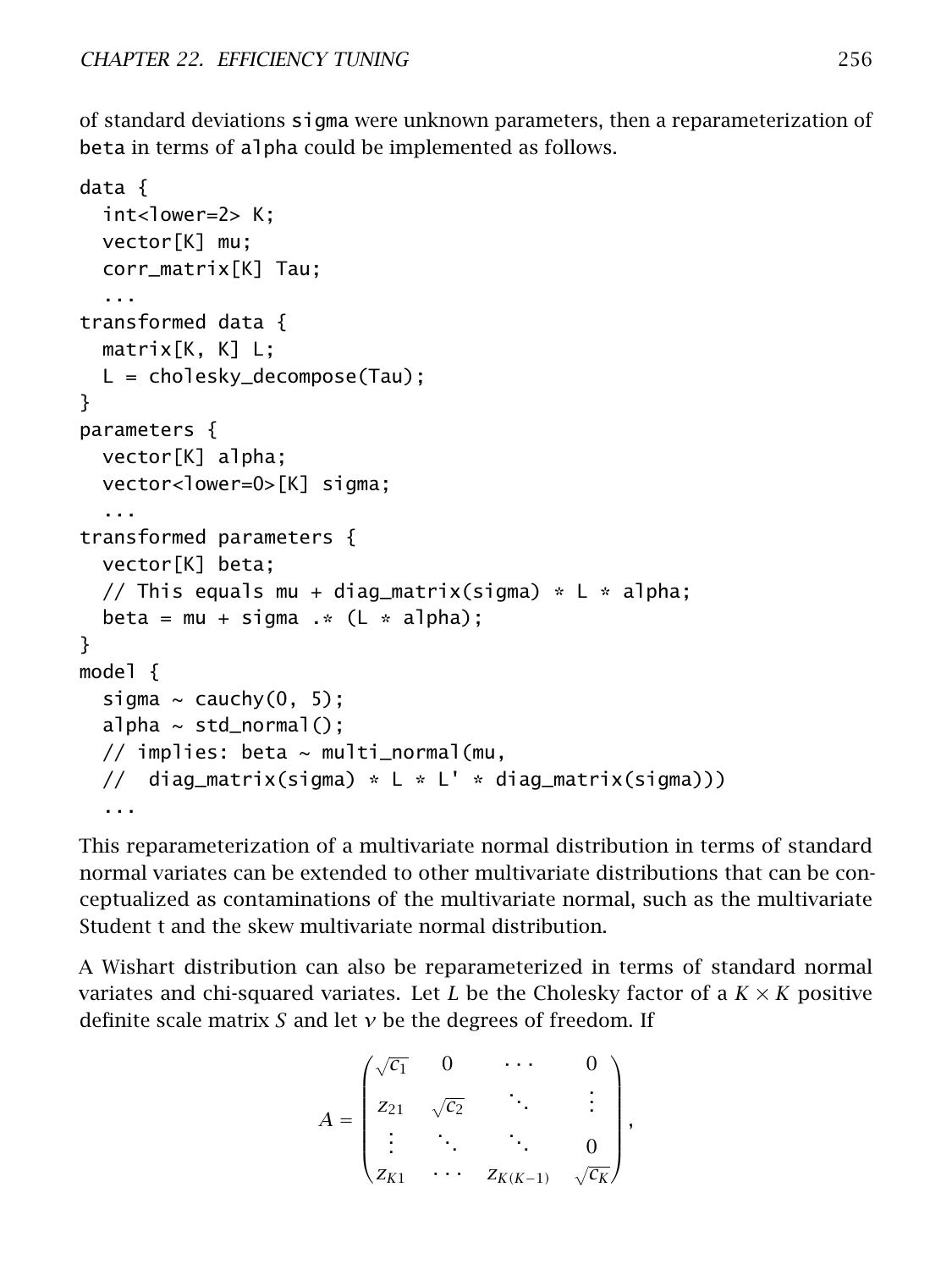of standard deviations `sigma` were unknown parameters, then a reparameterization of `beta` in terms of `alpha` could be implemented as follows.

```
data {
  int<lower=2> K;
  vector[K] mu;
  corr_matrix[K] Tau;
  ...
transformed data {
  matrix[K, K] L;
  L = cholesky_decompose(Tau);
}
parameters {
  vector[K] alpha;
  vector<lower=0>[K] sigma;
  ...
transformed parameters {
  vector[K] beta;
  // This equals mu + diag_matrix(sigma) * L * alpha;
  beta = mu + sigma .* (L * alpha);
}
model {
  sigma ~ cauchy(0, 5);
  alpha ~ std_normal();
  // implies: beta ~ multi_normal(mu,
  //  diag_matrix(sigma) * L * L' * diag_matrix(sigma)))
  ...
```

This reparameterization of a multivariate normal distribution in terms of standard normal variates can be extended to other multivariate distributions that can be conceptualized as contaminations of the multivariate normal, such as the multivariate Student t and the skew multivariate normal distribution.

A Wishart distribution can also be reparameterized in terms of standard normal variates and chi-squared variates. Let $L$ be the Cholesky factor of a $K \times K$ positive definite scale matrix $S$ and let $\nu$ be the degrees of freedom. If

$$A = \begin{pmatrix} \sqrt{c_1} & 0 & \cdots & 0 \\ z_{21} & \sqrt{c_2} & \ddots & \vdots \\ \vdots & \ddots & \ddots & 0 \\ z_{K1} & \cdots & z_{K(K-1)} & \sqrt{c_K} \end{pmatrix},$$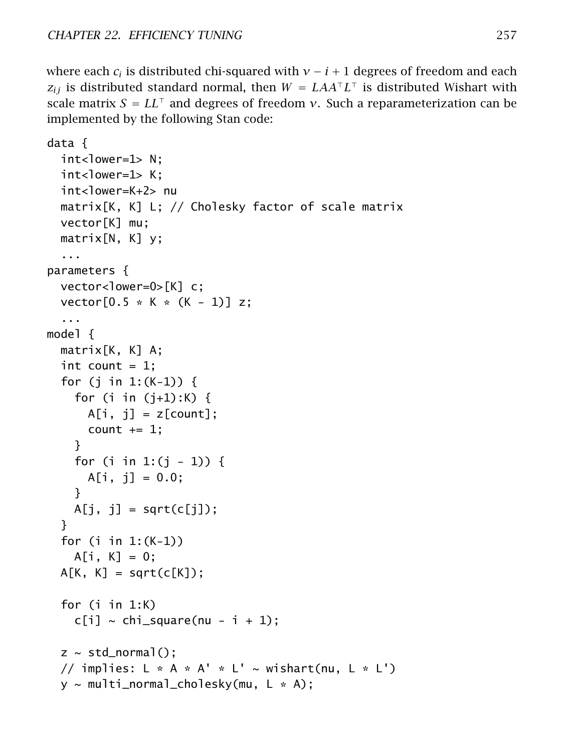where each $c_i$ is distributed chi-squared with $\nu - i + 1$ degrees of freedom and each $z_{ij}$ is distributed standard normal, then $W = LAA^\top L^\top$ is distributed Wishart with scale matrix $S = LL^\top$ and degrees of freedom $\nu$. Such a reparameterization can be implemented by the following Stan code:

```
data {
  int<lower=1> N;
  int<lower=1> K;
  int<lower=K+2> nu
  matrix[K, K] L; // Cholesky factor of scale matrix
  vector[K] mu;
  matrix[N, K] y;
  ...
parameters {
  vector<lower=0>[K] c;
  vector[0.5 * K * (K - 1)] z;
  ...
model {
  matrix[K, K] A;
  int count = 1;
  for (j in 1:(K-1)) {
    for (i in (j+1):K) {
      A[i, j] = z[count];
      count += 1;
    }
    for (i in 1:(j - 1)) {
      A[i, j] = 0.0;
    }
    A[j, j] = sqrt(c[j]);
  }
  for (i in 1:(K-1))
    A[i, K] = 0;
  A[K, K] = sqrt(c[K]);

  for (i in 1:K)
    c[i] ~ chi_square(nu - i + 1);

  z ~ std_normal();
  // implies: L * A * A' * L' ~ wishart(nu, L * L')
  y ~ multi_normal_cholesky(mu, L * A);
```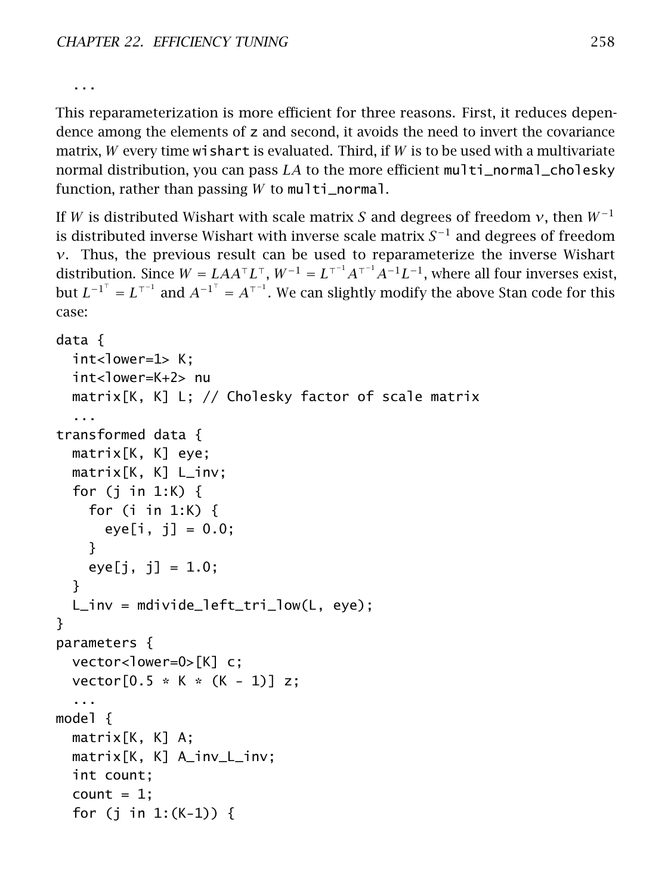```
  ...
```

This reparameterization is more efficient for three reasons. First, it reduces dependence among the elements of `z` and second, it avoids the need to invert the covariance matrix, $W$ every time `wishart` is evaluated. Third, if $W$ is to be used with a multivariate normal distribution, you can pass $LA$ to the more efficient `multi_normal_cholesky` function, rather than passing $W$ to `multi_normal`.

If $W$ is distributed Wishart with scale matrix $S$ and degrees of freedom $\nu$, then $W^{-1}$ is distributed inverse Wishart with inverse scale matrix $S^{-1}$ and degrees of freedom $\nu$. Thus, the previous result can be used to reparameterize the inverse Wishart distribution. Since $W = LAA^{\top}L^{\top}$, $W^{-1} = L^{\top^{-1}}A^{\top^{-1}}A^{-1}L^{-1}$, where all four inverses exist, but $L^{-1^{\top}} = L^{\top^{-1}}$ and $A^{-1^{\top}} = A^{\top^{-1}}$. We can slightly modify the above Stan code for this case:

```
data {
  int<lower=1> K;
  int<lower=K+2> nu
  matrix[K, K] L; // Cholesky factor of scale matrix
  ...
transformed data {
  matrix[K, K] eye;
  matrix[K, K] L_inv;
  for (j in 1:K) {
    for (i in 1:K) {
      eye[i, j] = 0.0;
    }
    eye[j, j] = 1.0;
  }
  L_inv = mdivide_left_tri_low(L, eye);
}
parameters {
  vector<lower=0>[K] c;
  vector[0.5 * K * (K - 1)] z;
  ...
model {
  matrix[K, K] A;
  matrix[K, K] A_inv_L_inv;
  int count;
  count = 1;
  for (j in 1:(K-1)) {
```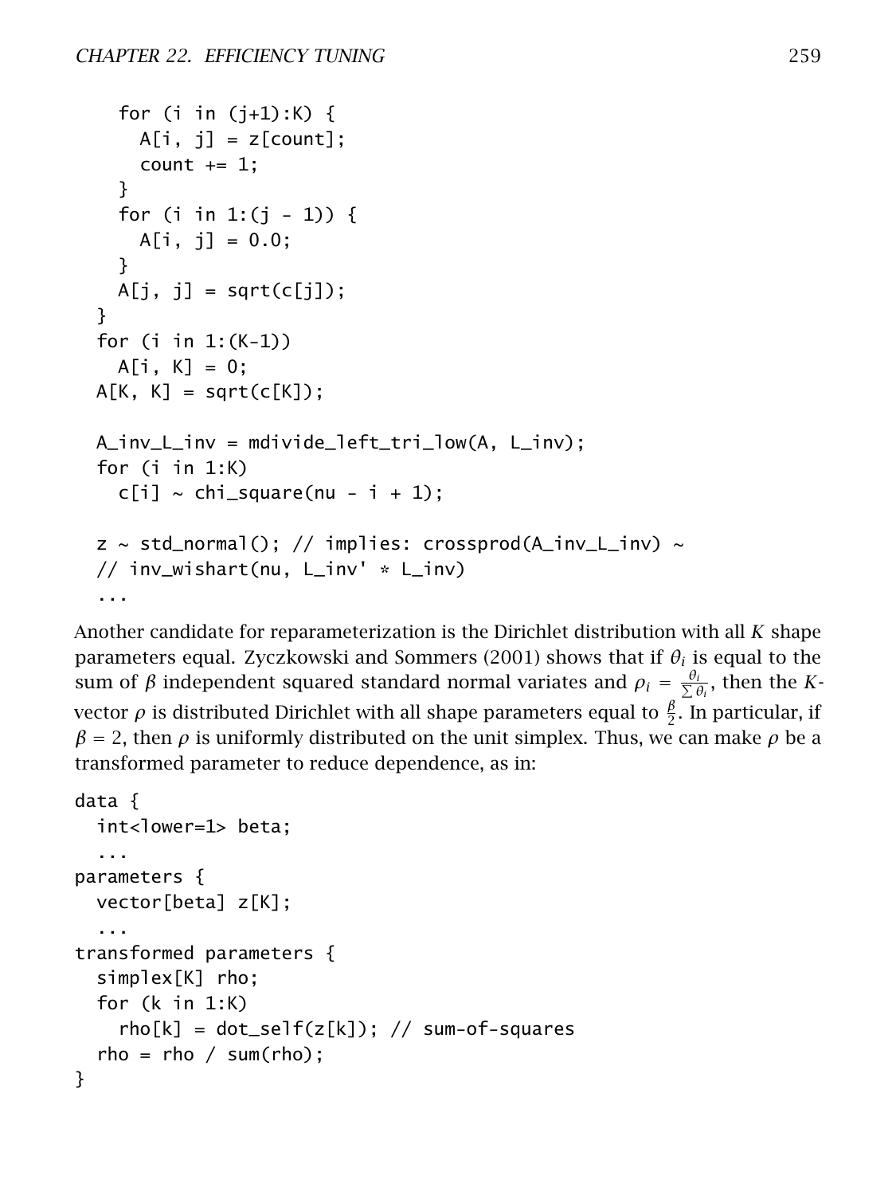```
    for (i in (j+1):K) {
      A[i, j] = z[count];
      count += 1;
    }
    for (i in 1:(j - 1)) {
      A[i, j] = 0.0;
    }
    A[j, j] = sqrt(c[j]);
  }
  for (i in 1:(K-1))
    A[i, K] = 0;
  A[K, K] = sqrt(c[K]);

  A_inv_L_inv = mdivide_left_tri_low(A, L_inv);
  for (i in 1:K)
    c[i] ~ chi_square(nu - i + 1);

  z ~ std_normal(); // implies: crossprod(A_inv_L_inv) ~
  // inv_wishart(nu, L_inv' * L_inv)
  ...
```

Another candidate for reparameterization is the Dirichlet distribution with all $K$ shape parameters equal. Zyczkowski and Sommers (2001) shows that if $\theta_i$ is equal to the sum of $\beta$ independent squared standard normal variates and $\rho_i = \frac{\theta_i}{\sum \theta_i}$, then the $K$-vector $\rho$ is distributed Dirichlet with all shape parameters equal to $\frac{\beta}{2}$. In particular, if $\beta = 2$, then $\rho$ is uniformly distributed on the unit simplex. Thus, we can make $\rho$ be a transformed parameter to reduce dependence, as in:

```
data {
  int<lower=1> beta;
  ...
parameters {
  vector[beta] z[K];
  ...
transformed parameters {
  simplex[K] rho;
  for (k in 1:K)
    rho[k] = dot_self(z[k]); // sum-of-squares
  rho = rho / sum(rho);
}
```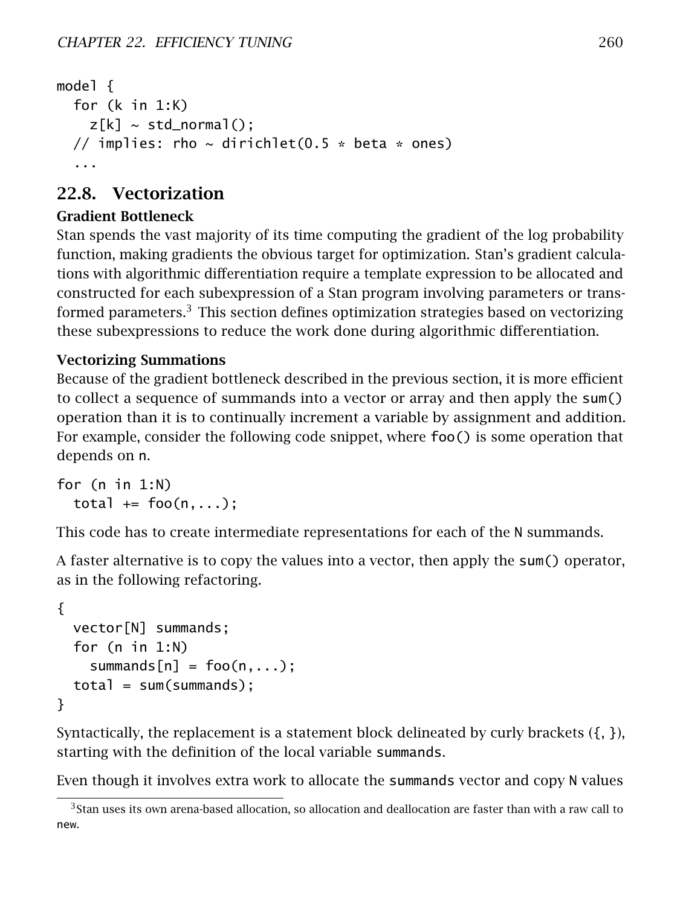```
model {
  for (k in 1:K)
    z[k] ~ std_normal();
  // implies: rho ~ dirichlet(0.5 * beta * ones)
  ...
```

## 22.8. Vectorization

### Gradient Bottleneck

Stan spends the vast majority of its time computing the gradient of the log probability function, making gradients the obvious target for optimization. Stan's gradient calculations with algorithmic differentiation require a template expression to be allocated and constructed for each subexpression of a Stan program involving parameters or transformed parameters.[3] This section defines optimization strategies based on vectorizing these subexpressions to reduce the work done during algorithmic differentiation.

### Vectorizing Summations

Because of the gradient bottleneck described in the previous section, it is more efficient to collect a sequence of summands into a vector or array and then apply the `sum()` operation than it is to continually increment a variable by assignment and addition. For example, consider the following code snippet, where `foo()` is some operation that depends on `n`.

```
for (n in 1:N)
  total += foo(n,...);
```

This code has to create intermediate representations for each of the `N` summands.

A faster alternative is to copy the values into a vector, then apply the `sum()` operator, as in the following refactoring.

```
{
  vector[N] summands;
  for (n in 1:N)
    summands[n] = foo(n,...);
  total = sum(summands);
}
```

Syntactically, the replacement is a statement block delineated by curly brackets ({, }), starting with the definition of the local variable `summands`.

Even though it involves extra work to allocate the `summands` vector and copy `N` values

[3] Stan uses its own arena-based allocation, so allocation and deallocation are faster than with a raw call to `new`.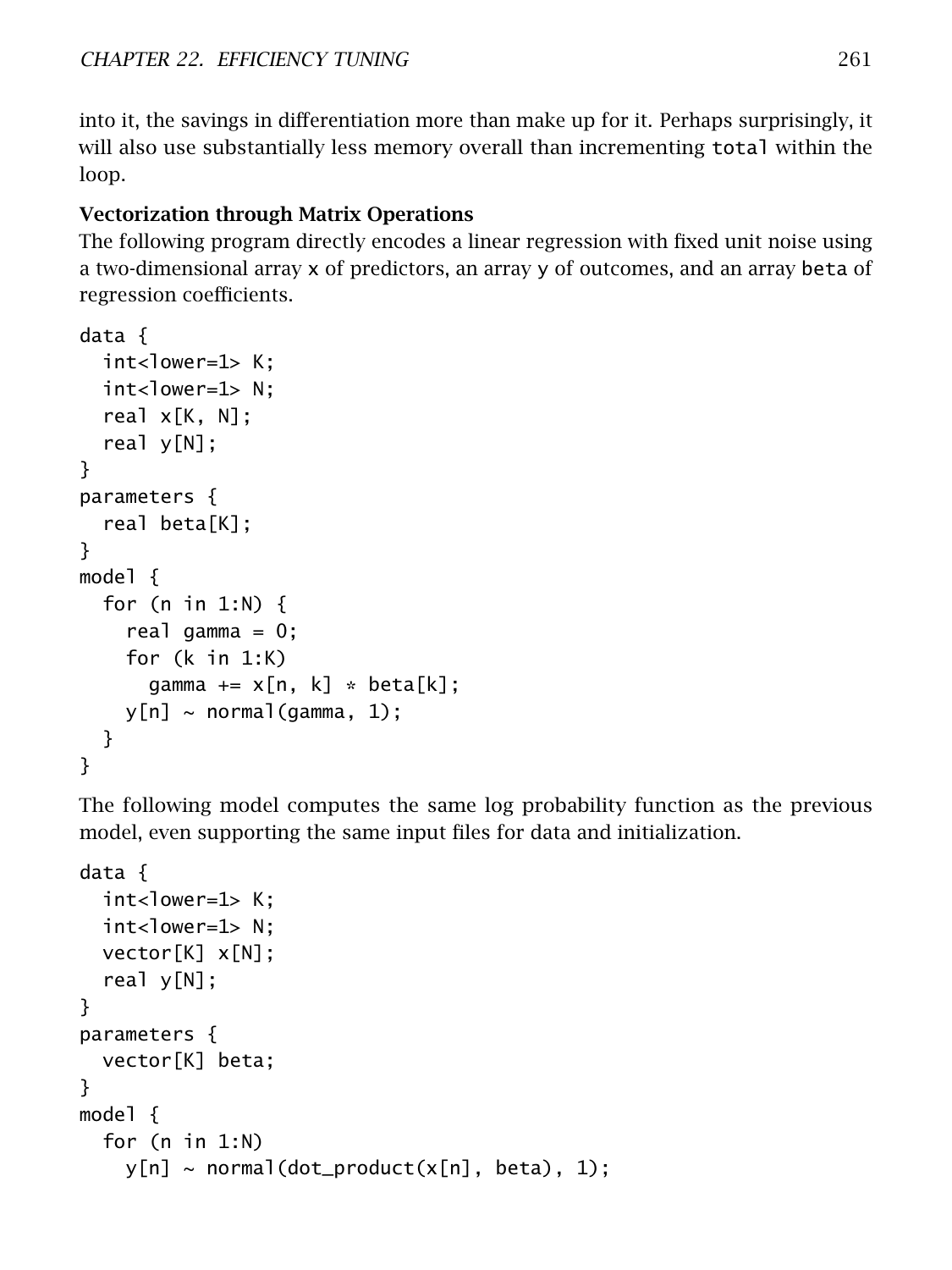into it, the savings in differentiation more than make up for it. Perhaps surprisingly, it will also use substantially less memory overall than incrementing `total` within the loop.

### Vectorization through Matrix Operations

The following program directly encodes a linear regression with fixed unit noise using a two-dimensional array `x` of predictors, an array `y` of outcomes, and an array `beta` of regression coefficients.

```
data {
  int<lower=1> K;
  int<lower=1> N;
  real x[K, N];
  real y[N];
}
parameters {
  real beta[K];
}
model {
  for (n in 1:N) {
    real gamma = 0;
    for (k in 1:K)
      gamma += x[n, k] * beta[k];
    y[n] ~ normal(gamma, 1);
  }
}
```

The following model computes the same log probability function as the previous model, even supporting the same input files for data and initialization.

```
data {
  int<lower=1> K;
  int<lower=1> N;
  vector[K] x[N];
  real y[N];
}
parameters {
  vector[K] beta;
}
model {
  for (n in 1:N)
    y[n] ~ normal(dot_product(x[n], beta), 1);
```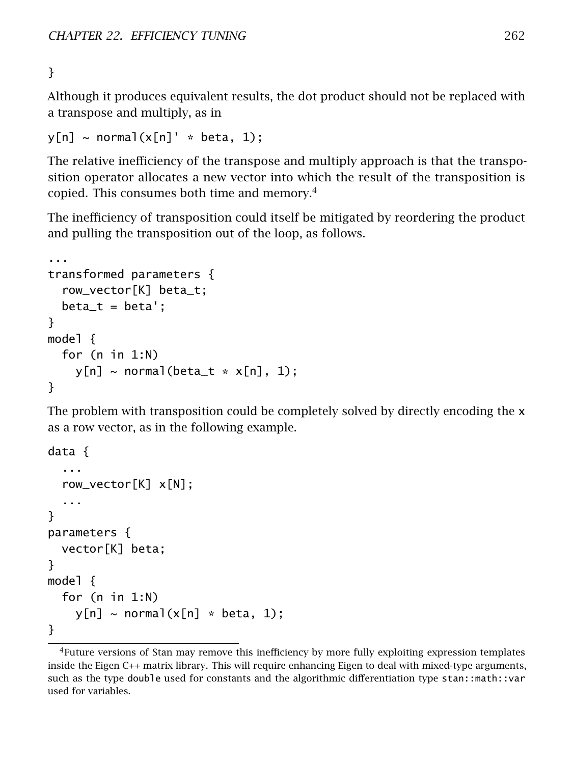```
}
```

Although it produces equivalent results, the dot product should not be replaced with a transpose and multiply, as in

```
y[n] ~ normal(x[n]' * beta, 1);
```

The relative inefficiency of the transpose and multiply approach is that the transposition operator allocates a new vector into which the result of the transposition is copied. This consumes both time and memory.[4]

The inefficiency of transposition could itself be mitigated by reordering the product and pulling the transposition out of the loop, as follows.

```
...
transformed parameters {
  row_vector[K] beta_t;
  beta_t = beta';
}
model {
  for (n in 1:N)
    y[n] ~ normal(beta_t * x[n], 1);
}
```

The problem with transposition could be completely solved by directly encoding the `x` as a row vector, as in the following example.

```
data {
  ...
  row_vector[K] x[N];
  ...
}
parameters {
  vector[K] beta;
}
model {
  for (n in 1:N)
    y[n] ~ normal(x[n] * beta, 1);
}
```

[4] Future versions of Stan may remove this inefficiency by more fully exploiting expression templates inside the Eigen C++ matrix library. This will require enhancing Eigen to deal with mixed-type arguments, such as the type `double` used for constants and the algorithmic differentiation type `stan::math::var` used for variables.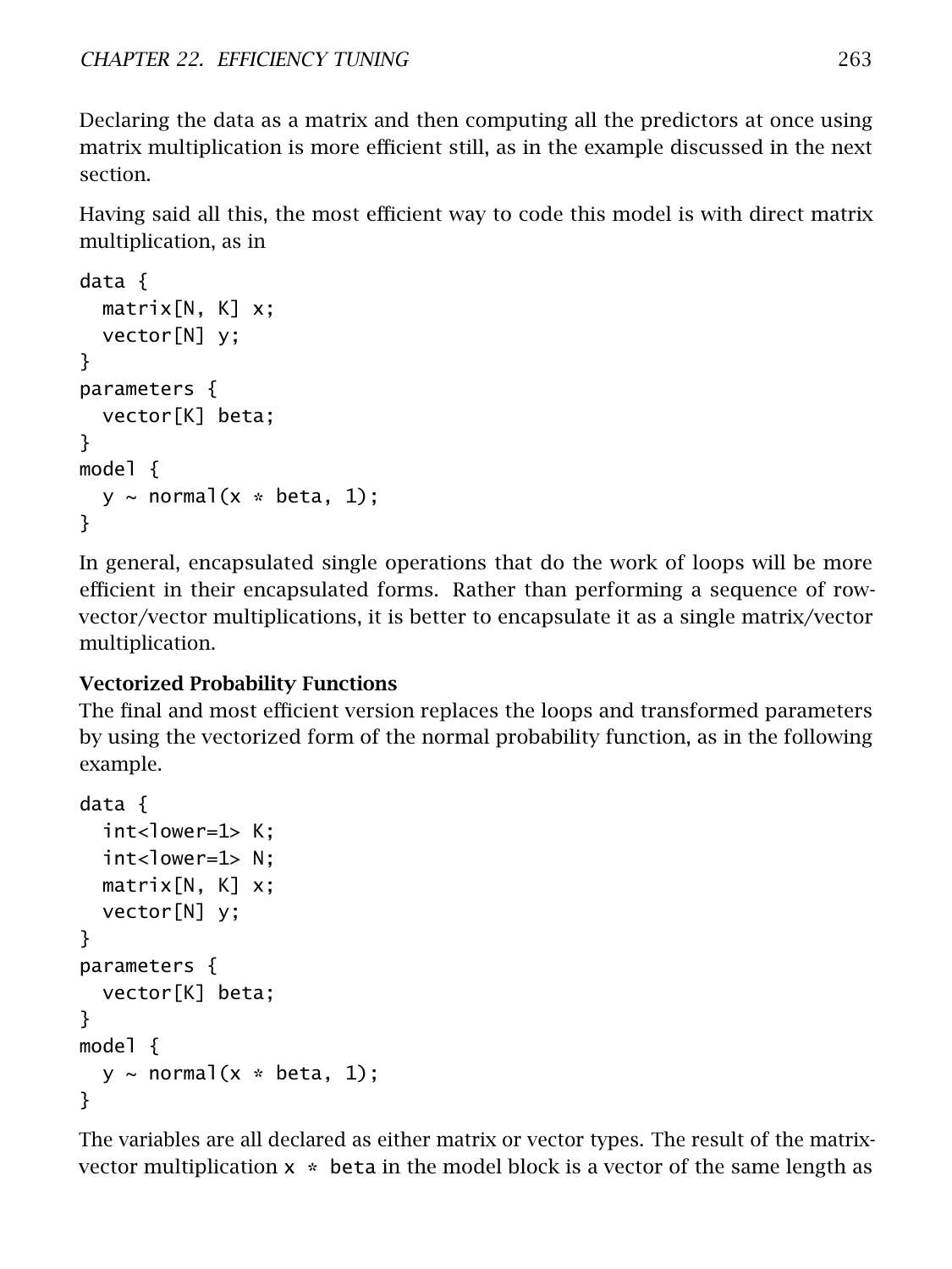Declaring the data as a matrix and then computing all the predictors at once using matrix multiplication is more efficient still, as in the example discussed in the next section.

Having said all this, the most efficient way to code this model is with direct matrix multiplication, as in

```
data {
  matrix[N, K] x;
  vector[N] y;
}
parameters {
  vector[K] beta;
}
model {
  y ~ normal(x * beta, 1);
}
```

In general, encapsulated single operations that do the work of loops will be more efficient in their encapsulated forms. Rather than performing a sequence of row-vector/vector multiplications, it is better to encapsulate it as a single matrix/vector multiplication.

**Vectorized Probability Functions**

The final and most efficient version replaces the loops and transformed parameters by using the vectorized form of the normal probability function, as in the following example.

```
data {
  int<lower=1> K;
  int<lower=1> N;
  matrix[N, K] x;
  vector[N] y;
}
parameters {
  vector[K] beta;
}
model {
  y ~ normal(x * beta, 1);
}
```

The variables are all declared as either matrix or vector types. The result of the matrix-vector multiplication `x * beta` in the model block is a vector of the same length as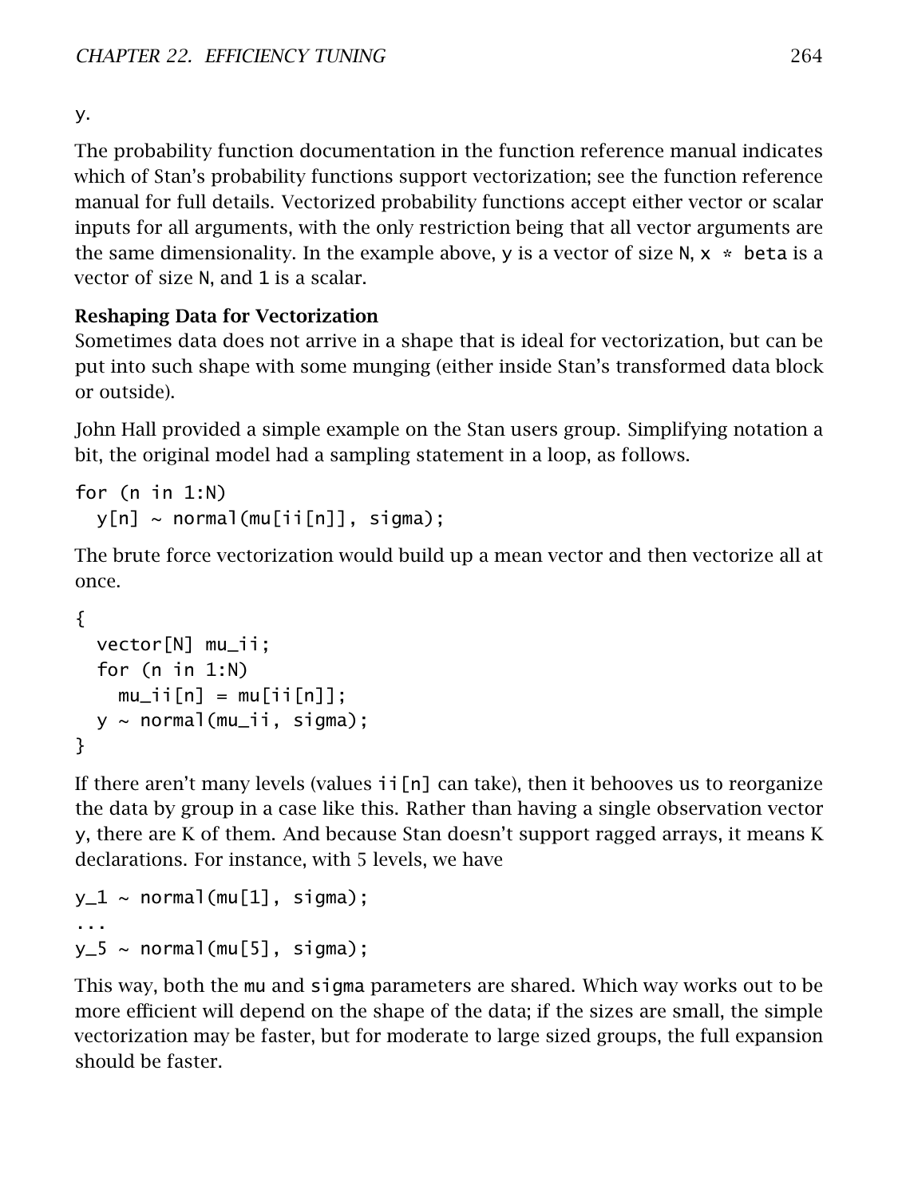y.

The probability function documentation in the function reference manual indicates which of Stan's probability functions support vectorization; see the function reference manual for full details. Vectorized probability functions accept either vector or scalar inputs for all arguments, with the only restriction being that all vector arguments are the same dimensionality. In the example above, y is a vector of size N, x * beta is a vector of size N, and 1 is a scalar.

**Reshaping Data for Vectorization**

Sometimes data does not arrive in a shape that is ideal for vectorization, but can be put into such shape with some munging (either inside Stan's transformed data block or outside).

John Hall provided a simple example on the Stan users group. Simplifying notation a bit, the original model had a sampling statement in a loop, as follows.

```
for (n in 1:N)
  y[n] ~ normal(mu[ii[n]], sigma);
```

The brute force vectorization would build up a mean vector and then vectorize all at once.

```
{
  vector[N] mu_ii;
  for (n in 1:N)
    mu_ii[n] = mu[ii[n]];
  y ~ normal(mu_ii, sigma);
}
```

If there aren't many levels (values ii[n] can take), then it behooves us to reorganize the data by group in a case like this. Rather than having a single observation vector y, there are K of them. And because Stan doesn't support ragged arrays, it means K declarations. For instance, with 5 levels, we have

```
y_1 ~ normal(mu[1], sigma);
...
y_5 ~ normal(mu[5], sigma);
```

This way, both the mu and sigma parameters are shared. Which way works out to be more efficient will depend on the shape of the data; if the sizes are small, the simple vectorization may be faster, but for moderate to large sized groups, the full expansion should be faster.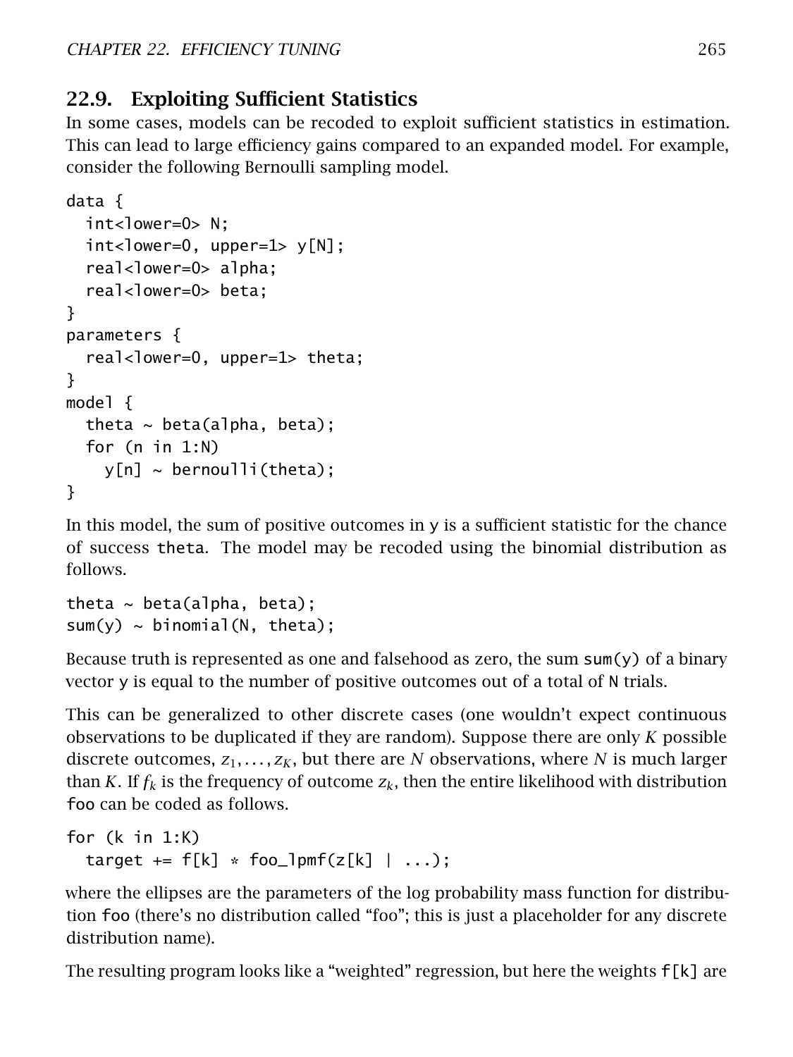## 22.9. Exploiting Sufficient Statistics

In some cases, models can be recoded to exploit sufficient statistics in estimation. This can lead to large efficiency gains compared to an expanded model. For example, consider the following Bernoulli sampling model.

```
data {
  int<lower=0> N;
  int<lower=0, upper=1> y[N];
  real<lower=0> alpha;
  real<lower=0> beta;
}
parameters {
  real<lower=0, upper=1> theta;
}
model {
  theta ~ beta(alpha, beta);
  for (n in 1:N)
    y[n] ~ bernoulli(theta);
}
```

In this model, the sum of positive outcomes in y is a sufficient statistic for the chance of success theta. The model may be recoded using the binomial distribution as follows.

```
theta ~ beta(alpha, beta);
sum(y) ~ binomial(N, theta);
```

Because truth is represented as one and falsehood as zero, the sum sum(y) of a binary vector y is equal to the number of positive outcomes out of a total of N trials.

This can be generalized to other discrete cases (one wouldn't expect continuous observations to be duplicated if they are random). Suppose there are only $K$ possible discrete outcomes, $z_1, \ldots, z_K$, but there are $N$ observations, where $N$ is much larger than $K$. If $f_k$ is the frequency of outcome $z_k$, then the entire likelihood with distribution foo can be coded as follows.

```
for (k in 1:K)
  target += f[k] * foo_lpmf(z[k] | ...);
```

where the ellipses are the parameters of the log probability mass function for distribution foo (there's no distribution called "foo"; this is just a placeholder for any discrete distribution name).

The resulting program looks like a "weighted" regression, but here the weights f[k] are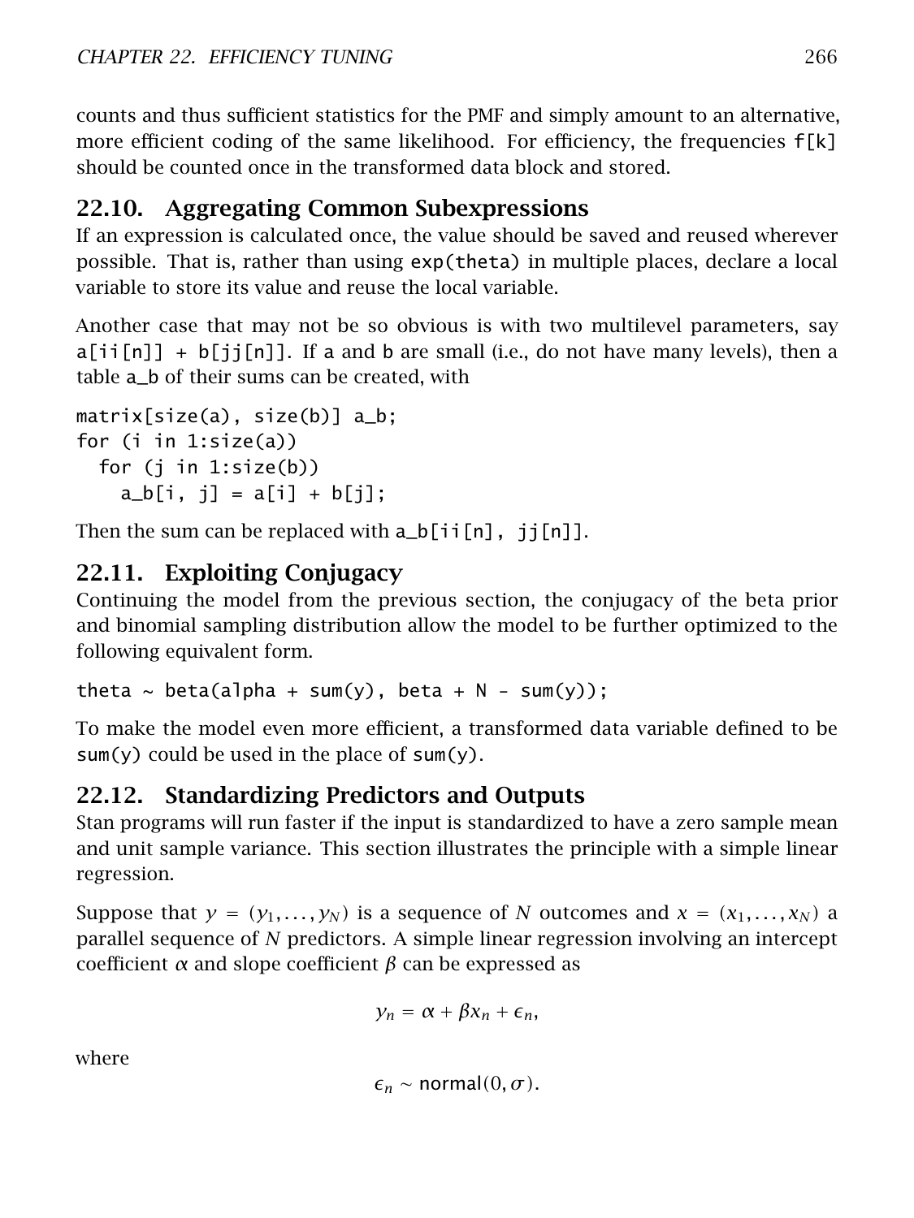counts and thus sufficient statistics for the PMF and simply amount to an alternative, more efficient coding of the same likelihood. For efficiency, the frequencies `f[k]` should be counted once in the transformed data block and stored.

## 22.10. Aggregating Common Subexpressions

If an expression is calculated once, the value should be saved and reused wherever possible. That is, rather than using `exp(theta)` in multiple places, declare a local variable to store its value and reuse the local variable.

Another case that may not be so obvious is with two multilevel parameters, say `a[ii[n]] + b[jj[n]]`. If `a` and `b` are small (i.e., do not have many levels), then a table `a_b` of their sums can be created, with

```
matrix[size(a), size(b)] a_b;
for (i in 1:size(a))
  for (j in 1:size(b))
    a_b[i, j] = a[i] + b[j];
```

Then the sum can be replaced with `a_b[ii[n], jj[n]]`.

## 22.11. Exploiting Conjugacy

Continuing the model from the previous section, the conjugacy of the beta prior and binomial sampling distribution allow the model to be further optimized to the following equivalent form.

```
theta ~ beta(alpha + sum(y), beta + N - sum(y));
```

To make the model even more efficient, a transformed data variable defined to be `sum(y)` could be used in the place of `sum(y)`.

## 22.12. Standardizing Predictors and Outputs

Stan programs will run faster if the input is standardized to have a zero sample mean and unit sample variance. This section illustrates the principle with a simple linear regression.

Suppose that $y = (y_1, \ldots, y_N)$ is a sequence of $N$ outcomes and $x = (x_1, \ldots, x_N)$ a parallel sequence of $N$ predictors. A simple linear regression involving an intercept coefficient $\alpha$ and slope coefficient $\beta$ can be expressed as

$$y_n = \alpha + \beta x_n + \epsilon_n,$$

where

$$\epsilon_n \sim \mathsf{normal}(0, \sigma).$$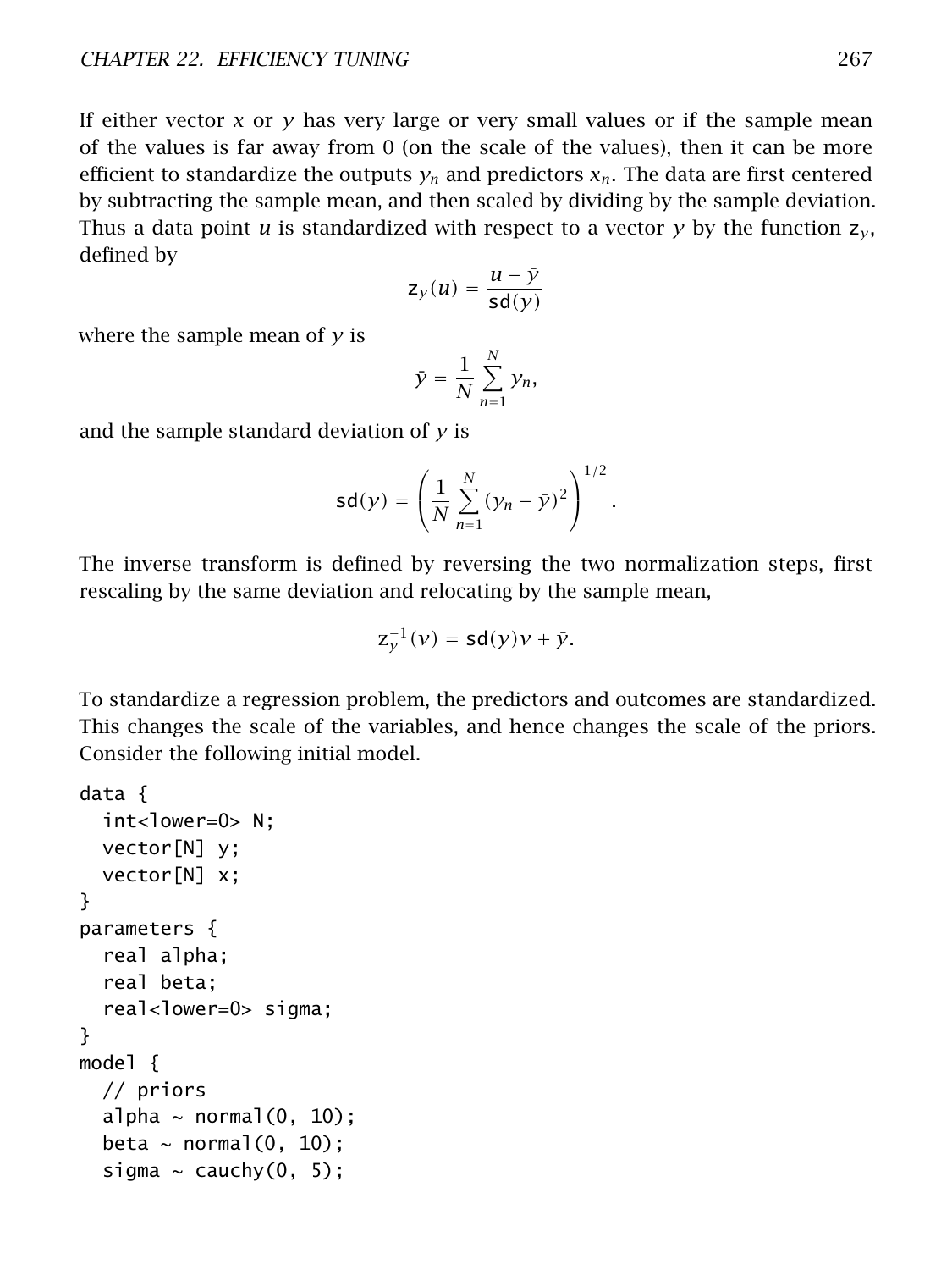If either vector $x$ or $y$ has very large or very small values or if the sample mean of the values is far away from 0 (on the scale of the values), then it can be more efficient to standardize the outputs $y_n$ and predictors $x_n$. The data are first centered by subtracting the sample mean, and then scaled by dividing by the sample deviation. Thus a data point $u$ is standardized with respect to a vector $y$ by the function $\mathsf{z}_y$, defined by

$$\mathsf{z}_y(u) = \frac{u - \bar{y}}{\mathsf{sd}(y)}$$

where the sample mean of $y$ is

$$\bar{y} = \frac{1}{N} \sum_{n=1}^{N} y_n,$$

and the sample standard deviation of $y$ is

$$\mathsf{sd}(y) = \left( \frac{1}{N} \sum_{n=1}^{N} (y_n - \bar{y})^2 \right)^{1/2}.$$

The inverse transform is defined by reversing the two normalization steps, first rescaling by the same deviation and relocating by the sample mean,

$$\mathsf{z}_y^{-1}(v) = \mathsf{sd}(y)v + \bar{y}.$$

To standardize a regression problem, the predictors and outcomes are standardized. This changes the scale of the variables, and hence changes the scale of the priors. Consider the following initial model.

```
data {
  int<lower=0> N;
  vector[N] y;
  vector[N] x;
}
parameters {
  real alpha;
  real beta;
  real<lower=0> sigma;
}
model {
  // priors
  alpha ~ normal(0, 10);
  beta ~ normal(0, 10);
  sigma ~ cauchy(0, 5);
```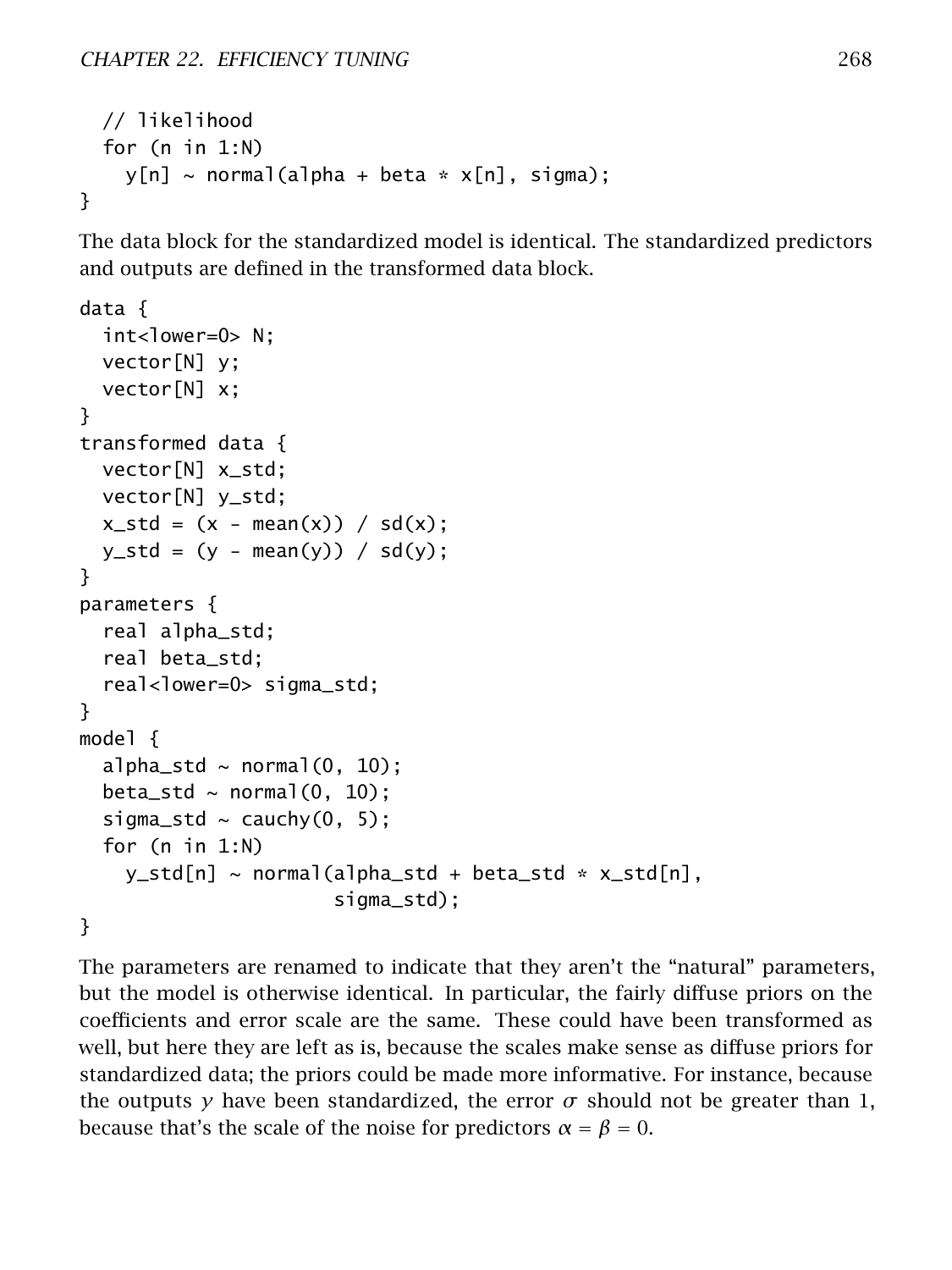```
  // likelihood
  for (n in 1:N)
    y[n] ~ normal(alpha + beta * x[n], sigma);
}
```

The data block for the standardized model is identical. The standardized predictors and outputs are defined in the transformed data block.

```
data {
  int<lower=0> N;
  vector[N] y;
  vector[N] x;
}
transformed data {
  vector[N] x_std;
  vector[N] y_std;
  x_std = (x - mean(x)) / sd(x);
  y_std = (y - mean(y)) / sd(y);
}
parameters {
  real alpha_std;
  real beta_std;
  real<lower=0> sigma_std;
}
model {
  alpha_std ~ normal(0, 10);
  beta_std ~ normal(0, 10);
  sigma_std ~ cauchy(0, 5);
  for (n in 1:N)
    y_std[n] ~ normal(alpha_std + beta_std * x_std[n],
                      sigma_std);
}
```

The parameters are renamed to indicate that they aren't the "natural" parameters, but the model is otherwise identical. In particular, the fairly diffuse priors on the coefficients and error scale are the same. These could have been transformed as well, but here they are left as is, because the scales make sense as diffuse priors for standardized data; the priors could be made more informative. For instance, because the outputs $y$ have been standardized, the error $\sigma$ should not be greater than 1, because that's the scale of the noise for predictors $\alpha = \beta = 0$.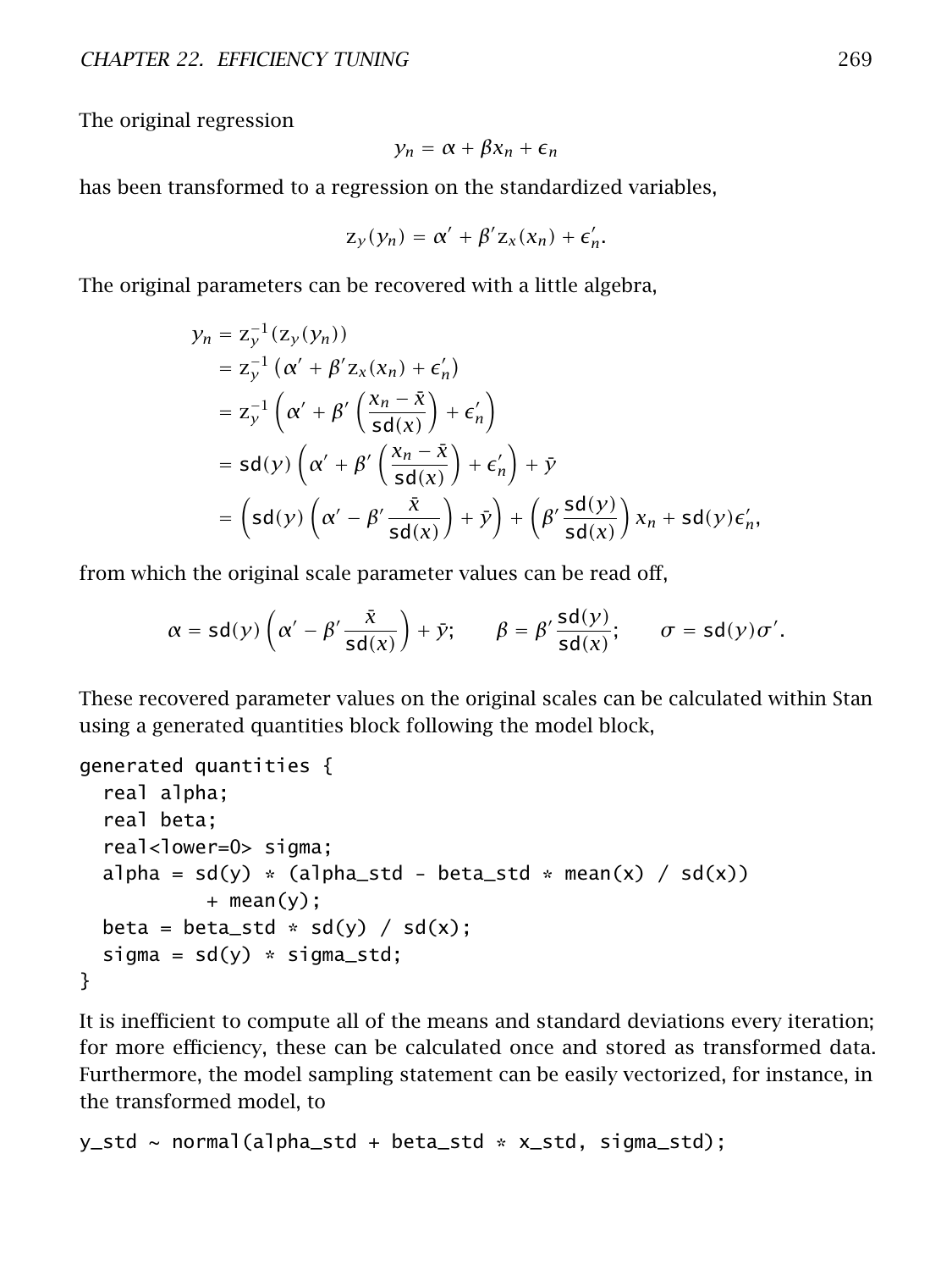The original regression

$$y_n = \alpha + \beta x_n + \epsilon_n$$

has been transformed to a regression on the standardized variables,

$$\mathrm{z}_y(y_n) = \alpha' + \beta' \mathrm{z}_x(x_n) + \epsilon'_n.$$

The original parameters can be recovered with a little algebra,

$$\begin{aligned}
y_n &= \mathrm{z}_y^{-1}(\mathrm{z}_y(y_n)) \\
&= \mathrm{z}_y^{-1}\left(\alpha' + \beta' \mathrm{z}_x(x_n) + \epsilon'_n\right) \\
&= \mathrm{z}_y^{-1}\left(\alpha' + \beta' \left(\frac{x_n - \bar{x}}{\mathsf{sd}(x)}\right) + \epsilon'_n\right) \\
&= \mathsf{sd}(y)\left(\alpha' + \beta' \left(\frac{x_n - \bar{x}}{\mathsf{sd}(x)}\right) + \epsilon'_n\right) + \bar{y} \\
&= \left(\mathsf{sd}(y)\left(\alpha' - \beta' \frac{\bar{x}}{\mathsf{sd}(x)}\right) + \bar{y}\right) + \left(\beta' \frac{\mathsf{sd}(y)}{\mathsf{sd}(x)}\right) x_n + \mathsf{sd}(y)\epsilon'_n,
\end{aligned}$$

from which the original scale parameter values can be read off,

$$\alpha = \mathsf{sd}(y)\left(\alpha' - \beta' \frac{\bar{x}}{\mathsf{sd}(x)}\right) + \bar{y}; \qquad \beta = \beta' \frac{\mathsf{sd}(y)}{\mathsf{sd}(x)}; \qquad \sigma = \mathsf{sd}(y)\sigma'.$$

These recovered parameter values on the original scales can be calculated within Stan using a generated quantities block following the model block,

```
generated quantities {
  real alpha;
  real beta;
  real<lower=0> sigma;
  alpha = sd(y) * (alpha_std - beta_std * mean(x) / sd(x))
           + mean(y);
  beta = beta_std * sd(y) / sd(x);
  sigma = sd(y) * sigma_std;
}
```

It is inefficient to compute all of the means and standard deviations every iteration; for more efficiency, these can be calculated once and stored as transformed data. Furthermore, the model sampling statement can be easily vectorized, for instance, in the transformed model, to

```
y_std ~ normal(alpha_std + beta_std * x_std, sigma_std);
```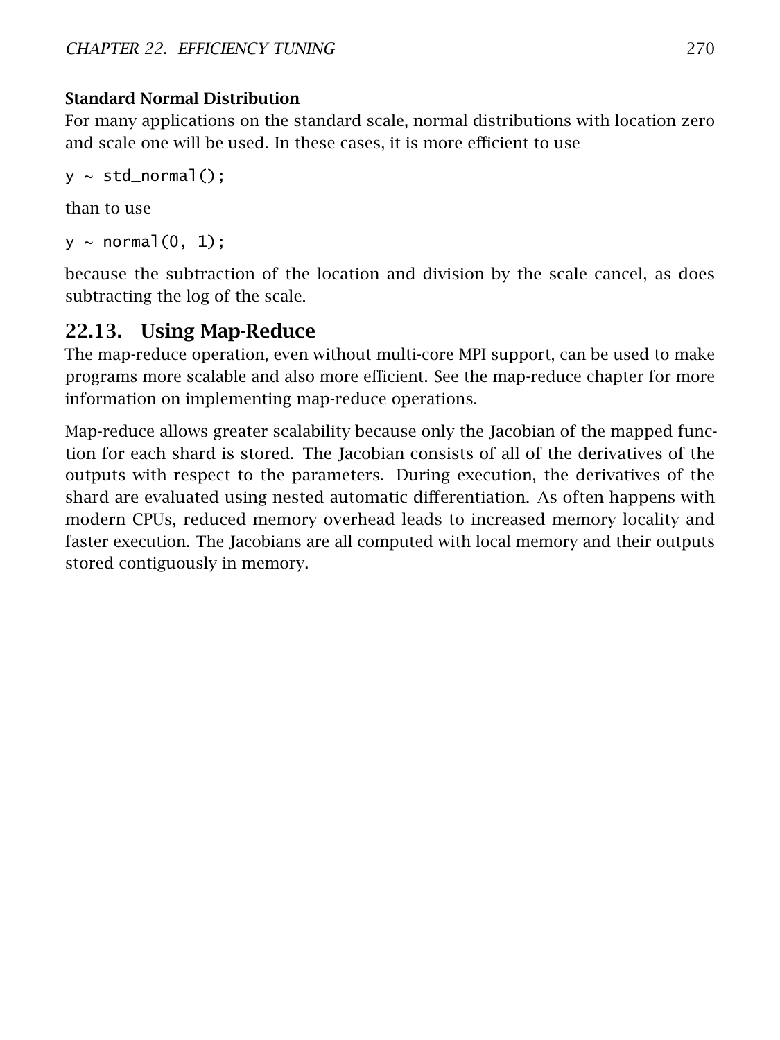**Standard Normal Distribution**

For many applications on the standard scale, normal distributions with location zero and scale one will be used. In these cases, it is more efficient to use

```
y ~ std_normal();
```

than to use

```
y ~ normal(0, 1);
```

because the subtraction of the location and division by the scale cancel, as does subtracting the log of the scale.

## 22.13. Using Map-Reduce

The map-reduce operation, even without multi-core MPI support, can be used to make programs more scalable and also more efficient. See the map-reduce chapter for more information on implementing map-reduce operations.

Map-reduce allows greater scalability because only the Jacobian of the mapped function for each shard is stored. The Jacobian consists of all of the derivatives of the outputs with respect to the parameters. During execution, the derivatives of the shard are evaluated using nested automatic differentiation. As often happens with modern CPUs, reduced memory overhead leads to increased memory locality and faster execution. The Jacobians are all computed with local memory and their outputs stored contiguously in memory.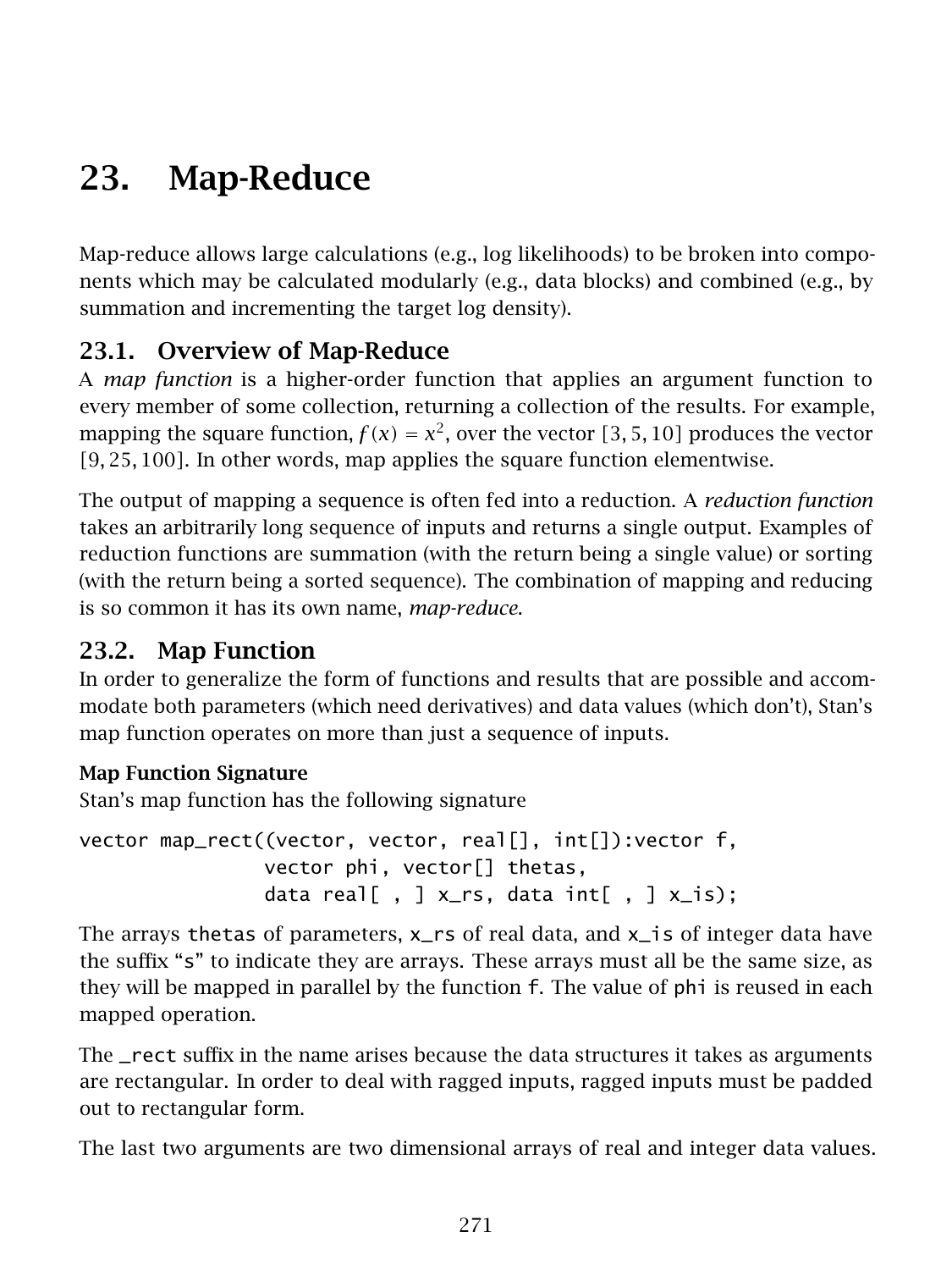# 23. Map-Reduce

Map-reduce allows large calculations (e.g., log likelihoods) to be broken into components which may be calculated modularly (e.g., data blocks) and combined (e.g., by summation and incrementing the target log density).

## 23.1. Overview of Map-Reduce

A *map function* is a higher-order function that applies an argument function to every member of some collection, returning a collection of the results. For example, mapping the square function, $f(x) = x^2$, over the vector $[3, 5, 10]$ produces the vector $[9, 25, 100]$. In other words, map applies the square function elementwise.

The output of mapping a sequence is often fed into a reduction. A *reduction function* takes an arbitrarily long sequence of inputs and returns a single output. Examples of reduction functions are summation (with the return being a single value) or sorting (with the return being a sorted sequence). The combination of mapping and reducing is so common it has its own name, *map-reduce*.

## 23.2. Map Function

In order to generalize the form of functions and results that are possible and accommodate both parameters (which need derivatives) and data values (which don't), Stan's map function operates on more than just a sequence of inputs.

### Map Function Signature

Stan's map function has the following signature

```
vector map_rect((vector, vector, real[], int[]):vector f,
                vector phi, vector[] thetas,
                data real[ , ] x_rs, data int[ , ] x_is);
```

The arrays `thetas` of parameters, `x_rs` of real data, and `x_is` of integer data have the suffix "`s`" to indicate they are arrays. These arrays must all be the same size, as they will be mapped in parallel by the function `f`. The value of `phi` is reused in each mapped operation.

The `_rect` suffix in the name arises because the data structures it takes as arguments are rectangular. In order to deal with ragged inputs, ragged inputs must be padded out to rectangular form.

The last two arguments are two dimensional arrays of real and integer data values.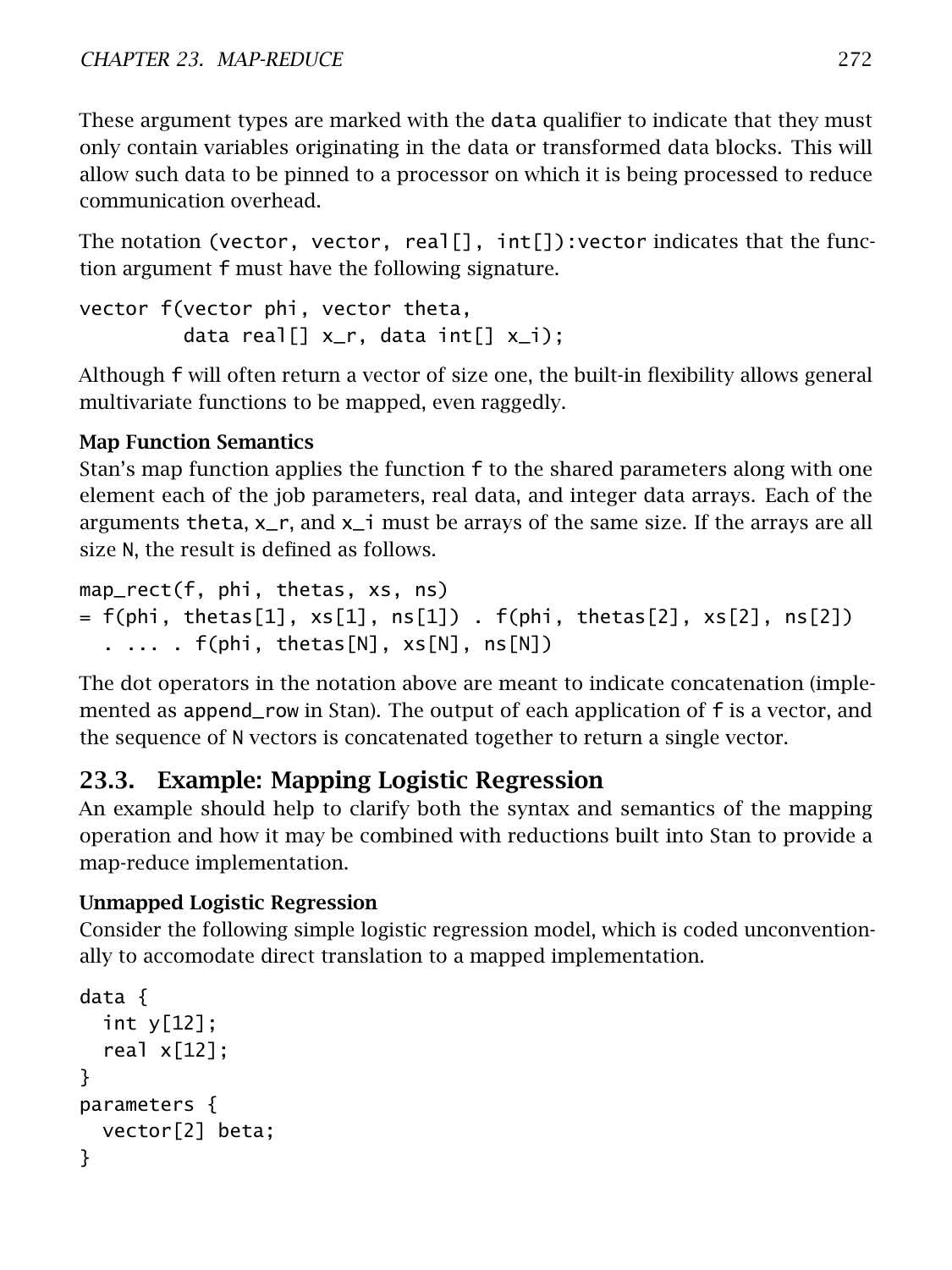These argument types are marked with the `data` qualifier to indicate that they must only contain variables originating in the data or transformed data blocks. This will allow such data to be pinned to a processor on which it is being processed to reduce communication overhead.

The notation `(vector, vector, real[], int[]):vector` indicates that the function argument `f` must have the following signature.

```
vector f(vector phi, vector theta,
         data real[] x_r, data int[] x_i);
```

Although `f` will often return a vector of size one, the built-in flexibility allows general multivariate functions to be mapped, even raggedly.

**Map Function Semantics**

Stan's map function applies the function `f` to the shared parameters along with one element each of the job parameters, real data, and integer data arrays. Each of the arguments `theta`, `x_r`, and `x_i` must be arrays of the same size. If the arrays are all size `N`, the result is defined as follows.

```
map_rect(f, phi, thetas, xs, ns)
= f(phi, thetas[1], xs[1], ns[1]) . f(phi, thetas[2], xs[2], ns[2])
  . ... . f(phi, thetas[N], xs[N], ns[N])
```

The dot operators in the notation above are meant to indicate concatenation (implemented as `append_row` in Stan). The output of each application of `f` is a vector, and the sequence of `N` vectors is concatenated together to return a single vector.

## 23.3. Example: Mapping Logistic Regression

An example should help to clarify both the syntax and semantics of the mapping operation and how it may be combined with reductions built into Stan to provide a map-reduce implementation.

**Unmapped Logistic Regression**

Consider the following simple logistic regression model, which is coded unconventionally to accomodate direct translation to a mapped implementation.

```
data {
  int y[12];
  real x[12];
}
parameters {
  vector[2] beta;
}
```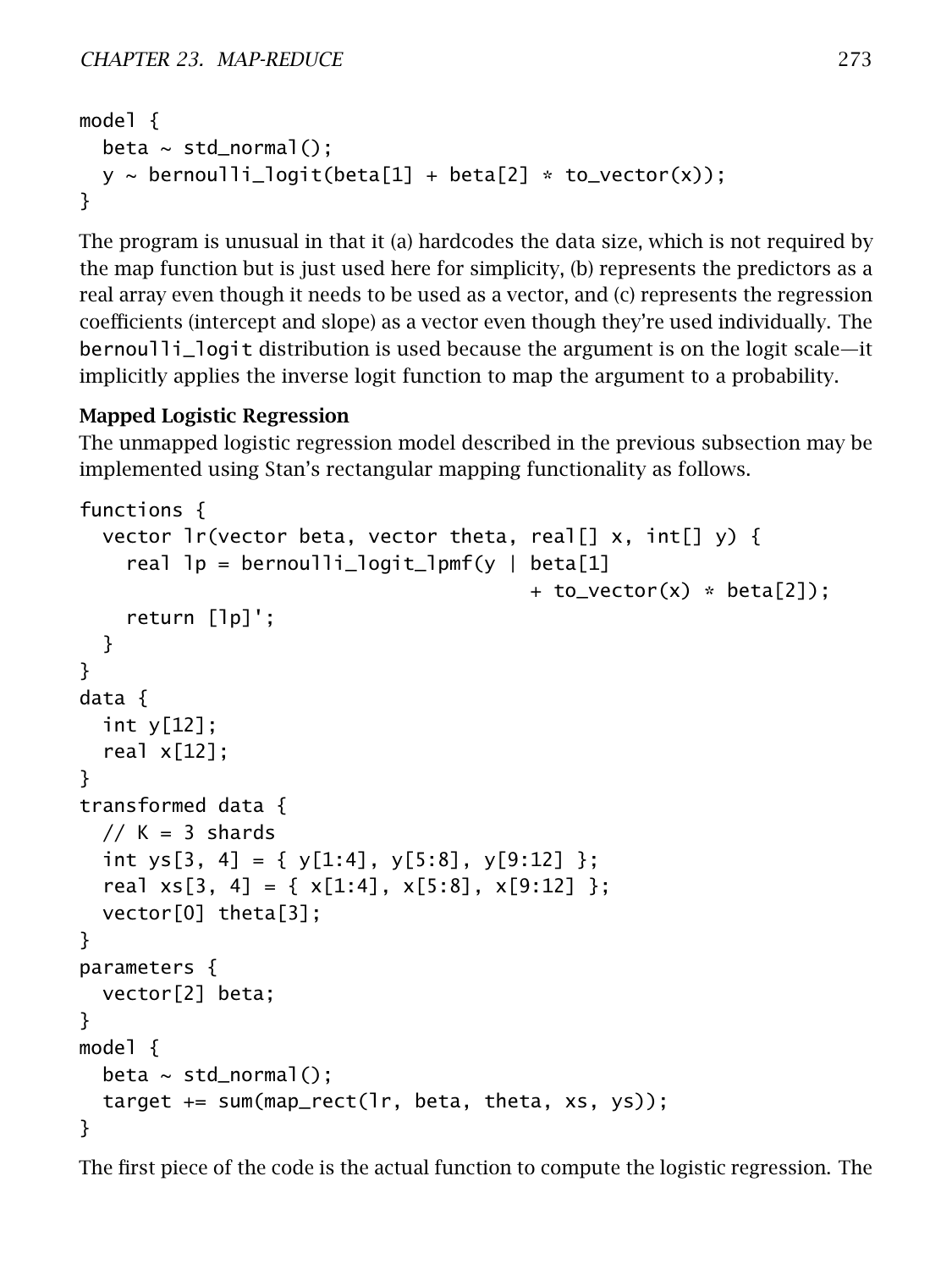```
model {
  beta ~ std_normal();
  y ~ bernoulli_logit(beta[1] + beta[2] * to_vector(x));
}
```

The program is unusual in that it (a) hardcodes the data size, which is not required by the map function but is just used here for simplicity, (b) represents the predictors as a real array even though it needs to be used as a vector, and (c) represents the regression coefficients (intercept and slope) as a vector even though they're used individually. The bernoulli_logit distribution is used because the argument is on the logit scale—it implicitly applies the inverse logit function to map the argument to a probability.

**Mapped Logistic Regression**

The unmapped logistic regression model described in the previous subsection may be implemented using Stan's rectangular mapping functionality as follows.

```
functions {
  vector lr(vector beta, vector theta, real[] x, int[] y) {
    real lp = bernoulli_logit_lpmf(y | beta[1]
                                       + to_vector(x) * beta[2]);
    return [lp]';
  }
}
data {
  int y[12];
  real x[12];
}
transformed data {
  // K = 3 shards
  int ys[3, 4] = { y[1:4], y[5:8], y[9:12] };
  real xs[3, 4] = { x[1:4], x[5:8], x[9:12] };
  vector[0] theta[3];
}
parameters {
  vector[2] beta;
}
model {
  beta ~ std_normal();
  target += sum(map_rect(lr, beta, theta, xs, ys));
}
```

The first piece of the code is the actual function to compute the logistic regression. The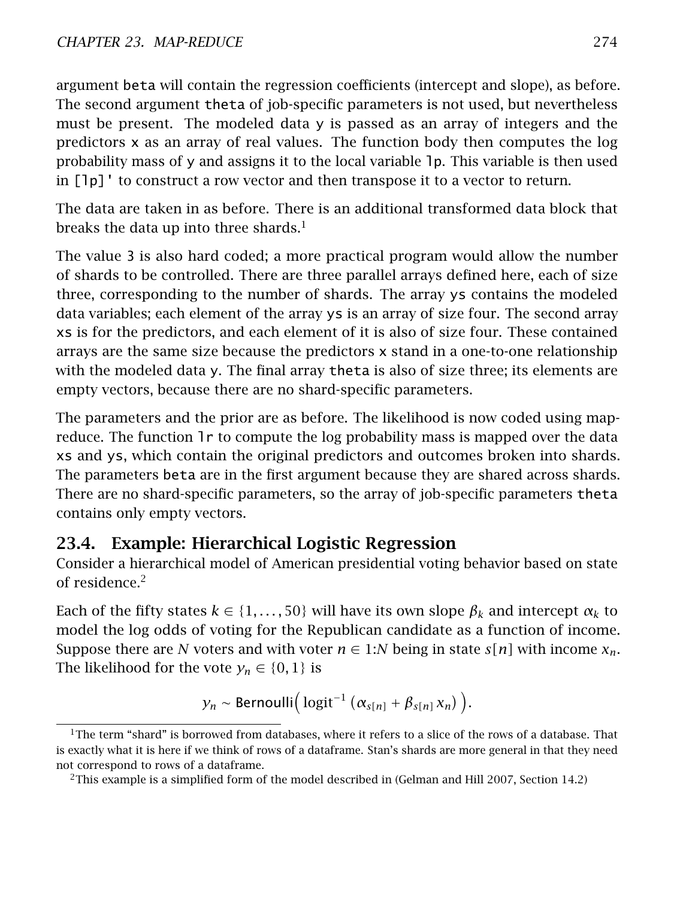argument `beta` will contain the regression coefficients (intercept and slope), as before. The second argument `theta` of job-specific parameters is not used, but nevertheless must be present. The modeled data `y` is passed as an array of integers and the predictors `x` as an array of real values. The function body then computes the log probability mass of `y` and assigns it to the local variable `lp`. This variable is then used in `[lp]'` to construct a row vector and then transpose it to a vector to return.

The data are taken in as before. There is an additional transformed data block that breaks the data up into three shards.[1]

The value `3` is also hard coded; a more practical program would allow the number of shards to be controlled. There are three parallel arrays defined here, each of size three, corresponding to the number of shards. The array `ys` contains the modeled data variables; each element of the array `ys` is an array of size four. The second array `xs` is for the predictors, and each element of it is also of size four. These contained arrays are the same size because the predictors `x` stand in a one-to-one relationship with the modeled data `y`. The final array `theta` is also of size three; its elements are empty vectors, because there are no shard-specific parameters.

The parameters and the prior are as before. The likelihood is now coded using map-reduce. The function `lr` to compute the log probability mass is mapped over the data `xs` and `ys`, which contain the original predictors and outcomes broken into shards. The parameters `beta` are in the first argument because they are shared across shards. There are no shard-specific parameters, so the array of job-specific parameters `theta` contains only empty vectors.

## 23.4. Example: Hierarchical Logistic Regression

Consider a hierarchical model of American presidential voting behavior based on state of residence.[2]

Each of the fifty states $k \in \{1, \ldots, 50\}$ will have its own slope $\beta_k$ and intercept $\alpha_k$ to model the log odds of voting for the Republican candidate as a function of income. Suppose there are $N$ voters and with voter $n \in 1{:}N$ being in state $s[n]$ with income $x_n$. The likelihood for the vote $y_n \in \{0, 1\}$ is

$$y_n \sim \mathsf{Bernoulli}\Big(\operatorname{logit}^{-1}\left(\alpha_{s[n]} + \beta_{s[n]}\, x_n\right)\Big).$$

---

[1] The term "shard" is borrowed from databases, where it refers to a slice of the rows of a database. That is exactly what it is here if we think of rows of a dataframe. Stan's shards are more general in that they need not correspond to rows of a dataframe.

[2] This example is a simplified form of the model described in (Gelman and Hill 2007, Section 14.2)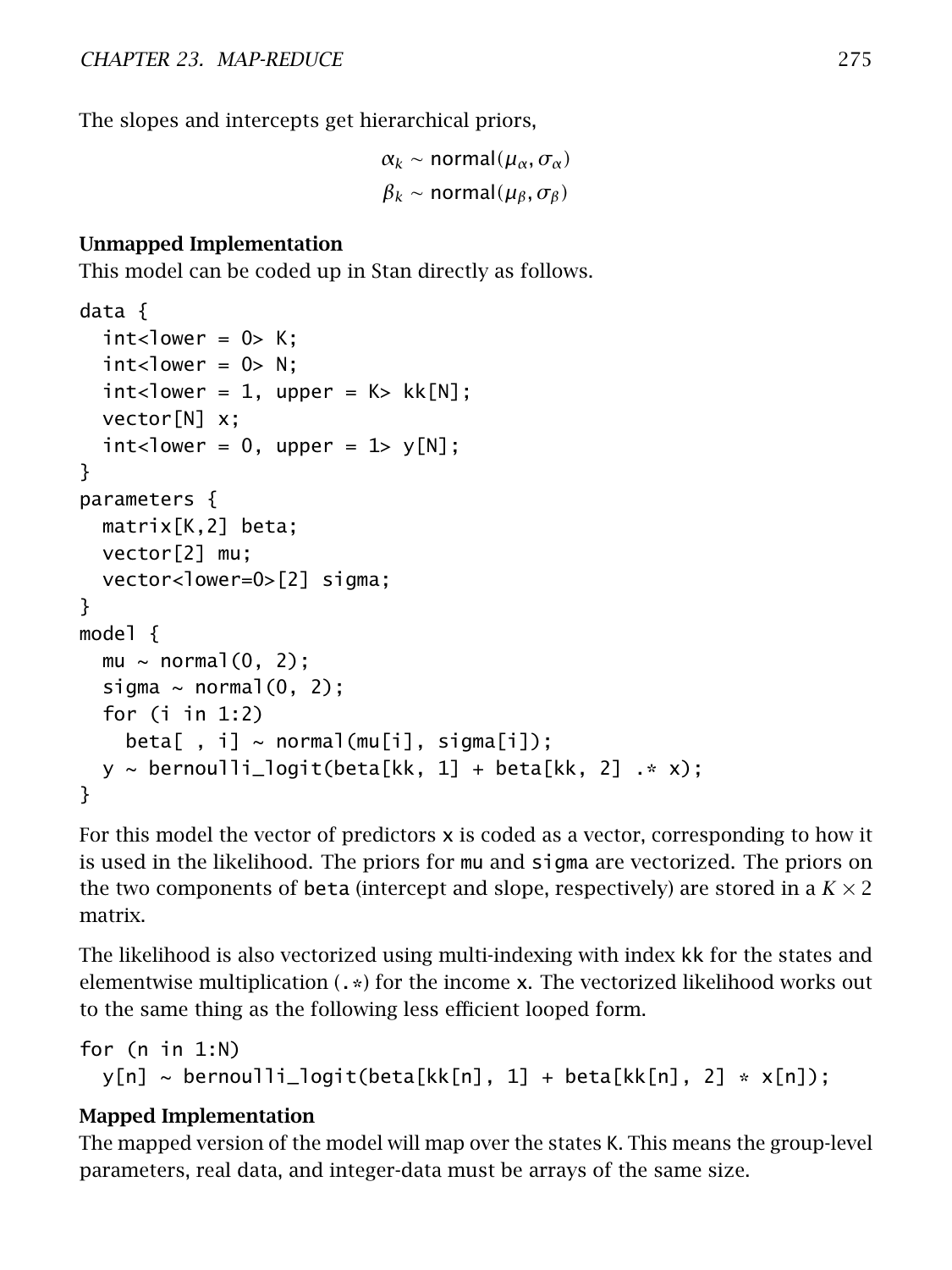The slopes and intercepts get hierarchical priors,

$$\alpha_k \sim \mathsf{normal}(\mu_\alpha, \sigma_\alpha)$$
$$\beta_k \sim \mathsf{normal}(\mu_\beta, \sigma_\beta)$$

**Unmapped Implementation**

This model can be coded up in Stan directly as follows.

```
data {
  int<lower = 0> K;
  int<lower = 0> N;
  int<lower = 1, upper = K> kk[N];
  vector[N] x;
  int<lower = 0, upper = 1> y[N];
}
parameters {
  matrix[K,2] beta;
  vector[2] mu;
  vector<lower=0>[2] sigma;
}
model {
  mu ~ normal(0, 2);
  sigma ~ normal(0, 2);
  for (i in 1:2)
    beta[ , i] ~ normal(mu[i], sigma[i]);
  y ~ bernoulli_logit(beta[kk, 1] + beta[kk, 2] .* x);
}
```

For this model the vector of predictors `x` is coded as a vector, corresponding to how it is used in the likelihood. The priors for `mu` and `sigma` are vectorized. The priors on the two components of `beta` (intercept and slope, respectively) are stored in a $K \times 2$ matrix.

The likelihood is also vectorized using multi-indexing with index `kk` for the states and elementwise multiplication (`.*`) for the income `x`. The vectorized likelihood works out to the same thing as the following less efficient looped form.

```
for (n in 1:N)
  y[n] ~ bernoulli_logit(beta[kk[n], 1] + beta[kk[n], 2] * x[n]);
```

**Mapped Implementation**

The mapped version of the model will map over the states `K`. This means the group-level parameters, real data, and integer-data must be arrays of the same size.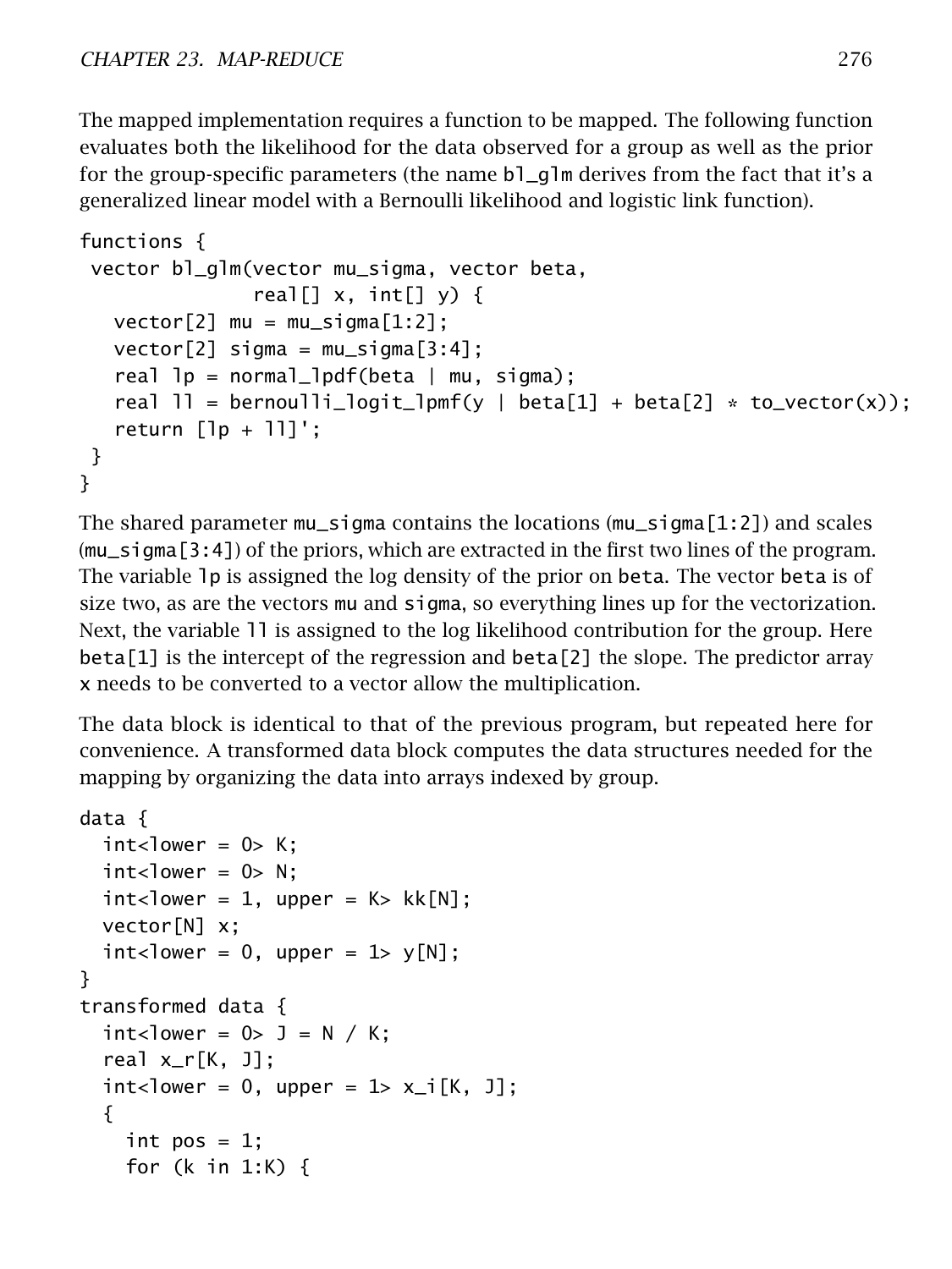The mapped implementation requires a function to be mapped. The following function evaluates both the likelihood for the data observed for a group as well as the prior for the group-specific parameters (the name `bl_glm` derives from the fact that it's a generalized linear model with a Bernoulli likelihood and logistic link function).

```
functions {
 vector bl_glm(vector mu_sigma, vector beta,
               real[] x, int[] y) {
   vector[2] mu = mu_sigma[1:2];
   vector[2] sigma = mu_sigma[3:4];
   real lp = normal_lpdf(beta | mu, sigma);
   real ll = bernoulli_logit_lpmf(y | beta[1] + beta[2] * to_vector(x));
   return [lp + ll]';
 }
}
```

The shared parameter `mu_sigma` contains the locations (`mu_sigma[1:2]`) and scales (`mu_sigma[3:4]`) of the priors, which are extracted in the first two lines of the program. The variable `lp` is assigned the log density of the prior on `beta`. The vector `beta` is of size two, as are the vectors `mu` and `sigma`, so everything lines up for the vectorization. Next, the variable `ll` is assigned to the log likelihood contribution for the group. Here `beta[1]` is the intercept of the regression and `beta[2]` the slope. The predictor array `x` needs to be converted to a vector allow the multiplication.

The data block is identical to that of the previous program, but repeated here for convenience. A transformed data block computes the data structures needed for the mapping by organizing the data into arrays indexed by group.

```
data {
  int<lower = 0> K;
  int<lower = 0> N;
  int<lower = 1, upper = K> kk[N];
  vector[N] x;
  int<lower = 0, upper = 1> y[N];
}
transformed data {
  int<lower = 0> J = N / K;
  real x_r[K, J];
  int<lower = 0, upper = 1> x_i[K, J];
  {
    int pos = 1;
    for (k in 1:K) {
```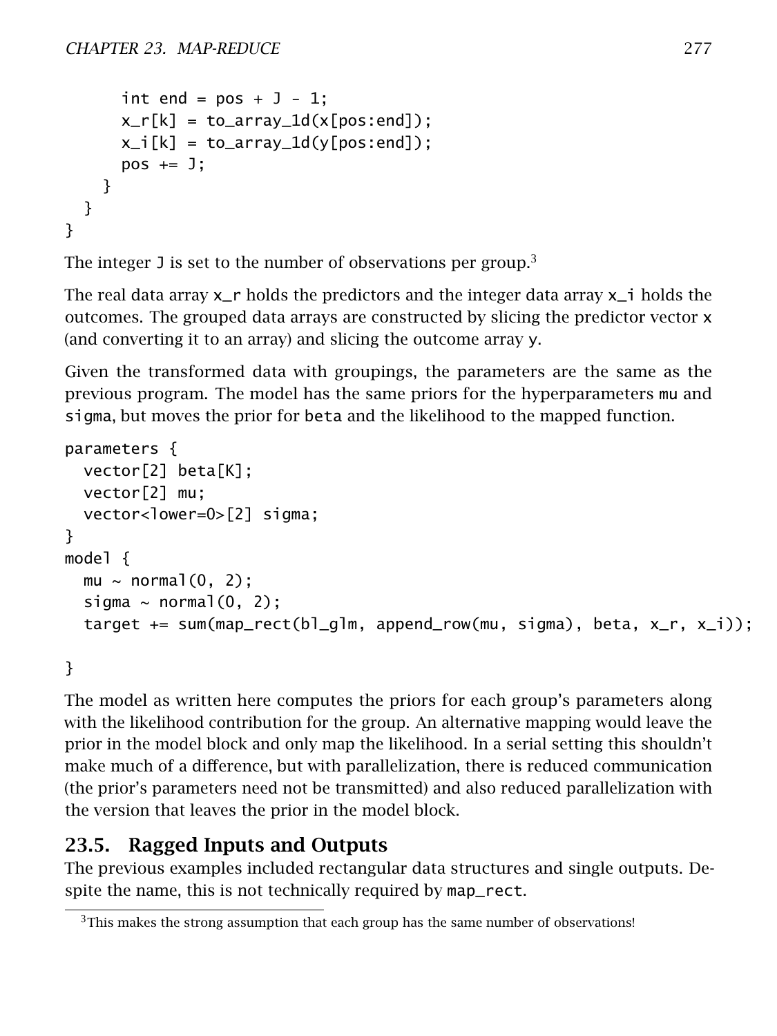```
    int end = pos + J - 1;
    x_r[k] = to_array_1d(x[pos:end]);
    x_i[k] = to_array_1d(y[pos:end]);
    pos += J;
  }
 }
}
```

The integer J is set to the number of observations per group.[3]

The real data array x_r holds the predictors and the integer data array x_i holds the outcomes. The grouped data arrays are constructed by slicing the predictor vector x (and converting it to an array) and slicing the outcome array y.

Given the transformed data with groupings, the parameters are the same as the previous program. The model has the same priors for the hyperparameters mu and sigma, but moves the prior for beta and the likelihood to the mapped function.

```
parameters {
  vector[2] beta[K];
  vector[2] mu;
  vector<lower=0>[2] sigma;
}
model {
  mu ~ normal(0, 2);
  sigma ~ normal(0, 2);
  target += sum(map_rect(bl_glm, append_row(mu, sigma), beta, x_r, x_i));

}
```

The model as written here computes the priors for each group's parameters along with the likelihood contribution for the group. An alternative mapping would leave the prior in the model block and only map the likelihood. In a serial setting this shouldn't make much of a difference, but with parallelization, there is reduced communication (the prior's parameters need not be transmitted) and also reduced parallelization with the version that leaves the prior in the model block.

## 23.5. Ragged Inputs and Outputs

The previous examples included rectangular data structures and single outputs. Despite the name, this is not technically required by map_rect.

[3]This makes the strong assumption that each group has the same number of observations!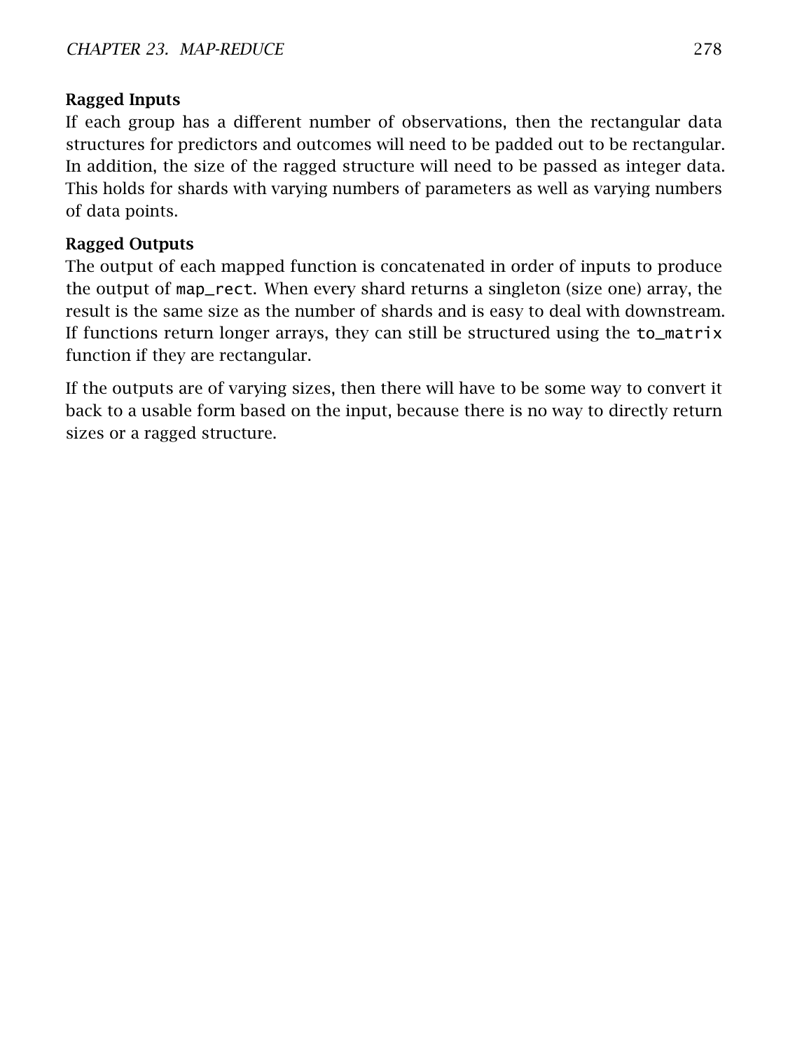**Ragged Inputs**

If each group has a different number of observations, then the rectangular data structures for predictors and outcomes will need to be padded out to be rectangular. In addition, the size of the ragged structure will need to be passed as integer data. This holds for shards with varying numbers of parameters as well as varying numbers of data points.

**Ragged Outputs**

The output of each mapped function is concatenated in order of inputs to produce the output of `map_rect`. When every shard returns a singleton (size one) array, the result is the same size as the number of shards and is easy to deal with downstream. If functions return longer arrays, they can still be structured using the `to_matrix` function if they are rectangular.

If the outputs are of varying sizes, then there will have to be some way to convert it back to a usable form based on the input, because there is no way to directly return sizes or a ragged structure.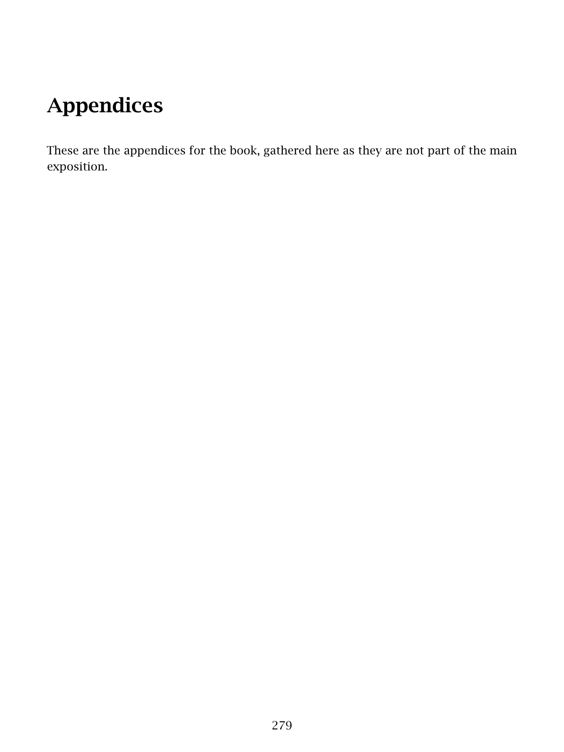# Appendices

These are the appendices for the book, gathered here as they are not part of the main exposition.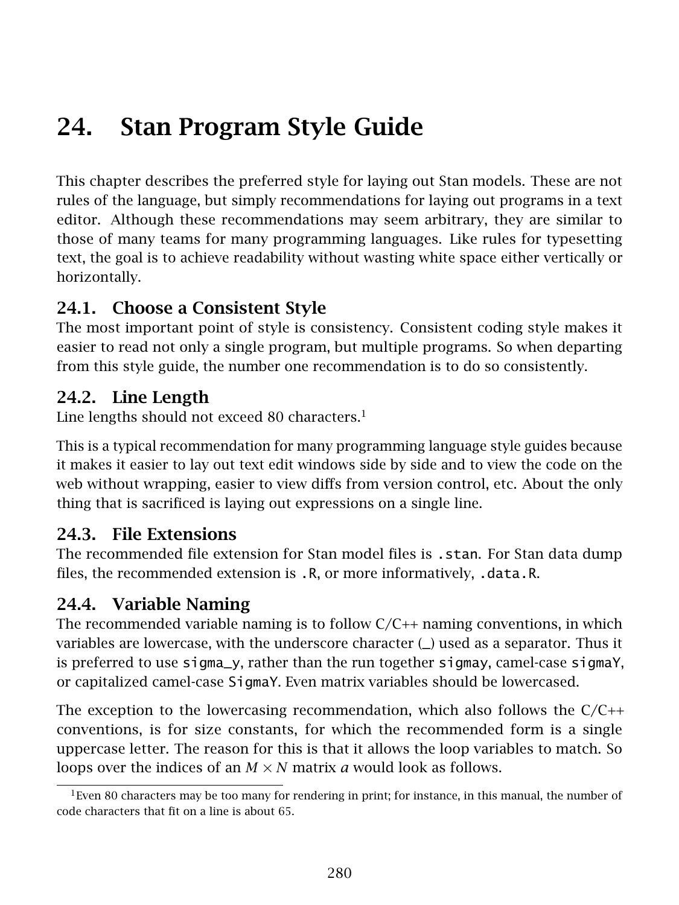# 24. Stan Program Style Guide

This chapter describes the preferred style for laying out Stan models. These are not rules of the language, but simply recommendations for laying out programs in a text editor. Although these recommendations may seem arbitrary, they are similar to those of many teams for many programming languages. Like rules for typesetting text, the goal is to achieve readability without wasting white space either vertically or horizontally.

## 24.1. Choose a Consistent Style

The most important point of style is consistency. Consistent coding style makes it easier to read not only a single program, but multiple programs. So when departing from this style guide, the number one recommendation is to do so consistently.

## 24.2. Line Length

Line lengths should not exceed 80 characters.[1]

This is a typical recommendation for many programming language style guides because it makes it easier to lay out text edit windows side by side and to view the code on the web without wrapping, easier to view diffs from version control, etc. About the only thing that is sacrificed is laying out expressions on a single line.

## 24.3. File Extensions

The recommended file extension for Stan model files is `.stan`. For Stan data dump files, the recommended extension is `.R`, or more informatively, `.data.R`.

## 24.4. Variable Naming

The recommended variable naming is to follow C/C++ naming conventions, in which variables are lowercase, with the underscore character (_) used as a separator. Thus it is preferred to use `sigma_y`, rather than the run together `sigmay`, camel-case `sigmaY`, or capitalized camel-case `SigmaY`. Even matrix variables should be lowercased.

The exception to the lowercasing recommendation, which also follows the C/C++ conventions, is for size constants, for which the recommended form is a single uppercase letter. The reason for this is that it allows the loop variables to match. So loops over the indices of an $M \times N$ matrix $a$ would look as follows.

[1] Even 80 characters may be too many for rendering in print; for instance, in this manual, the number of code characters that fit on a line is about 65.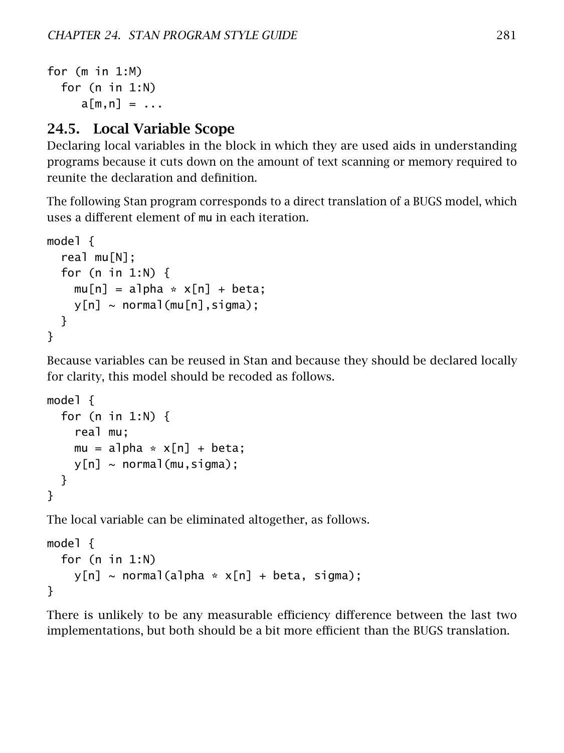```
for (m in 1:M)
  for (n in 1:N)
     a[m,n] = ...
```

## 24.5. Local Variable Scope

Declaring local variables in the block in which they are used aids in understanding programs because it cuts down on the amount of text scanning or memory required to reunite the declaration and definition.

The following Stan program corresponds to a direct translation of a BUGS model, which uses a different element of mu in each iteration.

```
model {
  real mu[N];
  for (n in 1:N) {
    mu[n] = alpha * x[n] + beta;
    y[n] ~ normal(mu[n],sigma);
  }
}
```

Because variables can be reused in Stan and because they should be declared locally for clarity, this model should be recoded as follows.

```
model {
  for (n in 1:N) {
    real mu;
    mu = alpha * x[n] + beta;
    y[n] ~ normal(mu,sigma);
  }
}
```

The local variable can be eliminated altogether, as follows.

```
model {
  for (n in 1:N)
    y[n] ~ normal(alpha * x[n] + beta, sigma);
}
```

There is unlikely to be any measurable efficiency difference between the last two implementations, but both should be a bit more efficient than the BUGS translation.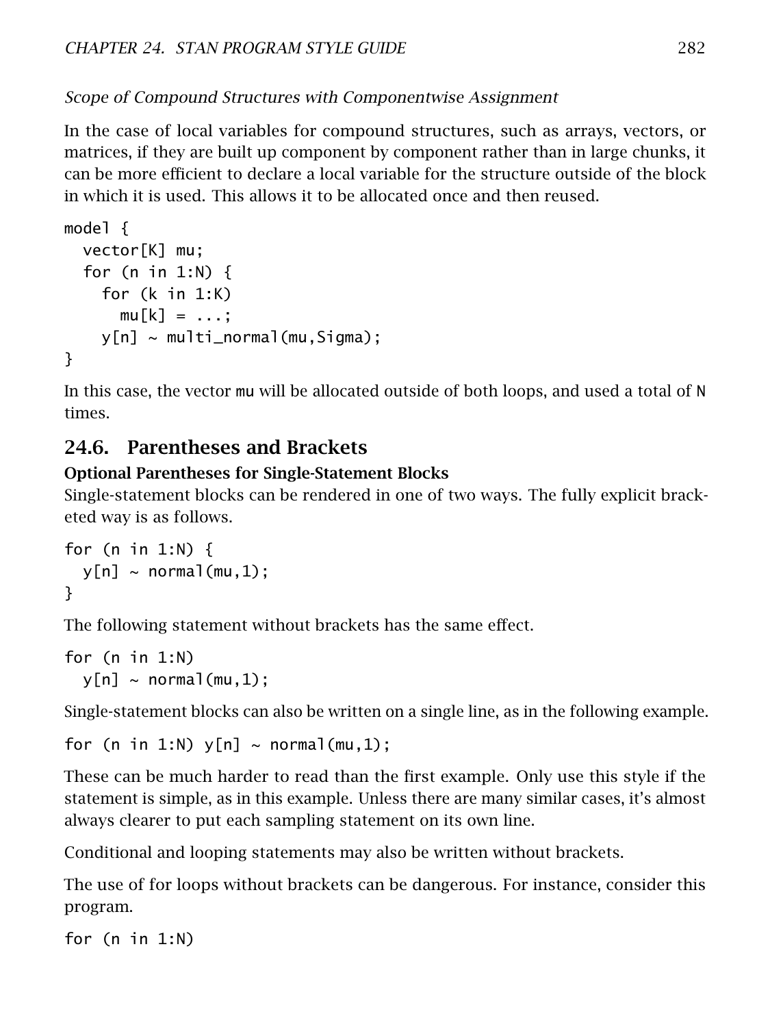*Scope of Compound Structures with Componentwise Assignment*

In the case of local variables for compound structures, such as arrays, vectors, or matrices, if they are built up component by component rather than in large chunks, it can be more efficient to declare a local variable for the structure outside of the block in which it is used. This allows it to be allocated once and then reused.

```
model {
  vector[K] mu;
  for (n in 1:N) {
    for (k in 1:K)
      mu[k] = ...;
    y[n] ~ multi_normal(mu,Sigma);
}
```

In this case, the vector `mu` will be allocated outside of both loops, and used a total of `N` times.

## 24.6. Parentheses and Brackets

### Optional Parentheses for Single-Statement Blocks

Single-statement blocks can be rendered in one of two ways. The fully explicit bracketed way is as follows.

```
for (n in 1:N) {
  y[n] ~ normal(mu,1);
}
```

The following statement without brackets has the same effect.

```
for (n in 1:N)
  y[n] ~ normal(mu,1);
```

Single-statement blocks can also be written on a single line, as in the following example.

```
for (n in 1:N) y[n] ~ normal(mu,1);
```

These can be much harder to read than the first example. Only use this style if the statement is simple, as in this example. Unless there are many similar cases, it's almost always clearer to put each sampling statement on its own line.

Conditional and looping statements may also be written without brackets.

The use of for loops without brackets can be dangerous. For instance, consider this program.

```
for (n in 1:N)
```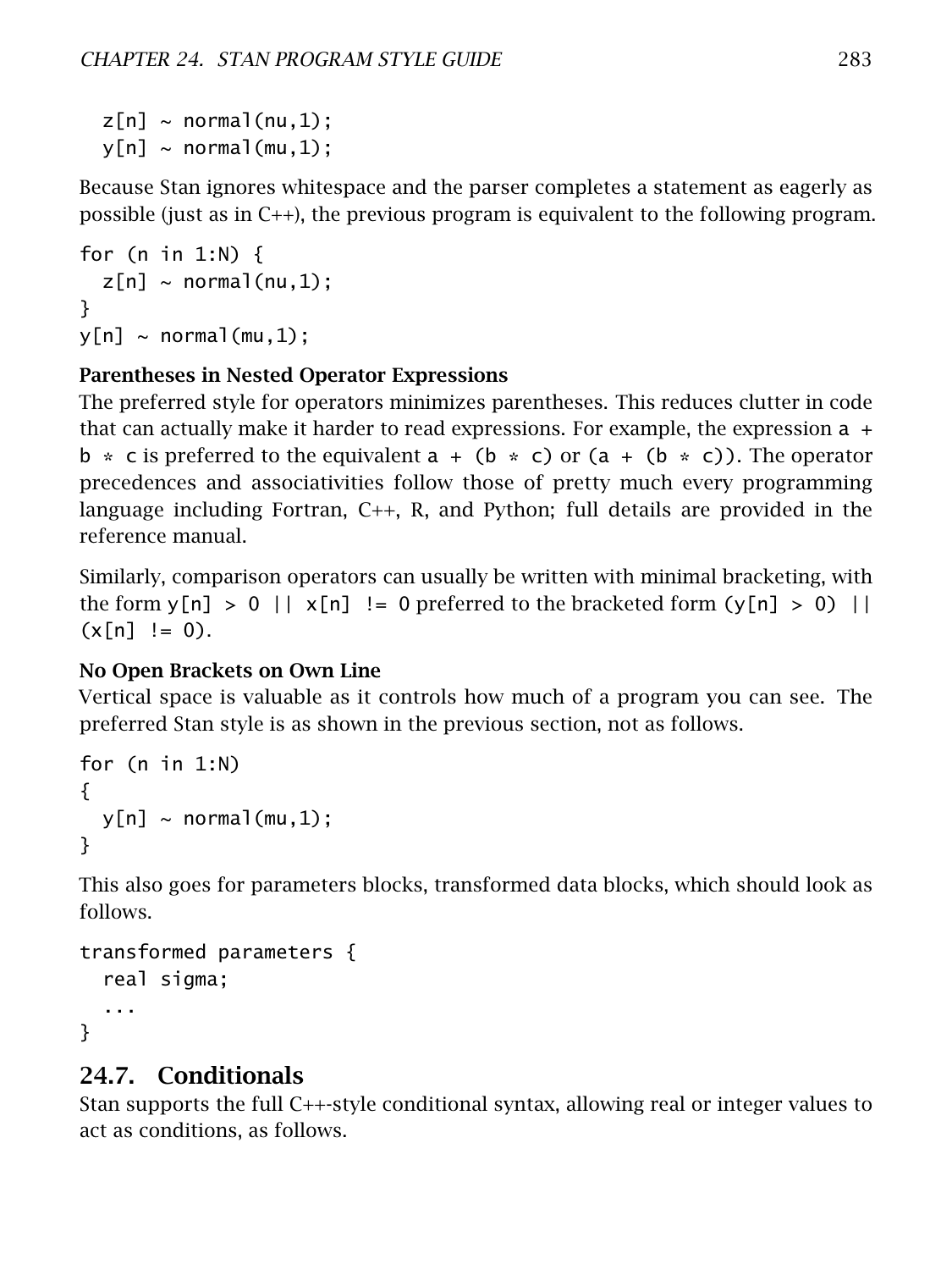```
  z[n] ~ normal(nu,1);
  y[n] ~ normal(mu,1);
```

Because Stan ignores whitespace and the parser completes a statement as eagerly as possible (just as in C++), the previous program is equivalent to the following program.

```
for (n in 1:N) {
  z[n] ~ normal(nu,1);
}
y[n] ~ normal(mu,1);
```

**Parentheses in Nested Operator Expressions**

The preferred style for operators minimizes parentheses. This reduces clutter in code that can actually make it harder to read expressions. For example, the expression `a + b * c` is preferred to the equivalent `a + (b * c)` or `(a + (b * c))`. The operator precedences and associativities follow those of pretty much every programming language including Fortran, C++, R, and Python; full details are provided in the reference manual.

Similarly, comparison operators can usually be written with minimal bracketing, with the form `y[n] > 0 || x[n] != 0` preferred to the bracketed form `(y[n] > 0) || (x[n] != 0)`.

**No Open Brackets on Own Line**

Vertical space is valuable as it controls how much of a program you can see. The preferred Stan style is as shown in the previous section, not as follows.

```
for (n in 1:N)
{
  y[n] ~ normal(mu,1);
}
```

This also goes for parameters blocks, transformed data blocks, which should look as follows.

```
transformed parameters {
  real sigma;
  ...
}
```

## 24.7. Conditionals

Stan supports the full C++-style conditional syntax, allowing real or integer values to act as conditions, as follows.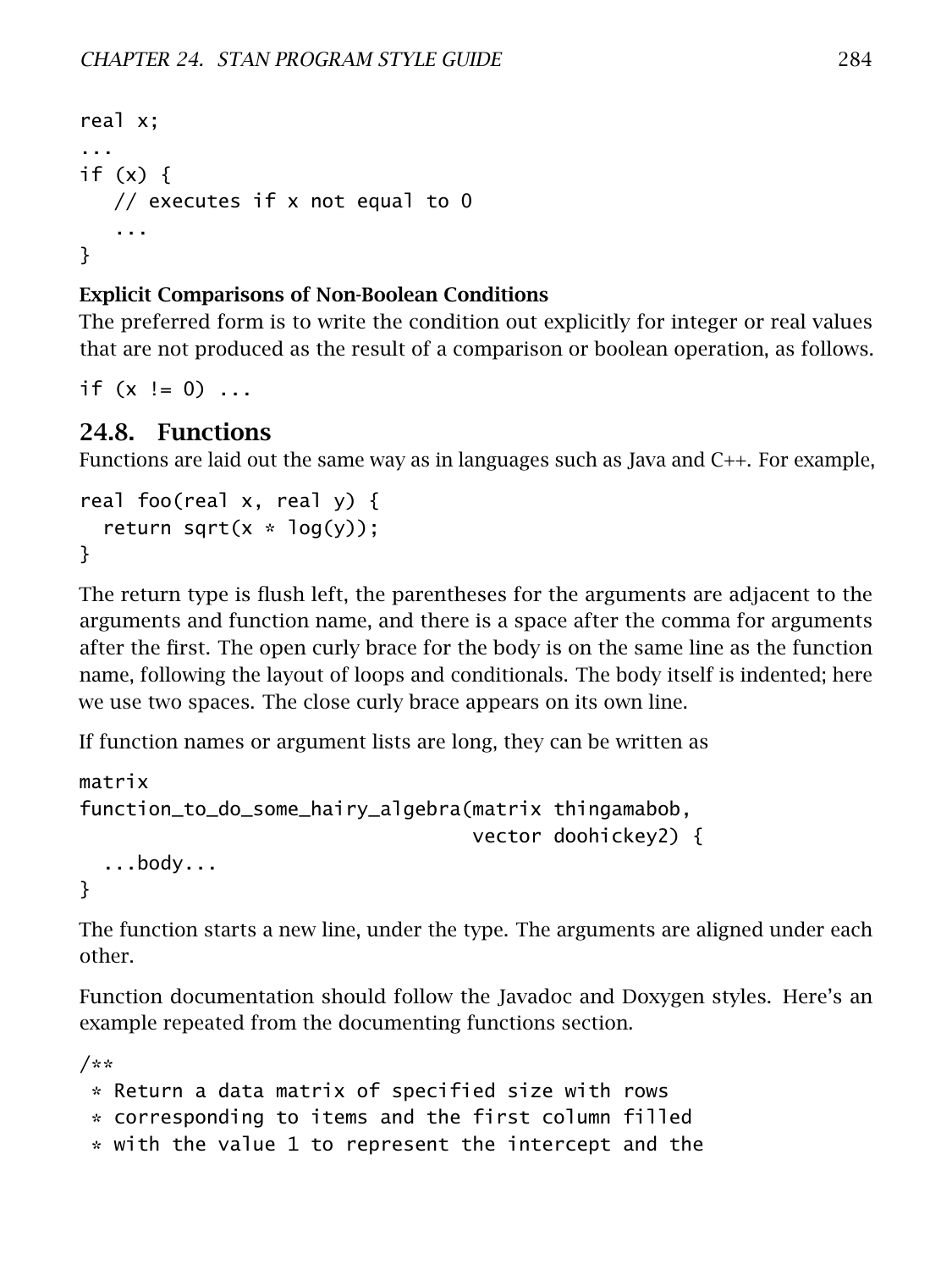```
real x;
...
if (x) {
   // executes if x not equal to 0
   ...
}
```

#### Explicit Comparisons of Non-Boolean Conditions

The preferred form is to write the condition out explicitly for integer or real values that are not produced as the result of a comparison or boolean operation, as follows.

```
if (x != 0) ...
```

## 24.8. Functions

Functions are laid out the same way as in languages such as Java and C++. For example,

```
real foo(real x, real y) {
  return sqrt(x * log(y));
}
```

The return type is flush left, the parentheses for the arguments are adjacent to the arguments and function name, and there is a space after the comma for arguments after the first. The open curly brace for the body is on the same line as the function name, following the layout of loops and conditionals. The body itself is indented; here we use two spaces. The close curly brace appears on its own line.

If function names or argument lists are long, they can be written as

```
matrix
function_to_do_some_hairy_algebra(matrix thingamabob,
                                  vector doohickey2) {
  ...body...
}
```

The function starts a new line, under the type. The arguments are aligned under each other.

Function documentation should follow the Javadoc and Doxygen styles. Here's an example repeated from the documenting functions section.

```
/**
 * Return a data matrix of specified size with rows
 * corresponding to items and the first column filled
 * with the value 1 to represent the intercept and the
```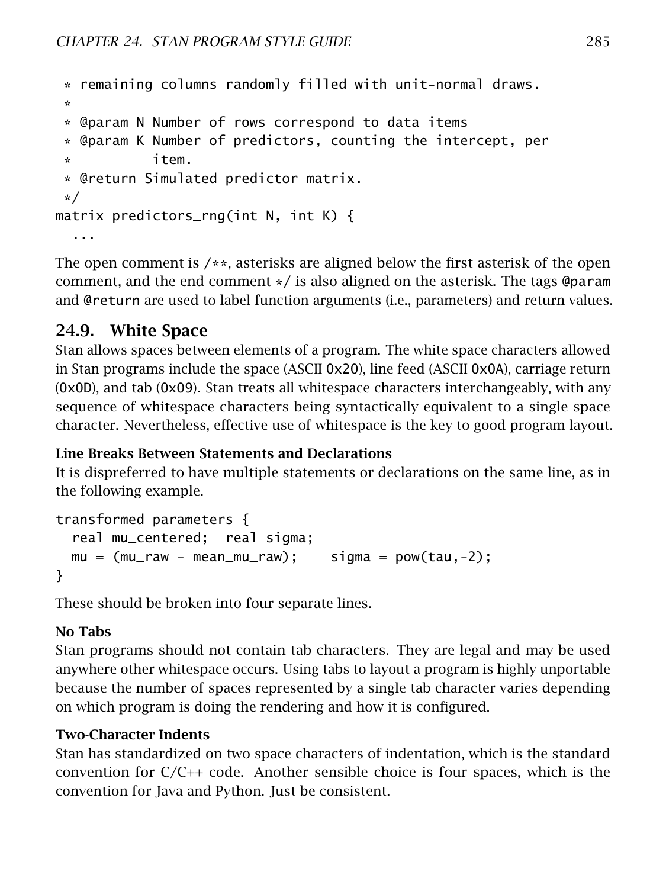```
 * remaining columns randomly filled with unit-normal draws.
 *
 * @param N Number of rows correspond to data items
 * @param K Number of predictors, counting the intercept, per
 *          item.
 * @return Simulated predictor matrix.
 */
matrix predictors_rng(int N, int K) {
  ...
```

The open comment is `/**`, asterisks are aligned below the first asterisk of the open comment, and the end comment `*/` is also aligned on the asterisk. The tags `@param` and `@return` are used to label function arguments (i.e., parameters) and return values.

## 24.9. White Space

Stan allows spaces between elements of a program. The white space characters allowed in Stan programs include the space (ASCII `0x20`), line feed (ASCII `0x0A`), carriage return (`0x0D`), and tab (`0x09`). Stan treats all whitespace characters interchangeably, with any sequence of whitespace characters being syntactically equivalent to a single space character. Nevertheless, effective use of whitespace is the key to good program layout.

### Line Breaks Between Statements and Declarations

It is dispreferred to have multiple statements or declarations on the same line, as in the following example.

```
transformed parameters {
  real mu_centered;  real sigma;
  mu = (mu_raw - mean_mu_raw);    sigma = pow(tau,-2);
}
```

These should be broken into four separate lines.

### No Tabs

Stan programs should not contain tab characters. They are legal and may be used anywhere other whitespace occurs. Using tabs to layout a program is highly unportable because the number of spaces represented by a single tab character varies depending on which program is doing the rendering and how it is configured.

### Two-Character Indents

Stan has standardized on two space characters of indentation, which is the standard convention for C/C++ code. Another sensible choice is four spaces, which is the convention for Java and Python. Just be consistent.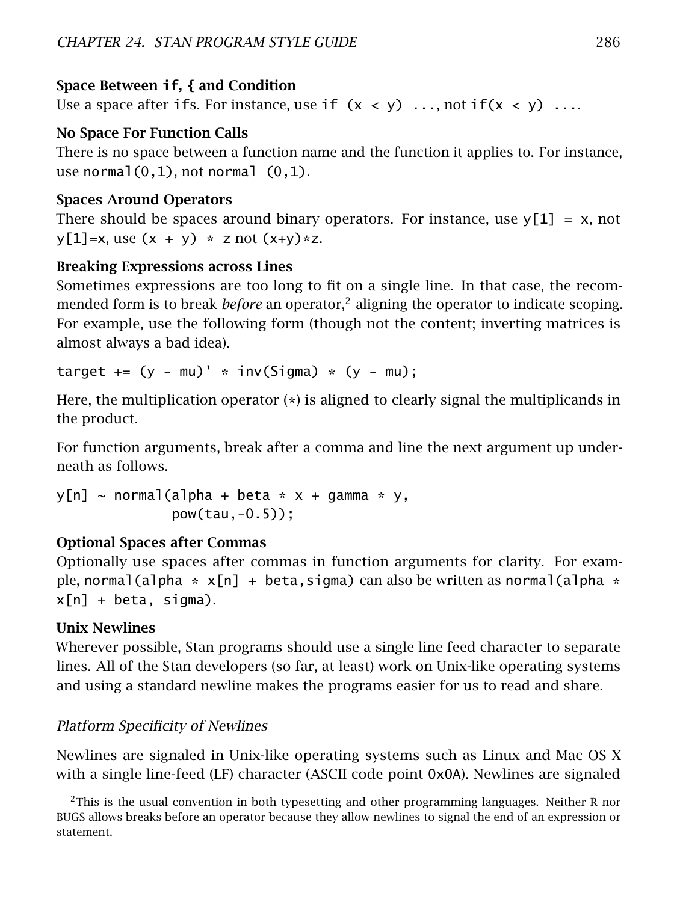**Space Between `if`, `{` and Condition**

Use a space after `if`s. For instance, use `if (x < y) ...`, not `if(x < y) ...`.

**No Space For Function Calls**

There is no space between a function name and the function it applies to. For instance, use `normal(0,1)`, not `normal (0,1)`.

**Spaces Around Operators**

There should be spaces around binary operators. For instance, use `y[1] = x`, not `y[1]=x`, use `(x + y) * z` not `(x+y)*z`.

**Breaking Expressions across Lines**

Sometimes expressions are too long to fit on a single line. In that case, the recommended form is to break *before* an operator,[2] aligning the operator to indicate scoping. For example, use the following form (though not the content; inverting matrices is almost always a bad idea).

```
target += (y - mu)' * inv(Sigma) * (y - mu);
```

Here, the multiplication operator (`*`) is aligned to clearly signal the multiplicands in the product.

For function arguments, break after a comma and line the next argument up underneath as follows.

```
y[n] ~ normal(alpha + beta * x + gamma * y,
              pow(tau,-0.5));
```

**Optional Spaces after Commas**

Optionally use spaces after commas in function arguments for clarity. For example, `normal(alpha * x[n] + beta,sigma)` can also be written as `normal(alpha * x[n] + beta, sigma)`.

**Unix Newlines**

Wherever possible, Stan programs should use a single line feed character to separate lines. All of the Stan developers (so far, at least) work on Unix-like operating systems and using a standard newline makes the programs easier for us to read and share.

*Platform Specificity of Newlines*

Newlines are signaled in Unix-like operating systems such as Linux and Mac OS X with a single line-feed (LF) character (ASCII code point `0x0A`). Newlines are signaled

---

[2] This is the usual convention in both typesetting and other programming languages. Neither R nor BUGS allows breaks before an operator because they allow newlines to signal the end of an expression or statement.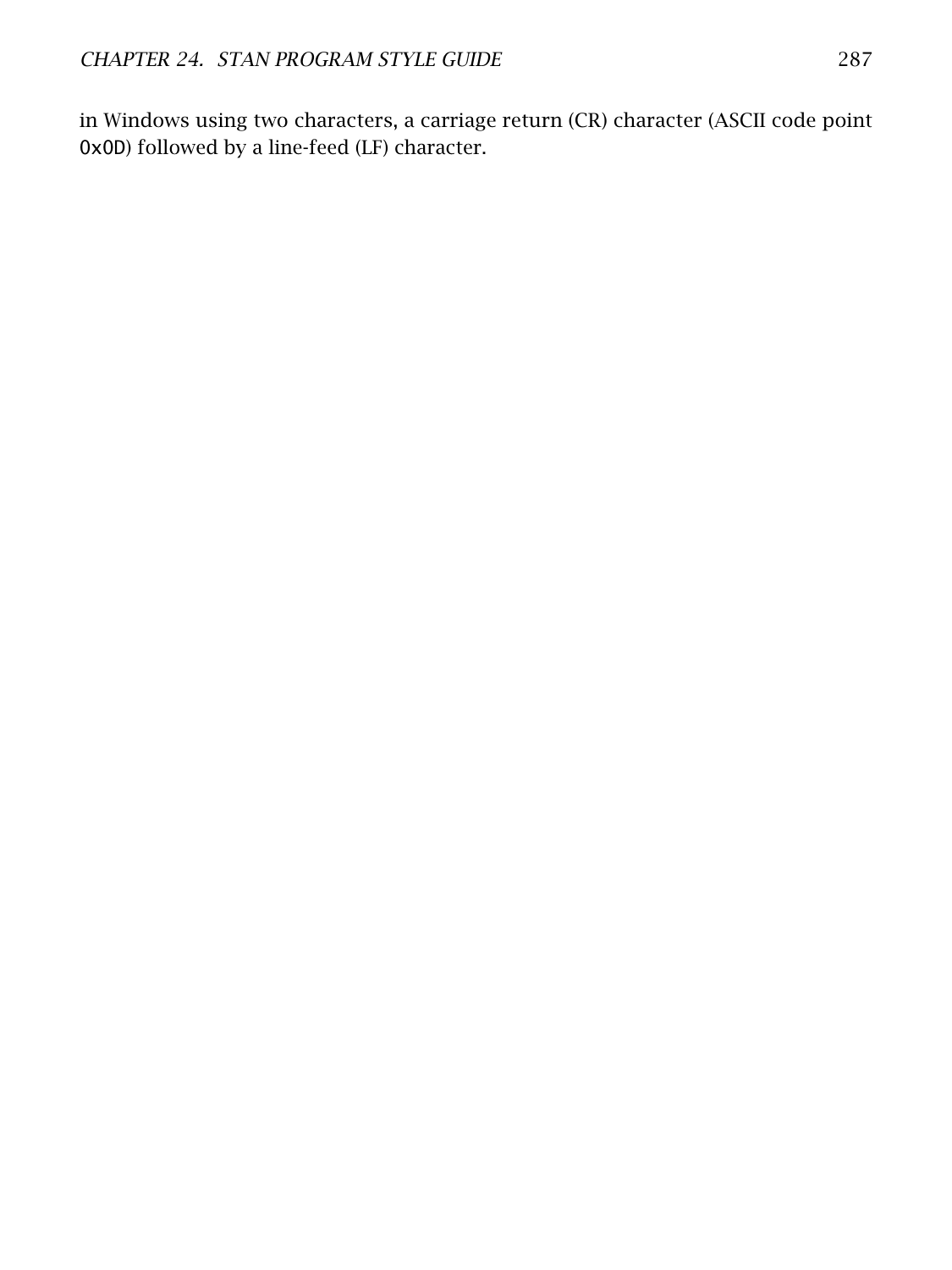in Windows using two characters, a carriage return (CR) character (ASCII code point `0x0D`) followed by a line-feed (LF) character.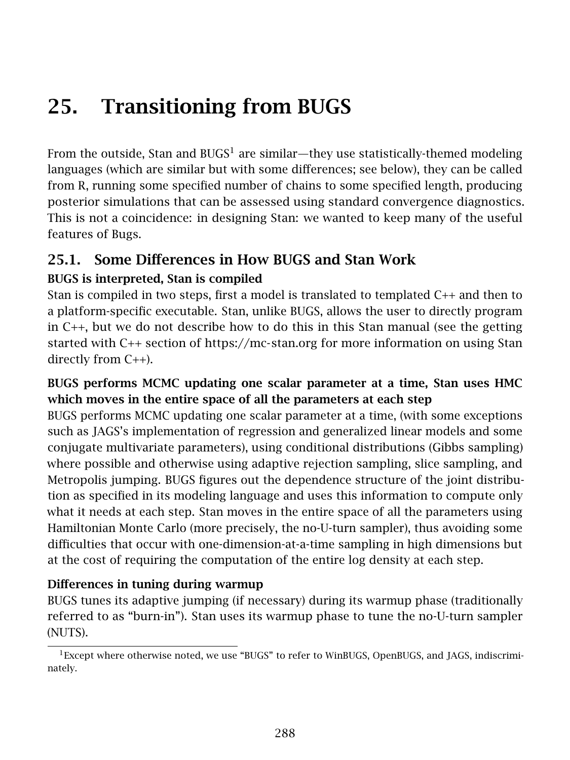# 25. Transitioning from BUGS

From the outside, Stan and BUGS[1] are similar—they use statistically-themed modeling languages (which are similar but with some differences; see below), they can be called from R, running some specified number of chains to some specified length, producing posterior simulations that can be assessed using standard convergence diagnostics. This is not a coincidence: in designing Stan: we wanted to keep many of the useful features of Bugs.

## 25.1. Some Differences in How BUGS and Stan Work

**BUGS is interpreted, Stan is compiled**

Stan is compiled in two steps, first a model is translated to templated C++ and then to a platform-specific executable. Stan, unlike BUGS, allows the user to directly program in C++, but we do not describe how to do this in this Stan manual (see the getting started with C++ section of https://mc-stan.org for more information on using Stan directly from C++).

**BUGS performs MCMC updating one scalar parameter at a time, Stan uses HMC which moves in the entire space of all the parameters at each step**

BUGS performs MCMC updating one scalar parameter at a time, (with some exceptions such as JAGS's implementation of regression and generalized linear models and some conjugate multivariate parameters), using conditional distributions (Gibbs sampling) where possible and otherwise using adaptive rejection sampling, slice sampling, and Metropolis jumping. BUGS figures out the dependence structure of the joint distribution as specified in its modeling language and uses this information to compute only what it needs at each step. Stan moves in the entire space of all the parameters using Hamiltonian Monte Carlo (more precisely, the no-U-turn sampler), thus avoiding some difficulties that occur with one-dimension-at-a-time sampling in high dimensions but at the cost of requiring the computation of the entire log density at each step.

**Differences in tuning during warmup**

BUGS tunes its adaptive jumping (if necessary) during its warmup phase (traditionally referred to as "burn-in"). Stan uses its warmup phase to tune the no-U-turn sampler (NUTS).

[1] Except where otherwise noted, we use "BUGS" to refer to WinBUGS, OpenBUGS, and JAGS, indiscriminately.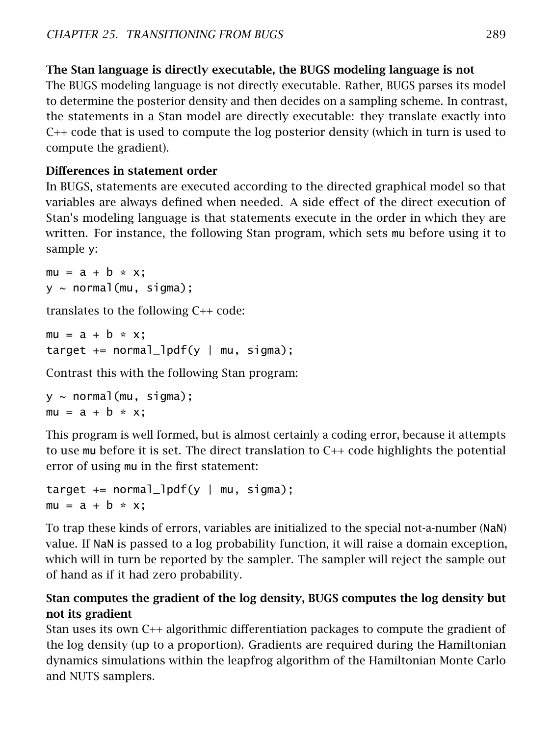**The Stan language is directly executable, the BUGS modeling language is not**

The BUGS modeling language is not directly executable. Rather, BUGS parses its model to determine the posterior density and then decides on a sampling scheme. In contrast, the statements in a Stan model are directly executable: they translate exactly into C++ code that is used to compute the log posterior density (which in turn is used to compute the gradient).

**Differences in statement order**

In BUGS, statements are executed according to the directed graphical model so that variables are always defined when needed. A side effect of the direct execution of Stan's modeling language is that statements execute in the order in which they are written. For instance, the following Stan program, which sets mu before using it to sample y:

```
mu = a + b * x;
y ~ normal(mu, sigma);
```

translates to the following C++ code:

```
mu = a + b * x;
target += normal_lpdf(y | mu, sigma);
```

Contrast this with the following Stan program:

```
y ~ normal(mu, sigma);
mu = a + b * x;
```

This program is well formed, but is almost certainly a coding error, because it attempts to use mu before it is set. The direct translation to C++ code highlights the potential error of using mu in the first statement:

```
target += normal_lpdf(y | mu, sigma);
mu = a + b * x;
```

To trap these kinds of errors, variables are initialized to the special not-a-number (NaN) value. If NaN is passed to a log probability function, it will raise a domain exception, which will in turn be reported by the sampler. The sampler will reject the sample out of hand as if it had zero probability.

**Stan computes the gradient of the log density, BUGS computes the log density but not its gradient**

Stan uses its own C++ algorithmic differentiation packages to compute the gradient of the log density (up to a proportion). Gradients are required during the Hamiltonian dynamics simulations within the leapfrog algorithm of the Hamiltonian Monte Carlo and NUTS samplers.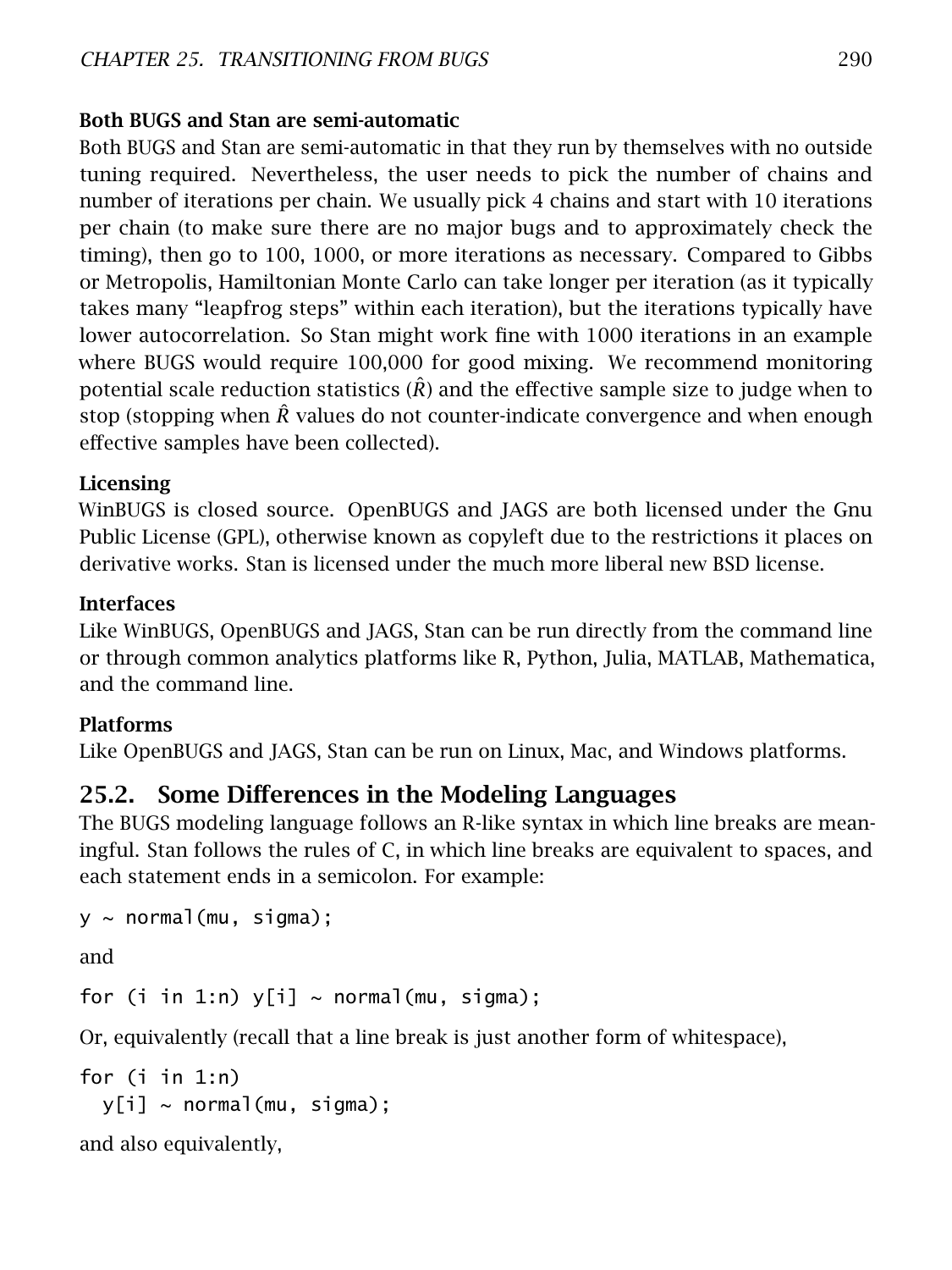**Both BUGS and Stan are semi-automatic**

Both BUGS and Stan are semi-automatic in that they run by themselves with no outside tuning required. Nevertheless, the user needs to pick the number of chains and number of iterations per chain. We usually pick 4 chains and start with 10 iterations per chain (to make sure there are no major bugs and to approximately check the timing), then go to 100, 1000, or more iterations as necessary. Compared to Gibbs or Metropolis, Hamiltonian Monte Carlo can take longer per iteration (as it typically takes many "leapfrog steps" within each iteration), but the iterations typically have lower autocorrelation. So Stan might work fine with 1000 iterations in an example where BUGS would require 100,000 for good mixing. We recommend monitoring potential scale reduction statistics ($\hat{R}$) and the effective sample size to judge when to stop (stopping when $\hat{R}$ values do not counter-indicate convergence and when enough effective samples have been collected).

**Licensing**

WinBUGS is closed source. OpenBUGS and JAGS are both licensed under the Gnu Public License (GPL), otherwise known as copyleft due to the restrictions it places on derivative works. Stan is licensed under the much more liberal new BSD license.

**Interfaces**

Like WinBUGS, OpenBUGS and JAGS, Stan can be run directly from the command line or through common analytics platforms like R, Python, Julia, MATLAB, Mathematica, and the command line.

**Platforms**

Like OpenBUGS and JAGS, Stan can be run on Linux, Mac, and Windows platforms.

## 25.2. Some Differences in the Modeling Languages

The BUGS modeling language follows an R-like syntax in which line breaks are meaningful. Stan follows the rules of C, in which line breaks are equivalent to spaces, and each statement ends in a semicolon. For example:

```
y ~ normal(mu, sigma);
```

and

```
for (i in 1:n) y[i] ~ normal(mu, sigma);
```

Or, equivalently (recall that a line break is just another form of whitespace),

```
for (i in 1:n)
  y[i] ~ normal(mu, sigma);
```

and also equivalently,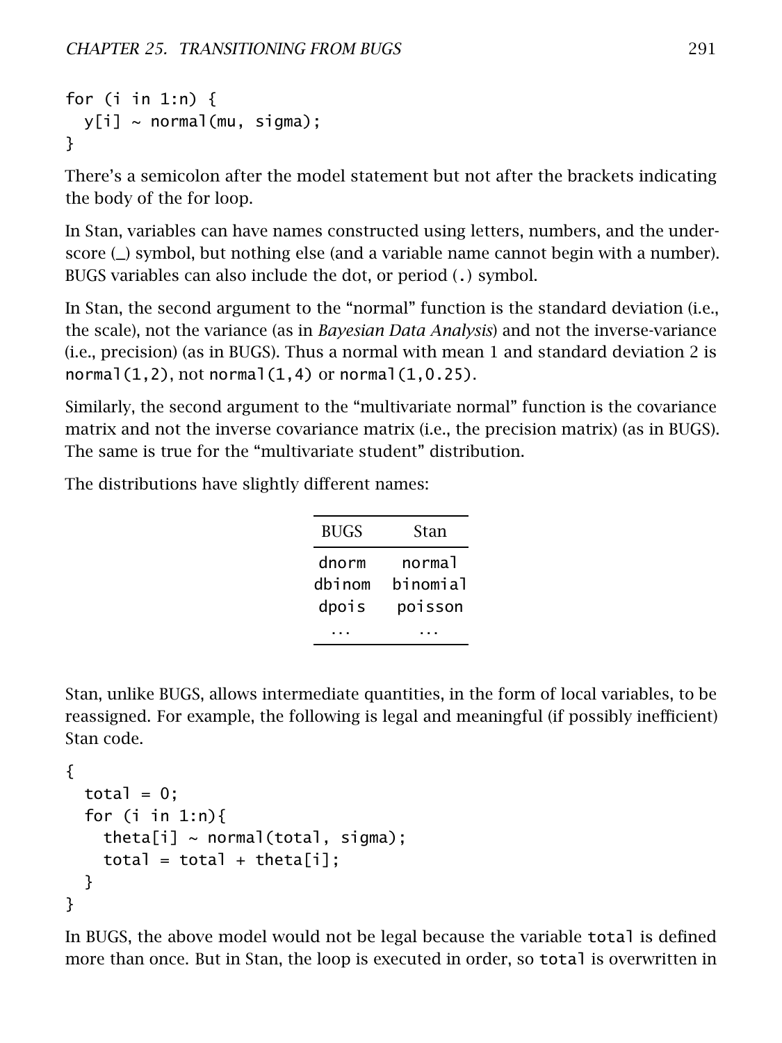```
for (i in 1:n) {
  y[i] ~ normal(mu, sigma);
}
```

There's a semicolon after the model statement but not after the brackets indicating the body of the for loop.

In Stan, variables can have names constructed using letters, numbers, and the underscore (_) symbol, but nothing else (and a variable name cannot begin with a number). BUGS variables can also include the dot, or period (.) symbol.

In Stan, the second argument to the "normal" function is the standard deviation (i.e., the scale), not the variance (as in *Bayesian Data Analysis*) and not the inverse-variance (i.e., precision) (as in BUGS). Thus a normal with mean 1 and standard deviation 2 is `normal(1,2)`, not `normal(1,4)` or `normal(1,0.25)`.

Similarly, the second argument to the "multivariate normal" function is the covariance matrix and not the inverse covariance matrix (i.e., the precision matrix) (as in BUGS). The same is true for the "multivariate student" distribution.

The distributions have slightly different names:

| BUGS | Stan |
|---|---|
| `dnorm` | `normal` |
| `dbinom` | `binomial` |
| `dpois` | `poisson` |
| ... | ... |

Stan, unlike BUGS, allows intermediate quantities, in the form of local variables, to be reassigned. For example, the following is legal and meaningful (if possibly inefficient) Stan code.

```
{
  total = 0;
  for (i in 1:n){
    theta[i] ~ normal(total, sigma);
    total = total + theta[i];
  }
}
```

In BUGS, the above model would not be legal because the variable `total` is defined more than once. But in Stan, the loop is executed in order, so `total` is overwritten in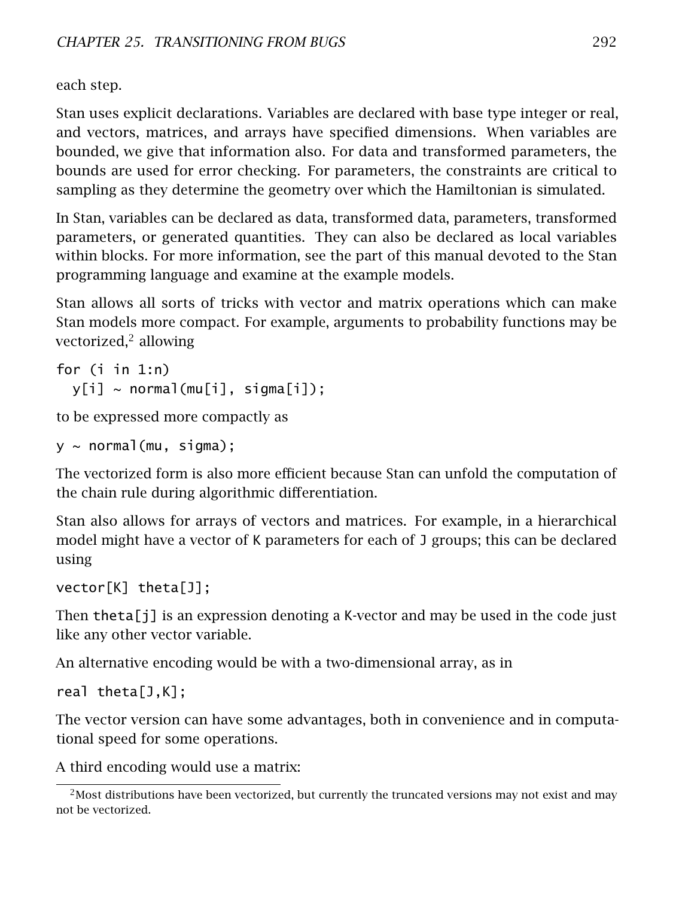each step.

Stan uses explicit declarations. Variables are declared with base type integer or real, and vectors, matrices, and arrays have specified dimensions. When variables are bounded, we give that information also. For data and transformed parameters, the bounds are used for error checking. For parameters, the constraints are critical to sampling as they determine the geometry over which the Hamiltonian is simulated.

In Stan, variables can be declared as data, transformed data, parameters, transformed parameters, or generated quantities. They can also be declared as local variables within blocks. For more information, see the part of this manual devoted to the Stan programming language and examine at the example models.

Stan allows all sorts of tricks with vector and matrix operations which can make Stan models more compact. For example, arguments to probability functions may be vectorized,[2] allowing

```
for (i in 1:n)
  y[i] ~ normal(mu[i], sigma[i]);
```

to be expressed more compactly as

```
y ~ normal(mu, sigma);
```

The vectorized form is also more efficient because Stan can unfold the computation of the chain rule during algorithmic differentiation.

Stan also allows for arrays of vectors and matrices. For example, in a hierarchical model might have a vector of K parameters for each of J groups; this can be declared using

```
vector[K] theta[J];
```

Then `theta[j]` is an expression denoting a K-vector and may be used in the code just like any other vector variable.

An alternative encoding would be with a two-dimensional array, as in

```
real theta[J,K];
```

The vector version can have some advantages, both in convenience and in computational speed for some operations.

A third encoding would use a matrix:

[2] Most distributions have been vectorized, but currently the truncated versions may not exist and may not be vectorized.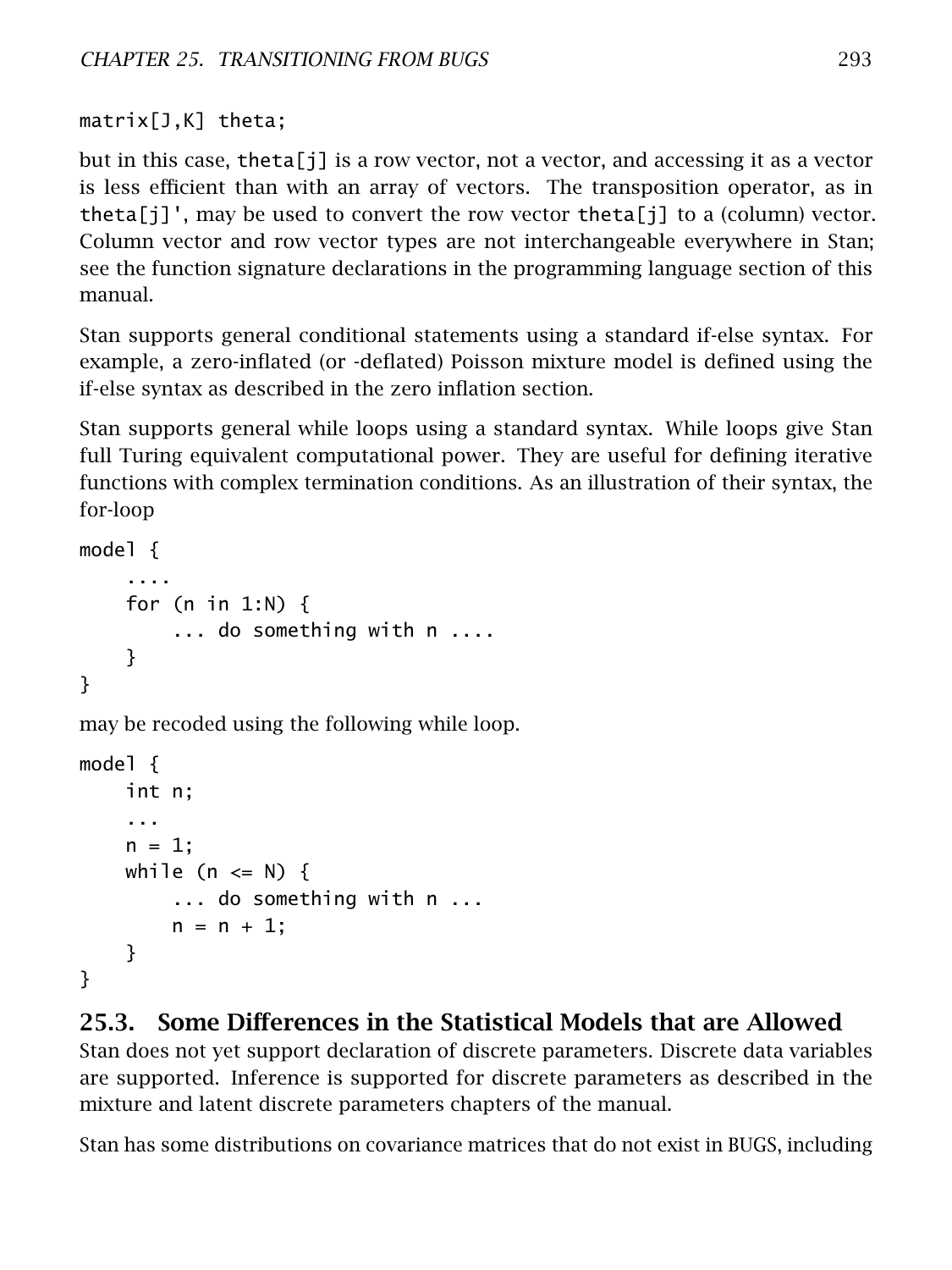```
matrix[J,K] theta;
```

but in this case, theta[j] is a row vector, not a vector, and accessing it as a vector is less efficient than with an array of vectors. The transposition operator, as in theta[j]', may be used to convert the row vector theta[j] to a (column) vector. Column vector and row vector types are not interchangeable everywhere in Stan; see the function signature declarations in the programming language section of this manual.

Stan supports general conditional statements using a standard if-else syntax. For example, a zero-inflated (or -deflated) Poisson mixture model is defined using the if-else syntax as described in the zero inflation section.

Stan supports general while loops using a standard syntax. While loops give Stan full Turing equivalent computational power. They are useful for defining iterative functions with complex termination conditions. As an illustration of their syntax, the for-loop

```
model {
    ....
    for (n in 1:N) {
        ... do something with n ....
    }
}
```

may be recoded using the following while loop.

```
model {
    int n;
    ...
    n = 1;
    while (n <= N) {
        ... do something with n ...
        n = n + 1;
    }
}
```

## 25.3. Some Differences in the Statistical Models that are Allowed

Stan does not yet support declaration of discrete parameters. Discrete data variables are supported. Inference is supported for discrete parameters as described in the mixture and latent discrete parameters chapters of the manual.

Stan has some distributions on covariance matrices that do not exist in BUGS, including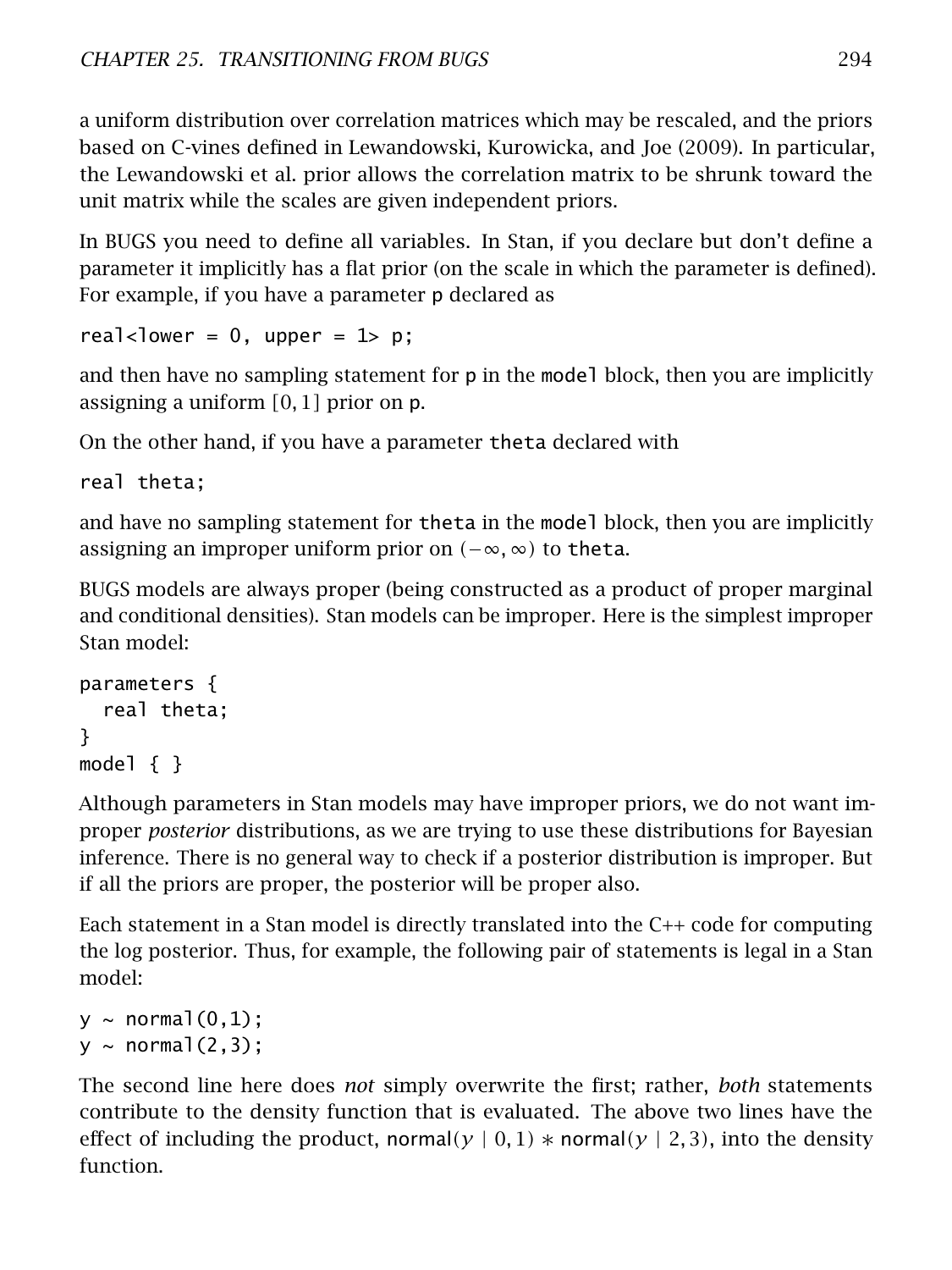a uniform distribution over correlation matrices which may be rescaled, and the priors based on C-vines defined in Lewandowski, Kurowicka, and Joe (2009). In particular, the Lewandowski et al. prior allows the correlation matrix to be shrunk toward the unit matrix while the scales are given independent priors.

In BUGS you need to define all variables. In Stan, if you declare but don't define a parameter it implicitly has a flat prior (on the scale in which the parameter is defined). For example, if you have a parameter p declared as

```
real<lower = 0, upper = 1> p;
```

and then have no sampling statement for p in the model block, then you are implicitly assigning a uniform $[0, 1]$ prior on p.

On the other hand, if you have a parameter theta declared with

```
real theta;
```

and have no sampling statement for theta in the model block, then you are implicitly assigning an improper uniform prior on $(-\infty, \infty)$ to theta.

BUGS models are always proper (being constructed as a product of proper marginal and conditional densities). Stan models can be improper. Here is the simplest improper Stan model:

```
parameters {
  real theta;
}
model { }
```

Although parameters in Stan models may have improper priors, we do not want improper *posterior* distributions, as we are trying to use these distributions for Bayesian inference. There is no general way to check if a posterior distribution is improper. But if all the priors are proper, the posterior will be proper also.

Each statement in a Stan model is directly translated into the C++ code for computing the log posterior. Thus, for example, the following pair of statements is legal in a Stan model:

```
y ~ normal(0,1);
y ~ normal(2,3);
```

The second line here does *not* simply overwrite the first; rather, *both* statements contribute to the density function that is evaluated. The above two lines have the effect of including the product, $\mathsf{normal}(y \mid 0, 1) * \mathsf{normal}(y \mid 2, 3)$, into the density function.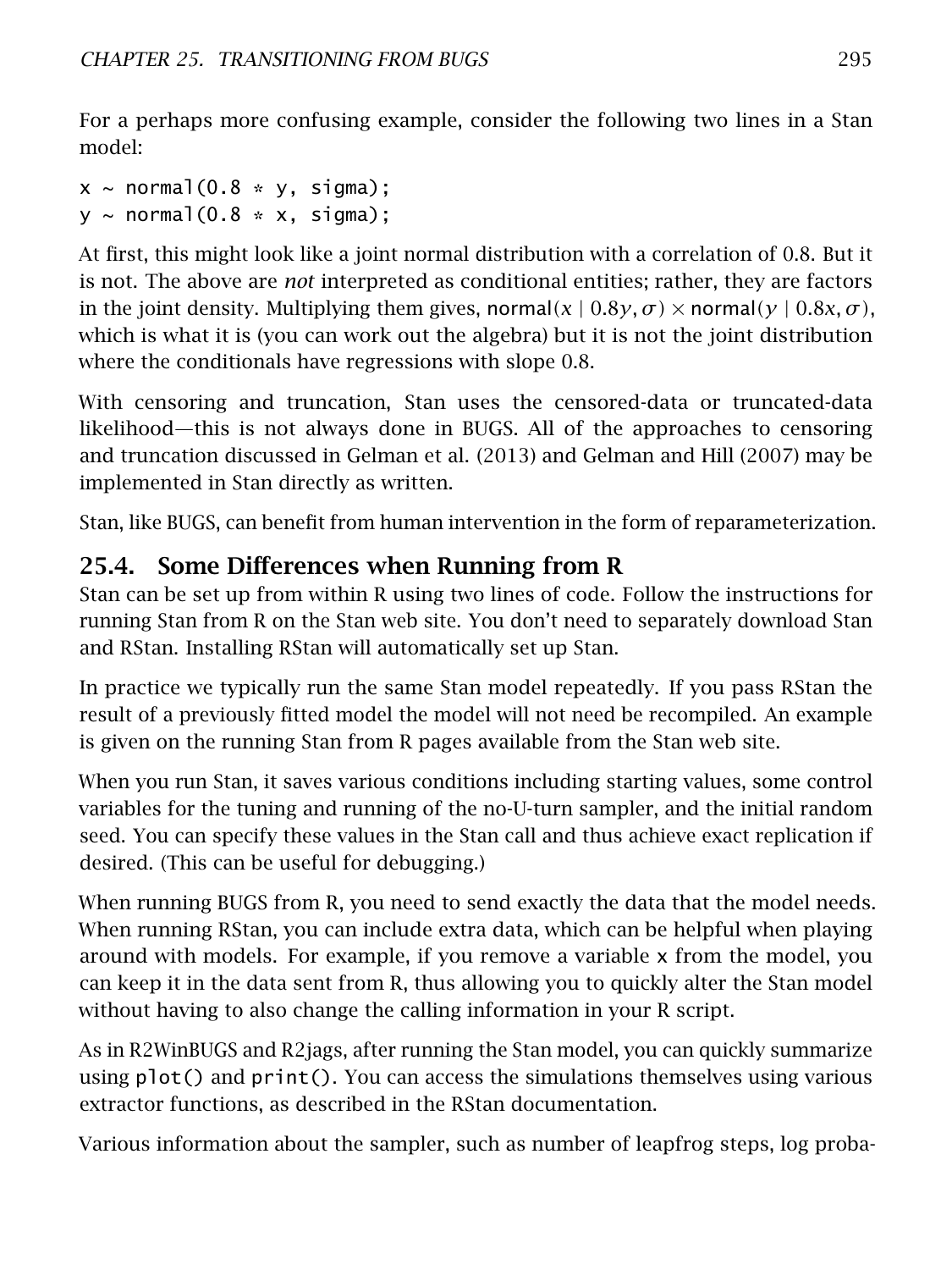For a perhaps more confusing example, consider the following two lines in a Stan model:

```
x ~ normal(0.8 * y, sigma);
y ~ normal(0.8 * x, sigma);
```

At first, this might look like a joint normal distribution with a correlation of 0.8. But it is not. The above are *not* interpreted as conditional entities; rather, they are factors in the joint density. Multiplying them gives, $\mathsf{normal}(x \mid 0.8y, \sigma) \times \mathsf{normal}(y \mid 0.8x, \sigma)$, which is what it is (you can work out the algebra) but it is not the joint distribution where the conditionals have regressions with slope 0.8.

With censoring and truncation, Stan uses the censored-data or truncated-data likelihood—this is not always done in BUGS. All of the approaches to censoring and truncation discussed in Gelman et al. (2013) and Gelman and Hill (2007) may be implemented in Stan directly as written.

Stan, like BUGS, can benefit from human intervention in the form of reparameterization.

## 25.4. Some Differences when Running from R

Stan can be set up from within R using two lines of code. Follow the instructions for running Stan from R on the Stan web site. You don't need to separately download Stan and RStan. Installing RStan will automatically set up Stan.

In practice we typically run the same Stan model repeatedly. If you pass RStan the result of a previously fitted model the model will not need be recompiled. An example is given on the running Stan from R pages available from the Stan web site.

When you run Stan, it saves various conditions including starting values, some control variables for the tuning and running of the no-U-turn sampler, and the initial random seed. You can specify these values in the Stan call and thus achieve exact replication if desired. (This can be useful for debugging.)

When running BUGS from R, you need to send exactly the data that the model needs. When running RStan, you can include extra data, which can be helpful when playing around with models. For example, if you remove a variable `x` from the model, you can keep it in the data sent from R, thus allowing you to quickly alter the Stan model without having to also change the calling information in your R script.

As in R2WinBUGS and R2jags, after running the Stan model, you can quickly summarize using `plot()` and `print()`. You can access the simulations themselves using various extractor functions, as described in the RStan documentation.

Various information about the sampler, such as number of leapfrog steps, log proba-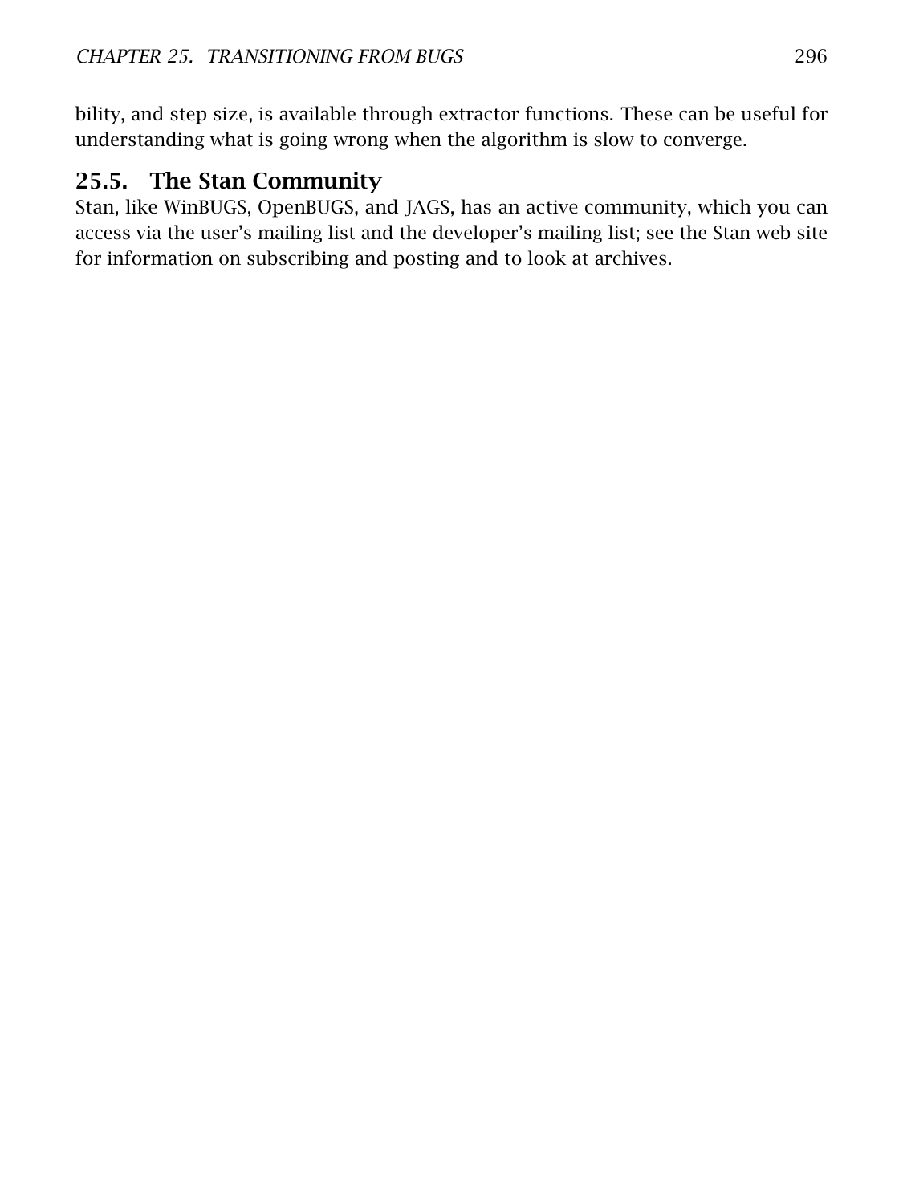bility, and step size, is available through extractor functions. These can be useful for understanding what is going wrong when the algorithm is slow to converge.

## 25.5. The Stan Community

Stan, like WinBUGS, OpenBUGS, and JAGS, has an active community, which you can access via the user's mailing list and the developer's mailing list; see the Stan web site for information on subscribing and posting and to look at archives.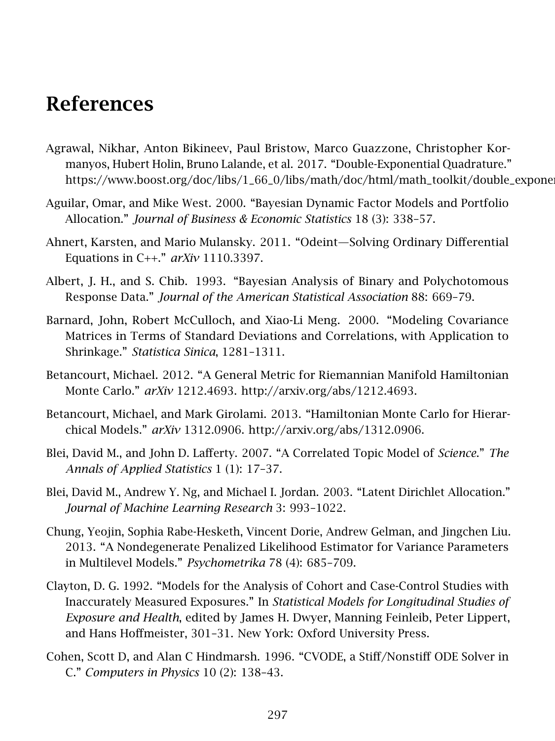# References

Agrawal, Nikhar, Anton Bikineev, Paul Bristow, Marco Guazzone, Christopher Kormanyos, Hubert Holin, Bruno Lalande, et al. 2017. "Double-Exponential Quadrature." https://www.boost.org/doc/libs/1_66_0/libs/math/doc/html/math_toolkit/double_exponen

Aguilar, Omar, and Mike West. 2000. "Bayesian Dynamic Factor Models and Portfolio Allocation." *Journal of Business & Economic Statistics* 18 (3): 338–57.

Ahnert, Karsten, and Mario Mulansky. 2011. "Odeint—Solving Ordinary Differential Equations in C++." *arXiv* 1110.3397.

Albert, J. H., and S. Chib. 1993. "Bayesian Analysis of Binary and Polychotomous Response Data." *Journal of the American Statistical Association* 88: 669–79.

Barnard, John, Robert McCulloch, and Xiao-Li Meng. 2000. "Modeling Covariance Matrices in Terms of Standard Deviations and Correlations, with Application to Shrinkage." *Statistica Sinica*, 1281–1311.

Betancourt, Michael. 2012. "A General Metric for Riemannian Manifold Hamiltonian Monte Carlo." *arXiv* 1212.4693. http://arxiv.org/abs/1212.4693.

Betancourt, Michael, and Mark Girolami. 2013. "Hamiltonian Monte Carlo for Hierarchical Models." *arXiv* 1312.0906. http://arxiv.org/abs/1312.0906.

Blei, David M., and John D. Lafferty. 2007. "A Correlated Topic Model of *Science*." *The Annals of Applied Statistics* 1 (1): 17–37.

Blei, David M., Andrew Y. Ng, and Michael I. Jordan. 2003. "Latent Dirichlet Allocation." *Journal of Machine Learning Research* 3: 993–1022.

Chung, Yeojin, Sophia Rabe-Hesketh, Vincent Dorie, Andrew Gelman, and Jingchen Liu. 2013. "A Nondegenerate Penalized Likelihood Estimator for Variance Parameters in Multilevel Models." *Psychometrika* 78 (4): 685–709.

Clayton, D. G. 1992. "Models for the Analysis of Cohort and Case-Control Studies with Inaccurately Measured Exposures." In *Statistical Models for Longitudinal Studies of Exposure and Health*, edited by James H. Dwyer, Manning Feinleib, Peter Lippert, and Hans Hoffmeister, 301–31. New York: Oxford University Press.

Cohen, Scott D, and Alan C Hindmarsh. 1996. "CVODE, a Stiff/Nonstiff ODE Solver in C." *Computers in Physics* 10 (2): 138–43.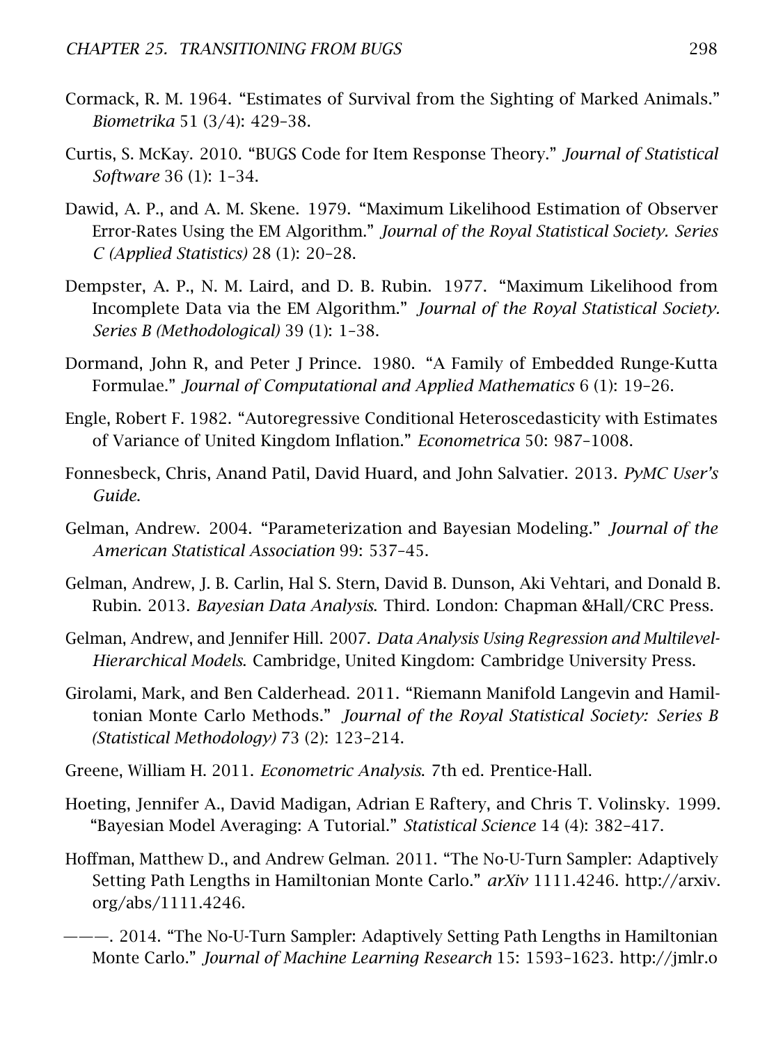Cormack, R. M. 1964. "Estimates of Survival from the Sighting of Marked Animals." *Biometrika* 51 (3/4): 429–38.

Curtis, S. McKay. 2010. "BUGS Code for Item Response Theory." *Journal of Statistical Software* 36 (1): 1–34.

Dawid, A. P., and A. M. Skene. 1979. "Maximum Likelihood Estimation of Observer Error-Rates Using the EM Algorithm." *Journal of the Royal Statistical Society. Series C (Applied Statistics)* 28 (1): 20–28.

Dempster, A. P., N. M. Laird, and D. B. Rubin. 1977. "Maximum Likelihood from Incomplete Data via the EM Algorithm." *Journal of the Royal Statistical Society. Series B (Methodological)* 39 (1): 1–38.

Dormand, John R, and Peter J Prince. 1980. "A Family of Embedded Runge-Kutta Formulae." *Journal of Computational and Applied Mathematics* 6 (1): 19–26.

Engle, Robert F. 1982. "Autoregressive Conditional Heteroscedasticity with Estimates of Variance of United Kingdom Inflation." *Econometrica* 50: 987–1008.

Fonnesbeck, Chris, Anand Patil, David Huard, and John Salvatier. 2013. *PyMC User's Guide*.

Gelman, Andrew. 2004. "Parameterization and Bayesian Modeling." *Journal of the American Statistical Association* 99: 537–45.

Gelman, Andrew, J. B. Carlin, Hal S. Stern, David B. Dunson, Aki Vehtari, and Donald B. Rubin. 2013. *Bayesian Data Analysis*. Third. London: Chapman &Hall/CRC Press.

Gelman, Andrew, and Jennifer Hill. 2007. *Data Analysis Using Regression and Multilevel-Hierarchical Models*. Cambridge, United Kingdom: Cambridge University Press.

Girolami, Mark, and Ben Calderhead. 2011. "Riemann Manifold Langevin and Hamiltonian Monte Carlo Methods." *Journal of the Royal Statistical Society: Series B (Statistical Methodology)* 73 (2): 123–214.

Greene, William H. 2011. *Econometric Analysis*. 7th ed. Prentice-Hall.

Hoeting, Jennifer A., David Madigan, Adrian E Raftery, and Chris T. Volinsky. 1999. "Bayesian Model Averaging: A Tutorial." *Statistical Science* 14 (4): 382–417.

Hoffman, Matthew D., and Andrew Gelman. 2011. "The No-U-Turn Sampler: Adaptively Setting Path Lengths in Hamiltonian Monte Carlo." *arXiv* 1111.4246. http://arxiv.org/abs/1111.4246.

———. 2014. "The No-U-Turn Sampler: Adaptively Setting Path Lengths in Hamiltonian Monte Carlo." *Journal of Machine Learning Research* 15: 1593–1623. http://jmlr.o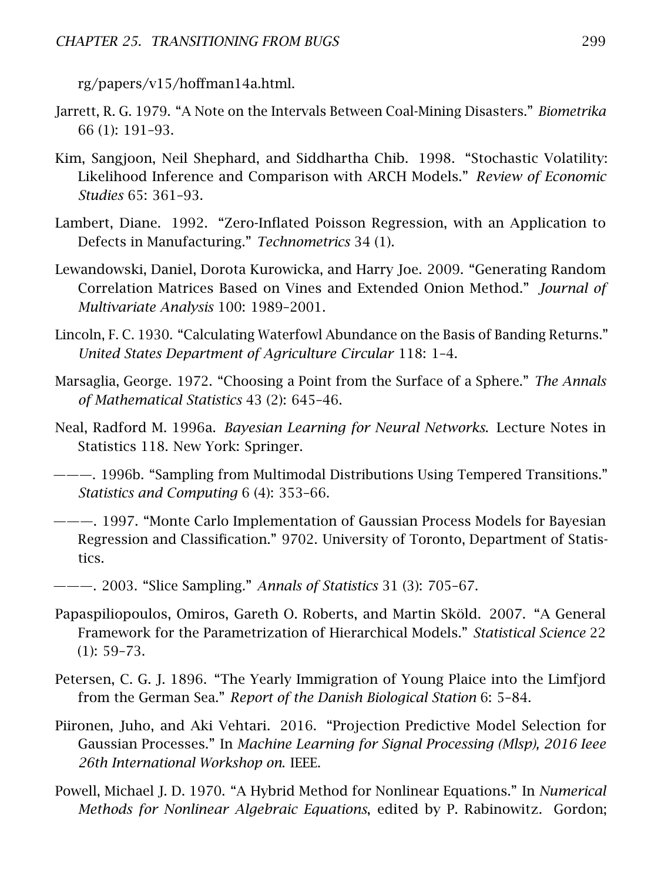rg/papers/v15/hoffman14a.html.

Jarrett, R. G. 1979. "A Note on the Intervals Between Coal-Mining Disasters." *Biometrika* 66 (1): 191–93.

Kim, Sangjoon, Neil Shephard, and Siddhartha Chib. 1998. "Stochastic Volatility: Likelihood Inference and Comparison with ARCH Models." *Review of Economic Studies* 65: 361–93.

Lambert, Diane. 1992. "Zero-Inflated Poisson Regression, with an Application to Defects in Manufacturing." *Technometrics* 34 (1).

Lewandowski, Daniel, Dorota Kurowicka, and Harry Joe. 2009. "Generating Random Correlation Matrices Based on Vines and Extended Onion Method." *Journal of Multivariate Analysis* 100: 1989–2001.

Lincoln, F. C. 1930. "Calculating Waterfowl Abundance on the Basis of Banding Returns." *United States Department of Agriculture Circular* 118: 1–4.

Marsaglia, George. 1972. "Choosing a Point from the Surface of a Sphere." *The Annals of Mathematical Statistics* 43 (2): 645–46.

Neal, Radford M. 1996a. *Bayesian Learning for Neural Networks*. Lecture Notes in Statistics 118. New York: Springer.

———. 1996b. "Sampling from Multimodal Distributions Using Tempered Transitions." *Statistics and Computing* 6 (4): 353–66.

———. 1997. "Monte Carlo Implementation of Gaussian Process Models for Bayesian Regression and Classification." 9702. University of Toronto, Department of Statistics.

———. 2003. "Slice Sampling." *Annals of Statistics* 31 (3): 705–67.

Papaspiliopoulos, Omiros, Gareth O. Roberts, and Martin Sköld. 2007. "A General Framework for the Parametrization of Hierarchical Models." *Statistical Science* 22 (1): 59–73.

Petersen, C. G. J. 1896. "The Yearly Immigration of Young Plaice into the Limfjord from the German Sea." *Report of the Danish Biological Station* 6: 5–84.

Piironen, Juho, and Aki Vehtari. 2016. "Projection Predictive Model Selection for Gaussian Processes." In *Machine Learning for Signal Processing (Mlsp), 2016 Ieee 26th International Workshop on*. IEEE.

Powell, Michael J. D. 1970. "A Hybrid Method for Nonlinear Equations." In *Numerical Methods for Nonlinear Algebraic Equations*, edited by P. Rabinowitz. Gordon;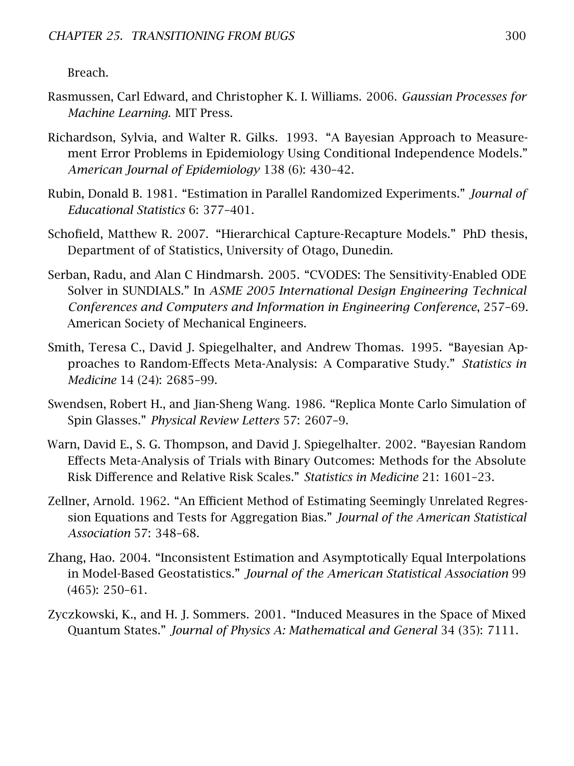Breach.

Rasmussen, Carl Edward, and Christopher K. I. Williams. 2006. *Gaussian Processes for Machine Learning*. MIT Press.

Richardson, Sylvia, and Walter R. Gilks. 1993. "A Bayesian Approach to Measurement Error Problems in Epidemiology Using Conditional Independence Models." *American Journal of Epidemiology* 138 (6): 430–42.

Rubin, Donald B. 1981. "Estimation in Parallel Randomized Experiments." *Journal of Educational Statistics* 6: 377–401.

Schofield, Matthew R. 2007. "Hierarchical Capture-Recapture Models." PhD thesis, Department of of Statistics, University of Otago, Dunedin.

Serban, Radu, and Alan C Hindmarsh. 2005. "CVODES: The Sensitivity-Enabled ODE Solver in SUNDIALS." In *ASME 2005 International Design Engineering Technical Conferences and Computers and Information in Engineering Conference*, 257–69. American Society of Mechanical Engineers.

Smith, Teresa C., David J. Spiegelhalter, and Andrew Thomas. 1995. "Bayesian Approaches to Random-Effects Meta-Analysis: A Comparative Study." *Statistics in Medicine* 14 (24): 2685–99.

Swendsen, Robert H., and Jian-Sheng Wang. 1986. "Replica Monte Carlo Simulation of Spin Glasses." *Physical Review Letters* 57: 2607–9.

Warn, David E., S. G. Thompson, and David J. Spiegelhalter. 2002. "Bayesian Random Effects Meta-Analysis of Trials with Binary Outcomes: Methods for the Absolute Risk Difference and Relative Risk Scales." *Statistics in Medicine* 21: 1601–23.

Zellner, Arnold. 1962. "An Efficient Method of Estimating Seemingly Unrelated Regression Equations and Tests for Aggregation Bias." *Journal of the American Statistical Association* 57: 348–68.

Zhang, Hao. 2004. "Inconsistent Estimation and Asymptotically Equal Interpolations in Model-Based Geostatistics." *Journal of the American Statistical Association* 99 (465): 250–61.

Zyczkowski, K., and H. J. Sommers. 2001. "Induced Measures in the Space of Mixed Quantum States." *Journal of Physics A: Mathematical and General* 34 (35): 7111.